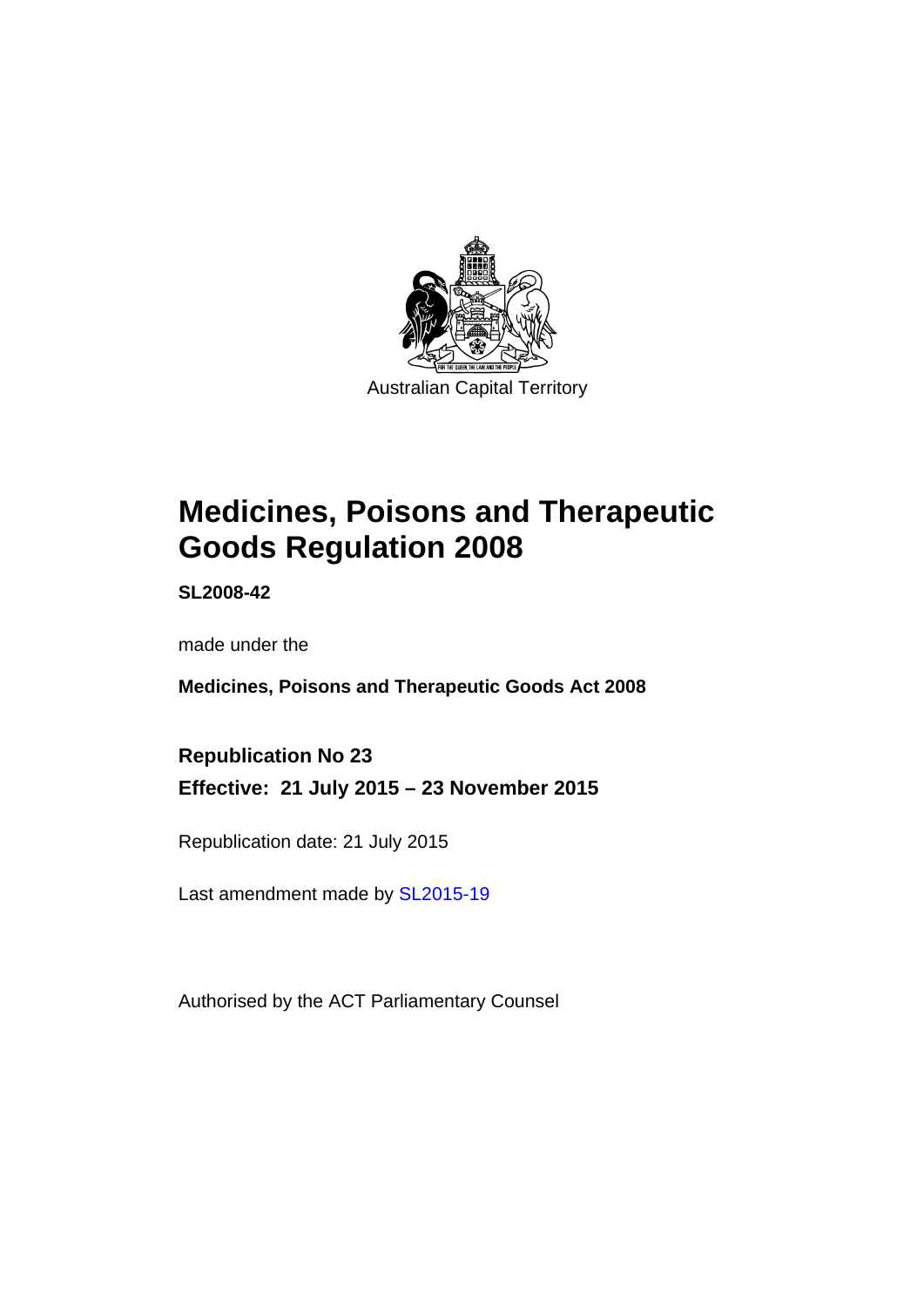Australian Capital Territory

# Medicines, Poisons and Therapeutic Goods Regulation 2008

**SL2008-42**

made under the

**Medicines, Poisons and Therapeutic Goods Act 2008**

**Republication No 23**

**Effective: 21 July 2015 – 23 November 2015**

Republication date: 21 July 2015

Last amendment made by SL2015-19

Authorised by the ACT Parliamentary Counsel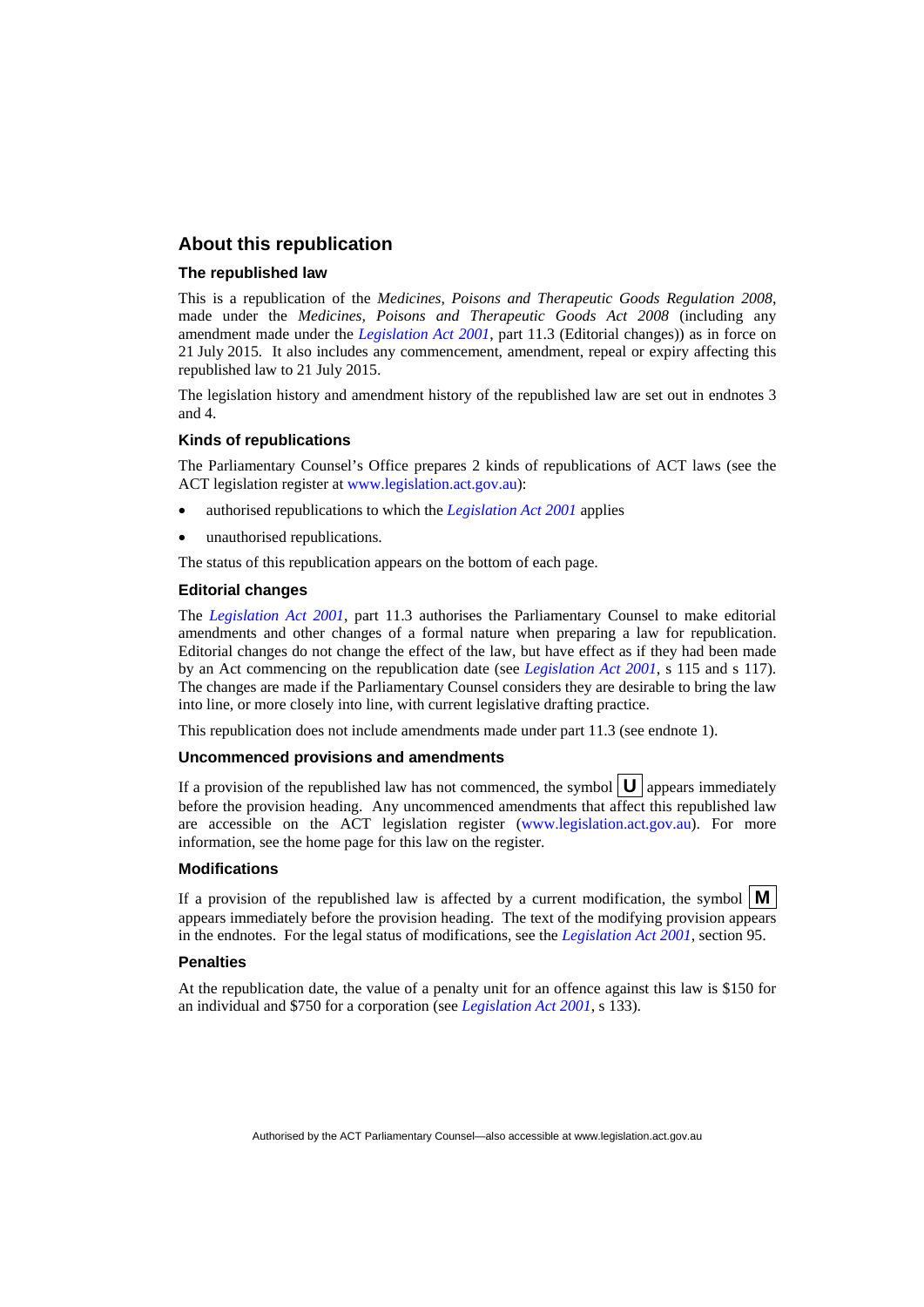## About this republication

### The republished law

This is a republication of the *Medicines, Poisons and Therapeutic Goods Regulation 2008*, made under the *Medicines, Poisons and Therapeutic Goods Act 2008* (including any amendment made under the *Legislation Act 2001*, part 11.3 (Editorial changes)) as in force on 21 July 2015*.* It also includes any commencement, amendment, repeal or expiry affecting this republished law to 21 July 2015.

The legislation history and amendment history of the republished law are set out in endnotes 3 and 4.

### Kinds of republications

The Parliamentary Counsel's Office prepares 2 kinds of republications of ACT laws (see the ACT legislation register at www.legislation.act.gov.au):

- authorised republications to which the *Legislation Act 2001* applies
- unauthorised republications.

The status of this republication appears on the bottom of each page.

### Editorial changes

The *Legislation Act 2001*, part 11.3 authorises the Parliamentary Counsel to make editorial amendments and other changes of a formal nature when preparing a law for republication. Editorial changes do not change the effect of the law, but have effect as if they had been made by an Act commencing on the republication date (see *Legislation Act 2001*, s 115 and s 117). The changes are made if the Parliamentary Counsel considers they are desirable to bring the law into line, or more closely into line, with current legislative drafting practice.

This republication does not include amendments made under part 11.3 (see endnote 1).

### Uncommenced provisions and amendments

If a provision of the republished law has not commenced, the symbol **U** appears immediately before the provision heading. Any uncommenced amendments that affect this republished law are accessible on the ACT legislation register (www.legislation.act.gov.au). For more information, see the home page for this law on the register.

### Modifications

If a provision of the republished law is affected by a current modification, the symbol **M** appears immediately before the provision heading. The text of the modifying provision appears in the endnotes. For the legal status of modifications, see the *Legislation Act 2001*, section 95.

### Penalties

At the republication date, the value of a penalty unit for an offence against this law is $150 for an individual and $750 for a corporation (see *Legislation Act 2001*, s 133).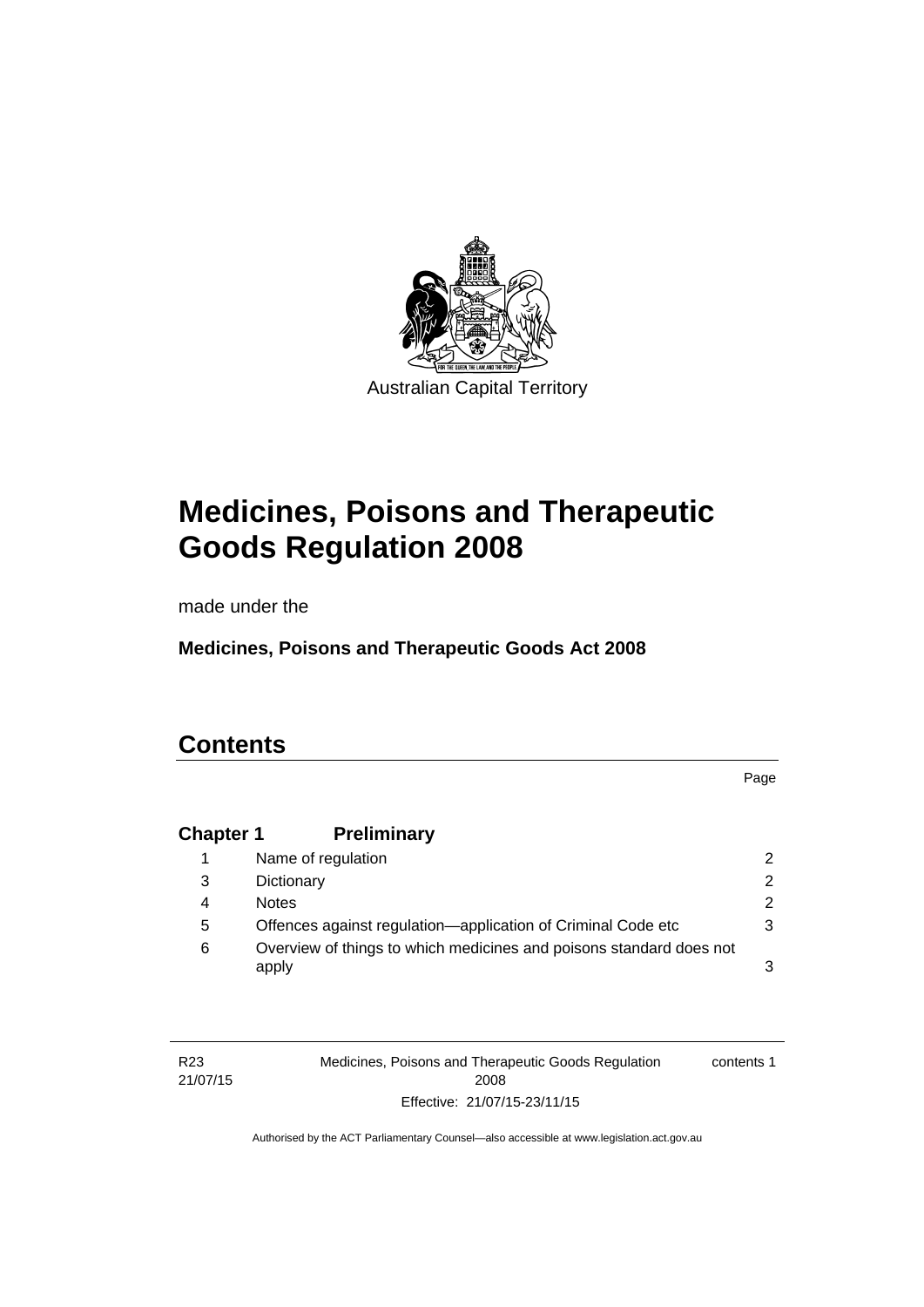Australian Capital Territory

# Medicines, Poisons and Therapeutic Goods Regulation 2008

made under the

**Medicines, Poisons and Therapeutic Goods Act 2008**

## Contents

| | | Page |
|---|---|---|
| **Chapter 1** | **Preliminary** | |
| 1 | Name of regulation | 2 |
| 3 | Dictionary | 2 |
| 4 | Notes | 2 |
| 5 | Offences against regulation—application of Criminal Code etc | 3 |
| 6 | Overview of things to which medicines and poisons standard does not apply | 3 |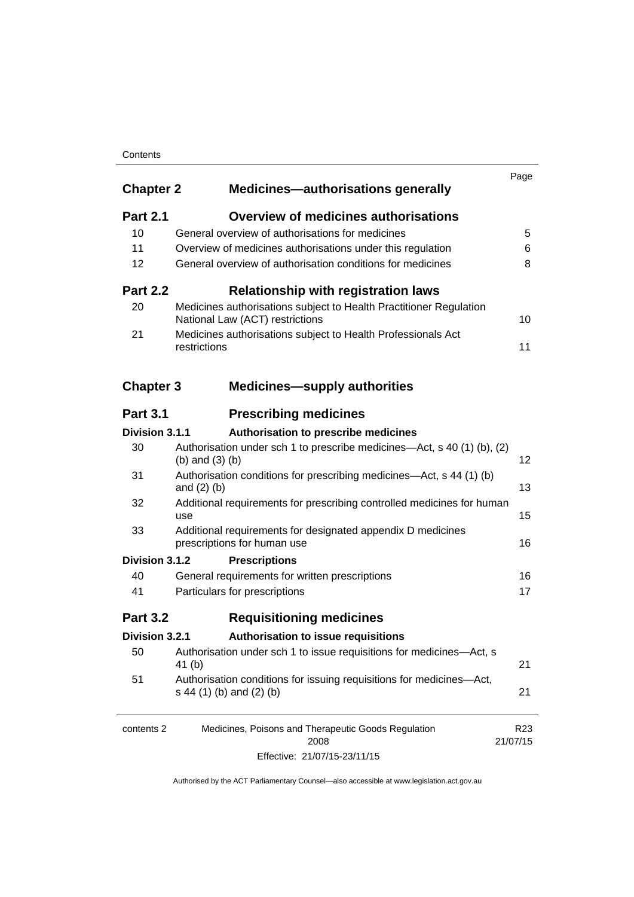| | | Page |
|---|---|---|
| **Chapter 2** | **Medicines—authorisations generally** | |
| **Part 2.1** | **Overview of medicines authorisations** | |
| 10 | General overview of authorisations for medicines | 5 |
| 11 | Overview of medicines authorisations under this regulation | 6 |
| 12 | General overview of authorisation conditions for medicines | 8 |
| **Part 2.2** | **Relationship with registration laws** | |
| 20 | Medicines authorisations subject to Health Practitioner Regulation National Law (ACT) restrictions | 10 |
| 21 | Medicines authorisations subject to Health Professionals Act restrictions | 11 |
| **Chapter 3** | **Medicines—supply authorities** | |
| **Part 3.1** | **Prescribing medicines** | |
| **Division 3.1.1** | **Authorisation to prescribe medicines** | |
| 30 | Authorisation under sch 1 to prescribe medicines—Act, s 40 (1) (b), (2) (b) and (3) (b) | 12 |
| 31 | Authorisation conditions for prescribing medicines—Act, s 44 (1) (b) and (2) (b) | 13 |
| 32 | Additional requirements for prescribing controlled medicines for human use | 15 |
| 33 | Additional requirements for designated appendix D medicines prescriptions for human use | 16 |
| **Division 3.1.2** | **Prescriptions** | |
| 40 | General requirements for written prescriptions | 16 |
| 41 | Particulars for prescriptions | 17 |
| **Part 3.2** | **Requisitioning medicines** | |
| **Division 3.2.1** | **Authorisation to issue requisitions** | |
| 50 | Authorisation under sch 1 to issue requisitions for medicines—Act, s 41 (b) | 21 |
| 51 | Authorisation conditions for issuing requisitions for medicines—Act, s 44 (1) (b) and (2) (b) | 21 |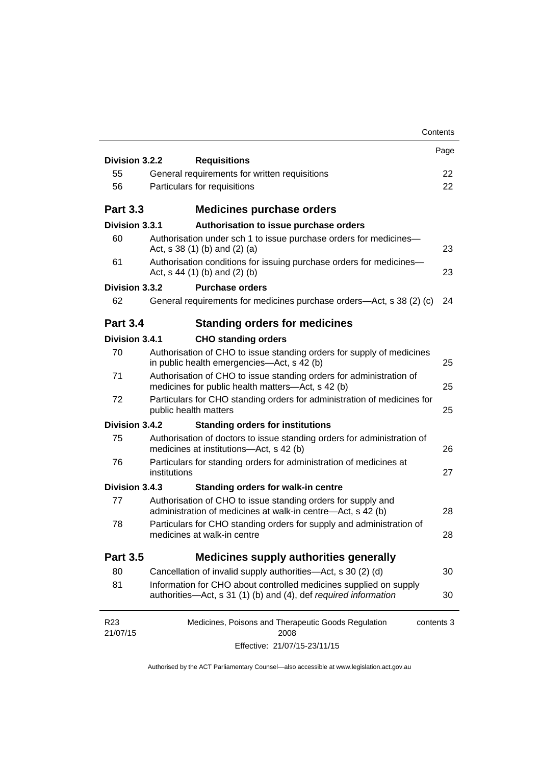| | | Page |
|---|---|---|
| **Division 3.2.2** | **Requisitions** | |
| 55 | General requirements for written requisitions | 22 |
| 56 | Particulars for requisitions | 22 |
| **Part 3.3** | **Medicines purchase orders** | |
| **Division 3.3.1** | **Authorisation to issue purchase orders** | |
| 60 | Authorisation under sch 1 to issue purchase orders for medicines—Act, s 38 (1) (b) and (2) (a) | 23 |
| 61 | Authorisation conditions for issuing purchase orders for medicines—Act, s 44 (1) (b) and (2) (b) | 23 |
| **Division 3.3.2** | **Purchase orders** | |
| 62 | General requirements for medicines purchase orders—Act, s 38 (2) (c) | 24 |
| **Part 3.4** | **Standing orders for medicines** | |
| **Division 3.4.1** | **CHO standing orders** | |
| 70 | Authorisation of CHO to issue standing orders for supply of medicines in public health emergencies—Act, s 42 (b) | 25 |
| 71 | Authorisation of CHO to issue standing orders for administration of medicines for public health matters—Act, s 42 (b) | 25 |
| 72 | Particulars for CHO standing orders for administration of medicines for public health matters | 25 |
| **Division 3.4.2** | **Standing orders for institutions** | |
| 75 | Authorisation of doctors to issue standing orders for administration of medicines at institutions—Act, s 42 (b) | 26 |
| 76 | Particulars for standing orders for administration of medicines at institutions | 27 |
| **Division 3.4.3** | **Standing orders for walk-in centre** | |
| 77 | Authorisation of CHO to issue standing orders for supply and administration of medicines at walk-in centre—Act, s 42 (b) | 28 |
| 78 | Particulars for CHO standing orders for supply and administration of medicines at walk-in centre | 28 |
| **Part 3.5** | **Medicines supply authorities generally** | |
| 80 | Cancellation of invalid supply authorities—Act, s 30 (2) (d) | 30 |
| 81 | Information for CHO about controlled medicines supplied on supply authorities—Act, s 31 (1) (b) and (4), def *required information* | 30 |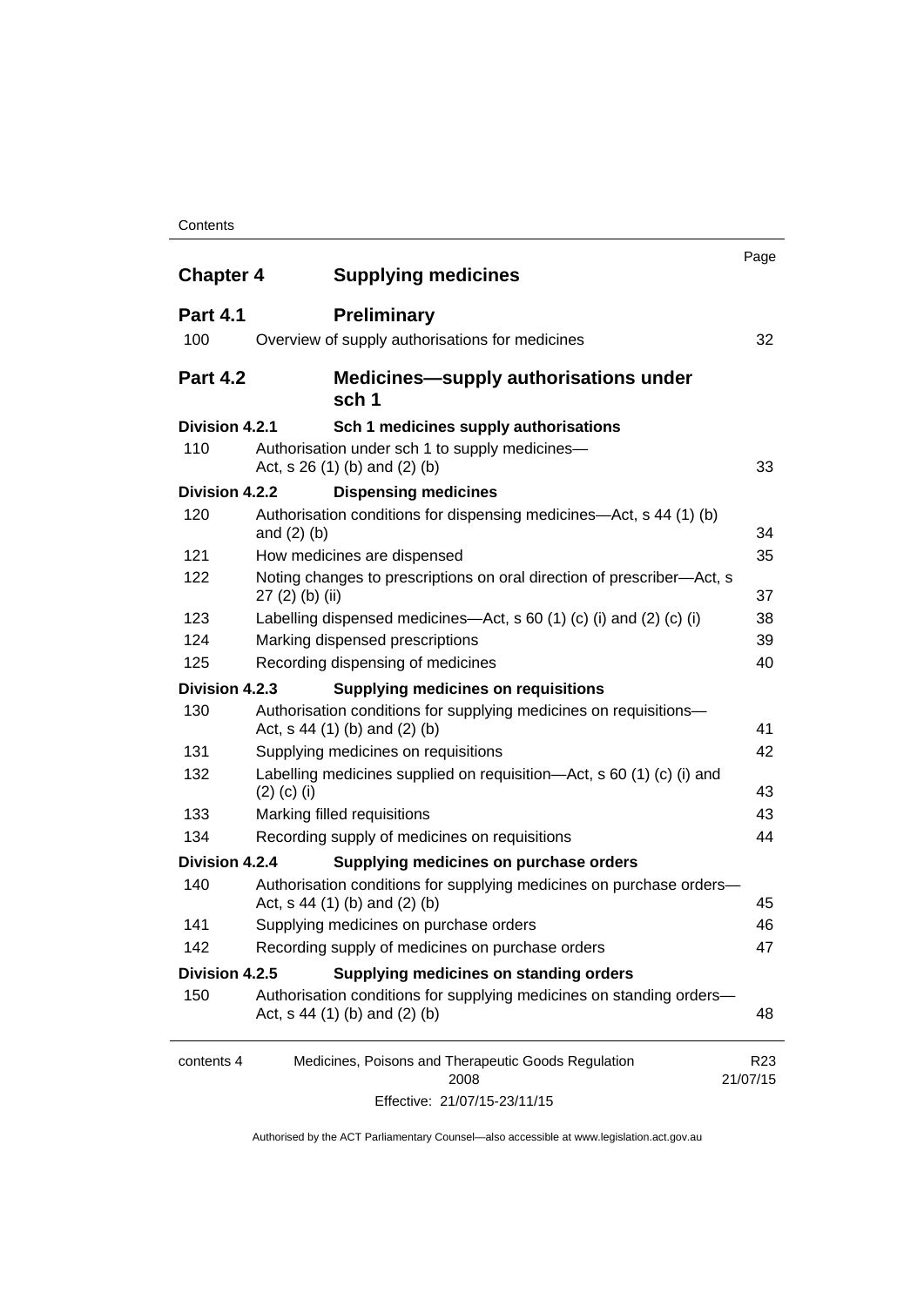| | | Page |
|---|---|---|
| **Chapter 4** | **Supplying medicines** | |
| **Part 4.1** | **Preliminary** | |
| 100 | Overview of supply authorisations for medicines | 32 |
| **Part 4.2** | **Medicines—supply authorisations under sch 1** | |
| **Division 4.2.1** | **Sch 1 medicines supply authorisations** | |
| 110 | Authorisation under sch 1 to supply medicines—Act, s 26 (1) (b) and (2) (b) | 33 |
| **Division 4.2.2** | **Dispensing medicines** | |
| 120 | Authorisation conditions for dispensing medicines—Act, s 44 (1) (b) and (2) (b) | 34 |
| 121 | How medicines are dispensed | 35 |
| 122 | Noting changes to prescriptions on oral direction of prescriber—Act, s 27 (2) (b) (ii) | 37 |
| 123 | Labelling dispensed medicines—Act, s 60 (1) (c) (i) and (2) (c) (i) | 38 |
| 124 | Marking dispensed prescriptions | 39 |
| 125 | Recording dispensing of medicines | 40 |
| **Division 4.2.3** | **Supplying medicines on requisitions** | |
| 130 | Authorisation conditions for supplying medicines on requisitions—Act, s 44 (1) (b) and (2) (b) | 41 |
| 131 | Supplying medicines on requisitions | 42 |
| 132 | Labelling medicines supplied on requisition—Act, s 60 (1) (c) (i) and (2) (c) (i) | 43 |
| 133 | Marking filled requisitions | 43 |
| 134 | Recording supply of medicines on requisitions | 44 |
| **Division 4.2.4** | **Supplying medicines on purchase orders** | |
| 140 | Authorisation conditions for supplying medicines on purchase orders—Act, s 44 (1) (b) and (2) (b) | 45 |
| 141 | Supplying medicines on purchase orders | 46 |
| 142 | Recording supply of medicines on purchase orders | 47 |
| **Division 4.2.5** | **Supplying medicines on standing orders** | |
| 150 | Authorisation conditions for supplying medicines on standing orders—Act, s 44 (1) (b) and (2) (b) | 48 |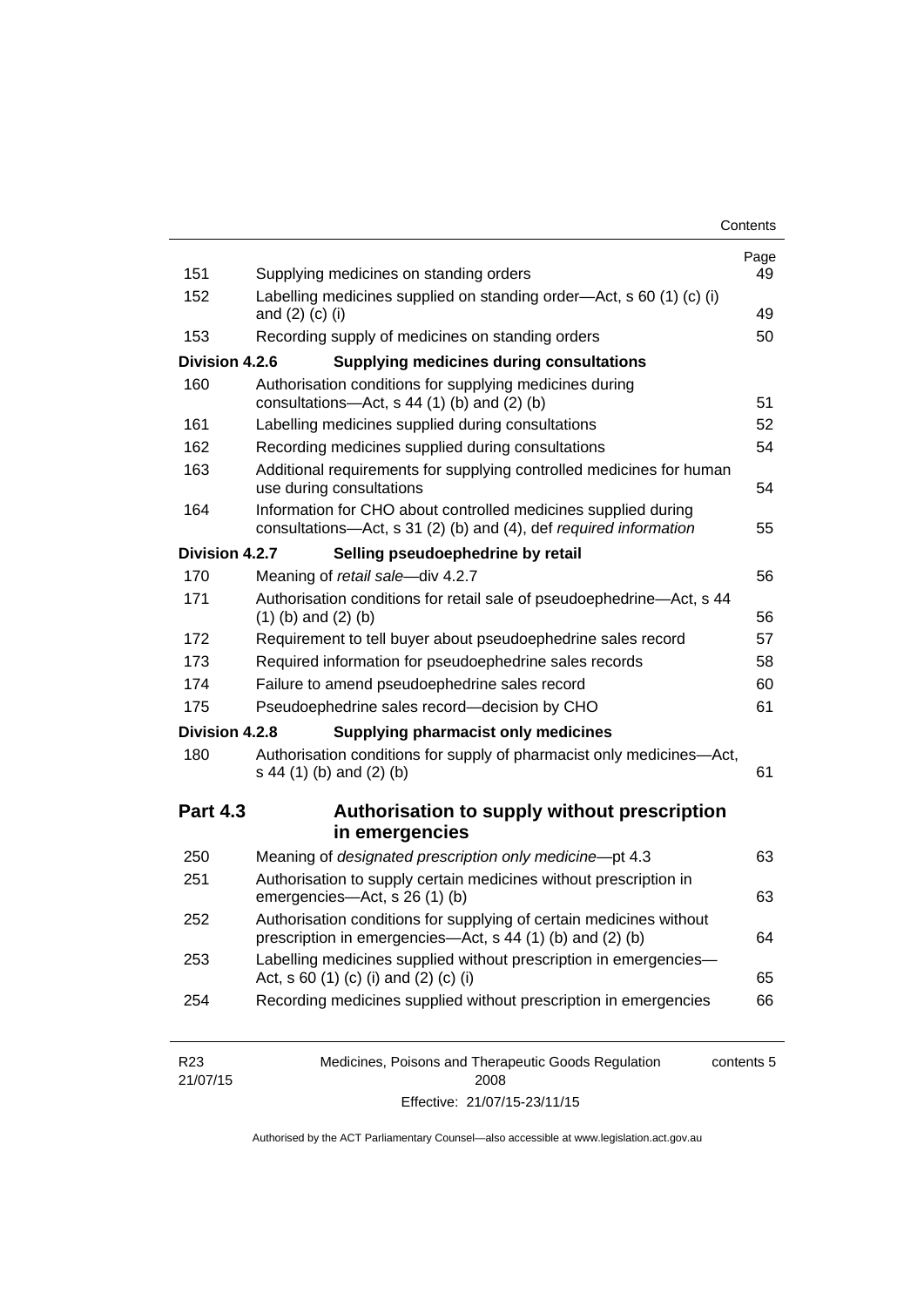| | | Page |
|---|---|---|
| 151 | Supplying medicines on standing orders | 49 |
| 152 | Labelling medicines supplied on standing order—Act, s 60 (1) (c) (i) and (2) (c) (i) | 49 |
| 153 | Recording supply of medicines on standing orders | 50 |
| **Division 4.2.6** | **Supplying medicines during consultations** | |
| 160 | Authorisation conditions for supplying medicines during consultations—Act, s 44 (1) (b) and (2) (b) | 51 |
| 161 | Labelling medicines supplied during consultations | 52 |
| 162 | Recording medicines supplied during consultations | 54 |
| 163 | Additional requirements for supplying controlled medicines for human use during consultations | 54 |
| 164 | Information for CHO about controlled medicines supplied during consultations—Act, s 31 (2) (b) and (4), def *required information* | 55 |
| **Division 4.2.7** | **Selling pseudoephedrine by retail** | |
| 170 | Meaning of *retail sale*—div 4.2.7 | 56 |
| 171 | Authorisation conditions for retail sale of pseudoephedrine—Act, s 44 (1) (b) and (2) (b) | 56 |
| 172 | Requirement to tell buyer about pseudoephedrine sales record | 57 |
| 173 | Required information for pseudoephedrine sales records | 58 |
| 174 | Failure to amend pseudoephedrine sales record | 60 |
| 175 | Pseudoephedrine sales record—decision by CHO | 61 |
| **Division 4.2.8** | **Supplying pharmacist only medicines** | |
| 180 | Authorisation conditions for supply of pharmacist only medicines—Act, s 44 (1) (b) and (2) (b) | 61 |

## Part 4.3 Authorisation to supply without prescription in emergencies

| | | |
|---|---|---|
| 250 | Meaning of *designated prescription only medicine*—pt 4.3 | 63 |
| 251 | Authorisation to supply certain medicines without prescription in emergencies—Act, s 26 (1) (b) | 63 |
| 252 | Authorisation conditions for supplying of certain medicines without prescription in emergencies—Act, s 44 (1) (b) and (2) (b) | 64 |
| 253 | Labelling medicines supplied without prescription in emergencies—Act, s 60 (1) (c) (i) and (2) (c) (i) | 65 |
| 254 | Recording medicines supplied without prescription in emergencies | 66 |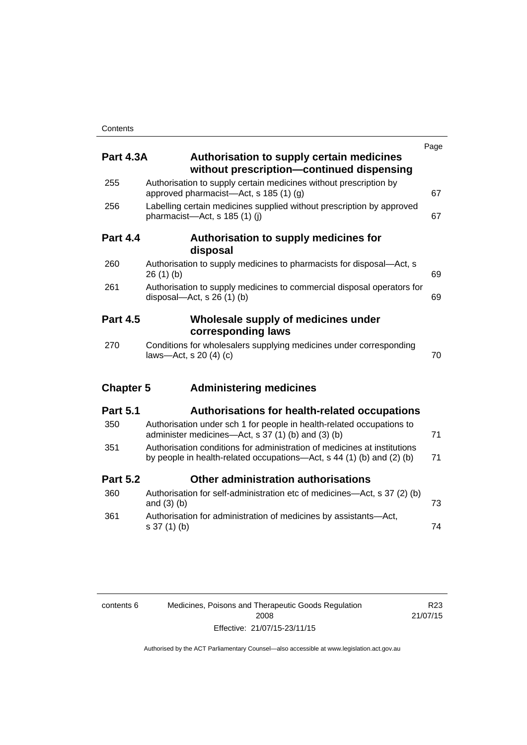| | | Page |
|---|---|---|
| **Part 4.3A** | **Authorisation to supply certain medicines without prescription—continued dispensing** | |
| 255 | Authorisation to supply certain medicines without prescription by approved pharmacist—Act, s 185 (1) (g) | 67 |
| 256 | Labelling certain medicines supplied without prescription by approved pharmacist—Act, s 185 (1) (j) | 67 |
| **Part 4.4** | **Authorisation to supply medicines for disposal** | |
| 260 | Authorisation to supply medicines to pharmacists for disposal—Act, s 26 (1) (b) | 69 |
| 261 | Authorisation to supply medicines to commercial disposal operators for disposal—Act, s 26 (1) (b) | 69 |
| **Part 4.5** | **Wholesale supply of medicines under corresponding laws** | |
| 270 | Conditions for wholesalers supplying medicines under corresponding laws—Act, s 20 (4) (c) | 70 |
| **Chapter 5** | **Administering medicines** | |
| **Part 5.1** | **Authorisations for health-related occupations** | |
| 350 | Authorisation under sch 1 for people in health-related occupations to administer medicines—Act, s 37 (1) (b) and (3) (b) | 71 |
| 351 | Authorisation conditions for administration of medicines at institutions by people in health-related occupations—Act, s 44 (1) (b) and (2) (b) | 71 |
| **Part 5.2** | **Other administration authorisations** | |
| 360 | Authorisation for self-administration etc of medicines—Act, s 37 (2) (b) and (3) (b) | 73 |
| 361 | Authorisation for administration of medicines by assistants—Act, s 37 (1) (b) | 74 |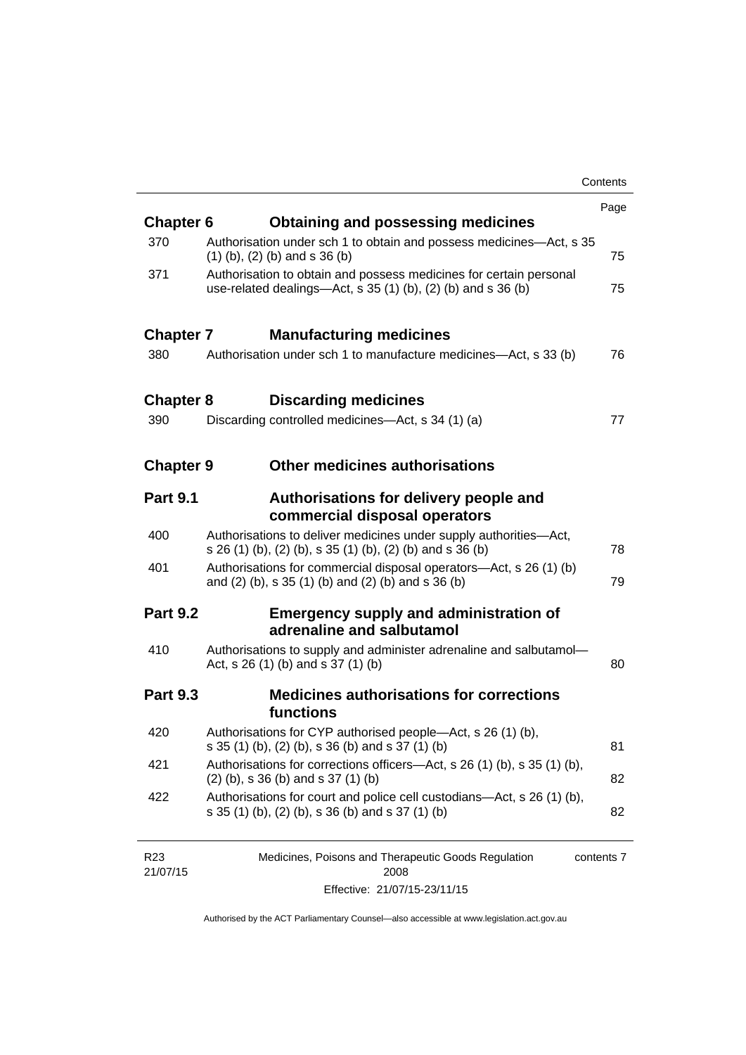| | | Page |
|---|---|---|
| **Chapter 6** | **Obtaining and possessing medicines** | |
| 370 | Authorisation under sch 1 to obtain and possess medicines—Act, s 35 (1) (b), (2) (b) and s 36 (b) | 75 |
| 371 | Authorisation to obtain and possess medicines for certain personal use-related dealings—Act, s 35 (1) (b), (2) (b) and s 36 (b) | 75 |
| **Chapter 7** | **Manufacturing medicines** | |
| 380 | Authorisation under sch 1 to manufacture medicines—Act, s 33 (b) | 76 |
| **Chapter 8** | **Discarding medicines** | |
| 390 | Discarding controlled medicines—Act, s 34 (1) (a) | 77 |
| **Chapter 9** | **Other medicines authorisations** | |
| **Part 9.1** | **Authorisations for delivery people and commercial disposal operators** | |
| 400 | Authorisations to deliver medicines under supply authorities—Act, s 26 (1) (b), (2) (b), s 35 (1) (b), (2) (b) and s 36 (b) | 78 |
| 401 | Authorisations for commercial disposal operators—Act, s 26 (1) (b) and (2) (b), s 35 (1) (b) and (2) (b) and s 36 (b) | 79 |
| **Part 9.2** | **Emergency supply and administration of adrenaline and salbutamol** | |
| 410 | Authorisations to supply and administer adrenaline and salbutamol—Act, s 26 (1) (b) and s 37 (1) (b) | 80 |
| **Part 9.3** | **Medicines authorisations for corrections functions** | |
| 420 | Authorisations for CYP authorised people—Act, s 26 (1) (b), s 35 (1) (b), (2) (b), s 36 (b) and s 37 (1) (b) | 81 |
| 421 | Authorisations for corrections officers—Act, s 26 (1) (b), s 35 (1) (b), (2) (b), s 36 (b) and s 37 (1) (b) | 82 |
| 422 | Authorisations for court and police cell custodians—Act, s 26 (1) (b), s 35 (1) (b), (2) (b), s 36 (b) and s 37 (1) (b) | 82 |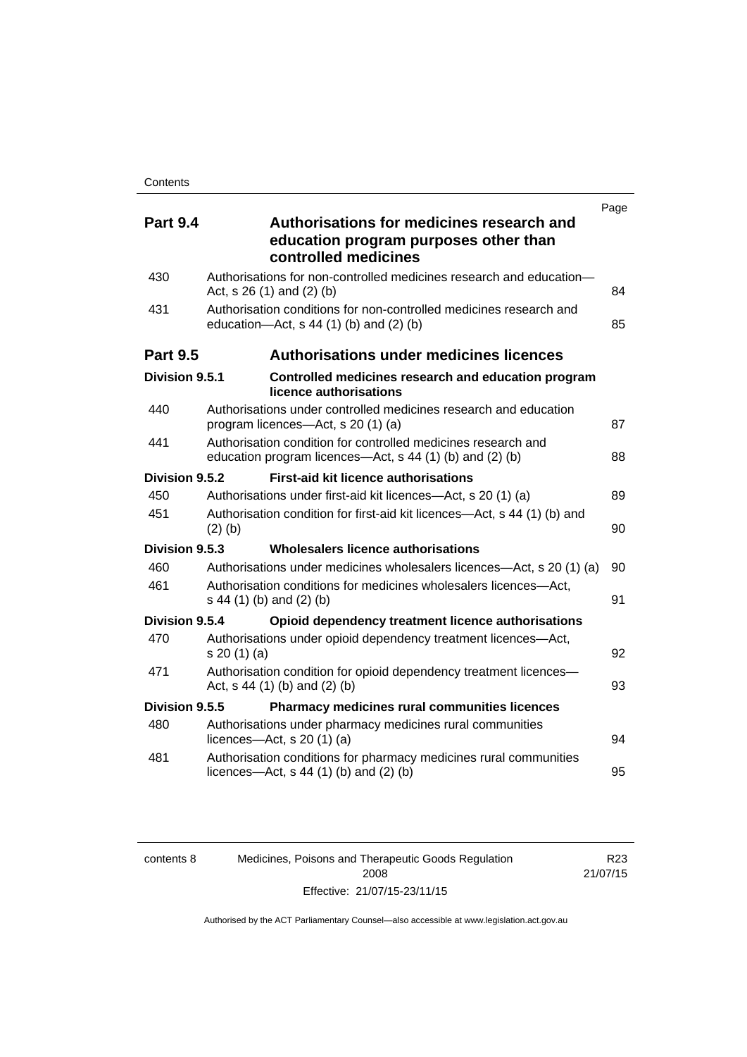| | | Page |
|---|---|---|
| **Part 9.4** | **Authorisations for medicines research and education program purposes other than controlled medicines** | |
| 430 | Authorisations for non-controlled medicines research and education—Act, s 26 (1) and (2) (b) | 84 |
| 431 | Authorisation conditions for non-controlled medicines research and education—Act, s 44 (1) (b) and (2) (b) | 85 |
| **Part 9.5** | **Authorisations under medicines licences** | |
| **Division 9.5.1** | **Controlled medicines research and education program licence authorisations** | |
| 440 | Authorisations under controlled medicines research and education program licences—Act, s 20 (1) (a) | 87 |
| 441 | Authorisation condition for controlled medicines research and education program licences—Act, s 44 (1) (b) and (2) (b) | 88 |
| **Division 9.5.2** | **First-aid kit licence authorisations** | |
| 450 | Authorisations under first-aid kit licences—Act, s 20 (1) (a) | 89 |
| 451 | Authorisation condition for first-aid kit licences—Act, s 44 (1) (b) and (2) (b) | 90 |
| **Division 9.5.3** | **Wholesalers licence authorisations** | |
| 460 | Authorisations under medicines wholesalers licences—Act, s 20 (1) (a) | 90 |
| 461 | Authorisation conditions for medicines wholesalers licences—Act, s 44 (1) (b) and (2) (b) | 91 |
| **Division 9.5.4** | **Opioid dependency treatment licence authorisations** | |
| 470 | Authorisations under opioid dependency treatment licences—Act, s 20 (1) (a) | 92 |
| 471 | Authorisation condition for opioid dependency treatment licences—Act, s 44 (1) (b) and (2) (b) | 93 |
| **Division 9.5.5** | **Pharmacy medicines rural communities licences** | |
| 480 | Authorisations under pharmacy medicines rural communities licences—Act, s 20 (1) (a) | 94 |
| 481 | Authorisation conditions for pharmacy medicines rural communities licences—Act, s 44 (1) (b) and (2) (b) | 95 |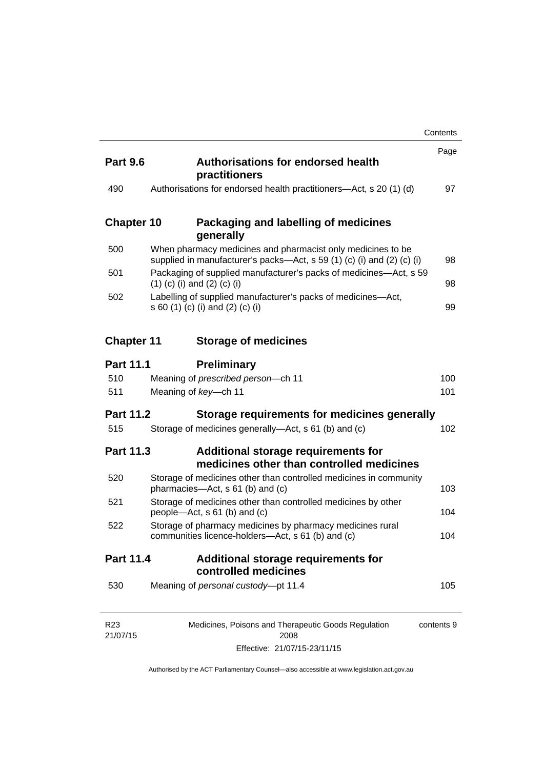| | | Page |
|---|---|---|
| **Part 9.6** | **Authorisations for endorsed health practitioners** | |
| 490 | Authorisations for endorsed health practitioners—Act, s 20 (1) (d) | 97 |
| **Chapter 10** | **Packaging and labelling of medicines generally** | |
| 500 | When pharmacy medicines and pharmacist only medicines to be supplied in manufacturer's packs—Act, s 59 (1) (c) (i) and (2) (c) (i) | 98 |
| 501 | Packaging of supplied manufacturer's packs of medicines—Act, s 59 (1) (c) (i) and (2) (c) (i) | 98 |
| 502 | Labelling of supplied manufacturer's packs of medicines—Act, s 60 (1) (c) (i) and (2) (c) (i) | 99 |
| **Chapter 11** | **Storage of medicines** | |
| **Part 11.1** | **Preliminary** | |
| 510 | Meaning of *prescribed person*—ch 11 | 100 |
| 511 | Meaning of *key*—ch 11 | 101 |
| **Part 11.2** | **Storage requirements for medicines generally** | |
| 515 | Storage of medicines generally—Act, s 61 (b) and (c) | 102 |
| **Part 11.3** | **Additional storage requirements for medicines other than controlled medicines** | |
| 520 | Storage of medicines other than controlled medicines in community pharmacies—Act, s 61 (b) and (c) | 103 |
| 521 | Storage of medicines other than controlled medicines by other people—Act, s 61 (b) and (c) | 104 |
| 522 | Storage of pharmacy medicines by pharmacy medicines rural communities licence-holders—Act, s 61 (b) and (c) | 104 |
| **Part 11.4** | **Additional storage requirements for controlled medicines** | |
| 530 | Meaning of *personal custody*—pt 11.4 | 105 |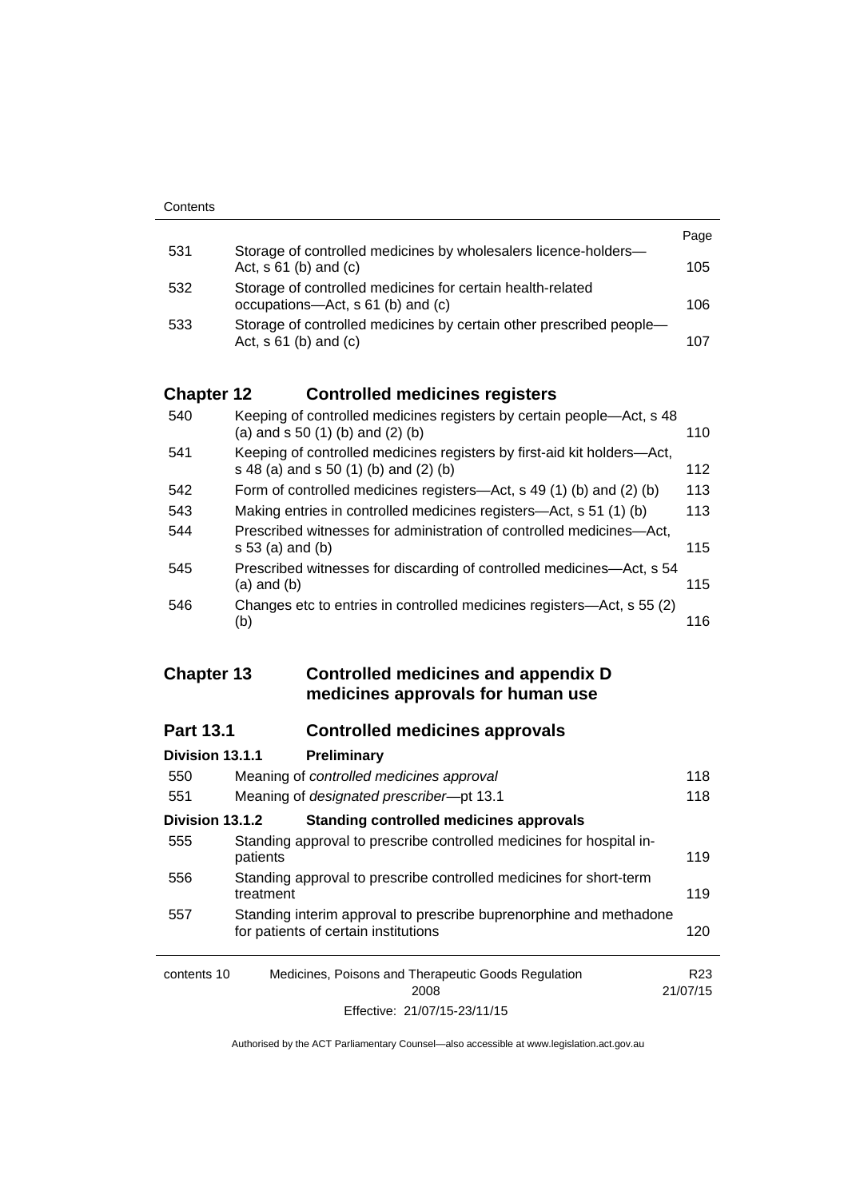| | | Page |
|---|---|---|
| 531 | Storage of controlled medicines by wholesalers licence-holders—Act, s 61 (b) and (c) | 105 |
| 532 | Storage of controlled medicines for certain health-related occupations—Act, s 61 (b) and (c) | 106 |
| 533 | Storage of controlled medicines by certain other prescribed people—Act, s 61 (b) and (c) | 107 |

## Chapter 12 Controlled medicines registers

| | | |
|---|---|---|
| 540 | Keeping of controlled medicines registers by certain people—Act, s 48 (a) and s 50 (1) (b) and (2) (b) | 110 |
| 541 | Keeping of controlled medicines registers by first-aid kit holders—Act, s 48 (a) and s 50 (1) (b) and (2) (b) | 112 |
| 542 | Form of controlled medicines registers—Act, s 49 (1) (b) and (2) (b) | 113 |
| 543 | Making entries in controlled medicines registers—Act, s 51 (1) (b) | 113 |
| 544 | Prescribed witnesses for administration of controlled medicines—Act, s 53 (a) and (b) | 115 |
| 545 | Prescribed witnesses for discarding of controlled medicines—Act, s 54 (a) and (b) | 115 |
| 546 | Changes etc to entries in controlled medicines registers—Act, s 55 (2) (b) | 116 |

## Chapter 13 Controlled medicines and appendix D medicines approvals for human use

### Part 13.1 Controlled medicines approvals

#### Division 13.1.1 Preliminary

| | | |
|---|---|---|
| 550 | Meaning of *controlled medicines approval* | 118 |
| 551 | Meaning of *designated prescriber*—pt 13.1 | 118 |

#### Division 13.1.2 Standing controlled medicines approvals

| | | |
|---|---|---|
| 555 | Standing approval to prescribe controlled medicines for hospital in-patients | 119 |
| 556 | Standing approval to prescribe controlled medicines for short-term treatment | 119 |
| 557 | Standing interim approval to prescribe buprenorphine and methadone for patients of certain institutions | 120 |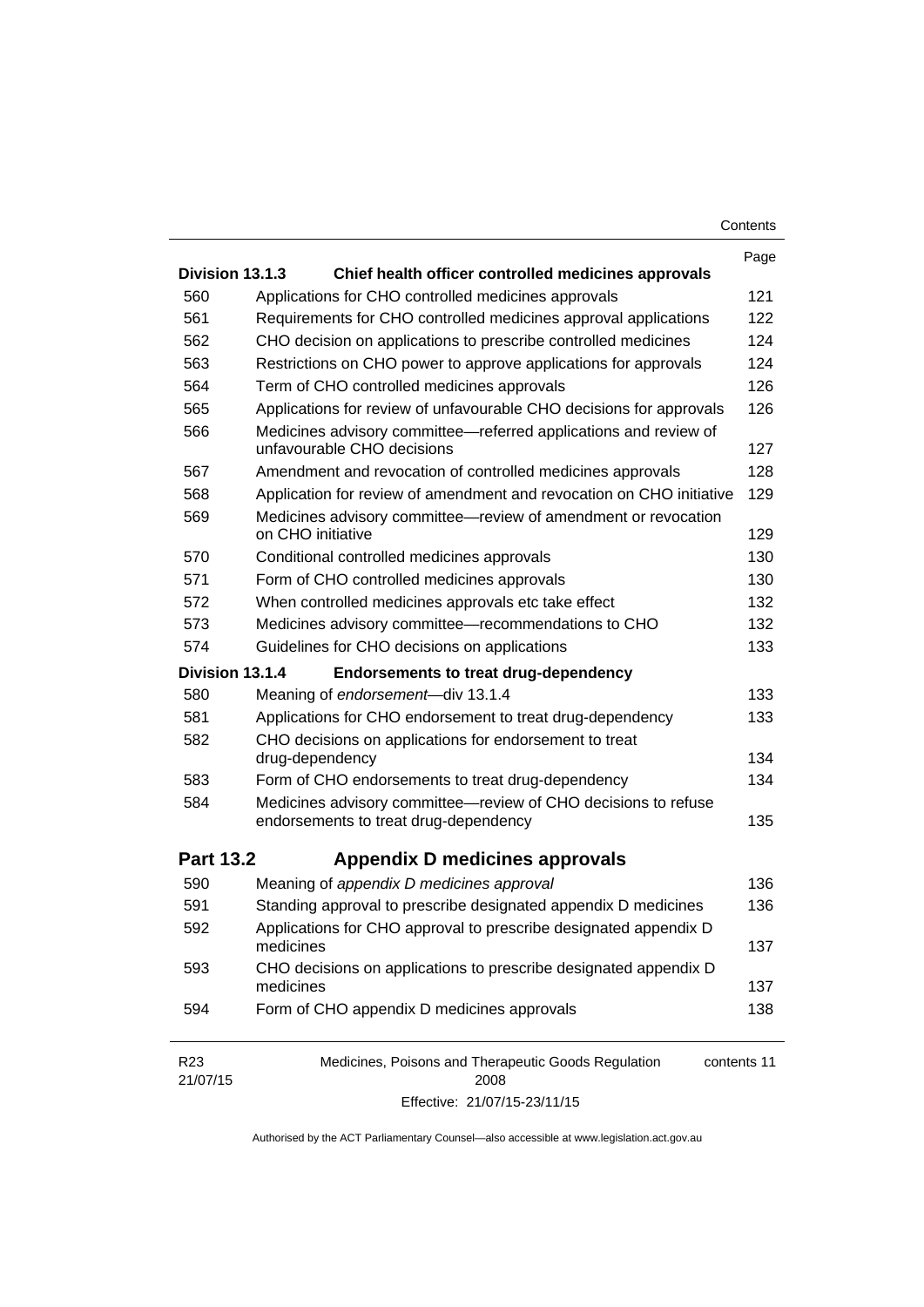| | | Page |
|---|---|---|
| **Division 13.1.3** | **Chief health officer controlled medicines approvals** | |
| 560 | Applications for CHO controlled medicines approvals | 121 |
| 561 | Requirements for CHO controlled medicines approval applications | 122 |
| 562 | CHO decision on applications to prescribe controlled medicines | 124 |
| 563 | Restrictions on CHO power to approve applications for approvals | 124 |
| 564 | Term of CHO controlled medicines approvals | 126 |
| 565 | Applications for review of unfavourable CHO decisions for approvals | 126 |
| 566 | Medicines advisory committee—referred applications and review of unfavourable CHO decisions | 127 |
| 567 | Amendment and revocation of controlled medicines approvals | 128 |
| 568 | Application for review of amendment and revocation on CHO initiative | 129 |
| 569 | Medicines advisory committee—review of amendment or revocation on CHO initiative | 129 |
| 570 | Conditional controlled medicines approvals | 130 |
| 571 | Form of CHO controlled medicines approvals | 130 |
| 572 | When controlled medicines approvals etc take effect | 132 |
| 573 | Medicines advisory committee—recommendations to CHO | 132 |
| 574 | Guidelines for CHO decisions on applications | 133 |
| **Division 13.1.4** | **Endorsements to treat drug-dependency** | |
| 580 | Meaning of *endorsement*—div 13.1.4 | 133 |
| 581 | Applications for CHO endorsement to treat drug-dependency | 133 |
| 582 | CHO decisions on applications for endorsement to treat drug-dependency | 134 |
| 583 | Form of CHO endorsements to treat drug-dependency | 134 |
| 584 | Medicines advisory committee—review of CHO decisions to refuse endorsements to treat drug-dependency | 135 |
| **Part 13.2** | **Appendix D medicines approvals** | |
| 590 | Meaning of *appendix D medicines approval* | 136 |
| 591 | Standing approval to prescribe designated appendix D medicines | 136 |
| 592 | Applications for CHO approval to prescribe designated appendix D medicines | 137 |
| 593 | CHO decisions on applications to prescribe designated appendix D medicines | 137 |
| 594 | Form of CHO appendix D medicines approvals | 138 |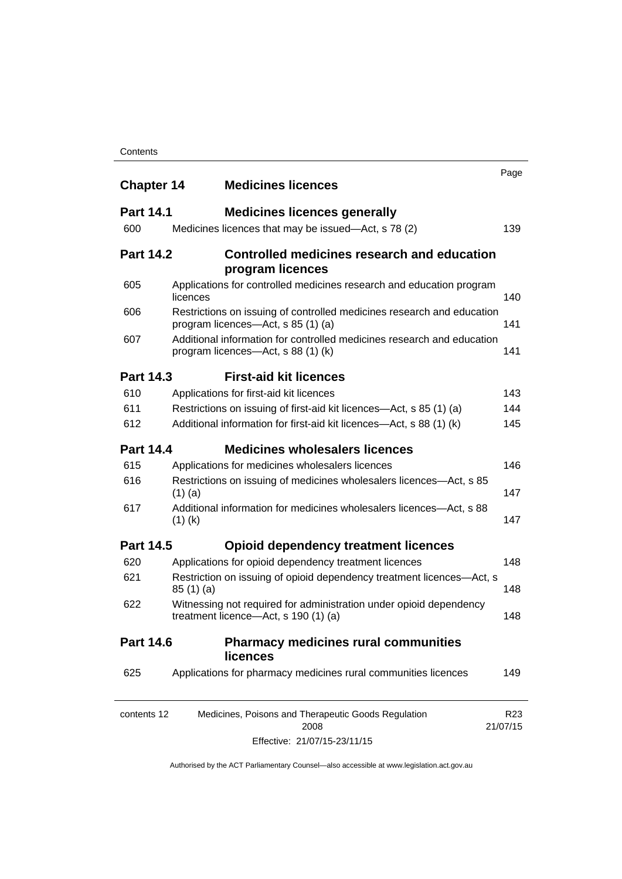| | | Page |
|---|---|---|
| **Chapter 14** | **Medicines licences** | |
| **Part 14.1** | **Medicines licences generally** | |
| 600 | Medicines licences that may be issued—Act, s 78 (2) | 139 |
| **Part 14.2** | **Controlled medicines research and education program licences** | |
| 605 | Applications for controlled medicines research and education program licences | 140 |
| 606 | Restrictions on issuing of controlled medicines research and education program licences—Act, s 85 (1) (a) | 141 |
| 607 | Additional information for controlled medicines research and education program licences—Act, s 88 (1) (k) | 141 |
| **Part 14.3** | **First-aid kit licences** | |
| 610 | Applications for first-aid kit licences | 143 |
| 611 | Restrictions on issuing of first-aid kit licences—Act, s 85 (1) (a) | 144 |
| 612 | Additional information for first-aid kit licences—Act, s 88 (1) (k) | 145 |
| **Part 14.4** | **Medicines wholesalers licences** | |
| 615 | Applications for medicines wholesalers licences | 146 |
| 616 | Restrictions on issuing of medicines wholesalers licences—Act, s 85 (1) (a) | 147 |
| 617 | Additional information for medicines wholesalers licences—Act, s 88 (1) (k) | 147 |
| **Part 14.5** | **Opioid dependency treatment licences** | |
| 620 | Applications for opioid dependency treatment licences | 148 |
| 621 | Restriction on issuing of opioid dependency treatment licences—Act, s 85 (1) (a) | 148 |
| 622 | Witnessing not required for administration under opioid dependency treatment licence—Act, s 190 (1) (a) | 148 |
| **Part 14.6** | **Pharmacy medicines rural communities licences** | |
| 625 | Applications for pharmacy medicines rural communities licences | 149 |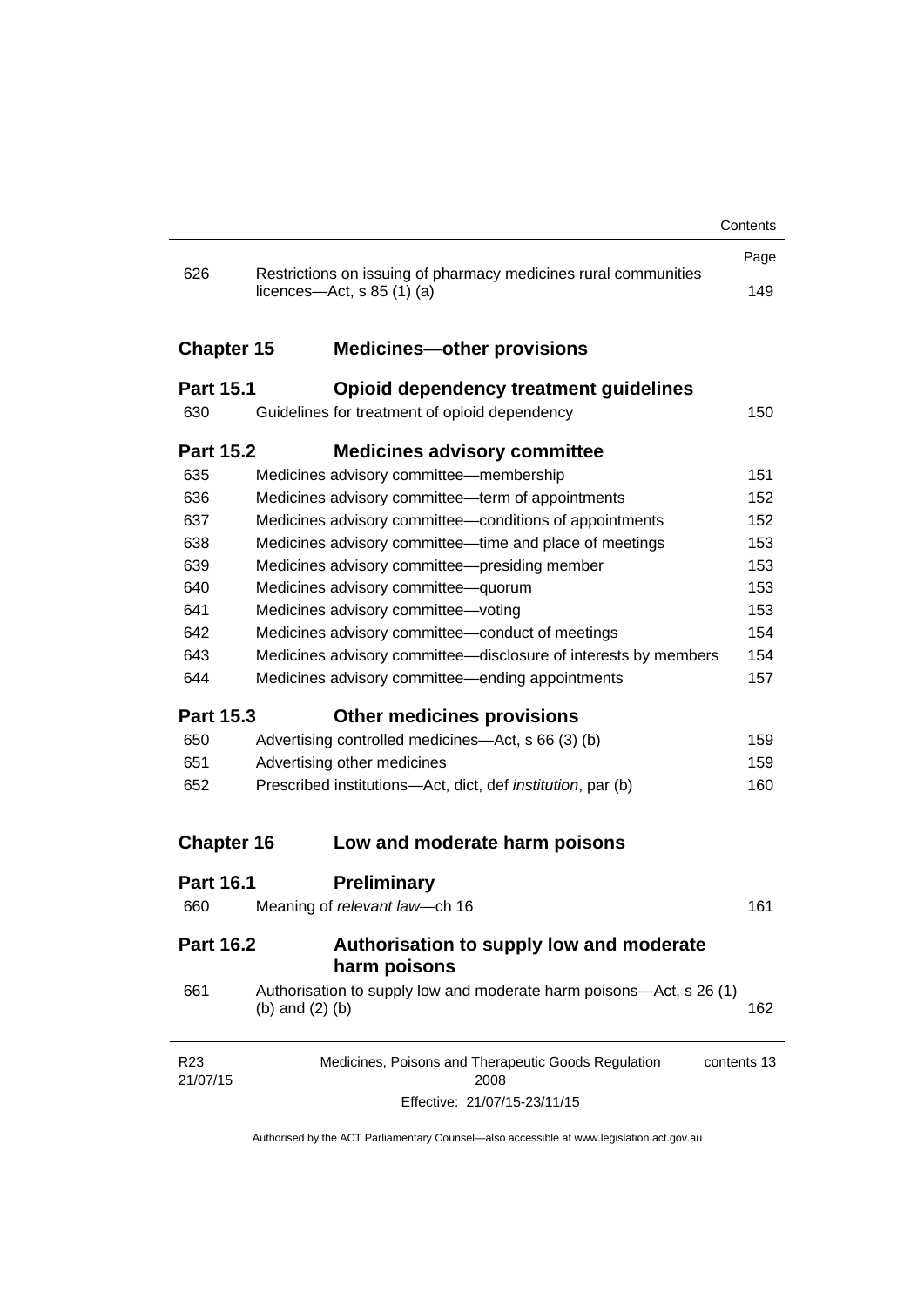| | | Page |
|---|---|---|
| 626 | Restrictions on issuing of pharmacy medicines rural communities licences—Act, s 85 (1) (a) | 149 |

## Chapter 15 Medicines—other provisions

### Part 15.1 Opioid dependency treatment guidelines

| | | |
|---|---|---|
| 630 | Guidelines for treatment of opioid dependency | 150 |

### Part 15.2 Medicines advisory committee

| | | |
|---|---|---|
| 635 | Medicines advisory committee—membership | 151 |
| 636 | Medicines advisory committee—term of appointments | 152 |
| 637 | Medicines advisory committee—conditions of appointments | 152 |
| 638 | Medicines advisory committee—time and place of meetings | 153 |
| 639 | Medicines advisory committee—presiding member | 153 |
| 640 | Medicines advisory committee—quorum | 153 |
| 641 | Medicines advisory committee—voting | 153 |
| 642 | Medicines advisory committee—conduct of meetings | 154 |
| 643 | Medicines advisory committee—disclosure of interests by members | 154 |
| 644 | Medicines advisory committee—ending appointments | 157 |

### Part 15.3 Other medicines provisions

| | | |
|---|---|---|
| 650 | Advertising controlled medicines—Act, s 66 (3) (b) | 159 |
| 651 | Advertising other medicines | 159 |
| 652 | Prescribed institutions—Act, dict, def *institution*, par (b) | 160 |

## Chapter 16 Low and moderate harm poisons

### Part 16.1 Preliminary

| | | |
|---|---|---|
| 660 | Meaning of *relevant law*—ch 16 | 161 |

### Part 16.2 Authorisation to supply low and moderate harm poisons

| | | |
|---|---|---|
| 661 | Authorisation to supply low and moderate harm poisons—Act, s 26 (1) (b) and (2) (b) | 162 |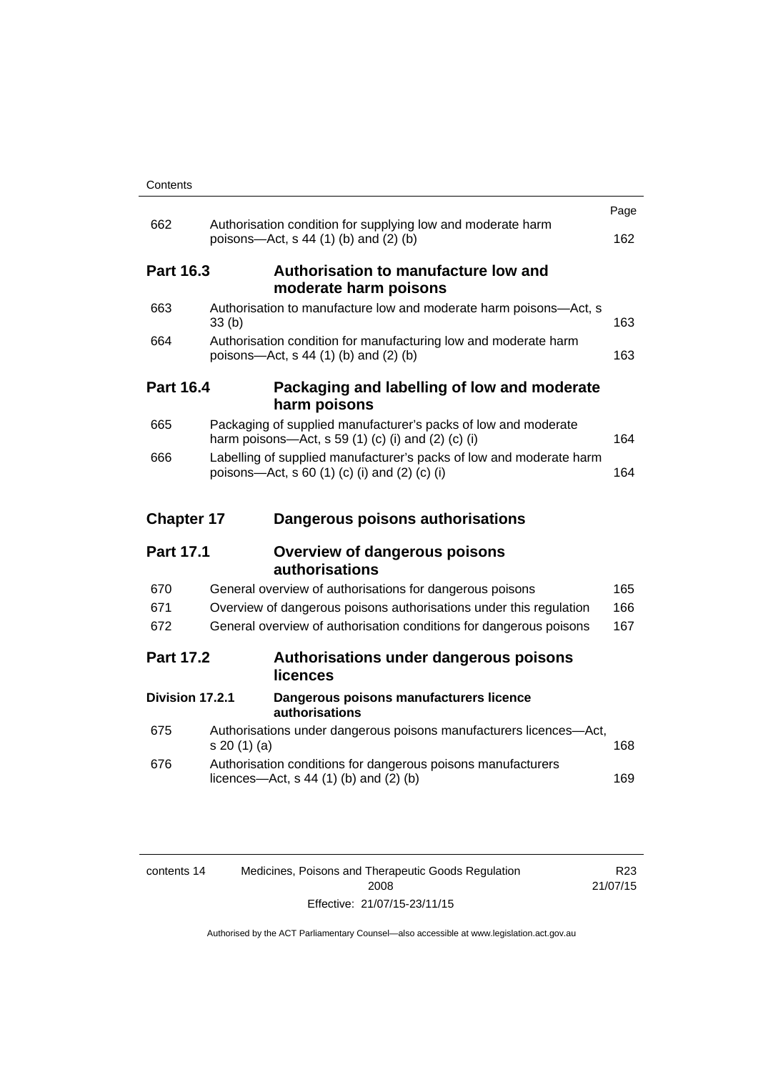| | | Page |
|---|---|---|
| 662 | Authorisation condition for supplying low and moderate harm poisons—Act, s 44 (1) (b) and (2) (b) | 162 |
| **Part 16.3** | **Authorisation to manufacture low and moderate harm poisons** | |
| 663 | Authorisation to manufacture low and moderate harm poisons—Act, s 33 (b) | 163 |
| 664 | Authorisation condition for manufacturing low and moderate harm poisons—Act, s 44 (1) (b) and (2) (b) | 163 |
| **Part 16.4** | **Packaging and labelling of low and moderate harm poisons** | |
| 665 | Packaging of supplied manufacturer's packs of low and moderate harm poisons—Act, s 59 (1) (c) (i) and (2) (c) (i) | 164 |
| 666 | Labelling of supplied manufacturer's packs of low and moderate harm poisons—Act, s 60 (1) (c) (i) and (2) (c) (i) | 164 |
| **Chapter 17** | **Dangerous poisons authorisations** | |
| **Part 17.1** | **Overview of dangerous poisons authorisations** | |
| 670 | General overview of authorisations for dangerous poisons | 165 |
| 671 | Overview of dangerous poisons authorisations under this regulation | 166 |
| 672 | General overview of authorisation conditions for dangerous poisons | 167 |
| **Part 17.2** | **Authorisations under dangerous poisons licences** | |
| **Division 17.2.1** | **Dangerous poisons manufacturers licence authorisations** | |
| 675 | Authorisations under dangerous poisons manufacturers licences—Act, s 20 (1) (a) | 168 |
| 676 | Authorisation conditions for dangerous poisons manufacturers licences—Act, s 44 (1) (b) and (2) (b) | 169 |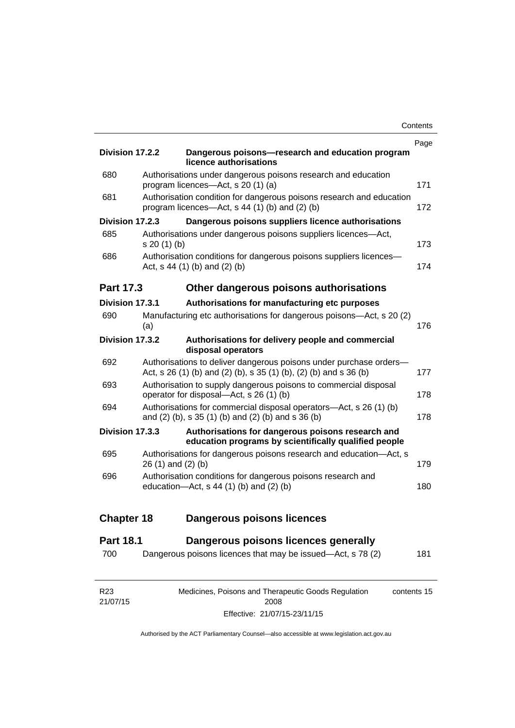| | | Page |
|---|---|---|
| **Division 17.2.2** | **Dangerous poisons—research and education program licence authorisations** | |
| 680 | Authorisations under dangerous poisons research and education program licences—Act, s 20 (1) (a) | 171 |
| 681 | Authorisation condition for dangerous poisons research and education program licences—Act, s 44 (1) (b) and (2) (b) | 172 |
| **Division 17.2.3** | **Dangerous poisons suppliers licence authorisations** | |
| 685 | Authorisations under dangerous poisons suppliers licences—Act, s 20 (1) (b) | 173 |
| 686 | Authorisation conditions for dangerous poisons suppliers licences—Act, s 44 (1) (b) and (2) (b) | 174 |
| **Part 17.3** | **Other dangerous poisons authorisations** | |
| **Division 17.3.1** | **Authorisations for manufacturing etc purposes** | |
| 690 | Manufacturing etc authorisations for dangerous poisons—Act, s 20 (2) (a) | 176 |
| **Division 17.3.2** | **Authorisations for delivery people and commercial disposal operators** | |
| 692 | Authorisations to deliver dangerous poisons under purchase orders—Act, s 26 (1) (b) and (2) (b), s 35 (1) (b), (2) (b) and s 36 (b) | 177 |
| 693 | Authorisation to supply dangerous poisons to commercial disposal operator for disposal—Act, s 26 (1) (b) | 178 |
| 694 | Authorisations for commercial disposal operators—Act, s 26 (1) (b) and (2) (b), s 35 (1) (b) and (2) (b) and s 36 (b) | 178 |
| **Division 17.3.3** | **Authorisations for dangerous poisons research and education programs by scientifically qualified people** | |
| 695 | Authorisations for dangerous poisons research and education—Act, s 26 (1) and (2) (b) | 179 |
| 696 | Authorisation conditions for dangerous poisons research and education—Act, s 44 (1) (b) and (2) (b) | 180 |
| **Chapter 18** | **Dangerous poisons licences** | |
| **Part 18.1** | **Dangerous poisons licences generally** | |
| 700 | Dangerous poisons licences that may be issued—Act, s 78 (2) | 181 |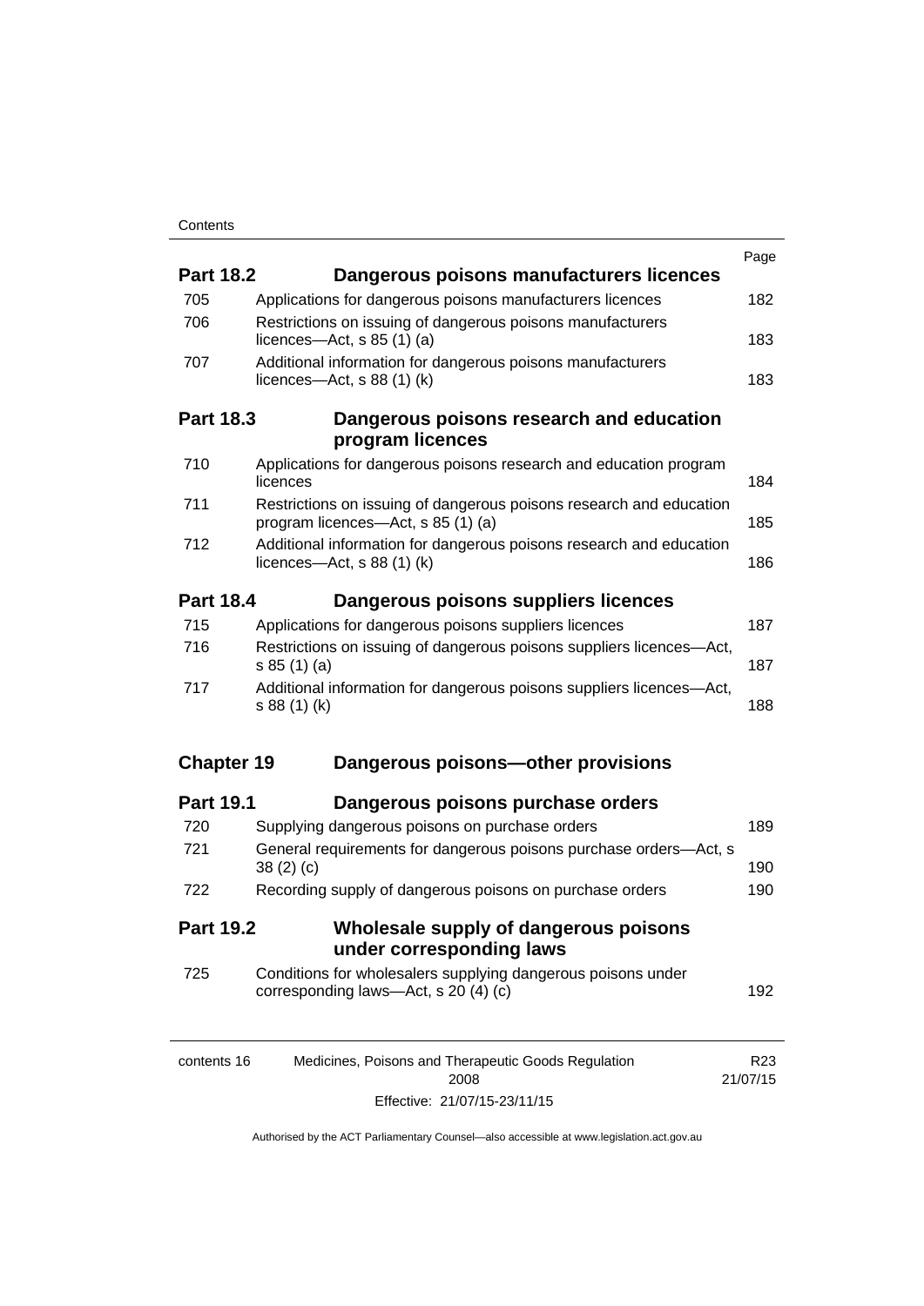| | | Page |
|---|---|---|
| **Part 18.2** | **Dangerous poisons manufacturers licences** | |
| 705 | Applications for dangerous poisons manufacturers licences | 182 |
| 706 | Restrictions on issuing of dangerous poisons manufacturers licences—Act, s 85 (1) (a) | 183 |
| 707 | Additional information for dangerous poisons manufacturers licences—Act, s 88 (1) (k) | 183 |
| **Part 18.3** | **Dangerous poisons research and education program licences** | |
| 710 | Applications for dangerous poisons research and education program licences | 184 |
| 711 | Restrictions on issuing of dangerous poisons research and education program licences—Act, s 85 (1) (a) | 185 |
| 712 | Additional information for dangerous poisons research and education licences—Act, s 88 (1) (k) | 186 |
| **Part 18.4** | **Dangerous poisons suppliers licences** | |
| 715 | Applications for dangerous poisons suppliers licences | 187 |
| 716 | Restrictions on issuing of dangerous poisons suppliers licences—Act, s 85 (1) (a) | 187 |
| 717 | Additional information for dangerous poisons suppliers licences—Act, s 88 (1) (k) | 188 |
| **Chapter 19** | **Dangerous poisons—other provisions** | |
| **Part 19.1** | **Dangerous poisons purchase orders** | |
| 720 | Supplying dangerous poisons on purchase orders | 189 |
| 721 | General requirements for dangerous poisons purchase orders—Act, s 38 (2) (c) | 190 |
| 722 | Recording supply of dangerous poisons on purchase orders | 190 |
| **Part 19.2** | **Wholesale supply of dangerous poisons under corresponding laws** | |
| 725 | Conditions for wholesalers supplying dangerous poisons under corresponding laws—Act, s 20 (4) (c) | 192 |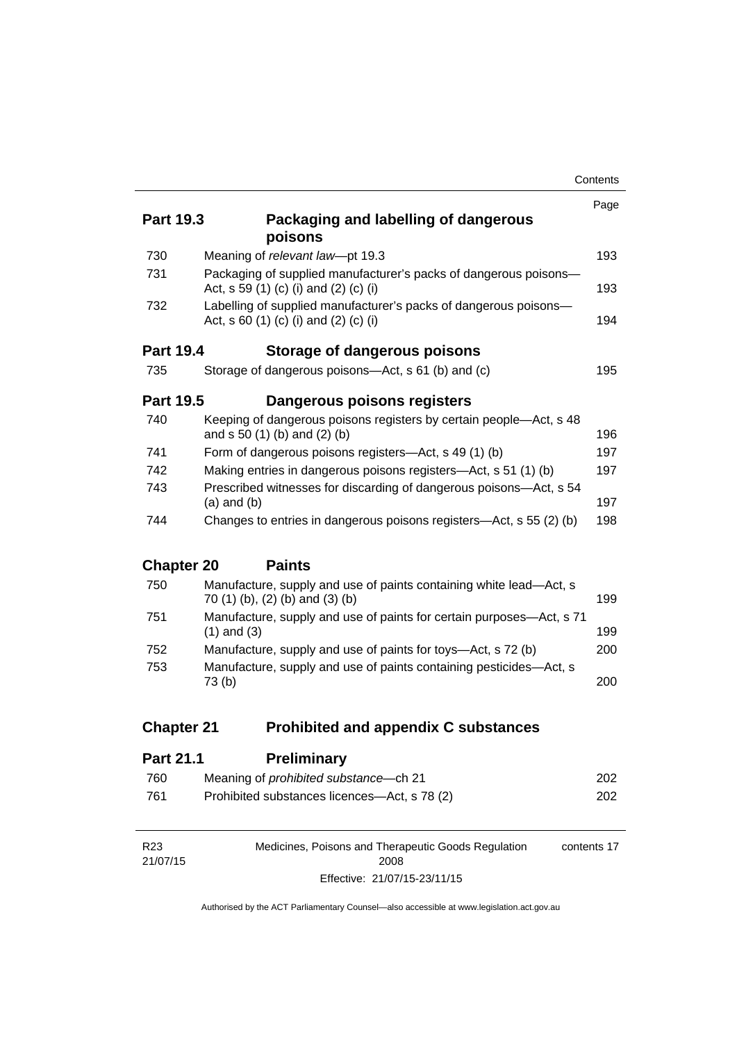| | | Page |
|---|---|---|
| **Part 19.3** | **Packaging and labelling of dangerous poisons** | |
| 730 | Meaning of *relevant law*—pt 19.3 | 193 |
| 731 | Packaging of supplied manufacturer's packs of dangerous poisons—Act, s 59 (1) (c) (i) and (2) (c) (i) | 193 |
| 732 | Labelling of supplied manufacturer's packs of dangerous poisons—Act, s 60 (1) (c) (i) and (2) (c) (i) | 194 |
| **Part 19.4** | **Storage of dangerous poisons** | |
| 735 | Storage of dangerous poisons—Act, s 61 (b) and (c) | 195 |
| **Part 19.5** | **Dangerous poisons registers** | |
| 740 | Keeping of dangerous poisons registers by certain people—Act, s 48 and s 50 (1) (b) and (2) (b) | 196 |
| 741 | Form of dangerous poisons registers—Act, s 49 (1) (b) | 197 |
| 742 | Making entries in dangerous poisons registers—Act, s 51 (1) (b) | 197 |
| 743 | Prescribed witnesses for discarding of dangerous poisons—Act, s 54 (a) and (b) | 197 |
| 744 | Changes to entries in dangerous poisons registers—Act, s 55 (2) (b) | 198 |
| **Chapter 20** | **Paints** | |
| 750 | Manufacture, supply and use of paints containing white lead—Act, s 70 (1) (b), (2) (b) and (3) (b) | 199 |
| 751 | Manufacture, supply and use of paints for certain purposes—Act, s 71 (1) and (3) | 199 |
| 752 | Manufacture, supply and use of paints for toys—Act, s 72 (b) | 200 |
| 753 | Manufacture, supply and use of paints containing pesticides—Act, s 73 (b) | 200 |
| **Chapter 21** | **Prohibited and appendix C substances** | |
| **Part 21.1** | **Preliminary** | |
| 760 | Meaning of *prohibited substance*—ch 21 | 202 |
| 761 | Prohibited substances licences—Act, s 78 (2) | 202 |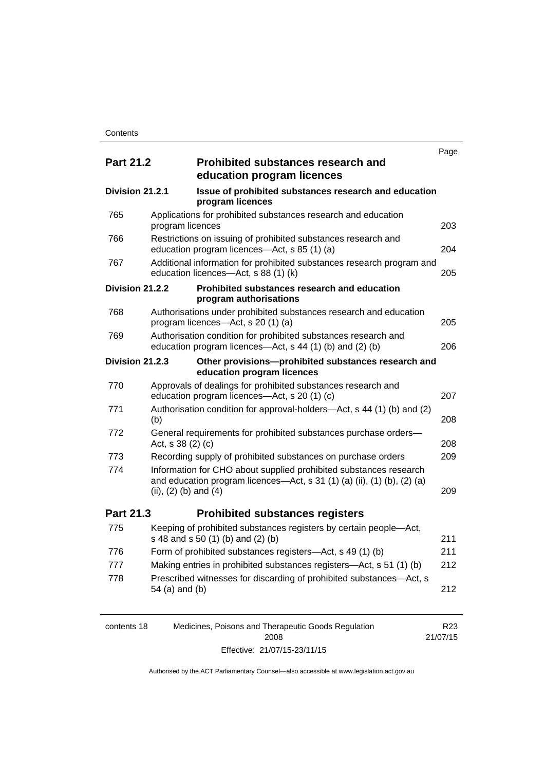| | | Page |
|---|---|---|
| **Part 21.2** | **Prohibited substances research and education program licences** | |
| **Division 21.2.1** | **Issue of prohibited substances research and education program licences** | |
| 765 | Applications for prohibited substances research and education program licences | 203 |
| 766 | Restrictions on issuing of prohibited substances research and education program licences—Act, s 85 (1) (a) | 204 |
| 767 | Additional information for prohibited substances research program and education licences—Act, s 88 (1) (k) | 205 |
| **Division 21.2.2** | **Prohibited substances research and education program authorisations** | |
| 768 | Authorisations under prohibited substances research and education program licences—Act, s 20 (1) (a) | 205 |
| 769 | Authorisation condition for prohibited substances research and education program licences—Act, s 44 (1) (b) and (2) (b) | 206 |
| **Division 21.2.3** | **Other provisions—prohibited substances research and education program licences** | |
| 770 | Approvals of dealings for prohibited substances research and education program licences—Act, s 20 (1) (c) | 207 |
| 771 | Authorisation condition for approval-holders—Act, s 44 (1) (b) and (2) (b) | 208 |
| 772 | General requirements for prohibited substances purchase orders—Act, s 38 (2) (c) | 208 |
| 773 | Recording supply of prohibited substances on purchase orders | 209 |
| 774 | Information for CHO about supplied prohibited substances research and education program licences—Act, s 31 (1) (a) (ii), (1) (b), (2) (a) (ii), (2) (b) and (4) | 209 |
| **Part 21.3** | **Prohibited substances registers** | |
| 775 | Keeping of prohibited substances registers by certain people—Act, s 48 and s 50 (1) (b) and (2) (b) | 211 |
| 776 | Form of prohibited substances registers—Act, s 49 (1) (b) | 211 |
| 777 | Making entries in prohibited substances registers—Act, s 51 (1) (b) | 212 |
| 778 | Prescribed witnesses for discarding of prohibited substances—Act, s 54 (a) and (b) | 212 |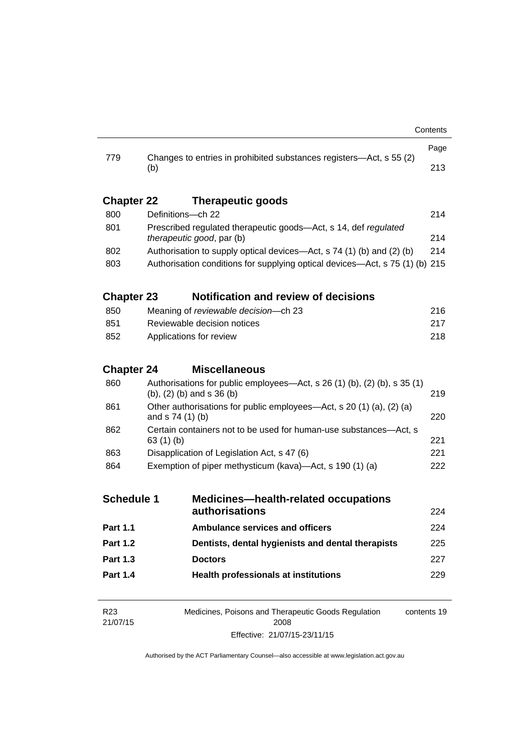| | | Page |
|---|---|---|
| 779 | Changes to entries in prohibited substances registers—Act, s 55 (2) (b) | 213 |

## Chapter 22 Therapeutic goods

| | | |
|---|---|---|
| 800 | Definitions—ch 22 | 214 |
| 801 | Prescribed regulated therapeutic goods—Act, s 14, def *regulated therapeutic good*, par (b) | 214 |
| 802 | Authorisation to supply optical devices—Act, s 74 (1) (b) and (2) (b) | 214 |
| 803 | Authorisation conditions for supplying optical devices—Act, s 75 (1) (b) | 215 |

## Chapter 23 Notification and review of decisions

| | | |
|---|---|---|
| 850 | Meaning of *reviewable decision*—ch 23 | 216 |
| 851 | Reviewable decision notices | 217 |
| 852 | Applications for review | 218 |

## Chapter 24 Miscellaneous

| | | |
|---|---|---|
| 860 | Authorisations for public employees—Act, s 26 (1) (b), (2) (b), s 35 (1) (b), (2) (b) and s 36 (b) | 219 |
| 861 | Other authorisations for public employees—Act, s 20 (1) (a), (2) (a) and s 74 (1) (b) | 220 |
| 862 | Certain containers not to be used for human-use substances—Act, s 63 (1) (b) | 221 |
| 863 | Disapplication of Legislation Act, s 47 (6) | 221 |
| 864 | Exemption of piper methysticum (kava)—Act, s 190 (1) (a) | 222 |

## Schedule 1 Medicines—health-related occupations authorisations 224

| | | |
|---|---|---|
| **Part 1.1** | **Ambulance services and officers** | 224 |
| **Part 1.2** | **Dentists, dental hygienists and dental therapists** | 225 |
| **Part 1.3** | **Doctors** | 227 |
| **Part 1.4** | **Health professionals at institutions** | 229 |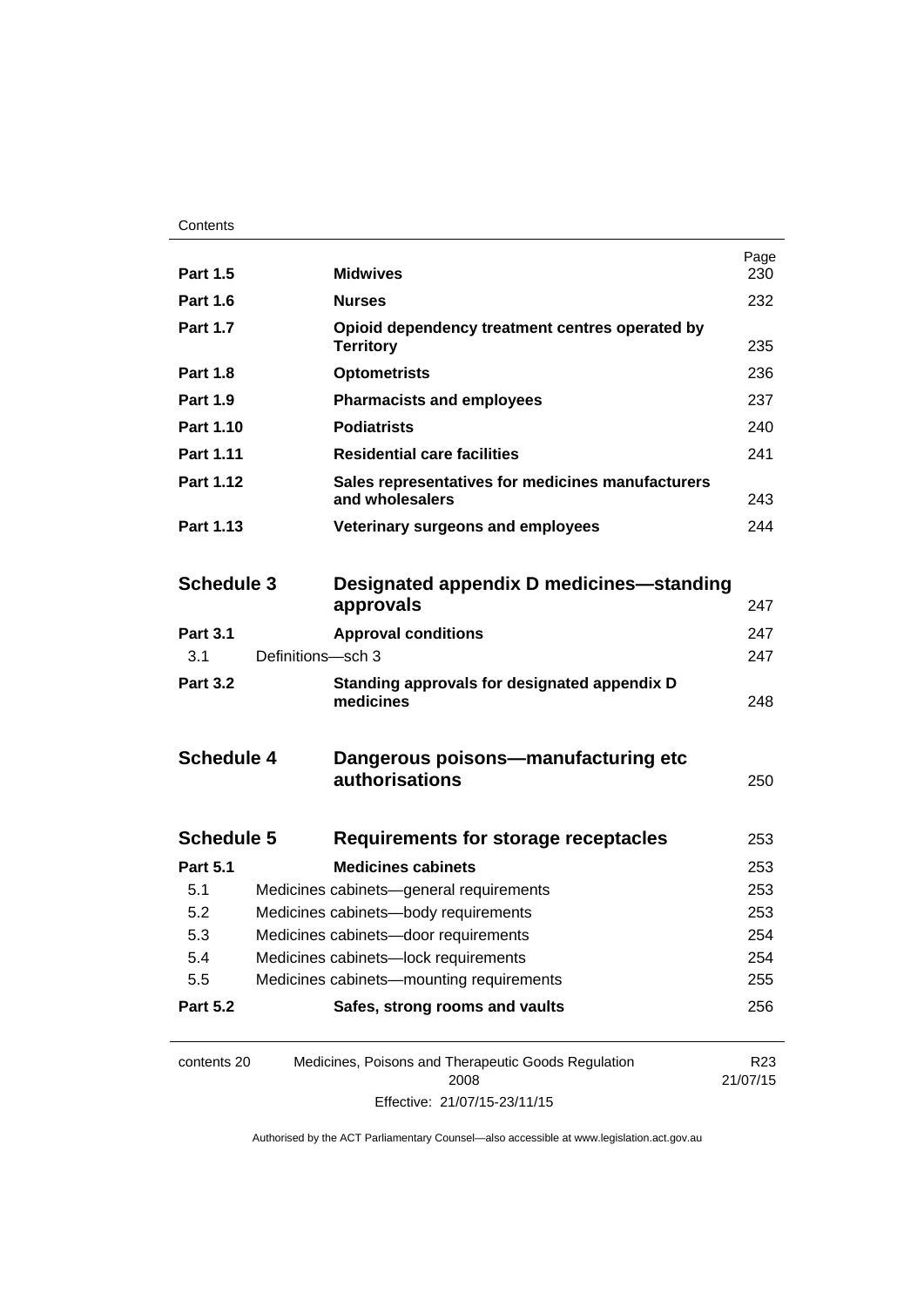| | | Page |
|---|---|---|
| **Part 1.5** | **Midwives** | 230 |
| **Part 1.6** | **Nurses** | 232 |
| **Part 1.7** | **Opioid dependency treatment centres operated by Territory** | 235 |
| **Part 1.8** | **Optometrists** | 236 |
| **Part 1.9** | **Pharmacists and employees** | 237 |
| **Part 1.10** | **Podiatrists** | 240 |
| **Part 1.11** | **Residential care facilities** | 241 |
| **Part 1.12** | **Sales representatives for medicines manufacturers and wholesalers** | 243 |
| **Part 1.13** | **Veterinary surgeons and employees** | 244 |
| **Schedule 3** | **Designated appendix D medicines—standing approvals** | 247 |
| **Part 3.1** | **Approval conditions** | 247 |
| 3.1 | Definitions—sch 3 | 247 |
| **Part 3.2** | **Standing approvals for designated appendix D medicines** | 248 |
| **Schedule 4** | **Dangerous poisons—manufacturing etc authorisations** | 250 |
| **Schedule 5** | **Requirements for storage receptacles** | 253 |
| **Part 5.1** | **Medicines cabinets** | 253 |
| 5.1 | Medicines cabinets—general requirements | 253 |
| 5.2 | Medicines cabinets—body requirements | 253 |
| 5.3 | Medicines cabinets—door requirements | 254 |
| 5.4 | Medicines cabinets—lock requirements | 254 |
| 5.5 | Medicines cabinets—mounting requirements | 255 |
| **Part 5.2** | **Safes, strong rooms and vaults** | 256 |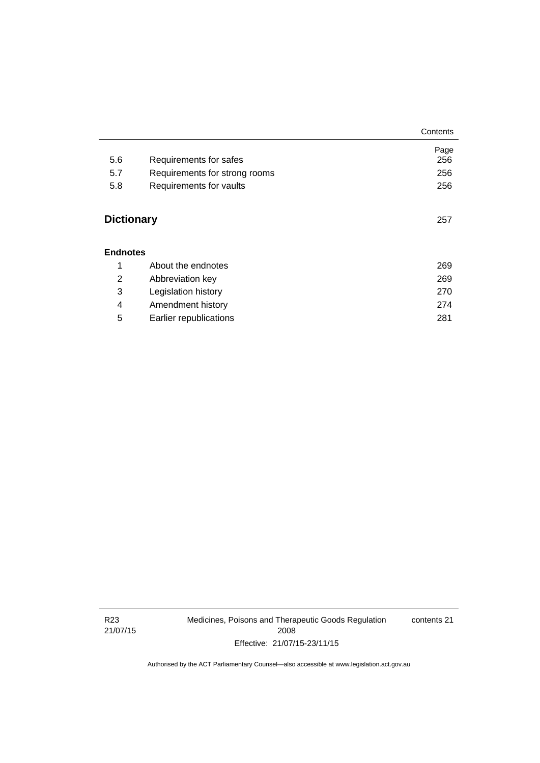| | | Page |
|---|---|---|
| 5.6 | Requirements for safes | 256 |
| 5.7 | Requirements for strong rooms | 256 |
| 5.8 | Requirements for vaults | 256 |

**Dictionary** 257

**Endnotes**

| | | |
|---|---|---|
| 1 | About the endnotes | 269 |
| 2 | Abbreviation key | 269 |
| 3 | Legislation history | 270 |
| 4 | Amendment history | 274 |
| 5 | Earlier republications | 281 |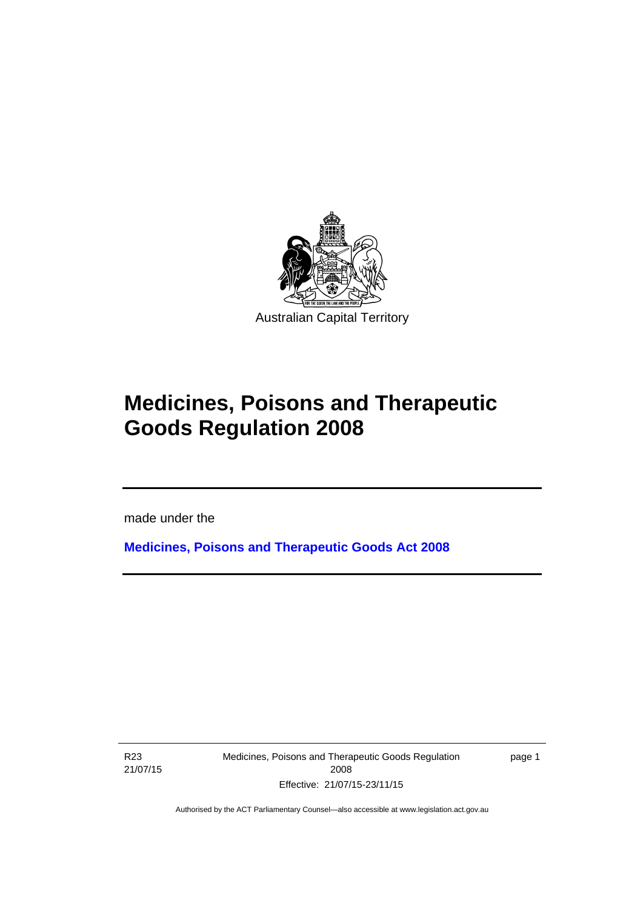Australian Capital Territory

# Medicines, Poisons and Therapeutic Goods Regulation 2008

made under the

**Medicines, Poisons and Therapeutic Goods Act 2008**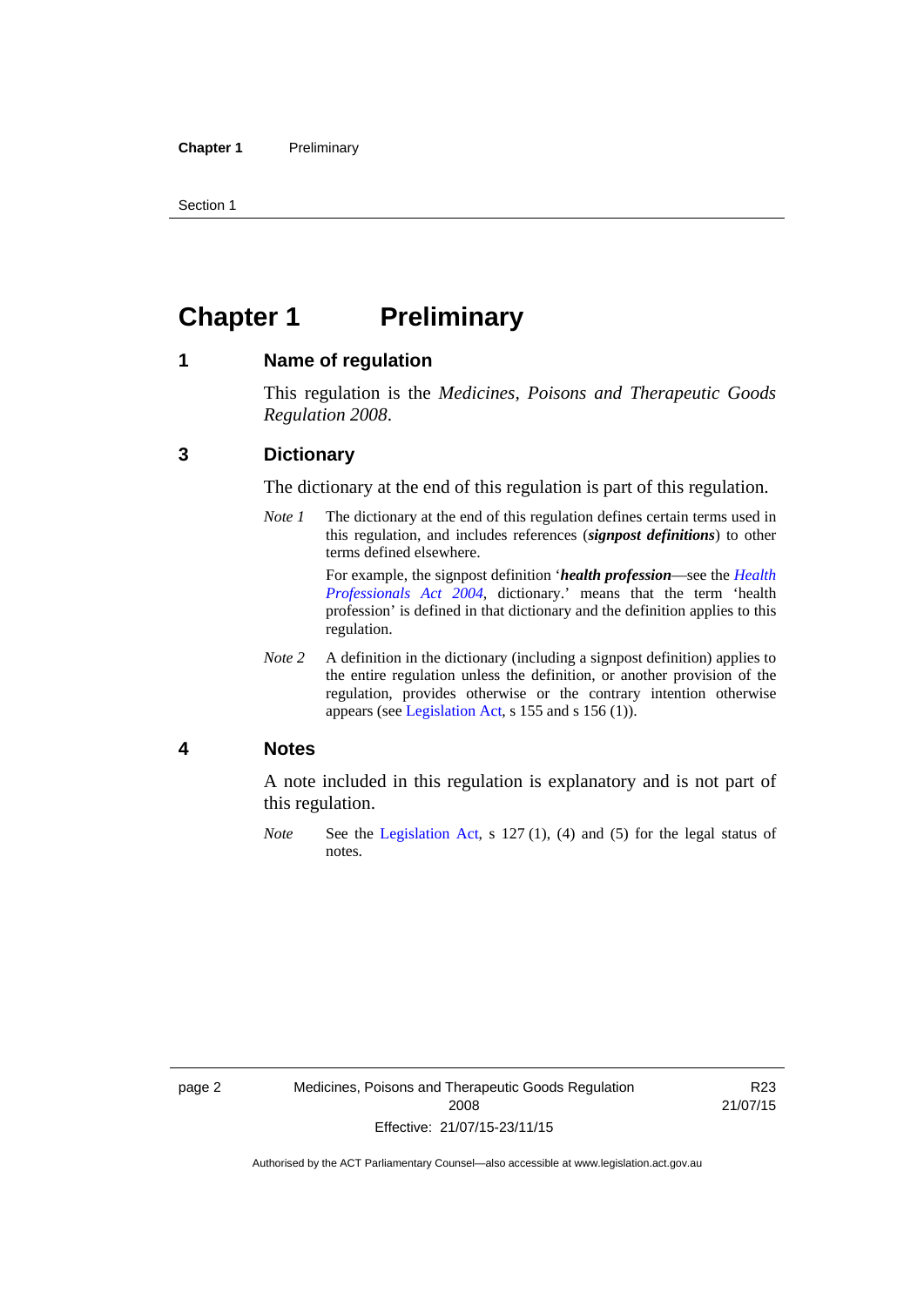# Chapter 1 Preliminary

## 1 Name of regulation

This regulation is the *Medicines, Poisons and Therapeutic Goods Regulation 2008*.

## 3 Dictionary

The dictionary at the end of this regulation is part of this regulation.

*Note 1* The dictionary at the end of this regulation defines certain terms used in this regulation, and includes references (***signpost definitions***) to other terms defined elsewhere.

For example, the signpost definition '***health profession***—see the *Health Professionals Act 2004*, dictionary.' means that the term 'health profession' is defined in that dictionary and the definition applies to this regulation.

*Note 2* A definition in the dictionary (including a signpost definition) applies to the entire regulation unless the definition, or another provision of the regulation, provides otherwise or the contrary intention otherwise appears (see Legislation Act, s 155 and s 156 (1)).

## 4 Notes

A note included in this regulation is explanatory and is not part of this regulation.

*Note* See the Legislation Act, s 127 (1), (4) and (5) for the legal status of notes.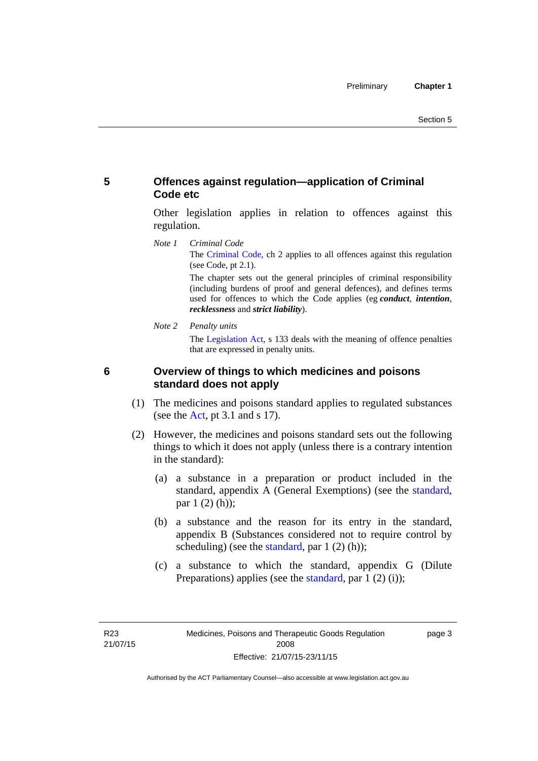## 5 Offences against regulation—application of Criminal Code etc

Other legislation applies in relation to offences against this regulation.

*Note 1* *Criminal Code*

The Criminal Code, ch 2 applies to all offences against this regulation (see Code, pt 2.1).

The chapter sets out the general principles of criminal responsibility (including burdens of proof and general defences), and defines terms used for offences to which the Code applies (eg ***conduct***, ***intention***, ***recklessness*** and ***strict liability***).

*Note 2* *Penalty units*

The Legislation Act, s 133 deals with the meaning of offence penalties that are expressed in penalty units.

## 6 Overview of things to which medicines and poisons standard does not apply

(1) The medicines and poisons standard applies to regulated substances (see the Act, pt 3.1 and s 17).

(2) However, the medicines and poisons standard sets out the following things to which it does not apply (unless there is a contrary intention in the standard):

(a) a substance in a preparation or product included in the standard, appendix A (General Exemptions) (see the standard, par 1 (2) (h));

(b) a substance and the reason for its entry in the standard, appendix B (Substances considered not to require control by scheduling) (see the standard, par 1 (2) (h));

(c) a substance to which the standard, appendix G (Dilute Preparations) applies (see the standard, par 1 (2) (i));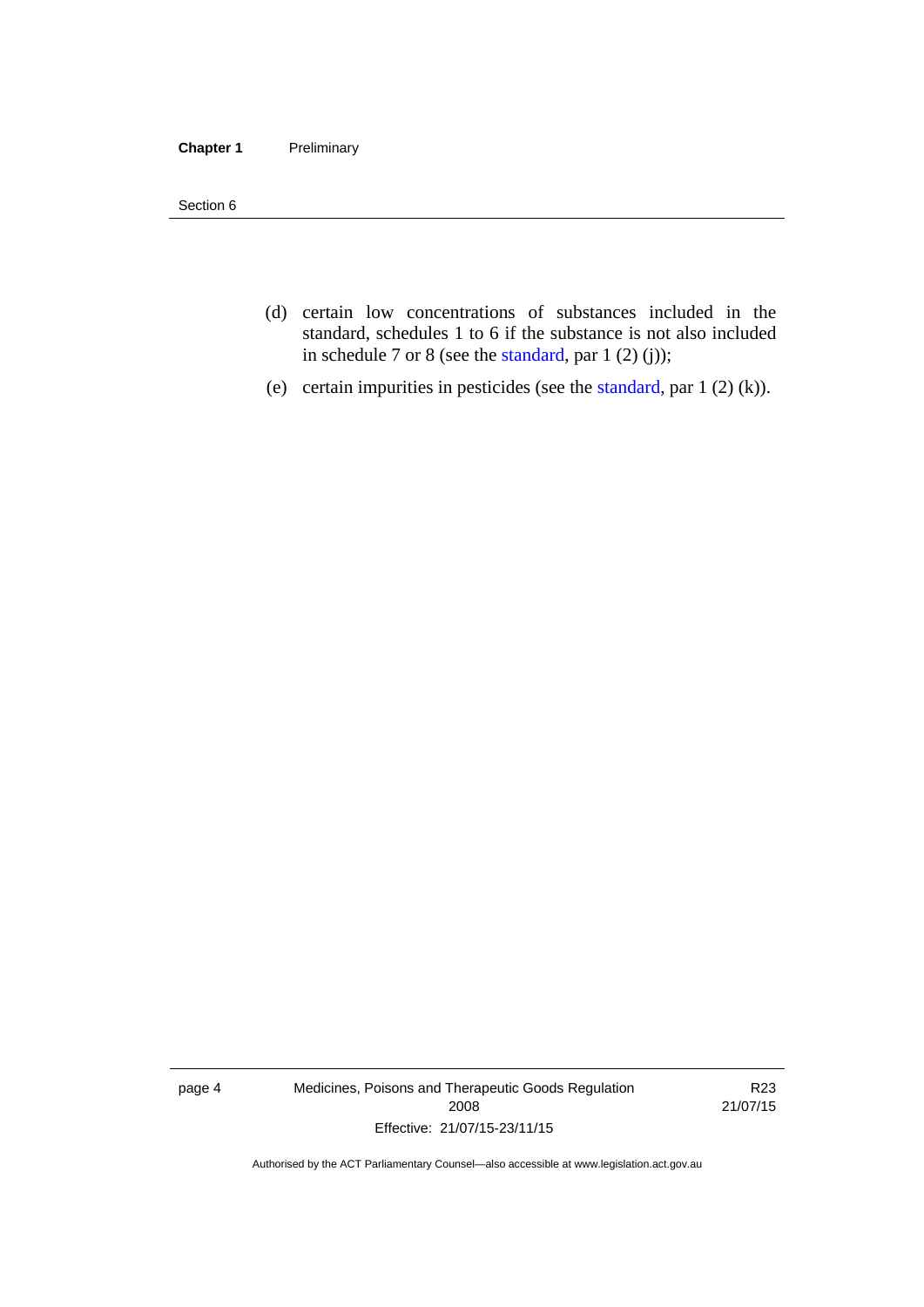(d) certain low concentrations of substances included in the standard, schedules 1 to 6 if the substance is not also included in schedule 7 or 8 (see the standard, par 1 (2) (j));

(e) certain impurities in pesticides (see the standard, par 1 (2) (k)).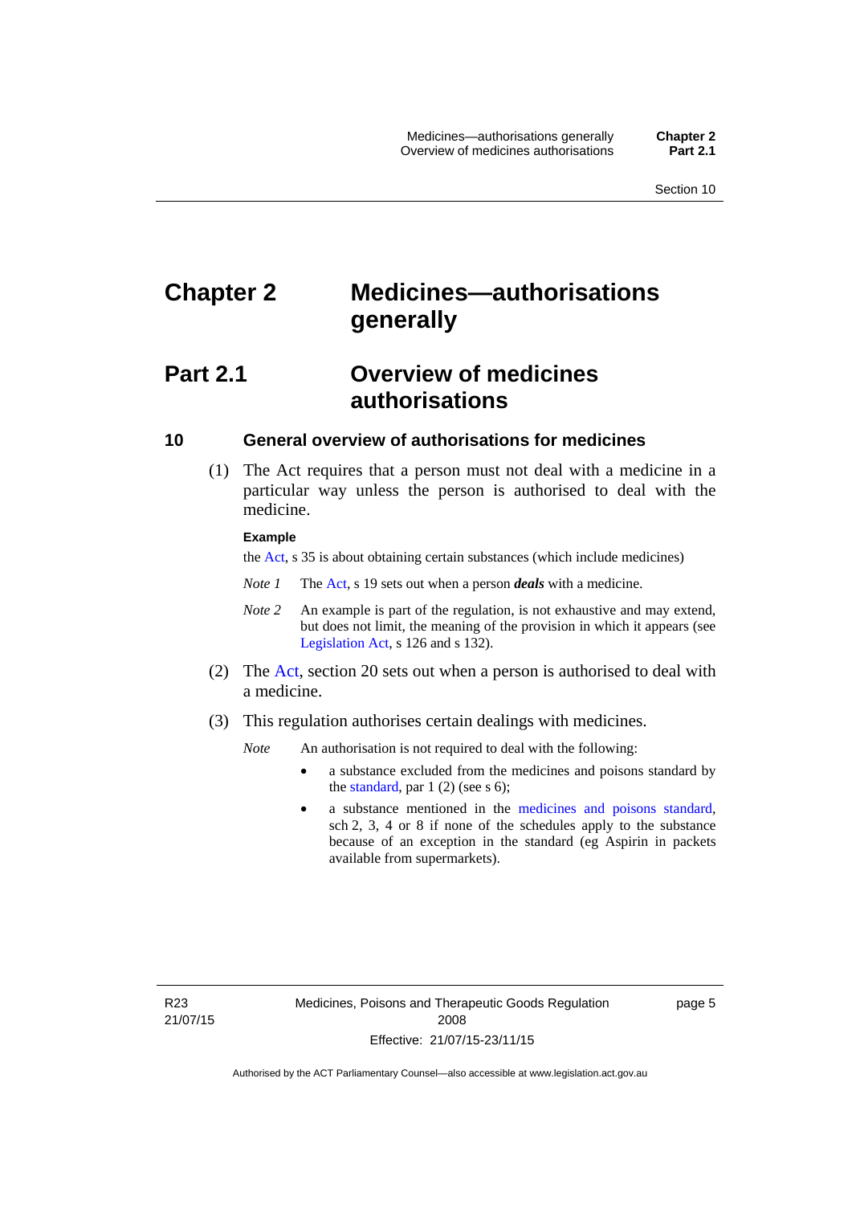# Chapter 2 Medicines—authorisations generally

## Part 2.1 Overview of medicines authorisations

### 10 General overview of authorisations for medicines

(1) The Act requires that a person must not deal with a medicine in a particular way unless the person is authorised to deal with the medicine.

**Example**

the Act, s 35 is about obtaining certain substances (which include medicines)

*Note 1* The Act, s 19 sets out when a person ***deals*** with a medicine.

*Note 2* An example is part of the regulation, is not exhaustive and may extend, but does not limit, the meaning of the provision in which it appears (see Legislation Act, s 126 and s 132).

(2) The Act, section 20 sets out when a person is authorised to deal with a medicine.

(3) This regulation authorises certain dealings with medicines.

*Note* An authorisation is not required to deal with the following:

- a substance excluded from the medicines and poisons standard by the standard, par 1 (2) (see s 6);
- a substance mentioned in the medicines and poisons standard, sch 2, 3, 4 or 8 if none of the schedules apply to the substance because of an exception in the standard (eg Aspirin in packets available from supermarkets).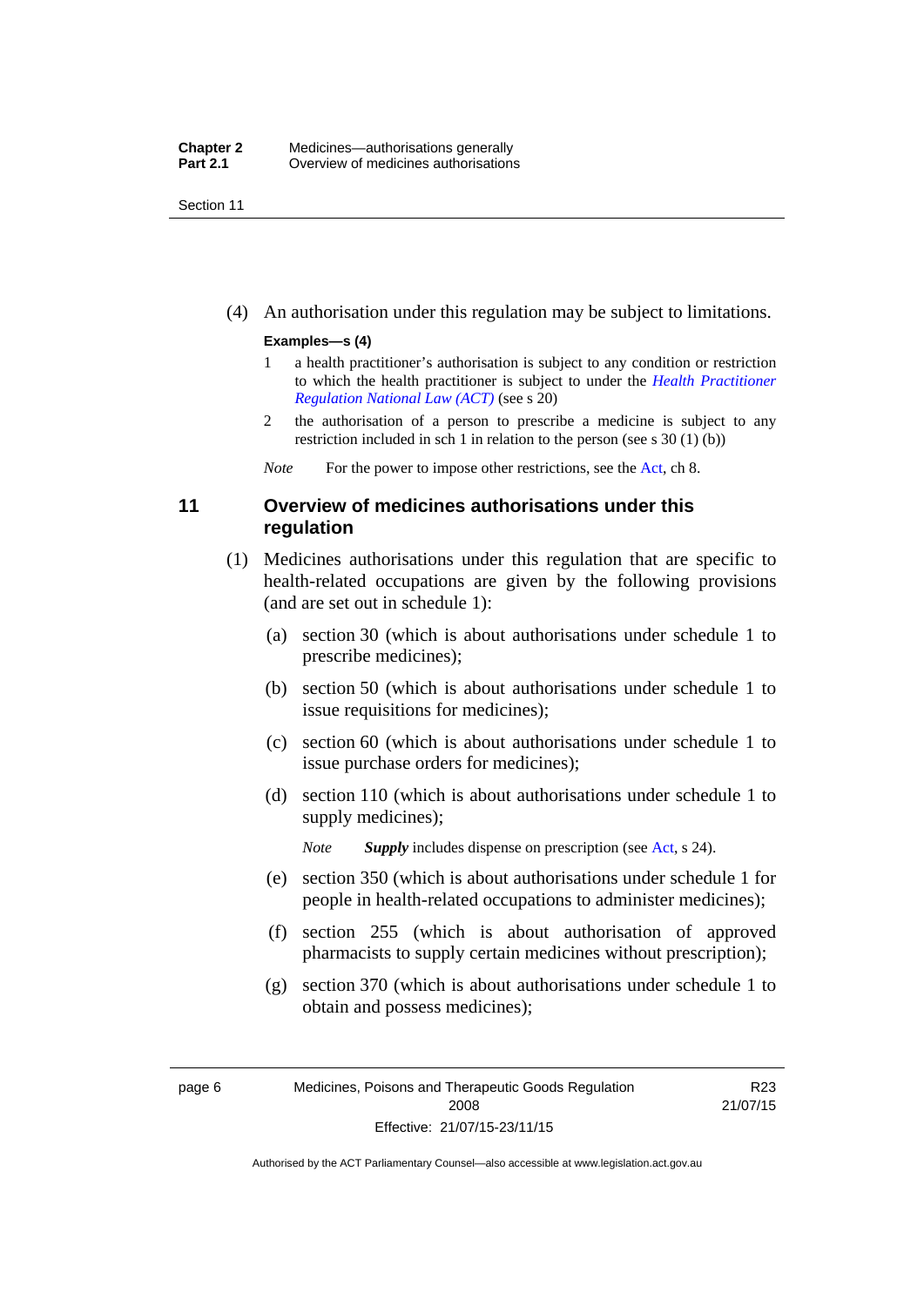(4) An authorisation under this regulation may be subject to limitations.

**Examples—s (4)**

1 a health practitioner's authorisation is subject to any condition or restriction to which the health practitioner is subject to under the *Health Practitioner Regulation National Law (ACT)* (see s 20)

2 the authorisation of a person to prescribe a medicine is subject to any restriction included in sch 1 in relation to the person (see s 30 (1) (b))

*Note* For the power to impose other restrictions, see the Act, ch 8.

## 11 Overview of medicines authorisations under this regulation

(1) Medicines authorisations under this regulation that are specific to health-related occupations are given by the following provisions (and are set out in schedule 1):

(a) section 30 (which is about authorisations under schedule 1 to prescribe medicines);

(b) section 50 (which is about authorisations under schedule 1 to issue requisitions for medicines);

(c) section 60 (which is about authorisations under schedule 1 to issue purchase orders for medicines);

(d) section 110 (which is about authorisations under schedule 1 to supply medicines);

*Note* ***Supply*** includes dispense on prescription (see Act, s 24).

(e) section 350 (which is about authorisations under schedule 1 for people in health-related occupations to administer medicines);

(f) section 255 (which is about authorisation of approved pharmacists to supply certain medicines without prescription);

(g) section 370 (which is about authorisations under schedule 1 to obtain and possess medicines);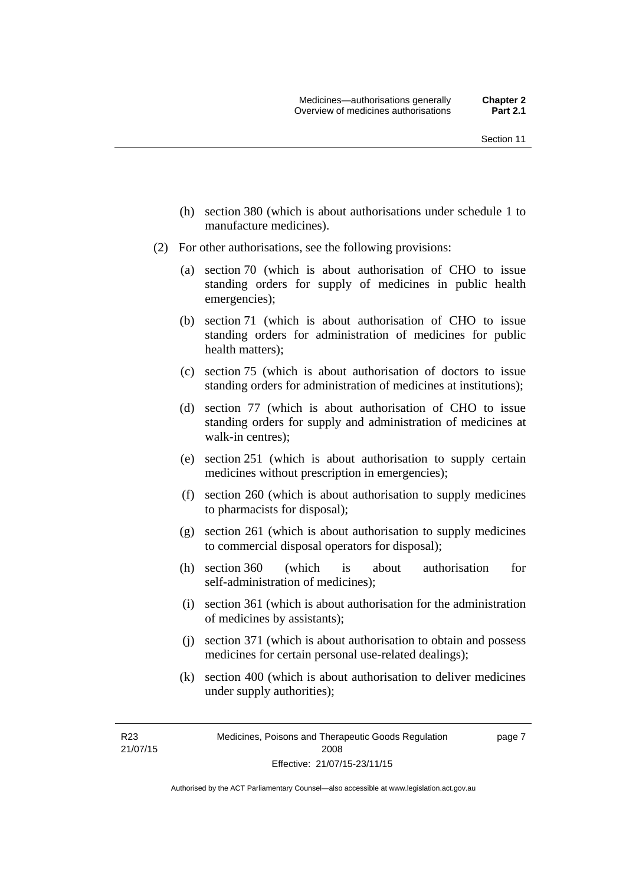(h) section 380 (which is about authorisations under schedule 1 to manufacture medicines).

(2) For other authorisations, see the following provisions:

(a) section 70 (which is about authorisation of CHO to issue standing orders for supply of medicines in public health emergencies);

(b) section 71 (which is about authorisation of CHO to issue standing orders for administration of medicines for public health matters);

(c) section 75 (which is about authorisation of doctors to issue standing orders for administration of medicines at institutions);

(d) section 77 (which is about authorisation of CHO to issue standing orders for supply and administration of medicines at walk-in centres);

(e) section 251 (which is about authorisation to supply certain medicines without prescription in emergencies);

(f) section 260 (which is about authorisation to supply medicines to pharmacists for disposal);

(g) section 261 (which is about authorisation to supply medicines to commercial disposal operators for disposal);

(h) section 360 (which is about authorisation for self-administration of medicines);

(i) section 361 (which is about authorisation for the administration of medicines by assistants);

(j) section 371 (which is about authorisation to obtain and possess medicines for certain personal use-related dealings);

(k) section 400 (which is about authorisation to deliver medicines under supply authorities);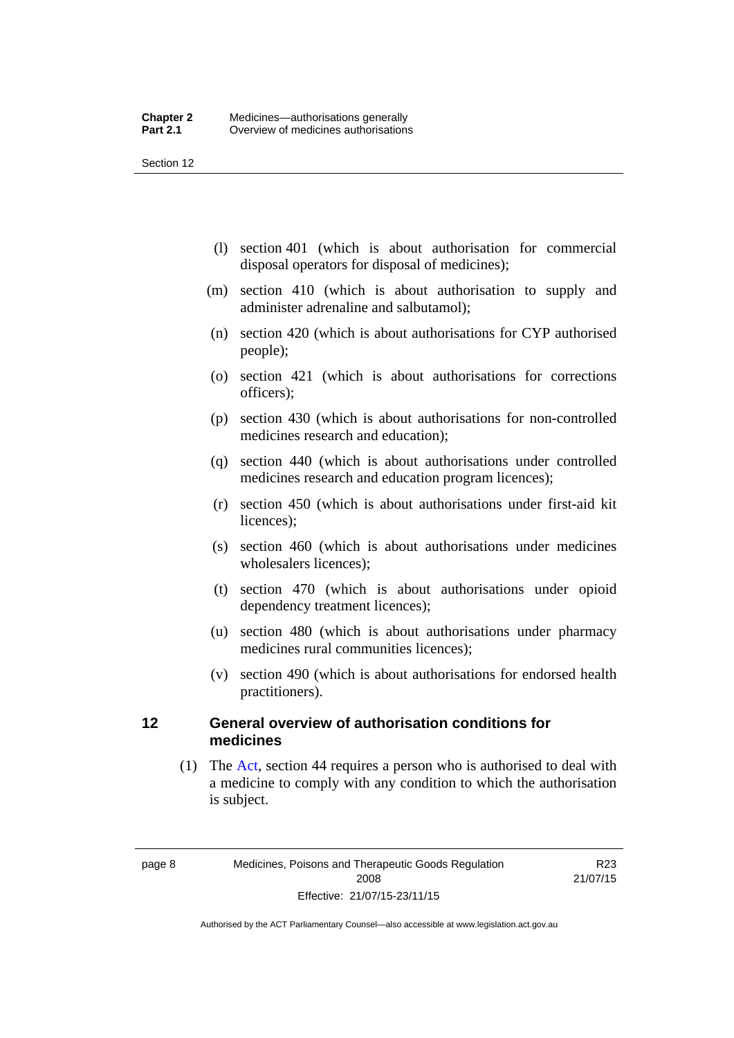(l) section 401 (which is about authorisation for commercial disposal operators for disposal of medicines);

(m) section 410 (which is about authorisation to supply and administer adrenaline and salbutamol);

(n) section 420 (which is about authorisations for CYP authorised people);

(o) section 421 (which is about authorisations for corrections officers);

(p) section 430 (which is about authorisations for non-controlled medicines research and education);

(q) section 440 (which is about authorisations under controlled medicines research and education program licences);

(r) section 450 (which is about authorisations under first-aid kit licences);

(s) section 460 (which is about authorisations under medicines wholesalers licences);

(t) section 470 (which is about authorisations under opioid dependency treatment licences);

(u) section 480 (which is about authorisations under pharmacy medicines rural communities licences);

(v) section 490 (which is about authorisations for endorsed health practitioners).

## 12 General overview of authorisation conditions for medicines

(1) The Act, section 44 requires a person who is authorised to deal with a medicine to comply with any condition to which the authorisation is subject.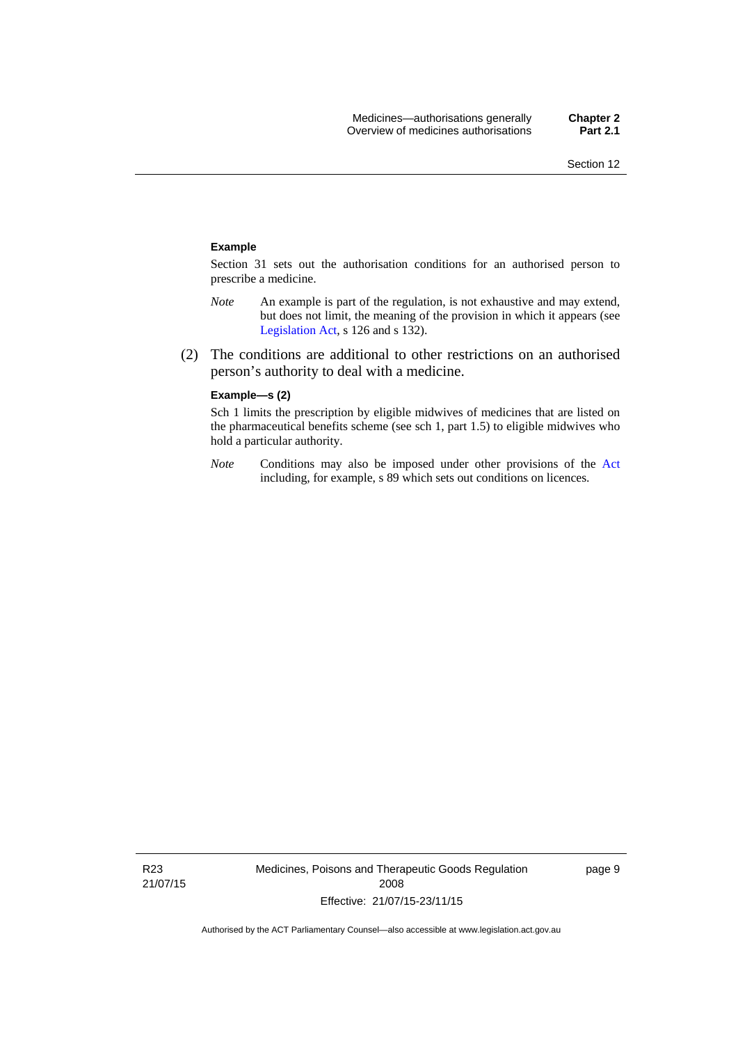**Example**

Section 31 sets out the authorisation conditions for an authorised person to prescribe a medicine.

*Note* An example is part of the regulation, is not exhaustive and may extend, but does not limit, the meaning of the provision in which it appears (see Legislation Act, s 126 and s 132).

(2) The conditions are additional to other restrictions on an authorised person's authority to deal with a medicine.

**Example—s (2)**

Sch 1 limits the prescription by eligible midwives of medicines that are listed on the pharmaceutical benefits scheme (see sch 1, part 1.5) to eligible midwives who hold a particular authority.

*Note* Conditions may also be imposed under other provisions of the Act including, for example, s 89 which sets out conditions on licences.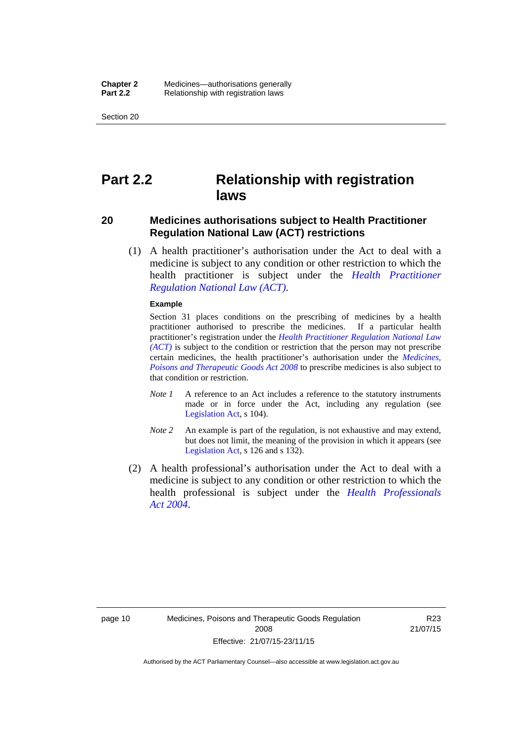# Part 2.2 Relationship with registration laws

## 20 Medicines authorisations subject to Health Practitioner Regulation National Law (ACT) restrictions

(1) A health practitioner's authorisation under the Act to deal with a medicine is subject to any condition or other restriction to which the health practitioner is subject under the *Health Practitioner Regulation National Law (ACT)*.

**Example**

Section 31 places conditions on the prescribing of medicines by a health practitioner authorised to prescribe the medicines. If a particular health practitioner's registration under the *Health Practitioner Regulation National Law (ACT)* is subject to the condition or restriction that the person may not prescribe certain medicines, the health practitioner's authorisation under the *Medicines, Poisons and Therapeutic Goods Act 2008* to prescribe medicines is also subject to that condition or restriction.

*Note 1* A reference to an Act includes a reference to the statutory instruments made or in force under the Act, including any regulation (see Legislation Act, s 104).

*Note 2* An example is part of the regulation, is not exhaustive and may extend, but does not limit, the meaning of the provision in which it appears (see Legislation Act, s 126 and s 132).

(2) A health professional's authorisation under the Act to deal with a medicine is subject to any condition or other restriction to which the health professional is subject under the *Health Professionals Act 2004*.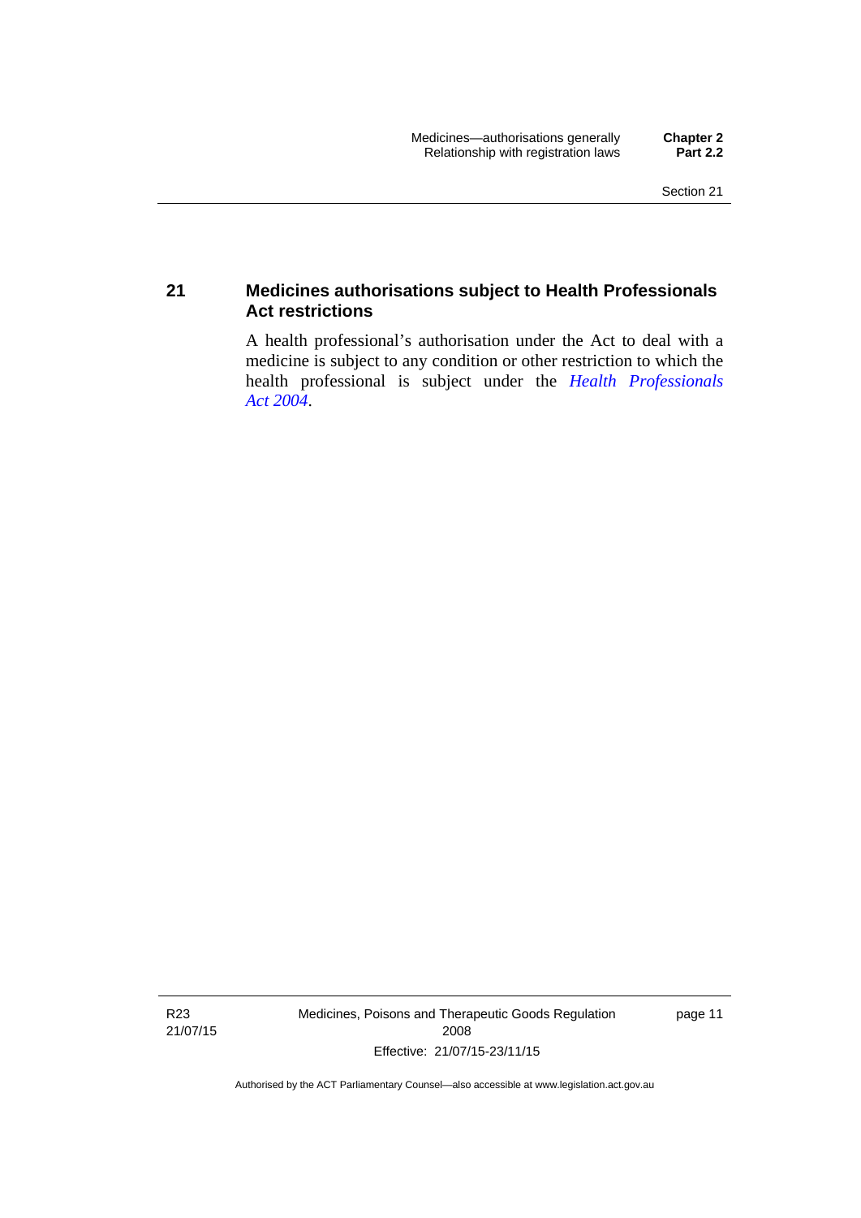## 21 Medicines authorisations subject to Health Professionals Act restrictions

A health professional's authorisation under the Act to deal with a medicine is subject to any condition or other restriction to which the health professional is subject under the *Health Professionals Act 2004*.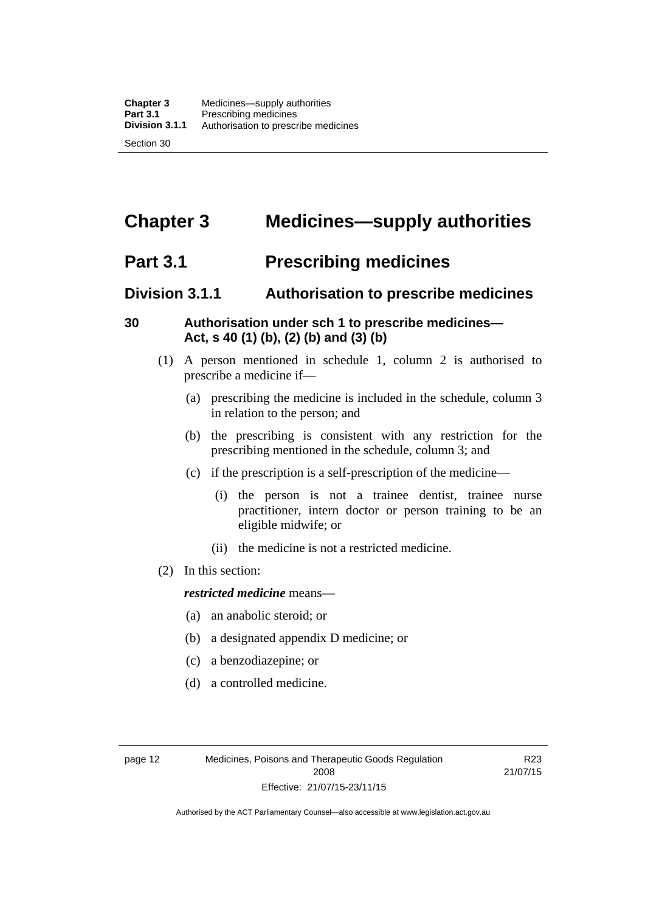# Chapter 3 Medicines—supply authorities

## Part 3.1 Prescribing medicines

### Division 3.1.1 Authorisation to prescribe medicines

#### 30 Authorisation under sch 1 to prescribe medicines—Act, s 40 (1) (b), (2) (b) and (3) (b)

(1) A person mentioned in schedule 1, column 2 is authorised to prescribe a medicine if—

(a) prescribing the medicine is included in the schedule, column 3 in relation to the person; and

(b) the prescribing is consistent with any restriction for the prescribing mentioned in the schedule, column 3; and

(c) if the prescription is a self-prescription of the medicine—

(i) the person is not a trainee dentist, trainee nurse practitioner, intern doctor or person training to be an eligible midwife; or

(ii) the medicine is not a restricted medicine.

(2) In this section:

***restricted medicine*** means—

(a) an anabolic steroid; or

(b) a designated appendix D medicine; or

(c) a benzodiazepine; or

(d) a controlled medicine.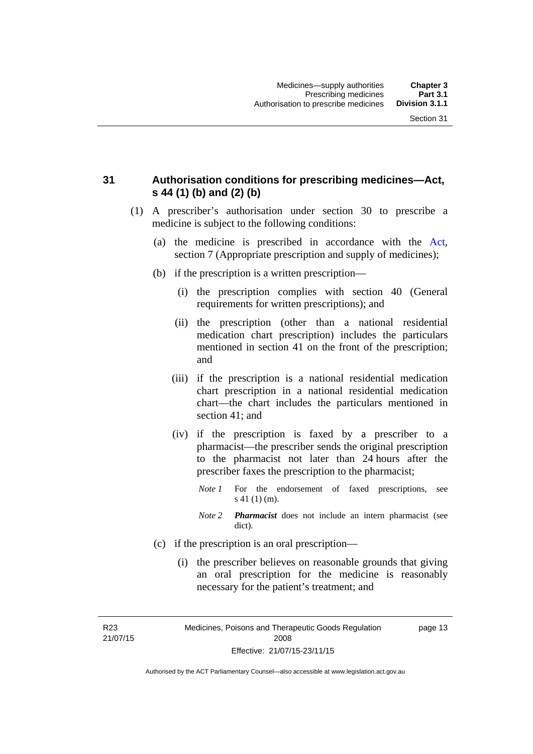## 31 Authorisation conditions for prescribing medicines—Act, s 44 (1) (b) and (2) (b)

(1) A prescriber's authorisation under section 30 to prescribe a medicine is subject to the following conditions:

(a) the medicine is prescribed in accordance with the Act, section 7 (Appropriate prescription and supply of medicines);

(b) if the prescription is a written prescription—

(i) the prescription complies with section 40 (General requirements for written prescriptions); and

(ii) the prescription (other than a national residential medication chart prescription) includes the particulars mentioned in section 41 on the front of the prescription; and

(iii) if the prescription is a national residential medication chart prescription in a national residential medication chart—the chart includes the particulars mentioned in section 41; and

(iv) if the prescription is faxed by a prescriber to a pharmacist—the prescriber sends the original prescription to the pharmacist not later than 24 hours after the prescriber faxes the prescription to the pharmacist;

*Note 1* For the endorsement of faxed prescriptions, see s 41 (1) (m).

*Note 2* ***Pharmacist*** does not include an intern pharmacist (see dict).

(c) if the prescription is an oral prescription—

(i) the prescriber believes on reasonable grounds that giving an oral prescription for the medicine is reasonably necessary for the patient's treatment; and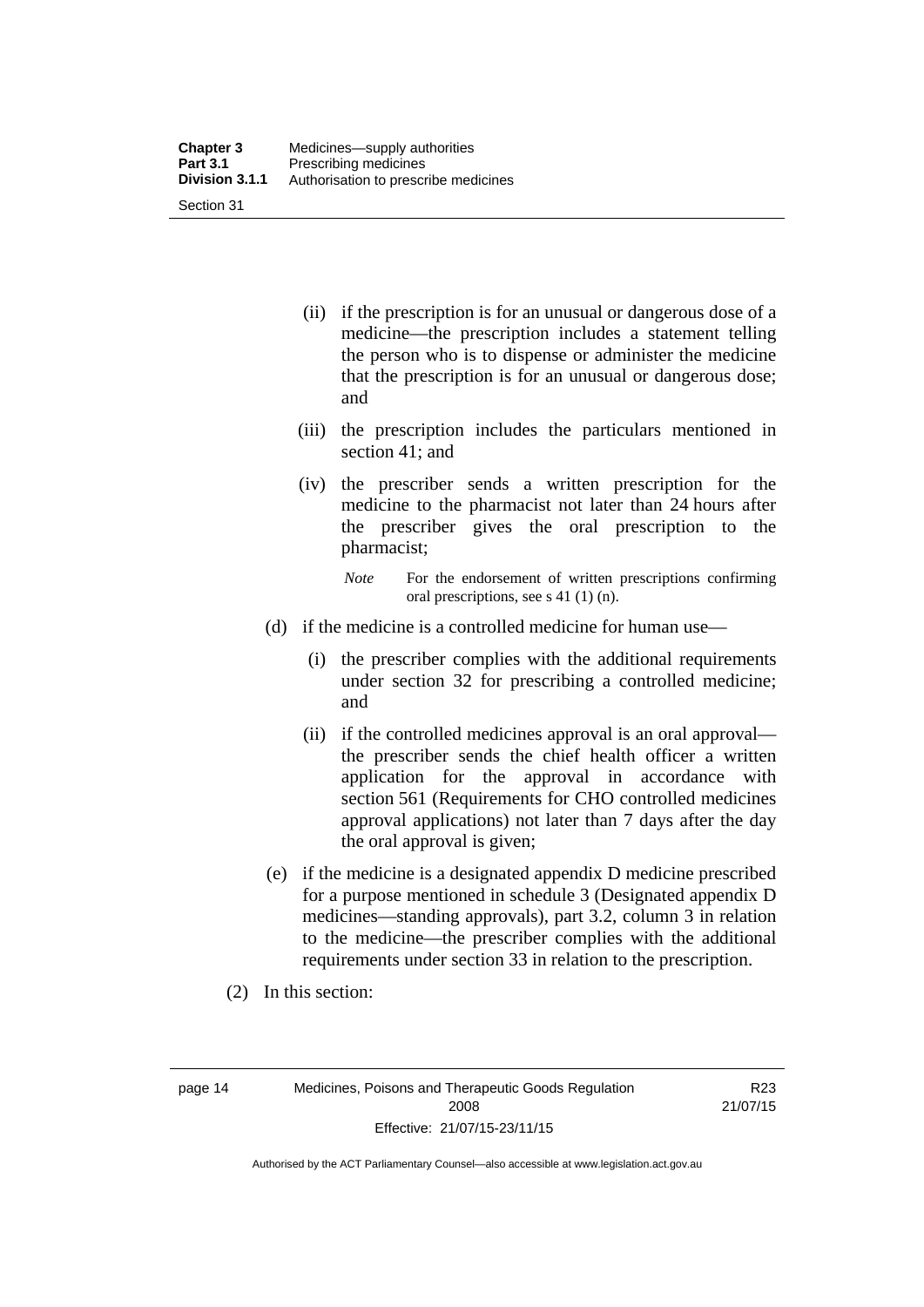(ii) if the prescription is for an unusual or dangerous dose of a medicine—the prescription includes a statement telling the person who is to dispense or administer the medicine that the prescription is for an unusual or dangerous dose; and

(iii) the prescription includes the particulars mentioned in section 41; and

(iv) the prescriber sends a written prescription for the medicine to the pharmacist not later than 24 hours after the prescriber gives the oral prescription to the pharmacist;

*Note* For the endorsement of written prescriptions confirming oral prescriptions, see s 41 (1) (n).

(d) if the medicine is a controlled medicine for human use—

(i) the prescriber complies with the additional requirements under section 32 for prescribing a controlled medicine; and

(ii) if the controlled medicines approval is an oral approval—the prescriber sends the chief health officer a written application for the approval in accordance with section 561 (Requirements for CHO controlled medicines approval applications) not later than 7 days after the day the oral approval is given;

(e) if the medicine is a designated appendix D medicine prescribed for a purpose mentioned in schedule 3 (Designated appendix D medicines—standing approvals), part 3.2, column 3 in relation to the medicine—the prescriber complies with the additional requirements under section 33 in relation to the prescription.

(2) In this section: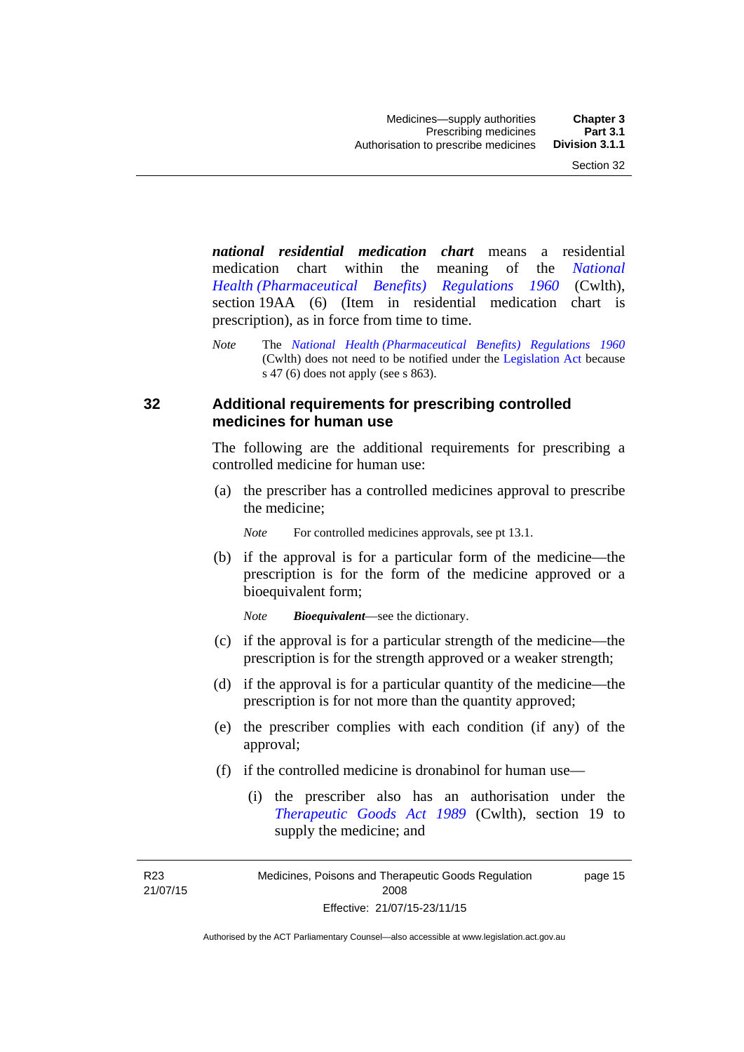***national residential medication chart*** means a residential medication chart within the meaning of the *National Health (Pharmaceutical Benefits) Regulations 1960* (Cwlth), section 19AA (6) (Item in residential medication chart is prescription), as in force from time to time.

*Note* The *National Health (Pharmaceutical Benefits) Regulations 1960* (Cwlth) does not need to be notified under the Legislation Act because s 47 (6) does not apply (see s 863).

## 32 Additional requirements for prescribing controlled medicines for human use

The following are the additional requirements for prescribing a controlled medicine for human use:

(a) the prescriber has a controlled medicines approval to prescribe the medicine;

*Note* For controlled medicines approvals, see pt 13.1.

(b) if the approval is for a particular form of the medicine—the prescription is for the form of the medicine approved or a bioequivalent form;

*Note* ***Bioequivalent***—see the dictionary.

(c) if the approval is for a particular strength of the medicine—the prescription is for the strength approved or a weaker strength;

(d) if the approval is for a particular quantity of the medicine—the prescription is for not more than the quantity approved;

(e) the prescriber complies with each condition (if any) of the approval;

(f) if the controlled medicine is dronabinol for human use—

(i) the prescriber also has an authorisation under the *Therapeutic Goods Act 1989* (Cwlth), section 19 to supply the medicine; and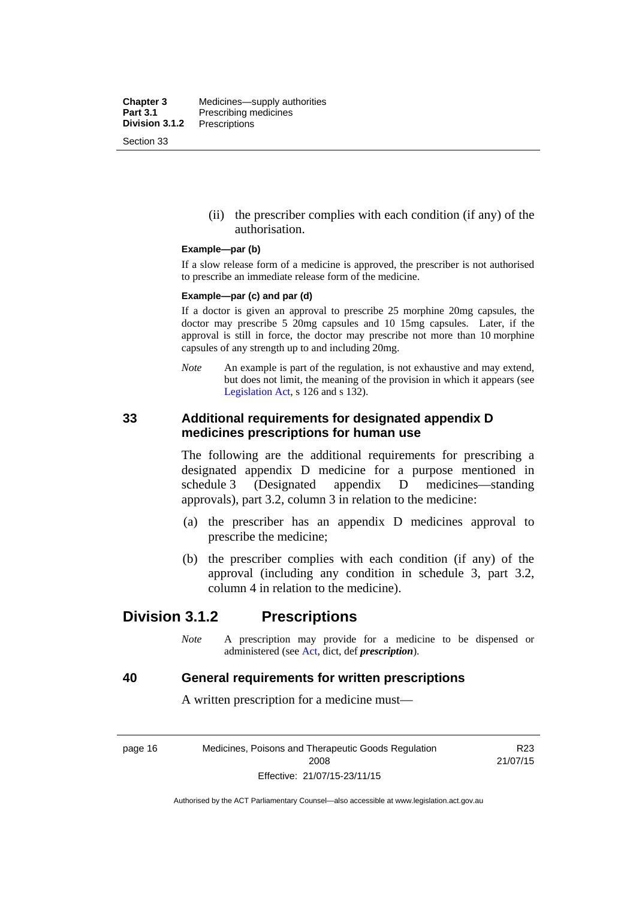(ii) the prescriber complies with each condition (if any) of the authorisation.

**Example—par (b)**

If a slow release form of a medicine is approved, the prescriber is not authorised to prescribe an immediate release form of the medicine.

**Example—par (c) and par (d)**

If a doctor is given an approval to prescribe 25 morphine 20mg capsules, the doctor may prescribe 5 20mg capsules and 10 15mg capsules. Later, if the approval is still in force, the doctor may prescribe not more than 10 morphine capsules of any strength up to and including 20mg.

*Note* An example is part of the regulation, is not exhaustive and may extend, but does not limit, the meaning of the provision in which it appears (see Legislation Act, s 126 and s 132).

### 33 Additional requirements for designated appendix D medicines prescriptions for human use

The following are the additional requirements for prescribing a designated appendix D medicine for a purpose mentioned in schedule 3 (Designated appendix D medicines—standing approvals), part 3.2, column 3 in relation to the medicine:

(a) the prescriber has an appendix D medicines approval to prescribe the medicine;

(b) the prescriber complies with each condition (if any) of the approval (including any condition in schedule 3, part 3.2, column 4 in relation to the medicine).

## Division 3.1.2 Prescriptions

*Note* A prescription may provide for a medicine to be dispensed or administered (see Act, dict, def ***prescription***).

### 40 General requirements for written prescriptions

A written prescription for a medicine must—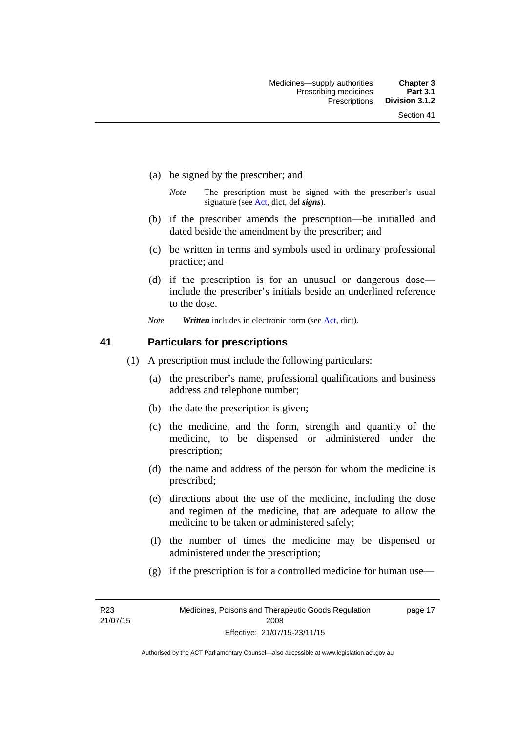(a) be signed by the prescriber; and

*Note* The prescription must be signed with the prescriber's usual signature (see Act, dict, def ***signs***).

(b) if the prescriber amends the prescription—be initialled and dated beside the amendment by the prescriber; and

(c) be written in terms and symbols used in ordinary professional practice; and

(d) if the prescription is for an unusual or dangerous dose—include the prescriber's initials beside an underlined reference to the dose.

*Note* ***Written*** includes in electronic form (see Act, dict).

## 41 Particulars for prescriptions

(1) A prescription must include the following particulars:

(a) the prescriber's name, professional qualifications and business address and telephone number;

(b) the date the prescription is given;

(c) the medicine, and the form, strength and quantity of the medicine, to be dispensed or administered under the prescription;

(d) the name and address of the person for whom the medicine is prescribed;

(e) directions about the use of the medicine, including the dose and regimen of the medicine, that are adequate to allow the medicine to be taken or administered safely;

(f) the number of times the medicine may be dispensed or administered under the prescription;

(g) if the prescription is for a controlled medicine for human use—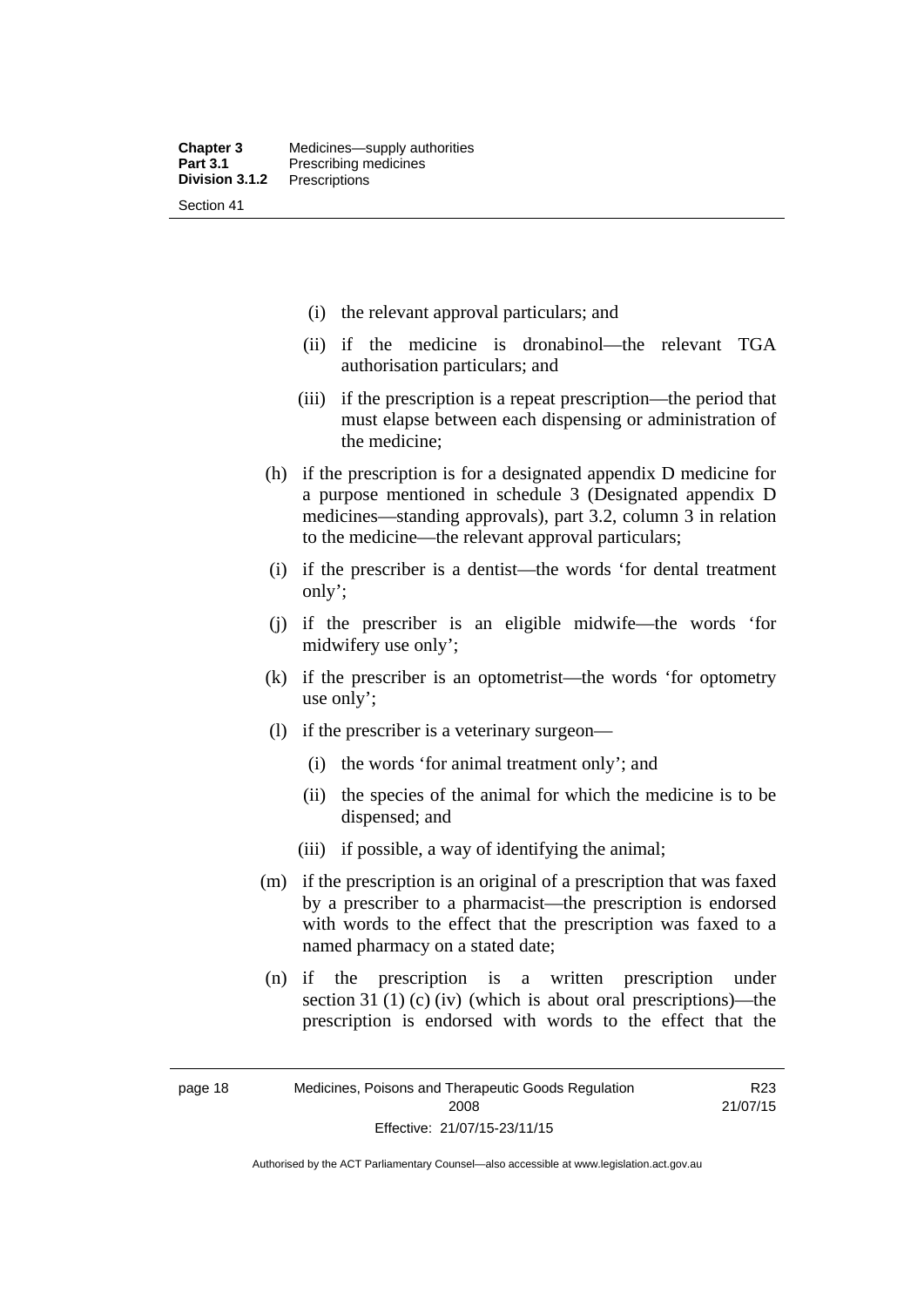(i) the relevant approval particulars; and

(ii) if the medicine is dronabinol—the relevant TGA authorisation particulars; and

(iii) if the prescription is a repeat prescription—the period that must elapse between each dispensing or administration of the medicine;

(h) if the prescription is for a designated appendix D medicine for a purpose mentioned in schedule 3 (Designated appendix D medicines—standing approvals), part 3.2, column 3 in relation to the medicine—the relevant approval particulars;

(i) if the prescriber is a dentist—the words 'for dental treatment only';

(j) if the prescriber is an eligible midwife—the words 'for midwifery use only';

(k) if the prescriber is an optometrist—the words 'for optometry use only';

(l) if the prescriber is a veterinary surgeon—

(i) the words 'for animal treatment only'; and

(ii) the species of the animal for which the medicine is to be dispensed; and

(iii) if possible, a way of identifying the animal;

(m) if the prescription is an original of a prescription that was faxed by a prescriber to a pharmacist—the prescription is endorsed with words to the effect that the prescription was faxed to a named pharmacy on a stated date;

(n) if the prescription is a written prescription under section 31 (1) (c) (iv) (which is about oral prescriptions)—the prescription is endorsed with words to the effect that the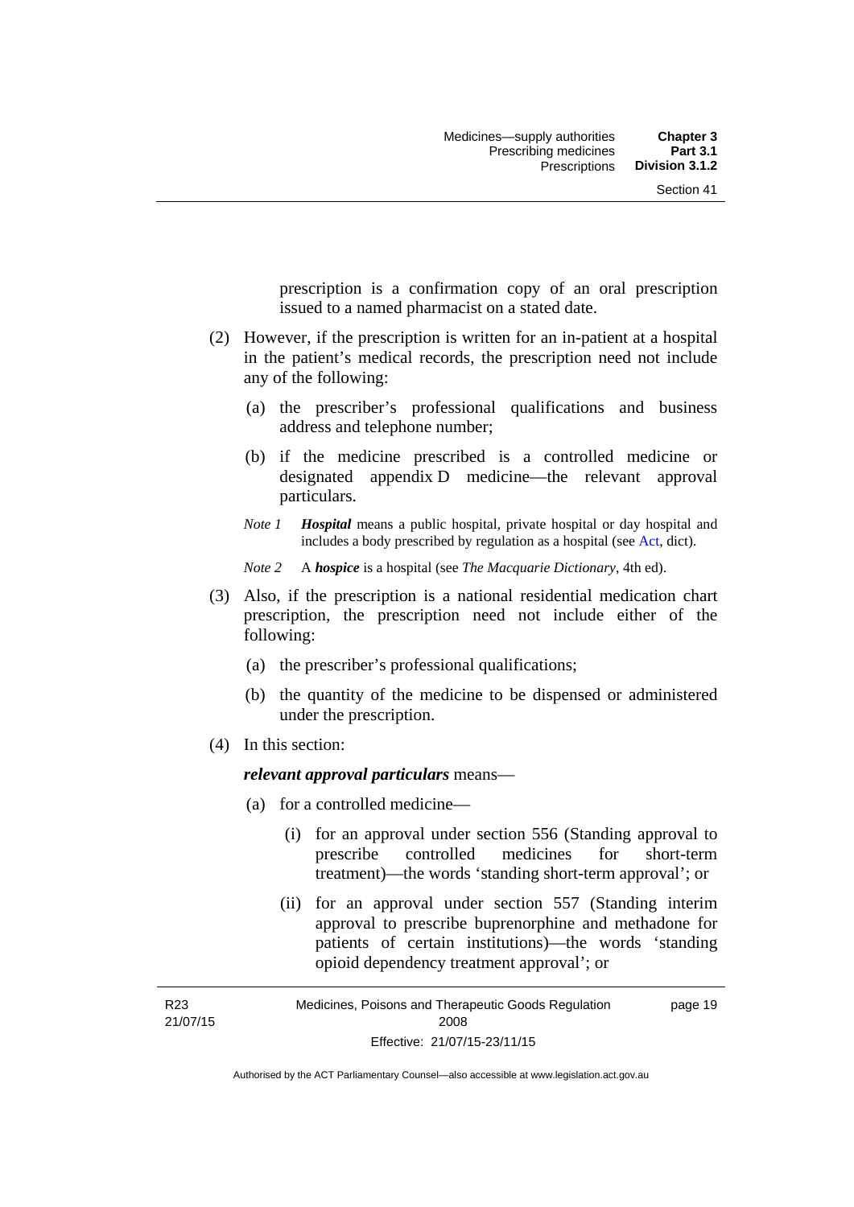prescription is a confirmation copy of an oral prescription issued to a named pharmacist on a stated date.

(2) However, if the prescription is written for an in-patient at a hospital in the patient's medical records, the prescription need not include any of the following:

(a) the prescriber's professional qualifications and business address and telephone number;

(b) if the medicine prescribed is a controlled medicine or designated appendix D medicine—the relevant approval particulars.

*Note 1* ***Hospital*** means a public hospital, private hospital or day hospital and includes a body prescribed by regulation as a hospital (see Act, dict).

*Note 2* A ***hospice*** is a hospital (see *The Macquarie Dictionary*, 4th ed).

(3) Also, if the prescription is a national residential medication chart prescription, the prescription need not include either of the following:

(a) the prescriber's professional qualifications;

(b) the quantity of the medicine to be dispensed or administered under the prescription.

(4) In this section:

***relevant approval particulars*** means—

(a) for a controlled medicine—

(i) for an approval under section 556 (Standing approval to prescribe controlled medicines for short-term treatment)—the words 'standing short-term approval'; or

(ii) for an approval under section 557 (Standing interim approval to prescribe buprenorphine and methadone for patients of certain institutions)—the words 'standing opioid dependency treatment approval'; or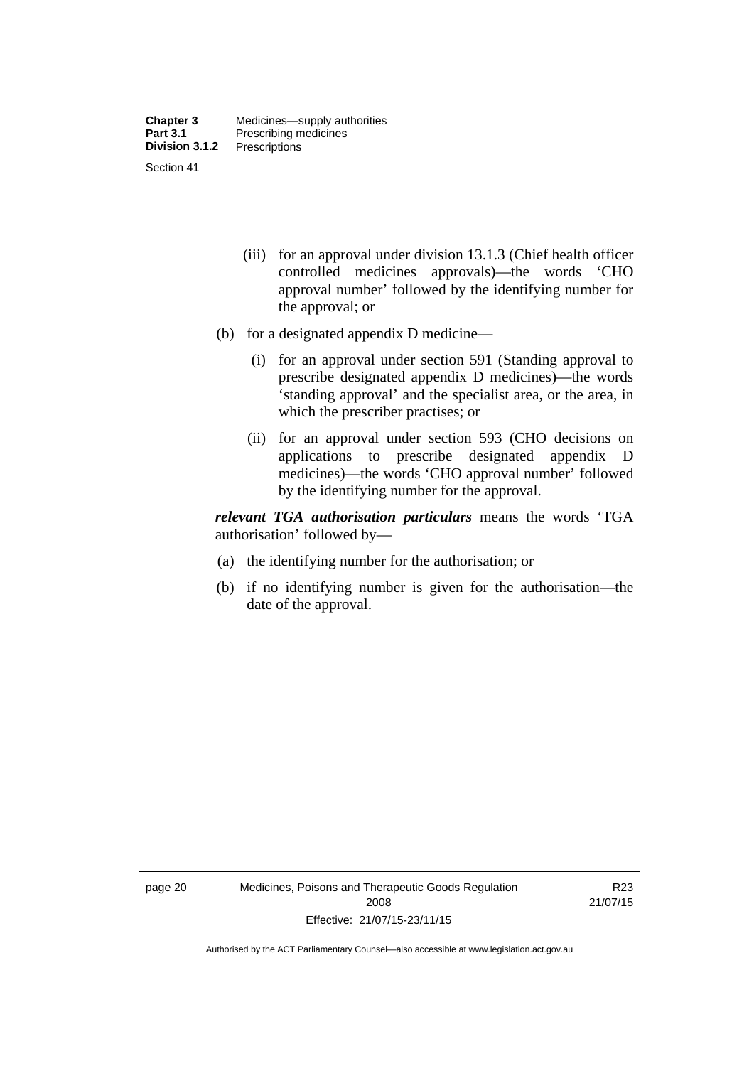(iii) for an approval under division 13.1.3 (Chief health officer controlled medicines approvals)—the words 'CHO approval number' followed by the identifying number for the approval; or

(b) for a designated appendix D medicine—

(i) for an approval under section 591 (Standing approval to prescribe designated appendix D medicines)—the words 'standing approval' and the specialist area, or the area, in which the prescriber practises; or

(ii) for an approval under section 593 (CHO decisions on applications to prescribe designated appendix D medicines)—the words 'CHO approval number' followed by the identifying number for the approval.

***relevant TGA authorisation particulars*** means the words 'TGA authorisation' followed by—

(a) the identifying number for the authorisation; or

(b) if no identifying number is given for the authorisation—the date of the approval.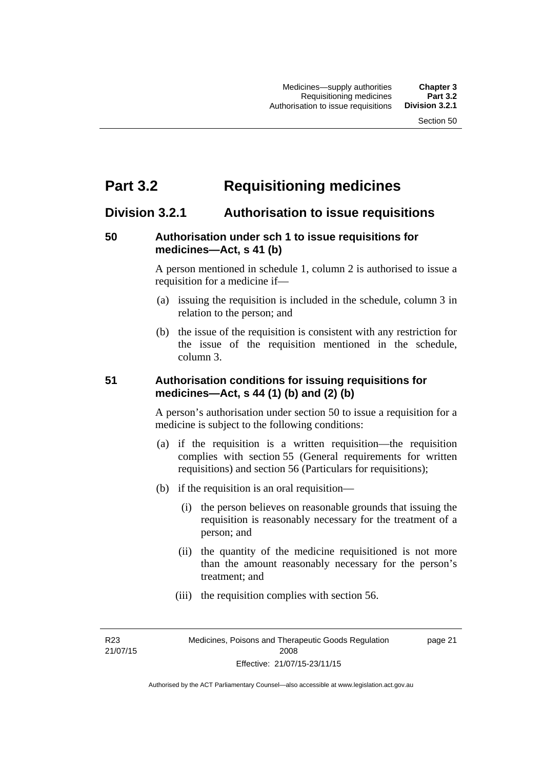# Part 3.2 Requisitioning medicines

## Division 3.2.1 Authorisation to issue requisitions

### 50 Authorisation under sch 1 to issue requisitions for medicines—Act, s 41 (b)

A person mentioned in schedule 1, column 2 is authorised to issue a requisition for a medicine if—

(a) issuing the requisition is included in the schedule, column 3 in relation to the person; and

(b) the issue of the requisition is consistent with any restriction for the issue of the requisition mentioned in the schedule, column 3.

### 51 Authorisation conditions for issuing requisitions for medicines—Act, s 44 (1) (b) and (2) (b)

A person's authorisation under section 50 to issue a requisition for a medicine is subject to the following conditions:

(a) if the requisition is a written requisition—the requisition complies with section 55 (General requirements for written requisitions) and section 56 (Particulars for requisitions);

(b) if the requisition is an oral requisition—

(i) the person believes on reasonable grounds that issuing the requisition is reasonably necessary for the treatment of a person; and

(ii) the quantity of the medicine requisitioned is not more than the amount reasonably necessary for the person's treatment; and

(iii) the requisition complies with section 56.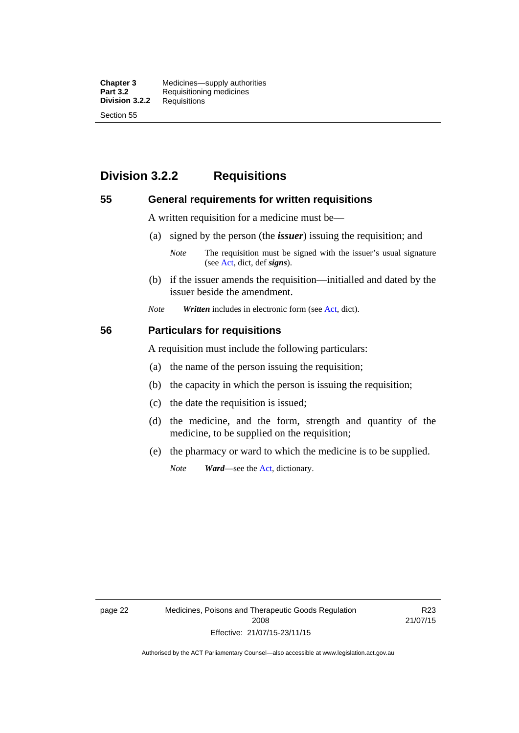## Division 3.2.2 Requisitions

### 55 General requirements for written requisitions

A written requisition for a medicine must be—

(a) signed by the person (the ***issuer***) issuing the requisition; and

> *Note* The requisition must be signed with the issuer's usual signature (see Act, dict, def ***signs***).

(b) if the issuer amends the requisition—initialled and dated by the issuer beside the amendment.

*Note* ***Written*** includes in electronic form (see Act, dict).

### 56 Particulars for requisitions

A requisition must include the following particulars:

(a) the name of the person issuing the requisition;

(b) the capacity in which the person is issuing the requisition;

(c) the date the requisition is issued;

(d) the medicine, and the form, strength and quantity of the medicine, to be supplied on the requisition;

(e) the pharmacy or ward to which the medicine is to be supplied.

> *Note* ***Ward***—see the Act, dictionary.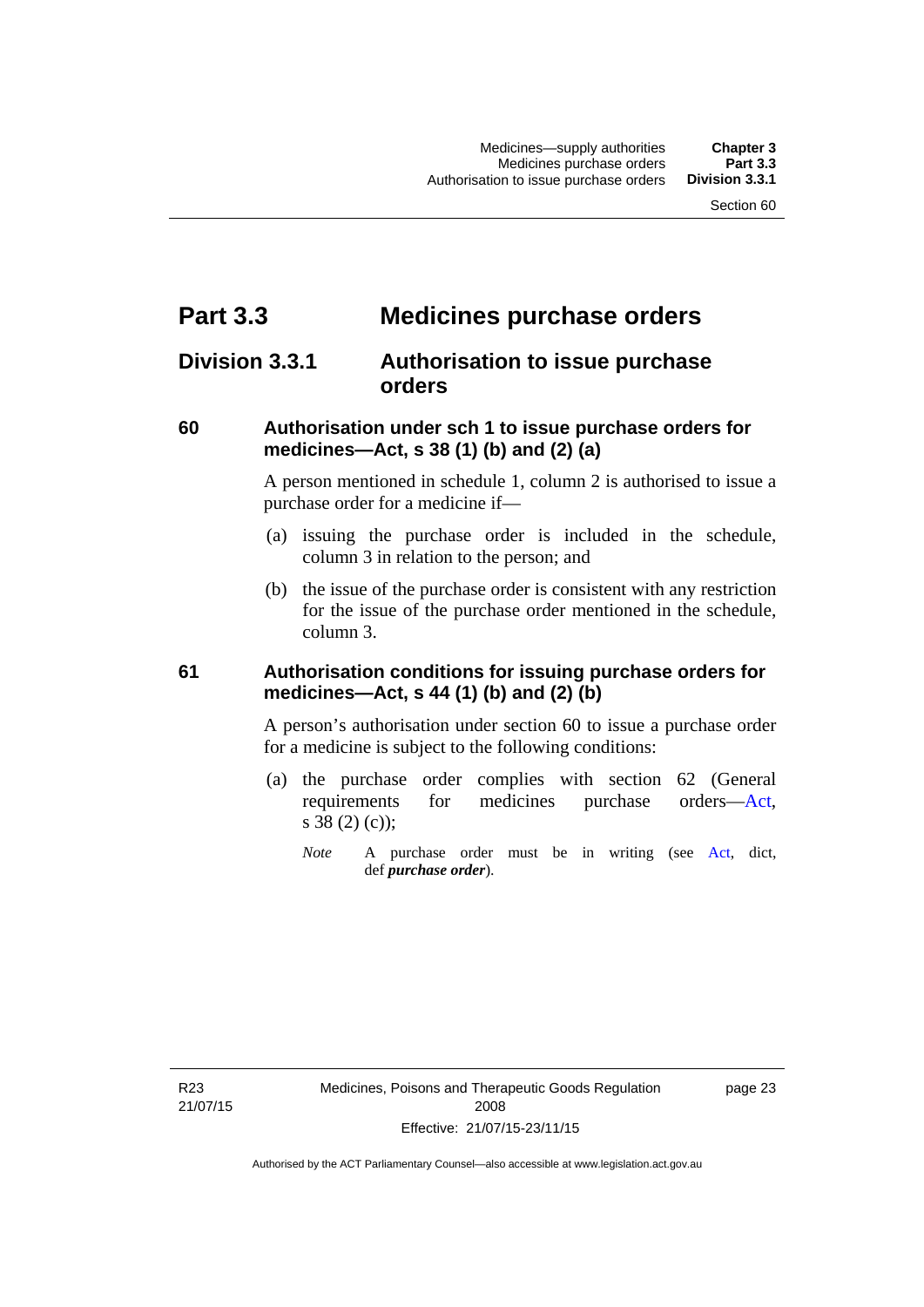# Part 3.3 Medicines purchase orders

## Division 3.3.1 Authorisation to issue purchase orders

### 60 Authorisation under sch 1 to issue purchase orders for medicines—Act, s 38 (1) (b) and (2) (a)

A person mentioned in schedule 1, column 2 is authorised to issue a purchase order for a medicine if—

(a) issuing the purchase order is included in the schedule, column 3 in relation to the person; and

(b) the issue of the purchase order is consistent with any restriction for the issue of the purchase order mentioned in the schedule, column 3.

### 61 Authorisation conditions for issuing purchase orders for medicines—Act, s 44 (1) (b) and (2) (b)

A person's authorisation under section 60 to issue a purchase order for a medicine is subject to the following conditions:

(a) the purchase order complies with section 62 (General requirements for medicines purchase orders—Act, s 38 (2) (c));

*Note* A purchase order must be in writing (see Act, dict, def ***purchase order***).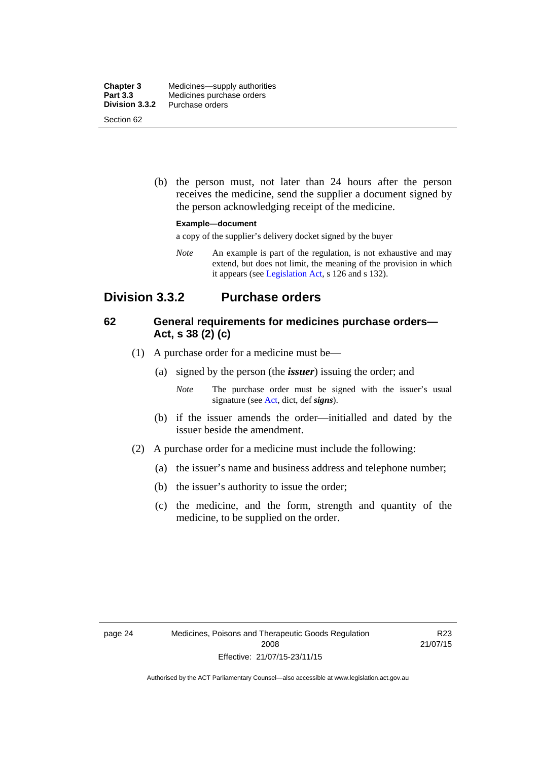(b) the person must, not later than 24 hours after the person receives the medicine, send the supplier a document signed by the person acknowledging receipt of the medicine.

**Example—document**

a copy of the supplier's delivery docket signed by the buyer

*Note* An example is part of the regulation, is not exhaustive and may extend, but does not limit, the meaning of the provision in which it appears (see Legislation Act, s 126 and s 132).

## Division 3.3.2 Purchase orders

### 62 General requirements for medicines purchase orders—Act, s 38 (2) (c)

(1) A purchase order for a medicine must be—

(a) signed by the person (the ***issuer***) issuing the order; and

*Note* The purchase order must be signed with the issuer's usual signature (see Act, dict, def ***signs***).

(b) if the issuer amends the order—initialled and dated by the issuer beside the amendment.

(2) A purchase order for a medicine must include the following:

(a) the issuer's name and business address and telephone number;

(b) the issuer's authority to issue the order;

(c) the medicine, and the form, strength and quantity of the medicine, to be supplied on the order.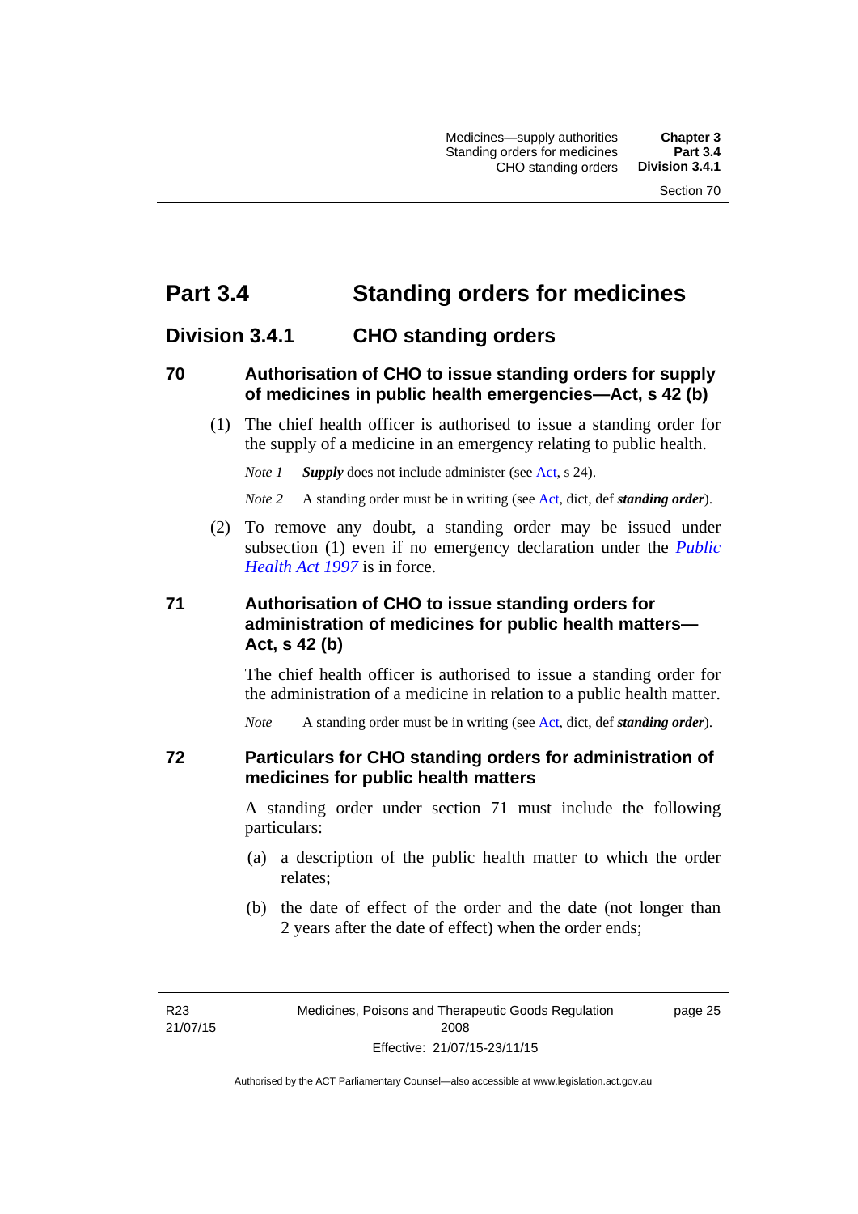# Part 3.4 Standing orders for medicines

## Division 3.4.1 CHO standing orders

### 70 Authorisation of CHO to issue standing orders for supply of medicines in public health emergencies—Act, s 42 (b)

(1) The chief health officer is authorised to issue a standing order for the supply of a medicine in an emergency relating to public health.

*Note 1* ***Supply*** does not include administer (see Act, s 24).

*Note 2* A standing order must be in writing (see Act, dict, def ***standing order***).

(2) To remove any doubt, a standing order may be issued under subsection (1) even if no emergency declaration under the *Public Health Act 1997* is in force.

### 71 Authorisation of CHO to issue standing orders for administration of medicines for public health matters—Act, s 42 (b)

The chief health officer is authorised to issue a standing order for the administration of a medicine in relation to a public health matter.

*Note* A standing order must be in writing (see Act, dict, def ***standing order***).

### 72 Particulars for CHO standing orders for administration of medicines for public health matters

A standing order under section 71 must include the following particulars:

(a) a description of the public health matter to which the order relates;

(b) the date of effect of the order and the date (not longer than 2 years after the date of effect) when the order ends;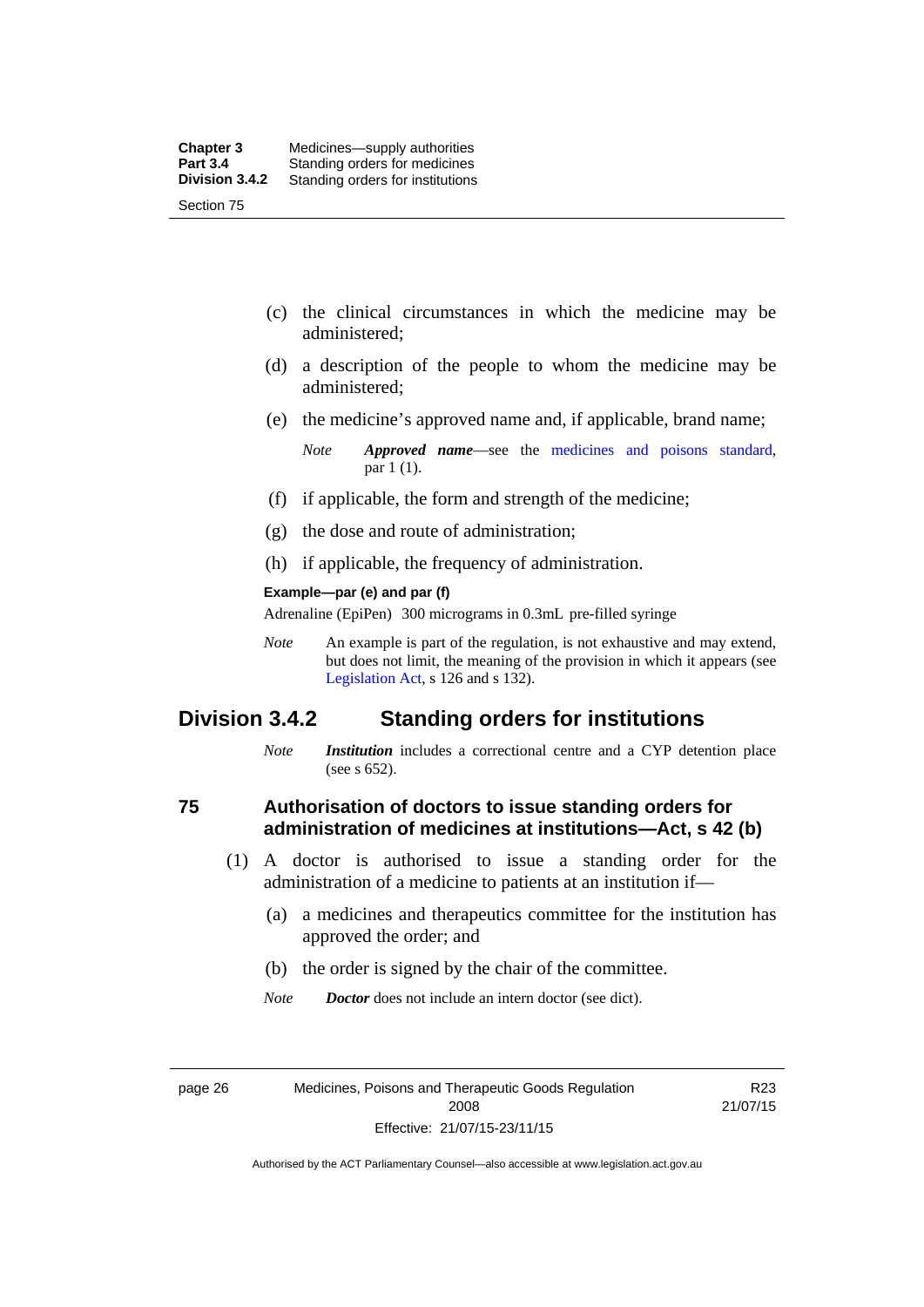(c) the clinical circumstances in which the medicine may be administered;

(d) a description of the people to whom the medicine may be administered;

(e) the medicine's approved name and, if applicable, brand name;

*Note* ***Approved name***—see the medicines and poisons standard, par 1 (1).

(f) if applicable, the form and strength of the medicine;

(g) the dose and route of administration;

(h) if applicable, the frequency of administration.

**Example—par (e) and par (f)**

Adrenaline (EpiPen) 300 micrograms in 0.3mL pre-filled syringe

*Note* An example is part of the regulation, is not exhaustive and may extend, but does not limit, the meaning of the provision in which it appears (see Legislation Act, s 126 and s 132).

## Division 3.4.2 Standing orders for institutions

*Note* ***Institution*** includes a correctional centre and a CYP detention place (see s 652).

### 75 Authorisation of doctors to issue standing orders for administration of medicines at institutions—Act, s 42 (b)

(1) A doctor is authorised to issue a standing order for the administration of a medicine to patients at an institution if—

(a) a medicines and therapeutics committee for the institution has approved the order; and

(b) the order is signed by the chair of the committee.

*Note* ***Doctor*** does not include an intern doctor (see dict).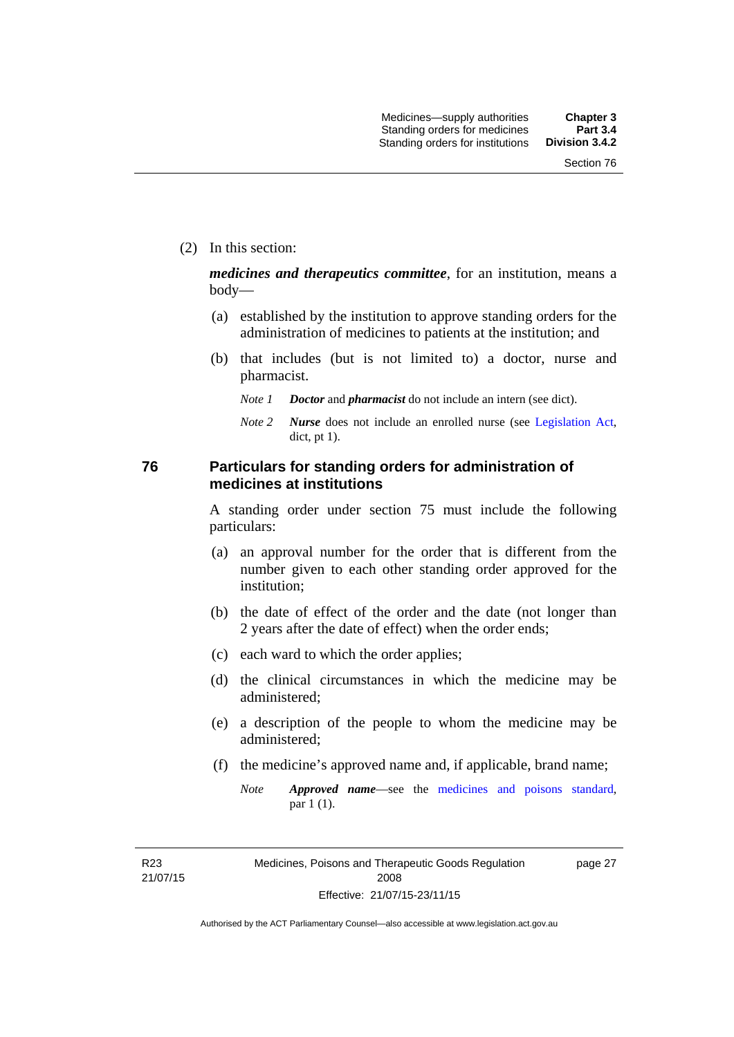(2) In this section:

***medicines and therapeutics committee***, for an institution, means a body—

(a) established by the institution to approve standing orders for the administration of medicines to patients at the institution; and

(b) that includes (but is not limited to) a doctor, nurse and pharmacist.

*Note 1* ***Doctor*** and ***pharmacist*** do not include an intern (see dict).

*Note 2* ***Nurse*** does not include an enrolled nurse (see Legislation Act, dict, pt 1).

## 76 Particulars for standing orders for administration of medicines at institutions

A standing order under section 75 must include the following particulars:

(a) an approval number for the order that is different from the number given to each other standing order approved for the institution;

(b) the date of effect of the order and the date (not longer than 2 years after the date of effect) when the order ends;

(c) each ward to which the order applies;

(d) the clinical circumstances in which the medicine may be administered;

(e) a description of the people to whom the medicine may be administered;

(f) the medicine's approved name and, if applicable, brand name;

*Note* ***Approved name***—see the medicines and poisons standard, par 1 (1).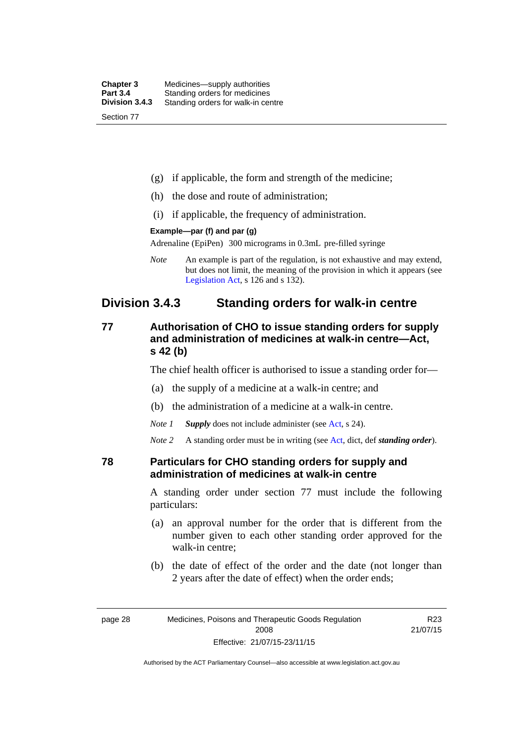(g) if applicable, the form and strength of the medicine;

(h) the dose and route of administration;

(i) if applicable, the frequency of administration.

**Example—par (f) and par (g)**

Adrenaline (EpiPen) 300 micrograms in 0.3mL pre-filled syringe

*Note* An example is part of the regulation, is not exhaustive and may extend, but does not limit, the meaning of the provision in which it appears (see Legislation Act, s 126 and s 132).

## Division 3.4.3 Standing orders for walk-in centre

### 77 Authorisation of CHO to issue standing orders for supply and administration of medicines at walk-in centre—Act, s 42 (b)

The chief health officer is authorised to issue a standing order for—

(a) the supply of a medicine at a walk-in centre; and

(b) the administration of a medicine at a walk-in centre.

*Note 1* ***Supply*** does not include administer (see Act, s 24).

*Note 2* A standing order must be in writing (see Act, dict, def ***standing order***).

### 78 Particulars for CHO standing orders for supply and administration of medicines at walk-in centre

A standing order under section 77 must include the following particulars:

(a) an approval number for the order that is different from the number given to each other standing order approved for the walk-in centre;

(b) the date of effect of the order and the date (not longer than 2 years after the date of effect) when the order ends;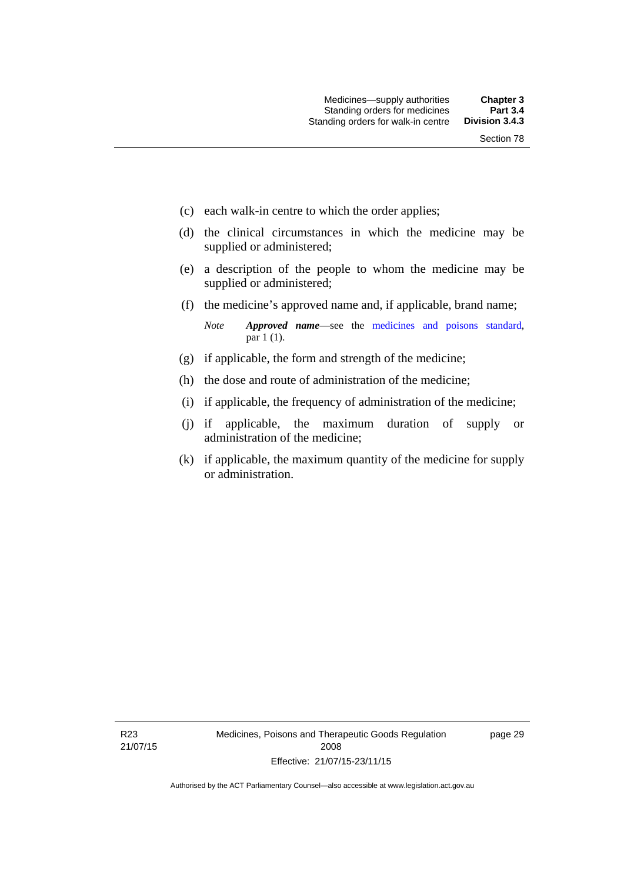(c) each walk-in centre to which the order applies;

(d) the clinical circumstances in which the medicine may be supplied or administered;

(e) a description of the people to whom the medicine may be supplied or administered;

(f) the medicine's approved name and, if applicable, brand name;

*Note* ***Approved name***—see the medicines and poisons standard, par 1 (1).

(g) if applicable, the form and strength of the medicine;

(h) the dose and route of administration of the medicine;

(i) if applicable, the frequency of administration of the medicine;

(j) if applicable, the maximum duration of supply or administration of the medicine;

(k) if applicable, the maximum quantity of the medicine for supply or administration.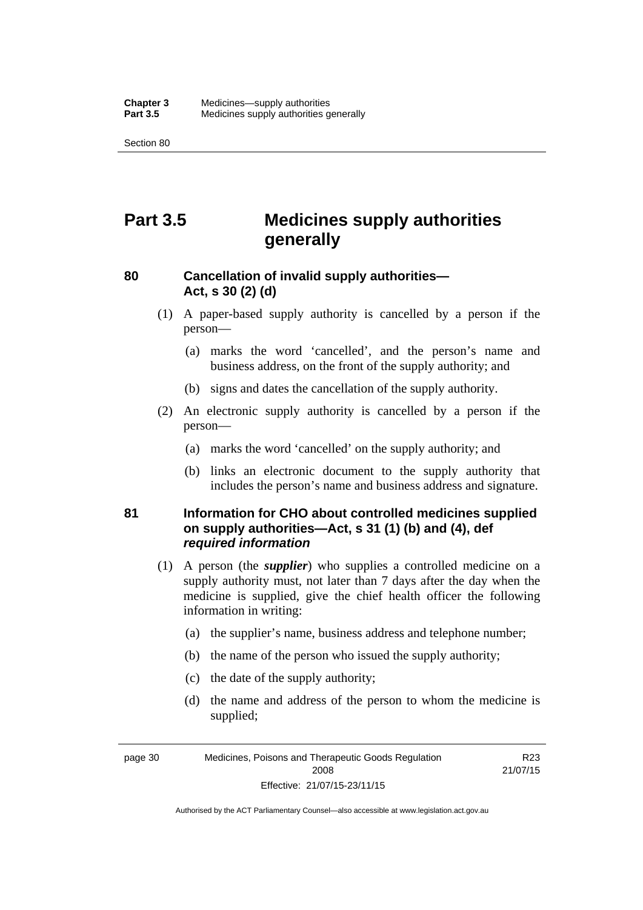# Part 3.5 Medicines supply authorities generally

## 80 Cancellation of invalid supply authorities—Act, s 30 (2) (d)

(1) A paper-based supply authority is cancelled by a person if the person—

(a) marks the word 'cancelled', and the person's name and business address, on the front of the supply authority; and

(b) signs and dates the cancellation of the supply authority.

(2) An electronic supply authority is cancelled by a person if the person—

(a) marks the word 'cancelled' on the supply authority; and

(b) links an electronic document to the supply authority that includes the person's name and business address and signature.

## 81 Information for CHO about controlled medicines supplied on supply authorities—Act, s 31 (1) (b) and (4), def *required information*

(1) A person (the ***supplier***) who supplies a controlled medicine on a supply authority must, not later than 7 days after the day when the medicine is supplied, give the chief health officer the following information in writing:

(a) the supplier's name, business address and telephone number;

(b) the name of the person who issued the supply authority;

(c) the date of the supply authority;

(d) the name and address of the person to whom the medicine is supplied;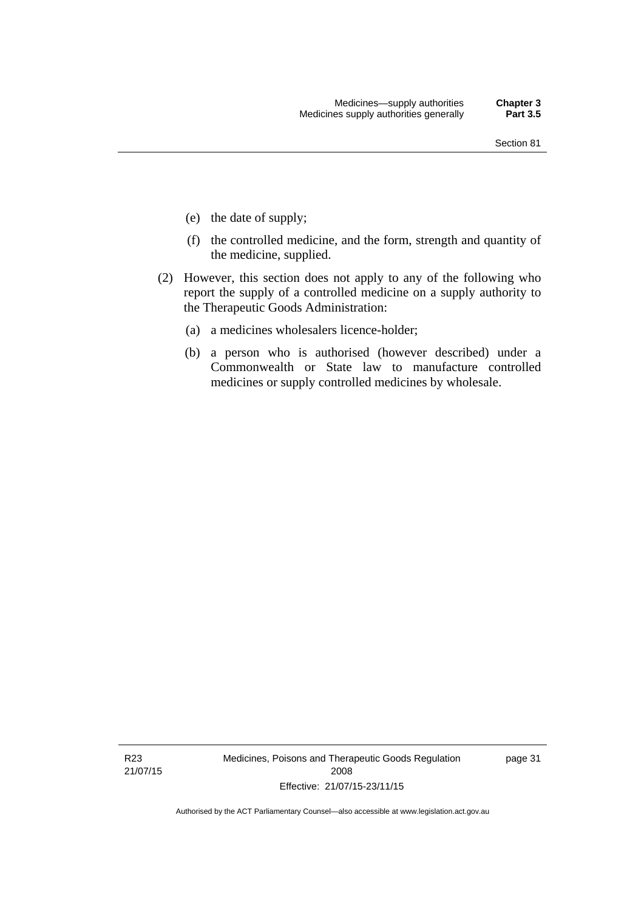(e) the date of supply;

(f) the controlled medicine, and the form, strength and quantity of the medicine, supplied.

(2) However, this section does not apply to any of the following who report the supply of a controlled medicine on a supply authority to the Therapeutic Goods Administration:

(a) a medicines wholesalers licence-holder;

(b) a person who is authorised (however described) under a Commonwealth or State law to manufacture controlled medicines or supply controlled medicines by wholesale.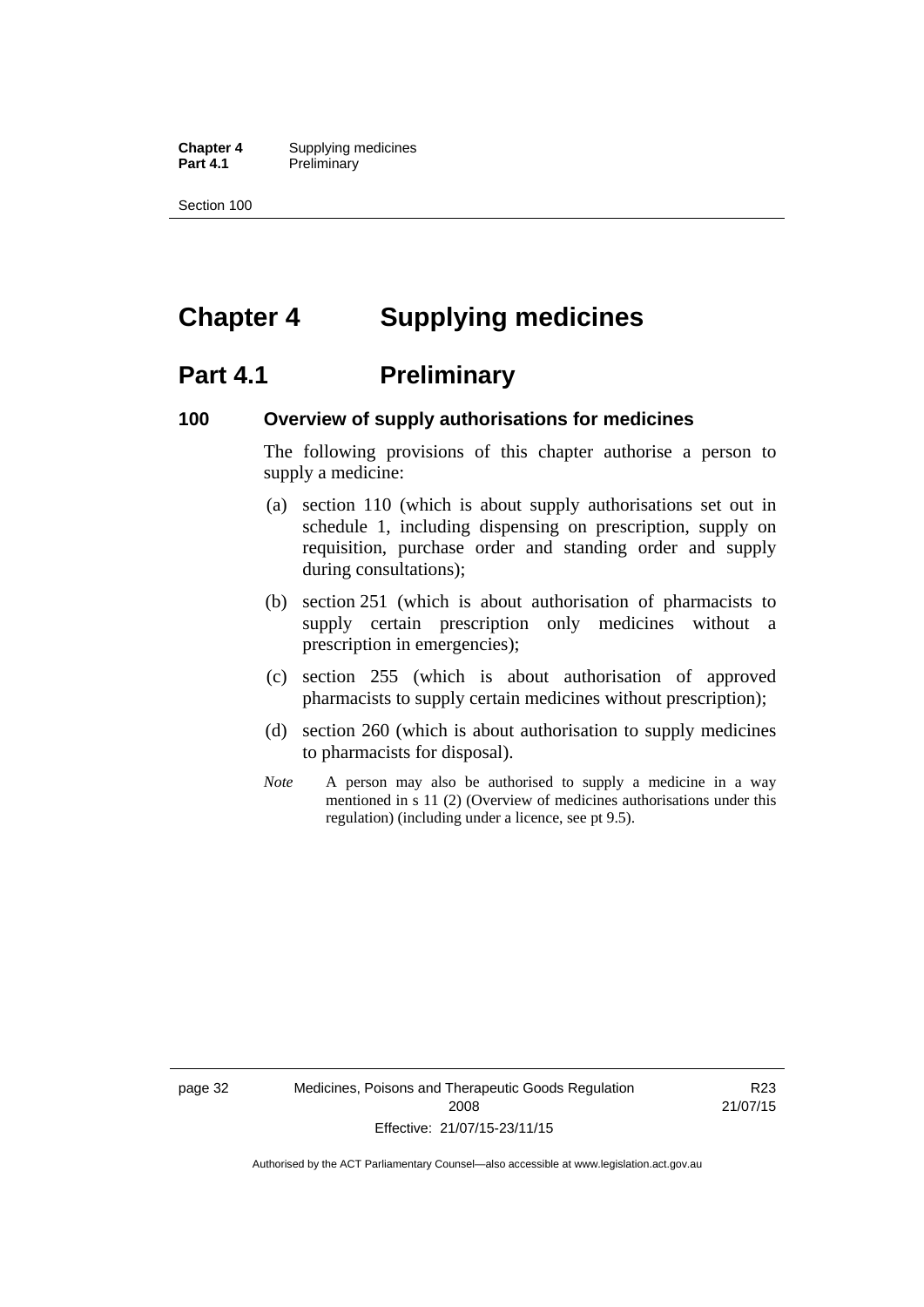# Chapter 4 Supplying medicines

## Part 4.1 Preliminary

### 100 Overview of supply authorisations for medicines

The following provisions of this chapter authorise a person to supply a medicine:

(a) section 110 (which is about supply authorisations set out in schedule 1, including dispensing on prescription, supply on requisition, purchase order and standing order and supply during consultations);

(b) section 251 (which is about authorisation of pharmacists to supply certain prescription only medicines without a prescription in emergencies);

(c) section 255 (which is about authorisation of approved pharmacists to supply certain medicines without prescription);

(d) section 260 (which is about authorisation to supply medicines to pharmacists for disposal).

*Note* A person may also be authorised to supply a medicine in a way mentioned in s 11 (2) (Overview of medicines authorisations under this regulation) (including under a licence, see pt 9.5).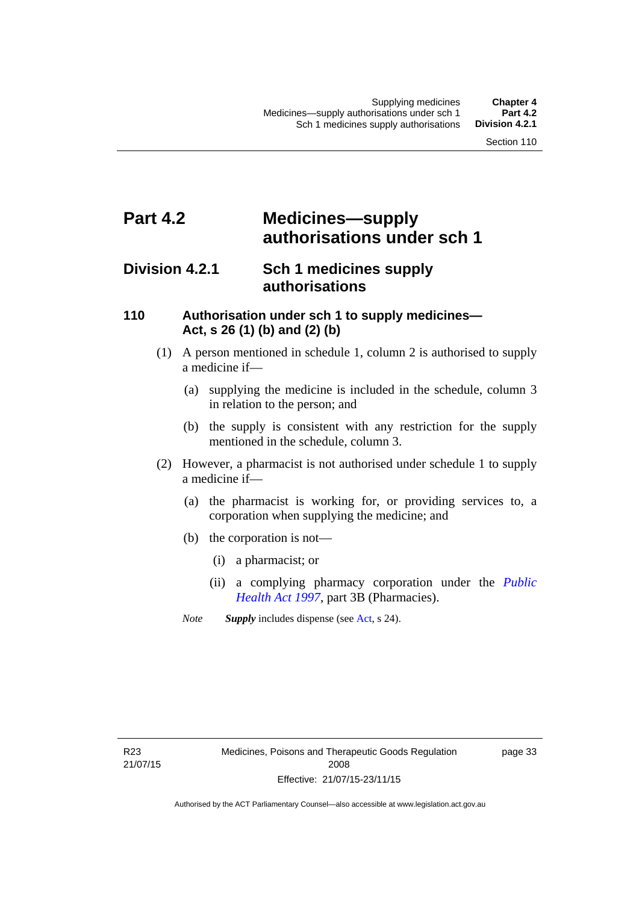# Part 4.2 Medicines—supply authorisations under sch 1

## Division 4.2.1 Sch 1 medicines supply authorisations

### 110 Authorisation under sch 1 to supply medicines—Act, s 26 (1) (b) and (2) (b)

(1) A person mentioned in schedule 1, column 2 is authorised to supply a medicine if—

(a) supplying the medicine is included in the schedule, column 3 in relation to the person; and

(b) the supply is consistent with any restriction for the supply mentioned in the schedule, column 3.

(2) However, a pharmacist is not authorised under schedule 1 to supply a medicine if—

(a) the pharmacist is working for, or providing services to, a corporation when supplying the medicine; and

(b) the corporation is not—

(i) a pharmacist; or

(ii) a complying pharmacy corporation under the *Public Health Act 1997*, part 3B (Pharmacies).

*Note* ***Supply*** includes dispense (see Act, s 24).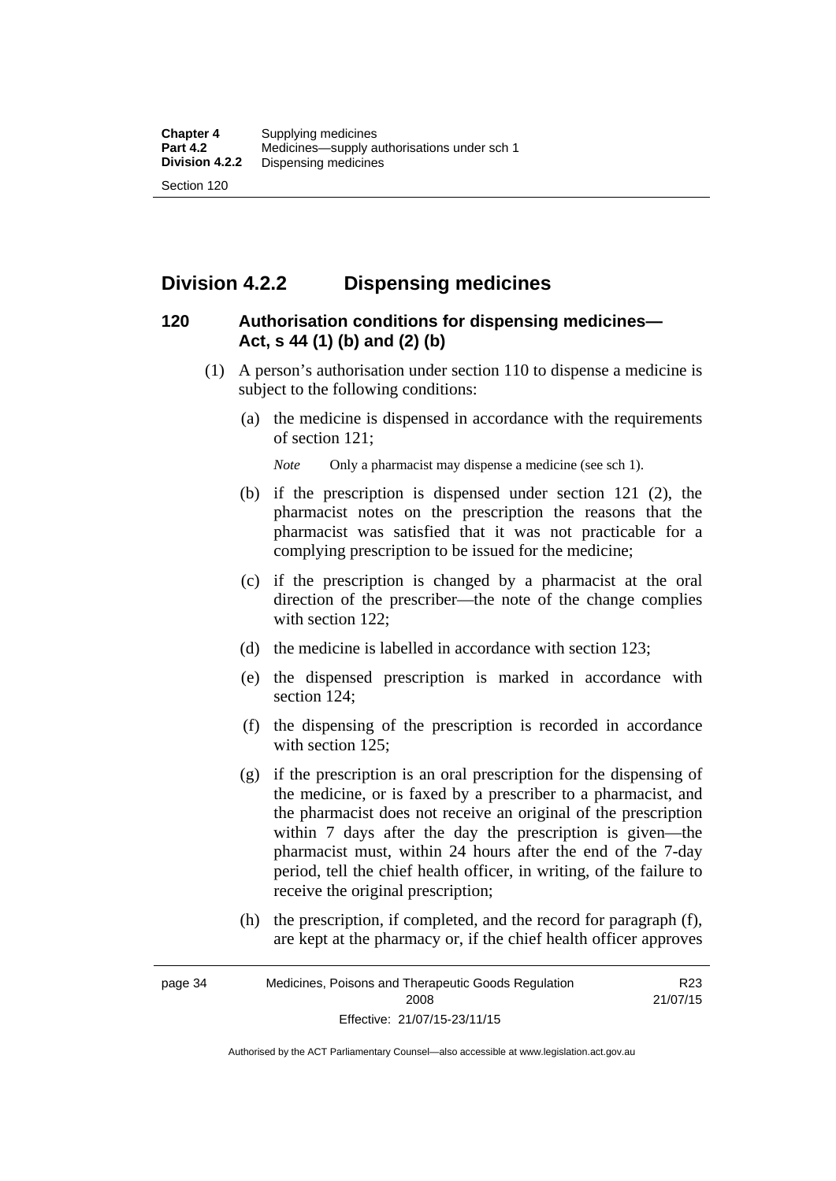## Division 4.2.2 Dispensing medicines

### 120 Authorisation conditions for dispensing medicines—Act, s 44 (1) (b) and (2) (b)

(1) A person's authorisation under section 110 to dispense a medicine is subject to the following conditions:

(a) the medicine is dispensed in accordance with the requirements of section 121;

*Note* Only a pharmacist may dispense a medicine (see sch 1).

(b) if the prescription is dispensed under section 121 (2), the pharmacist notes on the prescription the reasons that the pharmacist was satisfied that it was not practicable for a complying prescription to be issued for the medicine;

(c) if the prescription is changed by a pharmacist at the oral direction of the prescriber—the note of the change complies with section 122;

(d) the medicine is labelled in accordance with section 123;

(e) the dispensed prescription is marked in accordance with section 124;

(f) the dispensing of the prescription is recorded in accordance with section 125;

(g) if the prescription is an oral prescription for the dispensing of the medicine, or is faxed by a prescriber to a pharmacist, and the pharmacist does not receive an original of the prescription within 7 days after the day the prescription is given—the pharmacist must, within 24 hours after the end of the 7-day period, tell the chief health officer, in writing, of the failure to receive the original prescription;

(h) the prescription, if completed, and the record for paragraph (f), are kept at the pharmacy or, if the chief health officer approves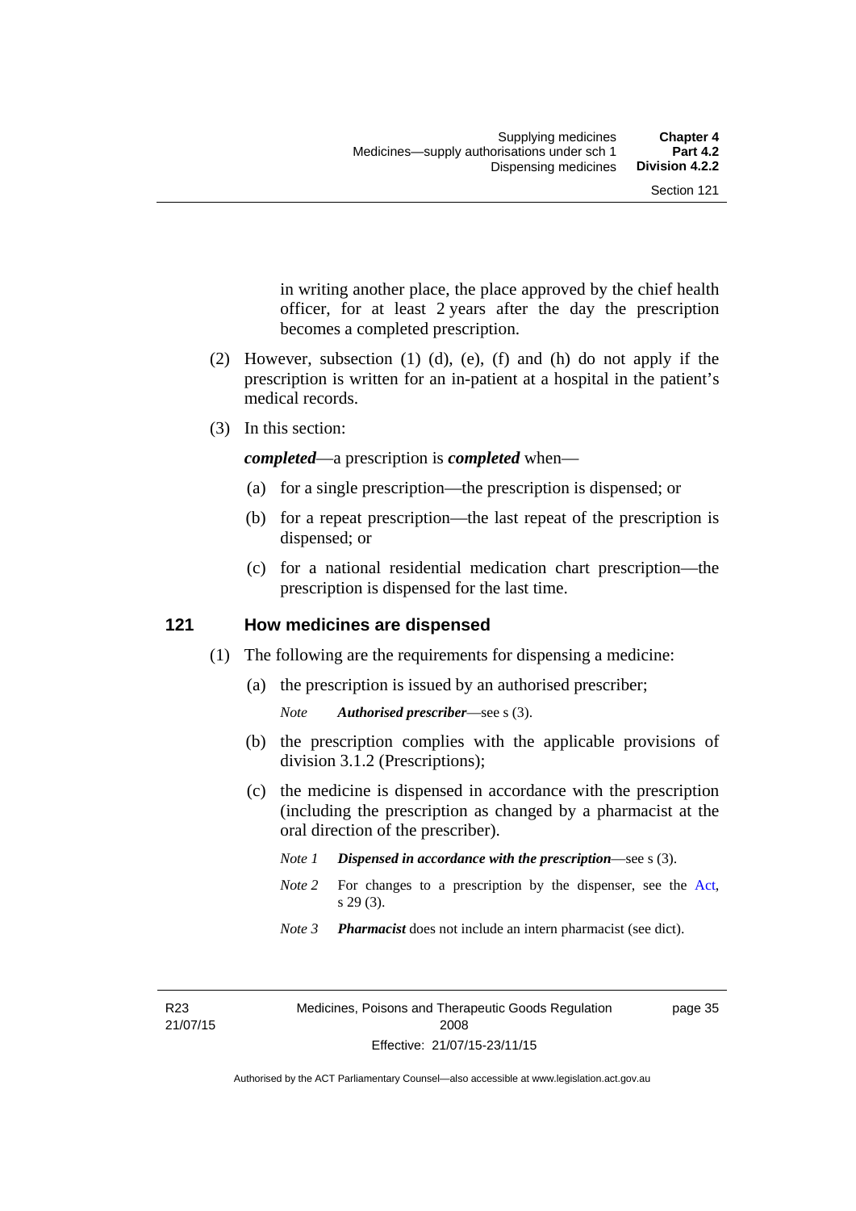in writing another place, the place approved by the chief health officer, for at least 2 years after the day the prescription becomes a completed prescription.

(2) However, subsection (1) (d), (e), (f) and (h) do not apply if the prescription is written for an in-patient at a hospital in the patient's medical records.

(3) In this section:

***completed***—a prescription is ***completed*** when—

(a) for a single prescription—the prescription is dispensed; or

(b) for a repeat prescription—the last repeat of the prescription is dispensed; or

(c) for a national residential medication chart prescription—the prescription is dispensed for the last time.

### 121 How medicines are dispensed

(1) The following are the requirements for dispensing a medicine:

(a) the prescription is issued by an authorised prescriber;

*Note* ***Authorised prescriber***—see s (3).

(b) the prescription complies with the applicable provisions of division 3.1.2 (Prescriptions);

(c) the medicine is dispensed in accordance with the prescription (including the prescription as changed by a pharmacist at the oral direction of the prescriber).

*Note 1* ***Dispensed in accordance with the prescription***—see s (3).

*Note 2* For changes to a prescription by the dispenser, see the Act, s 29 (3).

*Note 3* ***Pharmacist*** does not include an intern pharmacist (see dict).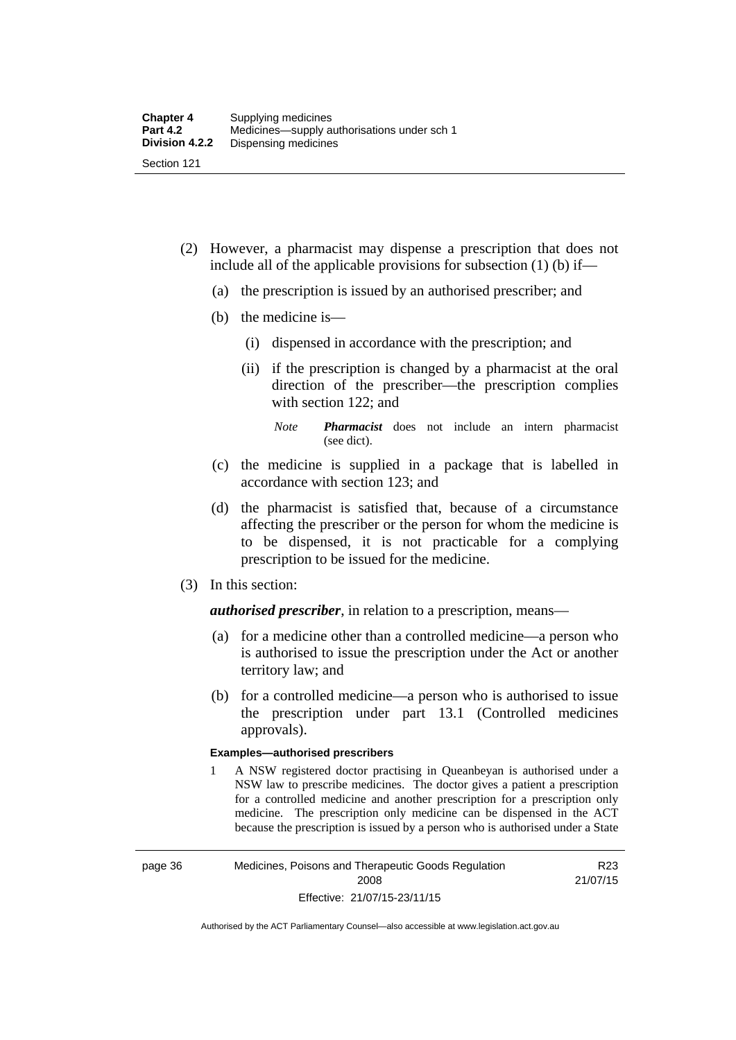(2) However, a pharmacist may dispense a prescription that does not include all of the applicable provisions for subsection (1) (b) if—

(a) the prescription is issued by an authorised prescriber; and

(b) the medicine is—

(i) dispensed in accordance with the prescription; and

(ii) if the prescription is changed by a pharmacist at the oral direction of the prescriber—the prescription complies with section 122; and

*Note* ***Pharmacist*** does not include an intern pharmacist (see dict).

(c) the medicine is supplied in a package that is labelled in accordance with section 123; and

(d) the pharmacist is satisfied that, because of a circumstance affecting the prescriber or the person for whom the medicine is to be dispensed, it is not practicable for a complying prescription to be issued for the medicine.

(3) In this section:

***authorised prescriber***, in relation to a prescription, means—

(a) for a medicine other than a controlled medicine—a person who is authorised to issue the prescription under the Act or another territory law; and

(b) for a controlled medicine—a person who is authorised to issue the prescription under part 13.1 (Controlled medicines approvals).

**Examples—authorised prescribers**

1 A NSW registered doctor practising in Queanbeyan is authorised under a NSW law to prescribe medicines. The doctor gives a patient a prescription for a controlled medicine and another prescription for a prescription only medicine. The prescription only medicine can be dispensed in the ACT because the prescription is issued by a person who is authorised under a State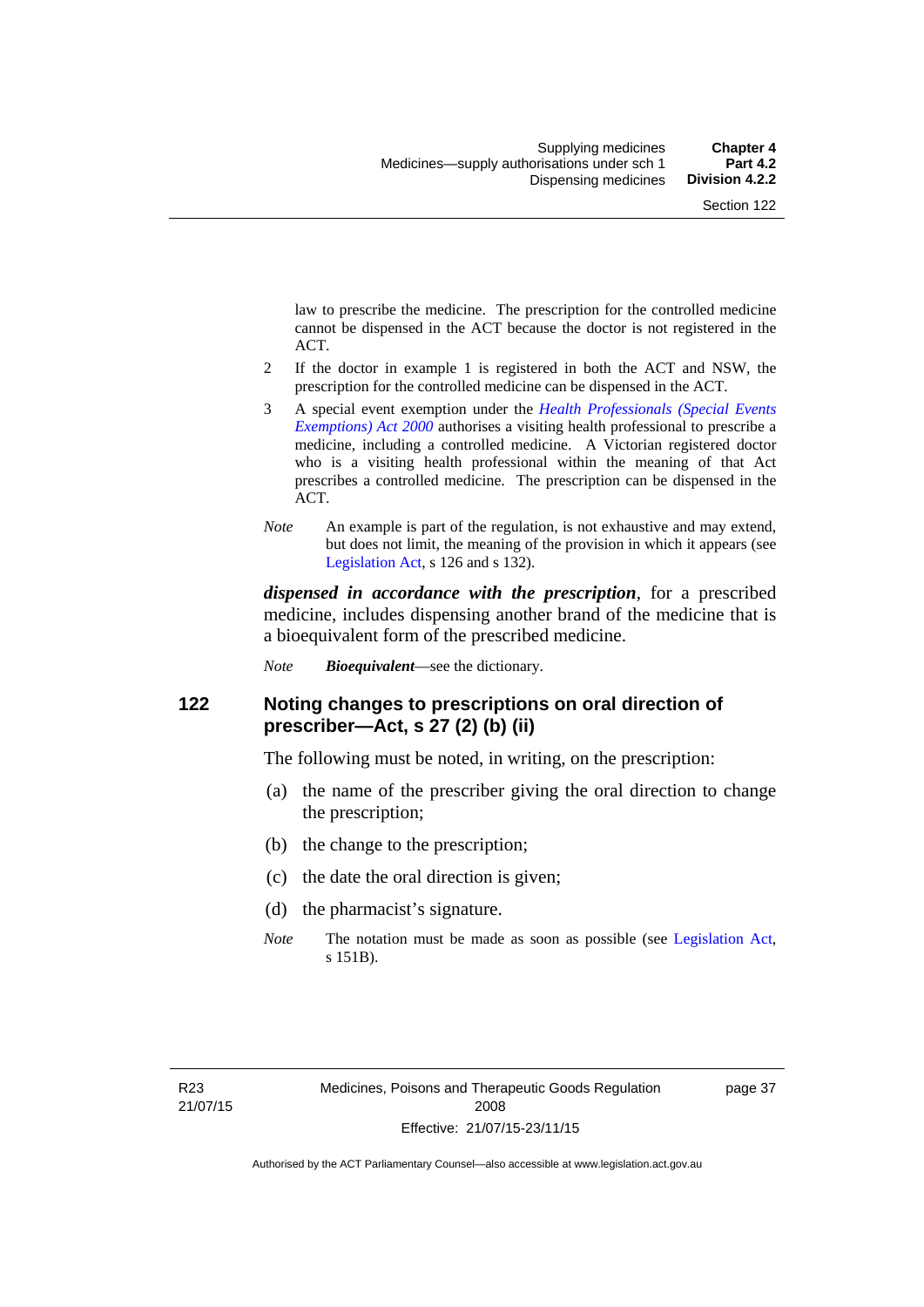law to prescribe the medicine. The prescription for the controlled medicine cannot be dispensed in the ACT because the doctor is not registered in the ACT.

2 If the doctor in example 1 is registered in both the ACT and NSW, the prescription for the controlled medicine can be dispensed in the ACT.

3 A special event exemption under the *Health Professionals (Special Events Exemptions) Act 2000* authorises a visiting health professional to prescribe a medicine, including a controlled medicine. A Victorian registered doctor who is a visiting health professional within the meaning of that Act prescribes a controlled medicine. The prescription can be dispensed in the ACT.

*Note* An example is part of the regulation, is not exhaustive and may extend, but does not limit, the meaning of the provision in which it appears (see Legislation Act, s 126 and s 132).

***dispensed in accordance with the prescription***, for a prescribed medicine, includes dispensing another brand of the medicine that is a bioequivalent form of the prescribed medicine.

*Note* ***Bioequivalent***—see the dictionary.

## 122 Noting changes to prescriptions on oral direction of prescriber—Act, s 27 (2) (b) (ii)

The following must be noted, in writing, on the prescription:

(a) the name of the prescriber giving the oral direction to change the prescription;

(b) the change to the prescription;

(c) the date the oral direction is given;

(d) the pharmacist's signature.

*Note* The notation must be made as soon as possible (see Legislation Act, s 151B).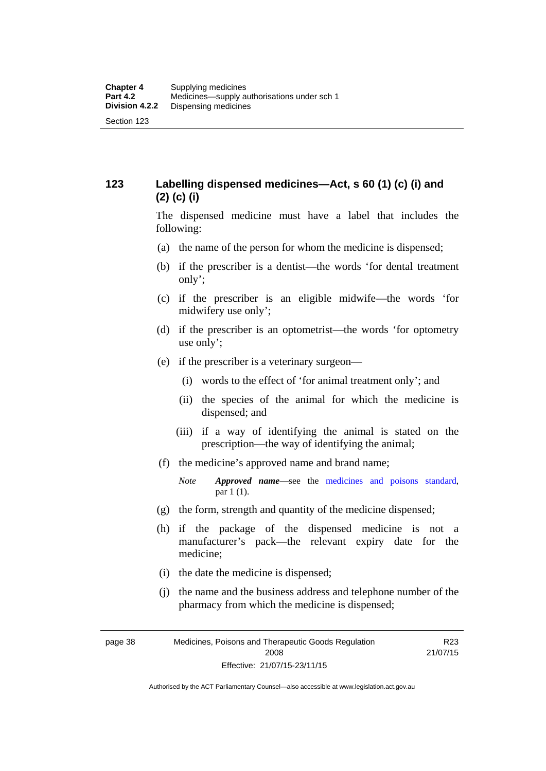## 123 Labelling dispensed medicines—Act, s 60 (1) (c) (i) and (2) (c) (i)

The dispensed medicine must have a label that includes the following:

(a) the name of the person for whom the medicine is dispensed;

(b) if the prescriber is a dentist—the words 'for dental treatment only';

(c) if the prescriber is an eligible midwife—the words 'for midwifery use only';

(d) if the prescriber is an optometrist—the words 'for optometry use only';

(e) if the prescriber is a veterinary surgeon—

(i) words to the effect of 'for animal treatment only'; and

(ii) the species of the animal for which the medicine is dispensed; and

(iii) if a way of identifying the animal is stated on the prescription—the way of identifying the animal;

(f) the medicine's approved name and brand name;

*Note* ***Approved name***—see the medicines and poisons standard, par 1 (1).

(g) the form, strength and quantity of the medicine dispensed;

(h) if the package of the dispensed medicine is not a manufacturer's pack—the relevant expiry date for the medicine;

(i) the date the medicine is dispensed;

(j) the name and the business address and telephone number of the pharmacy from which the medicine is dispensed;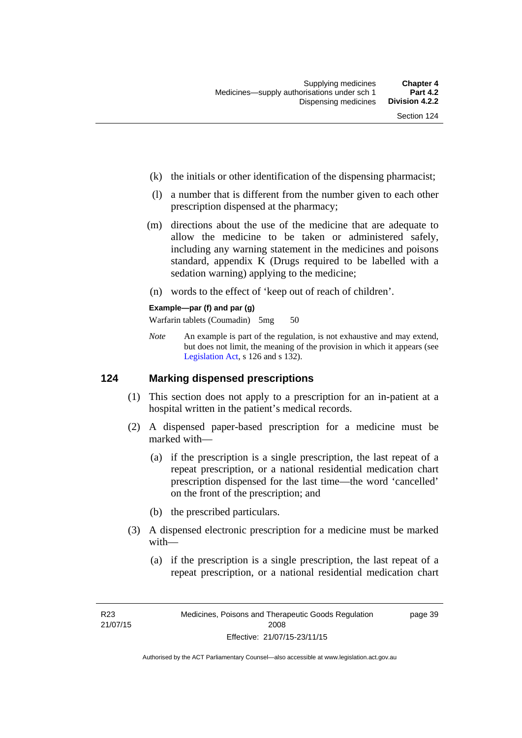(k) the initials or other identification of the dispensing pharmacist;

(l) a number that is different from the number given to each other prescription dispensed at the pharmacy;

(m) directions about the use of the medicine that are adequate to allow the medicine to be taken or administered safely, including any warning statement in the medicines and poisons standard, appendix K (Drugs required to be labelled with a sedation warning) applying to the medicine;

(n) words to the effect of 'keep out of reach of children'.

**Example—par (f) and par (g)**

Warfarin tablets (Coumadin) 5mg 50

*Note* An example is part of the regulation, is not exhaustive and may extend, but does not limit, the meaning of the provision in which it appears (see Legislation Act, s 126 and s 132).

## 124 Marking dispensed prescriptions

(1) This section does not apply to a prescription for an in-patient at a hospital written in the patient's medical records.

(2) A dispensed paper-based prescription for a medicine must be marked with—

(a) if the prescription is a single prescription, the last repeat of a repeat prescription, or a national residential medication chart prescription dispensed for the last time—the word 'cancelled' on the front of the prescription; and

(b) the prescribed particulars.

(3) A dispensed electronic prescription for a medicine must be marked with—

(a) if the prescription is a single prescription, the last repeat of a repeat prescription, or a national residential medication chart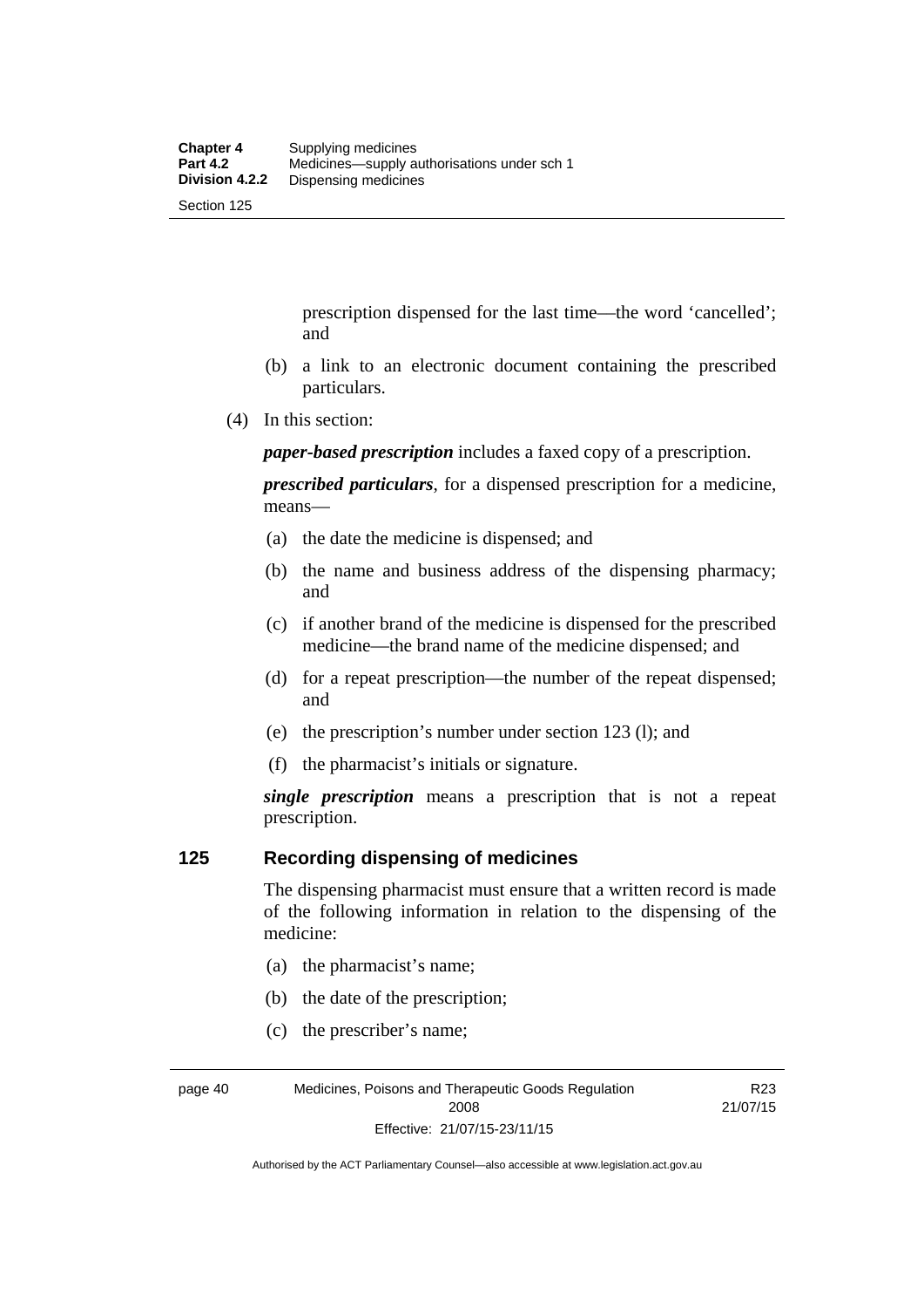prescription dispensed for the last time—the word 'cancelled'; and

(b) a link to an electronic document containing the prescribed particulars.

(4) In this section:

***paper-based prescription*** includes a faxed copy of a prescription.

***prescribed particulars***, for a dispensed prescription for a medicine, means—

(a) the date the medicine is dispensed; and

(b) the name and business address of the dispensing pharmacy; and

(c) if another brand of the medicine is dispensed for the prescribed medicine—the brand name of the medicine dispensed; and

(d) for a repeat prescription—the number of the repeat dispensed; and

(e) the prescription's number under section 123 (l); and

(f) the pharmacist's initials or signature.

***single prescription*** means a prescription that is not a repeat prescription.

## 125 Recording dispensing of medicines

The dispensing pharmacist must ensure that a written record is made of the following information in relation to the dispensing of the medicine:

(a) the pharmacist's name;

(b) the date of the prescription;

(c) the prescriber's name;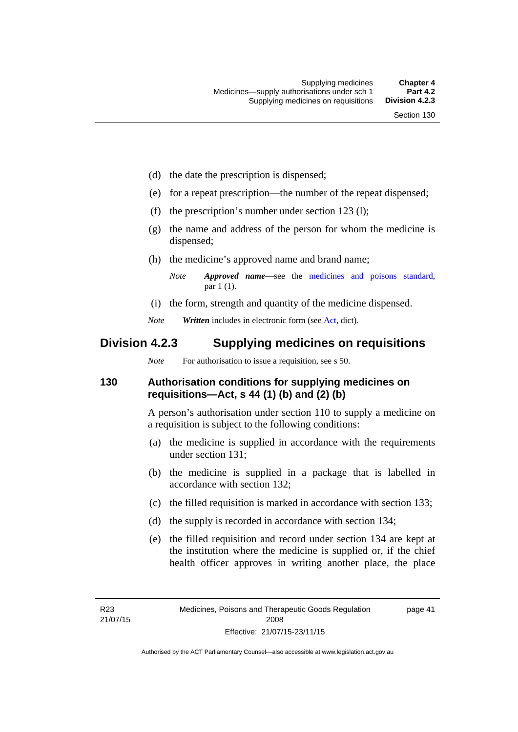(d) the date the prescription is dispensed;

(e) for a repeat prescription—the number of the repeat dispensed;

(f) the prescription's number under section 123 (l);

(g) the name and address of the person for whom the medicine is dispensed;

(h) the medicine's approved name and brand name;

*Note* ***Approved name***—see the medicines and poisons standard, par 1 (1).

(i) the form, strength and quantity of the medicine dispensed.

*Note* ***Written*** includes in electronic form (see Act, dict).

## Division 4.2.3 Supplying medicines on requisitions

*Note* For authorisation to issue a requisition, see s 50.

### 130 Authorisation conditions for supplying medicines on requisitions—Act, s 44 (1) (b) and (2) (b)

A person's authorisation under section 110 to supply a medicine on a requisition is subject to the following conditions:

(a) the medicine is supplied in accordance with the requirements under section 131;

(b) the medicine is supplied in a package that is labelled in accordance with section 132;

(c) the filled requisition is marked in accordance with section 133;

(d) the supply is recorded in accordance with section 134;

(e) the filled requisition and record under section 134 are kept at the institution where the medicine is supplied or, if the chief health officer approves in writing another place, the place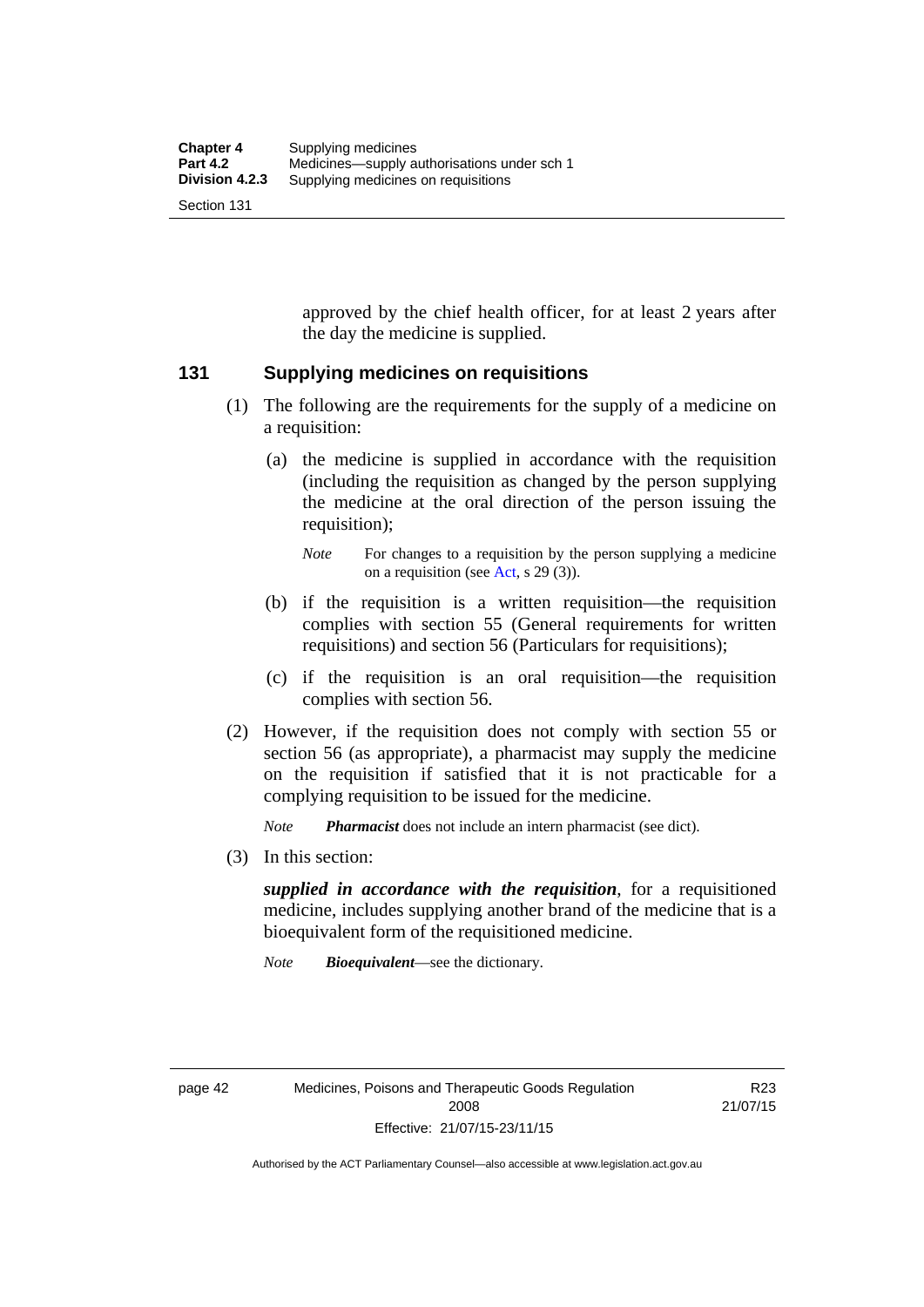approved by the chief health officer, for at least 2 years after the day the medicine is supplied.

## 131 Supplying medicines on requisitions

(1) The following are the requirements for the supply of a medicine on a requisition:

(a) the medicine is supplied in accordance with the requisition (including the requisition as changed by the person supplying the medicine at the oral direction of the person issuing the requisition);

*Note* For changes to a requisition by the person supplying a medicine on a requisition (see Act, s 29 (3)).

(b) if the requisition is a written requisition—the requisition complies with section 55 (General requirements for written requisitions) and section 56 (Particulars for requisitions);

(c) if the requisition is an oral requisition—the requisition complies with section 56.

(2) However, if the requisition does not comply with section 55 or section 56 (as appropriate), a pharmacist may supply the medicine on the requisition if satisfied that it is not practicable for a complying requisition to be issued for the medicine.

*Note* ***Pharmacist*** does not include an intern pharmacist (see dict).

(3) In this section:

***supplied in accordance with the requisition***, for a requisitioned medicine, includes supplying another brand of the medicine that is a bioequivalent form of the requisitioned medicine.

*Note* ***Bioequivalent***—see the dictionary.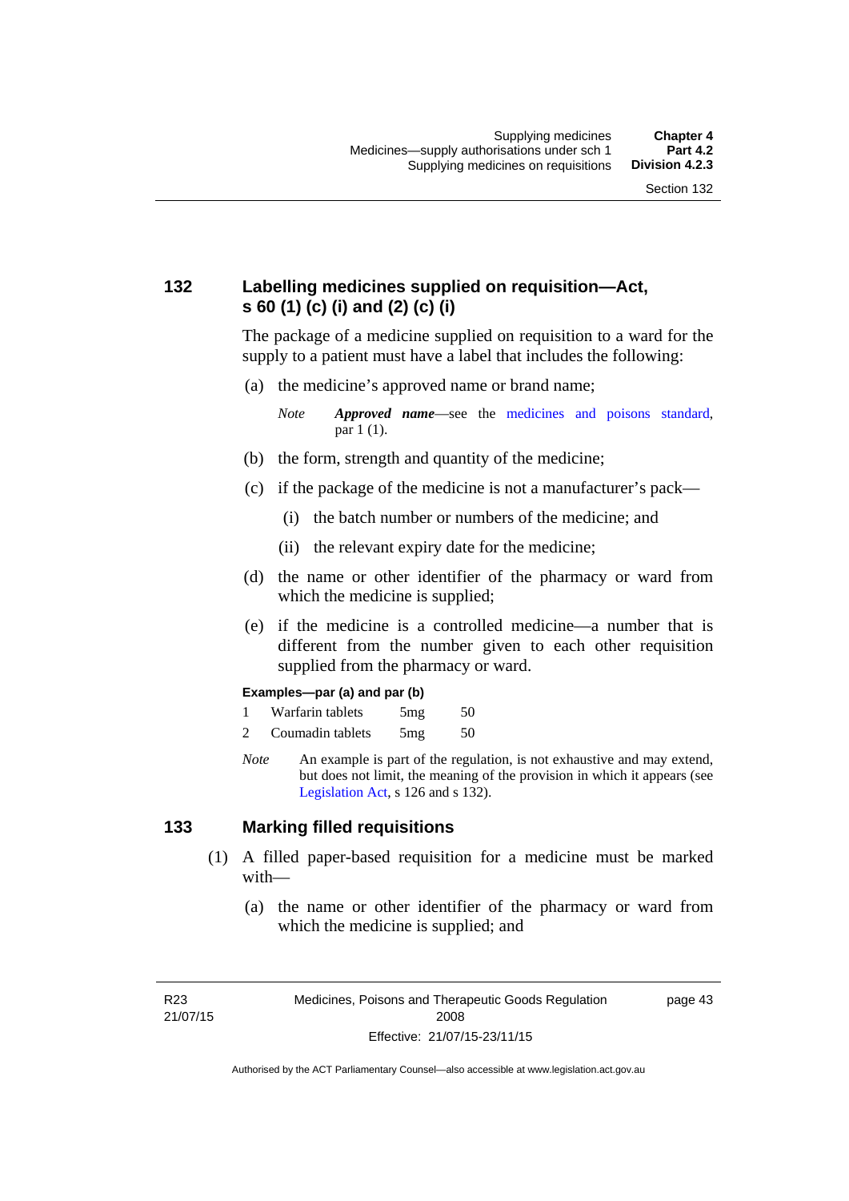## 132 Labelling medicines supplied on requisition—Act, s 60 (1) (c) (i) and (2) (c) (i)

The package of a medicine supplied on requisition to a ward for the supply to a patient must have a label that includes the following:

(a) the medicine's approved name or brand name;

*Note* ***Approved name***—see the medicines and poisons standard, par 1 (1).

(b) the form, strength and quantity of the medicine;

(c) if the package of the medicine is not a manufacturer's pack—

(i) the batch number or numbers of the medicine; and

(ii) the relevant expiry date for the medicine;

(d) the name or other identifier of the pharmacy or ward from which the medicine is supplied;

(e) if the medicine is a controlled medicine—a number that is different from the number given to each other requisition supplied from the pharmacy or ward.

**Examples—par (a) and par (b)**

| | | | |
|---|---|---|---|
| 1 | Warfarin tablets | 5mg | 50 |
| 2 | Coumadin tablets | 5mg | 50 |

*Note* An example is part of the regulation, is not exhaustive and may extend, but does not limit, the meaning of the provision in which it appears (see Legislation Act, s 126 and s 132).

## 133 Marking filled requisitions

(1) A filled paper-based requisition for a medicine must be marked with—

(a) the name or other identifier of the pharmacy or ward from which the medicine is supplied; and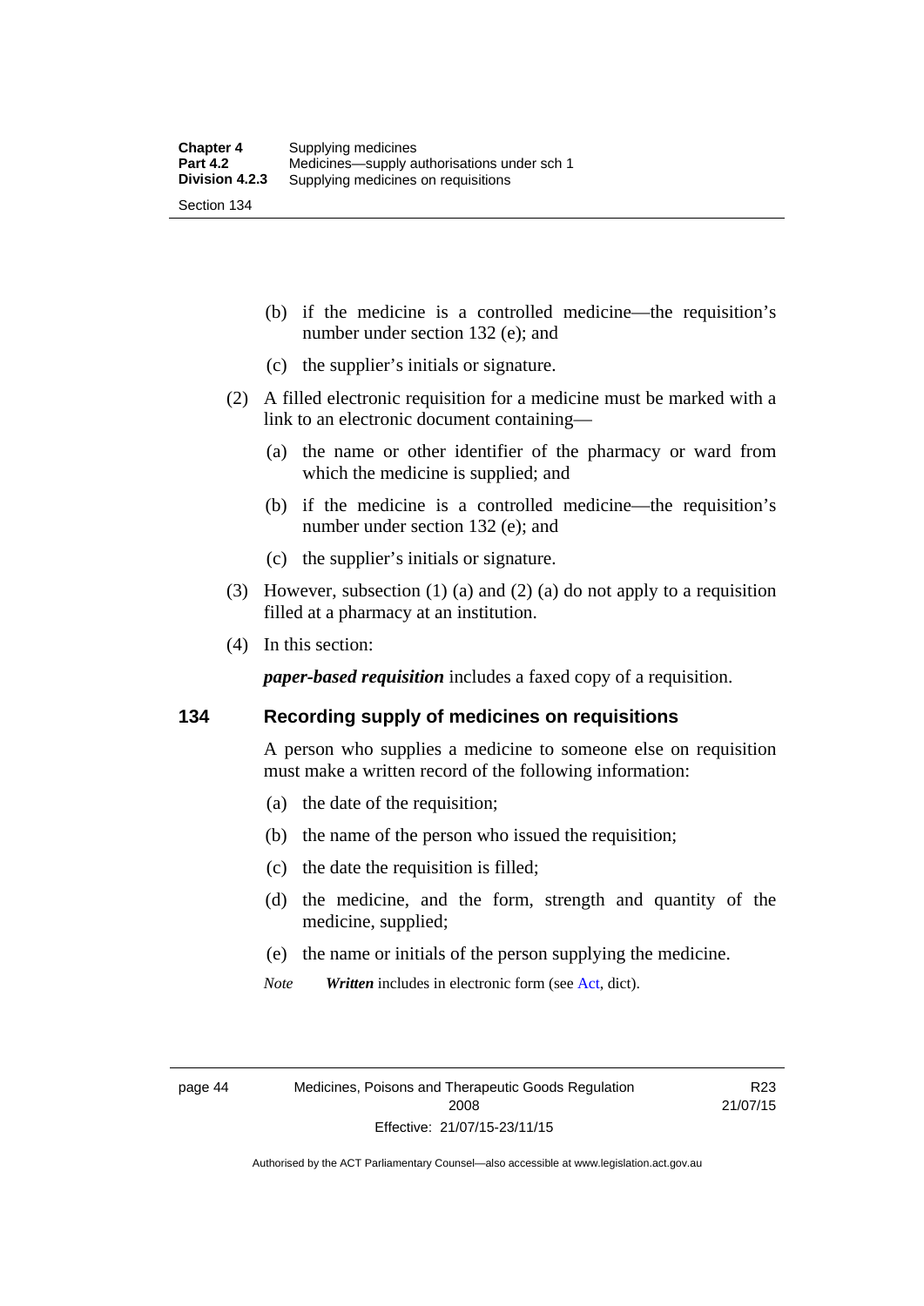(b) if the medicine is a controlled medicine—the requisition's number under section 132 (e); and

(c) the supplier's initials or signature.

(2) A filled electronic requisition for a medicine must be marked with a link to an electronic document containing—

(a) the name or other identifier of the pharmacy or ward from which the medicine is supplied; and

(b) if the medicine is a controlled medicine—the requisition's number under section 132 (e); and

(c) the supplier's initials or signature.

(3) However, subsection (1) (a) and (2) (a) do not apply to a requisition filled at a pharmacy at an institution.

(4) In this section:

***paper-based requisition*** includes a faxed copy of a requisition.

## 134 Recording supply of medicines on requisitions

A person who supplies a medicine to someone else on requisition must make a written record of the following information:

(a) the date of the requisition;

(b) the name of the person who issued the requisition;

(c) the date the requisition is filled;

(d) the medicine, and the form, strength and quantity of the medicine, supplied;

(e) the name or initials of the person supplying the medicine.

*Note* ***Written*** includes in electronic form (see Act, dict).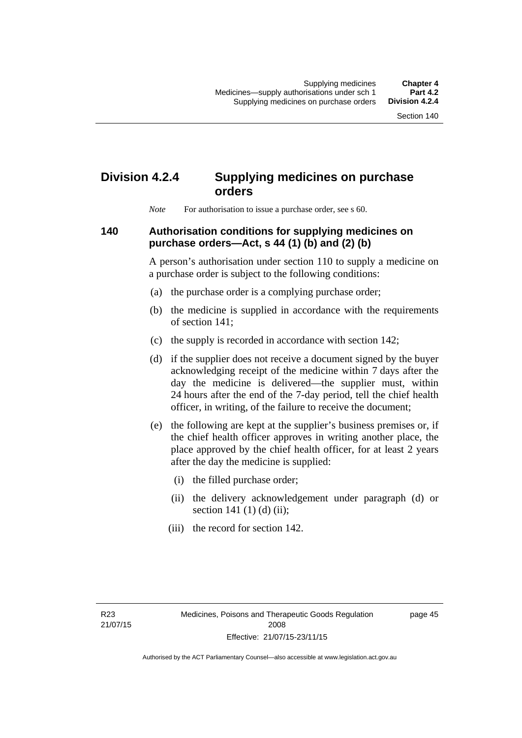## Division 4.2.4 Supplying medicines on purchase orders

*Note* For authorisation to issue a purchase order, see s 60.

### 140 Authorisation conditions for supplying medicines on purchase orders—Act, s 44 (1) (b) and (2) (b)

A person's authorisation under section 110 to supply a medicine on a purchase order is subject to the following conditions:

(a) the purchase order is a complying purchase order;

(b) the medicine is supplied in accordance with the requirements of section 141;

(c) the supply is recorded in accordance with section 142;

(d) if the supplier does not receive a document signed by the buyer acknowledging receipt of the medicine within 7 days after the day the medicine is delivered—the supplier must, within 24 hours after the end of the 7-day period, tell the chief health officer, in writing, of the failure to receive the document;

(e) the following are kept at the supplier's business premises or, if the chief health officer approves in writing another place, the place approved by the chief health officer, for at least 2 years after the day the medicine is supplied:

(i) the filled purchase order;

(ii) the delivery acknowledgement under paragraph (d) or section 141 (1) (d) (ii);

(iii) the record for section 142.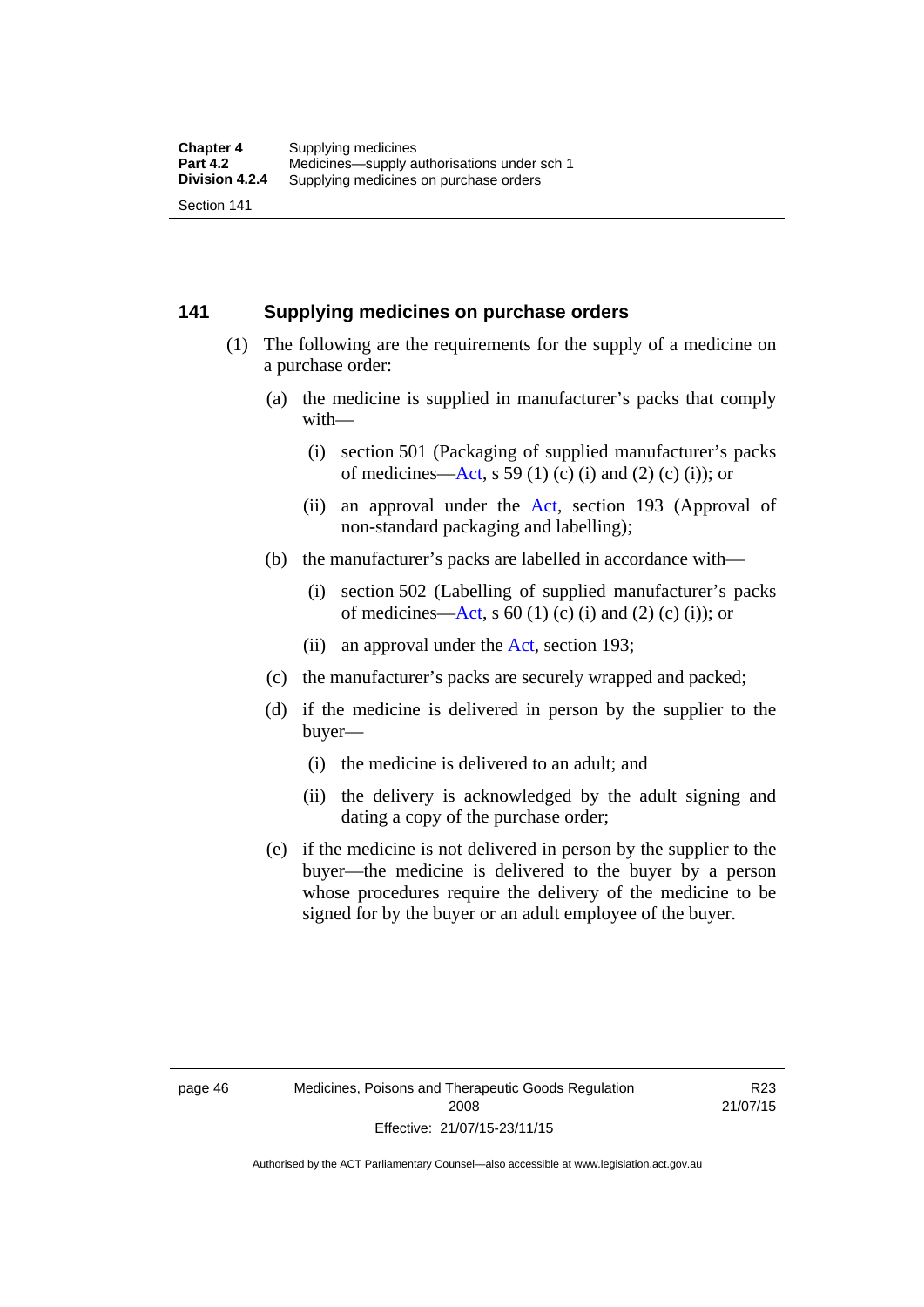## 141 Supplying medicines on purchase orders

(1) The following are the requirements for the supply of a medicine on a purchase order:

(a) the medicine is supplied in manufacturer's packs that comply with—

(i) section 501 (Packaging of supplied manufacturer's packs of medicines—Act, s 59 (1) (c) (i) and (2) (c) (i)); or

(ii) an approval under the Act, section 193 (Approval of non-standard packaging and labelling);

(b) the manufacturer's packs are labelled in accordance with—

(i) section 502 (Labelling of supplied manufacturer's packs of medicines—Act, s 60 (1) (c) (i) and (2) (c) (i)); or

(ii) an approval under the Act, section 193;

(c) the manufacturer's packs are securely wrapped and packed;

(d) if the medicine is delivered in person by the supplier to the buyer—

(i) the medicine is delivered to an adult; and

(ii) the delivery is acknowledged by the adult signing and dating a copy of the purchase order;

(e) if the medicine is not delivered in person by the supplier to the buyer—the medicine is delivered to the buyer by a person whose procedures require the delivery of the medicine to be signed for by the buyer or an adult employee of the buyer.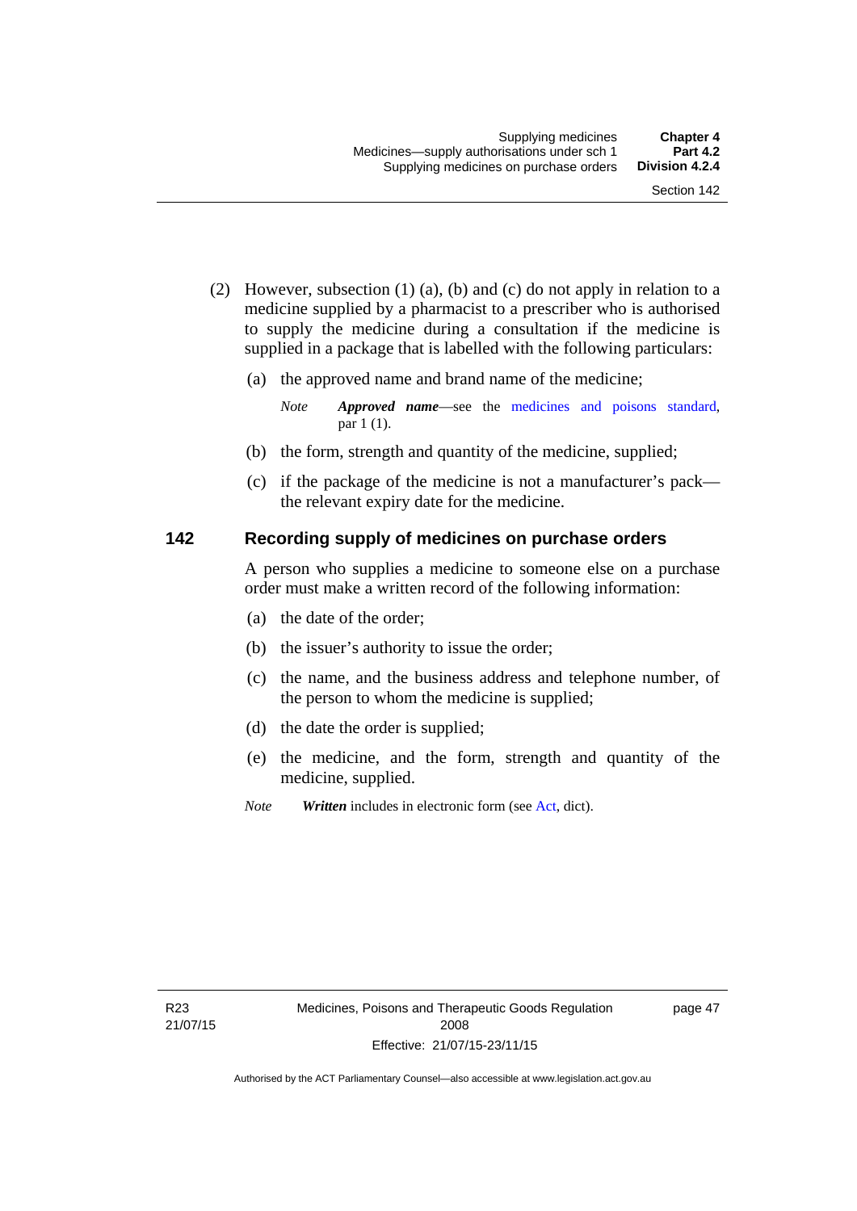(2) However, subsection (1) (a), (b) and (c) do not apply in relation to a medicine supplied by a pharmacist to a prescriber who is authorised to supply the medicine during a consultation if the medicine is supplied in a package that is labelled with the following particulars:

(a) the approved name and brand name of the medicine;

*Note* ***Approved name***—see the medicines and poisons standard, par 1 (1).

(b) the form, strength and quantity of the medicine, supplied;

(c) if the package of the medicine is not a manufacturer's pack—the relevant expiry date for the medicine.

## 142 Recording supply of medicines on purchase orders

A person who supplies a medicine to someone else on a purchase order must make a written record of the following information:

(a) the date of the order;

(b) the issuer's authority to issue the order;

(c) the name, and the business address and telephone number, of the person to whom the medicine is supplied;

(d) the date the order is supplied;

(e) the medicine, and the form, strength and quantity of the medicine, supplied.

*Note* ***Written*** includes in electronic form (see Act, dict).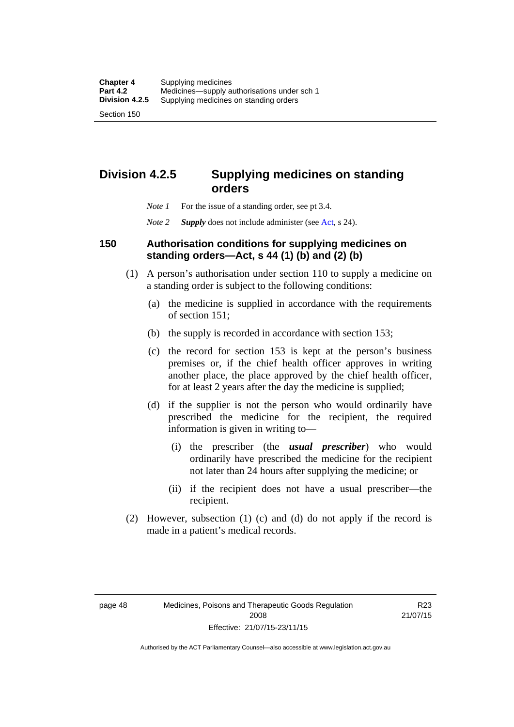## Division 4.2.5 Supplying medicines on standing orders

*Note 1* For the issue of a standing order, see pt 3.4.

*Note 2* ***Supply*** does not include administer (see Act, s 24).

### 150 Authorisation conditions for supplying medicines on standing orders—Act, s 44 (1) (b) and (2) (b)

(1) A person's authorisation under section 110 to supply a medicine on a standing order is subject to the following conditions:

- (a) the medicine is supplied in accordance with the requirements of section 151;
- (b) the supply is recorded in accordance with section 153;
- (c) the record for section 153 is kept at the person's business premises or, if the chief health officer approves in writing another place, the place approved by the chief health officer, for at least 2 years after the day the medicine is supplied;
- (d) if the supplier is not the person who would ordinarily have prescribed the medicine for the recipient, the required information is given in writing to—
  - (i) the prescriber (the ***usual prescriber***) who would ordinarily have prescribed the medicine for the recipient not later than 24 hours after supplying the medicine; or
  - (ii) if the recipient does not have a usual prescriber—the recipient.

(2) However, subsection (1) (c) and (d) do not apply if the record is made in a patient's medical records.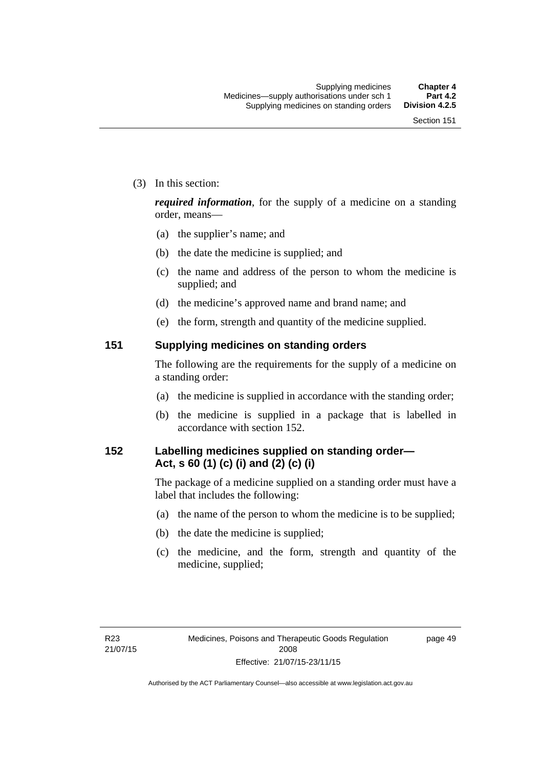(3) In this section:

***required information***, for the supply of a medicine on a standing order, means—

(a) the supplier's name; and

(b) the date the medicine is supplied; and

(c) the name and address of the person to whom the medicine is supplied; and

(d) the medicine's approved name and brand name; and

(e) the form, strength and quantity of the medicine supplied.

## 151 Supplying medicines on standing orders

The following are the requirements for the supply of a medicine on a standing order:

(a) the medicine is supplied in accordance with the standing order;

(b) the medicine is supplied in a package that is labelled in accordance with section 152.

## 152 Labelling medicines supplied on standing order—Act, s 60 (1) (c) (i) and (2) (c) (i)

The package of a medicine supplied on a standing order must have a label that includes the following:

(a) the name of the person to whom the medicine is to be supplied;

(b) the date the medicine is supplied;

(c) the medicine, and the form, strength and quantity of the medicine, supplied;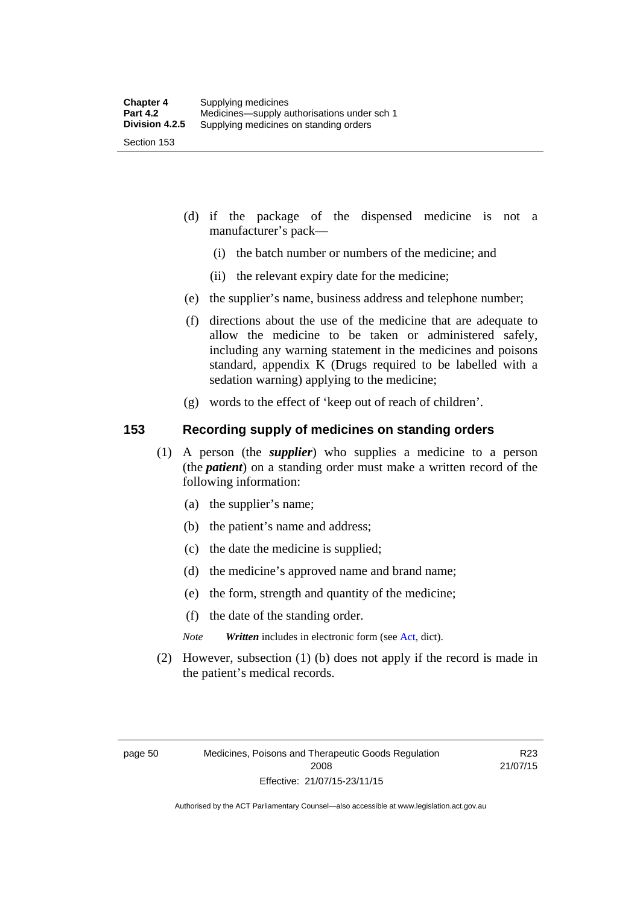(d) if the package of the dispensed medicine is not a manufacturer's pack—

(i) the batch number or numbers of the medicine; and

(ii) the relevant expiry date for the medicine;

(e) the supplier's name, business address and telephone number;

(f) directions about the use of the medicine that are adequate to allow the medicine to be taken or administered safely, including any warning statement in the medicines and poisons standard, appendix K (Drugs required to be labelled with a sedation warning) applying to the medicine;

(g) words to the effect of 'keep out of reach of children'.

### 153 Recording supply of medicines on standing orders

(1) A person (the ***supplier***) who supplies a medicine to a person (the ***patient***) on a standing order must make a written record of the following information:

(a) the supplier's name;

(b) the patient's name and address;

(c) the date the medicine is supplied;

(d) the medicine's approved name and brand name;

(e) the form, strength and quantity of the medicine;

(f) the date of the standing order.

*Note* ***Written*** includes in electronic form (see Act, dict).

(2) However, subsection (1) (b) does not apply if the record is made in the patient's medical records.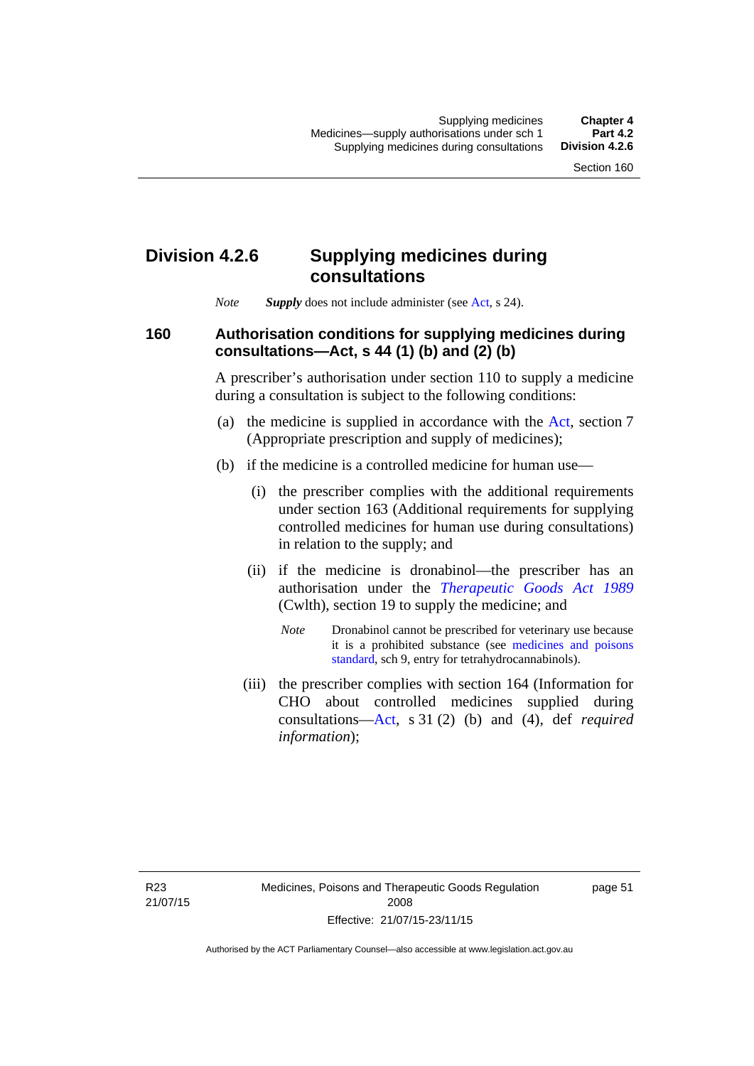# Division 4.2.6 Supplying medicines during consultations

*Note* ***Supply*** does not include administer (see Act, s 24).

## 160 Authorisation conditions for supplying medicines during consultations—Act, s 44 (1) (b) and (2) (b)

A prescriber's authorisation under section 110 to supply a medicine during a consultation is subject to the following conditions:

(a) the medicine is supplied in accordance with the Act, section 7 (Appropriate prescription and supply of medicines);

(b) if the medicine is a controlled medicine for human use—

(i) the prescriber complies with the additional requirements under section 163 (Additional requirements for supplying controlled medicines for human use during consultations) in relation to the supply; and

(ii) if the medicine is dronabinol—the prescriber has an authorisation under the *Therapeutic Goods Act 1989* (Cwlth), section 19 to supply the medicine; and

*Note* Dronabinol cannot be prescribed for veterinary use because it is a prohibited substance (see medicines and poisons standard, sch 9, entry for tetrahydrocannabinols).

(iii) the prescriber complies with section 164 (Information for CHO about controlled medicines supplied during consultations—Act, s 31 (2) (b) and (4), def *required information*);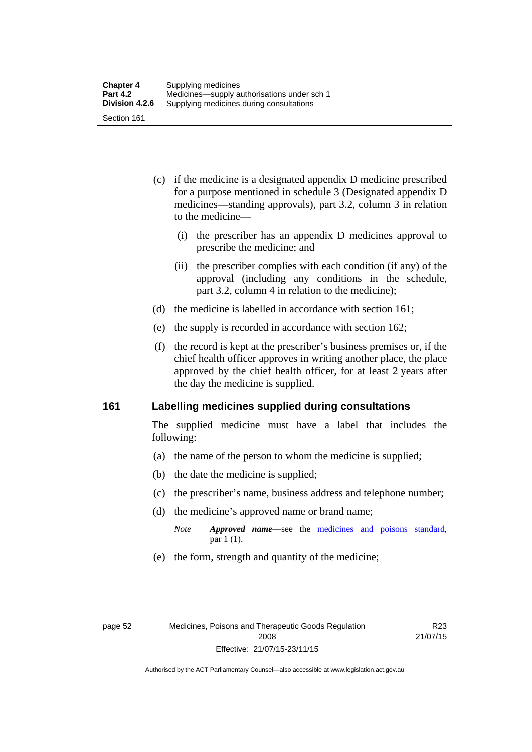(c) if the medicine is a designated appendix D medicine prescribed for a purpose mentioned in schedule 3 (Designated appendix D medicines—standing approvals), part 3.2, column 3 in relation to the medicine—

(i) the prescriber has an appendix D medicines approval to prescribe the medicine; and

(ii) the prescriber complies with each condition (if any) of the approval (including any conditions in the schedule, part 3.2, column 4 in relation to the medicine);

(d) the medicine is labelled in accordance with section 161;

(e) the supply is recorded in accordance with section 162;

(f) the record is kept at the prescriber's business premises or, if the chief health officer approves in writing another place, the place approved by the chief health officer, for at least 2 years after the day the medicine is supplied.

## 161 Labelling medicines supplied during consultations

The supplied medicine must have a label that includes the following:

(a) the name of the person to whom the medicine is supplied;

(b) the date the medicine is supplied;

(c) the prescriber's name, business address and telephone number;

(d) the medicine's approved name or brand name;

*Note* ***Approved name***—see the medicines and poisons standard, par 1 (1).

(e) the form, strength and quantity of the medicine;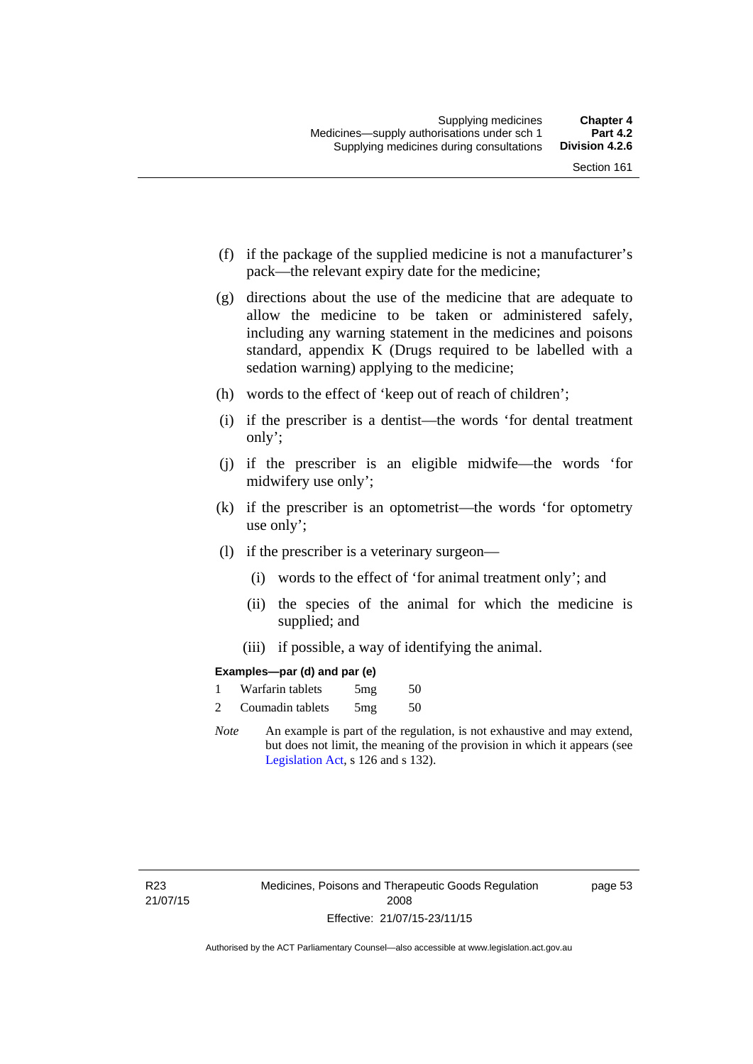(f) if the package of the supplied medicine is not a manufacturer's pack—the relevant expiry date for the medicine;

(g) directions about the use of the medicine that are adequate to allow the medicine to be taken or administered safely, including any warning statement in the medicines and poisons standard, appendix K (Drugs required to be labelled with a sedation warning) applying to the medicine;

(h) words to the effect of 'keep out of reach of children';

(i) if the prescriber is a dentist—the words 'for dental treatment only';

(j) if the prescriber is an eligible midwife—the words 'for midwifery use only';

(k) if the prescriber is an optometrist—the words 'for optometry use only';

(l) if the prescriber is a veterinary surgeon—

(i) words to the effect of 'for animal treatment only'; and

(ii) the species of the animal for which the medicine is supplied; and

(iii) if possible, a way of identifying the animal.

**Examples—par (d) and par (e)**

1 Warfarin tablets 5mg 50

2 Coumadin tablets 5mg 50

*Note* An example is part of the regulation, is not exhaustive and may extend, but does not limit, the meaning of the provision in which it appears (see Legislation Act, s 126 and s 132).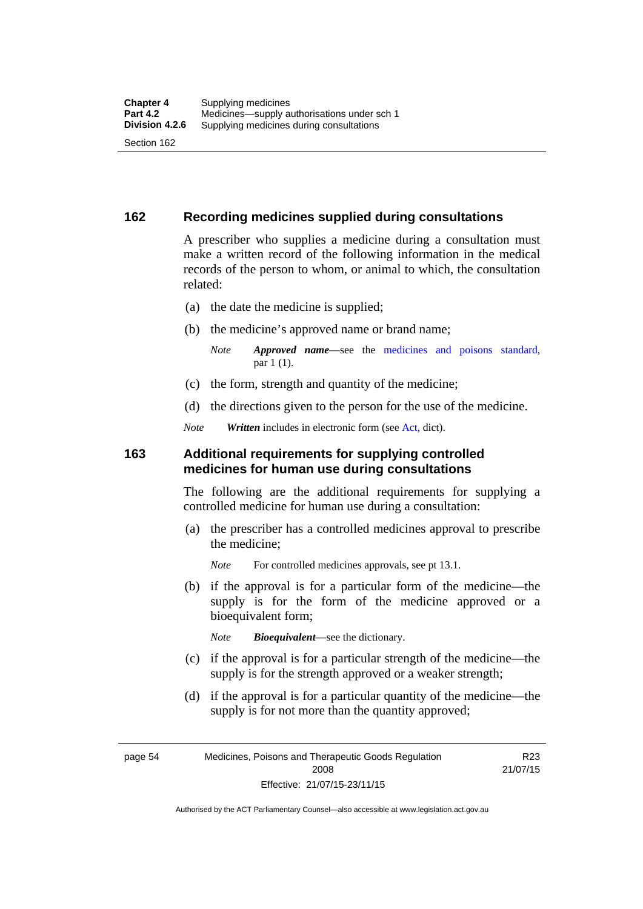## 162 Recording medicines supplied during consultations

A prescriber who supplies a medicine during a consultation must make a written record of the following information in the medical records of the person to whom, or animal to which, the consultation related:

(a) the date the medicine is supplied;

(b) the medicine's approved name or brand name;

*Note* ***Approved name***—see the medicines and poisons standard, par 1 (1).

(c) the form, strength and quantity of the medicine;

(d) the directions given to the person for the use of the medicine.

*Note* ***Written*** includes in electronic form (see Act, dict).

## 163 Additional requirements for supplying controlled medicines for human use during consultations

The following are the additional requirements for supplying a controlled medicine for human use during a consultation:

(a) the prescriber has a controlled medicines approval to prescribe the medicine;

*Note* For controlled medicines approvals, see pt 13.1.

(b) if the approval is for a particular form of the medicine—the supply is for the form of the medicine approved or a bioequivalent form;

*Note* ***Bioequivalent***—see the dictionary.

(c) if the approval is for a particular strength of the medicine—the supply is for the strength approved or a weaker strength;

(d) if the approval is for a particular quantity of the medicine—the supply is for not more than the quantity approved;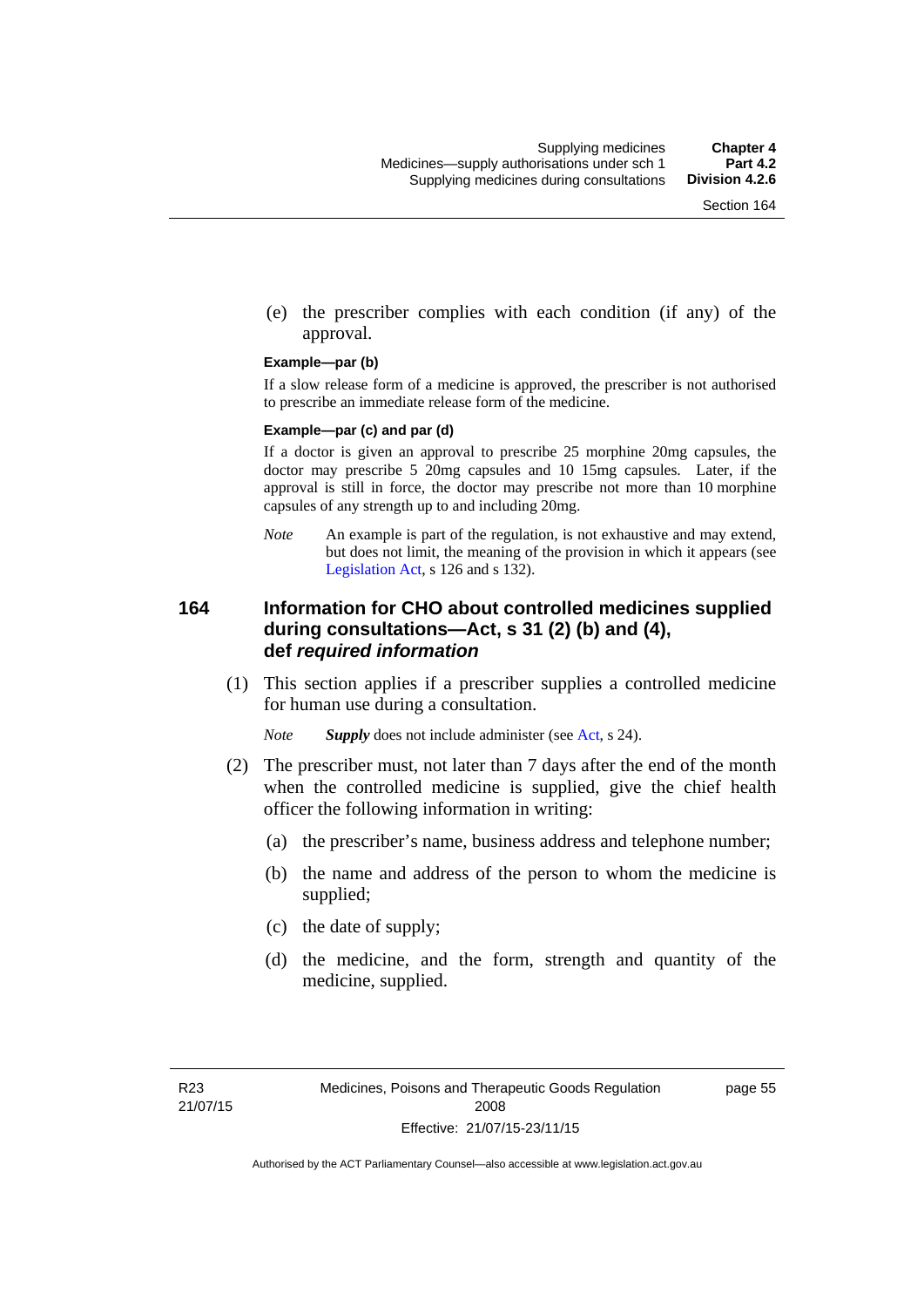(e) the prescriber complies with each condition (if any) of the approval.

**Example—par (b)**

If a slow release form of a medicine is approved, the prescriber is not authorised to prescribe an immediate release form of the medicine.

**Example—par (c) and par (d)**

If a doctor is given an approval to prescribe 25 morphine 20mg capsules, the doctor may prescribe 5 20mg capsules and 10 15mg capsules. Later, if the approval is still in force, the doctor may prescribe not more than 10 morphine capsules of any strength up to and including 20mg.

*Note* An example is part of the regulation, is not exhaustive and may extend, but does not limit, the meaning of the provision in which it appears (see Legislation Act, s 126 and s 132).

## 164 Information for CHO about controlled medicines supplied during consultations—Act, s 31 (2) (b) and (4), def *required information*

(1) This section applies if a prescriber supplies a controlled medicine for human use during a consultation.

*Note* ***Supply*** does not include administer (see Act, s 24).

(2) The prescriber must, not later than 7 days after the end of the month when the controlled medicine is supplied, give the chief health officer the following information in writing:

(a) the prescriber's name, business address and telephone number;

(b) the name and address of the person to whom the medicine is supplied;

(c) the date of supply;

(d) the medicine, and the form, strength and quantity of the medicine, supplied.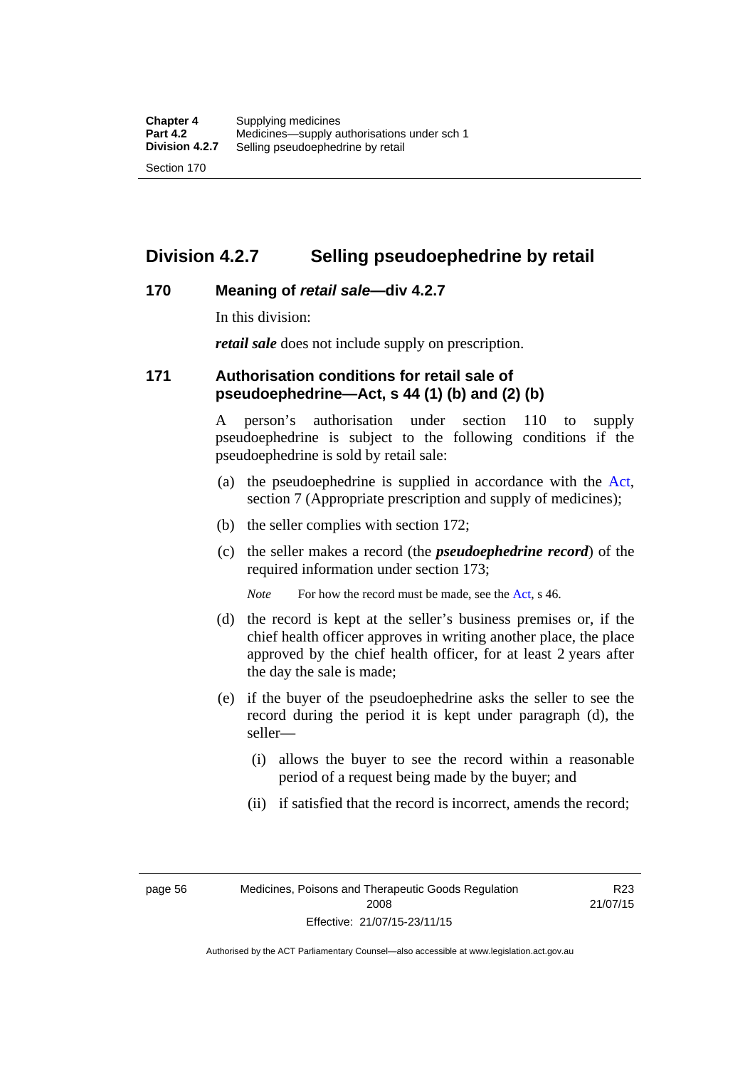## Division 4.2.7 Selling pseudoephedrine by retail

### 170 Meaning of *retail sale*—div 4.2.7

In this division:

***retail sale*** does not include supply on prescription.

### 171 Authorisation conditions for retail sale of pseudoephedrine—Act, s 44 (1) (b) and (2) (b)

A person's authorisation under section 110 to supply pseudoephedrine is subject to the following conditions if the pseudoephedrine is sold by retail sale:

(a) the pseudoephedrine is supplied in accordance with the Act, section 7 (Appropriate prescription and supply of medicines);

(b) the seller complies with section 172;

(c) the seller makes a record (the ***pseudoephedrine record***) of the required information under section 173;

*Note* For how the record must be made, see the Act, s 46.

(d) the record is kept at the seller's business premises or, if the chief health officer approves in writing another place, the place approved by the chief health officer, for at least 2 years after the day the sale is made;

(e) if the buyer of the pseudoephedrine asks the seller to see the record during the period it is kept under paragraph (d), the seller—

(i) allows the buyer to see the record within a reasonable period of a request being made by the buyer; and

(ii) if satisfied that the record is incorrect, amends the record;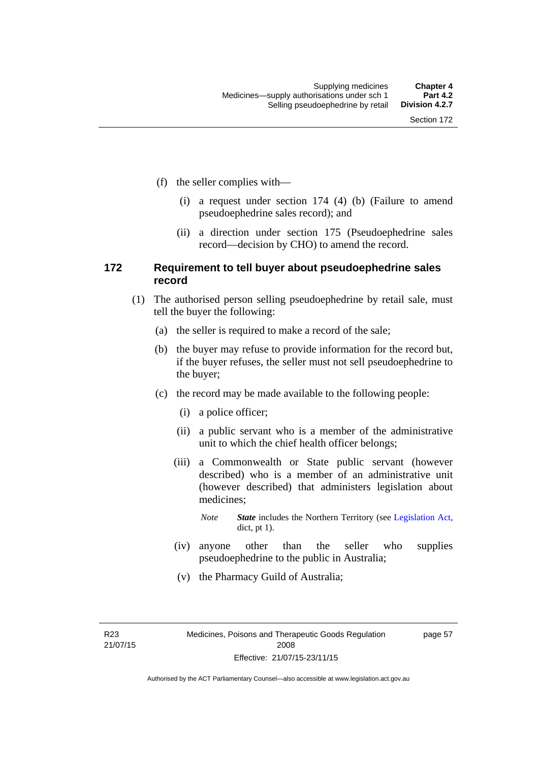(f) the seller complies with—

(i) a request under section 174 (4) (b) (Failure to amend pseudoephedrine sales record); and

(ii) a direction under section 175 (Pseudoephedrine sales record—decision by CHO) to amend the record.

### 172 Requirement to tell buyer about pseudoephedrine sales record

(1) The authorised person selling pseudoephedrine by retail sale, must tell the buyer the following:

(a) the seller is required to make a record of the sale;

(b) the buyer may refuse to provide information for the record but, if the buyer refuses, the seller must not sell pseudoephedrine to the buyer;

(c) the record may be made available to the following people:

(i) a police officer;

(ii) a public servant who is a member of the administrative unit to which the chief health officer belongs;

(iii) a Commonwealth or State public servant (however described) who is a member of an administrative unit (however described) that administers legislation about medicines;

*Note* ***State*** includes the Northern Territory (see Legislation Act, dict, pt 1).

(iv) anyone other than the seller who supplies pseudoephedrine to the public in Australia;

(v) the Pharmacy Guild of Australia;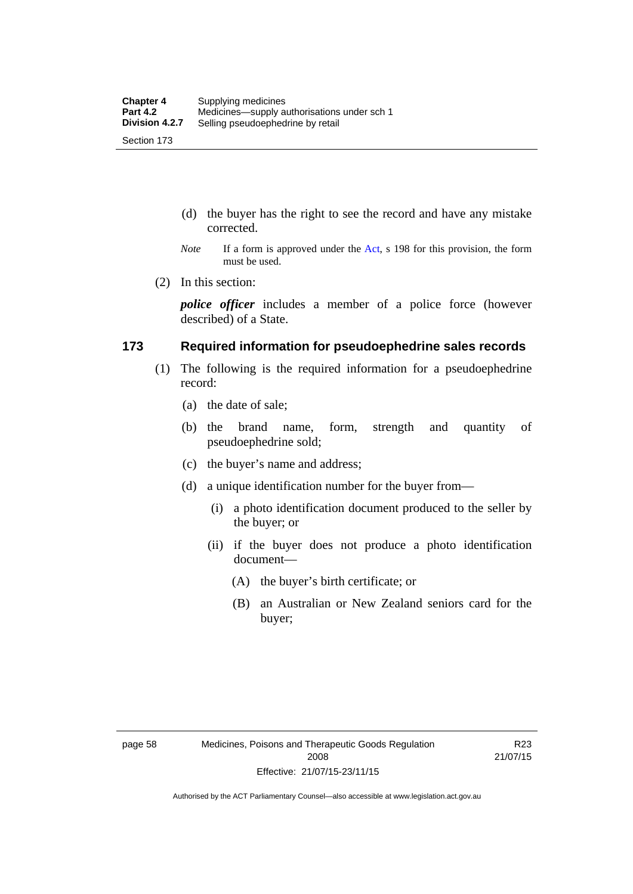(d) the buyer has the right to see the record and have any mistake corrected.

*Note* If a form is approved under the Act, s 198 for this provision, the form must be used.

(2) In this section:

***police officer*** includes a member of a police force (however described) of a State.

## 173 Required information for pseudoephedrine sales records

(1) The following is the required information for a pseudoephedrine record:

(a) the date of sale;

(b) the brand name, form, strength and quantity of pseudoephedrine sold;

(c) the buyer's name and address;

(d) a unique identification number for the buyer from—

(i) a photo identification document produced to the seller by the buyer; or

(ii) if the buyer does not produce a photo identification document—

(A) the buyer's birth certificate; or

(B) an Australian or New Zealand seniors card for the buyer;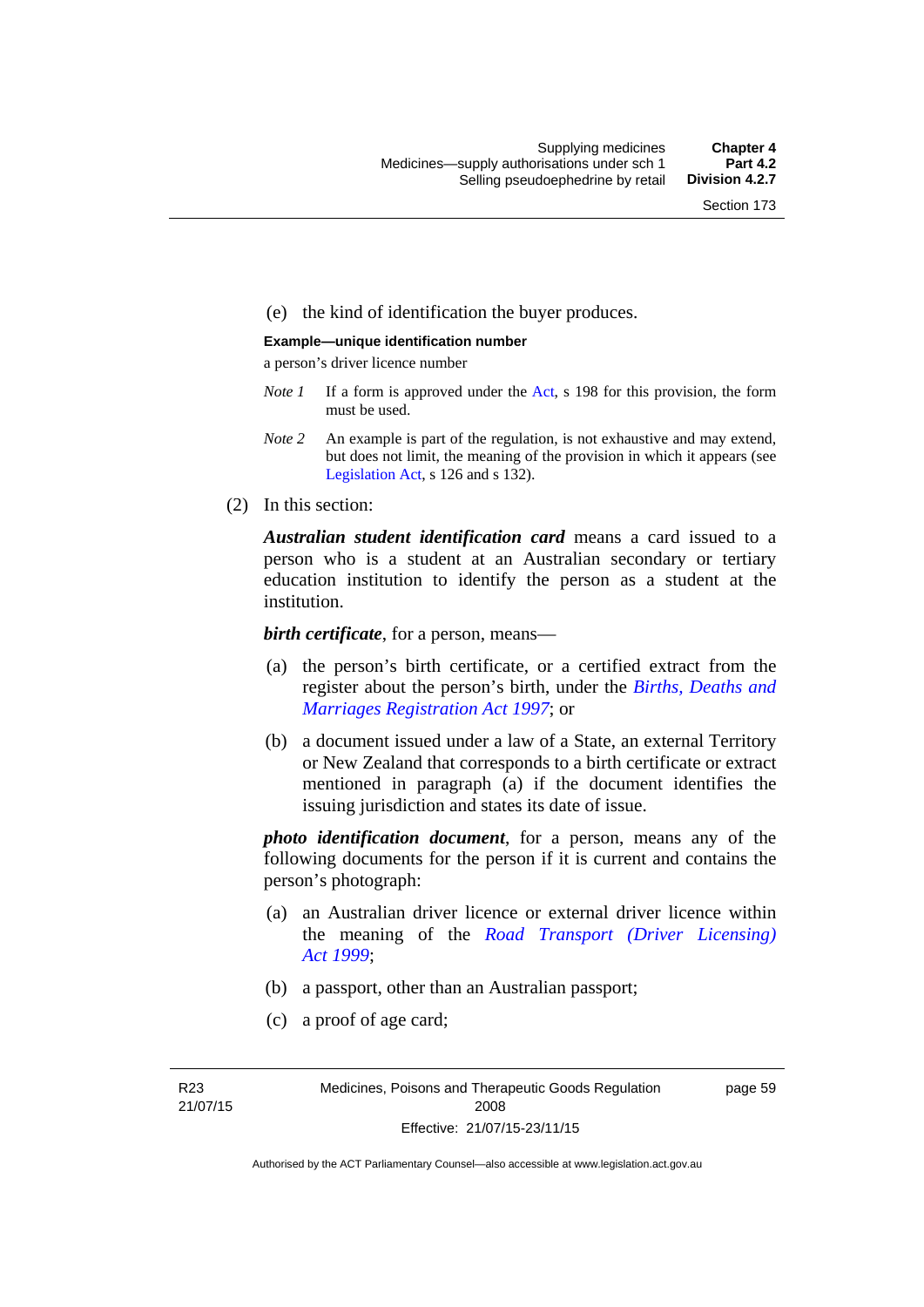(e) the kind of identification the buyer produces.

**Example—unique identification number**

a person's driver licence number

*Note 1* If a form is approved under the Act, s 198 for this provision, the form must be used.

*Note 2* An example is part of the regulation, is not exhaustive and may extend, but does not limit, the meaning of the provision in which it appears (see Legislation Act, s 126 and s 132).

(2) In this section:

***Australian student identification card*** means a card issued to a person who is a student at an Australian secondary or tertiary education institution to identify the person as a student at the institution.

***birth certificate***, for a person, means—

(a) the person's birth certificate, or a certified extract from the register about the person's birth, under the *Births, Deaths and Marriages Registration Act 1997*; or

(b) a document issued under a law of a State, an external Territory or New Zealand that corresponds to a birth certificate or extract mentioned in paragraph (a) if the document identifies the issuing jurisdiction and states its date of issue.

***photo identification document***, for a person, means any of the following documents for the person if it is current and contains the person's photograph:

(a) an Australian driver licence or external driver licence within the meaning of the *Road Transport (Driver Licensing) Act 1999*;

(b) a passport, other than an Australian passport;

(c) a proof of age card;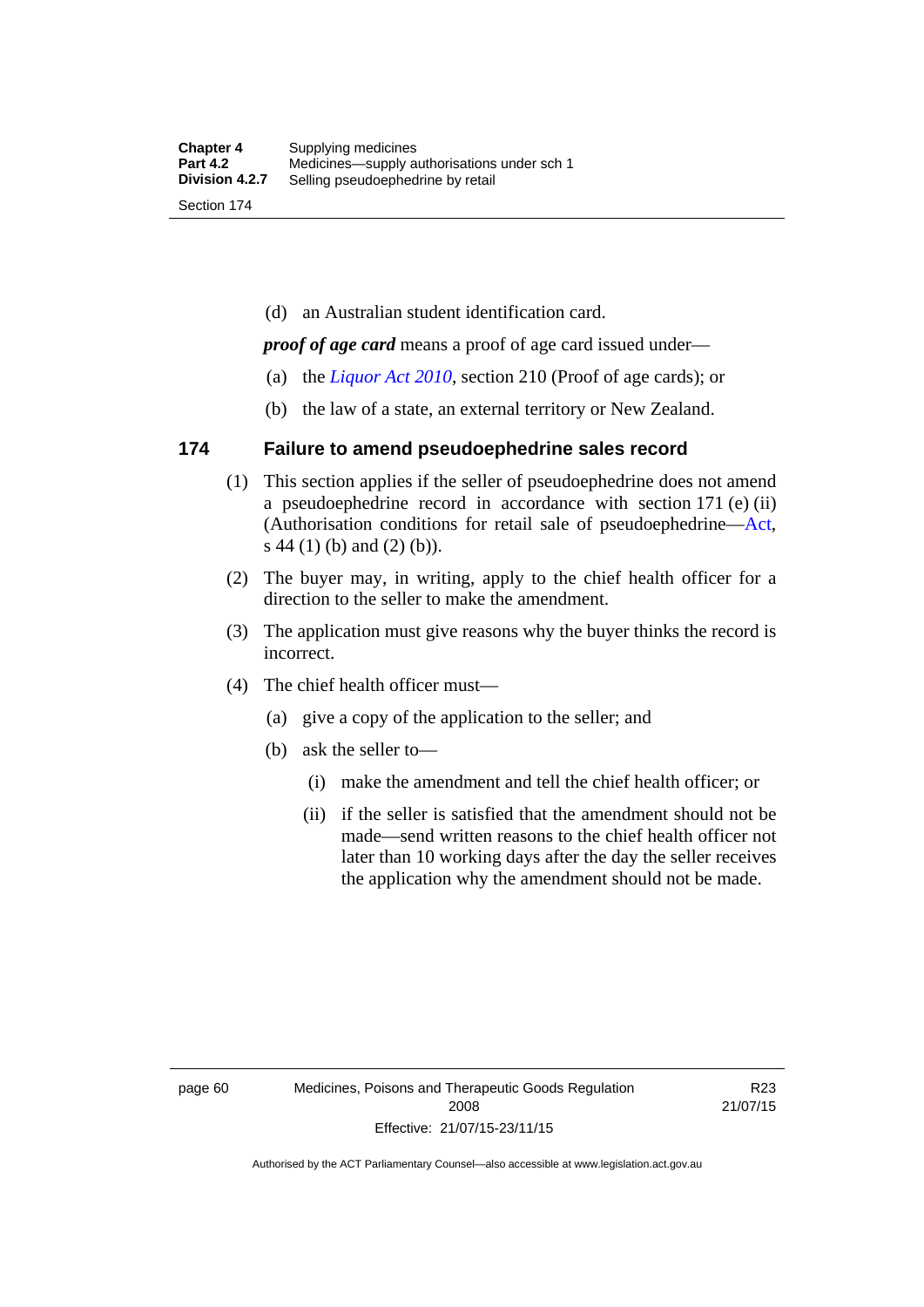(d) an Australian student identification card.

***proof of age card*** means a proof of age card issued under—

(a) the *Liquor Act 2010*, section 210 (Proof of age cards); or

(b) the law of a state, an external territory or New Zealand.

## 174 Failure to amend pseudoephedrine sales record

(1) This section applies if the seller of pseudoephedrine does not amend a pseudoephedrine record in accordance with section 171 (e) (ii) (Authorisation conditions for retail sale of pseudoephedrine—Act, s 44 (1) (b) and (2) (b)).

(2) The buyer may, in writing, apply to the chief health officer for a direction to the seller to make the amendment.

(3) The application must give reasons why the buyer thinks the record is incorrect.

(4) The chief health officer must—

(a) give a copy of the application to the seller; and

(b) ask the seller to—

(i) make the amendment and tell the chief health officer; or

(ii) if the seller is satisfied that the amendment should not be made—send written reasons to the chief health officer not later than 10 working days after the day the seller receives the application why the amendment should not be made.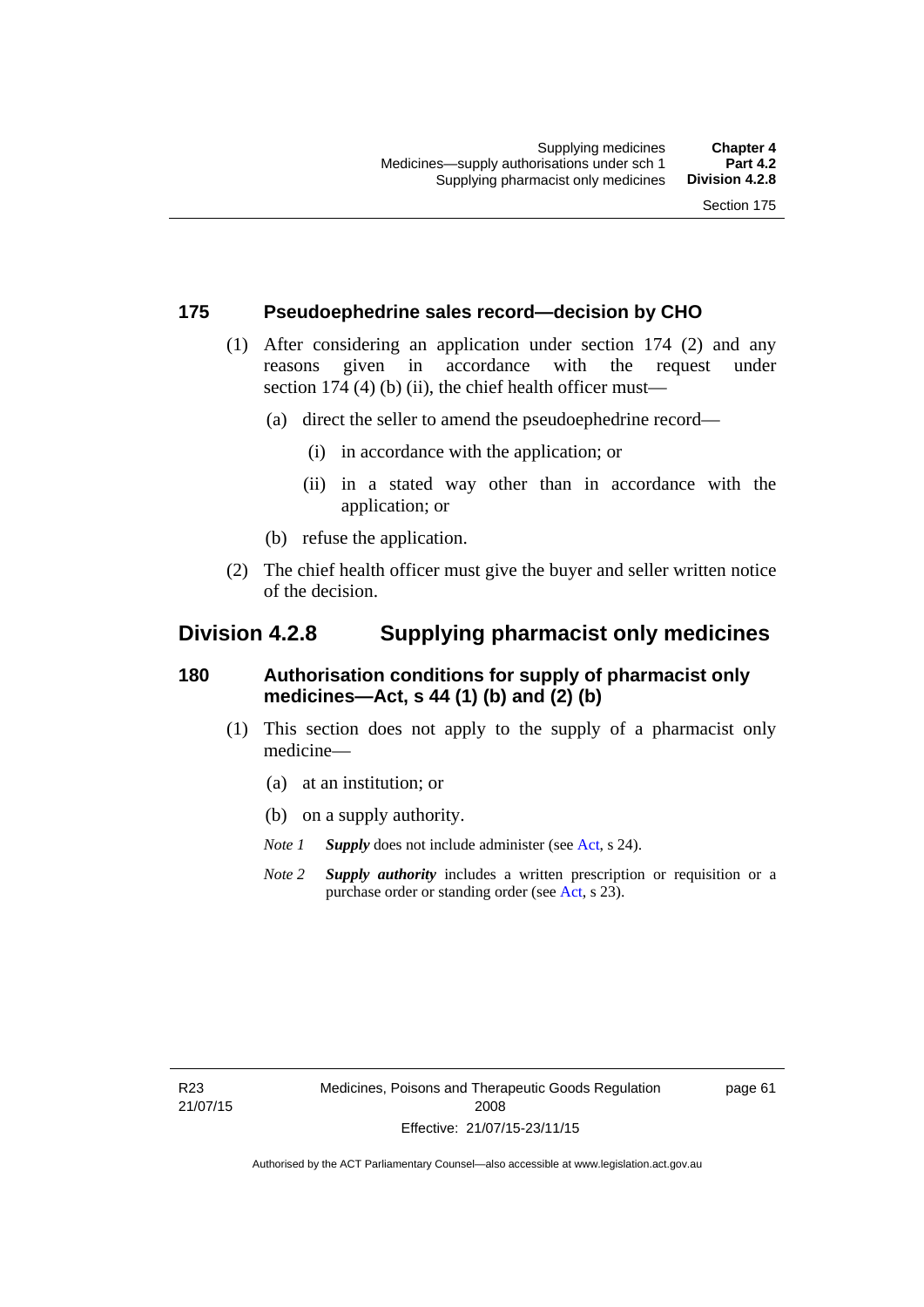## 175 Pseudoephedrine sales record—decision by CHO

(1) After considering an application under section 174 (2) and any reasons given in accordance with the request under section 174 (4) (b) (ii), the chief health officer must—

(a) direct the seller to amend the pseudoephedrine record—

(i) in accordance with the application; or

(ii) in a stated way other than in accordance with the application; or

(b) refuse the application.

(2) The chief health officer must give the buyer and seller written notice of the decision.

# Division 4.2.8 Supplying pharmacist only medicines

## 180 Authorisation conditions for supply of pharmacist only medicines—Act, s 44 (1) (b) and (2) (b)

(1) This section does not apply to the supply of a pharmacist only medicine—

(a) at an institution; or

(b) on a supply authority.

*Note 1* ***Supply*** does not include administer (see Act, s 24).

*Note 2* ***Supply authority*** includes a written prescription or requisition or a purchase order or standing order (see Act, s 23).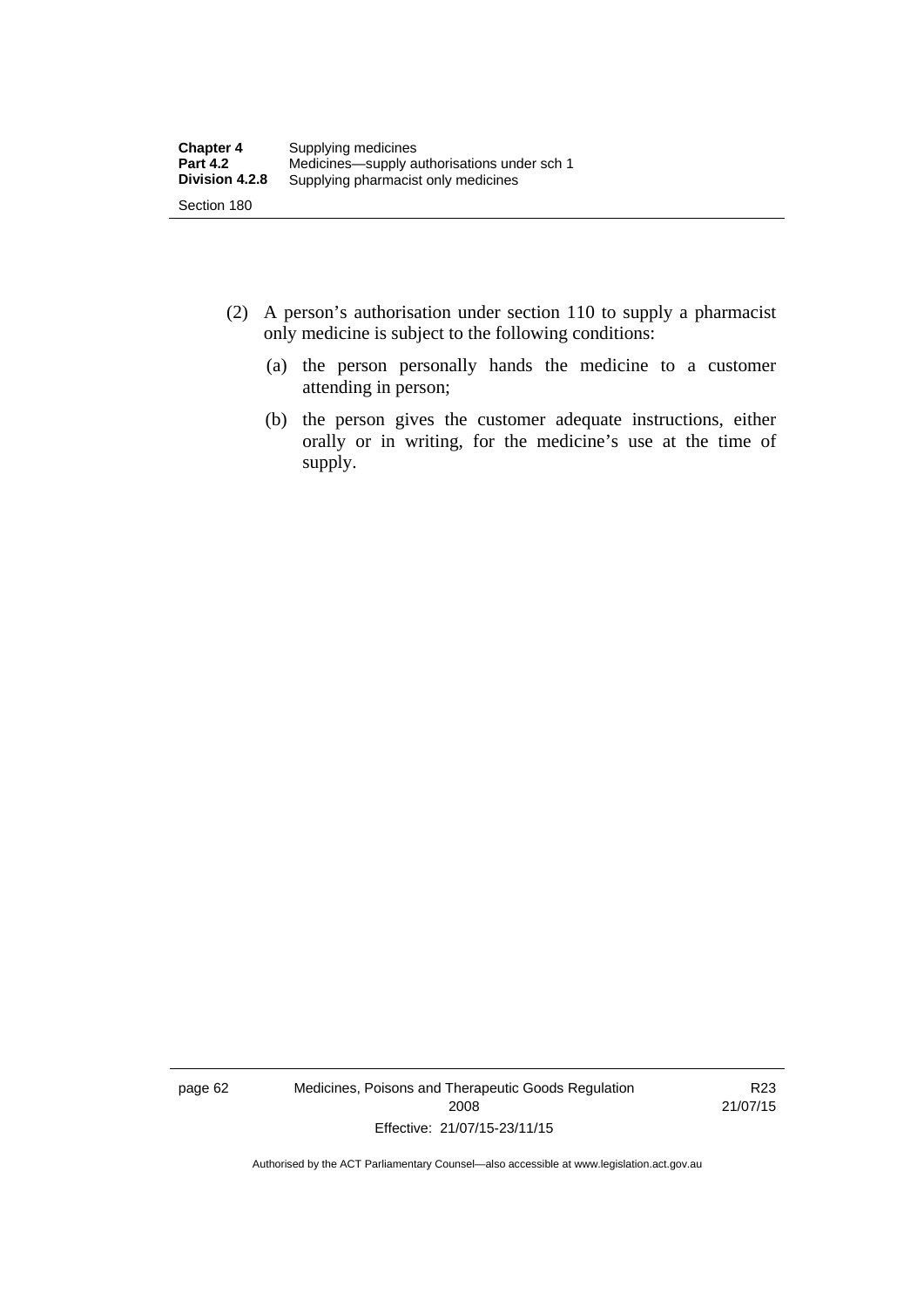(2) A person's authorisation under section 110 to supply a pharmacist only medicine is subject to the following conditions:

(a) the person personally hands the medicine to a customer attending in person;

(b) the person gives the customer adequate instructions, either orally or in writing, for the medicine's use at the time of supply.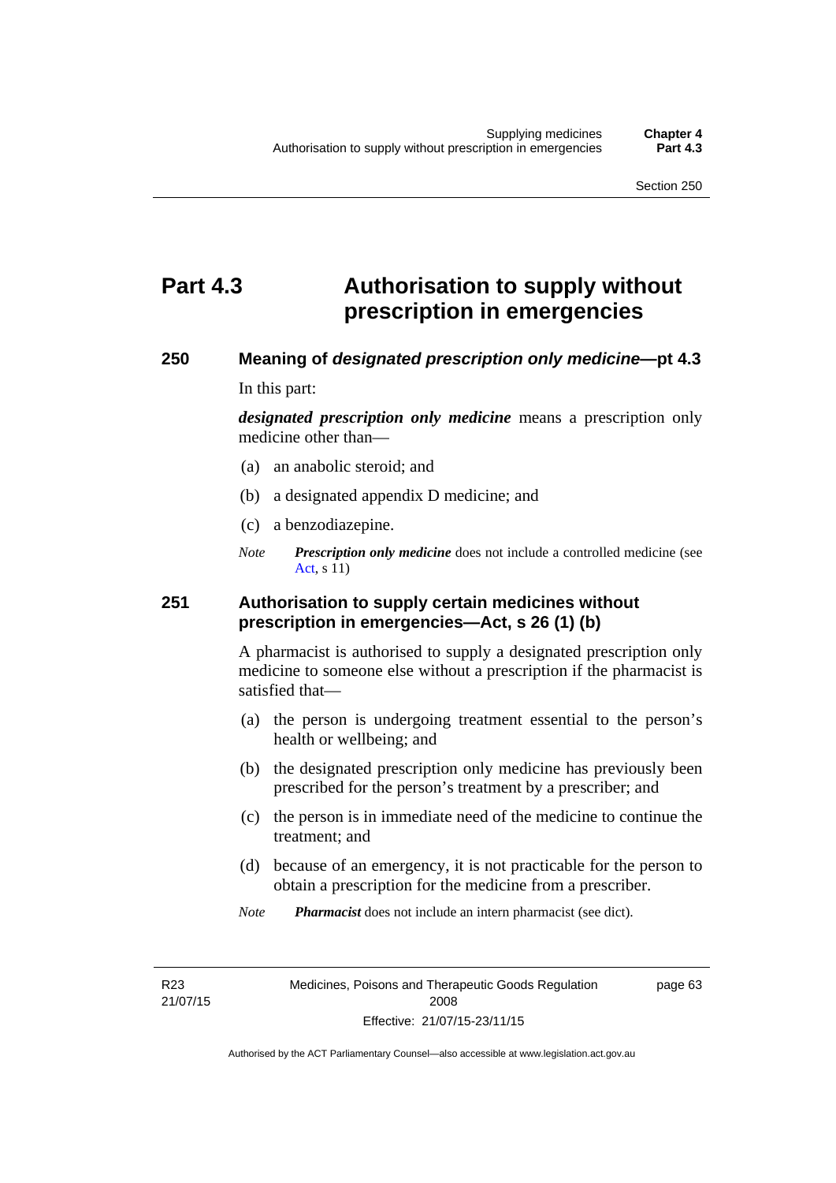# Part 4.3 Authorisation to supply without prescription in emergencies

## 250 Meaning of *designated prescription only medicine*—pt 4.3

In this part:

***designated prescription only medicine*** means a prescription only medicine other than—

(a) an anabolic steroid; and

(b) a designated appendix D medicine; and

(c) a benzodiazepine.

*Note* ***Prescription only medicine*** does not include a controlled medicine (see Act, s 11)

## 251 Authorisation to supply certain medicines without prescription in emergencies—Act, s 26 (1) (b)

A pharmacist is authorised to supply a designated prescription only medicine to someone else without a prescription if the pharmacist is satisfied that—

(a) the person is undergoing treatment essential to the person's health or wellbeing; and

(b) the designated prescription only medicine has previously been prescribed for the person's treatment by a prescriber; and

(c) the person is in immediate need of the medicine to continue the treatment; and

(d) because of an emergency, it is not practicable for the person to obtain a prescription for the medicine from a prescriber.

*Note* ***Pharmacist*** does not include an intern pharmacist (see dict).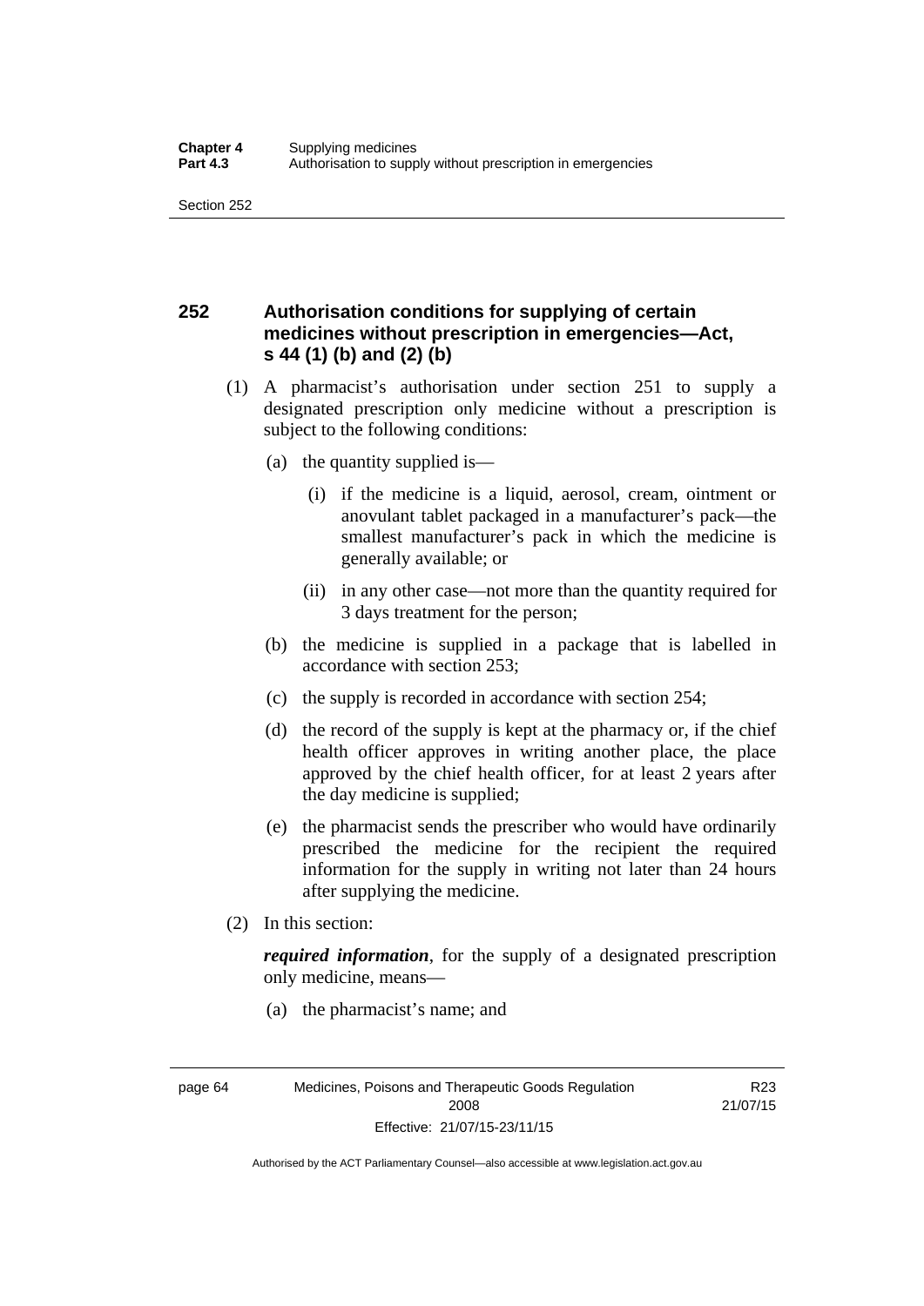### 252 Authorisation conditions for supplying of certain medicines without prescription in emergencies—Act, s 44 (1) (b) and (2) (b)

(1) A pharmacist's authorisation under section 251 to supply a designated prescription only medicine without a prescription is subject to the following conditions:

(a) the quantity supplied is—

(i) if the medicine is a liquid, aerosol, cream, ointment or anovulant tablet packaged in a manufacturer's pack—the smallest manufacturer's pack in which the medicine is generally available; or

(ii) in any other case—not more than the quantity required for 3 days treatment for the person;

(b) the medicine is supplied in a package that is labelled in accordance with section 253;

(c) the supply is recorded in accordance with section 254;

(d) the record of the supply is kept at the pharmacy or, if the chief health officer approves in writing another place, the place approved by the chief health officer, for at least 2 years after the day medicine is supplied;

(e) the pharmacist sends the prescriber who would have ordinarily prescribed the medicine for the recipient the required information for the supply in writing not later than 24 hours after supplying the medicine.

(2) In this section:

***required information***, for the supply of a designated prescription only medicine, means—

(a) the pharmacist's name; and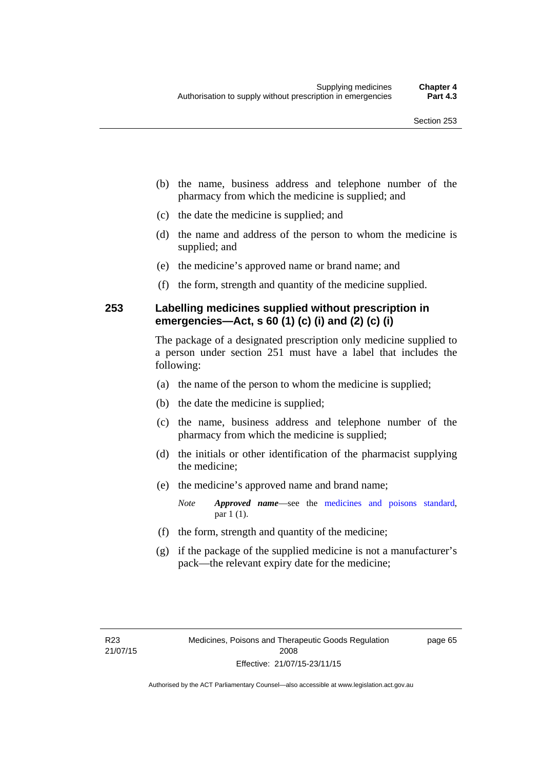(b) the name, business address and telephone number of the pharmacy from which the medicine is supplied; and

(c) the date the medicine is supplied; and

(d) the name and address of the person to whom the medicine is supplied; and

(e) the medicine's approved name or brand name; and

(f) the form, strength and quantity of the medicine supplied.

## 253 Labelling medicines supplied without prescription in emergencies—Act, s 60 (1) (c) (i) and (2) (c) (i)

The package of a designated prescription only medicine supplied to a person under section 251 must have a label that includes the following:

(a) the name of the person to whom the medicine is supplied;

(b) the date the medicine is supplied;

(c) the name, business address and telephone number of the pharmacy from which the medicine is supplied;

(d) the initials or other identification of the pharmacist supplying the medicine;

(e) the medicine's approved name and brand name;

*Note* ***Approved name***—see the medicines and poisons standard, par 1 (1).

(f) the form, strength and quantity of the medicine;

(g) if the package of the supplied medicine is not a manufacturer's pack—the relevant expiry date for the medicine;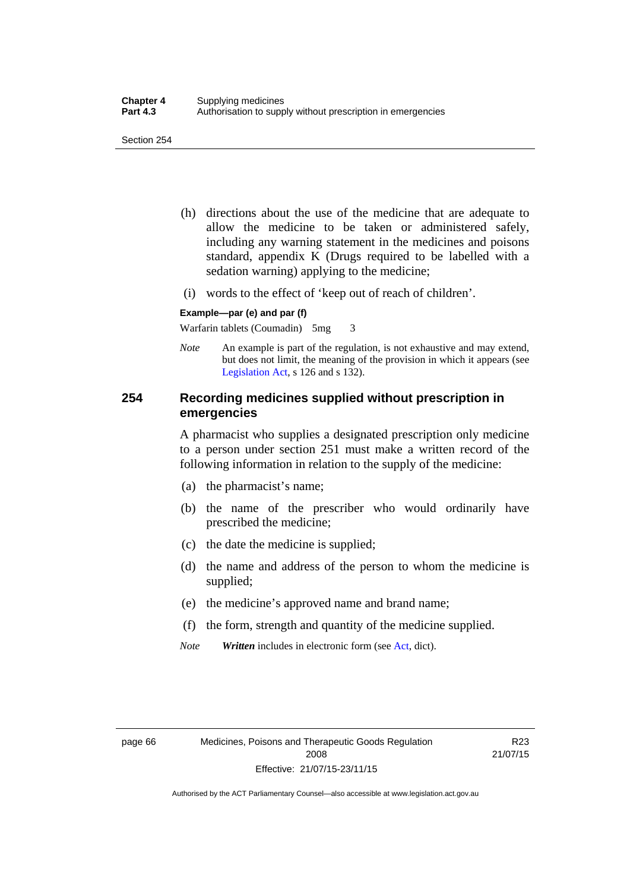(h) directions about the use of the medicine that are adequate to allow the medicine to be taken or administered safely, including any warning statement in the medicines and poisons standard, appendix K (Drugs required to be labelled with a sedation warning) applying to the medicine;

(i) words to the effect of 'keep out of reach of children'.

**Example—par (e) and par (f)**

Warfarin tablets (Coumadin) 5mg 3

*Note* An example is part of the regulation, is not exhaustive and may extend, but does not limit, the meaning of the provision in which it appears (see Legislation Act, s 126 and s 132).

## 254 Recording medicines supplied without prescription in emergencies

A pharmacist who supplies a designated prescription only medicine to a person under section 251 must make a written record of the following information in relation to the supply of the medicine:

(a) the pharmacist's name;

(b) the name of the prescriber who would ordinarily have prescribed the medicine;

(c) the date the medicine is supplied;

(d) the name and address of the person to whom the medicine is supplied;

(e) the medicine's approved name and brand name;

(f) the form, strength and quantity of the medicine supplied.

*Note* ***Written*** includes in electronic form (see Act, dict).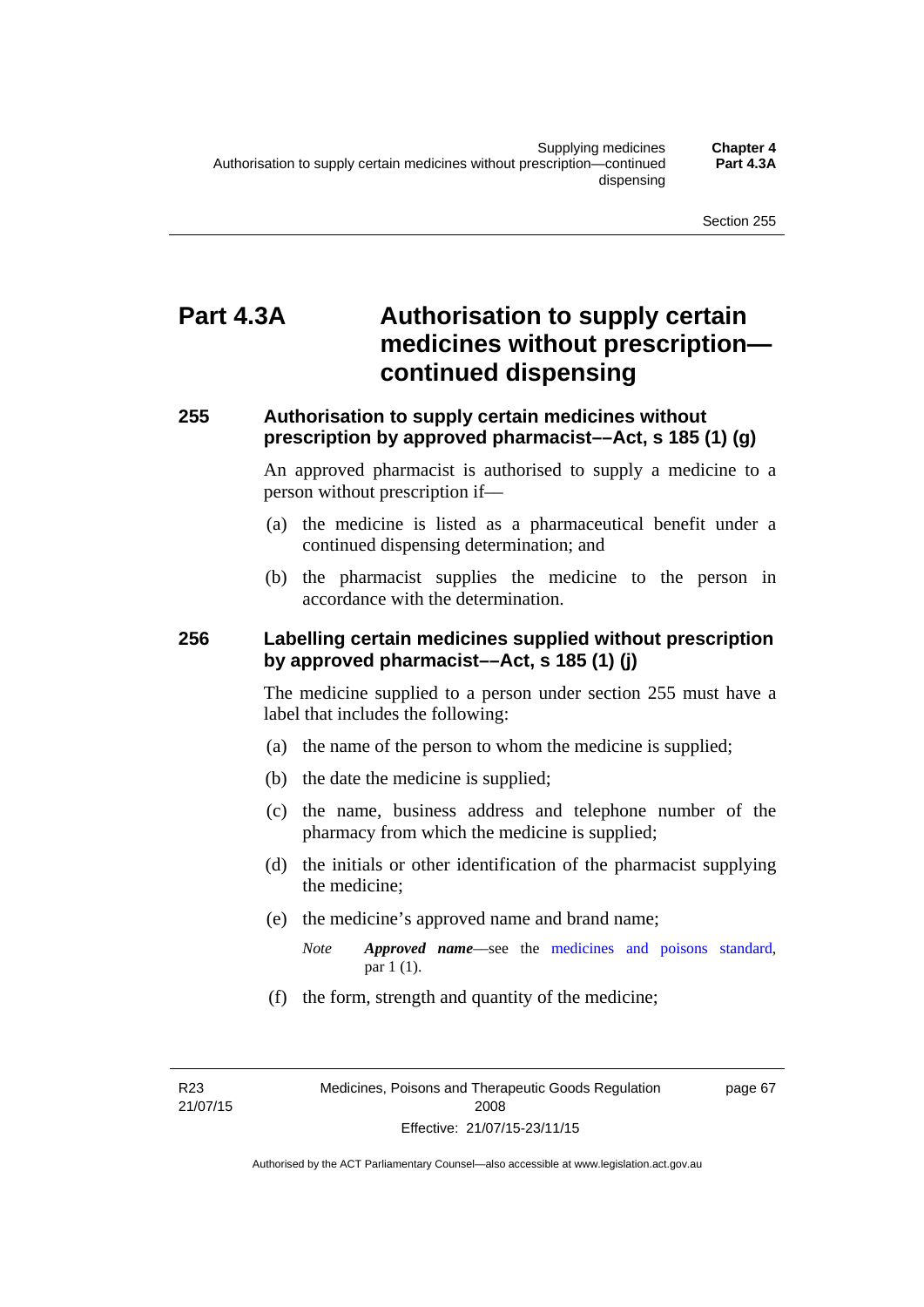# Part 4.3A Authorisation to supply certain medicines without prescription—continued dispensing

## 255 Authorisation to supply certain medicines without prescription by approved pharmacist––Act, s 185 (1) (g)

An approved pharmacist is authorised to supply a medicine to a person without prescription if—

(a) the medicine is listed as a pharmaceutical benefit under a continued dispensing determination; and

(b) the pharmacist supplies the medicine to the person in accordance with the determination.

## 256 Labelling certain medicines supplied without prescription by approved pharmacist––Act, s 185 (1) (j)

The medicine supplied to a person under section 255 must have a label that includes the following:

(a) the name of the person to whom the medicine is supplied;

(b) the date the medicine is supplied;

(c) the name, business address and telephone number of the pharmacy from which the medicine is supplied;

(d) the initials or other identification of the pharmacist supplying the medicine;

(e) the medicine's approved name and brand name;

*Note* ***Approved name***—see the medicines and poisons standard, par 1 (1).

(f) the form, strength and quantity of the medicine;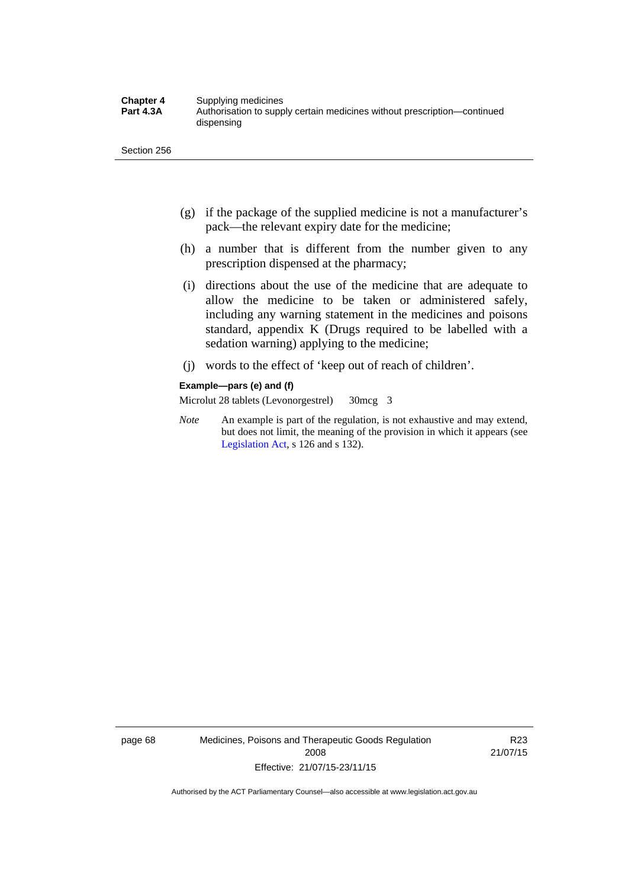(g) if the package of the supplied medicine is not a manufacturer's pack—the relevant expiry date for the medicine;

(h) a number that is different from the number given to any prescription dispensed at the pharmacy;

(i) directions about the use of the medicine that are adequate to allow the medicine to be taken or administered safely, including any warning statement in the medicines and poisons standard, appendix K (Drugs required to be labelled with a sedation warning) applying to the medicine;

(j) words to the effect of 'keep out of reach of children'.

**Example—pars (e) and (f)**

Microlut 28 tablets (Levonorgestrel) 30mcg 3

*Note* An example is part of the regulation, is not exhaustive and may extend, but does not limit, the meaning of the provision in which it appears (see Legislation Act, s 126 and s 132).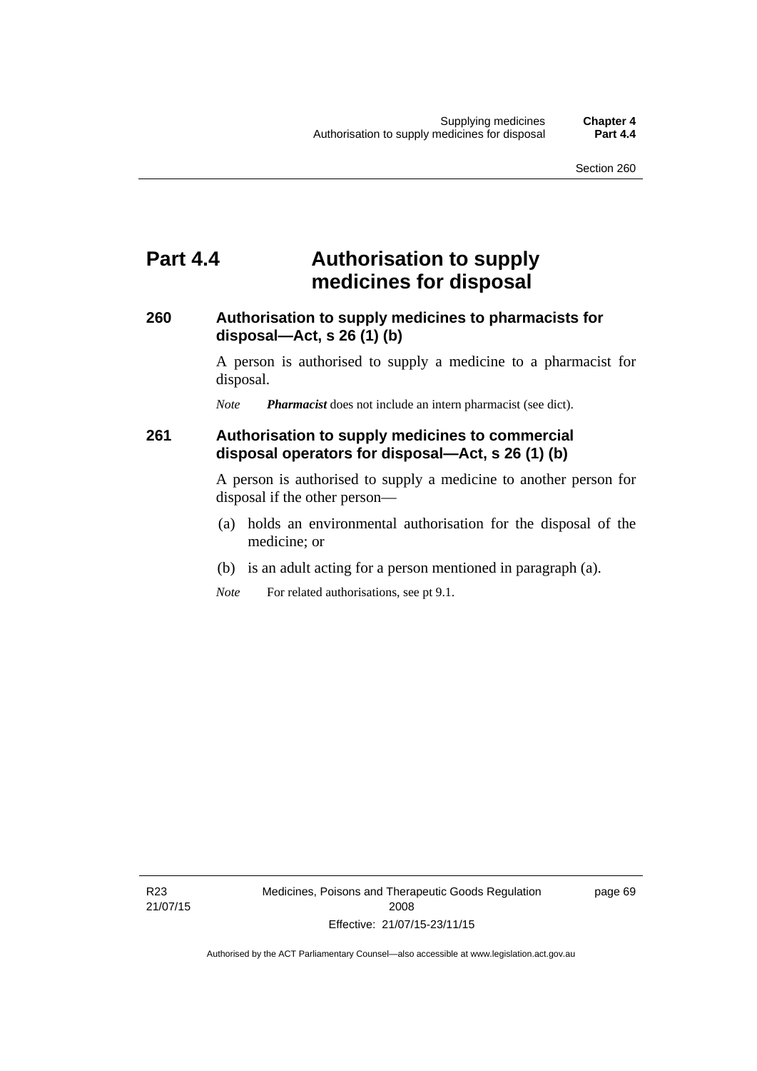# Part 4.4 Authorisation to supply medicines for disposal

### 260 Authorisation to supply medicines to pharmacists for disposal—Act, s 26 (1) (b)

A person is authorised to supply a medicine to a pharmacist for disposal.

*Note* ***Pharmacist*** does not include an intern pharmacist (see dict).

### 261 Authorisation to supply medicines to commercial disposal operators for disposal—Act, s 26 (1) (b)

A person is authorised to supply a medicine to another person for disposal if the other person—

(a) holds an environmental authorisation for the disposal of the medicine; or

(b) is an adult acting for a person mentioned in paragraph (a).

*Note* For related authorisations, see pt 9.1.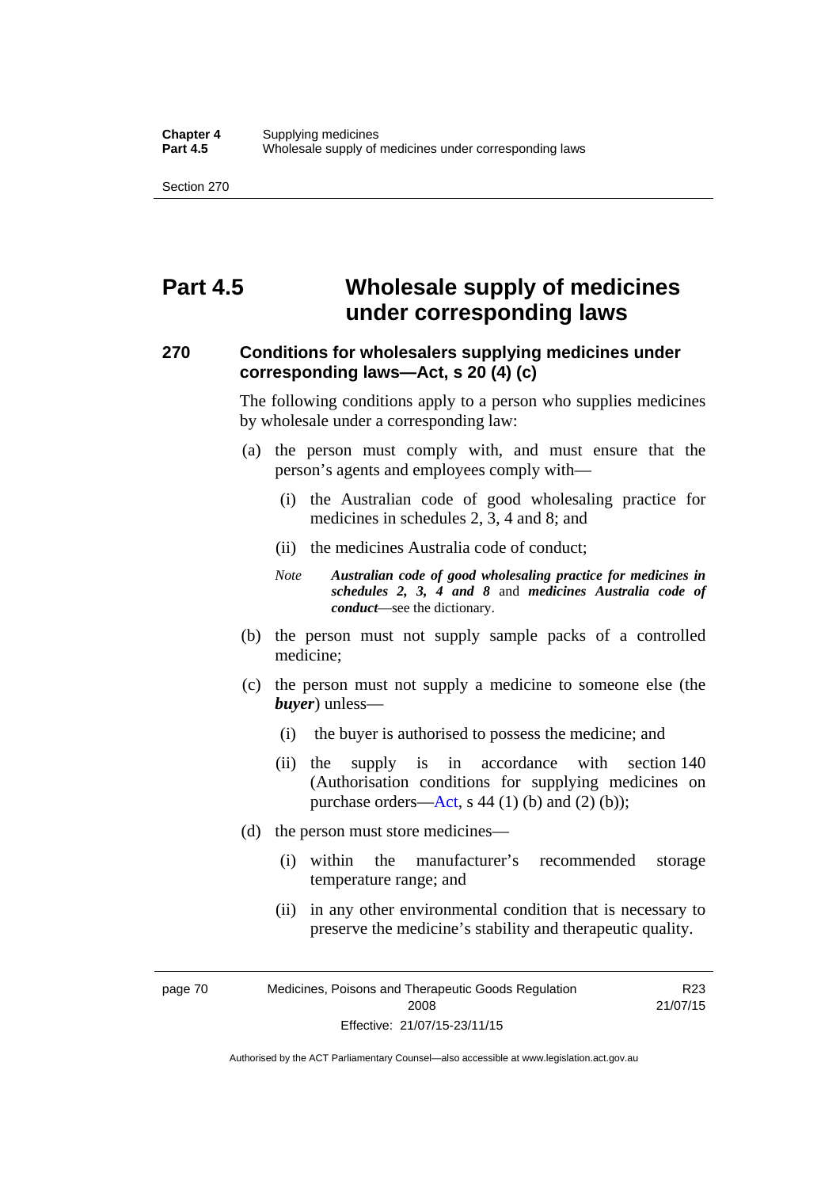# Part 4.5 Wholesale supply of medicines under corresponding laws

### 270 Conditions for wholesalers supplying medicines under corresponding laws—Act, s 20 (4) (c)

The following conditions apply to a person who supplies medicines by wholesale under a corresponding law:

(a) the person must comply with, and must ensure that the person's agents and employees comply with—

   (i) the Australian code of good wholesaling practice for medicines in schedules 2, 3, 4 and 8; and

   (ii) the medicines Australia code of conduct;

   *Note* ***Australian code of good wholesaling practice for medicines in schedules 2, 3, 4 and 8*** and ***medicines Australia code of conduct***—see the dictionary.

(b) the person must not supply sample packs of a controlled medicine;

(c) the person must not supply a medicine to someone else (the ***buyer***) unless—

   (i) the buyer is authorised to possess the medicine; and

   (ii) the supply is in accordance with section 140 (Authorisation conditions for supplying medicines on purchase orders—Act, s 44 (1) (b) and (2) (b));

(d) the person must store medicines—

   (i) within the manufacturer's recommended storage temperature range; and

   (ii) in any other environmental condition that is necessary to preserve the medicine's stability and therapeutic quality.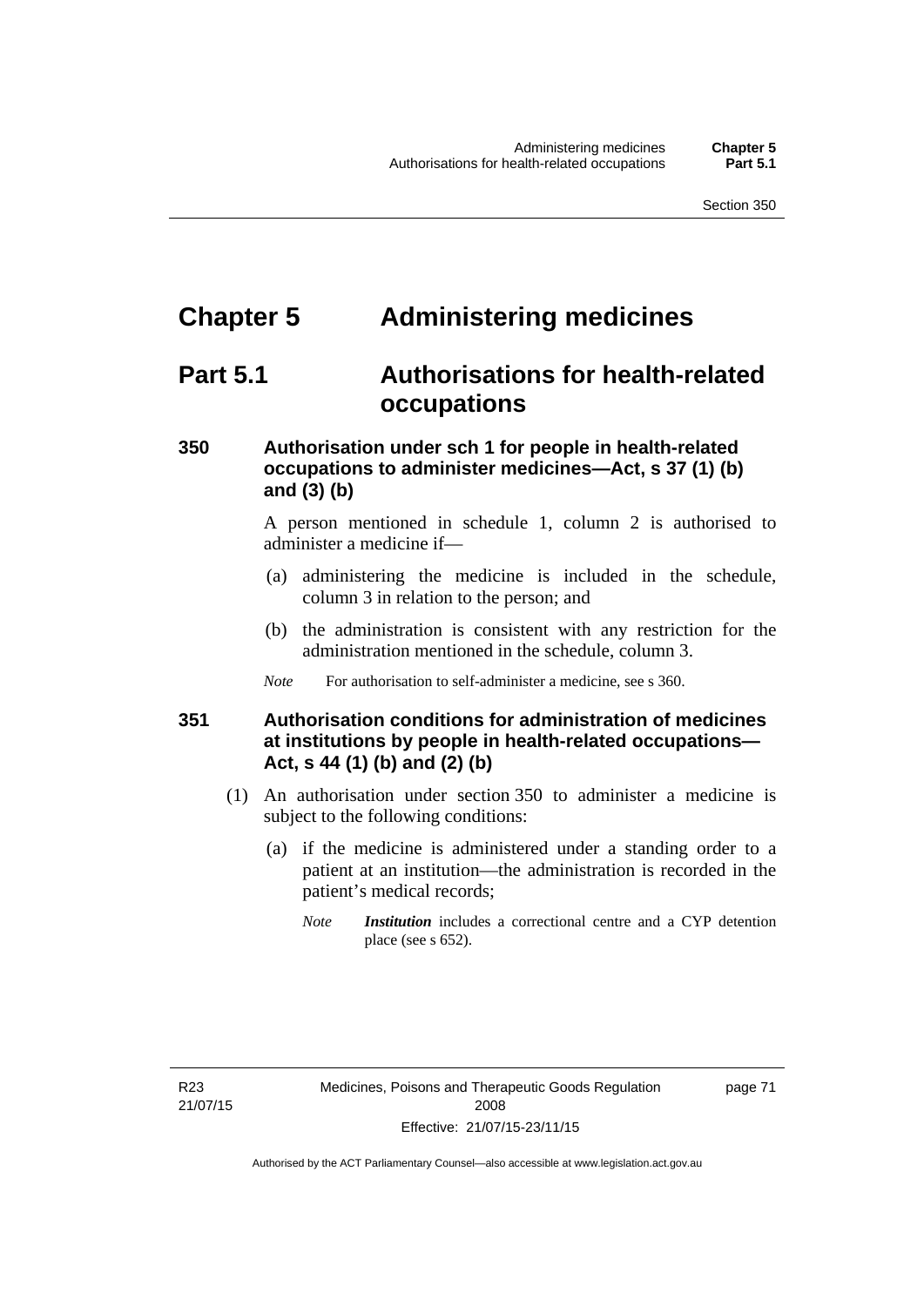# Chapter 5 Administering medicines

## Part 5.1 Authorisations for health-related occupations

### 350 Authorisation under sch 1 for people in health-related occupations to administer medicines—Act, s 37 (1) (b) and (3) (b)

A person mentioned in schedule 1, column 2 is authorised to administer a medicine if—

(a) administering the medicine is included in the schedule, column 3 in relation to the person; and

(b) the administration is consistent with any restriction for the administration mentioned in the schedule, column 3.

*Note* For authorisation to self-administer a medicine, see s 360.

### 351 Authorisation conditions for administration of medicines at institutions by people in health-related occupations—Act, s 44 (1) (b) and (2) (b)

(1) An authorisation under section 350 to administer a medicine is subject to the following conditions:

(a) if the medicine is administered under a standing order to a patient at an institution—the administration is recorded in the patient's medical records;

*Note* ***Institution*** includes a correctional centre and a CYP detention place (see s 652).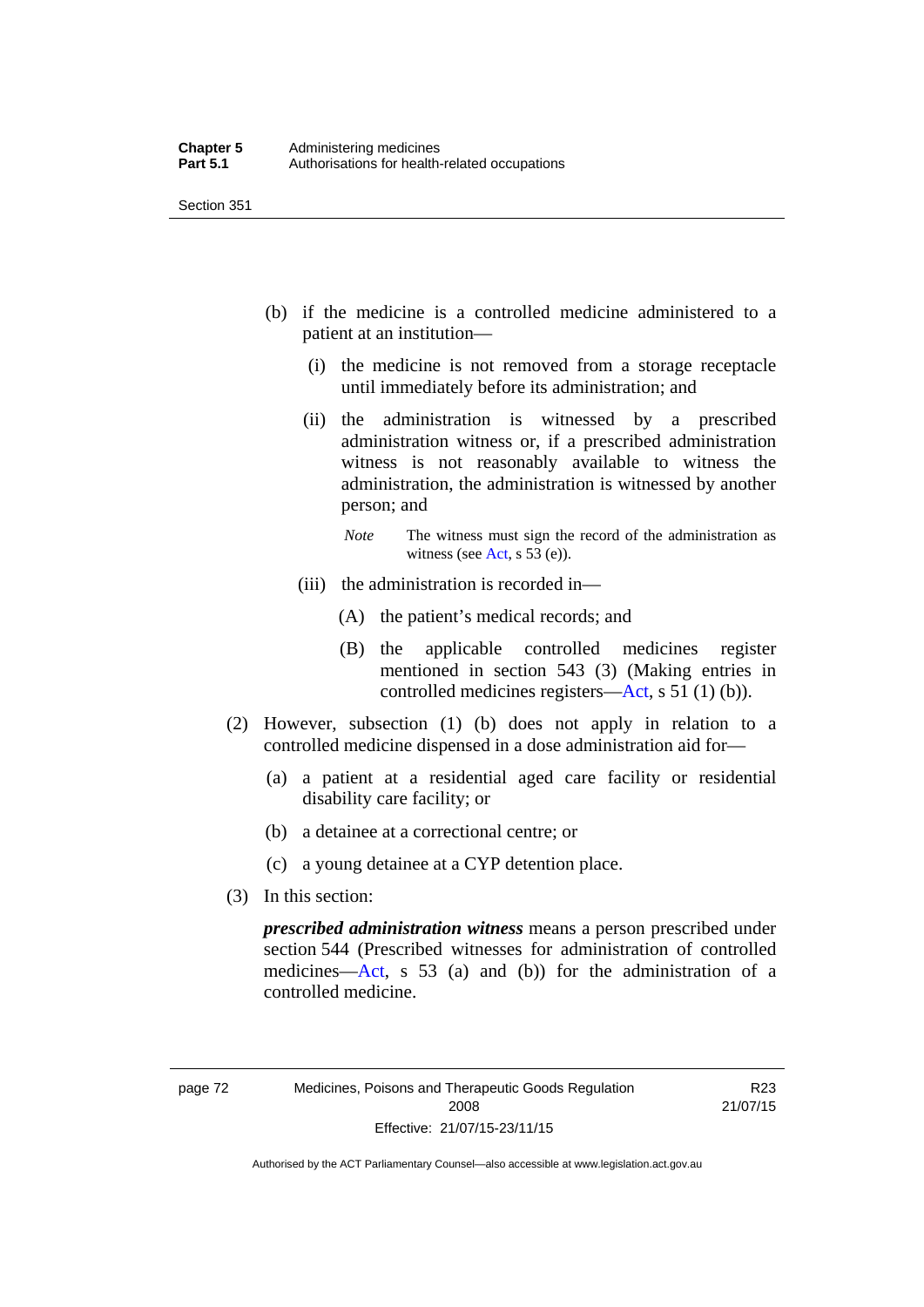(b) if the medicine is a controlled medicine administered to a patient at an institution—

(i) the medicine is not removed from a storage receptacle until immediately before its administration; and

(ii) the administration is witnessed by a prescribed administration witness or, if a prescribed administration witness is not reasonably available to witness the administration, the administration is witnessed by another person; and

*Note* The witness must sign the record of the administration as witness (see Act, s 53 (e)).

(iii) the administration is recorded in—

(A) the patient's medical records; and

(B) the applicable controlled medicines register mentioned in section 543 (3) (Making entries in controlled medicines registers—Act, s 51 (1) (b)).

(2) However, subsection (1) (b) does not apply in relation to a controlled medicine dispensed in a dose administration aid for—

(a) a patient at a residential aged care facility or residential disability care facility; or

(b) a detainee at a correctional centre; or

(c) a young detainee at a CYP detention place.

(3) In this section:

***prescribed administration witness*** means a person prescribed under section 544 (Prescribed witnesses for administration of controlled medicines—Act, s 53 (a) and (b)) for the administration of a controlled medicine.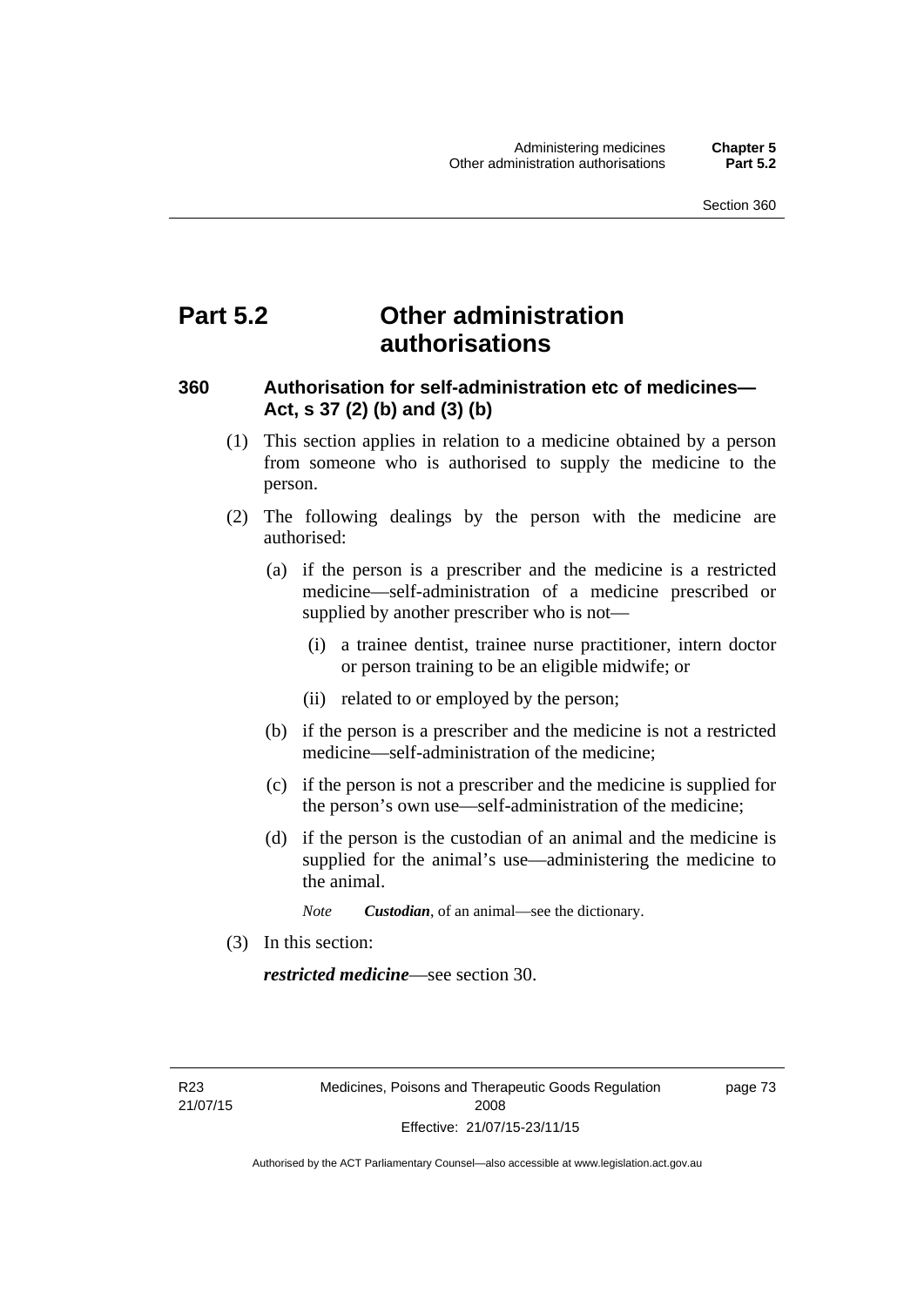# Part 5.2 Other administration authorisations

## 360 Authorisation for self-administration etc of medicines—Act, s 37 (2) (b) and (3) (b)

(1) This section applies in relation to a medicine obtained by a person from someone who is authorised to supply the medicine to the person.

(2) The following dealings by the person with the medicine are authorised:

(a) if the person is a prescriber and the medicine is a restricted medicine—self-administration of a medicine prescribed or supplied by another prescriber who is not—

(i) a trainee dentist, trainee nurse practitioner, intern doctor or person training to be an eligible midwife; or

(ii) related to or employed by the person;

(b) if the person is a prescriber and the medicine is not a restricted medicine—self-administration of the medicine;

(c) if the person is not a prescriber and the medicine is supplied for the person's own use—self-administration of the medicine;

(d) if the person is the custodian of an animal and the medicine is supplied for the animal's use—administering the medicine to the animal.

*Note* ***Custodian***, of an animal—see the dictionary.

(3) In this section:

***restricted medicine***—see section 30.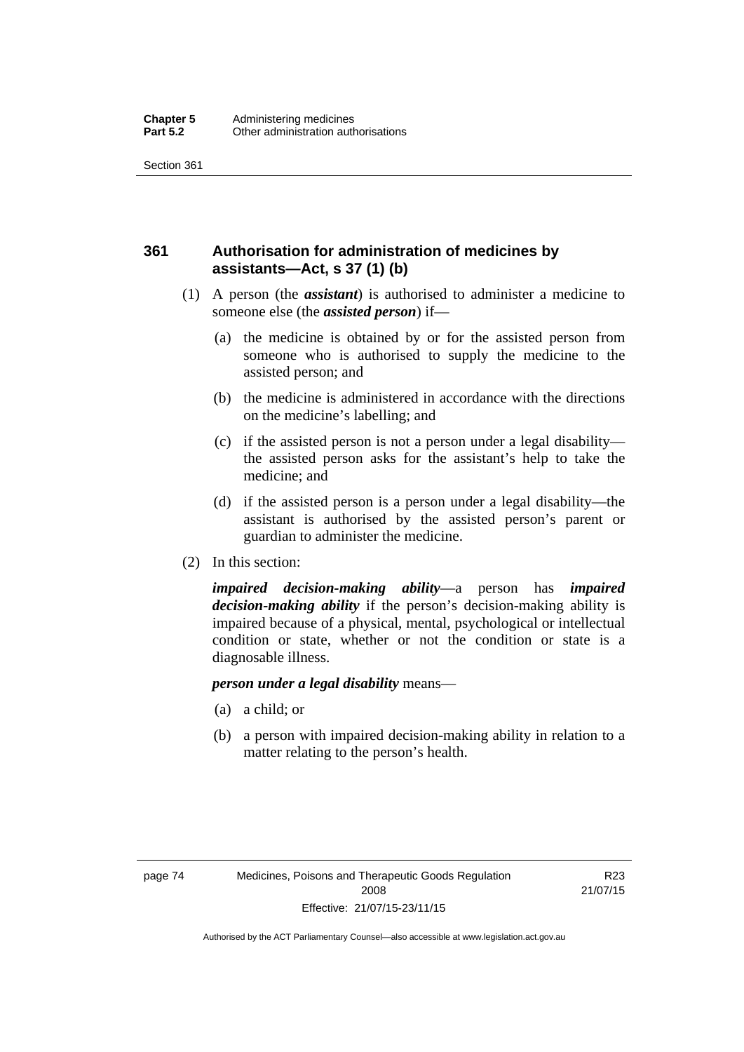## 361 Authorisation for administration of medicines by assistants—Act, s 37 (1) (b)

(1) A person (the ***assistant***) is authorised to administer a medicine to someone else (the ***assisted person***) if—

(a) the medicine is obtained by or for the assisted person from someone who is authorised to supply the medicine to the assisted person; and

(b) the medicine is administered in accordance with the directions on the medicine's labelling; and

(c) if the assisted person is not a person under a legal disability—the assisted person asks for the assistant's help to take the medicine; and

(d) if the assisted person is a person under a legal disability—the assistant is authorised by the assisted person's parent or guardian to administer the medicine.

(2) In this section:

***impaired decision-making ability***—a person has ***impaired decision-making ability*** if the person's decision-making ability is impaired because of a physical, mental, psychological or intellectual condition or state, whether or not the condition or state is a diagnosable illness.

***person under a legal disability*** means—

(a) a child; or

(b) a person with impaired decision-making ability in relation to a matter relating to the person's health.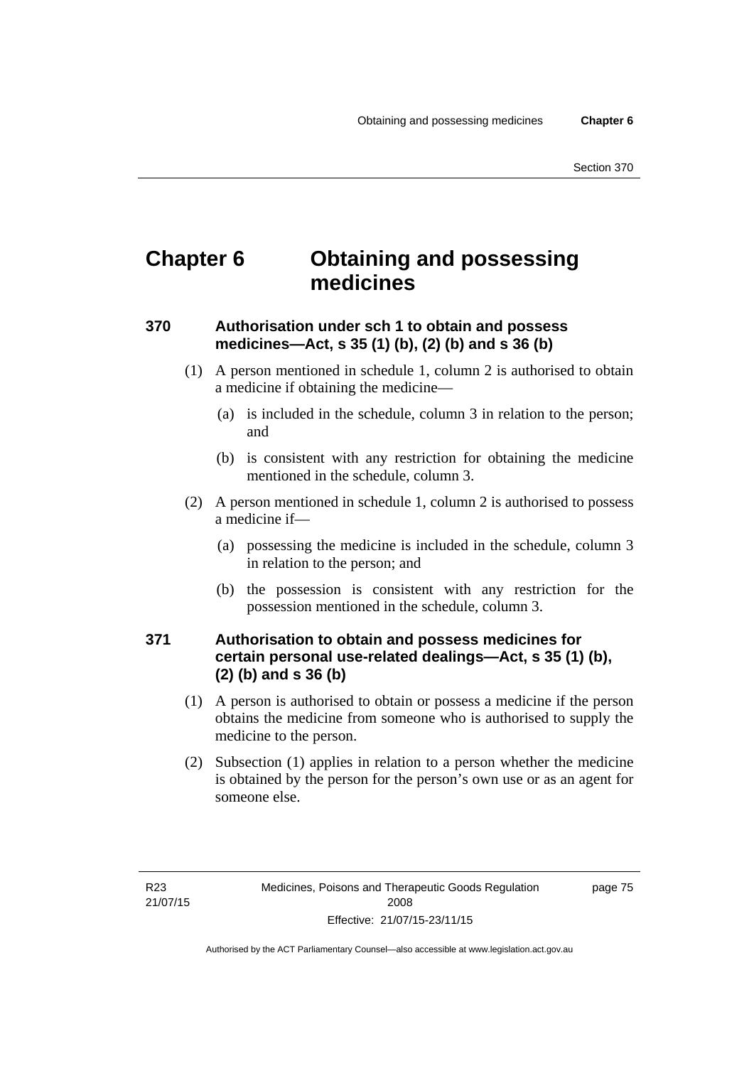# Chapter 6 Obtaining and possessing medicines

### 370 Authorisation under sch 1 to obtain and possess medicines—Act, s 35 (1) (b), (2) (b) and s 36 (b)

(1) A person mentioned in schedule 1, column 2 is authorised to obtain a medicine if obtaining the medicine—

(a) is included in the schedule, column 3 in relation to the person; and

(b) is consistent with any restriction for obtaining the medicine mentioned in the schedule, column 3.

(2) A person mentioned in schedule 1, column 2 is authorised to possess a medicine if—

(a) possessing the medicine is included in the schedule, column 3 in relation to the person; and

(b) the possession is consistent with any restriction for the possession mentioned in the schedule, column 3.

### 371 Authorisation to obtain and possess medicines for certain personal use-related dealings—Act, s 35 (1) (b), (2) (b) and s 36 (b)

(1) A person is authorised to obtain or possess a medicine if the person obtains the medicine from someone who is authorised to supply the medicine to the person.

(2) Subsection (1) applies in relation to a person whether the medicine is obtained by the person for the person's own use or as an agent for someone else.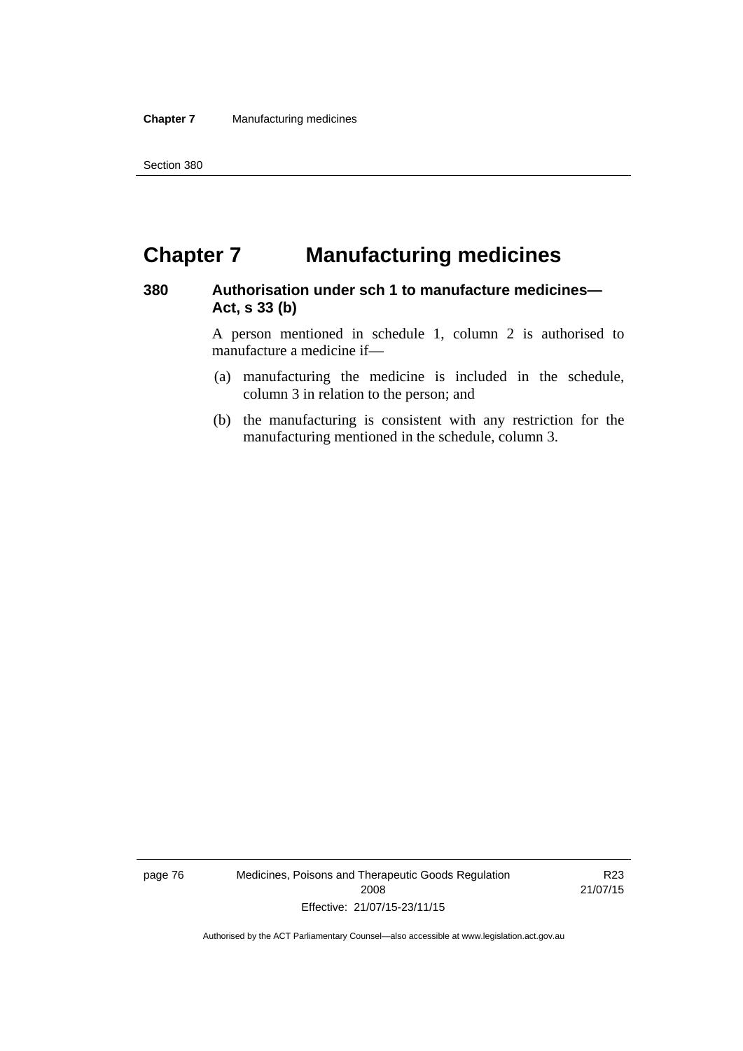# Chapter 7 Manufacturing medicines

## 380 Authorisation under sch 1 to manufacture medicines—Act, s 33 (b)

A person mentioned in schedule 1, column 2 is authorised to manufacture a medicine if—

(a) manufacturing the medicine is included in the schedule, column 3 in relation to the person; and

(b) the manufacturing is consistent with any restriction for the manufacturing mentioned in the schedule, column 3.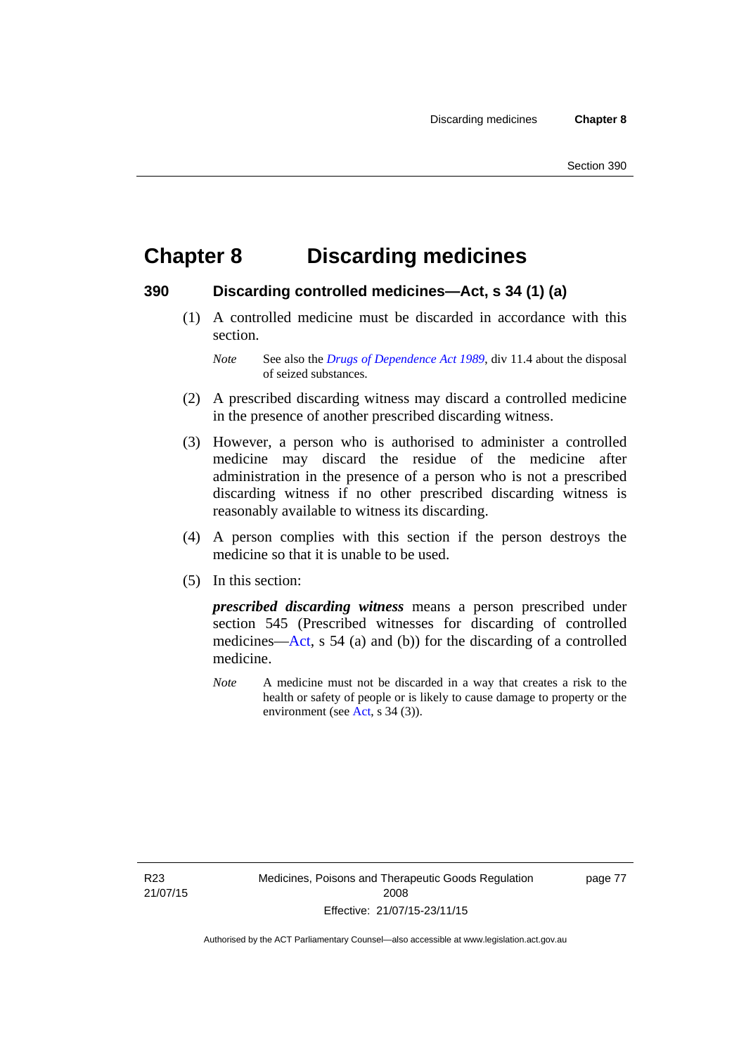# Chapter 8 Discarding medicines

## 390 Discarding controlled medicines—Act, s 34 (1) (a)

(1) A controlled medicine must be discarded in accordance with this section.

*Note* See also the *Drugs of Dependence Act 1989*, div 11.4 about the disposal of seized substances.

(2) A prescribed discarding witness may discard a controlled medicine in the presence of another prescribed discarding witness.

(3) However, a person who is authorised to administer a controlled medicine may discard the residue of the medicine after administration in the presence of a person who is not a prescribed discarding witness if no other prescribed discarding witness is reasonably available to witness its discarding.

(4) A person complies with this section if the person destroys the medicine so that it is unable to be used.

(5) In this section:

***prescribed discarding witness*** means a person prescribed under section 545 (Prescribed witnesses for discarding of controlled medicines—Act, s 54 (a) and (b)) for the discarding of a controlled medicine.

*Note* A medicine must not be discarded in a way that creates a risk to the health or safety of people or is likely to cause damage to property or the environment (see Act, s 34 (3)).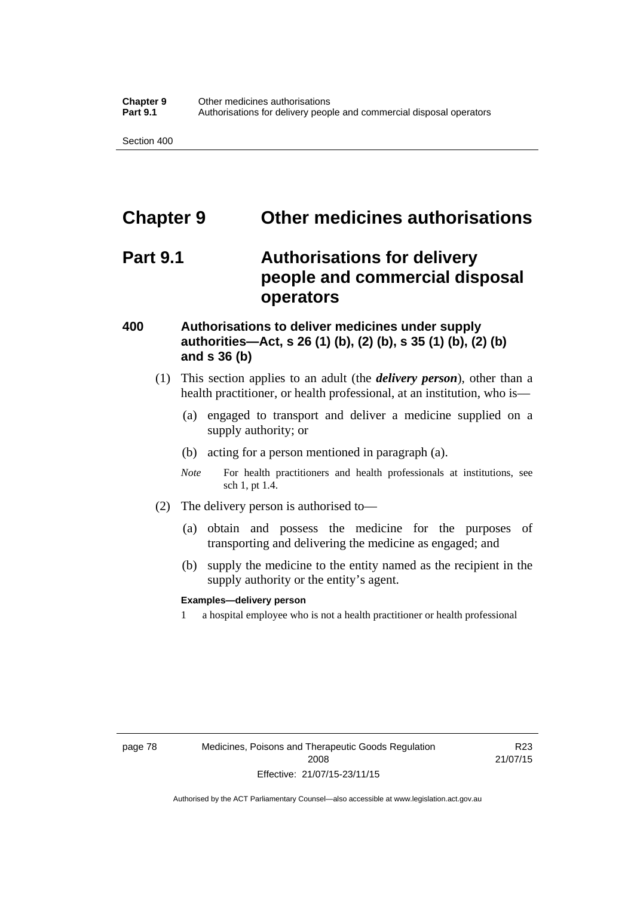# Chapter 9 Other medicines authorisations

## Part 9.1 Authorisations for delivery people and commercial disposal operators

### 400 Authorisations to deliver medicines under supply authorities—Act, s 26 (1) (b), (2) (b), s 35 (1) (b), (2) (b) and s 36 (b)

(1) This section applies to an adult (the ***delivery person***), other than a health practitioner, or health professional, at an institution, who is—

(a) engaged to transport and deliver a medicine supplied on a supply authority; or

(b) acting for a person mentioned in paragraph (a).

*Note* For health practitioners and health professionals at institutions, see sch 1, pt 1.4.

(2) The delivery person is authorised to—

(a) obtain and possess the medicine for the purposes of transporting and delivering the medicine as engaged; and

(b) supply the medicine to the entity named as the recipient in the supply authority or the entity's agent.

**Examples—delivery person**

1 a hospital employee who is not a health practitioner or health professional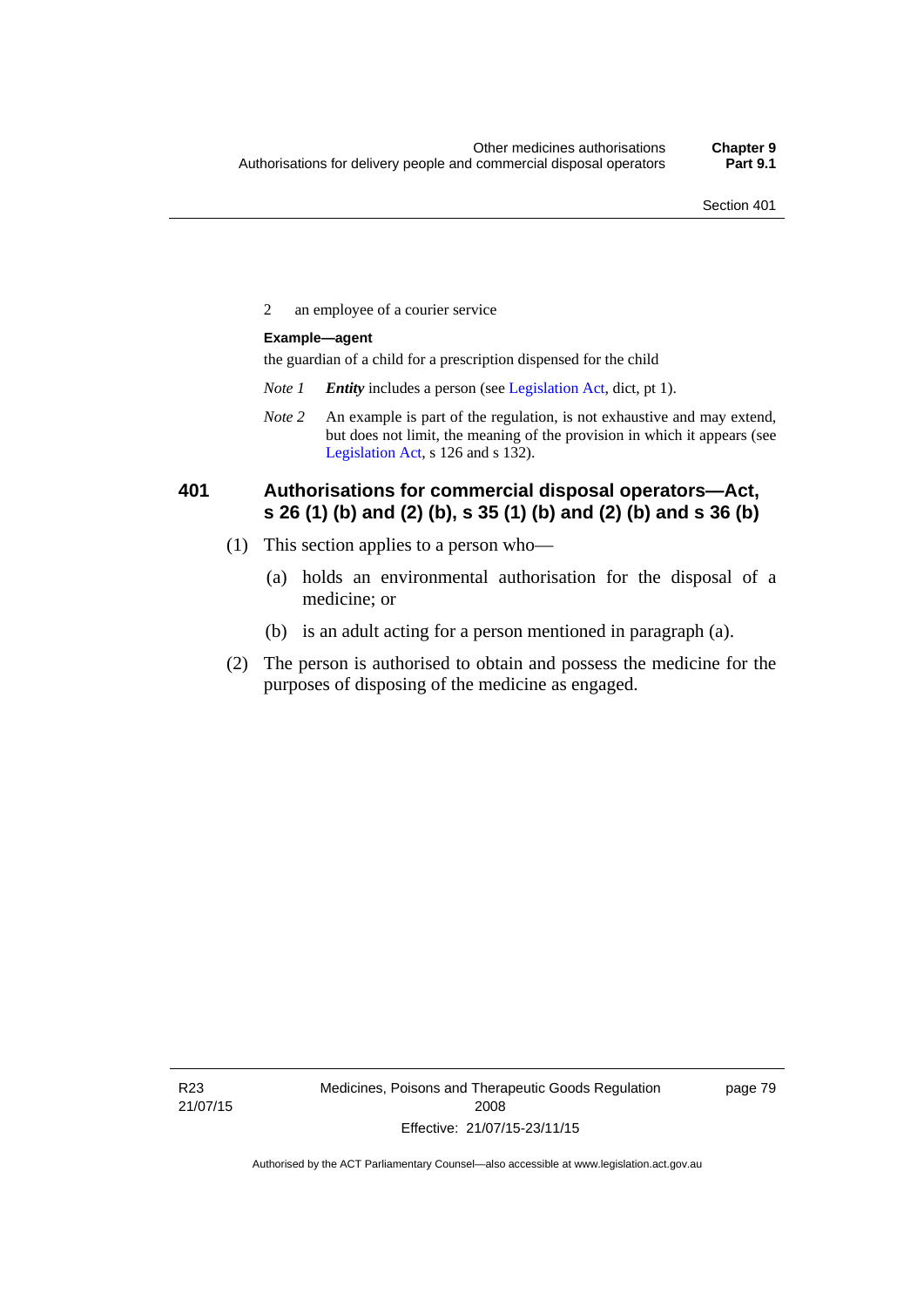2 an employee of a courier service

**Example—agent**

the guardian of a child for a prescription dispensed for the child

*Note 1* ***Entity*** includes a person (see Legislation Act, dict, pt 1).

*Note 2* An example is part of the regulation, is not exhaustive and may extend, but does not limit, the meaning of the provision in which it appears (see Legislation Act, s 126 and s 132).

### 401 Authorisations for commercial disposal operators—Act, s 26 (1) (b) and (2) (b), s 35 (1) (b) and (2) (b) and s 36 (b)

(1) This section applies to a person who—

(a) holds an environmental authorisation for the disposal of a medicine; or

(b) is an adult acting for a person mentioned in paragraph (a).

(2) The person is authorised to obtain and possess the medicine for the purposes of disposing of the medicine as engaged.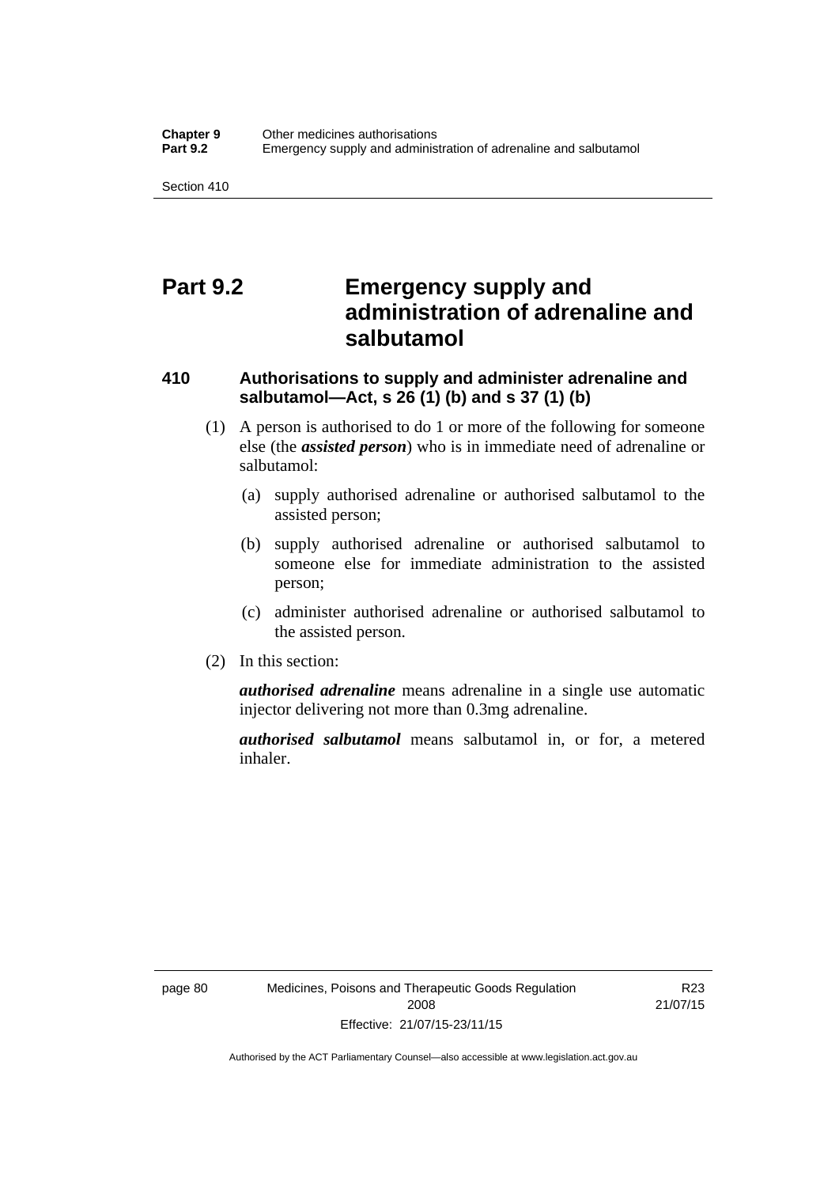# Part 9.2 Emergency supply and administration of adrenaline and salbutamol

## 410 Authorisations to supply and administer adrenaline and salbutamol—Act, s 26 (1) (b) and s 37 (1) (b)

(1) A person is authorised to do 1 or more of the following for someone else (the ***assisted person***) who is in immediate need of adrenaline or salbutamol:

(a) supply authorised adrenaline or authorised salbutamol to the assisted person;

(b) supply authorised adrenaline or authorised salbutamol to someone else for immediate administration to the assisted person;

(c) administer authorised adrenaline or authorised salbutamol to the assisted person.

(2) In this section:

***authorised adrenaline*** means adrenaline in a single use automatic injector delivering not more than 0.3mg adrenaline.

***authorised salbutamol*** means salbutamol in, or for, a metered inhaler.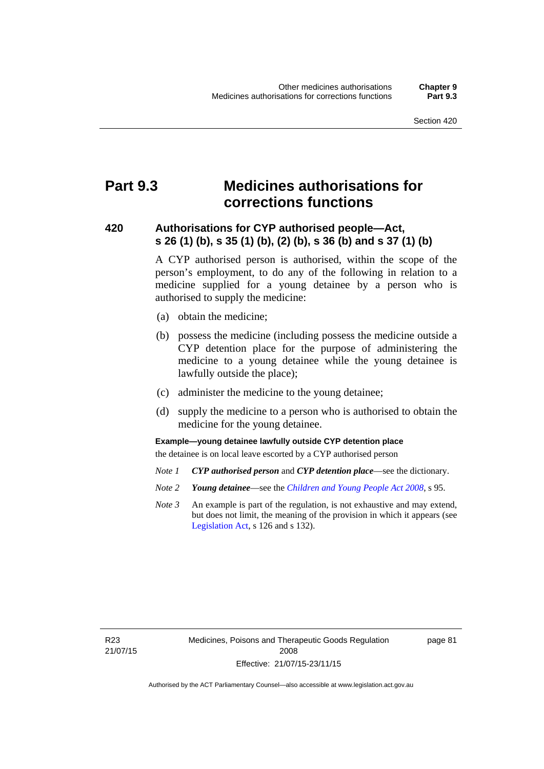# Part 9.3 Medicines authorisations for corrections functions

## 420 Authorisations for CYP authorised people—Act, s 26 (1) (b), s 35 (1) (b), (2) (b), s 36 (b) and s 37 (1) (b)

A CYP authorised person is authorised, within the scope of the person's employment, to do any of the following in relation to a medicine supplied for a young detainee by a person who is authorised to supply the medicine:

(a) obtain the medicine;

(b) possess the medicine (including possess the medicine outside a CYP detention place for the purpose of administering the medicine to a young detainee while the young detainee is lawfully outside the place);

(c) administer the medicine to the young detainee;

(d) supply the medicine to a person who is authorised to obtain the medicine for the young detainee.

**Example—young detainee lawfully outside CYP detention place**

the detainee is on local leave escorted by a CYP authorised person

*Note 1* ***CYP authorised person*** and ***CYP detention place***—see the dictionary.

*Note 2* ***Young detainee***—see the *Children and Young People Act 2008*, s 95.

*Note 3* An example is part of the regulation, is not exhaustive and may extend, but does not limit, the meaning of the provision in which it appears (see Legislation Act, s 126 and s 132).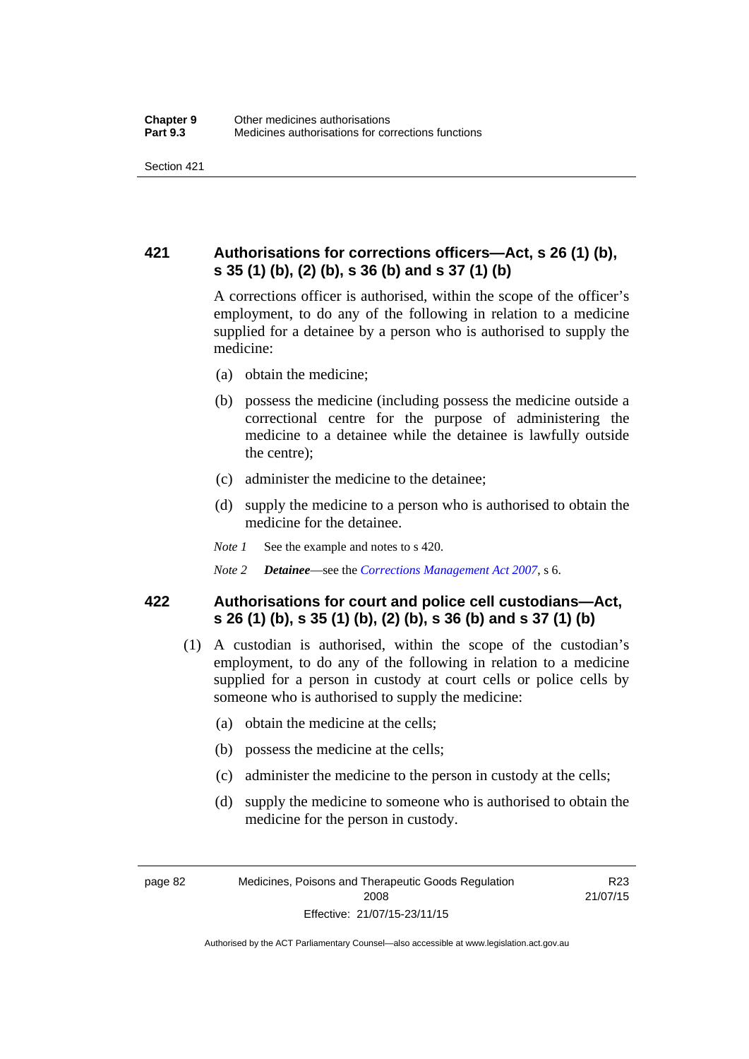## 421 Authorisations for corrections officers—Act, s 26 (1) (b), s 35 (1) (b), (2) (b), s 36 (b) and s 37 (1) (b)

A corrections officer is authorised, within the scope of the officer's employment, to do any of the following in relation to a medicine supplied for a detainee by a person who is authorised to supply the medicine:

(a) obtain the medicine;

(b) possess the medicine (including possess the medicine outside a correctional centre for the purpose of administering the medicine to a detainee while the detainee is lawfully outside the centre);

(c) administer the medicine to the detainee;

(d) supply the medicine to a person who is authorised to obtain the medicine for the detainee.

*Note 1* See the example and notes to s 420.

*Note 2* ***Detainee***—see the *Corrections Management Act 2007*, s 6.

## 422 Authorisations for court and police cell custodians—Act, s 26 (1) (b), s 35 (1) (b), (2) (b), s 36 (b) and s 37 (1) (b)

(1) A custodian is authorised, within the scope of the custodian's employment, to do any of the following in relation to a medicine supplied for a person in custody at court cells or police cells by someone who is authorised to supply the medicine:

(a) obtain the medicine at the cells;

(b) possess the medicine at the cells;

(c) administer the medicine to the person in custody at the cells;

(d) supply the medicine to someone who is authorised to obtain the medicine for the person in custody.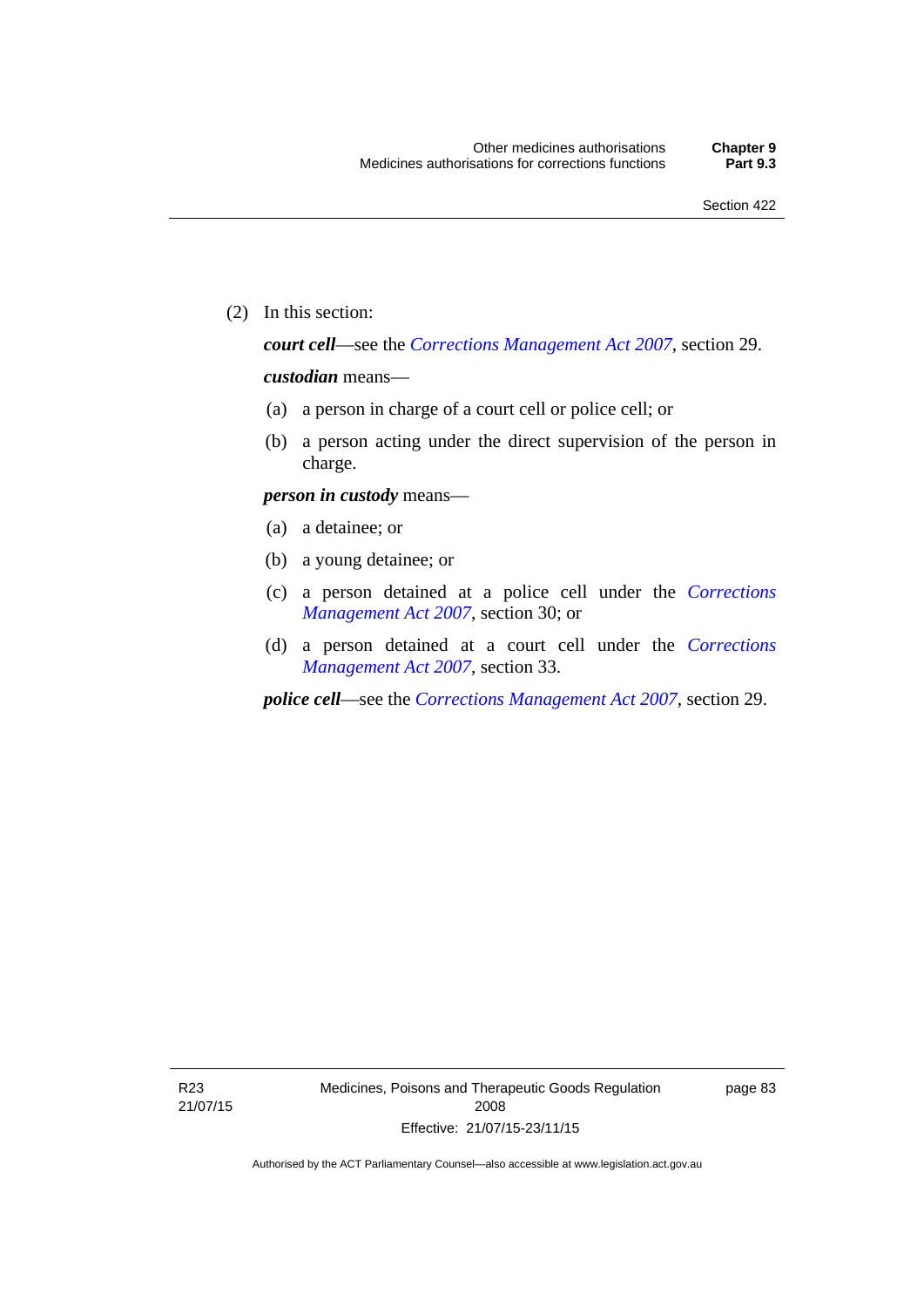(2) In this section:

***court cell***—see the *Corrections Management Act 2007*, section 29.

***custodian*** means—

(a) a person in charge of a court cell or police cell; or

(b) a person acting under the direct supervision of the person in charge.

***person in custody*** means—

(a) a detainee; or

(b) a young detainee; or

(c) a person detained at a police cell under the *Corrections Management Act 2007*, section 30; or

(d) a person detained at a court cell under the *Corrections Management Act 2007*, section 33.

***police cell***—see the *Corrections Management Act 2007*, section 29.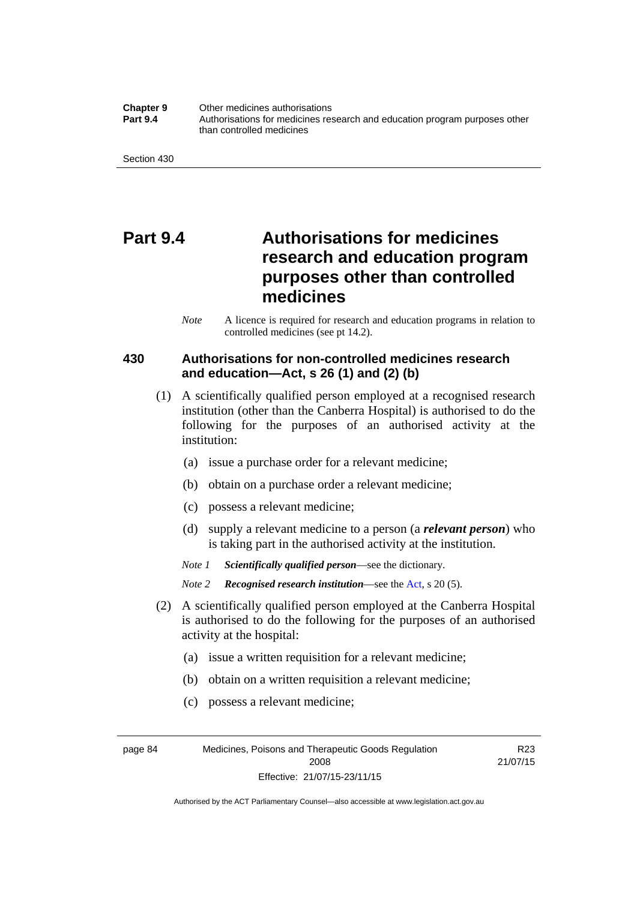# Part 9.4 Authorisations for medicines research and education program purposes other than controlled medicines

*Note* A licence is required for research and education programs in relation to controlled medicines (see pt 14.2).

## 430 Authorisations for non-controlled medicines research and education—Act, s 26 (1) and (2) (b)

(1) A scientifically qualified person employed at a recognised research institution (other than the Canberra Hospital) is authorised to do the following for the purposes of an authorised activity at the institution:

(a) issue a purchase order for a relevant medicine;

(b) obtain on a purchase order a relevant medicine;

(c) possess a relevant medicine;

(d) supply a relevant medicine to a person (a ***relevant person***) who is taking part in the authorised activity at the institution.

*Note 1* ***Scientifically qualified person***—see the dictionary.

*Note 2* ***Recognised research institution***—see the Act, s 20 (5).

(2) A scientifically qualified person employed at the Canberra Hospital is authorised to do the following for the purposes of an authorised activity at the hospital:

(a) issue a written requisition for a relevant medicine;

(b) obtain on a written requisition a relevant medicine;

(c) possess a relevant medicine;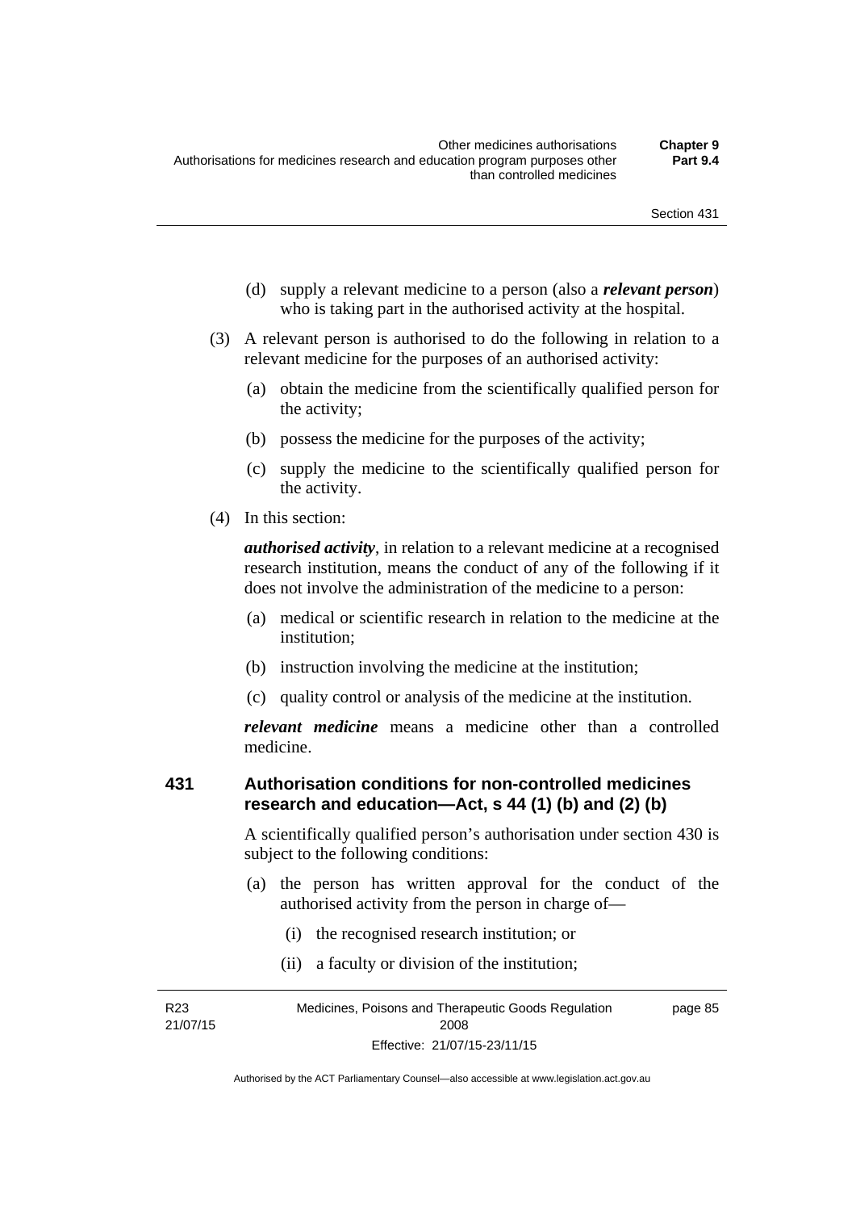(d) supply a relevant medicine to a person (also a ***relevant person***) who is taking part in the authorised activity at the hospital.

(3) A relevant person is authorised to do the following in relation to a relevant medicine for the purposes of an authorised activity:

(a) obtain the medicine from the scientifically qualified person for the activity;

(b) possess the medicine for the purposes of the activity;

(c) supply the medicine to the scientifically qualified person for the activity.

(4) In this section:

***authorised activity***, in relation to a relevant medicine at a recognised research institution, means the conduct of any of the following if it does not involve the administration of the medicine to a person:

(a) medical or scientific research in relation to the medicine at the institution;

(b) instruction involving the medicine at the institution;

(c) quality control or analysis of the medicine at the institution.

***relevant medicine*** means a medicine other than a controlled medicine.

## 431 Authorisation conditions for non-controlled medicines research and education—Act, s 44 (1) (b) and (2) (b)

A scientifically qualified person's authorisation under section 430 is subject to the following conditions:

(a) the person has written approval for the conduct of the authorised activity from the person in charge of—

(i) the recognised research institution; or

(ii) a faculty or division of the institution;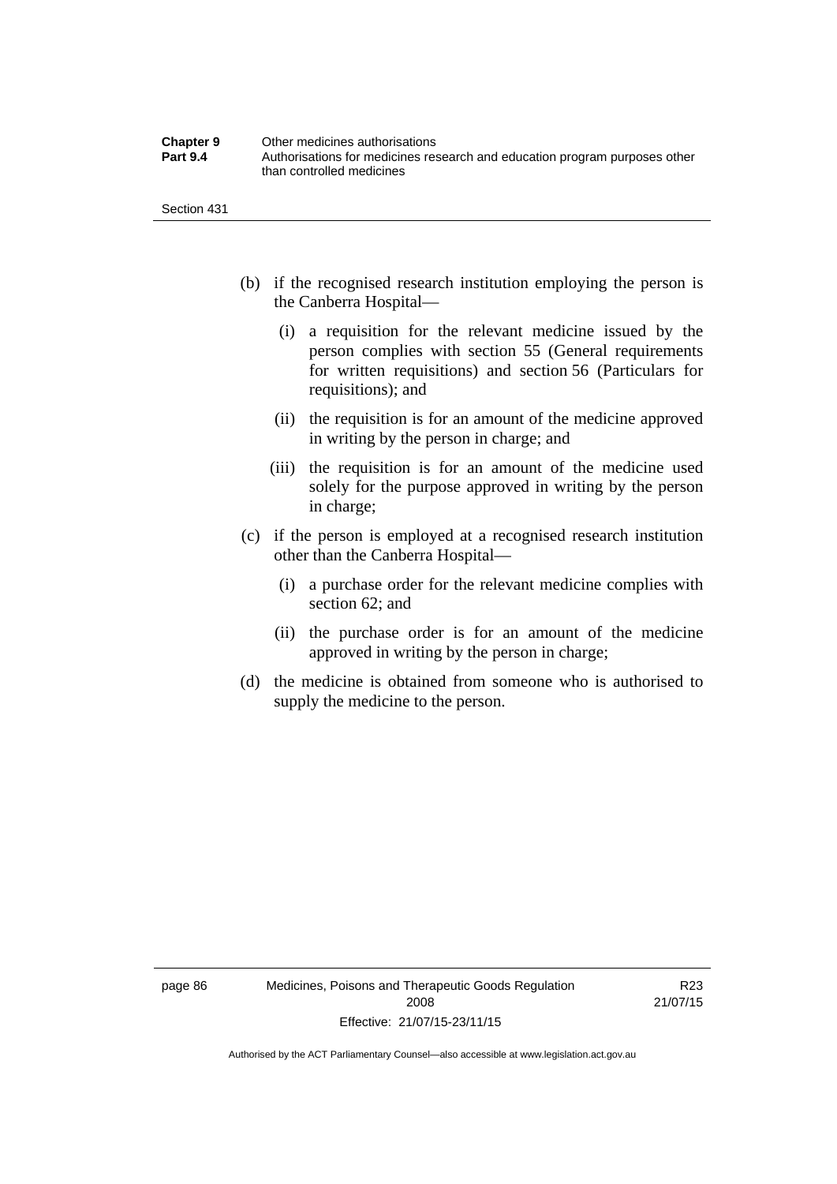(b) if the recognised research institution employing the person is the Canberra Hospital—

  (i) a requisition for the relevant medicine issued by the person complies with section 55 (General requirements for written requisitions) and section 56 (Particulars for requisitions); and

  (ii) the requisition is for an amount of the medicine approved in writing by the person in charge; and

  (iii) the requisition is for an amount of the medicine used solely for the purpose approved in writing by the person in charge;

(c) if the person is employed at a recognised research institution other than the Canberra Hospital—

  (i) a purchase order for the relevant medicine complies with section 62; and

  (ii) the purchase order is for an amount of the medicine approved in writing by the person in charge;

(d) the medicine is obtained from someone who is authorised to supply the medicine to the person.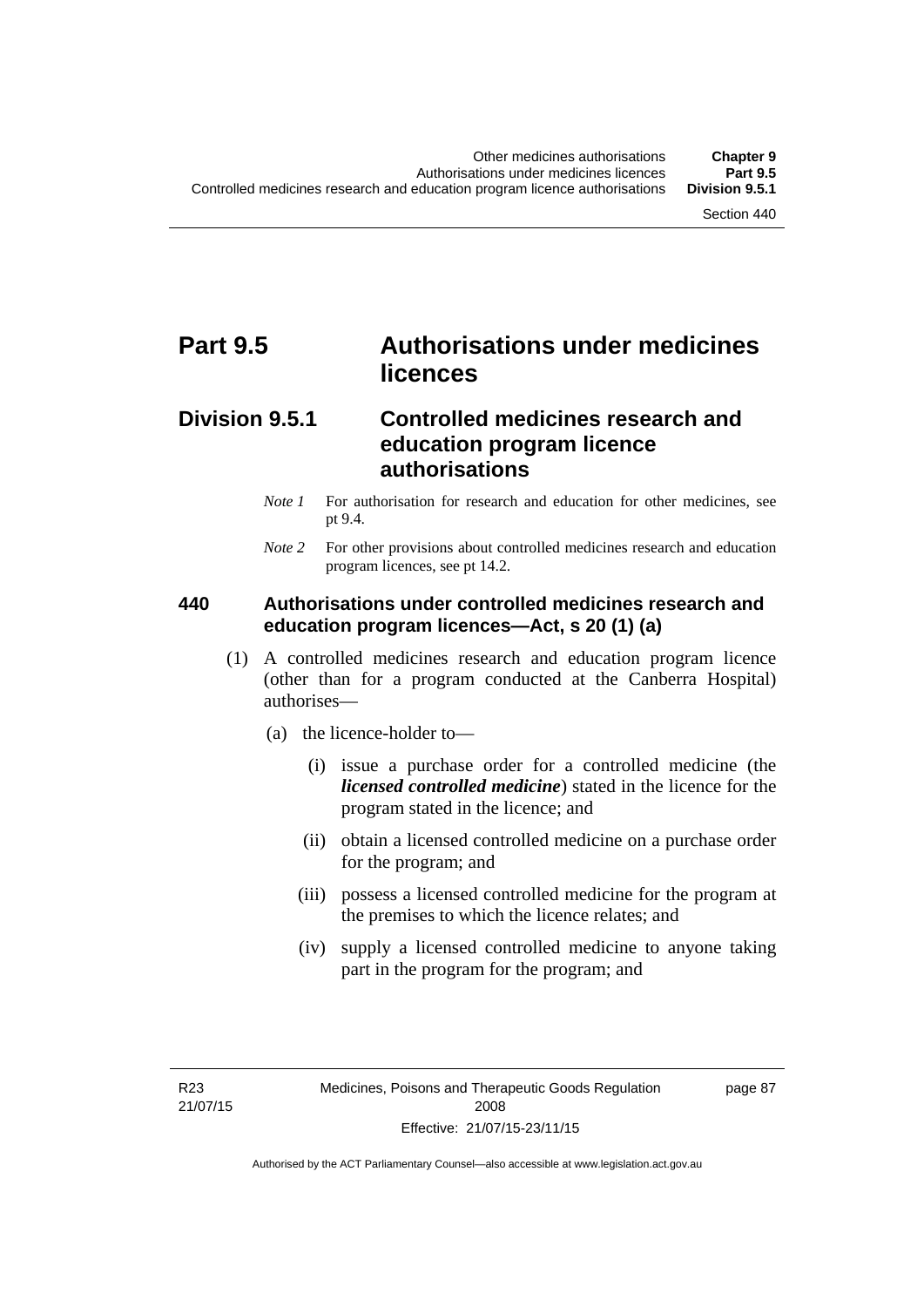# Part 9.5 Authorisations under medicines licences

## Division 9.5.1 Controlled medicines research and education program licence authorisations

*Note 1* For authorisation for research and education for other medicines, see pt 9.4.

*Note 2* For other provisions about controlled medicines research and education program licences, see pt 14.2.

### 440 Authorisations under controlled medicines research and education program licences—Act, s 20 (1) (a)

(1) A controlled medicines research and education program licence (other than for a program conducted at the Canberra Hospital) authorises—

(a) the licence-holder to—

(i) issue a purchase order for a controlled medicine (the ***licensed controlled medicine***) stated in the licence for the program stated in the licence; and

(ii) obtain a licensed controlled medicine on a purchase order for the program; and

(iii) possess a licensed controlled medicine for the program at the premises to which the licence relates; and

(iv) supply a licensed controlled medicine to anyone taking part in the program for the program; and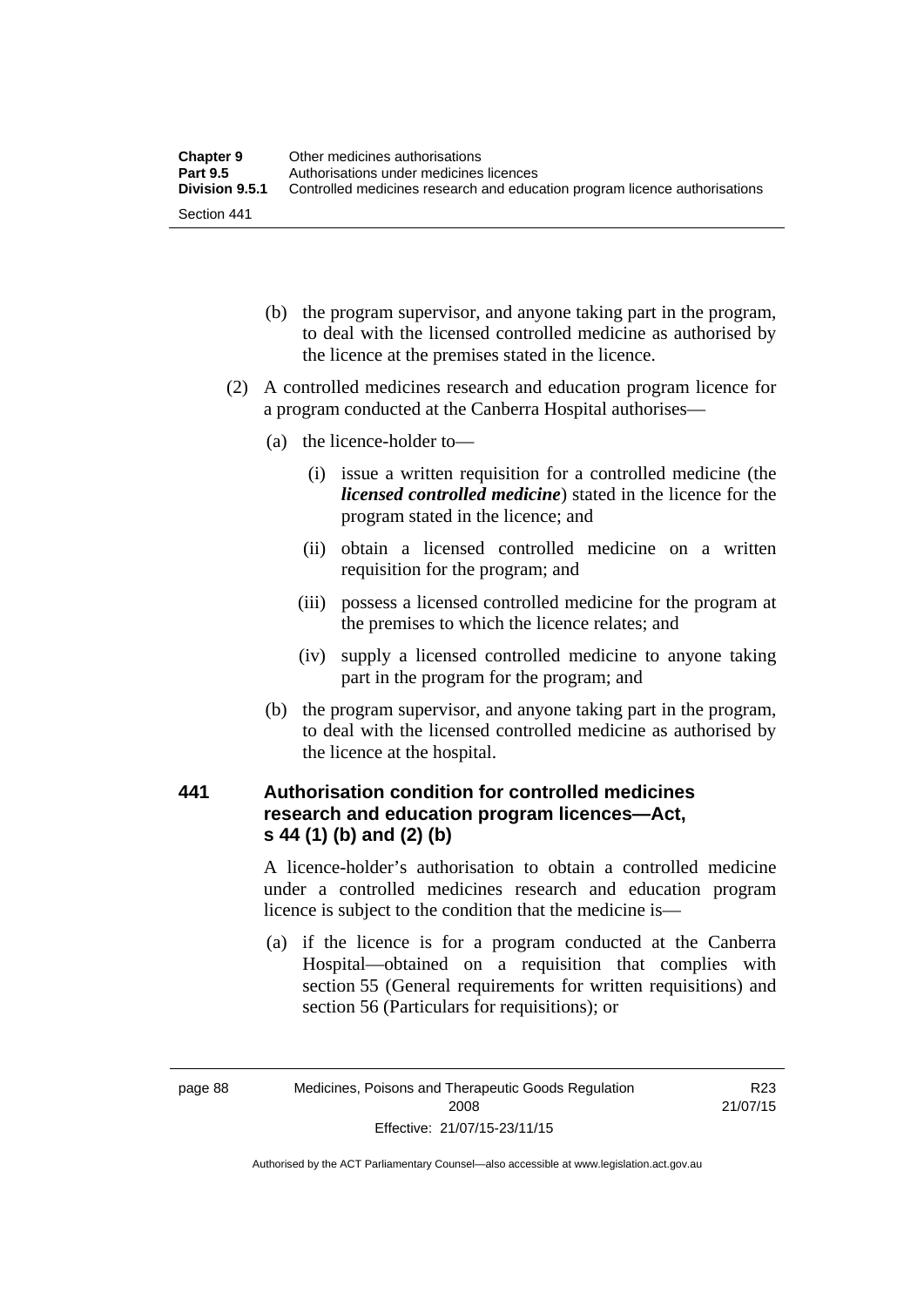(b) the program supervisor, and anyone taking part in the program, to deal with the licensed controlled medicine as authorised by the licence at the premises stated in the licence.

(2) A controlled medicines research and education program licence for a program conducted at the Canberra Hospital authorises—

(a) the licence-holder to—

(i) issue a written requisition for a controlled medicine (the ***licensed controlled medicine***) stated in the licence for the program stated in the licence; and

(ii) obtain a licensed controlled medicine on a written requisition for the program; and

(iii) possess a licensed controlled medicine for the program at the premises to which the licence relates; and

(iv) supply a licensed controlled medicine to anyone taking part in the program for the program; and

(b) the program supervisor, and anyone taking part in the program, to deal with the licensed controlled medicine as authorised by the licence at the hospital.

### 441 Authorisation condition for controlled medicines research and education program licences—Act, s 44 (1) (b) and (2) (b)

A licence-holder's authorisation to obtain a controlled medicine under a controlled medicines research and education program licence is subject to the condition that the medicine is—

(a) if the licence is for a program conducted at the Canberra Hospital—obtained on a requisition that complies with section 55 (General requirements for written requisitions) and section 56 (Particulars for requisitions); or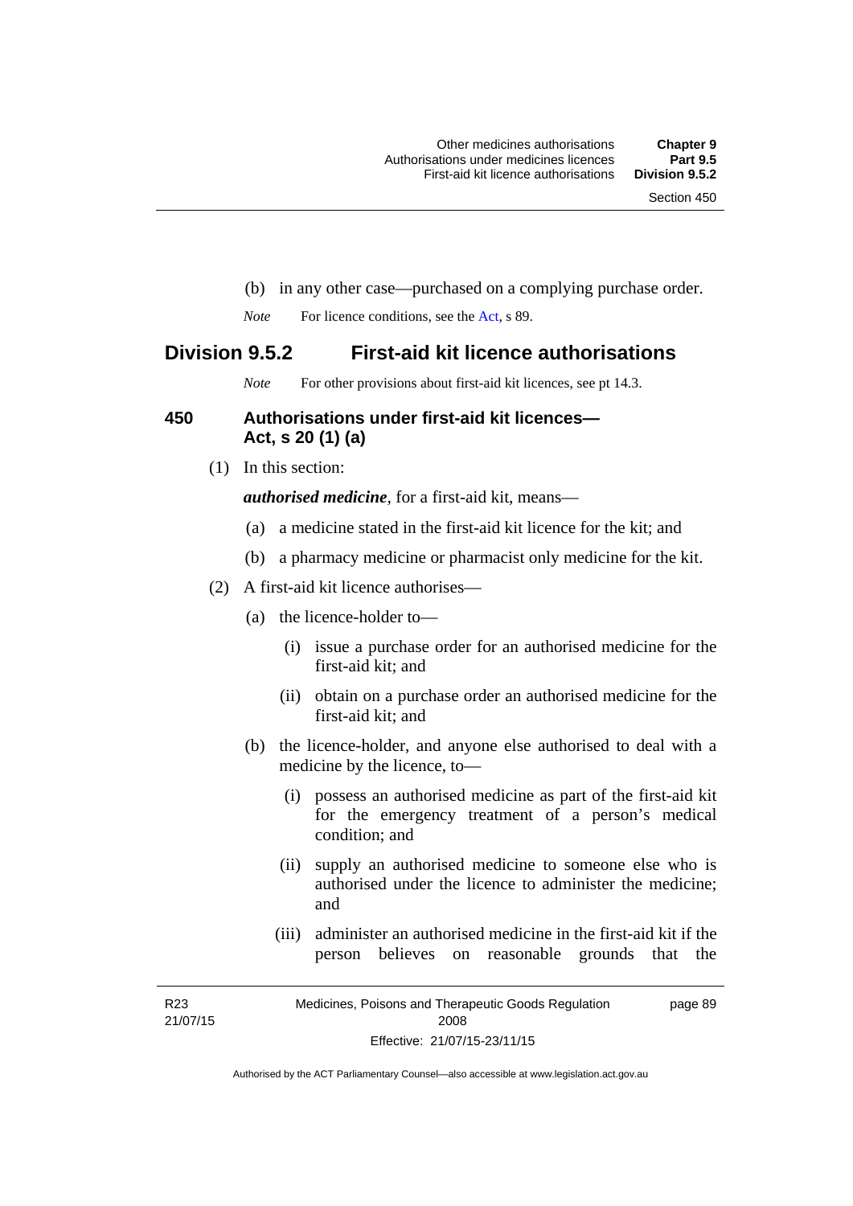(b) in any other case—purchased on a complying purchase order.

*Note* For licence conditions, see the Act, s 89.

## Division 9.5.2 First-aid kit licence authorisations

*Note* For other provisions about first-aid kit licences, see pt 14.3.

### 450 Authorisations under first-aid kit licences—Act, s 20 (1) (a)

(1) In this section:

***authorised medicine***, for a first-aid kit, means—

(a) a medicine stated in the first-aid kit licence for the kit; and

(b) a pharmacy medicine or pharmacist only medicine for the kit.

(2) A first-aid kit licence authorises—

(a) the licence-holder to—

(i) issue a purchase order for an authorised medicine for the first-aid kit; and

(ii) obtain on a purchase order an authorised medicine for the first-aid kit; and

(b) the licence-holder, and anyone else authorised to deal with a medicine by the licence, to—

(i) possess an authorised medicine as part of the first-aid kit for the emergency treatment of a person's medical condition; and

(ii) supply an authorised medicine to someone else who is authorised under the licence to administer the medicine; and

(iii) administer an authorised medicine in the first-aid kit if the person believes on reasonable grounds that the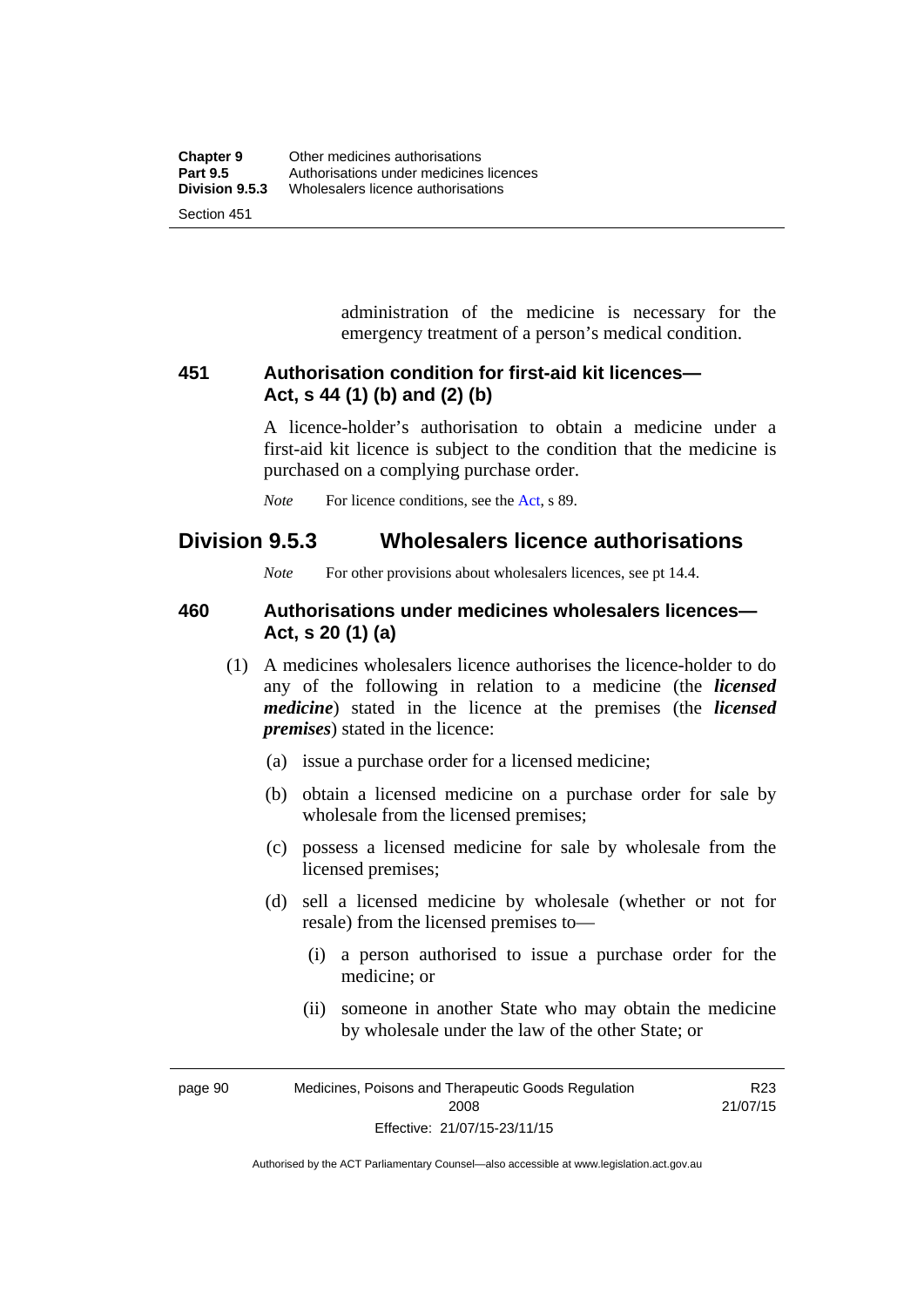administration of the medicine is necessary for the emergency treatment of a person's medical condition.

### 451 Authorisation condition for first-aid kit licences—Act, s 44 (1) (b) and (2) (b)

A licence-holder's authorisation to obtain a medicine under a first-aid kit licence is subject to the condition that the medicine is purchased on a complying purchase order.

*Note* For licence conditions, see the Act, s 89.

## Division 9.5.3 Wholesalers licence authorisations

*Note* For other provisions about wholesalers licences, see pt 14.4.

### 460 Authorisations under medicines wholesalers licences—Act, s 20 (1) (a)

(1) A medicines wholesalers licence authorises the licence-holder to do any of the following in relation to a medicine (the ***licensed medicine***) stated in the licence at the premises (the ***licensed premises***) stated in the licence:

- (a) issue a purchase order for a licensed medicine;
- (b) obtain a licensed medicine on a purchase order for sale by wholesale from the licensed premises;
- (c) possess a licensed medicine for sale by wholesale from the licensed premises;
- (d) sell a licensed medicine by wholesale (whether or not for resale) from the licensed premises to—
  - (i) a person authorised to issue a purchase order for the medicine; or
  - (ii) someone in another State who may obtain the medicine by wholesale under the law of the other State; or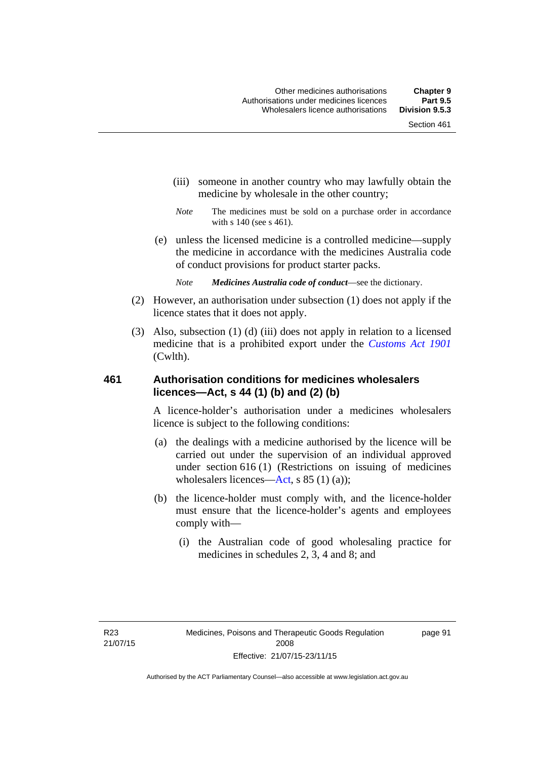(iii) someone in another country who may lawfully obtain the medicine by wholesale in the other country;

*Note* The medicines must be sold on a purchase order in accordance with s 140 (see s 461).

(e) unless the licensed medicine is a controlled medicine—supply the medicine in accordance with the medicines Australia code of conduct provisions for product starter packs.

*Note* ***Medicines Australia code of conduct***—see the dictionary.

(2) However, an authorisation under subsection (1) does not apply if the licence states that it does not apply.

(3) Also, subsection (1) (d) (iii) does not apply in relation to a licensed medicine that is a prohibited export under the *Customs Act 1901* (Cwlth).

### 461 Authorisation conditions for medicines wholesalers licences—Act, s 44 (1) (b) and (2) (b)

A licence-holder's authorisation under a medicines wholesalers licence is subject to the following conditions:

(a) the dealings with a medicine authorised by the licence will be carried out under the supervision of an individual approved under section 616 (1) (Restrictions on issuing of medicines wholesalers licences—Act, s 85 (1) (a));

(b) the licence-holder must comply with, and the licence-holder must ensure that the licence-holder's agents and employees comply with—

(i) the Australian code of good wholesaling practice for medicines in schedules 2, 3, 4 and 8; and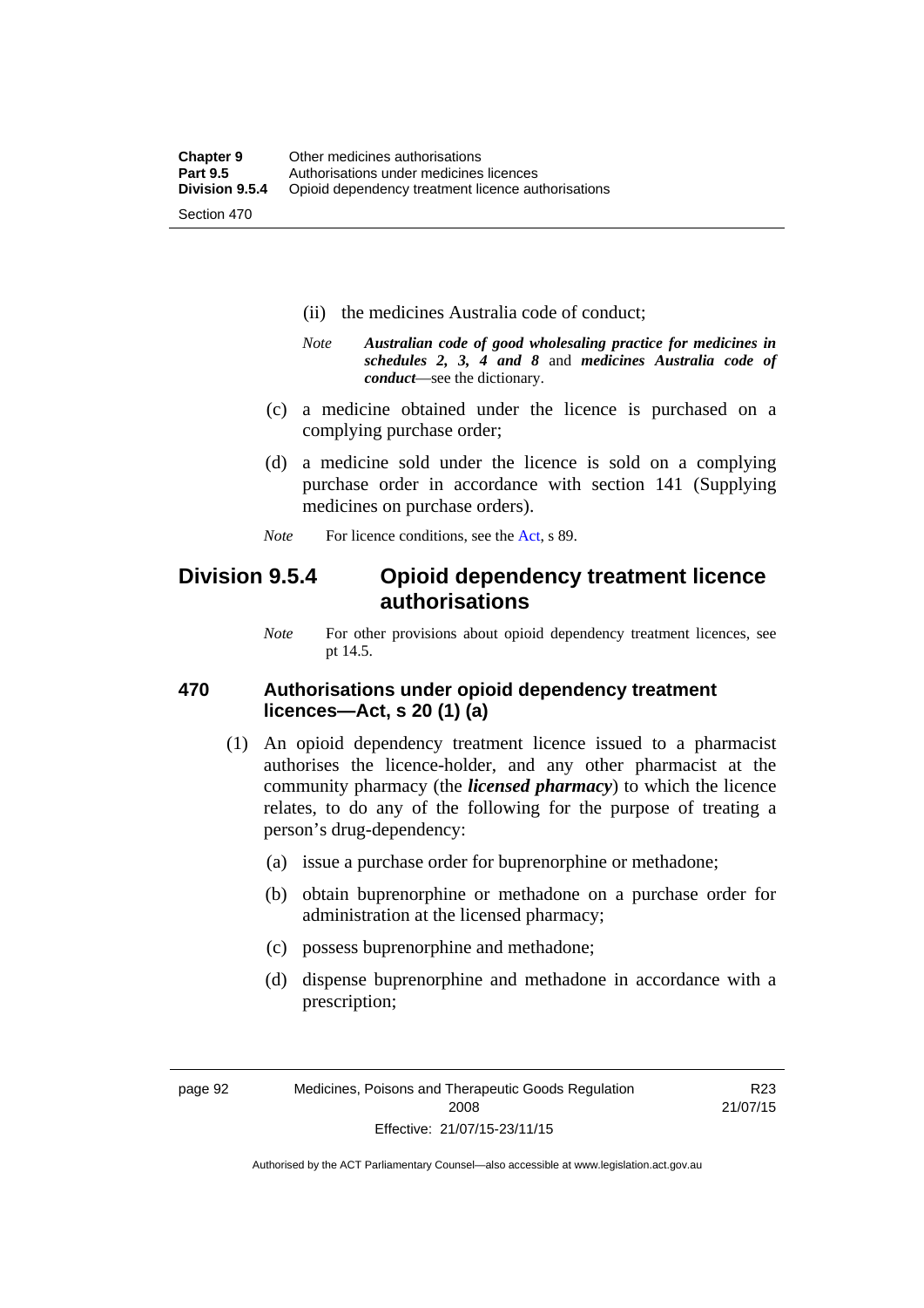(ii) the medicines Australia code of conduct;

*Note* ***Australian code of good wholesaling practice for medicines in schedules 2, 3, 4 and 8*** and ***medicines Australia code of conduct***—see the dictionary.

(c) a medicine obtained under the licence is purchased on a complying purchase order;

(d) a medicine sold under the licence is sold on a complying purchase order in accordance with section 141 (Supplying medicines on purchase orders).

*Note* For licence conditions, see the Act, s 89.

## Division 9.5.4 Opioid dependency treatment licence authorisations

*Note* For other provisions about opioid dependency treatment licences, see pt 14.5.

### 470 Authorisations under opioid dependency treatment licences—Act, s 20 (1) (a)

(1) An opioid dependency treatment licence issued to a pharmacist authorises the licence-holder, and any other pharmacist at the community pharmacy (the ***licensed pharmacy***) to which the licence relates, to do any of the following for the purpose of treating a person's drug-dependency:

(a) issue a purchase order for buprenorphine or methadone;

(b) obtain buprenorphine or methadone on a purchase order for administration at the licensed pharmacy;

(c) possess buprenorphine and methadone;

(d) dispense buprenorphine and methadone in accordance with a prescription;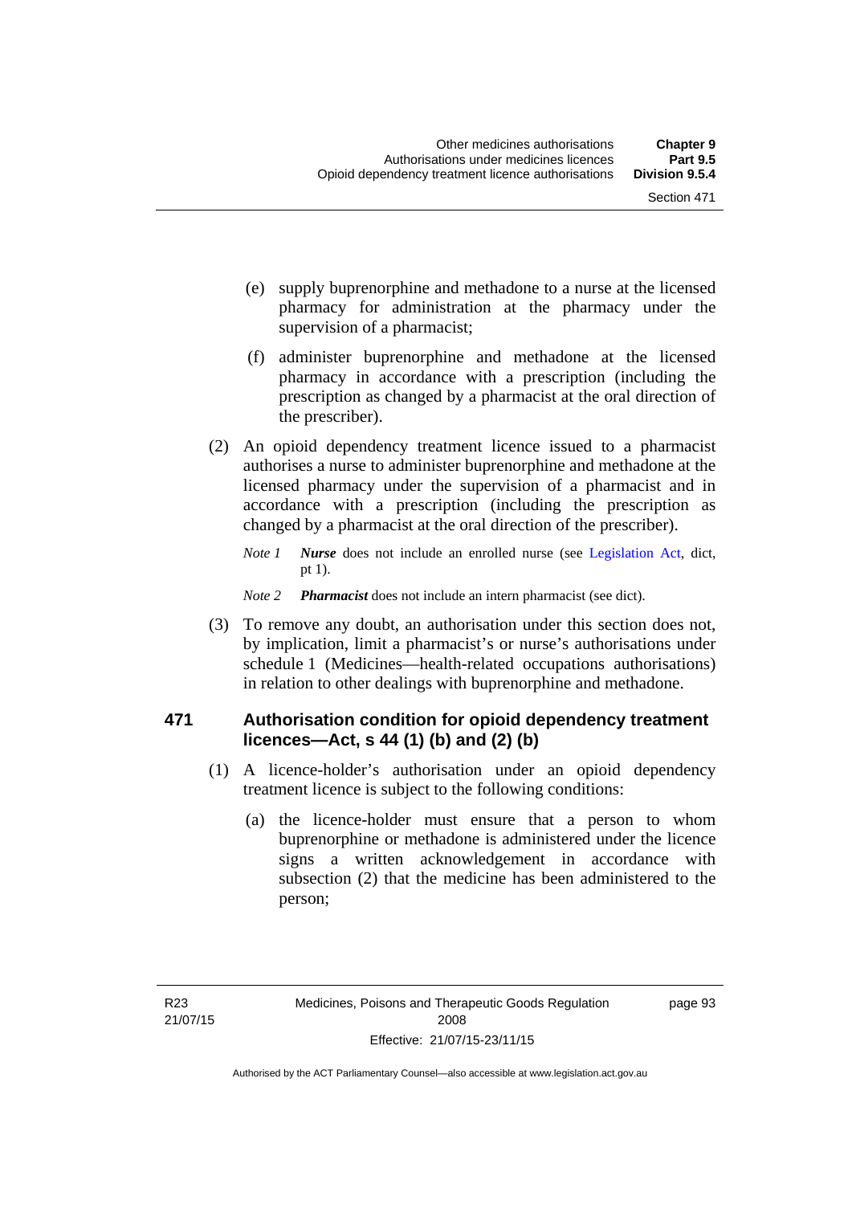(e) supply buprenorphine and methadone to a nurse at the licensed pharmacy for administration at the pharmacy under the supervision of a pharmacist;

(f) administer buprenorphine and methadone at the licensed pharmacy in accordance with a prescription (including the prescription as changed by a pharmacist at the oral direction of the prescriber).

(2) An opioid dependency treatment licence issued to a pharmacist authorises a nurse to administer buprenorphine and methadone at the licensed pharmacy under the supervision of a pharmacist and in accordance with a prescription (including the prescription as changed by a pharmacist at the oral direction of the prescriber).

*Note 1* ***Nurse*** does not include an enrolled nurse (see Legislation Act, dict, pt 1).

*Note 2* ***Pharmacist*** does not include an intern pharmacist (see dict).

(3) To remove any doubt, an authorisation under this section does not, by implication, limit a pharmacist's or nurse's authorisations under schedule 1 (Medicines—health-related occupations authorisations) in relation to other dealings with buprenorphine and methadone.

### 471 Authorisation condition for opioid dependency treatment licences—Act, s 44 (1) (b) and (2) (b)

(1) A licence-holder's authorisation under an opioid dependency treatment licence is subject to the following conditions:

(a) the licence-holder must ensure that a person to whom buprenorphine or methadone is administered under the licence signs a written acknowledgement in accordance with subsection (2) that the medicine has been administered to the person;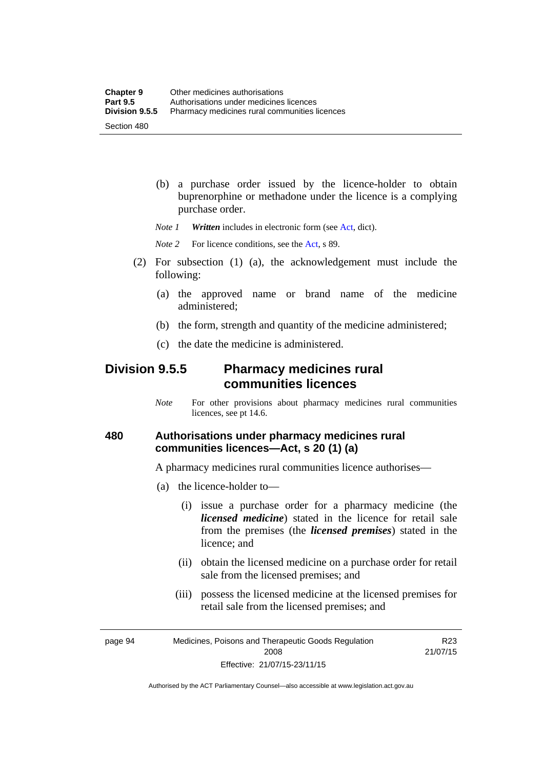(b) a purchase order issued by the licence-holder to obtain buprenorphine or methadone under the licence is a complying purchase order.

*Note 1* ***Written*** includes in electronic form (see Act, dict).

*Note 2* For licence conditions, see the Act, s 89.

(2) For subsection (1) (a), the acknowledgement must include the following:

(a) the approved name or brand name of the medicine administered;

(b) the form, strength and quantity of the medicine administered;

(c) the date the medicine is administered.

## Division 9.5.5 Pharmacy medicines rural communities licences

*Note* For other provisions about pharmacy medicines rural communities licences, see pt 14.6.

### 480 Authorisations under pharmacy medicines rural communities licences—Act, s 20 (1) (a)

A pharmacy medicines rural communities licence authorises—

(a) the licence-holder to—

(i) issue a purchase order for a pharmacy medicine (the ***licensed medicine***) stated in the licence for retail sale from the premises (the ***licensed premises***) stated in the licence; and

(ii) obtain the licensed medicine on a purchase order for retail sale from the licensed premises; and

(iii) possess the licensed medicine at the licensed premises for retail sale from the licensed premises; and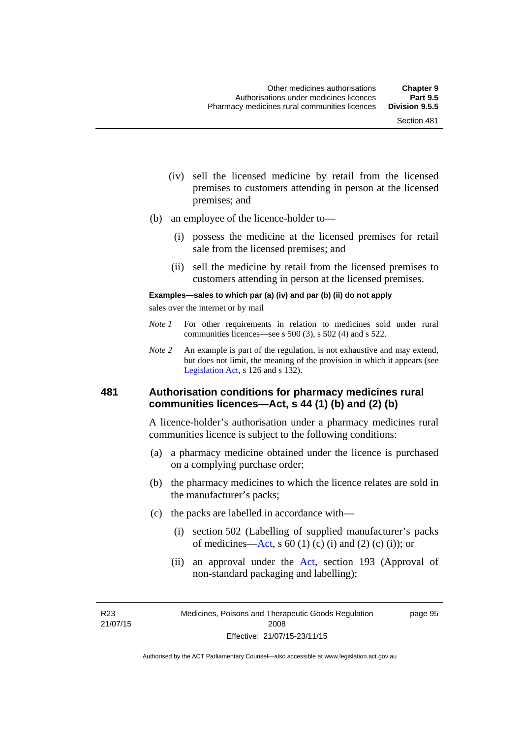(iv) sell the licensed medicine by retail from the licensed premises to customers attending in person at the licensed premises; and

(b) an employee of the licence-holder to—

(i) possess the medicine at the licensed premises for retail sale from the licensed premises; and

(ii) sell the medicine by retail from the licensed premises to customers attending in person at the licensed premises.

**Examples—sales to which par (a) (iv) and par (b) (ii) do not apply**

sales over the internet or by mail

*Note 1* For other requirements in relation to medicines sold under rural communities licences—see s 500 (3), s 502 (4) and s 522.

*Note 2* An example is part of the regulation, is not exhaustive and may extend, but does not limit, the meaning of the provision in which it appears (see Legislation Act, s 126 and s 132).

## 481 Authorisation conditions for pharmacy medicines rural communities licences—Act, s 44 (1) (b) and (2) (b)

A licence-holder's authorisation under a pharmacy medicines rural communities licence is subject to the following conditions:

(a) a pharmacy medicine obtained under the licence is purchased on a complying purchase order;

(b) the pharmacy medicines to which the licence relates are sold in the manufacturer's packs;

(c) the packs are labelled in accordance with—

(i) section 502 (Labelling of supplied manufacturer's packs of medicines—Act, s 60 (1) (c) (i) and (2) (c) (i)); or

(ii) an approval under the Act, section 193 (Approval of non-standard packaging and labelling);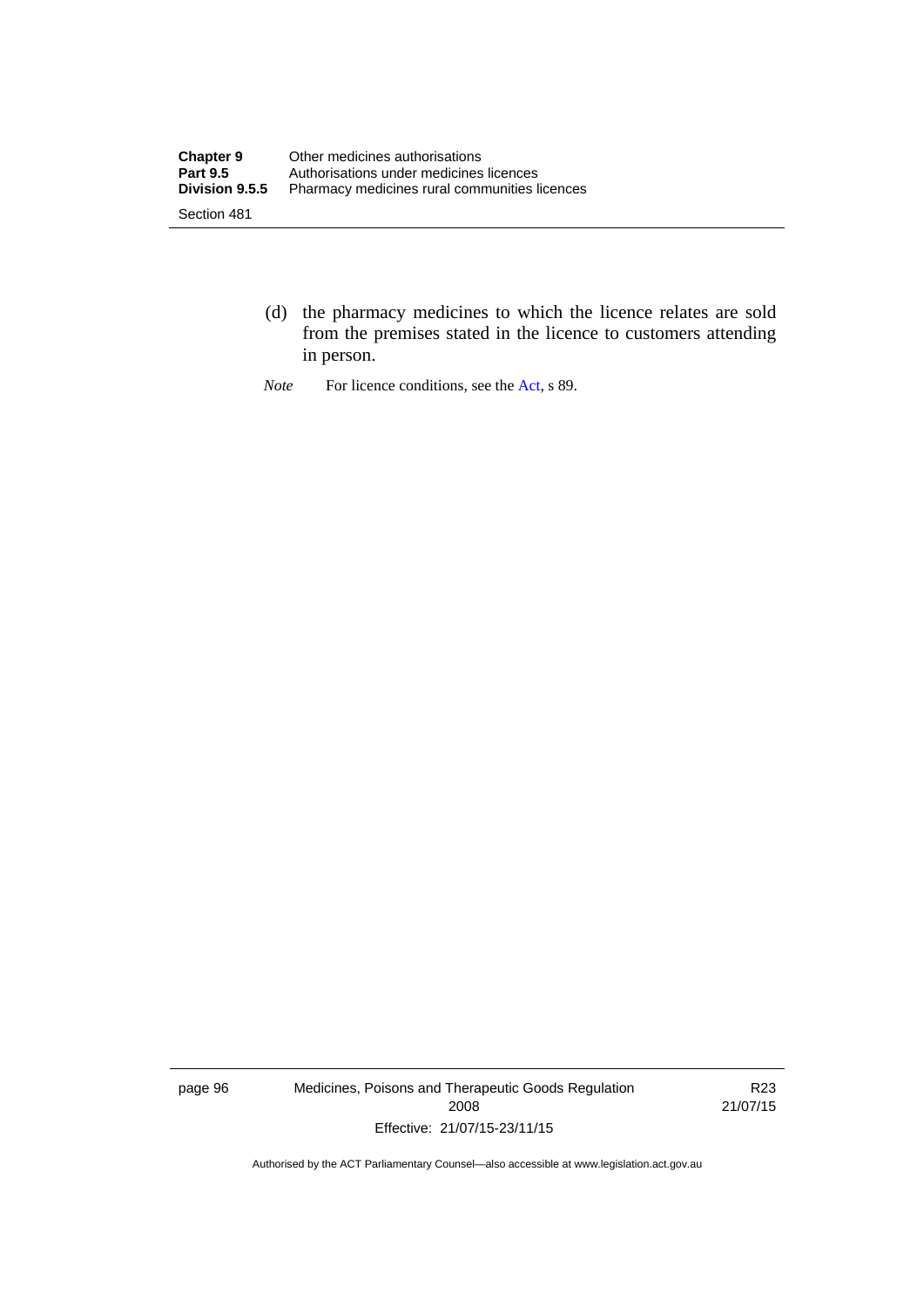(d) the pharmacy medicines to which the licence relates are sold from the premises stated in the licence to customers attending in person.

*Note* For licence conditions, see the Act, s 89.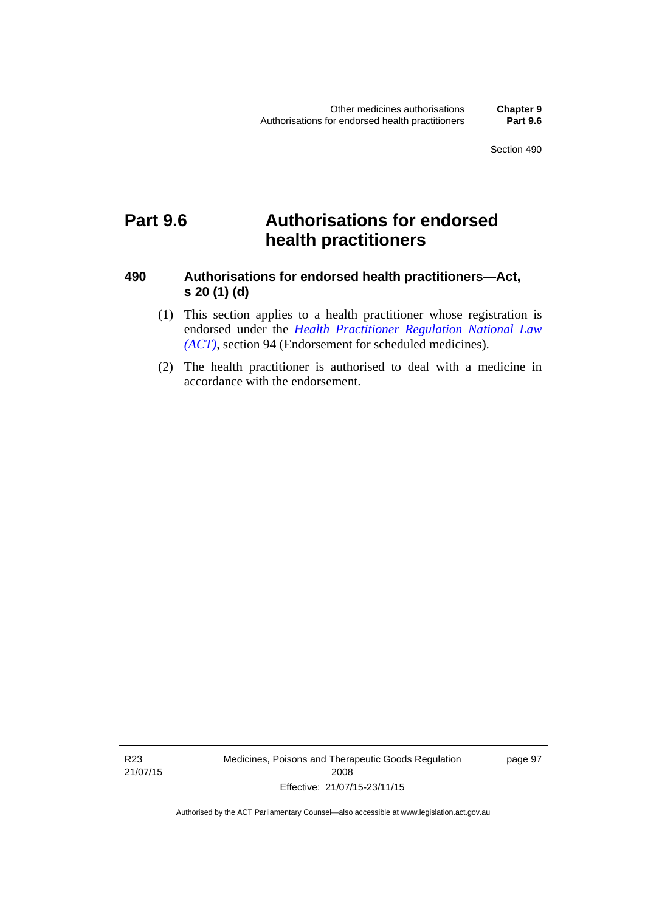# Part 9.6 Authorisations for endorsed health practitioners

## 490 Authorisations for endorsed health practitioners—Act, s 20 (1) (d)

(1) This section applies to a health practitioner whose registration is endorsed under the *Health Practitioner Regulation National Law (ACT)*, section 94 (Endorsement for scheduled medicines).

(2) The health practitioner is authorised to deal with a medicine in accordance with the endorsement.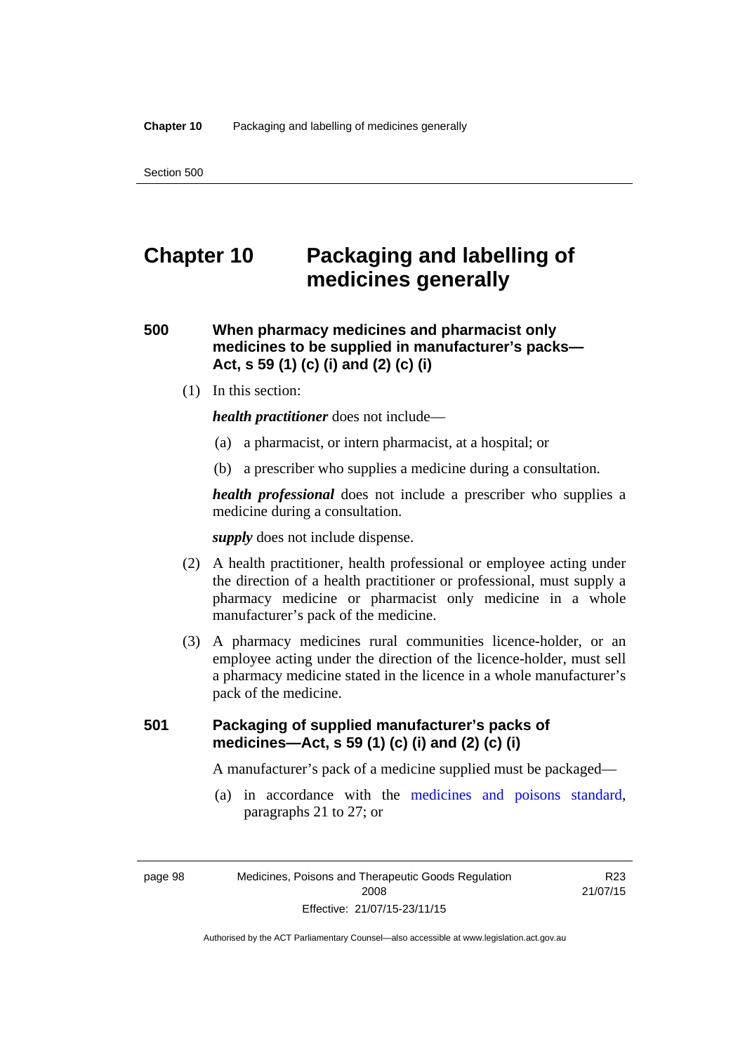# Chapter 10 Packaging and labelling of medicines generally

## 500 When pharmacy medicines and pharmacist only medicines to be supplied in manufacturer's packs—Act, s 59 (1) (c) (i) and (2) (c) (i)

(1) In this section:

***health practitioner*** does not include—

(a) a pharmacist, or intern pharmacist, at a hospital; or

(b) a prescriber who supplies a medicine during a consultation.

***health professional*** does not include a prescriber who supplies a medicine during a consultation.

***supply*** does not include dispense.

(2) A health practitioner, health professional or employee acting under the direction of a health practitioner or professional, must supply a pharmacy medicine or pharmacist only medicine in a whole manufacturer's pack of the medicine.

(3) A pharmacy medicines rural communities licence-holder, or an employee acting under the direction of the licence-holder, must sell a pharmacy medicine stated in the licence in a whole manufacturer's pack of the medicine.

## 501 Packaging of supplied manufacturer's packs of medicines—Act, s 59 (1) (c) (i) and (2) (c) (i)

A manufacturer's pack of a medicine supplied must be packaged—

(a) in accordance with the medicines and poisons standard, paragraphs 21 to 27; or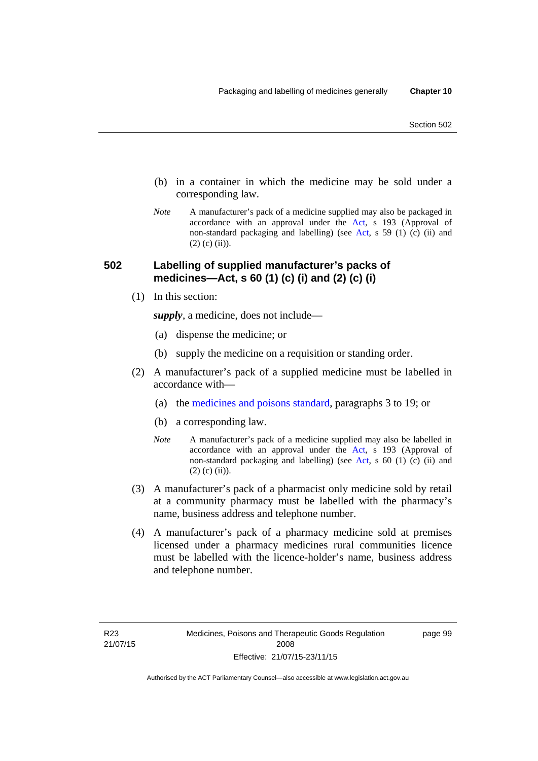(b) in a container in which the medicine may be sold under a corresponding law.

*Note* A manufacturer's pack of a medicine supplied may also be packaged in accordance with an approval under the Act, s 193 (Approval of non-standard packaging and labelling) (see Act, s 59 (1) (c) (ii) and (2) (c) (ii)).

## 502 Labelling of supplied manufacturer's packs of medicines—Act, s 60 (1) (c) (i) and (2) (c) (i)

(1) In this section:

***supply***, a medicine, does not include—

(a) dispense the medicine; or

(b) supply the medicine on a requisition or standing order.

(2) A manufacturer's pack of a supplied medicine must be labelled in accordance with—

(a) the medicines and poisons standard, paragraphs 3 to 19; or

(b) a corresponding law.

*Note* A manufacturer's pack of a medicine supplied may also be labelled in accordance with an approval under the Act, s 193 (Approval of non-standard packaging and labelling) (see Act, s 60 (1) (c) (ii) and (2) (c) (ii)).

(3) A manufacturer's pack of a pharmacist only medicine sold by retail at a community pharmacy must be labelled with the pharmacy's name, business address and telephone number.

(4) A manufacturer's pack of a pharmacy medicine sold at premises licensed under a pharmacy medicines rural communities licence must be labelled with the licence-holder's name, business address and telephone number.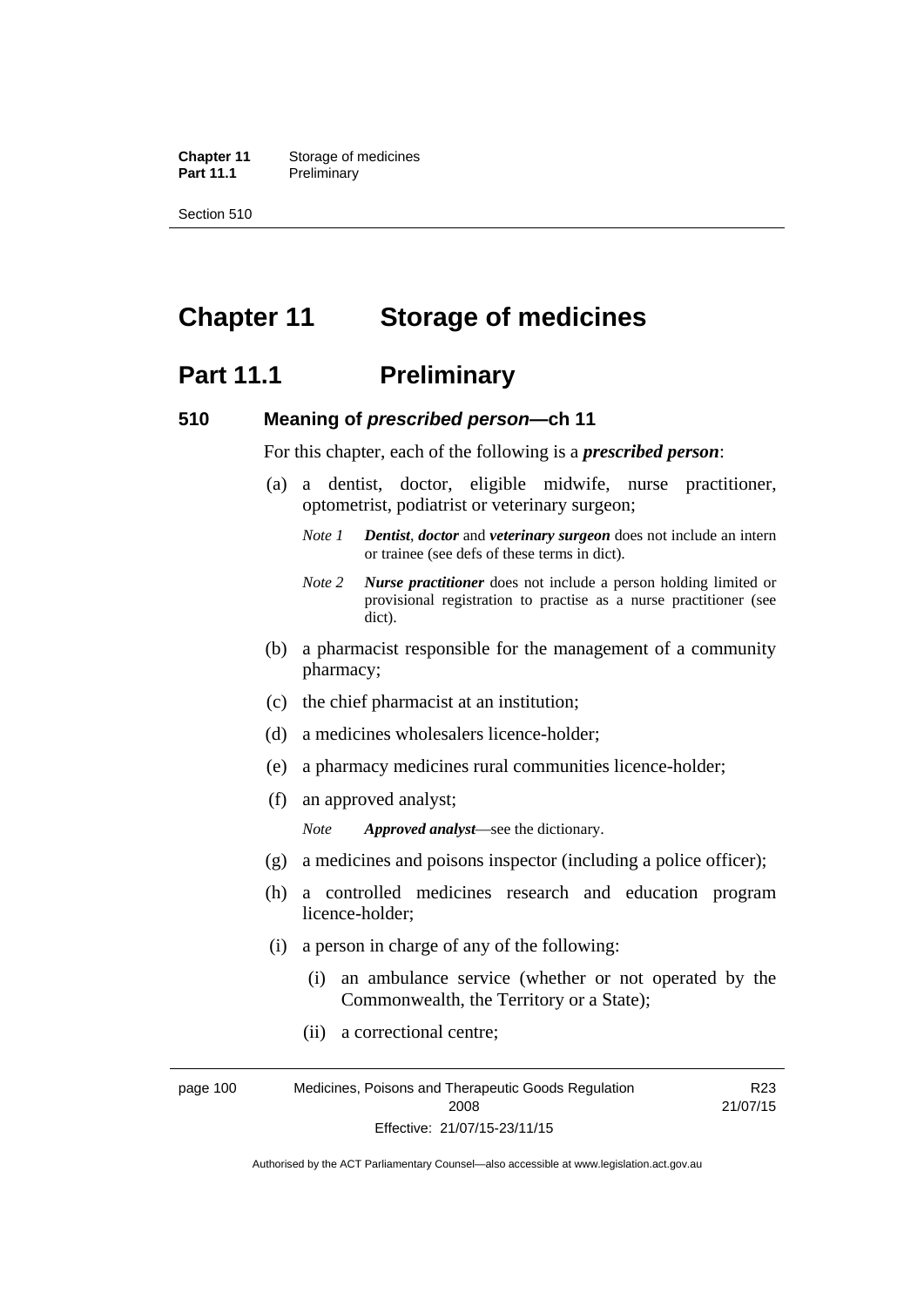# Chapter 11 Storage of medicines

## Part 11.1 Preliminary

### 510 Meaning of *prescribed person*—ch 11

For this chapter, each of the following is a ***prescribed person***:

(a) a dentist, doctor, eligible midwife, nurse practitioner, optometrist, podiatrist or veterinary surgeon;

*Note 1* ***Dentist***, ***doctor*** and ***veterinary surgeon*** does not include an intern or trainee (see defs of these terms in dict).

*Note 2* ***Nurse practitioner*** does not include a person holding limited or provisional registration to practise as a nurse practitioner (see dict).

(b) a pharmacist responsible for the management of a community pharmacy;

(c) the chief pharmacist at an institution;

(d) a medicines wholesalers licence-holder;

(e) a pharmacy medicines rural communities licence-holder;

(f) an approved analyst;

*Note* ***Approved analyst***—see the dictionary.

(g) a medicines and poisons inspector (including a police officer);

(h) a controlled medicines research and education program licence-holder;

(i) a person in charge of any of the following:

(i) an ambulance service (whether or not operated by the Commonwealth, the Territory or a State);

(ii) a correctional centre;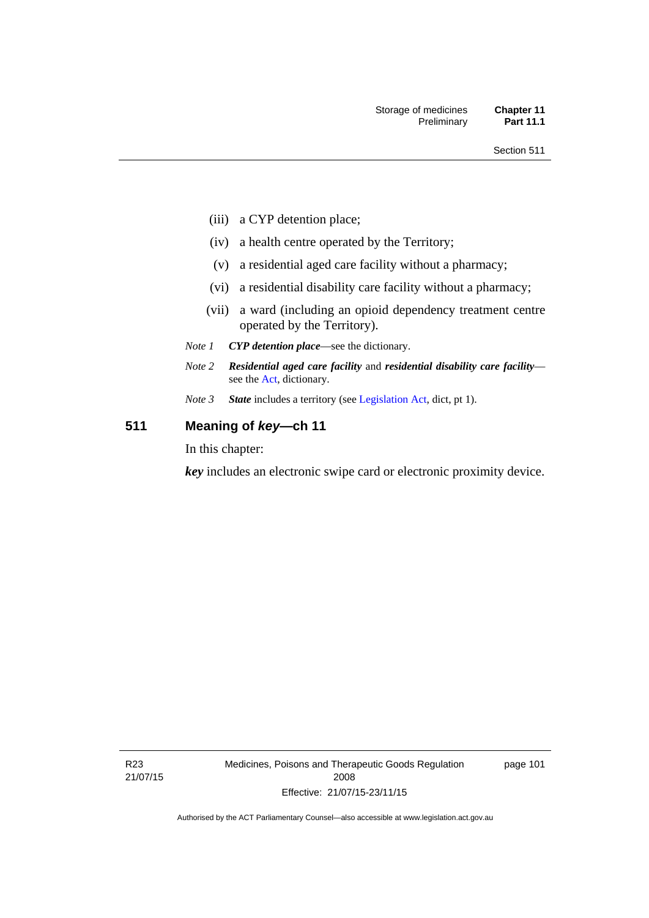(iii) a CYP detention place;

(iv) a health centre operated by the Territory;

(v) a residential aged care facility without a pharmacy;

(vi) a residential disability care facility without a pharmacy;

(vii) a ward (including an opioid dependency treatment centre operated by the Territory).

*Note 1* ***CYP detention place***—see the dictionary.

*Note 2* ***Residential aged care facility*** and ***residential disability care facility***—see the Act, dictionary.

*Note 3* ***State*** includes a territory (see Legislation Act, dict, pt 1).

## 511 Meaning of *key*—ch 11

In this chapter:

***key*** includes an electronic swipe card or electronic proximity device.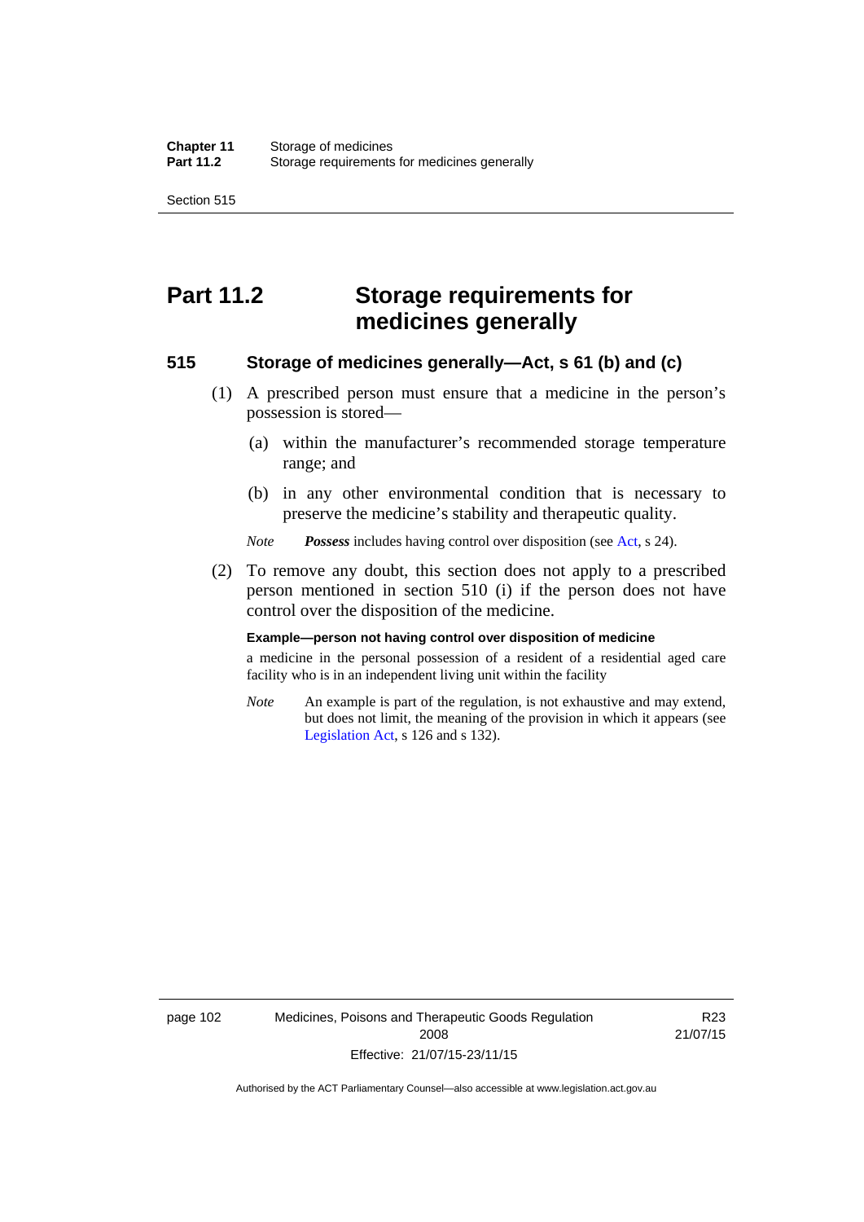# Part 11.2 Storage requirements for medicines generally

## 515 Storage of medicines generally—Act, s 61 (b) and (c)

(1) A prescribed person must ensure that a medicine in the person's possession is stored—

(a) within the manufacturer's recommended storage temperature range; and

(b) in any other environmental condition that is necessary to preserve the medicine's stability and therapeutic quality.

*Note* ***Possess*** includes having control over disposition (see Act, s 24).

(2) To remove any doubt, this section does not apply to a prescribed person mentioned in section 510 (i) if the person does not have control over the disposition of the medicine.

**Example—person not having control over disposition of medicine**

a medicine in the personal possession of a resident of a residential aged care facility who is in an independent living unit within the facility

*Note* An example is part of the regulation, is not exhaustive and may extend, but does not limit, the meaning of the provision in which it appears (see Legislation Act, s 126 and s 132).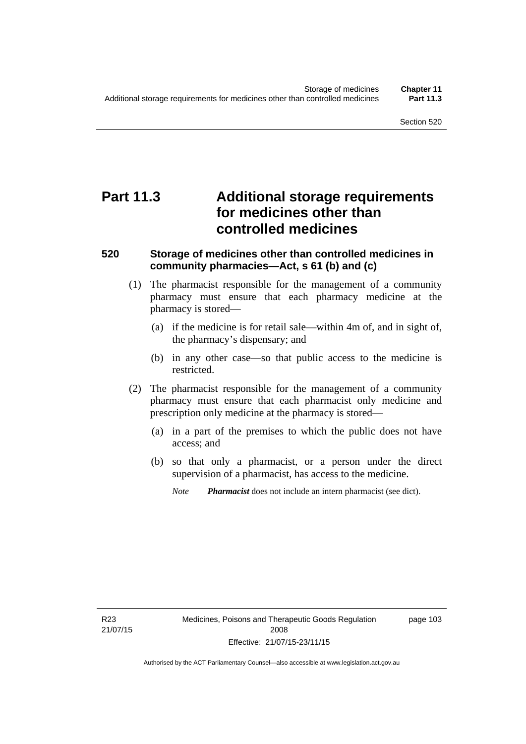# Part 11.3 Additional storage requirements for medicines other than controlled medicines

## 520 Storage of medicines other than controlled medicines in community pharmacies—Act, s 61 (b) and (c)

(1) The pharmacist responsible for the management of a community pharmacy must ensure that each pharmacy medicine at the pharmacy is stored—

(a) if the medicine is for retail sale—within 4m of, and in sight of, the pharmacy's dispensary; and

(b) in any other case—so that public access to the medicine is restricted.

(2) The pharmacist responsible for the management of a community pharmacy must ensure that each pharmacist only medicine and prescription only medicine at the pharmacy is stored—

(a) in a part of the premises to which the public does not have access; and

(b) so that only a pharmacist, or a person under the direct supervision of a pharmacist, has access to the medicine.

*Note* ***Pharmacist*** does not include an intern pharmacist (see dict).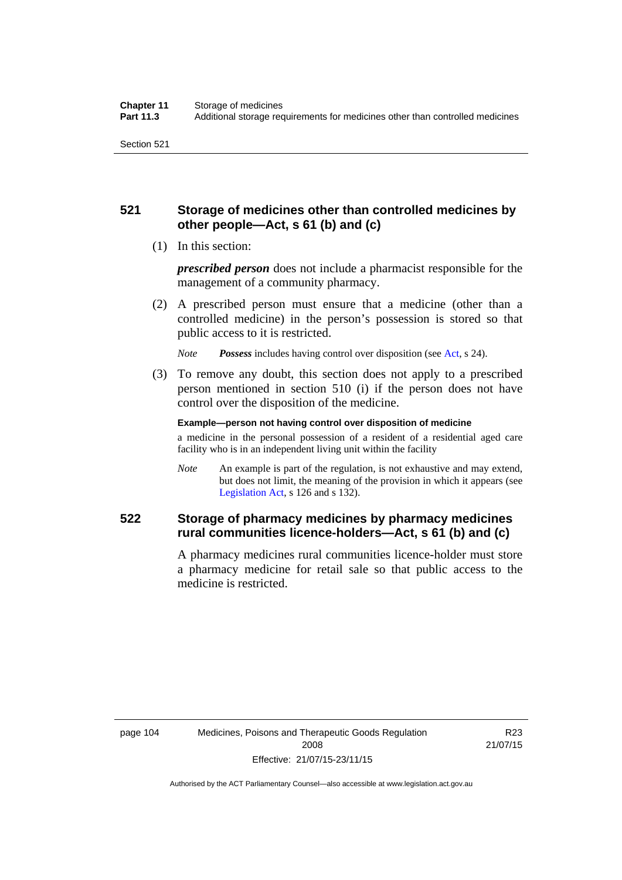## 521 Storage of medicines other than controlled medicines by other people—Act, s 61 (b) and (c)

(1) In this section:

***prescribed person*** does not include a pharmacist responsible for the management of a community pharmacy.

(2) A prescribed person must ensure that a medicine (other than a controlled medicine) in the person's possession is stored so that public access to it is restricted.

*Note* ***Possess*** includes having control over disposition (see Act, s 24).

(3) To remove any doubt, this section does not apply to a prescribed person mentioned in section 510 (i) if the person does not have control over the disposition of the medicine.

**Example—person not having control over disposition of medicine**

a medicine in the personal possession of a resident of a residential aged care facility who is in an independent living unit within the facility

*Note* An example is part of the regulation, is not exhaustive and may extend, but does not limit, the meaning of the provision in which it appears (see Legislation Act, s 126 and s 132).

## 522 Storage of pharmacy medicines by pharmacy medicines rural communities licence-holders—Act, s 61 (b) and (c)

A pharmacy medicines rural communities licence-holder must store a pharmacy medicine for retail sale so that public access to the medicine is restricted.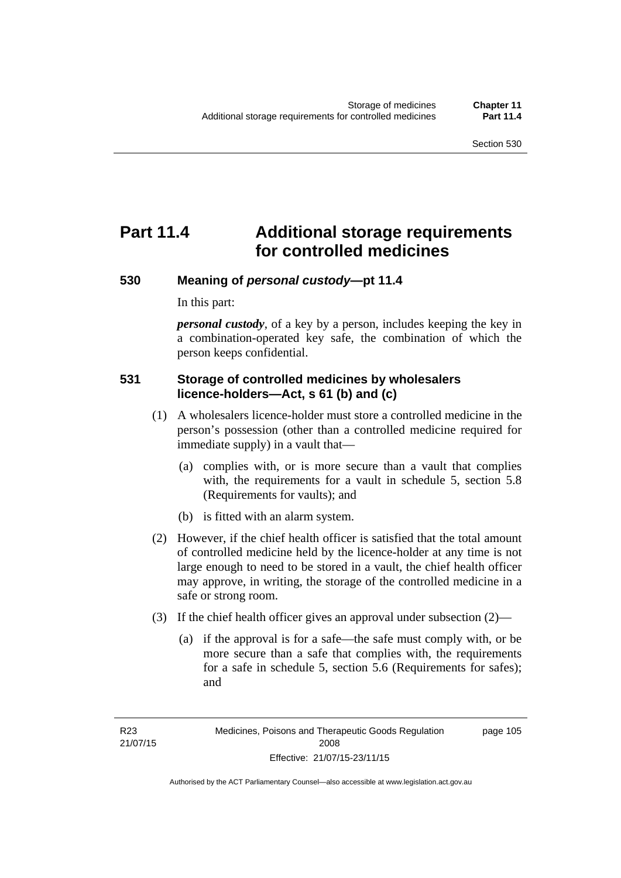# Part 11.4 Additional storage requirements for controlled medicines

## 530 Meaning of *personal custody*—pt 11.4

In this part:

***personal custody***, of a key by a person, includes keeping the key in a combination-operated key safe, the combination of which the person keeps confidential.

## 531 Storage of controlled medicines by wholesalers licence-holders—Act, s 61 (b) and (c)

(1) A wholesalers licence-holder must store a controlled medicine in the person's possession (other than a controlled medicine required for immediate supply) in a vault that—

(a) complies with, or is more secure than a vault that complies with, the requirements for a vault in schedule 5, section 5.8 (Requirements for vaults); and

(b) is fitted with an alarm system.

(2) However, if the chief health officer is satisfied that the total amount of controlled medicine held by the licence-holder at any time is not large enough to need to be stored in a vault, the chief health officer may approve, in writing, the storage of the controlled medicine in a safe or strong room.

(3) If the chief health officer gives an approval under subsection (2)—

(a) if the approval is for a safe—the safe must comply with, or be more secure than a safe that complies with, the requirements for a safe in schedule 5, section 5.6 (Requirements for safes); and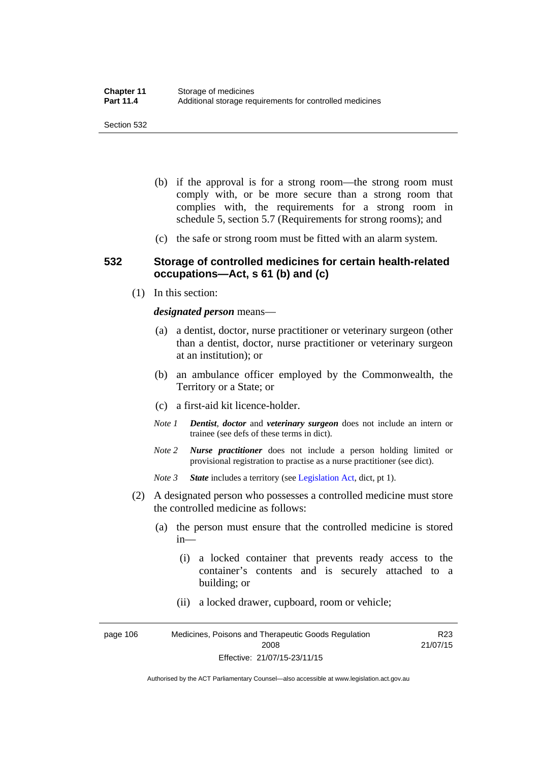(b) if the approval is for a strong room—the strong room must comply with, or be more secure than a strong room that complies with, the requirements for a strong room in schedule 5, section 5.7 (Requirements for strong rooms); and

(c) the safe or strong room must be fitted with an alarm system.

### 532 Storage of controlled medicines for certain health-related occupations—Act, s 61 (b) and (c)

(1) In this section:

***designated person*** means—

(a) a dentist, doctor, nurse practitioner or veterinary surgeon (other than a dentist, doctor, nurse practitioner or veterinary surgeon at an institution); or

(b) an ambulance officer employed by the Commonwealth, the Territory or a State; or

(c) a first-aid kit licence-holder.

*Note 1* ***Dentist****,* ***doctor*** and ***veterinary surgeon*** does not include an intern or trainee (see defs of these terms in dict).

*Note 2* ***Nurse practitioner*** does not include a person holding limited or provisional registration to practise as a nurse practitioner (see dict).

*Note 3* ***State*** includes a territory (see Legislation Act, dict, pt 1).

(2) A designated person who possesses a controlled medicine must store the controlled medicine as follows:

(a) the person must ensure that the controlled medicine is stored in—

(i) a locked container that prevents ready access to the container's contents and is securely attached to a building; or

(ii) a locked drawer, cupboard, room or vehicle;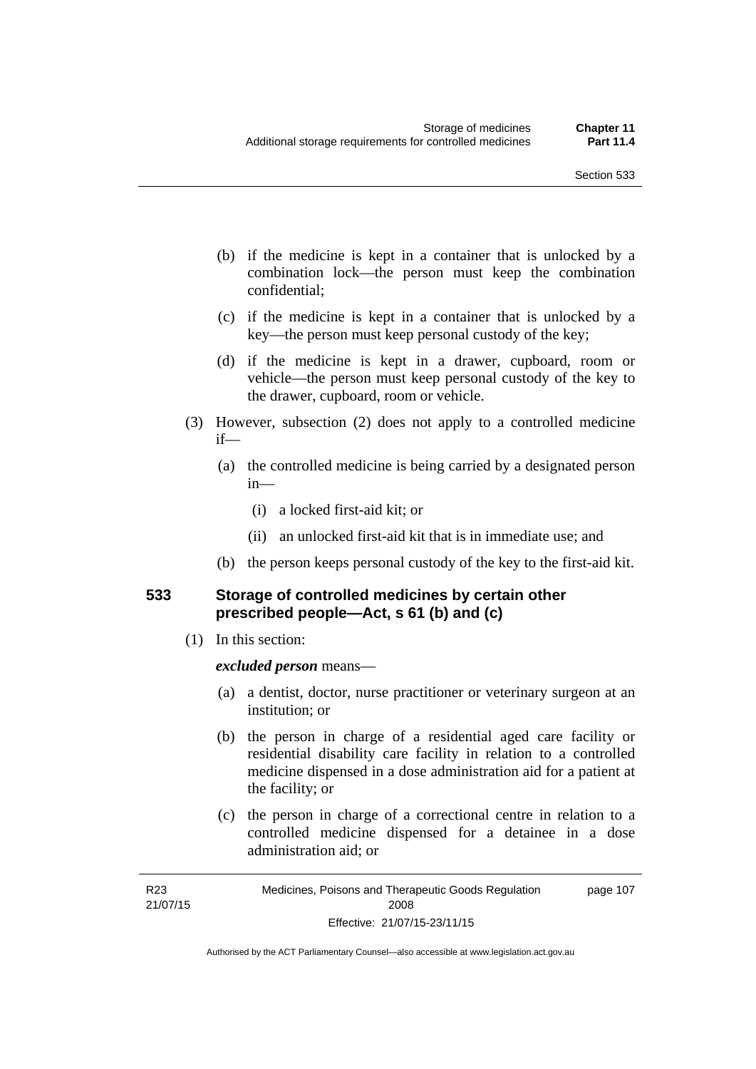(b) if the medicine is kept in a container that is unlocked by a combination lock—the person must keep the combination confidential;

(c) if the medicine is kept in a container that is unlocked by a key—the person must keep personal custody of the key;

(d) if the medicine is kept in a drawer, cupboard, room or vehicle—the person must keep personal custody of the key to the drawer, cupboard, room or vehicle.

(3) However, subsection (2) does not apply to a controlled medicine if—

(a) the controlled medicine is being carried by a designated person in—

(i) a locked first-aid kit; or

(ii) an unlocked first-aid kit that is in immediate use; and

(b) the person keeps personal custody of the key to the first-aid kit.

## 533 Storage of controlled medicines by certain other prescribed people—Act, s 61 (b) and (c)

(1) In this section:

***excluded person*** means—

(a) a dentist, doctor, nurse practitioner or veterinary surgeon at an institution; or

(b) the person in charge of a residential aged care facility or residential disability care facility in relation to a controlled medicine dispensed in a dose administration aid for a patient at the facility; or

(c) the person in charge of a correctional centre in relation to a controlled medicine dispensed for a detainee in a dose administration aid; or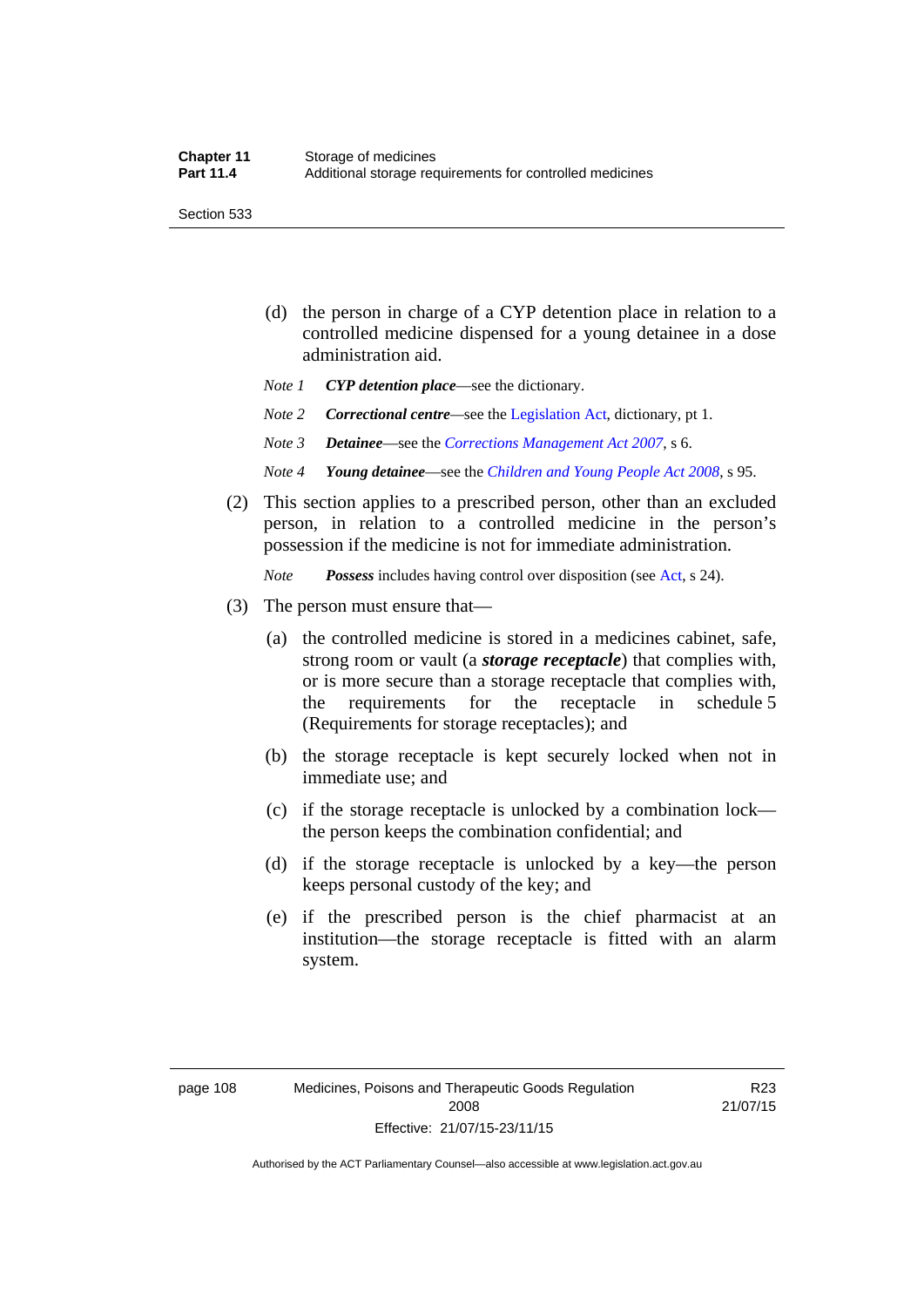(d) the person in charge of a CYP detention place in relation to a controlled medicine dispensed for a young detainee in a dose administration aid.

*Note 1* ***CYP detention place***—see the dictionary.

*Note 2* ***Correctional centre***—see the Legislation Act, dictionary, pt 1.

*Note 3* ***Detainee***—see the *Corrections Management Act 2007*, s 6.

*Note 4* ***Young detainee***—see the *Children and Young People Act 2008*, s 95.

(2) This section applies to a prescribed person, other than an excluded person, in relation to a controlled medicine in the person's possession if the medicine is not for immediate administration.

*Note* ***Possess*** includes having control over disposition (see Act, s 24).

(3) The person must ensure that—

(a) the controlled medicine is stored in a medicines cabinet, safe, strong room or vault (a ***storage receptacle***) that complies with, or is more secure than a storage receptacle that complies with, the requirements for the receptacle in schedule 5 (Requirements for storage receptacles); and

(b) the storage receptacle is kept securely locked when not in immediate use; and

(c) if the storage receptacle is unlocked by a combination lock—the person keeps the combination confidential; and

(d) if the storage receptacle is unlocked by a key—the person keeps personal custody of the key; and

(e) if the prescribed person is the chief pharmacist at an institution—the storage receptacle is fitted with an alarm system.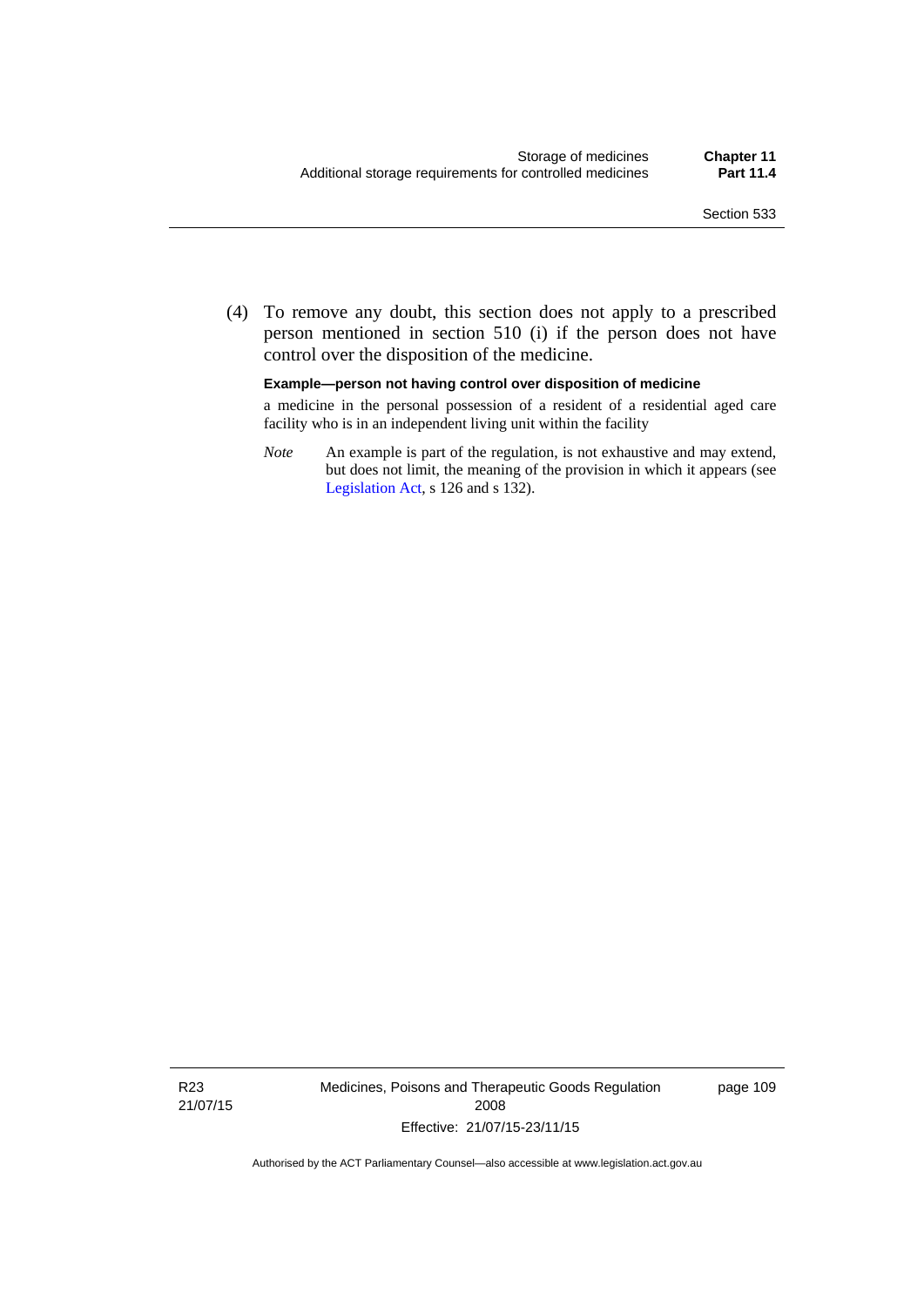(4) To remove any doubt, this section does not apply to a prescribed person mentioned in section 510 (i) if the person does not have control over the disposition of the medicine.

**Example—person not having control over disposition of medicine**

a medicine in the personal possession of a resident of a residential aged care facility who is in an independent living unit within the facility

*Note* An example is part of the regulation, is not exhaustive and may extend, but does not limit, the meaning of the provision in which it appears (see Legislation Act, s 126 and s 132).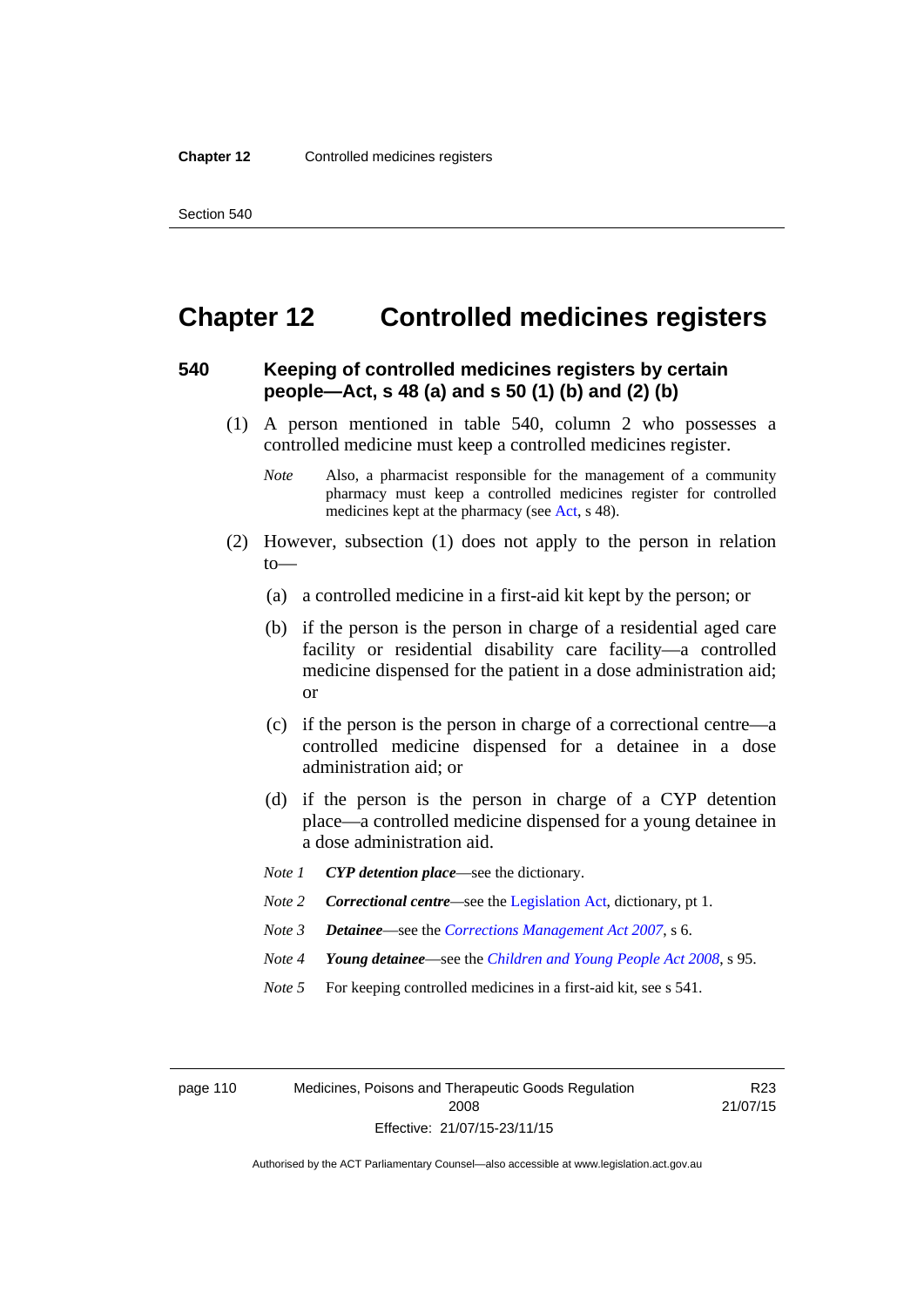# Chapter 12 Controlled medicines registers

## 540 Keeping of controlled medicines registers by certain people—Act, s 48 (a) and s 50 (1) (b) and (2) (b)

(1) A person mentioned in table 540, column 2 who possesses a controlled medicine must keep a controlled medicines register.

*Note* Also, a pharmacist responsible for the management of a community pharmacy must keep a controlled medicines register for controlled medicines kept at the pharmacy (see Act, s 48).

(2) However, subsection (1) does not apply to the person in relation to—

(a) a controlled medicine in a first-aid kit kept by the person; or

(b) if the person is the person in charge of a residential aged care facility or residential disability care facility—a controlled medicine dispensed for the patient in a dose administration aid; or

(c) if the person is the person in charge of a correctional centre—a controlled medicine dispensed for a detainee in a dose administration aid; or

(d) if the person is the person in charge of a CYP detention place—a controlled medicine dispensed for a young detainee in a dose administration aid.

*Note 1* ***CYP detention place***—see the dictionary.

*Note 2* ***Correctional centre***—see the Legislation Act, dictionary, pt 1.

*Note 3* ***Detainee***—see the *Corrections Management Act 2007*, s 6.

*Note 4* ***Young detainee***—see the *Children and Young People Act 2008*, s 95.

*Note 5* For keeping controlled medicines in a first-aid kit, see s 541.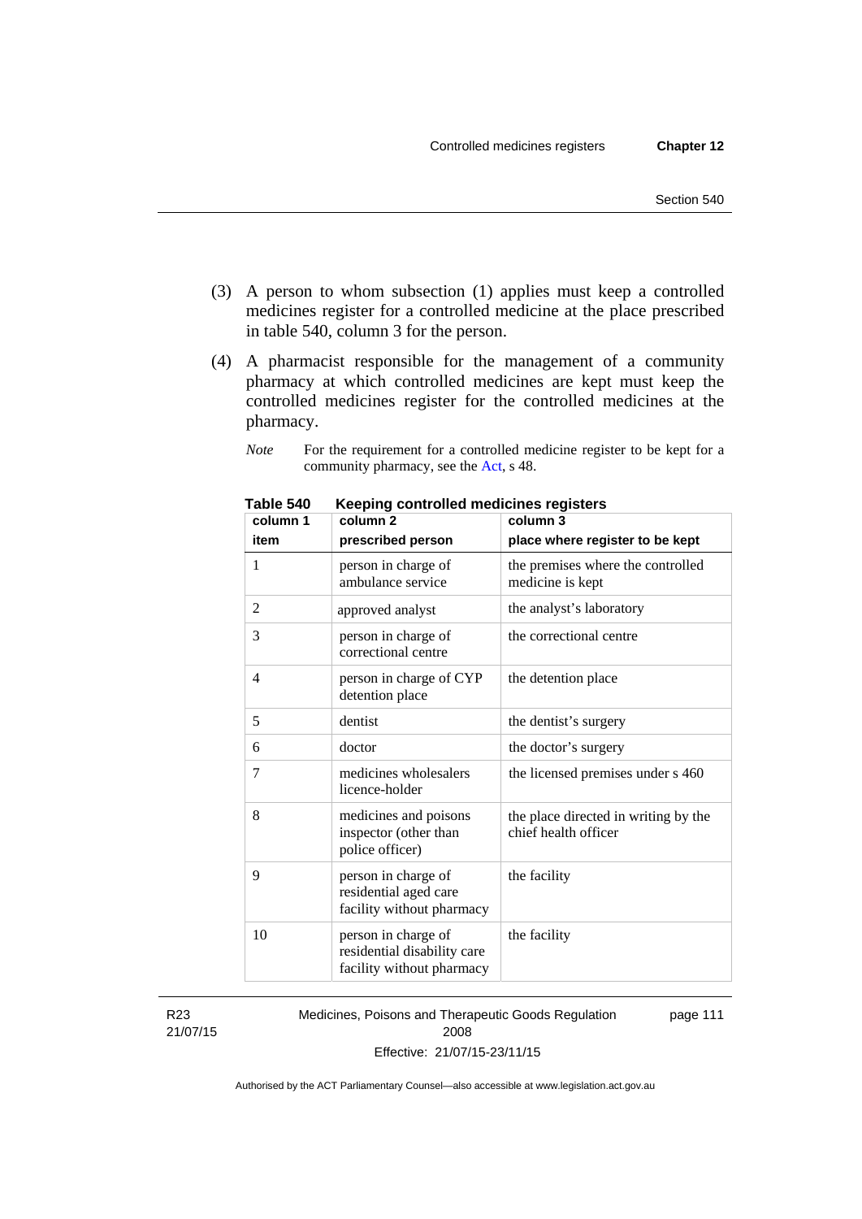(3) A person to whom subsection (1) applies must keep a controlled medicines register for a controlled medicine at the place prescribed in table 540, column 3 for the person.

(4) A pharmacist responsible for the management of a community pharmacy at which controlled medicines are kept must keep the controlled medicines register for the controlled medicines at the pharmacy.

*Note* For the requirement for a controlled medicine register to be kept for a community pharmacy, see the Act, s 48.

**Table 540 Keeping controlled medicines registers**

| column 1<br>item | column 2<br>prescribed person | column 3<br>place where register to be kept |
|---|---|---|
| 1 | person in charge of ambulance service | the premises where the controlled medicine is kept |
| 2 | approved analyst | the analyst's laboratory |
| 3 | person in charge of correctional centre | the correctional centre |
| 4 | person in charge of CYP detention place | the detention place |
| 5 | dentist | the dentist's surgery |
| 6 | doctor | the doctor's surgery |
| 7 | medicines wholesalers licence-holder | the licensed premises under s 460 |
| 8 | medicines and poisons inspector (other than police officer) | the place directed in writing by the chief health officer |
| 9 | person in charge of residential aged care facility without pharmacy | the facility |
| 10 | person in charge of residential disability care facility without pharmacy | the facility |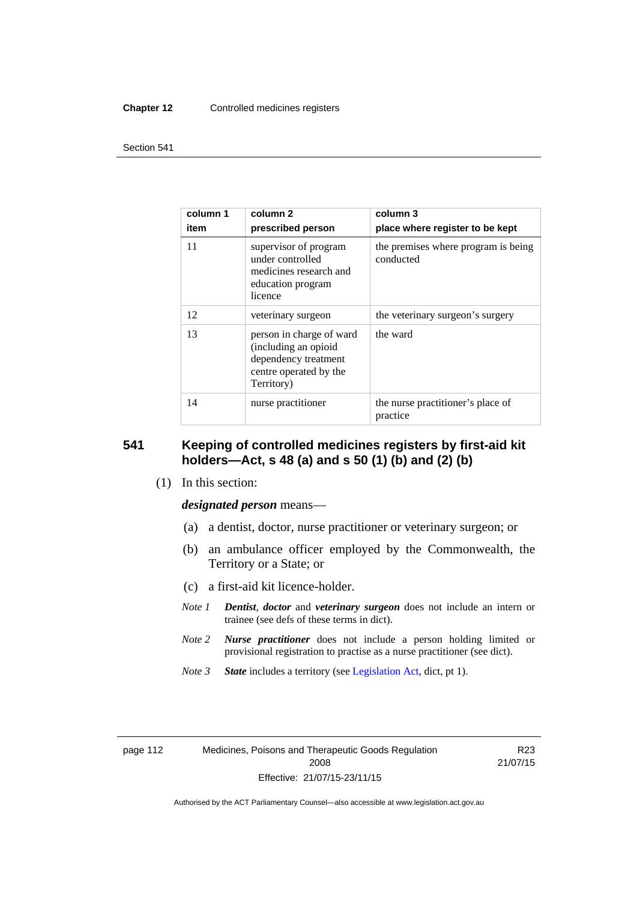| column 1<br>item | column 2<br>prescribed person | column 3<br>place where register to be kept |
|---|---|---|
| 11 | supervisor of program under controlled medicines research and education program licence | the premises where program is being conducted |
| 12 | veterinary surgeon | the veterinary surgeon's surgery |
| 13 | person in charge of ward (including an opioid dependency treatment centre operated by the Territory) | the ward |
| 14 | nurse practitioner | the nurse practitioner's place of practice |

## 541 Keeping of controlled medicines registers by first-aid kit holders—Act, s 48 (a) and s 50 (1) (b) and (2) (b)

(1) In this section:

***designated person*** means—

(a) a dentist, doctor, nurse practitioner or veterinary surgeon; or

(b) an ambulance officer employed by the Commonwealth, the Territory or a State; or

(c) a first-aid kit licence-holder.

*Note 1* ***Dentist***, ***doctor*** and ***veterinary surgeon*** does not include an intern or trainee (see defs of these terms in dict).

*Note 2* ***Nurse practitioner*** does not include a person holding limited or provisional registration to practise as a nurse practitioner (see dict).

*Note 3* ***State*** includes a territory (see Legislation Act, dict, pt 1).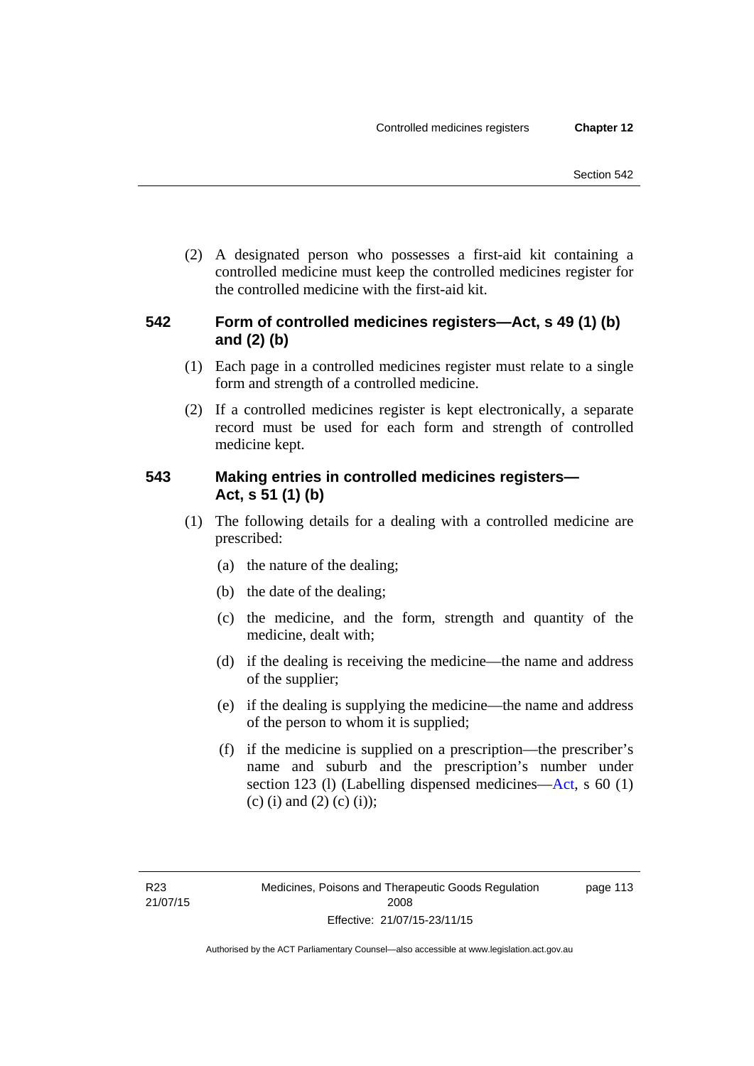(2) A designated person who possesses a first-aid kit containing a controlled medicine must keep the controlled medicines register for the controlled medicine with the first-aid kit.

### 542 Form of controlled medicines registers—Act, s 49 (1) (b) and (2) (b)

(1) Each page in a controlled medicines register must relate to a single form and strength of a controlled medicine.

(2) If a controlled medicines register is kept electronically, a separate record must be used for each form and strength of controlled medicine kept.

### 543 Making entries in controlled medicines registers—Act, s 51 (1) (b)

(1) The following details for a dealing with a controlled medicine are prescribed:

(a) the nature of the dealing;

(b) the date of the dealing;

(c) the medicine, and the form, strength and quantity of the medicine, dealt with;

(d) if the dealing is receiving the medicine—the name and address of the supplier;

(e) if the dealing is supplying the medicine—the name and address of the person to whom it is supplied;

(f) if the medicine is supplied on a prescription—the prescriber's name and suburb and the prescription's number under section 123 (l) (Labelling dispensed medicines—Act, s 60 (1) (c) (i) and (2) (c) (i));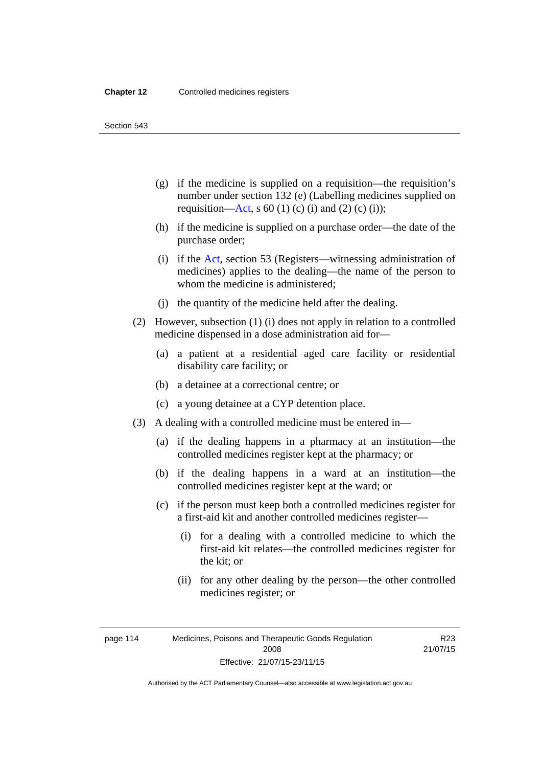(g) if the medicine is supplied on a requisition—the requisition's number under section 132 (e) (Labelling medicines supplied on requisition—Act, s 60 (1) (c) (i) and (2) (c) (i));

(h) if the medicine is supplied on a purchase order—the date of the purchase order;

(i) if the Act, section 53 (Registers—witnessing administration of medicines) applies to the dealing—the name of the person to whom the medicine is administered;

(j) the quantity of the medicine held after the dealing.

(2) However, subsection (1) (i) does not apply in relation to a controlled medicine dispensed in a dose administration aid for—

(a) a patient at a residential aged care facility or residential disability care facility; or

(b) a detainee at a correctional centre; or

(c) a young detainee at a CYP detention place.

(3) A dealing with a controlled medicine must be entered in—

(a) if the dealing happens in a pharmacy at an institution—the controlled medicines register kept at the pharmacy; or

(b) if the dealing happens in a ward at an institution—the controlled medicines register kept at the ward; or

(c) if the person must keep both a controlled medicines register for a first-aid kit and another controlled medicines register—

(i) for a dealing with a controlled medicine to which the first-aid kit relates—the controlled medicines register for the kit; or

(ii) for any other dealing by the person—the other controlled medicines register; or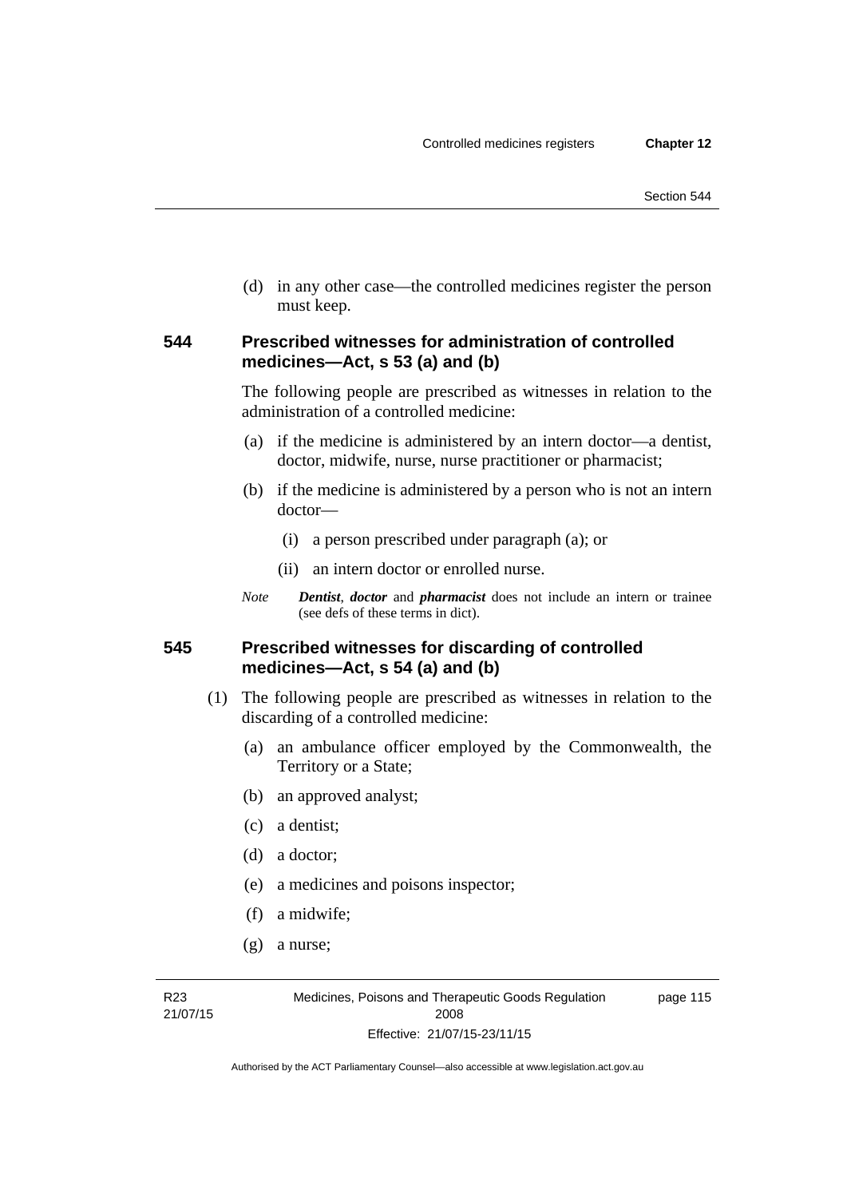(d) in any other case—the controlled medicines register the person must keep.

### 544 Prescribed witnesses for administration of controlled medicines—Act, s 53 (a) and (b)

The following people are prescribed as witnesses in relation to the administration of a controlled medicine:

(a) if the medicine is administered by an intern doctor—a dentist, doctor, midwife, nurse, nurse practitioner or pharmacist;

(b) if the medicine is administered by a person who is not an intern doctor—

(i) a person prescribed under paragraph (a); or

(ii) an intern doctor or enrolled nurse.

*Note* ***Dentist***, ***doctor*** and ***pharmacist*** does not include an intern or trainee (see defs of these terms in dict).

### 545 Prescribed witnesses for discarding of controlled medicines—Act, s 54 (a) and (b)

(1) The following people are prescribed as witnesses in relation to the discarding of a controlled medicine:

(a) an ambulance officer employed by the Commonwealth, the Territory or a State;

(b) an approved analyst;

(c) a dentist;

(d) a doctor;

(e) a medicines and poisons inspector;

(f) a midwife;

(g) a nurse;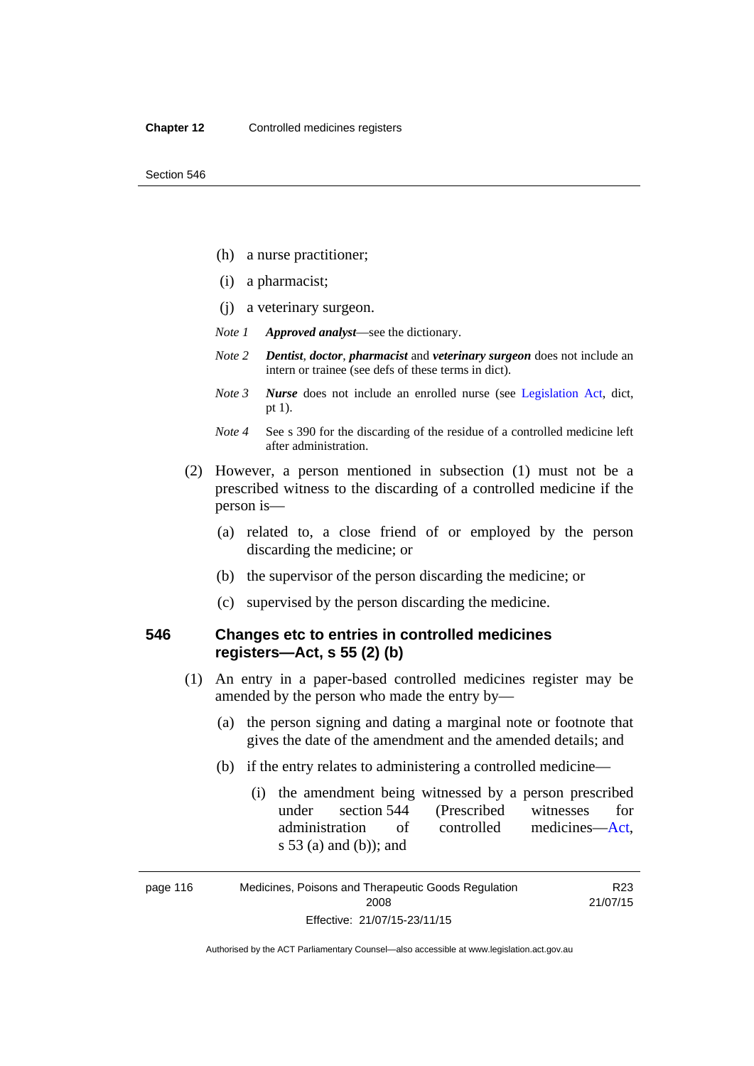(h) a nurse practitioner;

(i) a pharmacist;

(j) a veterinary surgeon.

*Note 1* ***Approved analyst***—see the dictionary.

*Note 2* ***Dentist***, ***doctor***, ***pharmacist*** and ***veterinary surgeon*** does not include an intern or trainee (see defs of these terms in dict).

*Note 3* ***Nurse*** does not include an enrolled nurse (see Legislation Act, dict, pt 1).

*Note 4* See s 390 for the discarding of the residue of a controlled medicine left after administration.

(2) However, a person mentioned in subsection (1) must not be a prescribed witness to the discarding of a controlled medicine if the person is—

(a) related to, a close friend of or employed by the person discarding the medicine; or

(b) the supervisor of the person discarding the medicine; or

(c) supervised by the person discarding the medicine.

### 546 Changes etc to entries in controlled medicines registers—Act, s 55 (2) (b)

(1) An entry in a paper-based controlled medicines register may be amended by the person who made the entry by—

(a) the person signing and dating a marginal note or footnote that gives the date of the amendment and the amended details; and

(b) if the entry relates to administering a controlled medicine—

(i) the amendment being witnessed by a person prescribed under section 544 (Prescribed witnesses for administration of controlled medicines—Act, s 53 (a) and (b)); and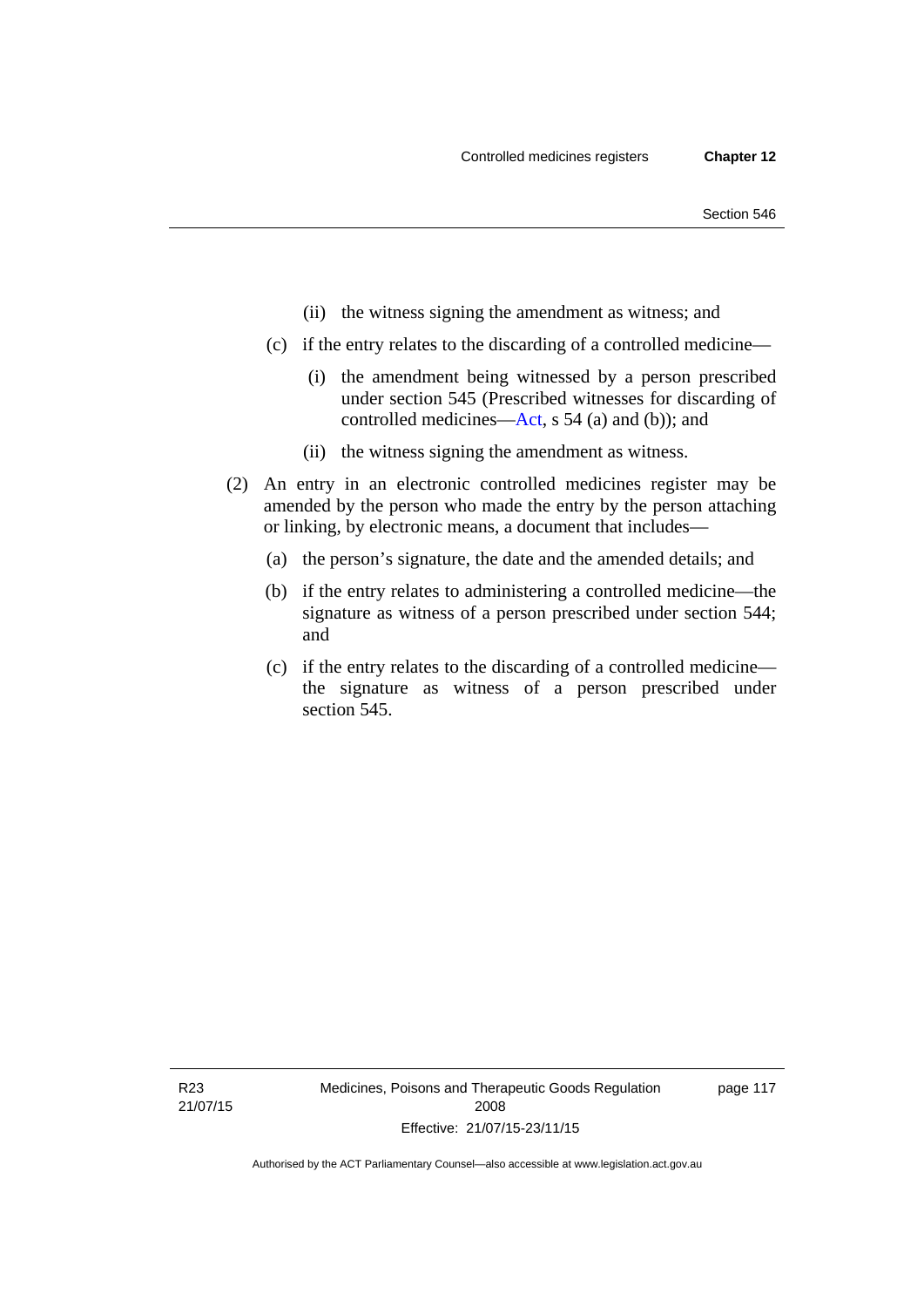(ii) the witness signing the amendment as witness; and

(c) if the entry relates to the discarding of a controlled medicine—

(i) the amendment being witnessed by a person prescribed under section 545 (Prescribed witnesses for discarding of controlled medicines—Act, s 54 (a) and (b)); and

(ii) the witness signing the amendment as witness.

(2) An entry in an electronic controlled medicines register may be amended by the person who made the entry by the person attaching or linking, by electronic means, a document that includes—

(a) the person's signature, the date and the amended details; and

(b) if the entry relates to administering a controlled medicine—the signature as witness of a person prescribed under section 544; and

(c) if the entry relates to the discarding of a controlled medicine—the signature as witness of a person prescribed under section 545.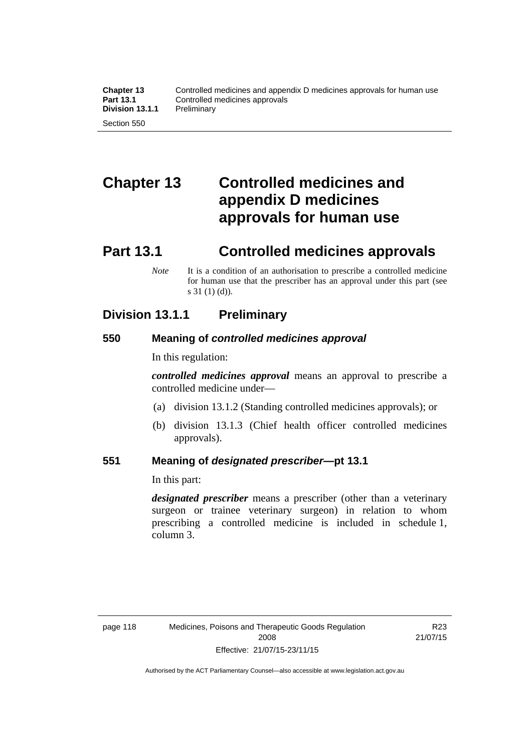# Chapter 13 Controlled medicines and appendix D medicines approvals for human use

## Part 13.1 Controlled medicines approvals

*Note* It is a condition of an authorisation to prescribe a controlled medicine for human use that the prescriber has an approval under this part (see s 31 (1) (d)).

### Division 13.1.1 Preliminary

#### 550 Meaning of *controlled medicines approval*

In this regulation:

***controlled medicines approval*** means an approval to prescribe a controlled medicine under—

(a) division 13.1.2 (Standing controlled medicines approvals); or

(b) division 13.1.3 (Chief health officer controlled medicines approvals).

#### 551 Meaning of *designated prescriber*—pt 13.1

In this part:

***designated prescriber*** means a prescriber (other than a veterinary surgeon or trainee veterinary surgeon) in relation to whom prescribing a controlled medicine is included in schedule 1, column 3.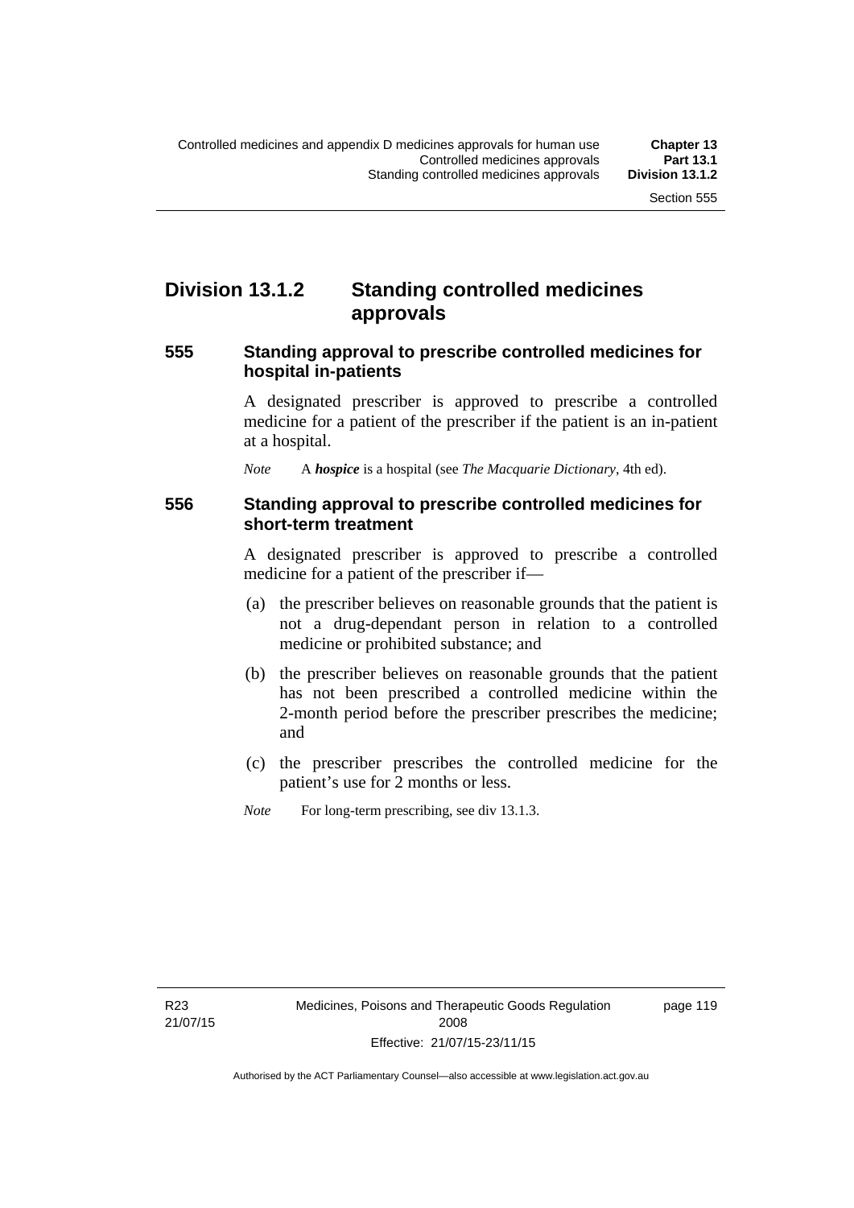## Division 13.1.2 Standing controlled medicines approvals

### 555 Standing approval to prescribe controlled medicines for hospital in-patients

A designated prescriber is approved to prescribe a controlled medicine for a patient of the prescriber if the patient is an in-patient at a hospital.

*Note* A ***hospice*** is a hospital (see *The Macquarie Dictionary*, 4th ed).

### 556 Standing approval to prescribe controlled medicines for short-term treatment

A designated prescriber is approved to prescribe a controlled medicine for a patient of the prescriber if—

(a) the prescriber believes on reasonable grounds that the patient is not a drug-dependant person in relation to a controlled medicine or prohibited substance; and

(b) the prescriber believes on reasonable grounds that the patient has not been prescribed a controlled medicine within the 2-month period before the prescriber prescribes the medicine; and

(c) the prescriber prescribes the controlled medicine for the patient's use for 2 months or less.

*Note* For long-term prescribing, see div 13.1.3.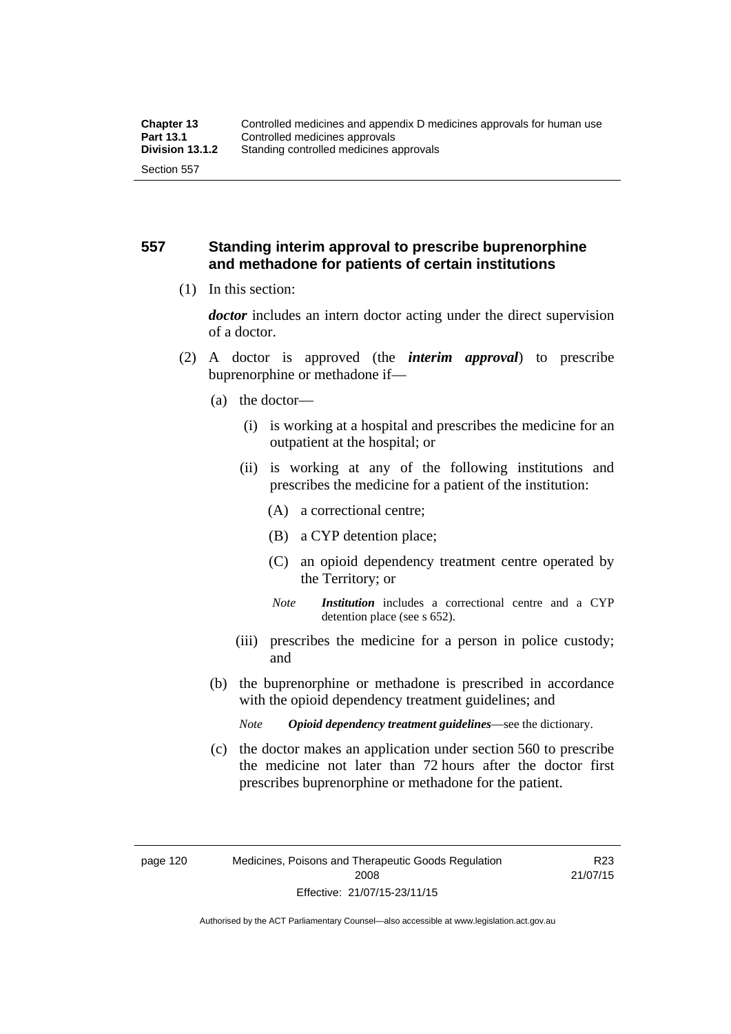## 557 Standing interim approval to prescribe buprenorphine and methadone for patients of certain institutions

(1) In this section:

***doctor*** includes an intern doctor acting under the direct supervision of a doctor.

(2) A doctor is approved (the ***interim approval***) to prescribe buprenorphine or methadone if—

(a) the doctor—

(i) is working at a hospital and prescribes the medicine for an outpatient at the hospital; or

(ii) is working at any of the following institutions and prescribes the medicine for a patient of the institution:

(A) a correctional centre;

(B) a CYP detention place;

(C) an opioid dependency treatment centre operated by the Territory; or

*Note* ***Institution*** includes a correctional centre and a CYP detention place (see s 652).

(iii) prescribes the medicine for a person in police custody; and

(b) the buprenorphine or methadone is prescribed in accordance with the opioid dependency treatment guidelines; and

*Note* ***Opioid dependency treatment guidelines***—see the dictionary.

(c) the doctor makes an application under section 560 to prescribe the medicine not later than 72 hours after the doctor first prescribes buprenorphine or methadone for the patient.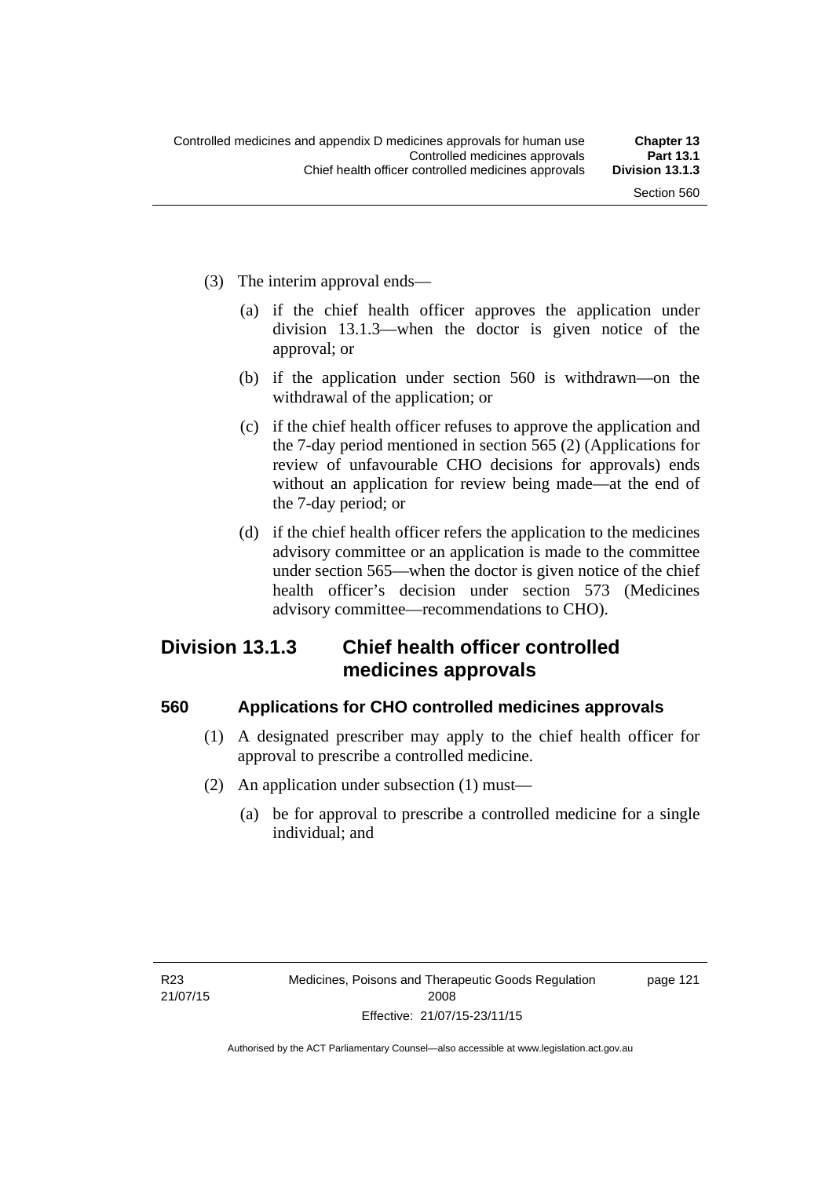(3) The interim approval ends—

(a) if the chief health officer approves the application under division 13.1.3—when the doctor is given notice of the approval; or

(b) if the application under section 560 is withdrawn—on the withdrawal of the application; or

(c) if the chief health officer refuses to approve the application and the 7-day period mentioned in section 565 (2) (Applications for review of unfavourable CHO decisions for approvals) ends without an application for review being made—at the end of the 7-day period; or

(d) if the chief health officer refers the application to the medicines advisory committee or an application is made to the committee under section 565—when the doctor is given notice of the chief health officer's decision under section 573 (Medicines advisory committee—recommendations to CHO).

## Division 13.1.3 Chief health officer controlled medicines approvals

### 560 Applications for CHO controlled medicines approvals

(1) A designated prescriber may apply to the chief health officer for approval to prescribe a controlled medicine.

(2) An application under subsection (1) must—

(a) be for approval to prescribe a controlled medicine for a single individual; and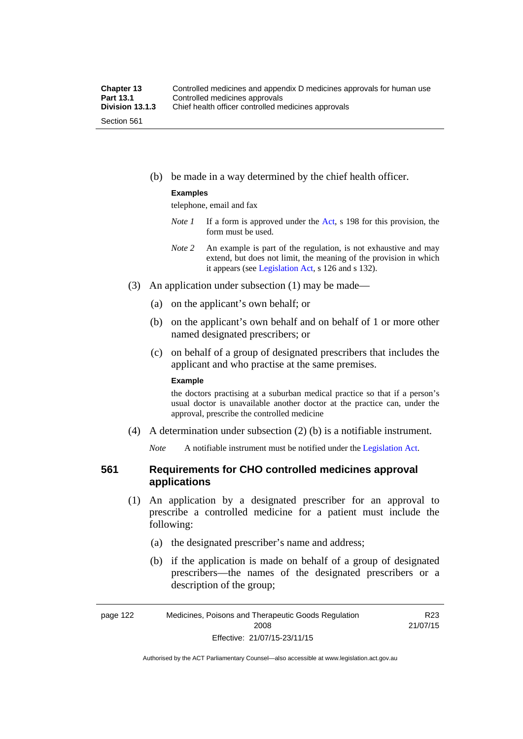(b) be made in a way determined by the chief health officer.

**Examples**

telephone, email and fax

*Note 1* If a form is approved under the Act, s 198 for this provision, the form must be used.

*Note 2* An example is part of the regulation, is not exhaustive and may extend, but does not limit, the meaning of the provision in which it appears (see Legislation Act, s 126 and s 132).

(3) An application under subsection (1) may be made—

(a) on the applicant's own behalf; or

(b) on the applicant's own behalf and on behalf of 1 or more other named designated prescribers; or

(c) on behalf of a group of designated prescribers that includes the applicant and who practise at the same premises.

**Example**

the doctors practising at a suburban medical practice so that if a person's usual doctor is unavailable another doctor at the practice can, under the approval, prescribe the controlled medicine

(4) A determination under subsection (2) (b) is a notifiable instrument.

*Note* A notifiable instrument must be notified under the Legislation Act.

### 561 Requirements for CHO controlled medicines approval applications

(1) An application by a designated prescriber for an approval to prescribe a controlled medicine for a patient must include the following:

(a) the designated prescriber's name and address;

(b) if the application is made on behalf of a group of designated prescribers—the names of the designated prescribers or a description of the group;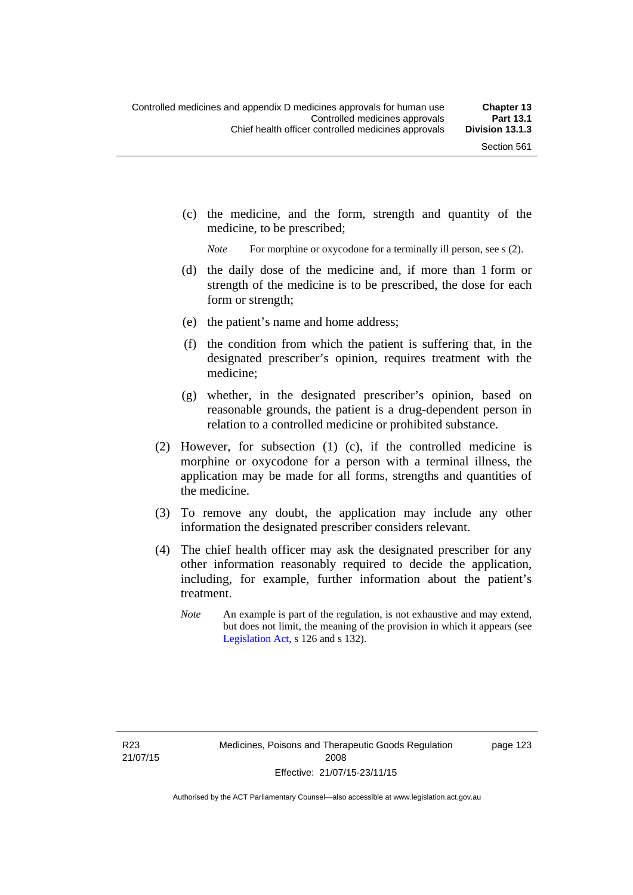(c) the medicine, and the form, strength and quantity of the medicine, to be prescribed;

*Note* For morphine or oxycodone for a terminally ill person, see s (2).

(d) the daily dose of the medicine and, if more than 1 form or strength of the medicine is to be prescribed, the dose for each form or strength;

(e) the patient's name and home address;

(f) the condition from which the patient is suffering that, in the designated prescriber's opinion, requires treatment with the medicine;

(g) whether, in the designated prescriber's opinion, based on reasonable grounds, the patient is a drug-dependent person in relation to a controlled medicine or prohibited substance.

(2) However, for subsection (1) (c), if the controlled medicine is morphine or oxycodone for a person with a terminal illness, the application may be made for all forms, strengths and quantities of the medicine.

(3) To remove any doubt, the application may include any other information the designated prescriber considers relevant.

(4) The chief health officer may ask the designated prescriber for any other information reasonably required to decide the application, including, for example, further information about the patient's treatment.

*Note* An example is part of the regulation, is not exhaustive and may extend, but does not limit, the meaning of the provision in which it appears (see Legislation Act, s 126 and s 132).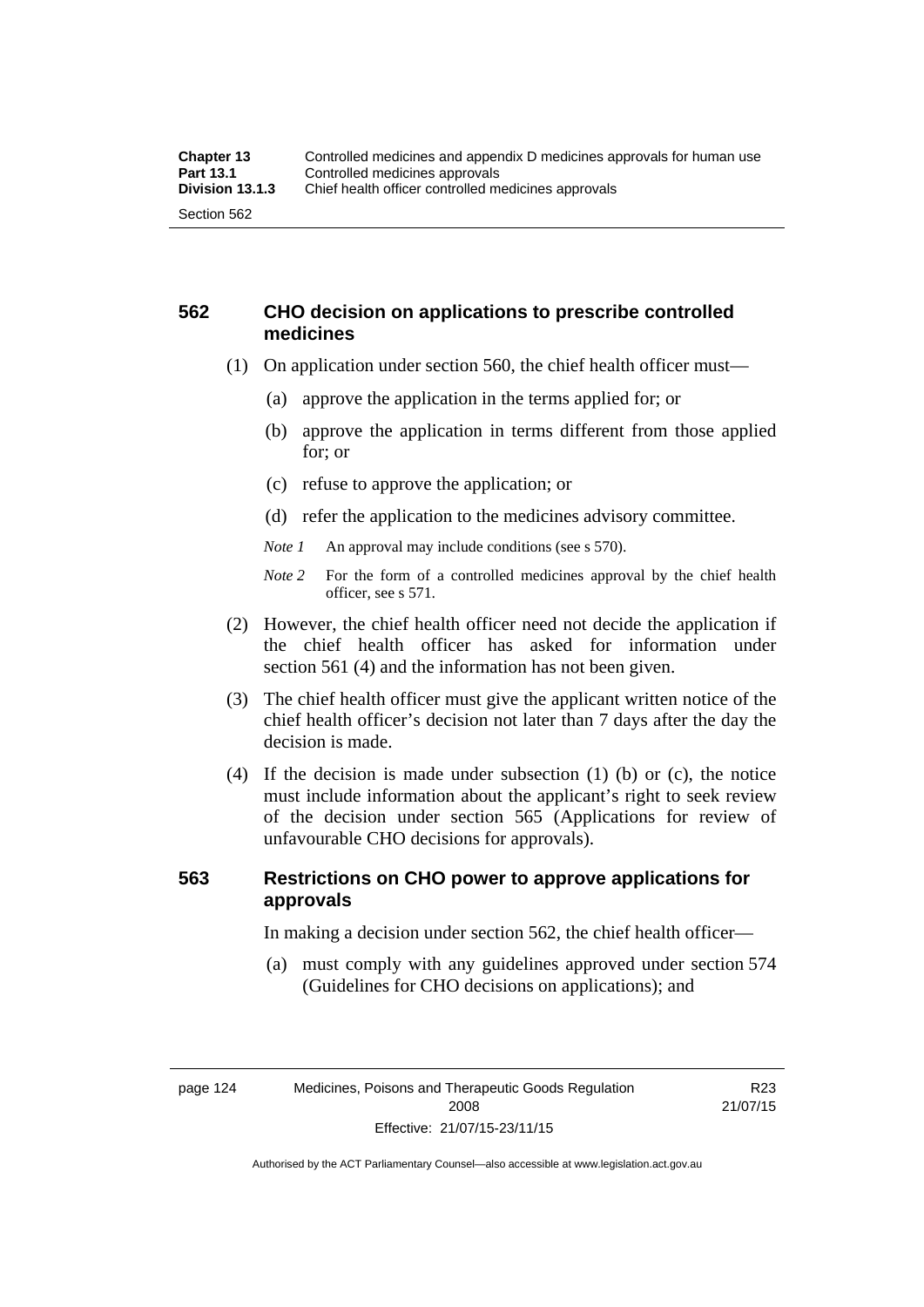## 562 CHO decision on applications to prescribe controlled medicines

(1) On application under section 560, the chief health officer must—

(a) approve the application in the terms applied for; or

(b) approve the application in terms different from those applied for; or

(c) refuse to approve the application; or

(d) refer the application to the medicines advisory committee.

*Note 1* An approval may include conditions (see s 570).

*Note 2* For the form of a controlled medicines approval by the chief health officer, see s 571.

(2) However, the chief health officer need not decide the application if the chief health officer has asked for information under section 561 (4) and the information has not been given.

(3) The chief health officer must give the applicant written notice of the chief health officer's decision not later than 7 days after the day the decision is made.

(4) If the decision is made under subsection (1) (b) or (c), the notice must include information about the applicant's right to seek review of the decision under section 565 (Applications for review of unfavourable CHO decisions for approvals).

## 563 Restrictions on CHO power to approve applications for approvals

In making a decision under section 562, the chief health officer—

(a) must comply with any guidelines approved under section 574 (Guidelines for CHO decisions on applications); and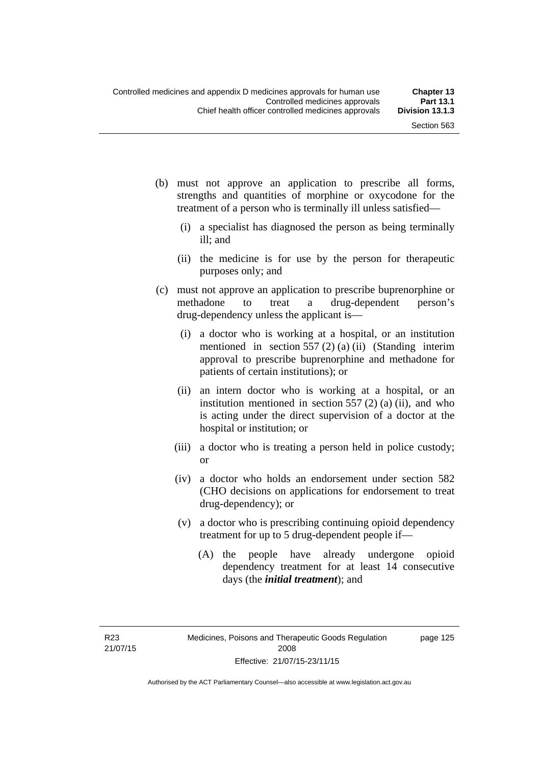(b) must not approve an application to prescribe all forms, strengths and quantities of morphine or oxycodone for the treatment of a person who is terminally ill unless satisfied—

  (i) a specialist has diagnosed the person as being terminally ill; and

  (ii) the medicine is for use by the person for therapeutic purposes only; and

(c) must not approve an application to prescribe buprenorphine or methadone to treat a drug-dependent person's drug-dependency unless the applicant is—

  (i) a doctor who is working at a hospital, or an institution mentioned in section 557 (2) (a) (ii) (Standing interim approval to prescribe buprenorphine and methadone for patients of certain institutions); or

  (ii) an intern doctor who is working at a hospital, or an institution mentioned in section 557 (2) (a) (ii), and who is acting under the direct supervision of a doctor at the hospital or institution; or

  (iii) a doctor who is treating a person held in police custody; or

  (iv) a doctor who holds an endorsement under section 582 (CHO decisions on applications for endorsement to treat drug-dependency); or

  (v) a doctor who is prescribing continuing opioid dependency treatment for up to 5 drug-dependent people if—

    (A) the people have already undergone opioid dependency treatment for at least 14 consecutive days (the ***initial treatment***); and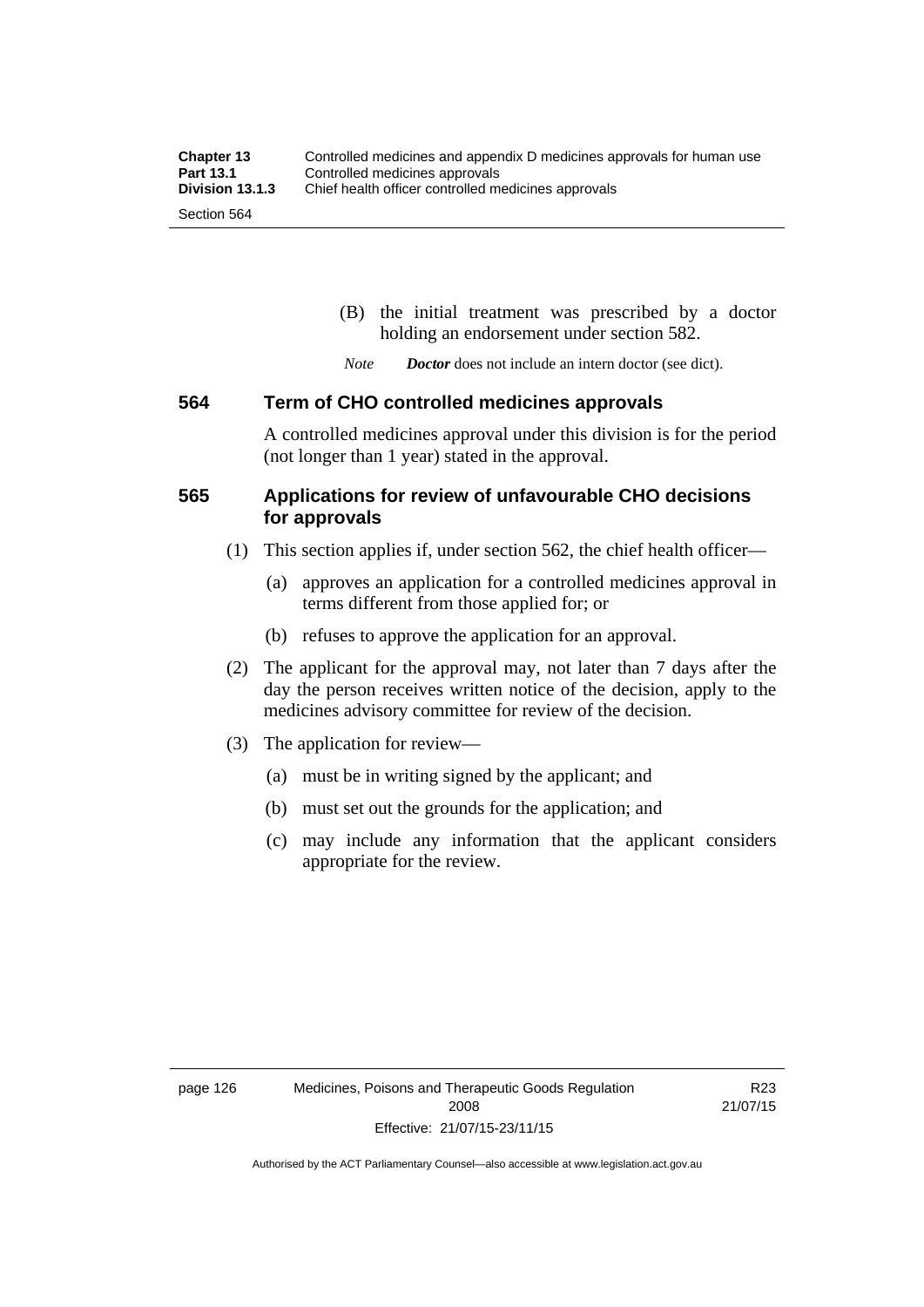(B) the initial treatment was prescribed by a doctor holding an endorsement under section 582.

*Note* ***Doctor*** does not include an intern doctor (see dict).

## 564 Term of CHO controlled medicines approvals

A controlled medicines approval under this division is for the period (not longer than 1 year) stated in the approval.

## 565 Applications for review of unfavourable CHO decisions for approvals

(1) This section applies if, under section 562, the chief health officer—

(a) approves an application for a controlled medicines approval in terms different from those applied for; or

(b) refuses to approve the application for an approval.

(2) The applicant for the approval may, not later than 7 days after the day the person receives written notice of the decision, apply to the medicines advisory committee for review of the decision.

(3) The application for review—

(a) must be in writing signed by the applicant; and

(b) must set out the grounds for the application; and

(c) may include any information that the applicant considers appropriate for the review.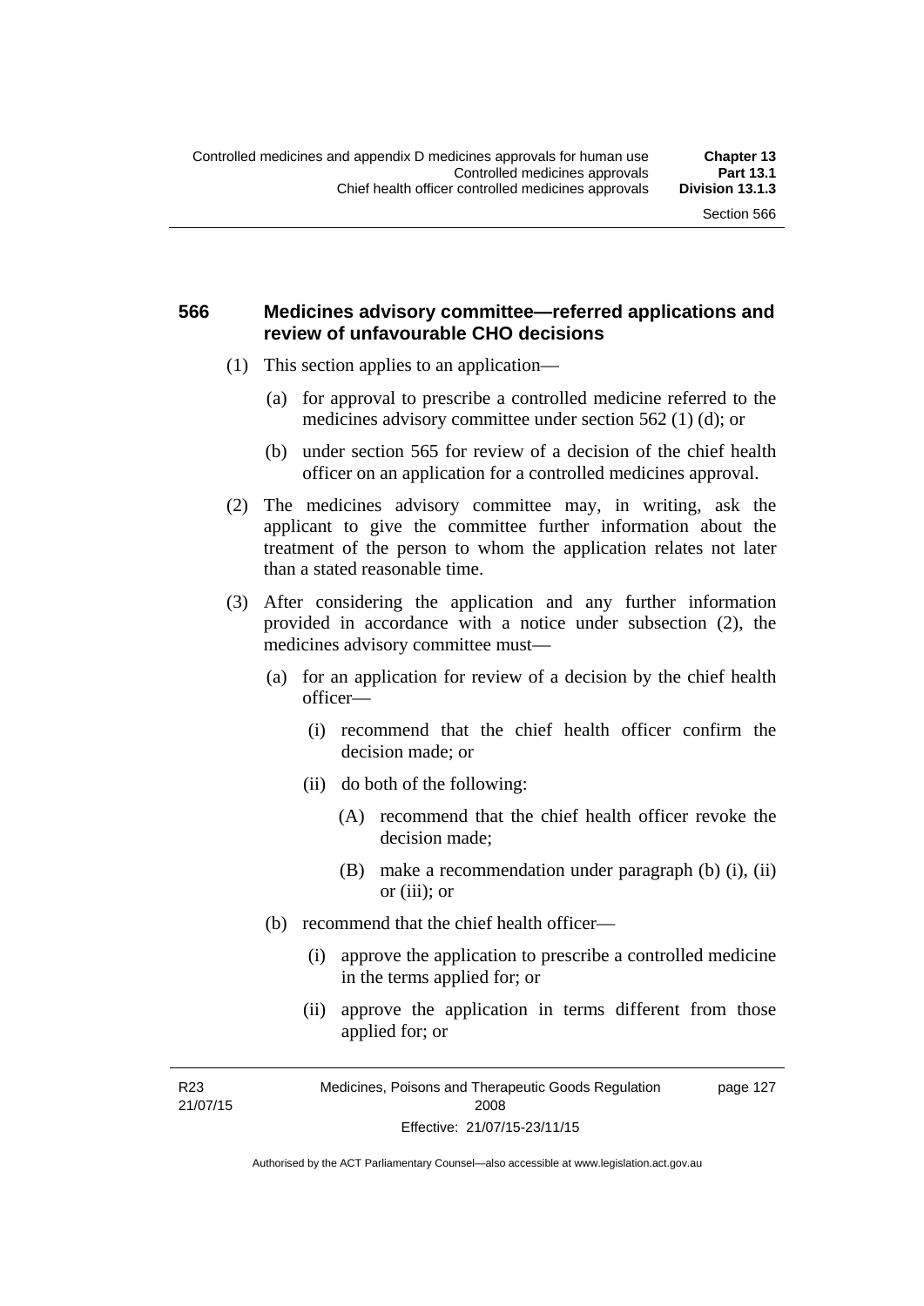### 566 Medicines advisory committee—referred applications and review of unfavourable CHO decisions

(1) This section applies to an application—

(a) for approval to prescribe a controlled medicine referred to the medicines advisory committee under section 562 (1) (d); or

(b) under section 565 for review of a decision of the chief health officer on an application for a controlled medicines approval.

(2) The medicines advisory committee may, in writing, ask the applicant to give the committee further information about the treatment of the person to whom the application relates not later than a stated reasonable time.

(3) After considering the application and any further information provided in accordance with a notice under subsection (2), the medicines advisory committee must—

(a) for an application for review of a decision by the chief health officer—

(i) recommend that the chief health officer confirm the decision made; or

(ii) do both of the following:

(A) recommend that the chief health officer revoke the decision made;

(B) make a recommendation under paragraph (b) (i), (ii) or (iii); or

(b) recommend that the chief health officer—

(i) approve the application to prescribe a controlled medicine in the terms applied for; or

(ii) approve the application in terms different from those applied for; or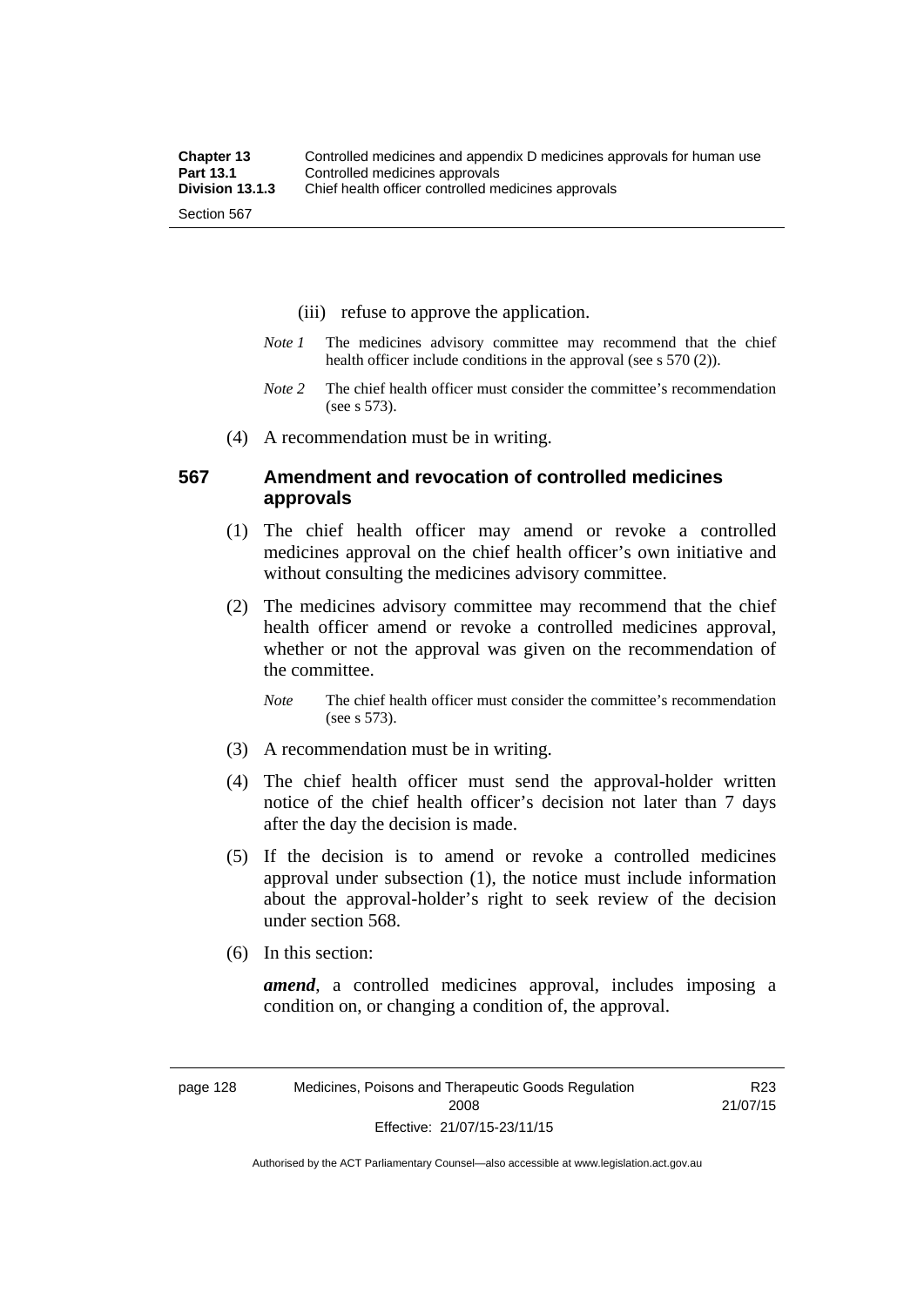(iii) refuse to approve the application.

*Note 1* The medicines advisory committee may recommend that the chief health officer include conditions in the approval (see s 570 (2)).

*Note 2* The chief health officer must consider the committee's recommendation (see s 573).

(4) A recommendation must be in writing.

## 567 Amendment and revocation of controlled medicines approvals

(1) The chief health officer may amend or revoke a controlled medicines approval on the chief health officer's own initiative and without consulting the medicines advisory committee.

(2) The medicines advisory committee may recommend that the chief health officer amend or revoke a controlled medicines approval, whether or not the approval was given on the recommendation of the committee.

*Note* The chief health officer must consider the committee's recommendation (see s 573).

(3) A recommendation must be in writing.

(4) The chief health officer must send the approval-holder written notice of the chief health officer's decision not later than 7 days after the day the decision is made.

(5) If the decision is to amend or revoke a controlled medicines approval under subsection (1), the notice must include information about the approval-holder's right to seek review of the decision under section 568.

(6) In this section:

***amend***, a controlled medicines approval, includes imposing a condition on, or changing a condition of, the approval.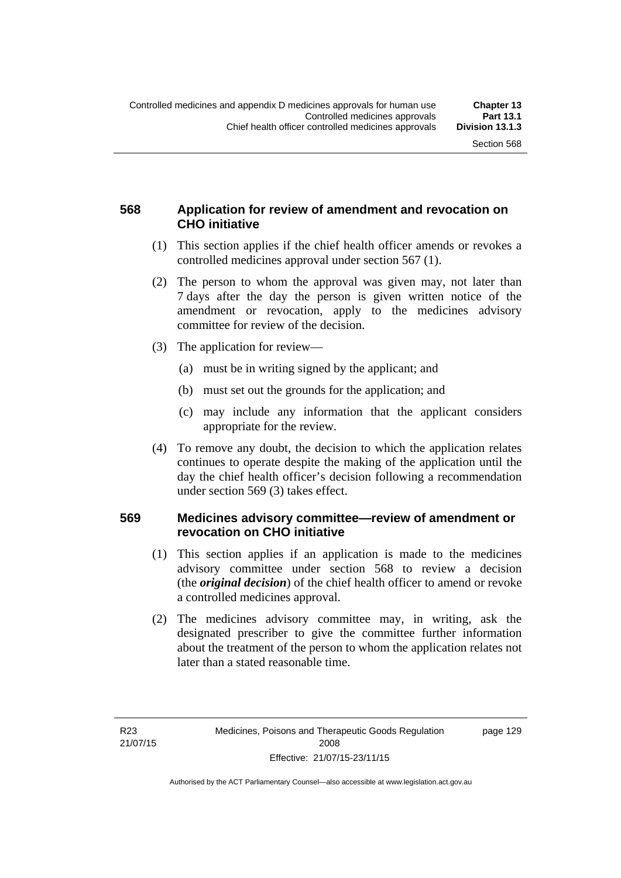## 568 Application for review of amendment and revocation on CHO initiative

(1) This section applies if the chief health officer amends or revokes a controlled medicines approval under section 567 (1).

(2) The person to whom the approval was given may, not later than 7 days after the day the person is given written notice of the amendment or revocation, apply to the medicines advisory committee for review of the decision.

(3) The application for review—

   (a) must be in writing signed by the applicant; and

   (b) must set out the grounds for the application; and

   (c) may include any information that the applicant considers appropriate for the review.

(4) To remove any doubt, the decision to which the application relates continues to operate despite the making of the application until the day the chief health officer's decision following a recommendation under section 569 (3) takes effect.

## 569 Medicines advisory committee—review of amendment or revocation on CHO initiative

(1) This section applies if an application is made to the medicines advisory committee under section 568 to review a decision (the ***original decision***) of the chief health officer to amend or revoke a controlled medicines approval.

(2) The medicines advisory committee may, in writing, ask the designated prescriber to give the committee further information about the treatment of the person to whom the application relates not later than a stated reasonable time.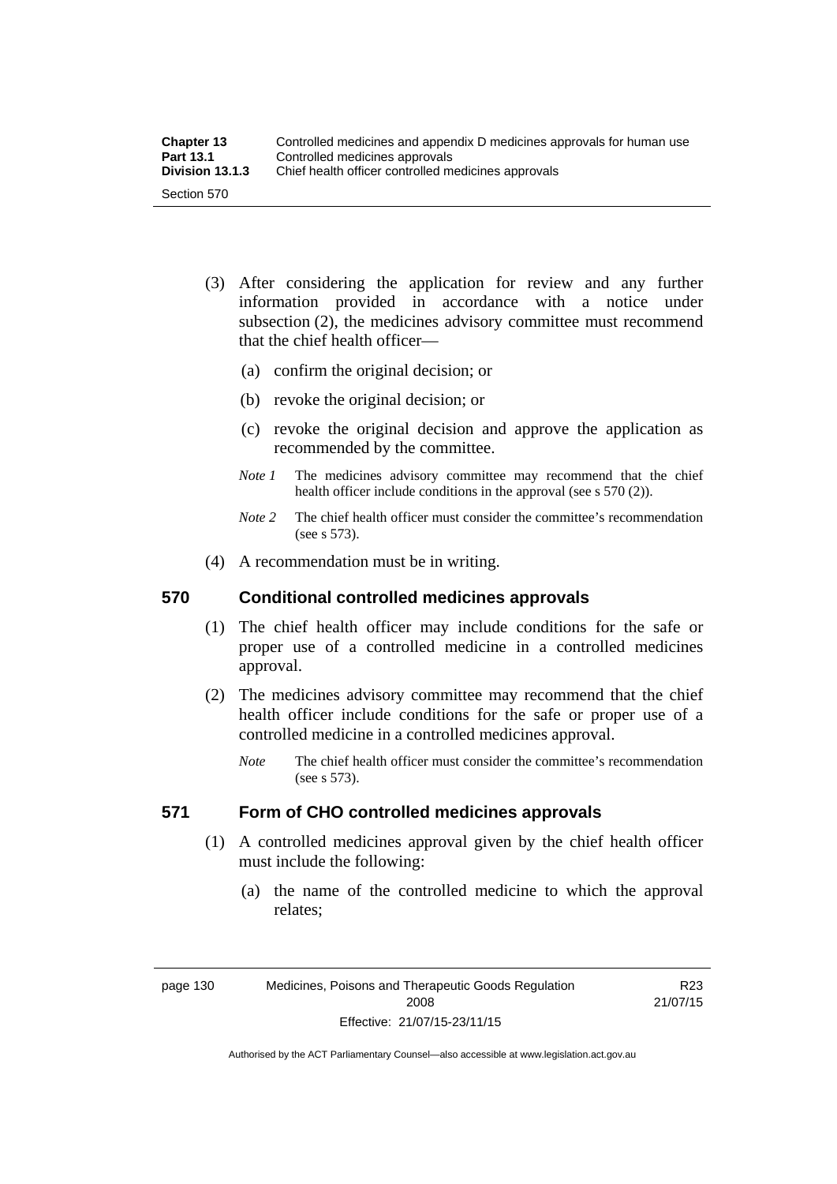(3) After considering the application for review and any further information provided in accordance with a notice under subsection (2), the medicines advisory committee must recommend that the chief health officer—

(a) confirm the original decision; or

(b) revoke the original decision; or

(c) revoke the original decision and approve the application as recommended by the committee.

*Note 1* The medicines advisory committee may recommend that the chief health officer include conditions in the approval (see s 570 (2)).

*Note 2* The chief health officer must consider the committee's recommendation (see s 573).

(4) A recommendation must be in writing.

## 570 Conditional controlled medicines approvals

(1) The chief health officer may include conditions for the safe or proper use of a controlled medicine in a controlled medicines approval.

(2) The medicines advisory committee may recommend that the chief health officer include conditions for the safe or proper use of a controlled medicine in a controlled medicines approval.

*Note* The chief health officer must consider the committee's recommendation (see s 573).

## 571 Form of CHO controlled medicines approvals

(1) A controlled medicines approval given by the chief health officer must include the following:

(a) the name of the controlled medicine to which the approval relates;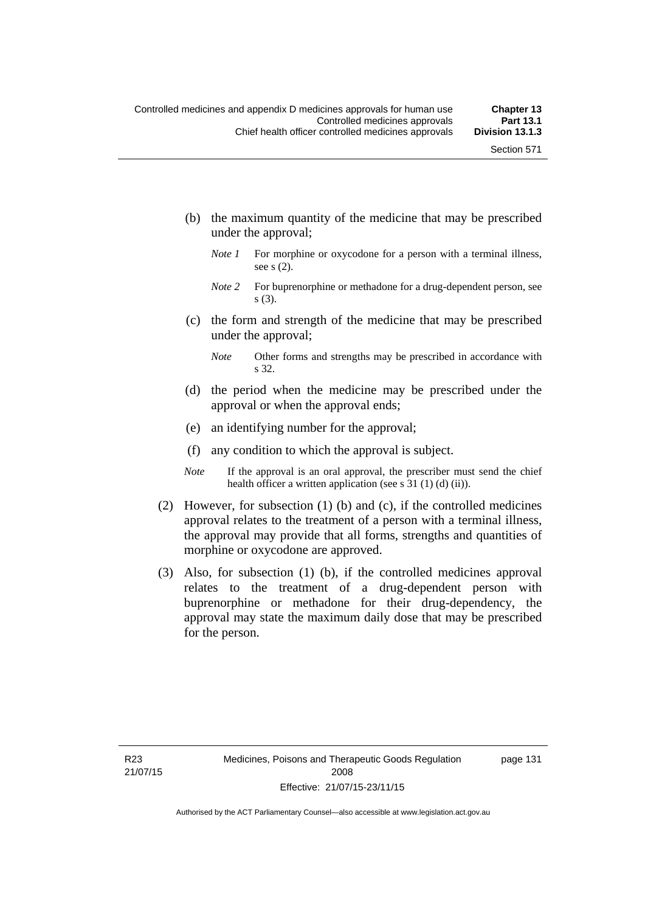(b) the maximum quantity of the medicine that may be prescribed under the approval;

*Note 1* For morphine or oxycodone for a person with a terminal illness, see s (2).

*Note 2* For buprenorphine or methadone for a drug-dependent person, see s (3).

(c) the form and strength of the medicine that may be prescribed under the approval;

*Note* Other forms and strengths may be prescribed in accordance with s 32.

(d) the period when the medicine may be prescribed under the approval or when the approval ends;

(e) an identifying number for the approval;

(f) any condition to which the approval is subject.

*Note* If the approval is an oral approval, the prescriber must send the chief health officer a written application (see s 31 (1) (d) (ii)).

(2) However, for subsection (1) (b) and (c), if the controlled medicines approval relates to the treatment of a person with a terminal illness, the approval may provide that all forms, strengths and quantities of morphine or oxycodone are approved.

(3) Also, for subsection (1) (b), if the controlled medicines approval relates to the treatment of a drug-dependent person with buprenorphine or methadone for their drug-dependency, the approval may state the maximum daily dose that may be prescribed for the person.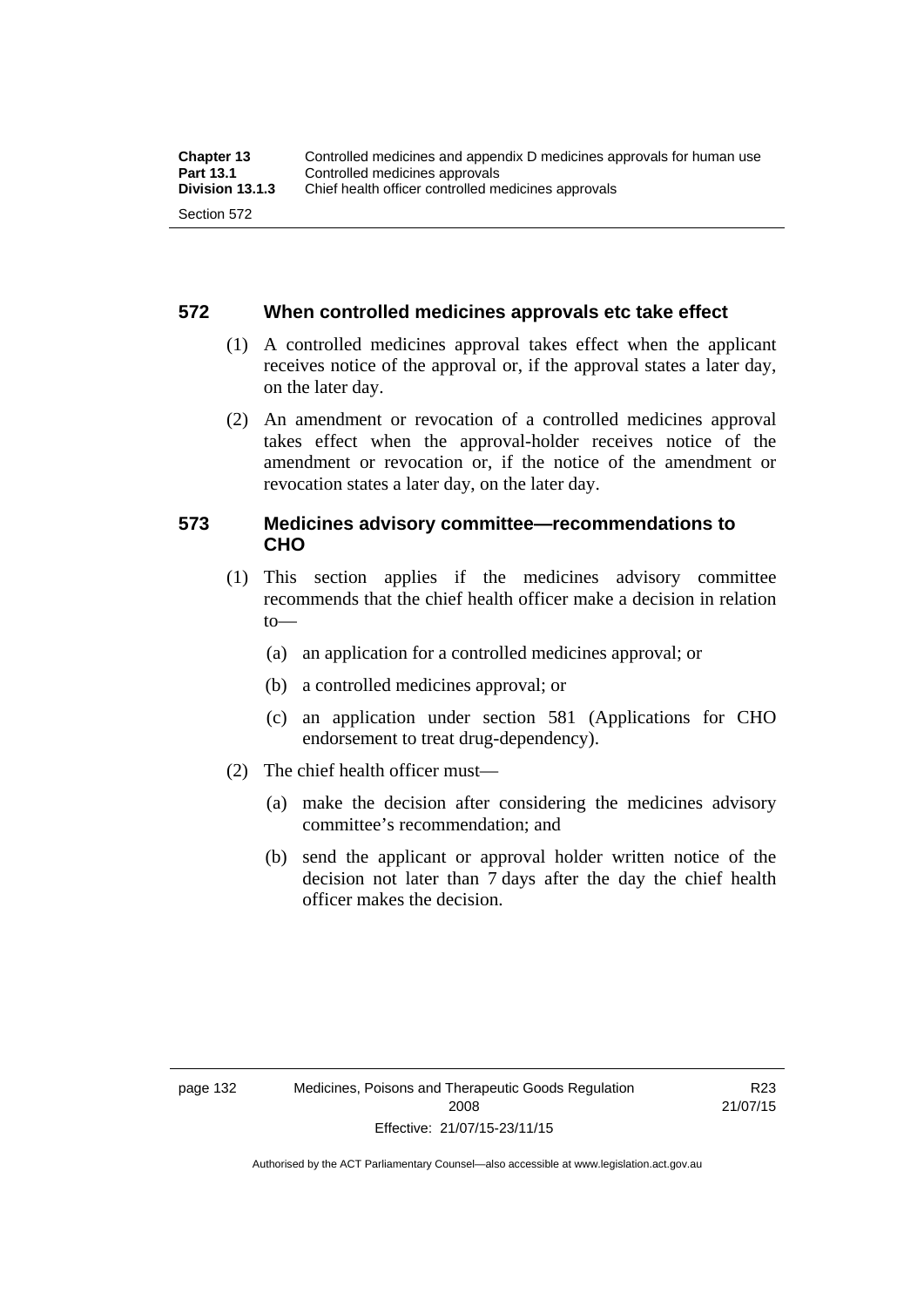## 572 When controlled medicines approvals etc take effect

(1) A controlled medicines approval takes effect when the applicant receives notice of the approval or, if the approval states a later day, on the later day.

(2) An amendment or revocation of a controlled medicines approval takes effect when the approval-holder receives notice of the amendment or revocation or, if the notice of the amendment or revocation states a later day, on the later day.

## 573 Medicines advisory committee—recommendations to CHO

(1) This section applies if the medicines advisory committee recommends that the chief health officer make a decision in relation to—

(a) an application for a controlled medicines approval; or

(b) a controlled medicines approval; or

(c) an application under section 581 (Applications for CHO endorsement to treat drug-dependency).

(2) The chief health officer must—

(a) make the decision after considering the medicines advisory committee's recommendation; and

(b) send the applicant or approval holder written notice of the decision not later than 7 days after the day the chief health officer makes the decision.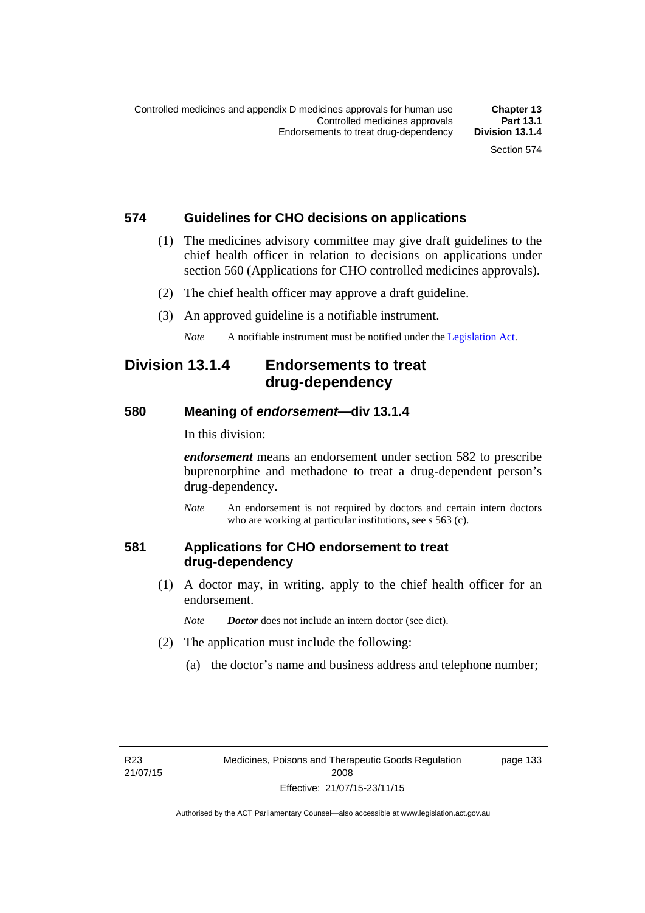## 574 Guidelines for CHO decisions on applications

(1) The medicines advisory committee may give draft guidelines to the chief health officer in relation to decisions on applications under section 560 (Applications for CHO controlled medicines approvals).

(2) The chief health officer may approve a draft guideline.

(3) An approved guideline is a notifiable instrument.

*Note* A notifiable instrument must be notified under the Legislation Act.

# Division 13.1.4 Endorsements to treat drug-dependency

## 580 Meaning of *endorsement*—div 13.1.4

In this division:

***endorsement*** means an endorsement under section 582 to prescribe buprenorphine and methadone to treat a drug-dependent person's drug-dependency.

*Note* An endorsement is not required by doctors and certain intern doctors who are working at particular institutions, see s 563 (c).

## 581 Applications for CHO endorsement to treat drug-dependency

(1) A doctor may, in writing, apply to the chief health officer for an endorsement.

*Note* ***Doctor*** does not include an intern doctor (see dict).

(2) The application must include the following:

(a) the doctor's name and business address and telephone number;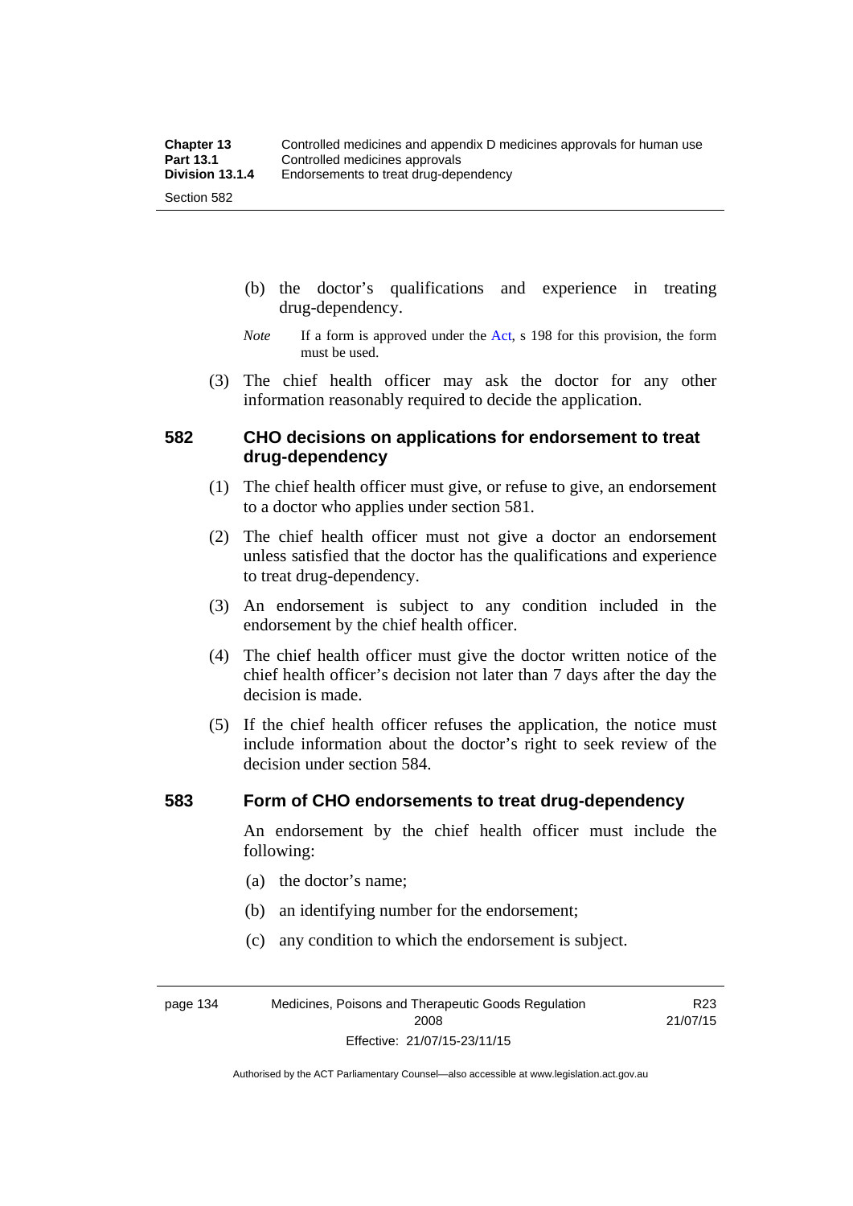(b) the doctor's qualifications and experience in treating drug-dependency.

*Note* If a form is approved under the Act, s 198 for this provision, the form must be used.

(3) The chief health officer may ask the doctor for any other information reasonably required to decide the application.

## 582 CHO decisions on applications for endorsement to treat drug-dependency

(1) The chief health officer must give, or refuse to give, an endorsement to a doctor who applies under section 581.

(2) The chief health officer must not give a doctor an endorsement unless satisfied that the doctor has the qualifications and experience to treat drug-dependency.

(3) An endorsement is subject to any condition included in the endorsement by the chief health officer.

(4) The chief health officer must give the doctor written notice of the chief health officer's decision not later than 7 days after the day the decision is made.

(5) If the chief health officer refuses the application, the notice must include information about the doctor's right to seek review of the decision under section 584.

## 583 Form of CHO endorsements to treat drug-dependency

An endorsement by the chief health officer must include the following:

(a) the doctor's name;

(b) an identifying number for the endorsement;

(c) any condition to which the endorsement is subject.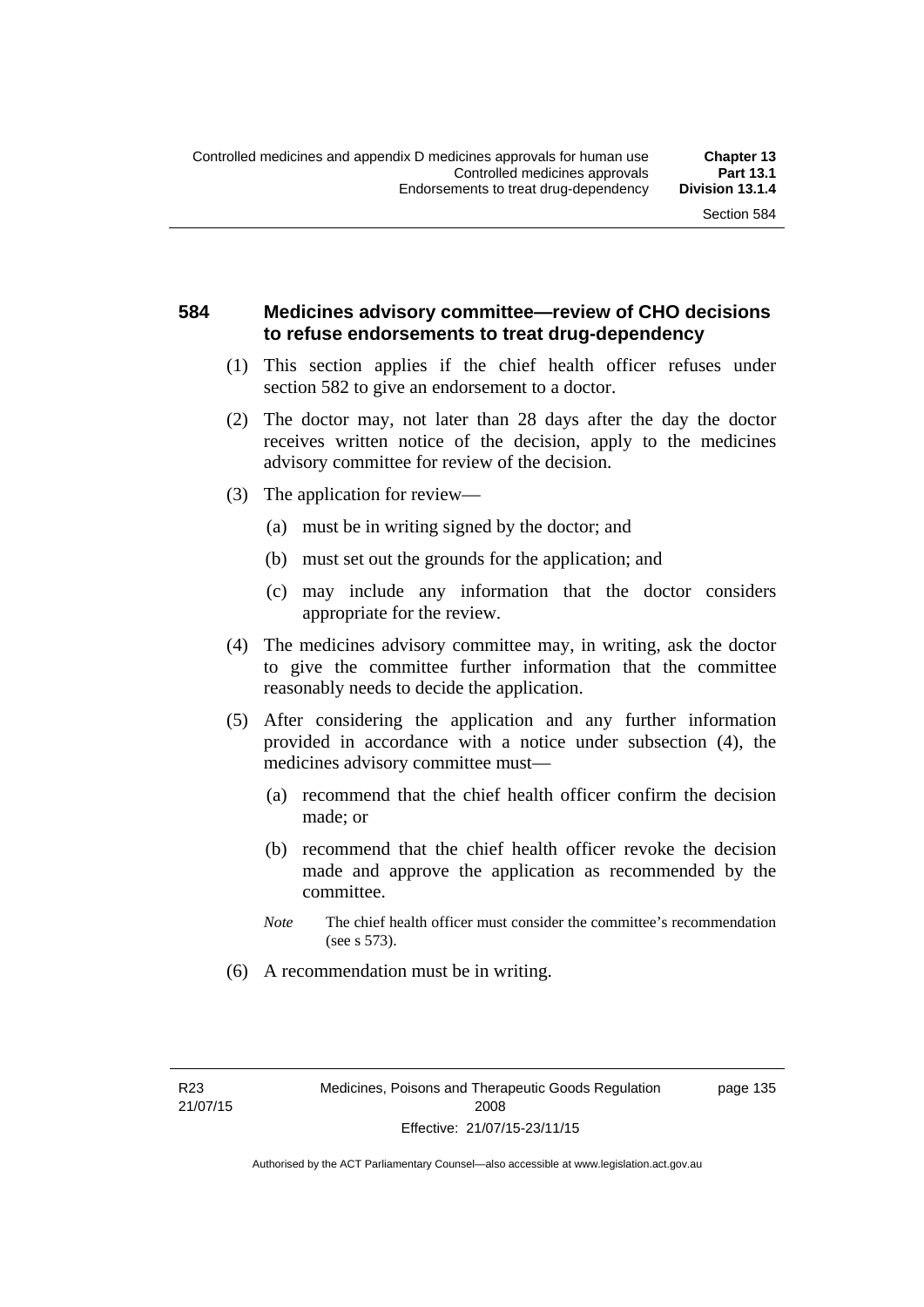## 584 Medicines advisory committee—review of CHO decisions to refuse endorsements to treat drug-dependency

(1) This section applies if the chief health officer refuses under section 582 to give an endorsement to a doctor.

(2) The doctor may, not later than 28 days after the day the doctor receives written notice of the decision, apply to the medicines advisory committee for review of the decision.

(3) The application for review—

(a) must be in writing signed by the doctor; and

(b) must set out the grounds for the application; and

(c) may include any information that the doctor considers appropriate for the review.

(4) The medicines advisory committee may, in writing, ask the doctor to give the committee further information that the committee reasonably needs to decide the application.

(5) After considering the application and any further information provided in accordance with a notice under subsection (4), the medicines advisory committee must—

(a) recommend that the chief health officer confirm the decision made; or

(b) recommend that the chief health officer revoke the decision made and approve the application as recommended by the committee.

*Note* The chief health officer must consider the committee's recommendation (see s 573).

(6) A recommendation must be in writing.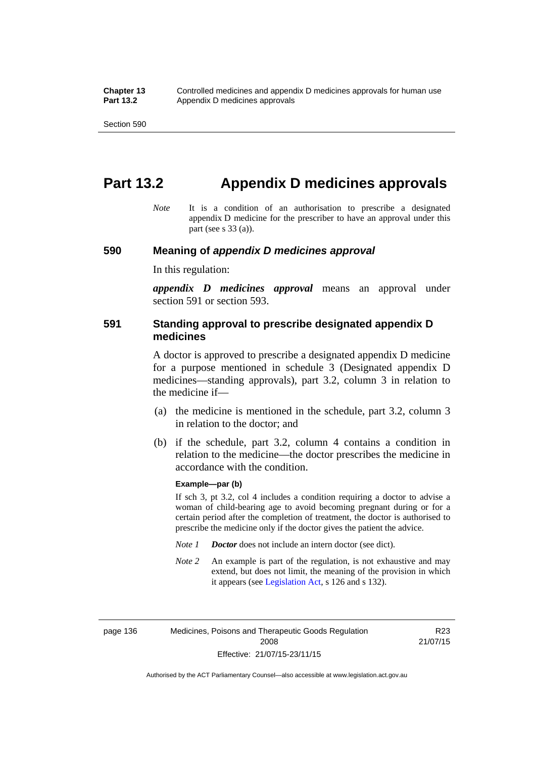# Part 13.2 Appendix D medicines approvals

*Note* It is a condition of an authorisation to prescribe a designated appendix D medicine for the prescriber to have an approval under this part (see s 33 (a)).

## 590 Meaning of *appendix D medicines approval*

In this regulation:

***appendix D medicines approval*** means an approval under section 591 or section 593.

## 591 Standing approval to prescribe designated appendix D medicines

A doctor is approved to prescribe a designated appendix D medicine for a purpose mentioned in schedule 3 (Designated appendix D medicines—standing approvals), part 3.2, column 3 in relation to the medicine if—

(a) the medicine is mentioned in the schedule, part 3.2, column 3 in relation to the doctor; and

(b) if the schedule, part 3.2, column 4 contains a condition in relation to the medicine—the doctor prescribes the medicine in accordance with the condition.

**Example—par (b)**

If sch 3, pt 3.2, col 4 includes a condition requiring a doctor to advise a woman of child-bearing age to avoid becoming pregnant during or for a certain period after the completion of treatment, the doctor is authorised to prescribe the medicine only if the doctor gives the patient the advice.

*Note 1* ***Doctor*** does not include an intern doctor (see dict).

*Note 2* An example is part of the regulation, is not exhaustive and may extend, but does not limit, the meaning of the provision in which it appears (see Legislation Act, s 126 and s 132).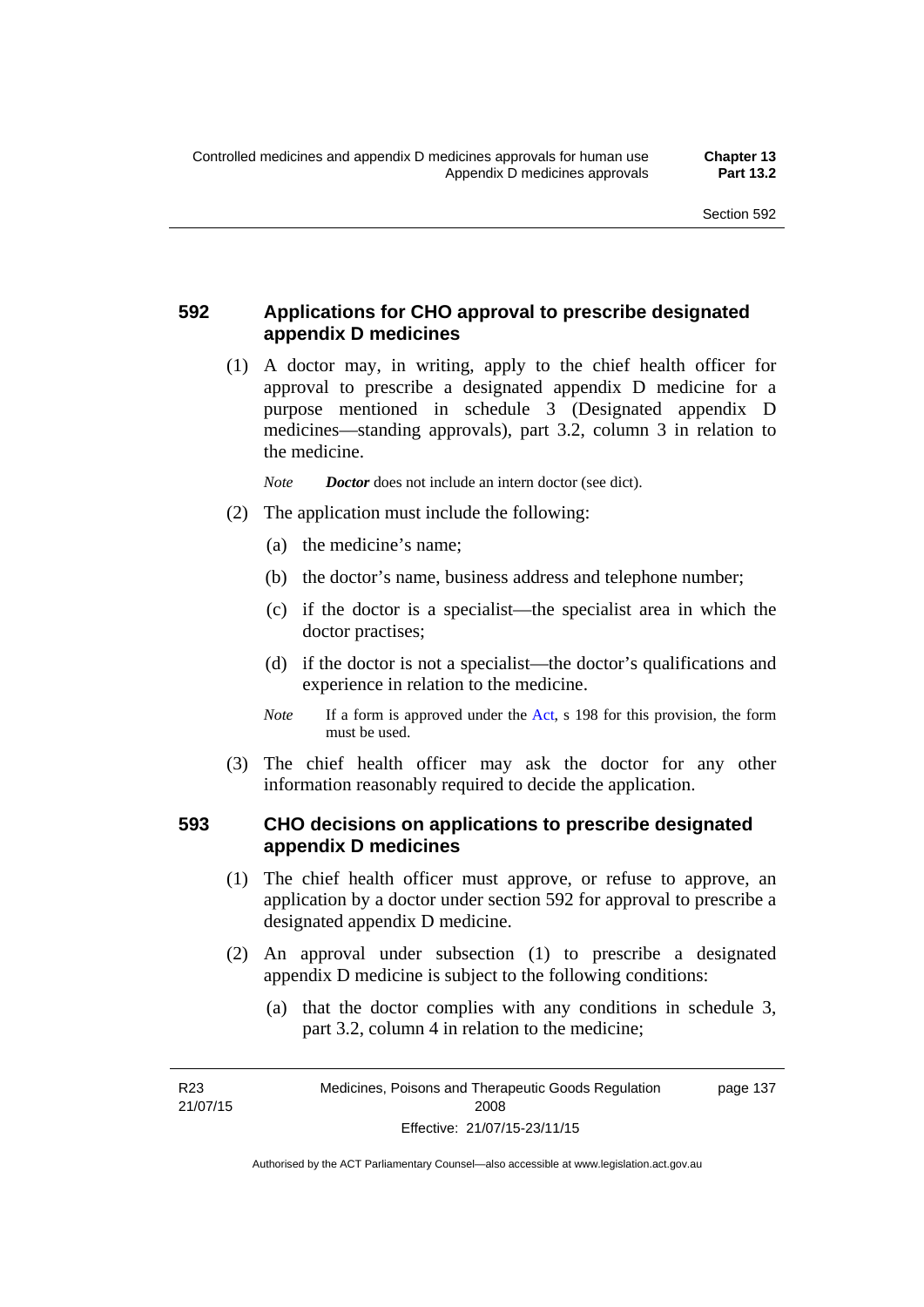## 592 Applications for CHO approval to prescribe designated appendix D medicines

(1) A doctor may, in writing, apply to the chief health officer for approval to prescribe a designated appendix D medicine for a purpose mentioned in schedule 3 (Designated appendix D medicines—standing approvals), part 3.2, column 3 in relation to the medicine.

*Note* ***Doctor*** does not include an intern doctor (see dict).

(2) The application must include the following:

(a) the medicine's name;

(b) the doctor's name, business address and telephone number;

(c) if the doctor is a specialist—the specialist area in which the doctor practises;

(d) if the doctor is not a specialist—the doctor's qualifications and experience in relation to the medicine.

*Note* If a form is approved under the Act, s 198 for this provision, the form must be used.

(3) The chief health officer may ask the doctor for any other information reasonably required to decide the application.

## 593 CHO decisions on applications to prescribe designated appendix D medicines

(1) The chief health officer must approve, or refuse to approve, an application by a doctor under section 592 for approval to prescribe a designated appendix D medicine.

(2) An approval under subsection (1) to prescribe a designated appendix D medicine is subject to the following conditions:

(a) that the doctor complies with any conditions in schedule 3, part 3.2, column 4 in relation to the medicine;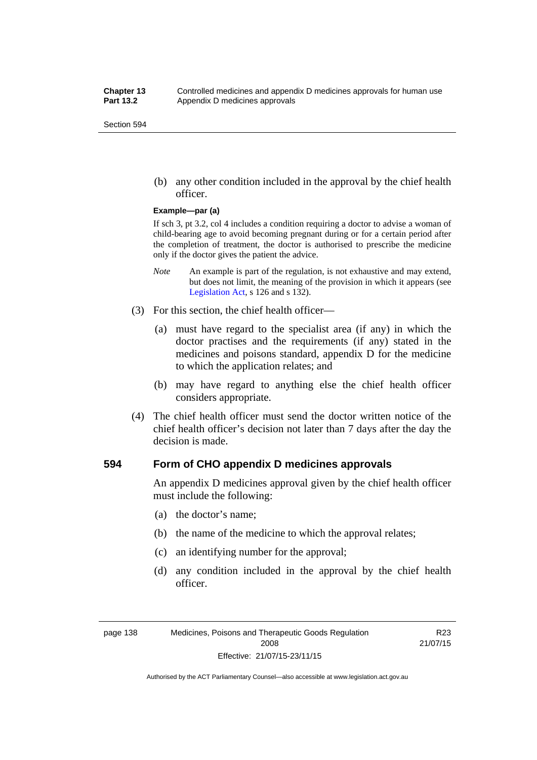(b) any other condition included in the approval by the chief health officer.

**Example—par (a)**

If sch 3, pt 3.2, col 4 includes a condition requiring a doctor to advise a woman of child-bearing age to avoid becoming pregnant during or for a certain period after the completion of treatment, the doctor is authorised to prescribe the medicine only if the doctor gives the patient the advice.

*Note* An example is part of the regulation, is not exhaustive and may extend, but does not limit, the meaning of the provision in which it appears (see Legislation Act, s 126 and s 132).

(3) For this section, the chief health officer—

(a) must have regard to the specialist area (if any) in which the doctor practises and the requirements (if any) stated in the medicines and poisons standard, appendix D for the medicine to which the application relates; and

(b) may have regard to anything else the chief health officer considers appropriate.

(4) The chief health officer must send the doctor written notice of the chief health officer's decision not later than 7 days after the day the decision is made.

## 594 Form of CHO appendix D medicines approvals

An appendix D medicines approval given by the chief health officer must include the following:

(a) the doctor's name;

(b) the name of the medicine to which the approval relates;

(c) an identifying number for the approval;

(d) any condition included in the approval by the chief health officer.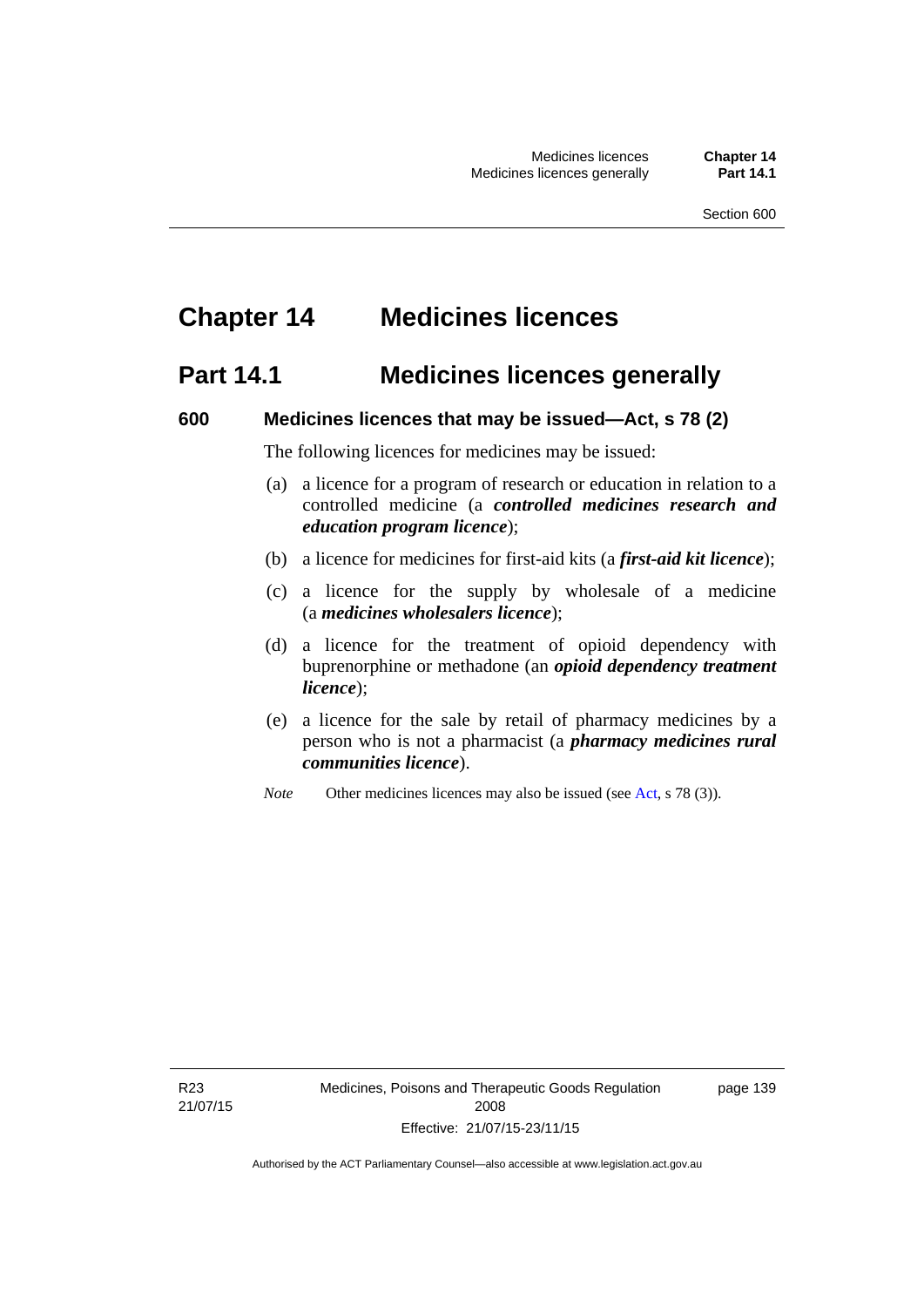# Chapter 14 Medicines licences

## Part 14.1 Medicines licences generally

### 600 Medicines licences that may be issued—Act, s 78 (2)

The following licences for medicines may be issued:

(a) a licence for a program of research or education in relation to a controlled medicine (a ***controlled medicines research and education program licence***);

(b) a licence for medicines for first-aid kits (a ***first-aid kit licence***);

(c) a licence for the supply by wholesale of a medicine (a ***medicines wholesalers licence***);

(d) a licence for the treatment of opioid dependency with buprenorphine or methadone (an ***opioid dependency treatment licence***);

(e) a licence for the sale by retail of pharmacy medicines by a person who is not a pharmacist (a ***pharmacy medicines rural communities licence***).

*Note* Other medicines licences may also be issued (see Act, s 78 (3)).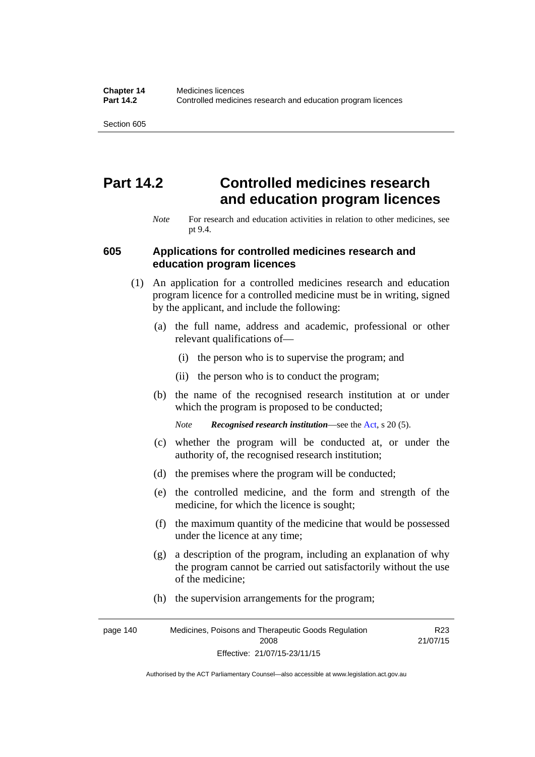# Part 14.2 Controlled medicines research and education program licences

*Note* For research and education activities in relation to other medicines, see pt 9.4.

## 605 Applications for controlled medicines research and education program licences

(1) An application for a controlled medicines research and education program licence for a controlled medicine must be in writing, signed by the applicant, and include the following:

(a) the full name, address and academic, professional or other relevant qualifications of—

(i) the person who is to supervise the program; and

(ii) the person who is to conduct the program;

(b) the name of the recognised research institution at or under which the program is proposed to be conducted;

*Note* ***Recognised research institution***—see the Act, s 20 (5).

(c) whether the program will be conducted at, or under the authority of, the recognised research institution;

(d) the premises where the program will be conducted;

(e) the controlled medicine, and the form and strength of the medicine, for which the licence is sought;

(f) the maximum quantity of the medicine that would be possessed under the licence at any time;

(g) a description of the program, including an explanation of why the program cannot be carried out satisfactorily without the use of the medicine;

(h) the supervision arrangements for the program;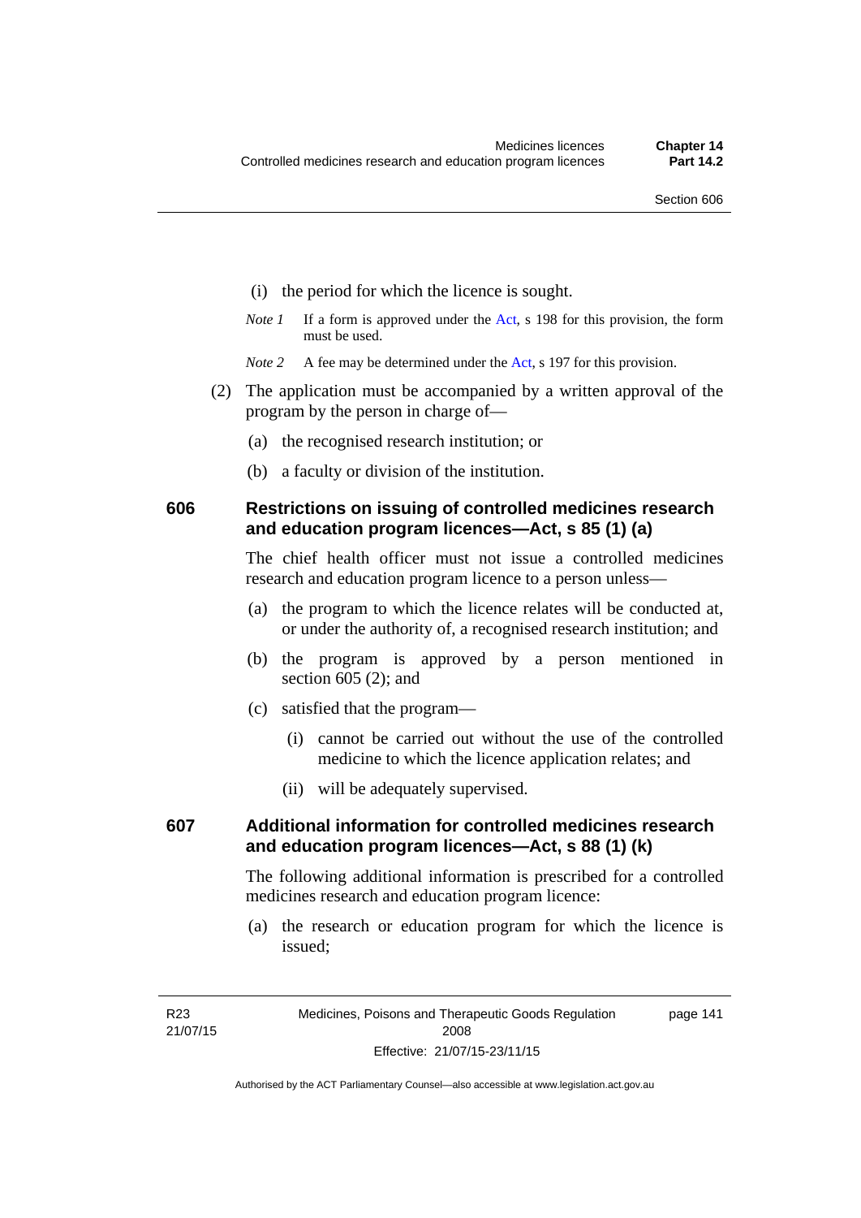(i) the period for which the licence is sought.

*Note 1* If a form is approved under the Act, s 198 for this provision, the form must be used.

*Note 2* A fee may be determined under the Act, s 197 for this provision.

(2) The application must be accompanied by a written approval of the program by the person in charge of—

(a) the recognised research institution; or

(b) a faculty or division of the institution.

## 606 Restrictions on issuing of controlled medicines research and education program licences—Act, s 85 (1) (a)

The chief health officer must not issue a controlled medicines research and education program licence to a person unless—

(a) the program to which the licence relates will be conducted at, or under the authority of, a recognised research institution; and

(b) the program is approved by a person mentioned in section 605 (2); and

(c) satisfied that the program—

(i) cannot be carried out without the use of the controlled medicine to which the licence application relates; and

(ii) will be adequately supervised.

## 607 Additional information for controlled medicines research and education program licences—Act, s 88 (1) (k)

The following additional information is prescribed for a controlled medicines research and education program licence:

(a) the research or education program for which the licence is issued;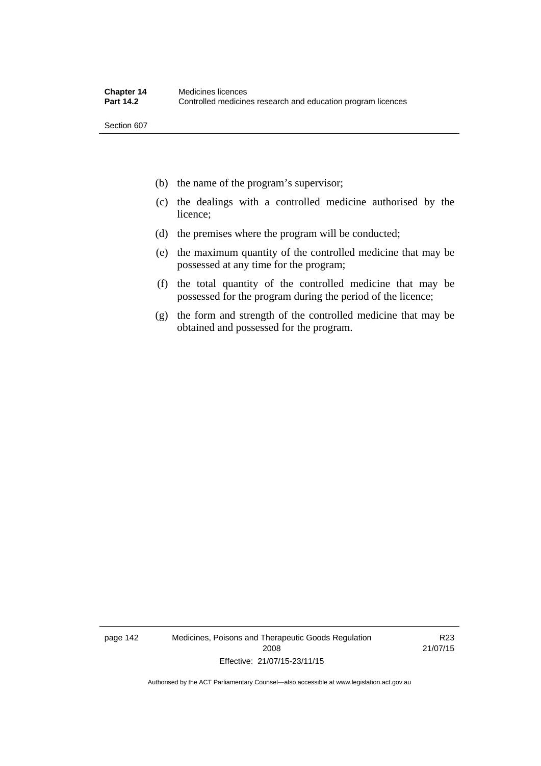(b) the name of the program's supervisor;

(c) the dealings with a controlled medicine authorised by the licence;

(d) the premises where the program will be conducted;

(e) the maximum quantity of the controlled medicine that may be possessed at any time for the program;

(f) the total quantity of the controlled medicine that may be possessed for the program during the period of the licence;

(g) the form and strength of the controlled medicine that may be obtained and possessed for the program.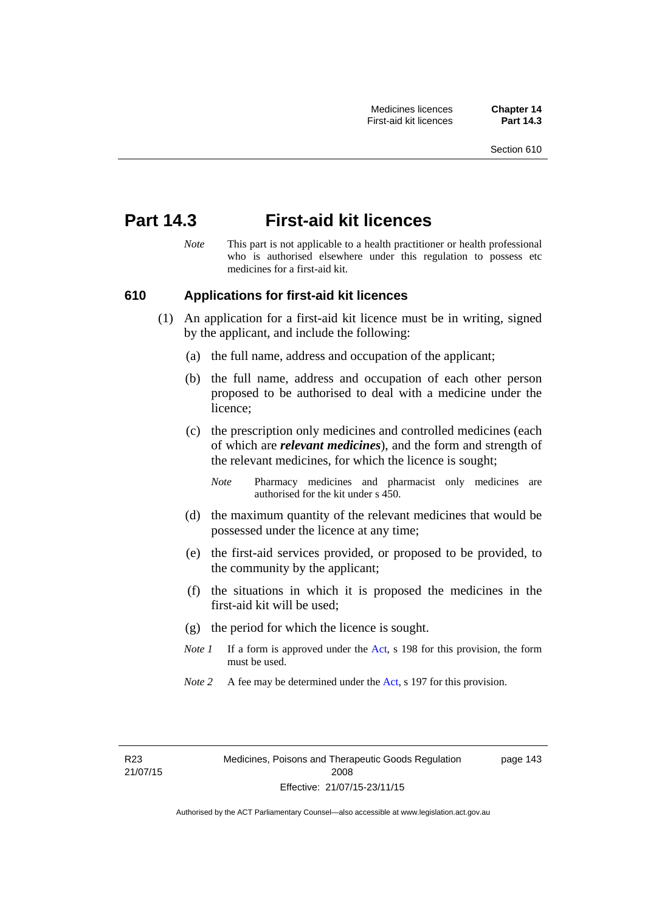# Part 14.3 First-aid kit licences

*Note* This part is not applicable to a health practitioner or health professional who is authorised elsewhere under this regulation to possess etc medicines for a first-aid kit.

## 610 Applications for first-aid kit licences

(1) An application for a first-aid kit licence must be in writing, signed by the applicant, and include the following:

(a) the full name, address and occupation of the applicant;

(b) the full name, address and occupation of each other person proposed to be authorised to deal with a medicine under the licence;

(c) the prescription only medicines and controlled medicines (each of which are ***relevant medicines***), and the form and strength of the relevant medicines, for which the licence is sought;

*Note* Pharmacy medicines and pharmacist only medicines are authorised for the kit under s 450.

(d) the maximum quantity of the relevant medicines that would be possessed under the licence at any time;

(e) the first-aid services provided, or proposed to be provided, to the community by the applicant;

(f) the situations in which it is proposed the medicines in the first-aid kit will be used;

(g) the period for which the licence is sought.

*Note 1* If a form is approved under the Act, s 198 for this provision, the form must be used.

*Note 2* A fee may be determined under the Act, s 197 for this provision.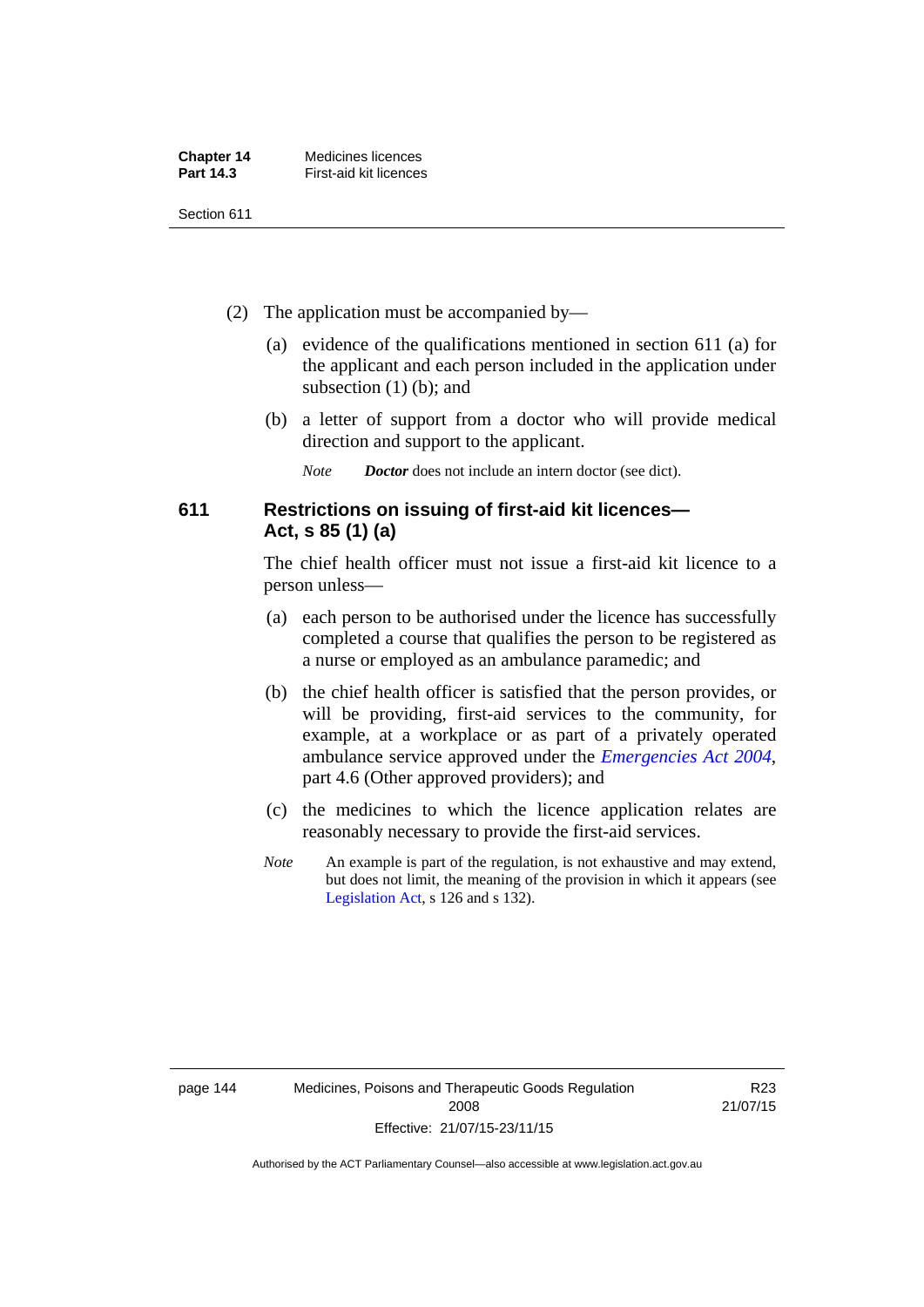(2) The application must be accompanied by—

(a) evidence of the qualifications mentioned in section 611 (a) for the applicant and each person included in the application under subsection (1) (b); and

(b) a letter of support from a doctor who will provide medical direction and support to the applicant.

*Note* ***Doctor*** does not include an intern doctor (see dict).

### 611 Restrictions on issuing of first-aid kit licences—Act, s 85 (1) (a)

The chief health officer must not issue a first-aid kit licence to a person unless—

(a) each person to be authorised under the licence has successfully completed a course that qualifies the person to be registered as a nurse or employed as an ambulance paramedic; and

(b) the chief health officer is satisfied that the person provides, or will be providing, first-aid services to the community, for example, at a workplace or as part of a privately operated ambulance service approved under the *Emergencies Act 2004*, part 4.6 (Other approved providers); and

(c) the medicines to which the licence application relates are reasonably necessary to provide the first-aid services.

*Note* An example is part of the regulation, is not exhaustive and may extend, but does not limit, the meaning of the provision in which it appears (see Legislation Act, s 126 and s 132).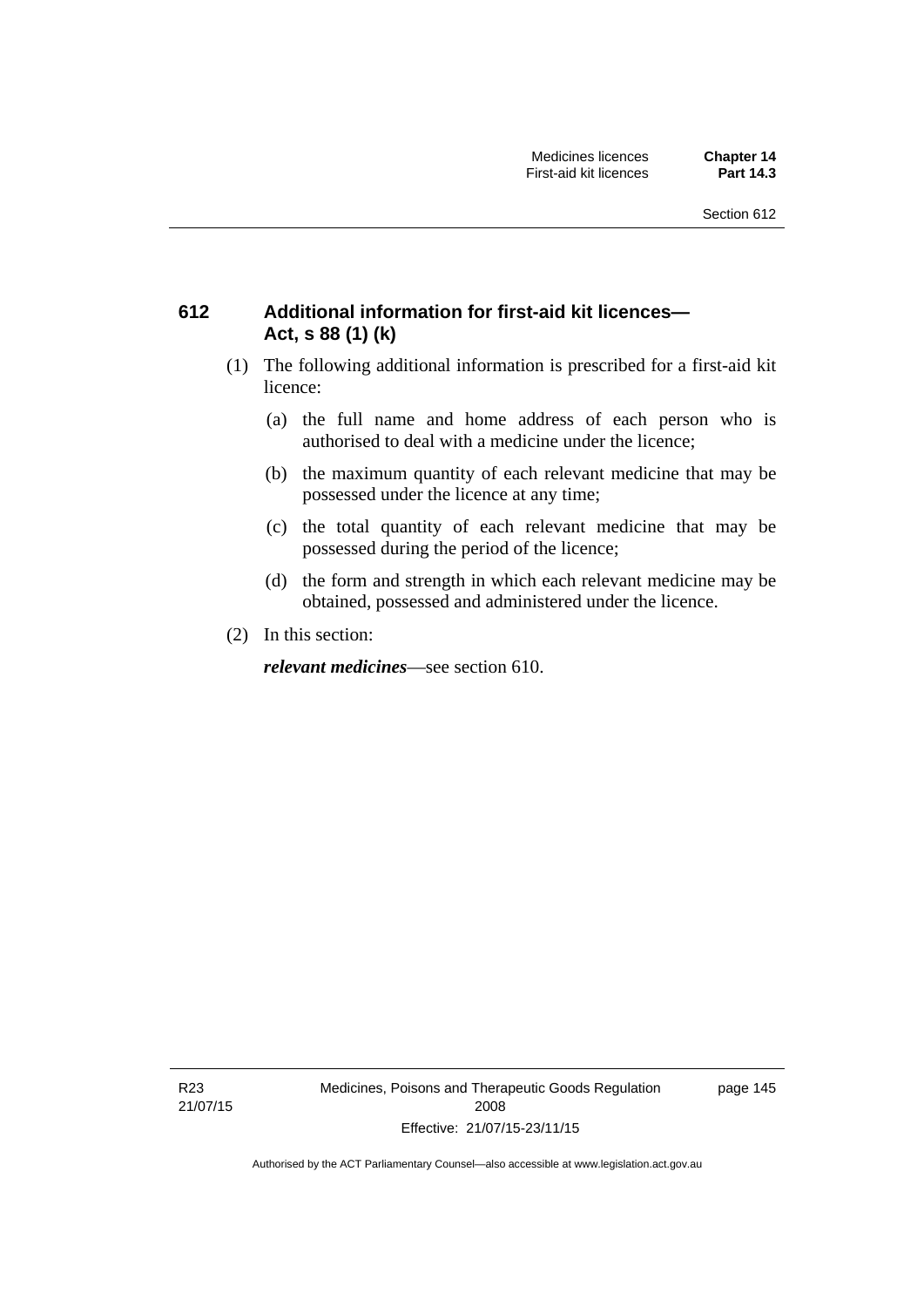## 612 Additional information for first-aid kit licences—Act, s 88 (1) (k)

(1) The following additional information is prescribed for a first-aid kit licence:

(a) the full name and home address of each person who is authorised to deal with a medicine under the licence;

(b) the maximum quantity of each relevant medicine that may be possessed under the licence at any time;

(c) the total quantity of each relevant medicine that may be possessed during the period of the licence;

(d) the form and strength in which each relevant medicine may be obtained, possessed and administered under the licence.

(2) In this section:

***relevant medicines***—see section 610.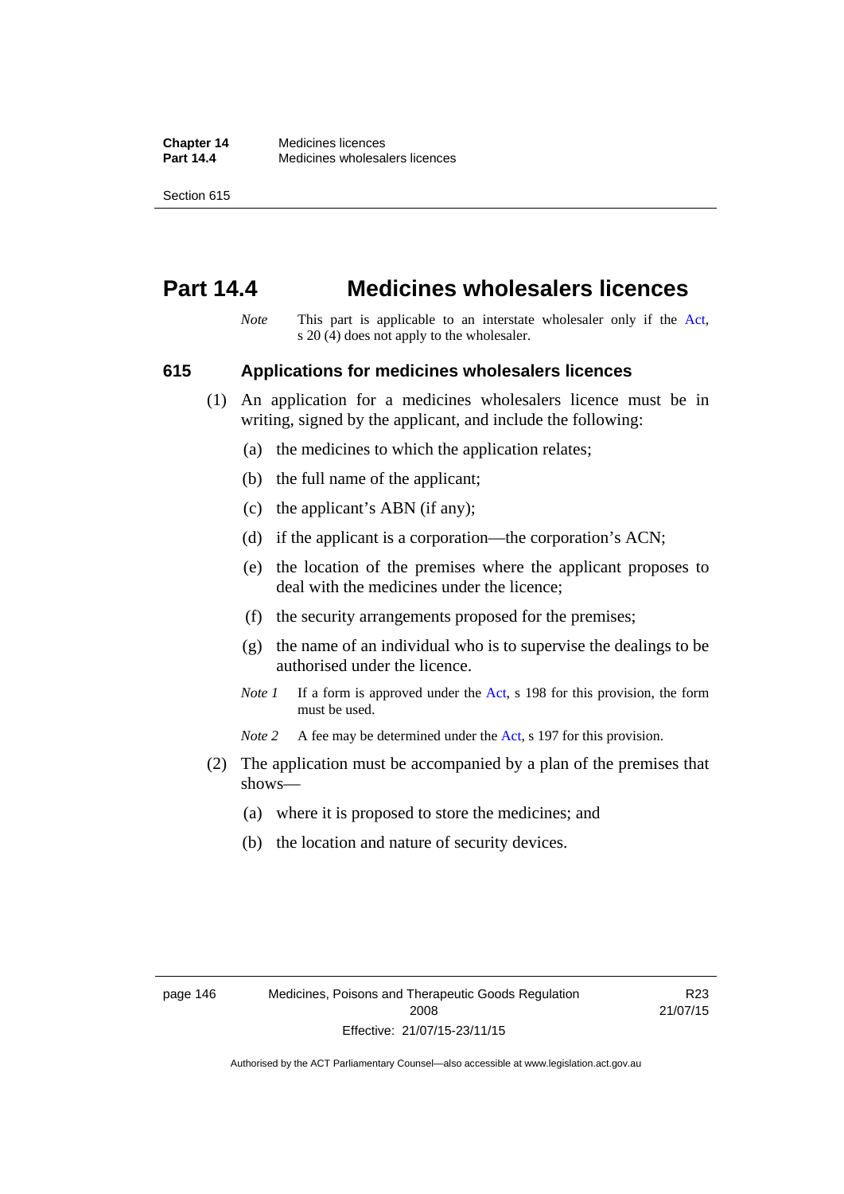# Part 14.4 Medicines wholesalers licences

*Note* This part is applicable to an interstate wholesaler only if the Act, s 20 (4) does not apply to the wholesaler.

## 615 Applications for medicines wholesalers licences

(1) An application for a medicines wholesalers licence must be in writing, signed by the applicant, and include the following:

(a) the medicines to which the application relates;

(b) the full name of the applicant;

(c) the applicant's ABN (if any);

(d) if the applicant is a corporation—the corporation's ACN;

(e) the location of the premises where the applicant proposes to deal with the medicines under the licence;

(f) the security arrangements proposed for the premises;

(g) the name of an individual who is to supervise the dealings to be authorised under the licence.

*Note 1* If a form is approved under the Act, s 198 for this provision, the form must be used.

*Note 2* A fee may be determined under the Act, s 197 for this provision.

(2) The application must be accompanied by a plan of the premises that shows—

(a) where it is proposed to store the medicines; and

(b) the location and nature of security devices.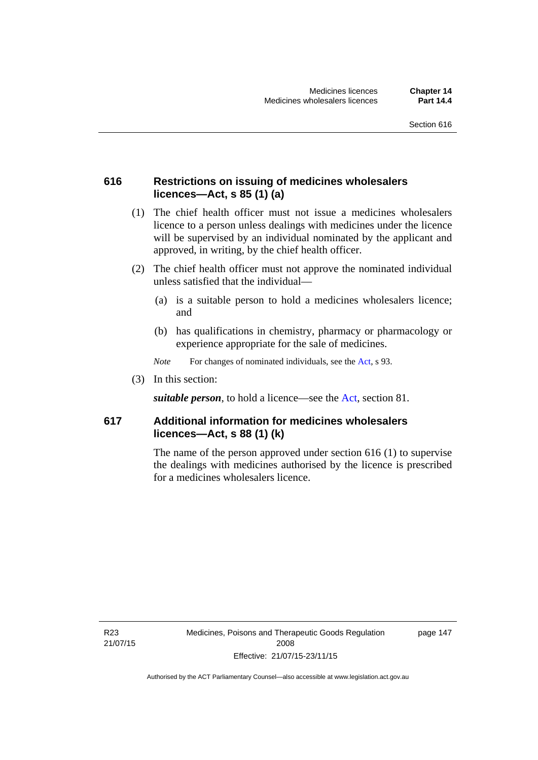### 616 Restrictions on issuing of medicines wholesalers licences—Act, s 85 (1) (a)

(1) The chief health officer must not issue a medicines wholesalers licence to a person unless dealings with medicines under the licence will be supervised by an individual nominated by the applicant and approved, in writing, by the chief health officer.

(2) The chief health officer must not approve the nominated individual unless satisfied that the individual—

(a) is a suitable person to hold a medicines wholesalers licence; and

(b) has qualifications in chemistry, pharmacy or pharmacology or experience appropriate for the sale of medicines.

*Note* For changes of nominated individuals, see the Act, s 93.

(3) In this section:

***suitable person***, to hold a licence—see the Act, section 81.

### 617 Additional information for medicines wholesalers licences—Act, s 88 (1) (k)

The name of the person approved under section 616 (1) to supervise the dealings with medicines authorised by the licence is prescribed for a medicines wholesalers licence.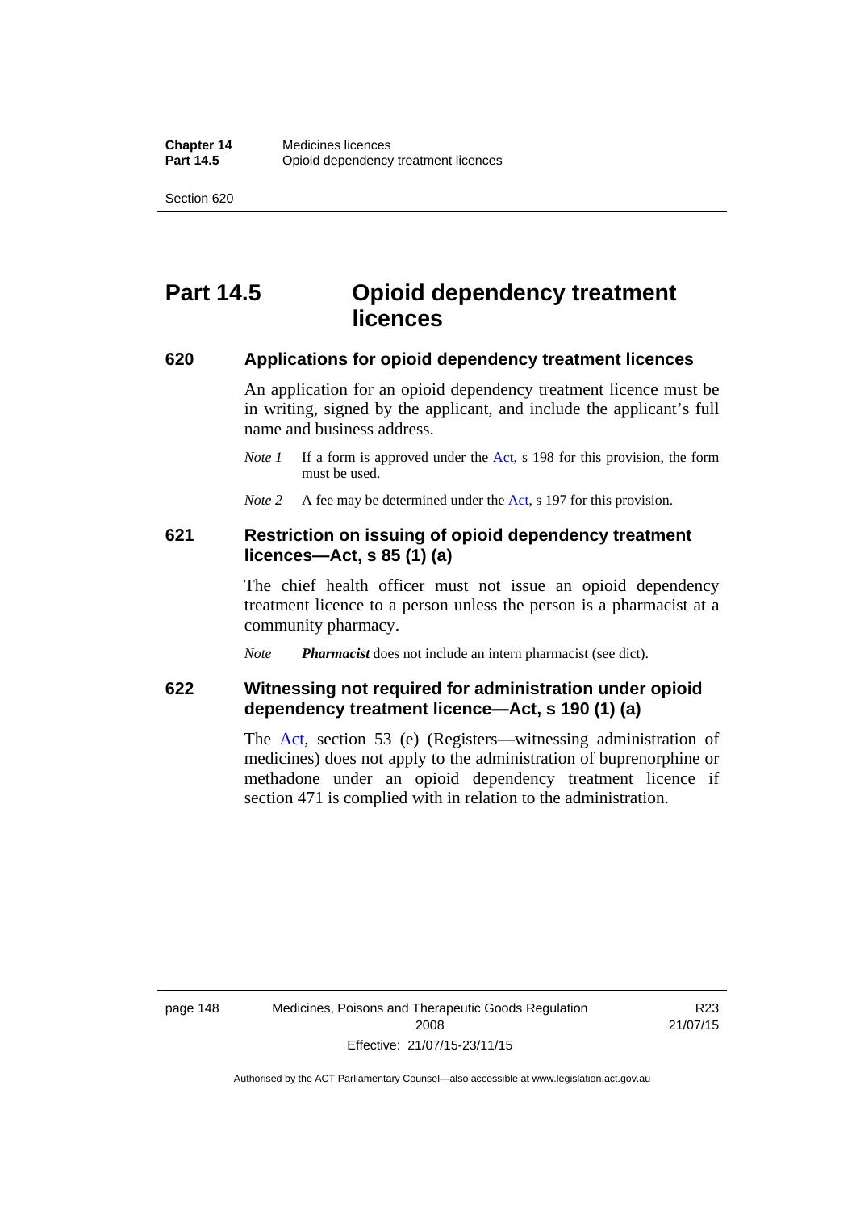# Part 14.5 Opioid dependency treatment licences

## 620 Applications for opioid dependency treatment licences

An application for an opioid dependency treatment licence must be in writing, signed by the applicant, and include the applicant's full name and business address.

*Note 1* If a form is approved under the Act, s 198 for this provision, the form must be used.

*Note 2* A fee may be determined under the Act, s 197 for this provision.

## 621 Restriction on issuing of opioid dependency treatment licences—Act, s 85 (1) (a)

The chief health officer must not issue an opioid dependency treatment licence to a person unless the person is a pharmacist at a community pharmacy.

*Note* ***Pharmacist*** does not include an intern pharmacist (see dict).

## 622 Witnessing not required for administration under opioid dependency treatment licence—Act, s 190 (1) (a)

The Act, section 53 (e) (Registers—witnessing administration of medicines) does not apply to the administration of buprenorphine or methadone under an opioid dependency treatment licence if section 471 is complied with in relation to the administration.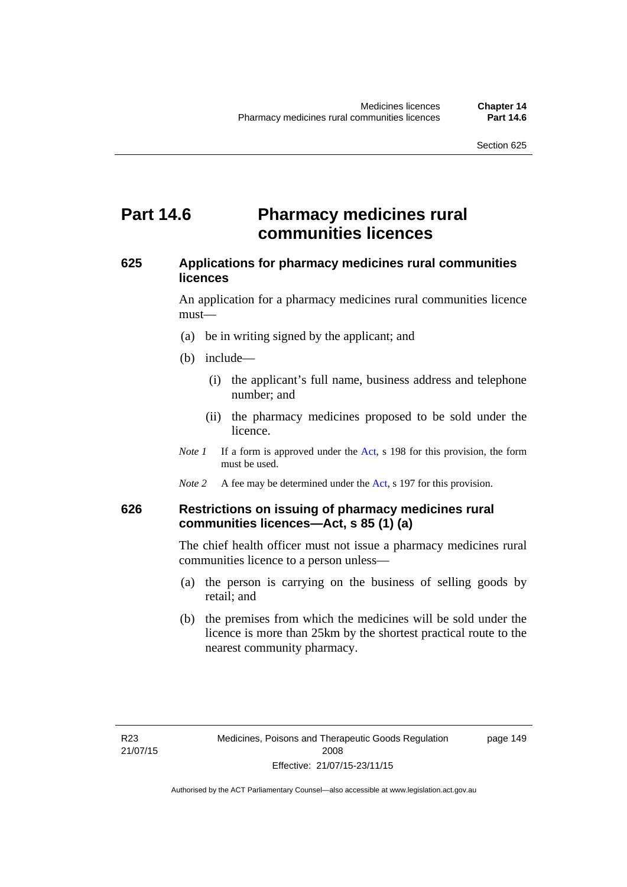# Part 14.6 Pharmacy medicines rural communities licences

## 625 Applications for pharmacy medicines rural communities licences

An application for a pharmacy medicines rural communities licence must—

(a) be in writing signed by the applicant; and

(b) include—

 (i) the applicant's full name, business address and telephone number; and

 (ii) the pharmacy medicines proposed to be sold under the licence.

*Note 1* If a form is approved under the Act, s 198 for this provision, the form must be used.

*Note 2* A fee may be determined under the Act, s 197 for this provision.

## 626 Restrictions on issuing of pharmacy medicines rural communities licences—Act, s 85 (1) (a)

The chief health officer must not issue a pharmacy medicines rural communities licence to a person unless—

(a) the person is carrying on the business of selling goods by retail; and

(b) the premises from which the medicines will be sold under the licence is more than 25km by the shortest practical route to the nearest community pharmacy.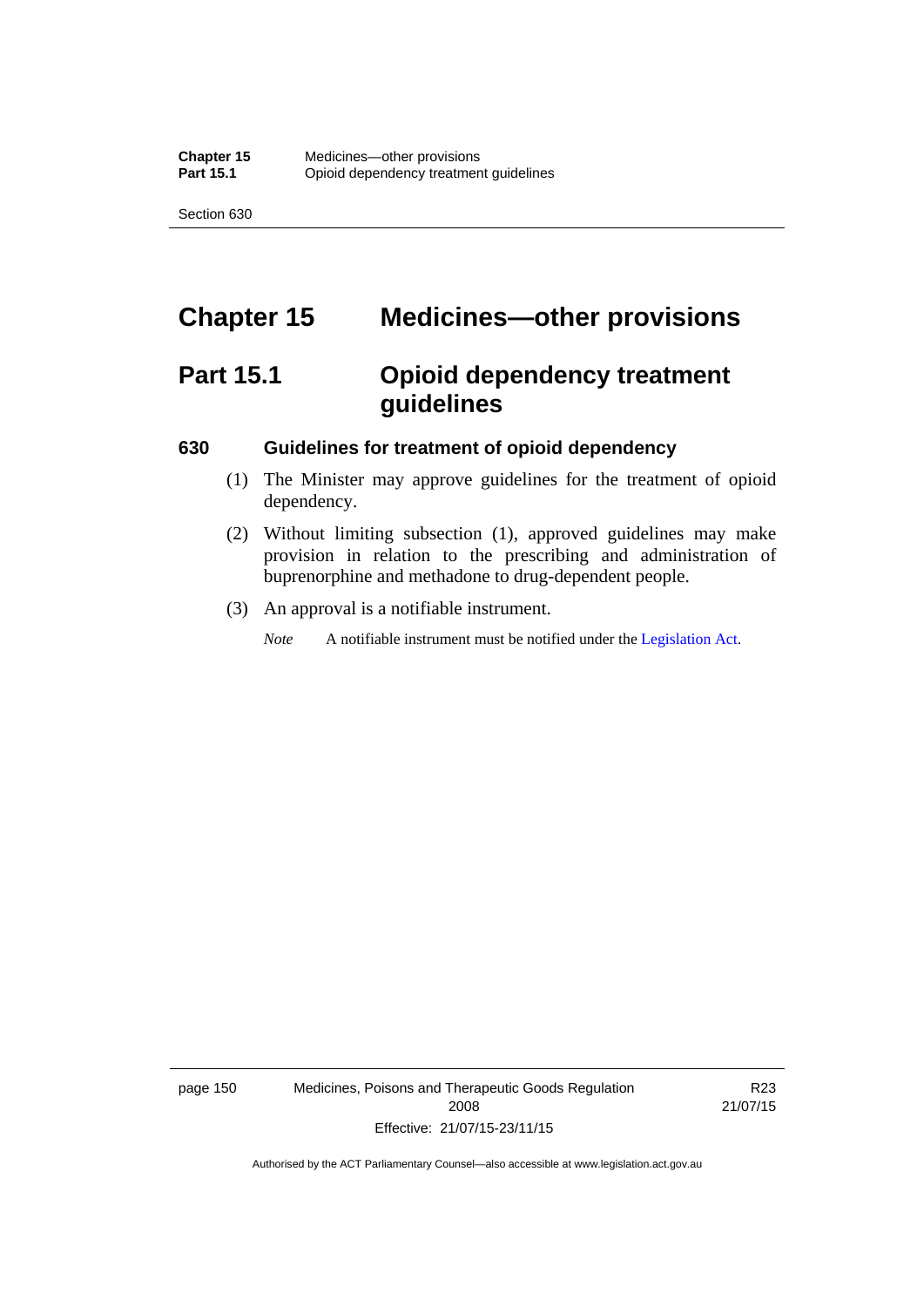# Chapter 15 Medicines—other provisions

## Part 15.1 Opioid dependency treatment guidelines

### 630 Guidelines for treatment of opioid dependency

(1) The Minister may approve guidelines for the treatment of opioid dependency.

(2) Without limiting subsection (1), approved guidelines may make provision in relation to the prescribing and administration of buprenorphine and methadone to drug-dependent people.

(3) An approval is a notifiable instrument.

*Note* A notifiable instrument must be notified under the Legislation Act.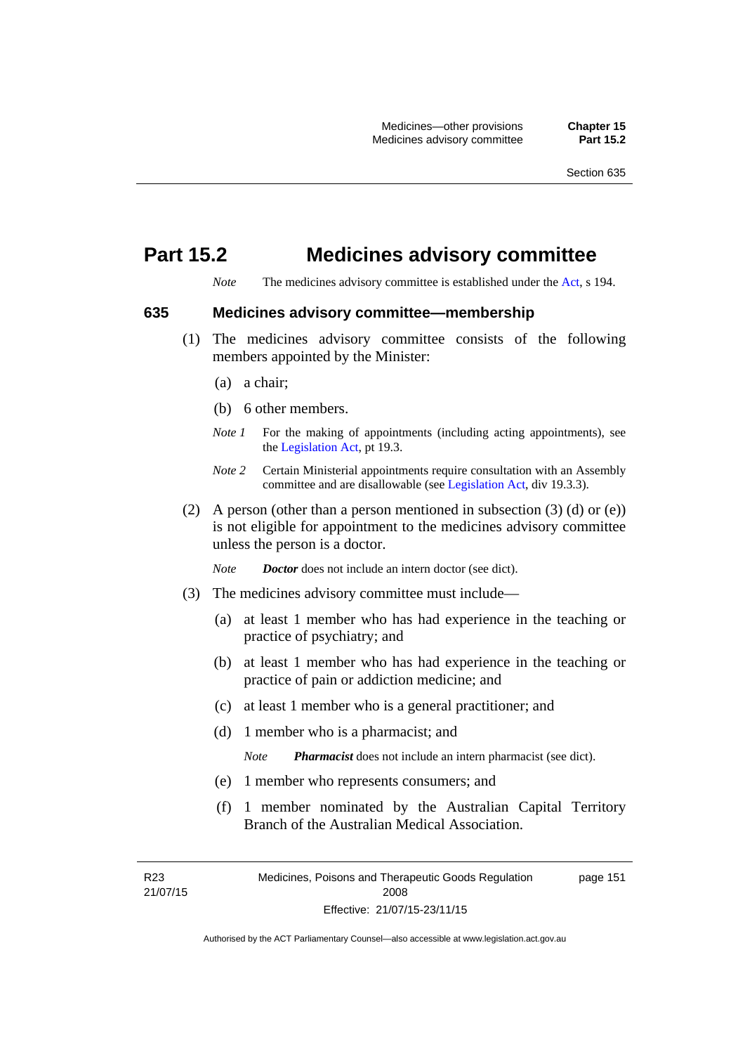# Part 15.2 Medicines advisory committee

*Note* The medicines advisory committee is established under the Act, s 194.

## 635 Medicines advisory committee—membership

(1) The medicines advisory committee consists of the following members appointed by the Minister:

(a) a chair;

(b) 6 other members.

*Note 1* For the making of appointments (including acting appointments), see the Legislation Act, pt 19.3.

*Note 2* Certain Ministerial appointments require consultation with an Assembly committee and are disallowable (see Legislation Act, div 19.3.3).

(2) A person (other than a person mentioned in subsection (3) (d) or (e)) is not eligible for appointment to the medicines advisory committee unless the person is a doctor.

*Note* ***Doctor*** does not include an intern doctor (see dict).

(3) The medicines advisory committee must include—

(a) at least 1 member who has had experience in the teaching or practice of psychiatry; and

(b) at least 1 member who has had experience in the teaching or practice of pain or addiction medicine; and

(c) at least 1 member who is a general practitioner; and

(d) 1 member who is a pharmacist; and

*Note* ***Pharmacist*** does not include an intern pharmacist (see dict).

(e) 1 member who represents consumers; and

(f) 1 member nominated by the Australian Capital Territory Branch of the Australian Medical Association.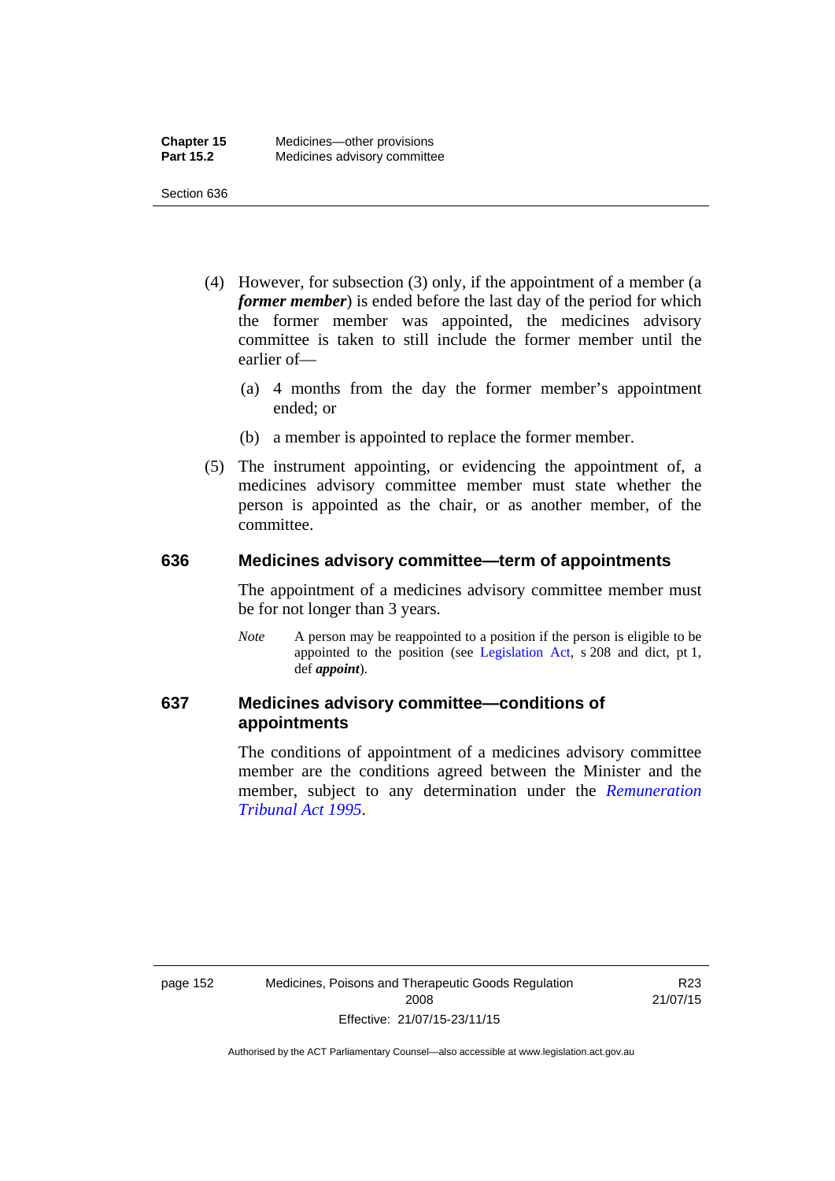(4) However, for subsection (3) only, if the appointment of a member (a ***former member***) is ended before the last day of the period for which the former member was appointed, the medicines advisory committee is taken to still include the former member until the earlier of—

(a) 4 months from the day the former member's appointment ended; or

(b) a member is appointed to replace the former member.

(5) The instrument appointing, or evidencing the appointment of, a medicines advisory committee member must state whether the person is appointed as the chair, or as another member, of the committee.

## 636 Medicines advisory committee—term of appointments

The appointment of a medicines advisory committee member must be for not longer than 3 years.

*Note* A person may be reappointed to a position if the person is eligible to be appointed to the position (see Legislation Act, s 208 and dict, pt 1, def ***appoint***).

## 637 Medicines advisory committee—conditions of appointments

The conditions of appointment of a medicines advisory committee member are the conditions agreed between the Minister and the member, subject to any determination under the *Remuneration Tribunal Act 1995*.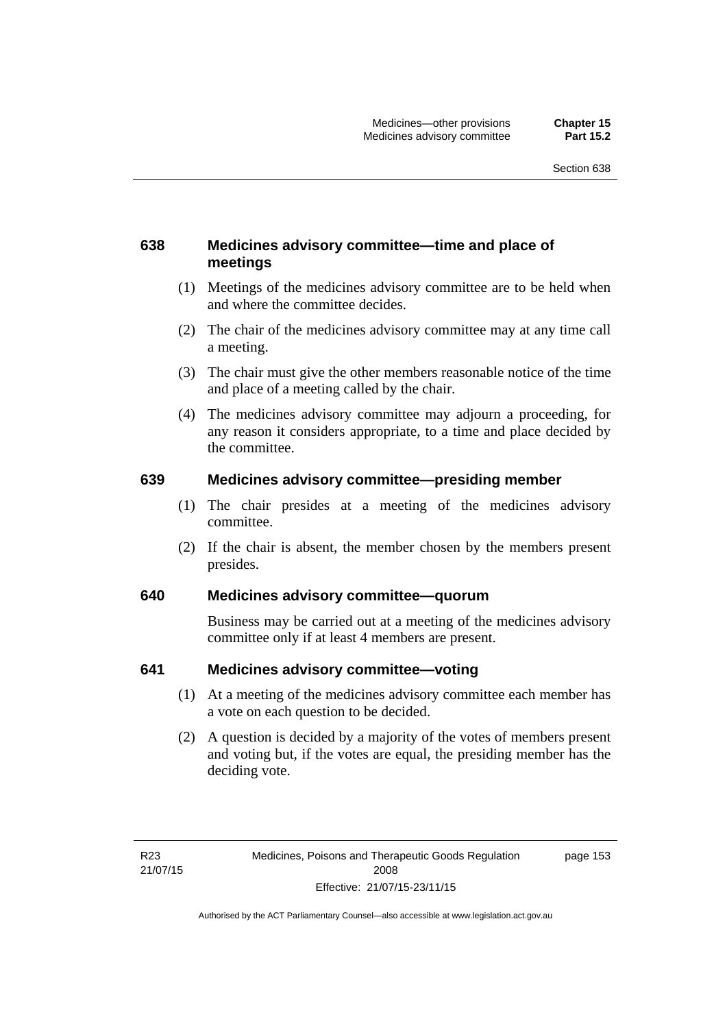### 638 Medicines advisory committee—time and place of meetings

(1) Meetings of the medicines advisory committee are to be held when and where the committee decides.

(2) The chair of the medicines advisory committee may at any time call a meeting.

(3) The chair must give the other members reasonable notice of the time and place of a meeting called by the chair.

(4) The medicines advisory committee may adjourn a proceeding, for any reason it considers appropriate, to a time and place decided by the committee.

### 639 Medicines advisory committee—presiding member

(1) The chair presides at a meeting of the medicines advisory committee.

(2) If the chair is absent, the member chosen by the members present presides.

### 640 Medicines advisory committee—quorum

Business may be carried out at a meeting of the medicines advisory committee only if at least 4 members are present.

### 641 Medicines advisory committee—voting

(1) At a meeting of the medicines advisory committee each member has a vote on each question to be decided.

(2) A question is decided by a majority of the votes of members present and voting but, if the votes are equal, the presiding member has the deciding vote.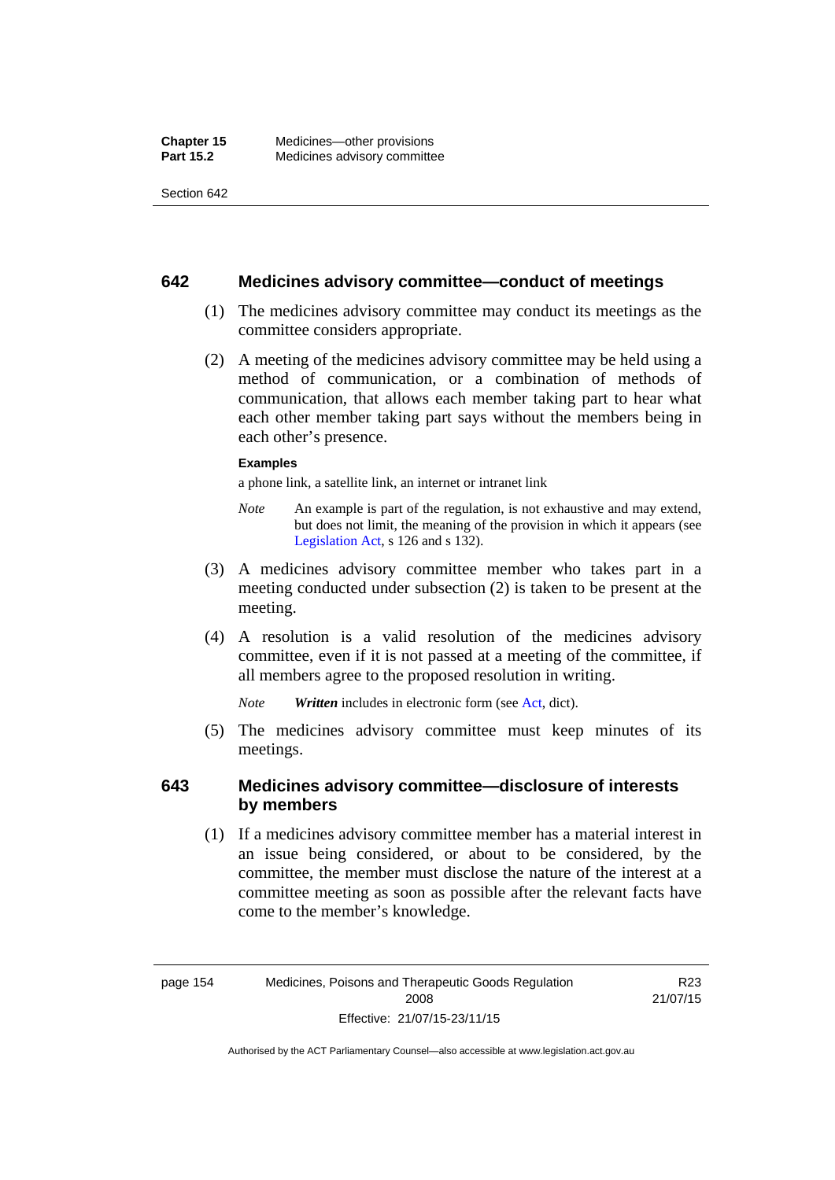## 642 Medicines advisory committee—conduct of meetings

(1) The medicines advisory committee may conduct its meetings as the committee considers appropriate.

(2) A meeting of the medicines advisory committee may be held using a method of communication, or a combination of methods of communication, that allows each member taking part to hear what each other member taking part says without the members being in each other's presence.

**Examples**

a phone link, a satellite link, an internet or intranet link

*Note* An example is part of the regulation, is not exhaustive and may extend, but does not limit, the meaning of the provision in which it appears (see Legislation Act, s 126 and s 132).

(3) A medicines advisory committee member who takes part in a meeting conducted under subsection (2) is taken to be present at the meeting.

(4) A resolution is a valid resolution of the medicines advisory committee, even if it is not passed at a meeting of the committee, if all members agree to the proposed resolution in writing.

*Note* ***Written*** includes in electronic form (see Act, dict).

(5) The medicines advisory committee must keep minutes of its meetings.

## 643 Medicines advisory committee—disclosure of interests by members

(1) If a medicines advisory committee member has a material interest in an issue being considered, or about to be considered, by the committee, the member must disclose the nature of the interest at a committee meeting as soon as possible after the relevant facts have come to the member's knowledge.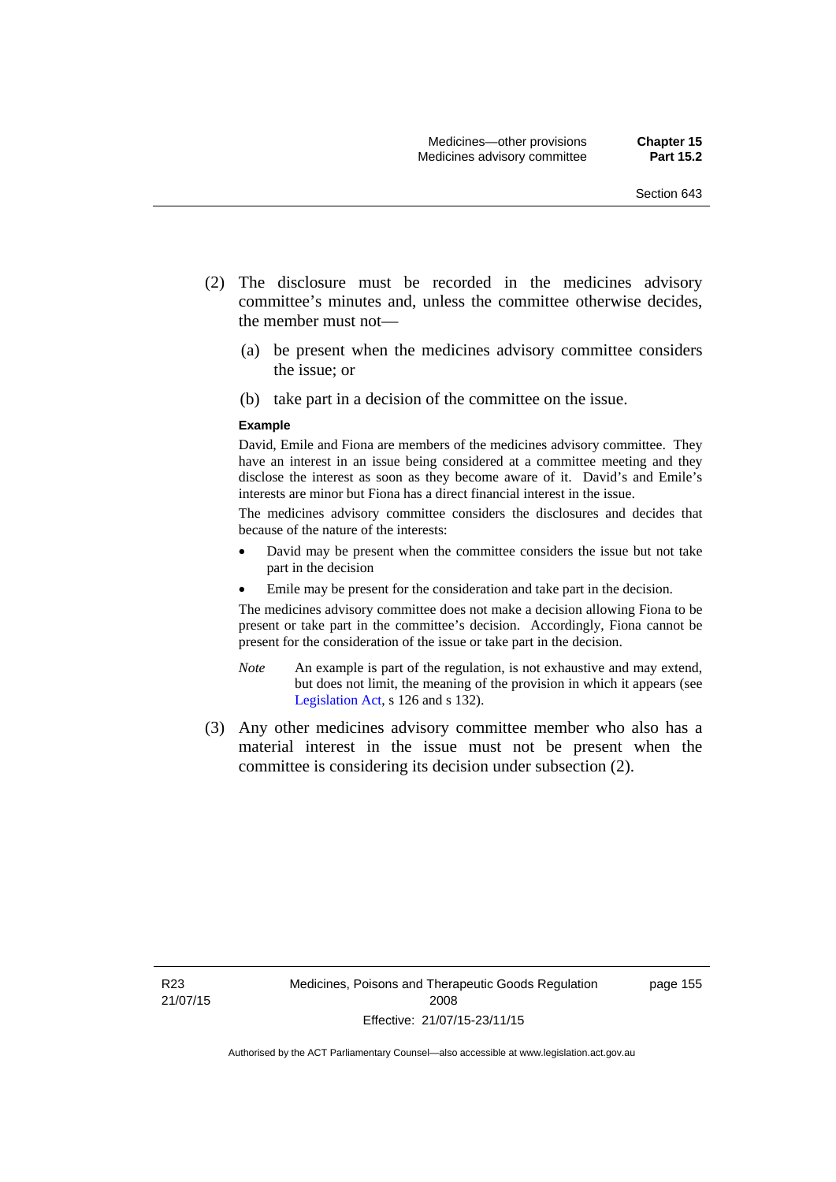(2) The disclosure must be recorded in the medicines advisory committee's minutes and, unless the committee otherwise decides, the member must not—

  (a) be present when the medicines advisory committee considers the issue; or

  (b) take part in a decision of the committee on the issue.

**Example**

David, Emile and Fiona are members of the medicines advisory committee. They have an interest in an issue being considered at a committee meeting and they disclose the interest as soon as they become aware of it. David's and Emile's interests are minor but Fiona has a direct financial interest in the issue.

The medicines advisory committee considers the disclosures and decides that because of the nature of the interests:

- David may be present when the committee considers the issue but not take part in the decision
- Emile may be present for the consideration and take part in the decision.

The medicines advisory committee does not make a decision allowing Fiona to be present or take part in the committee's decision. Accordingly, Fiona cannot be present for the consideration of the issue or take part in the decision.

*Note* An example is part of the regulation, is not exhaustive and may extend, but does not limit, the meaning of the provision in which it appears (see Legislation Act, s 126 and s 132).

(3) Any other medicines advisory committee member who also has a material interest in the issue must not be present when the committee is considering its decision under subsection (2).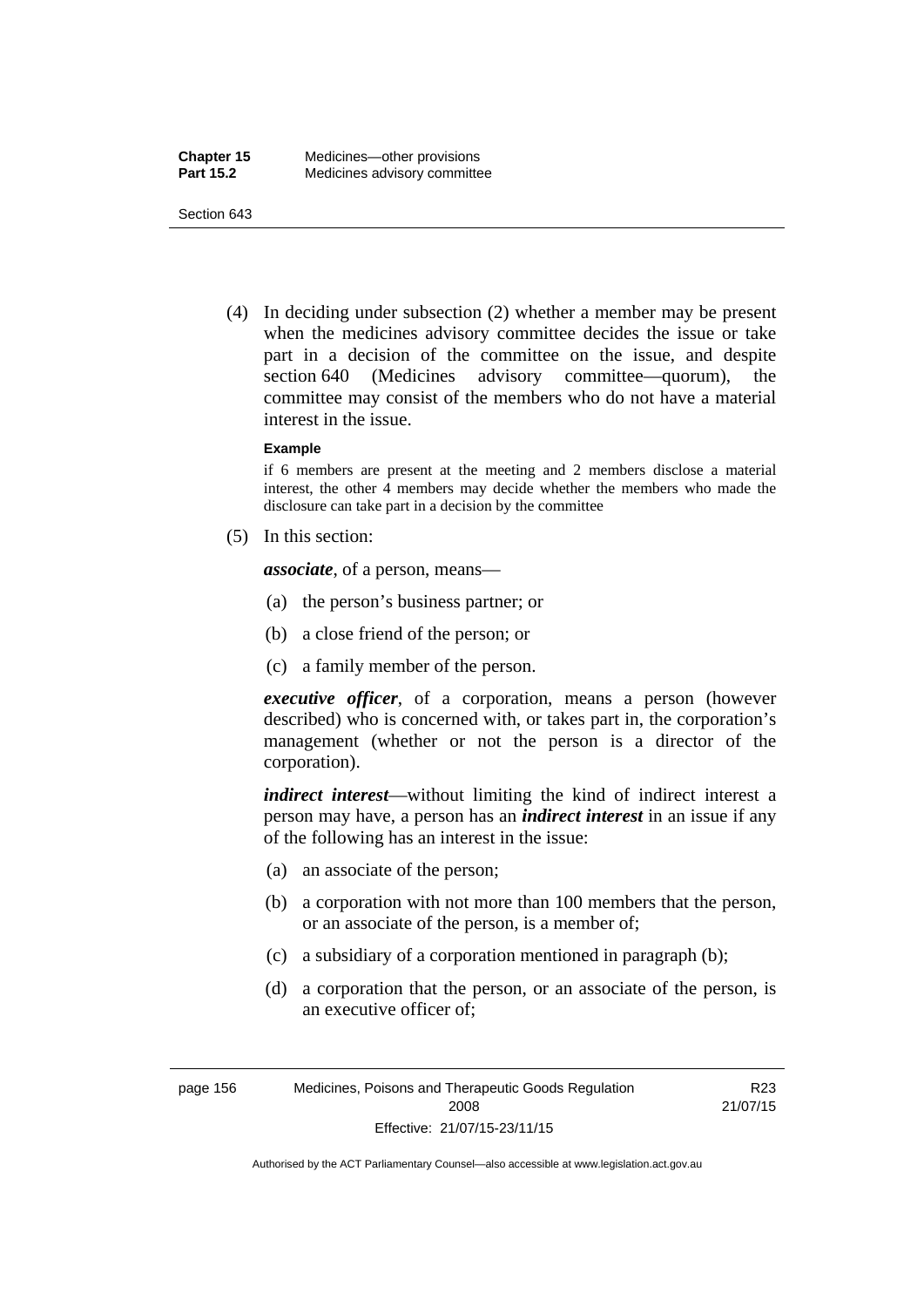(4) In deciding under subsection (2) whether a member may be present when the medicines advisory committee decides the issue or take part in a decision of the committee on the issue, and despite section 640 (Medicines advisory committee—quorum), the committee may consist of the members who do not have a material interest in the issue.

**Example**

if 6 members are present at the meeting and 2 members disclose a material interest, the other 4 members may decide whether the members who made the disclosure can take part in a decision by the committee

(5) In this section:

***associate***, of a person, means—

- (a) the person's business partner; or
- (b) a close friend of the person; or
- (c) a family member of the person.

***executive officer***, of a corporation, means a person (however described) who is concerned with, or takes part in, the corporation's management (whether or not the person is a director of the corporation).

***indirect interest***—without limiting the kind of indirect interest a person may have, a person has an ***indirect interest*** in an issue if any of the following has an interest in the issue:

- (a) an associate of the person;
- (b) a corporation with not more than 100 members that the person, or an associate of the person, is a member of;
- (c) a subsidiary of a corporation mentioned in paragraph (b);
- (d) a corporation that the person, or an associate of the person, is an executive officer of;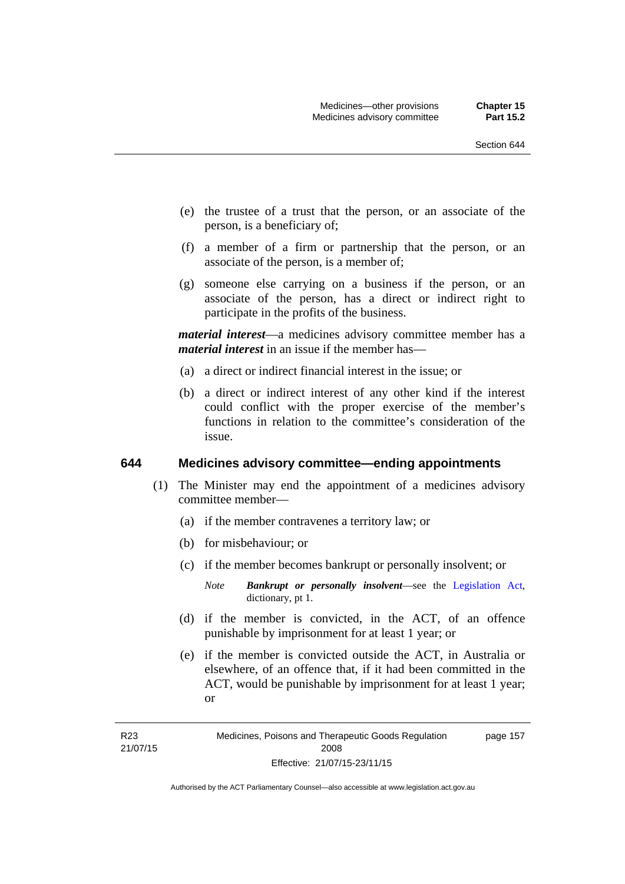(e) the trustee of a trust that the person, or an associate of the person, is a beneficiary of;

(f) a member of a firm or partnership that the person, or an associate of the person, is a member of;

(g) someone else carrying on a business if the person, or an associate of the person, has a direct or indirect right to participate in the profits of the business.

***material interest***—a medicines advisory committee member has a ***material interest*** in an issue if the member has—

(a) a direct or indirect financial interest in the issue; or

(b) a direct or indirect interest of any other kind if the interest could conflict with the proper exercise of the member's functions in relation to the committee's consideration of the issue.

## 644 Medicines advisory committee—ending appointments

(1) The Minister may end the appointment of a medicines advisory committee member—

(a) if the member contravenes a territory law; or

(b) for misbehaviour; or

(c) if the member becomes bankrupt or personally insolvent; or

*Note* ***Bankrupt or personally insolvent***—see the Legislation Act, dictionary, pt 1.

(d) if the member is convicted, in the ACT, of an offence punishable by imprisonment for at least 1 year; or

(e) if the member is convicted outside the ACT, in Australia or elsewhere, of an offence that, if it had been committed in the ACT, would be punishable by imprisonment for at least 1 year; or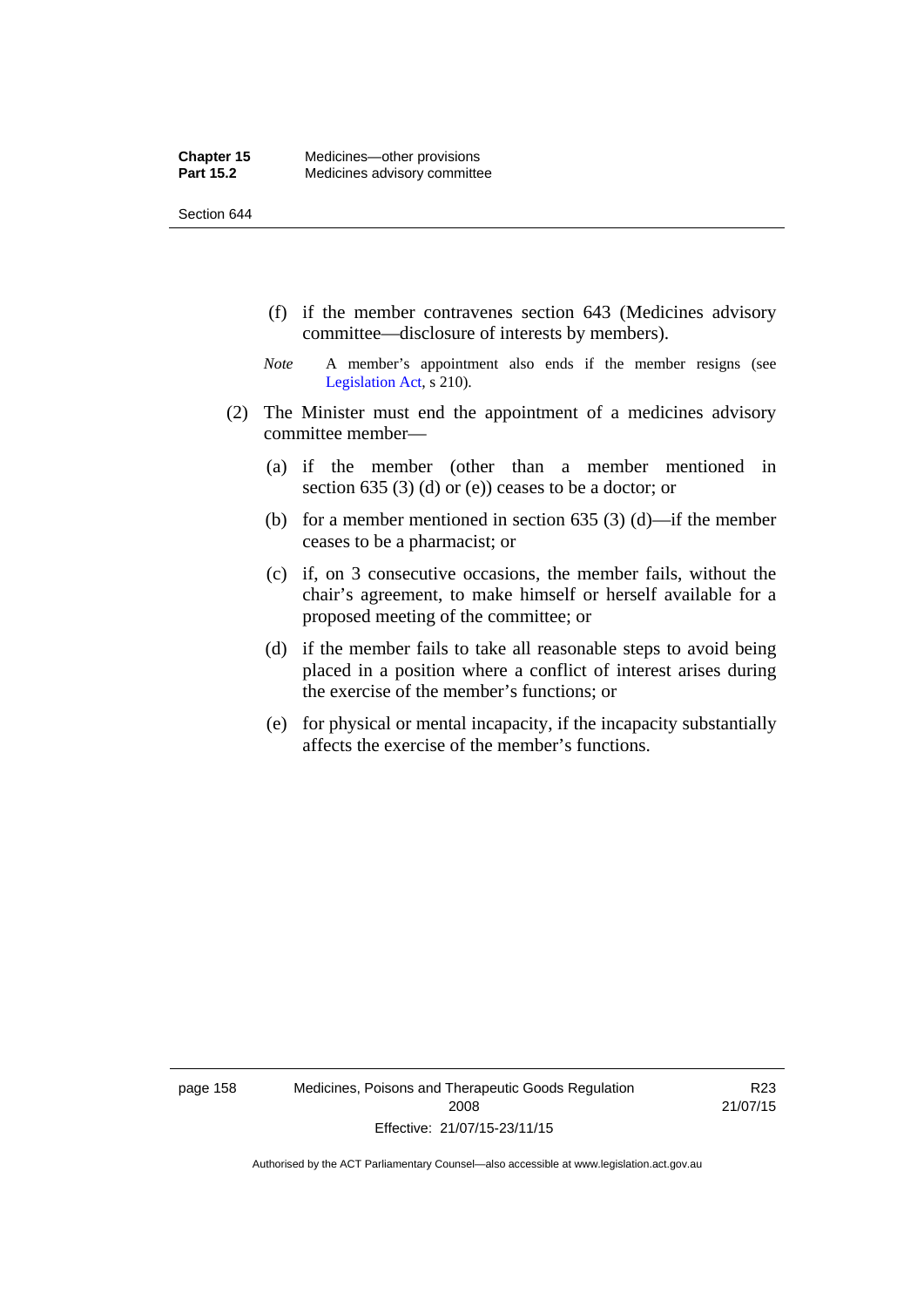(f) if the member contravenes section 643 (Medicines advisory committee—disclosure of interests by members).

*Note* A member's appointment also ends if the member resigns (see Legislation Act, s 210).

(2) The Minister must end the appointment of a medicines advisory committee member—

(a) if the member (other than a member mentioned in section 635 (3) (d) or (e)) ceases to be a doctor; or

(b) for a member mentioned in section 635 (3) (d)—if the member ceases to be a pharmacist; or

(c) if, on 3 consecutive occasions, the member fails, without the chair's agreement, to make himself or herself available for a proposed meeting of the committee; or

(d) if the member fails to take all reasonable steps to avoid being placed in a position where a conflict of interest arises during the exercise of the member's functions; or

(e) for physical or mental incapacity, if the incapacity substantially affects the exercise of the member's functions.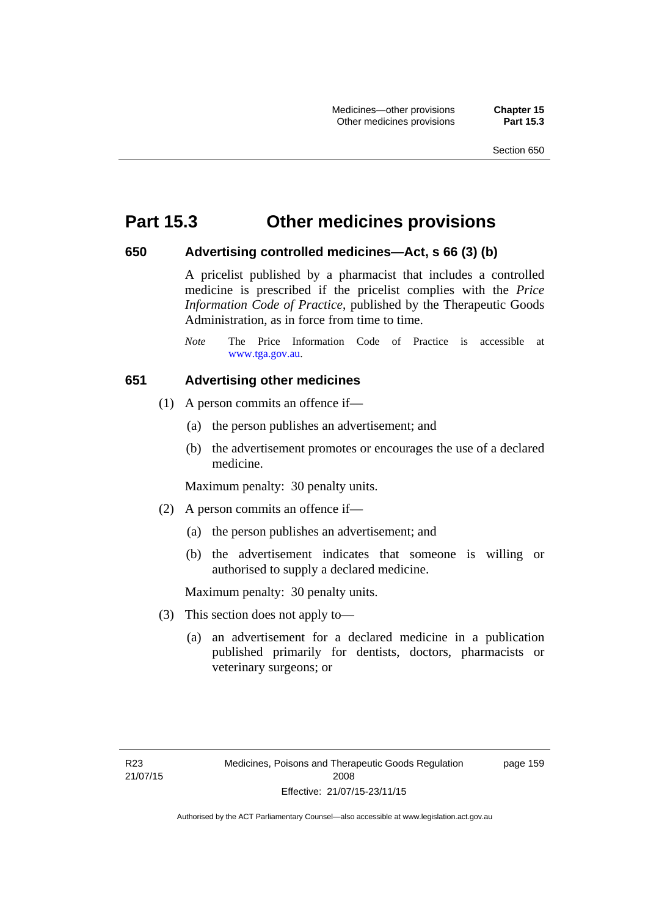# Part 15.3 Other medicines provisions

### 650 Advertising controlled medicines—Act, s 66 (3) (b)

A pricelist published by a pharmacist that includes a controlled medicine is prescribed if the pricelist complies with the *Price Information Code of Practice*, published by the Therapeutic Goods Administration, as in force from time to time.

*Note* The Price Information Code of Practice is accessible at www.tga.gov.au.

### 651 Advertising other medicines

(1) A person commits an offence if—

(a) the person publishes an advertisement; and

(b) the advertisement promotes or encourages the use of a declared medicine.

Maximum penalty: 30 penalty units.

(2) A person commits an offence if—

(a) the person publishes an advertisement; and

(b) the advertisement indicates that someone is willing or authorised to supply a declared medicine.

Maximum penalty: 30 penalty units.

(3) This section does not apply to—

(a) an advertisement for a declared medicine in a publication published primarily for dentists, doctors, pharmacists or veterinary surgeons; or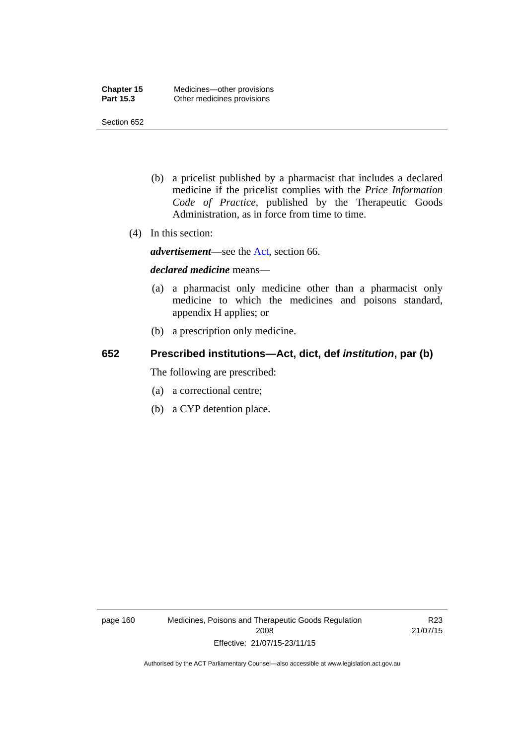(b) a pricelist published by a pharmacist that includes a declared medicine if the pricelist complies with the *Price Information Code of Practice*, published by the Therapeutic Goods Administration, as in force from time to time.

(4) In this section:

***advertisement***—see the Act, section 66.

***declared medicine*** means—

(a) a pharmacist only medicine other than a pharmacist only medicine to which the medicines and poisons standard, appendix H applies; or

(b) a prescription only medicine.

## 652 Prescribed institutions—Act, dict, def *institution*, par (b)

The following are prescribed:

(a) a correctional centre;

(b) a CYP detention place.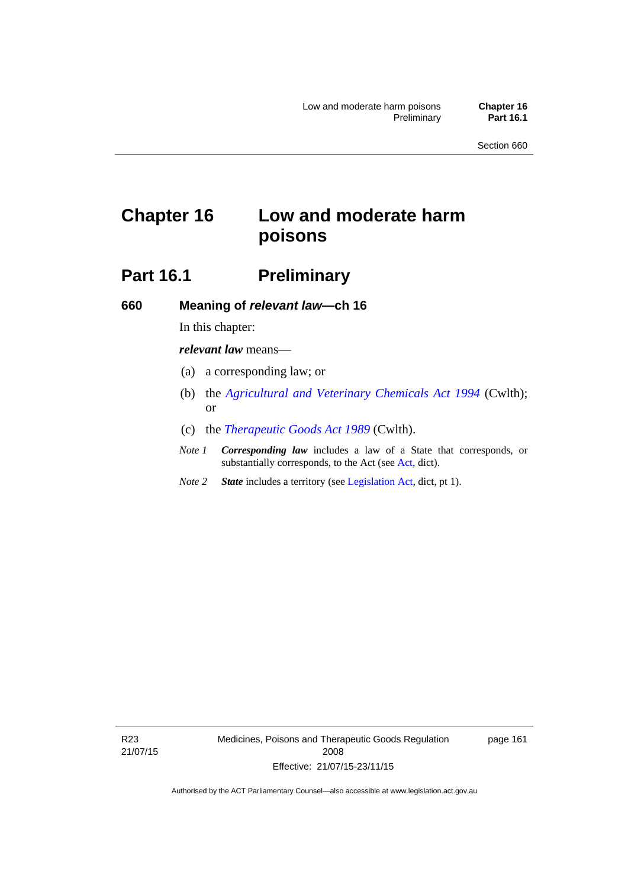# Chapter 16 Low and moderate harm poisons

## Part 16.1 Preliminary

### 660 Meaning of *relevant law*—ch 16

In this chapter:

***relevant law*** means—

(a) a corresponding law; or

(b) the *Agricultural and Veterinary Chemicals Act 1994* (Cwlth); or

(c) the *Therapeutic Goods Act 1989* (Cwlth).

*Note 1* ***Corresponding law*** includes a law of a State that corresponds, or substantially corresponds, to the Act (see Act, dict).

*Note 2* ***State*** includes a territory (see Legislation Act, dict, pt 1).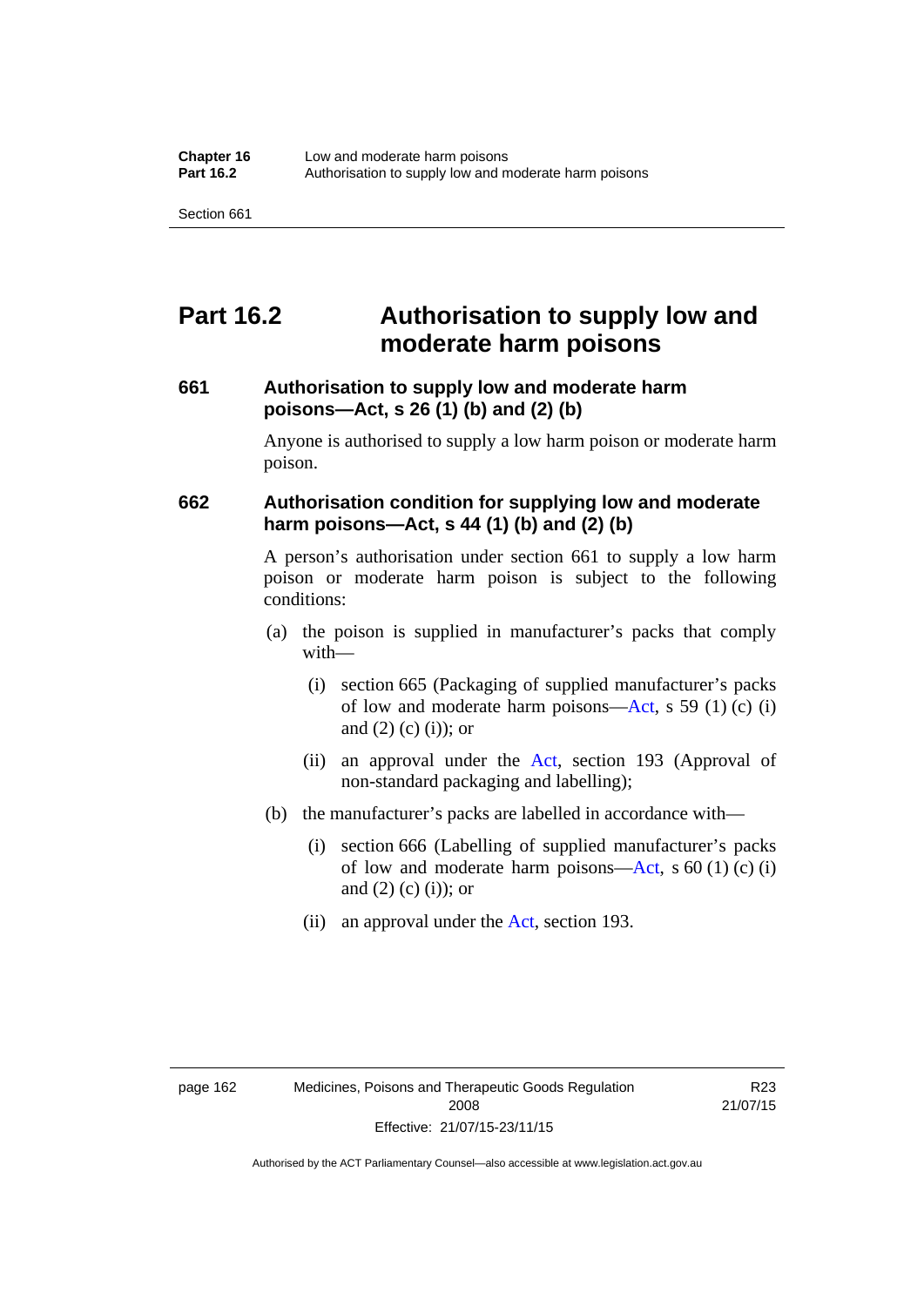# Part 16.2 Authorisation to supply low and moderate harm poisons

### 661 Authorisation to supply low and moderate harm poisons—Act, s 26 (1) (b) and (2) (b)

Anyone is authorised to supply a low harm poison or moderate harm poison.

### 662 Authorisation condition for supplying low and moderate harm poisons—Act, s 44 (1) (b) and (2) (b)

A person's authorisation under section 661 to supply a low harm poison or moderate harm poison is subject to the following conditions:

(a) the poison is supplied in manufacturer's packs that comply with—

  (i) section 665 (Packaging of supplied manufacturer's packs of low and moderate harm poisons—Act, s 59 (1) (c) (i) and (2) (c) (i)); or

  (ii) an approval under the Act, section 193 (Approval of non-standard packaging and labelling);

(b) the manufacturer's packs are labelled in accordance with—

  (i) section 666 (Labelling of supplied manufacturer's packs of low and moderate harm poisons—Act, s 60 (1) (c) (i) and (2) (c) (i)); or

  (ii) an approval under the Act, section 193.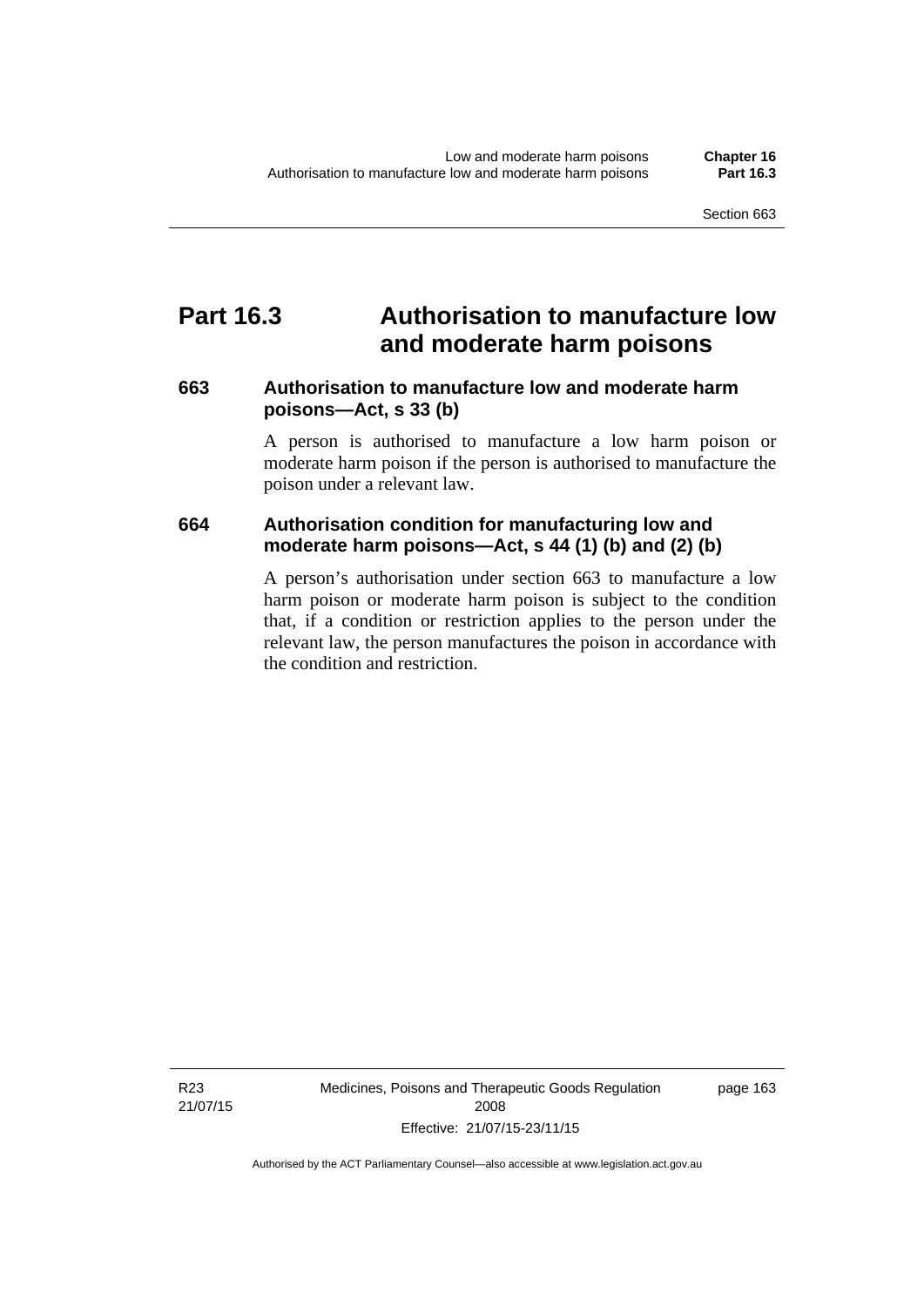# Part 16.3 Authorisation to manufacture low and moderate harm poisons

### 663 Authorisation to manufacture low and moderate harm poisons—Act, s 33 (b)

A person is authorised to manufacture a low harm poison or moderate harm poison if the person is authorised to manufacture the poison under a relevant law.

### 664 Authorisation condition for manufacturing low and moderate harm poisons—Act, s 44 (1) (b) and (2) (b)

A person's authorisation under section 663 to manufacture a low harm poison or moderate harm poison is subject to the condition that, if a condition or restriction applies to the person under the relevant law, the person manufactures the poison in accordance with the condition and restriction.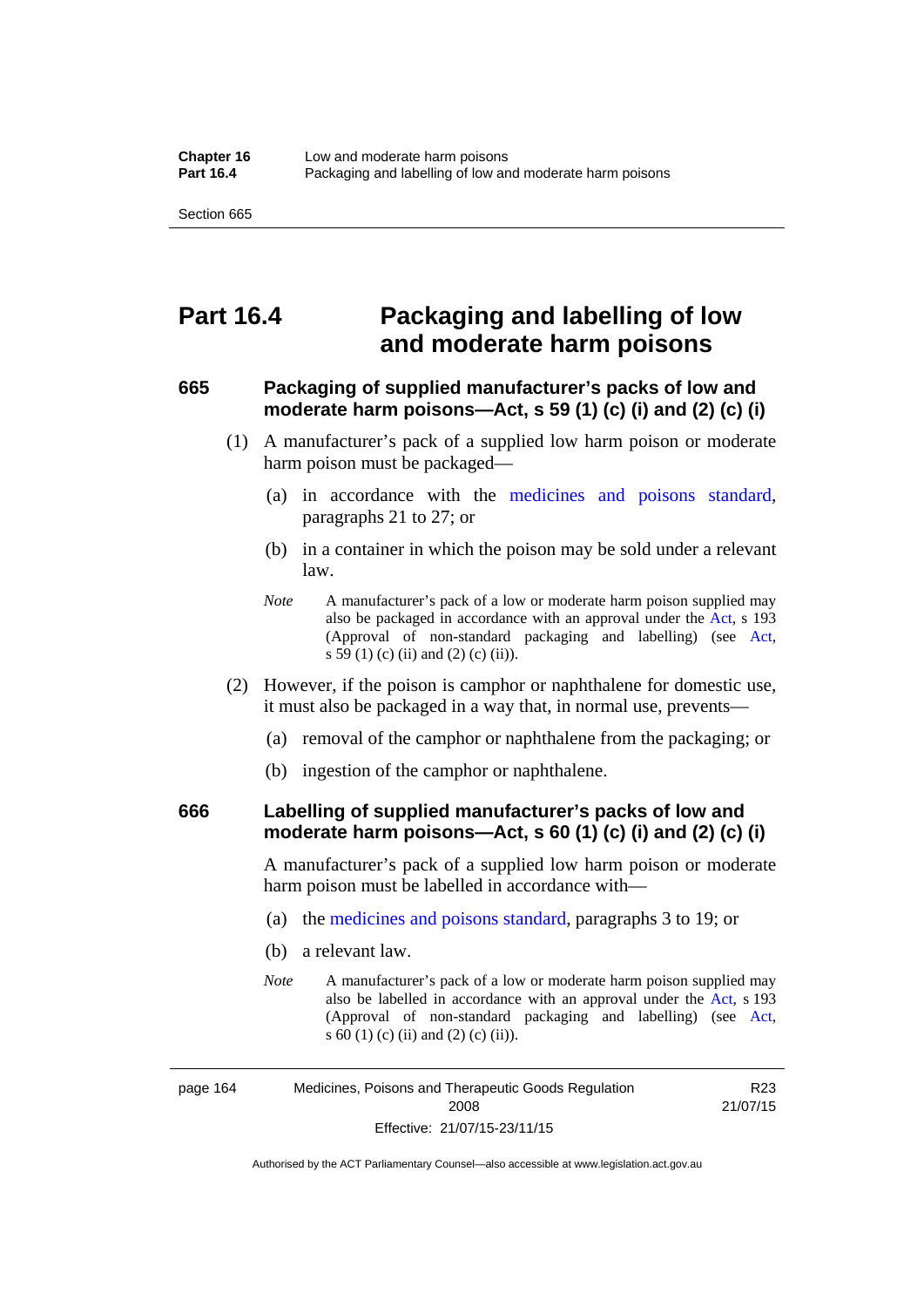# Part 16.4 Packaging and labelling of low and moderate harm poisons

## 665 Packaging of supplied manufacturer's packs of low and moderate harm poisons—Act, s 59 (1) (c) (i) and (2) (c) (i)

(1) A manufacturer's pack of a supplied low harm poison or moderate harm poison must be packaged—

(a) in accordance with the medicines and poisons standard, paragraphs 21 to 27; or

(b) in a container in which the poison may be sold under a relevant law.

*Note* A manufacturer's pack of a low or moderate harm poison supplied may also be packaged in accordance with an approval under the Act, s 193 (Approval of non-standard packaging and labelling) (see Act, s 59 (1) (c) (ii) and (2) (c) (ii)).

(2) However, if the poison is camphor or naphthalene for domestic use, it must also be packaged in a way that, in normal use, prevents—

(a) removal of the camphor or naphthalene from the packaging; or

(b) ingestion of the camphor or naphthalene.

## 666 Labelling of supplied manufacturer's packs of low and moderate harm poisons—Act, s 60 (1) (c) (i) and (2) (c) (i)

A manufacturer's pack of a supplied low harm poison or moderate harm poison must be labelled in accordance with—

(a) the medicines and poisons standard, paragraphs 3 to 19; or

(b) a relevant law.

*Note* A manufacturer's pack of a low or moderate harm poison supplied may also be labelled in accordance with an approval under the Act, s 193 (Approval of non-standard packaging and labelling) (see Act, s 60 (1) (c) (ii) and (2) (c) (ii)).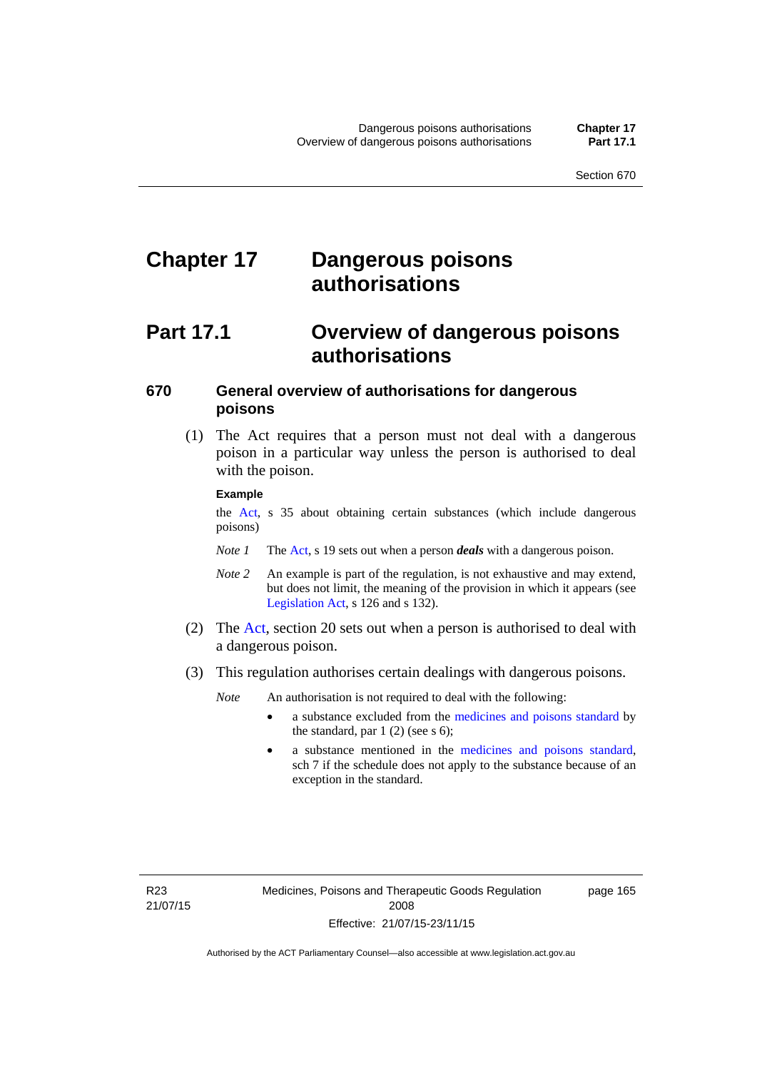# Chapter 17 Dangerous poisons authorisations

## Part 17.1 Overview of dangerous poisons authorisations

### 670 General overview of authorisations for dangerous poisons

(1) The Act requires that a person must not deal with a dangerous poison in a particular way unless the person is authorised to deal with the poison.

**Example**

the Act, s 35 about obtaining certain substances (which include dangerous poisons)

*Note 1* The Act, s 19 sets out when a person ***deals*** with a dangerous poison.

*Note 2* An example is part of the regulation, is not exhaustive and may extend, but does not limit, the meaning of the provision in which it appears (see Legislation Act, s 126 and s 132).

(2) The Act, section 20 sets out when a person is authorised to deal with a dangerous poison.

(3) This regulation authorises certain dealings with dangerous poisons.

*Note* An authorisation is not required to deal with the following:

- a substance excluded from the medicines and poisons standard by the standard, par 1 (2) (see s 6);
- a substance mentioned in the medicines and poisons standard, sch 7 if the schedule does not apply to the substance because of an exception in the standard.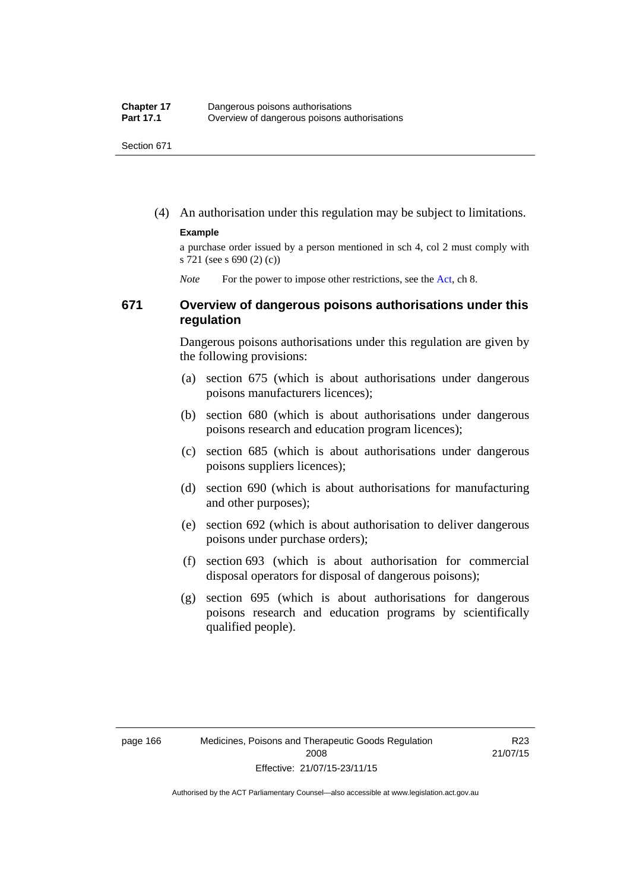(4) An authorisation under this regulation may be subject to limitations.

**Example**

a purchase order issued by a person mentioned in sch 4, col 2 must comply with s 721 (see s 690 (2) (c))

*Note* For the power to impose other restrictions, see the Act, ch 8.

## 671 Overview of dangerous poisons authorisations under this regulation

Dangerous poisons authorisations under this regulation are given by the following provisions:

(a) section 675 (which is about authorisations under dangerous poisons manufacturers licences);

(b) section 680 (which is about authorisations under dangerous poisons research and education program licences);

(c) section 685 (which is about authorisations under dangerous poisons suppliers licences);

(d) section 690 (which is about authorisations for manufacturing and other purposes);

(e) section 692 (which is about authorisation to deliver dangerous poisons under purchase orders);

(f) section 693 (which is about authorisation for commercial disposal operators for disposal of dangerous poisons);

(g) section 695 (which is about authorisations for dangerous poisons research and education programs by scientifically qualified people).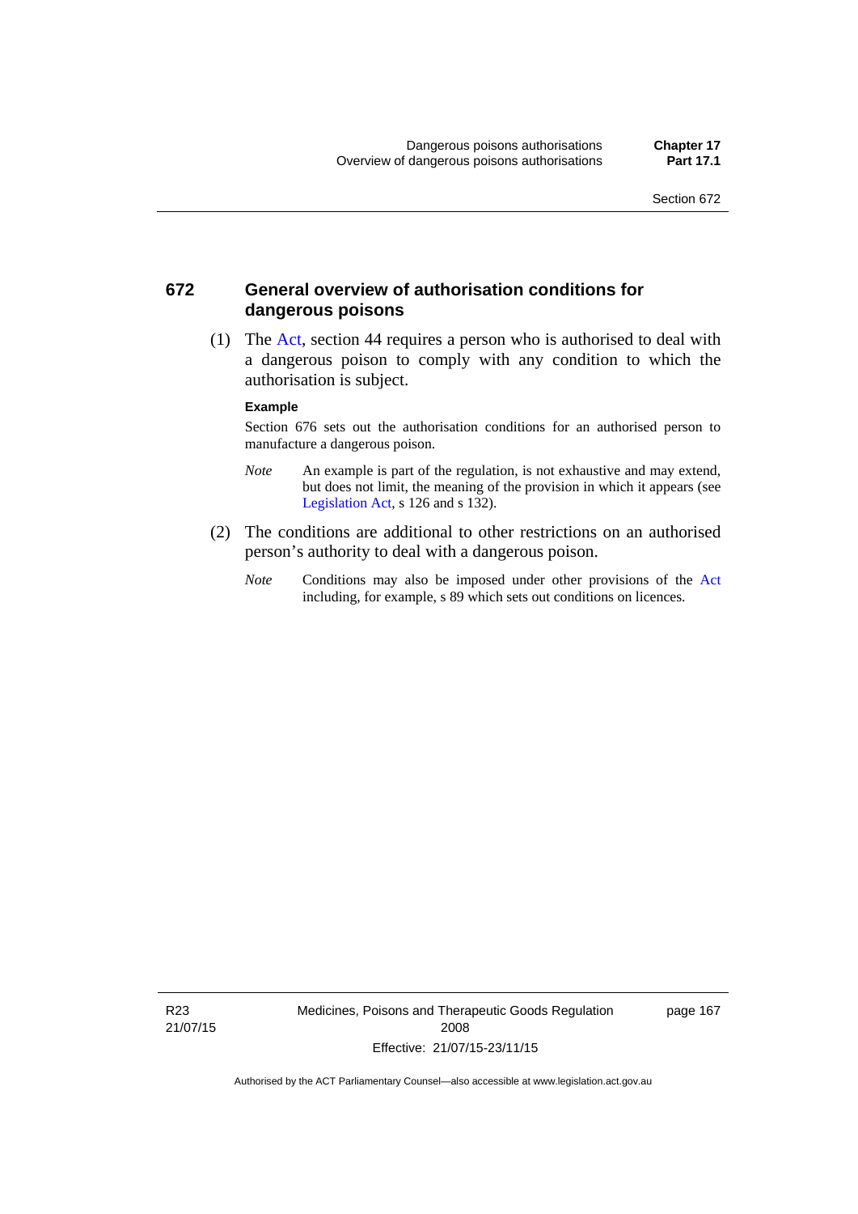## 672 General overview of authorisation conditions for dangerous poisons

(1) The Act, section 44 requires a person who is authorised to deal with a dangerous poison to comply with any condition to which the authorisation is subject.

**Example**

Section 676 sets out the authorisation conditions for an authorised person to manufacture a dangerous poison.

*Note* An example is part of the regulation, is not exhaustive and may extend, but does not limit, the meaning of the provision in which it appears (see Legislation Act, s 126 and s 132).

(2) The conditions are additional to other restrictions on an authorised person's authority to deal with a dangerous poison.

*Note* Conditions may also be imposed under other provisions of the Act including, for example, s 89 which sets out conditions on licences.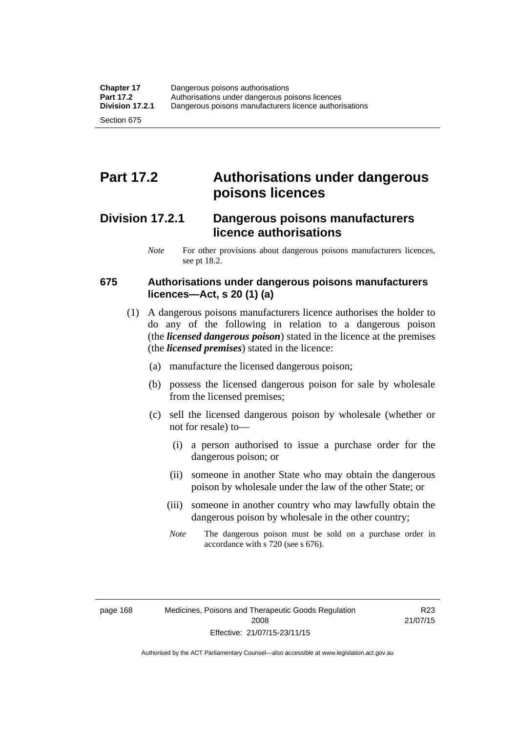# Part 17.2 Authorisations under dangerous poisons licences

## Division 17.2.1 Dangerous poisons manufacturers licence authorisations

*Note* For other provisions about dangerous poisons manufacturers licences, see pt 18.2.

### 675 Authorisations under dangerous poisons manufacturers licences—Act, s 20 (1) (a)

(1) A dangerous poisons manufacturers licence authorises the holder to do any of the following in relation to a dangerous poison (the ***licensed dangerous poison***) stated in the licence at the premises (the ***licensed premises***) stated in the licence:

(a) manufacture the licensed dangerous poison;

(b) possess the licensed dangerous poison for sale by wholesale from the licensed premises;

(c) sell the licensed dangerous poison by wholesale (whether or not for resale) to—

(i) a person authorised to issue a purchase order for the dangerous poison; or

(ii) someone in another State who may obtain the dangerous poison by wholesale under the law of the other State; or

(iii) someone in another country who may lawfully obtain the dangerous poison by wholesale in the other country;

*Note* The dangerous poison must be sold on a purchase order in accordance with s 720 (see s 676).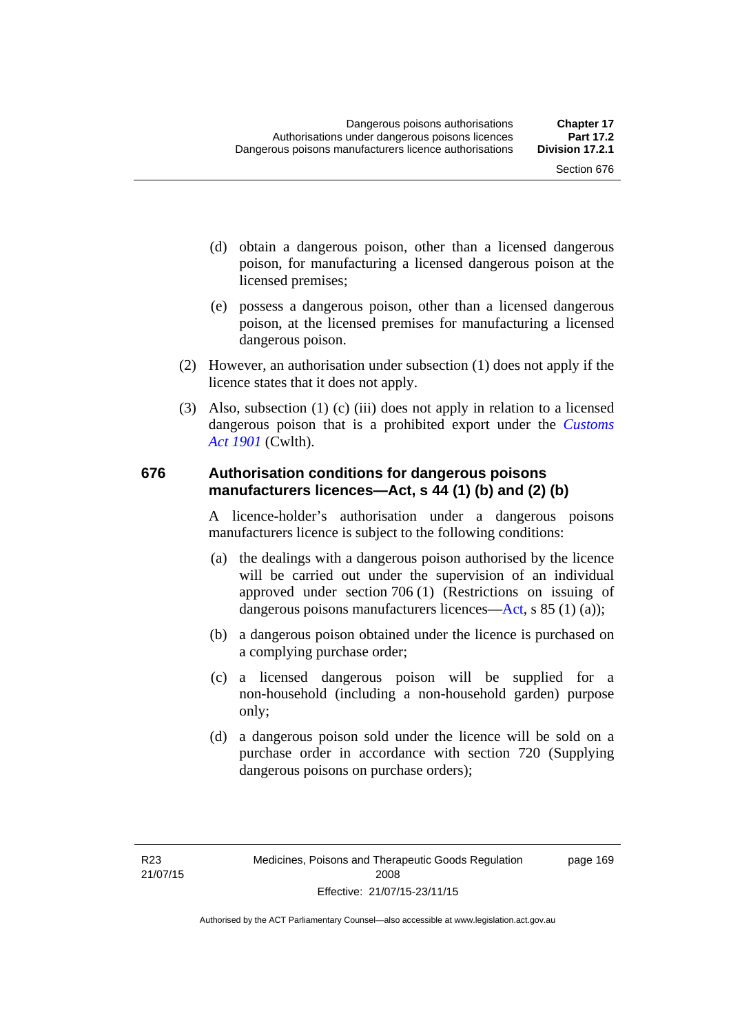(d) obtain a dangerous poison, other than a licensed dangerous poison, for manufacturing a licensed dangerous poison at the licensed premises;

(e) possess a dangerous poison, other than a licensed dangerous poison, at the licensed premises for manufacturing a licensed dangerous poison.

(2) However, an authorisation under subsection (1) does not apply if the licence states that it does not apply.

(3) Also, subsection (1) (c) (iii) does not apply in relation to a licensed dangerous poison that is a prohibited export under the *Customs Act 1901* (Cwlth).

## 676 Authorisation conditions for dangerous poisons manufacturers licences—Act, s 44 (1) (b) and (2) (b)

A licence-holder's authorisation under a dangerous poisons manufacturers licence is subject to the following conditions:

(a) the dealings with a dangerous poison authorised by the licence will be carried out under the supervision of an individual approved under section 706 (1) (Restrictions on issuing of dangerous poisons manufacturers licences—Act, s 85 (1) (a));

(b) a dangerous poison obtained under the licence is purchased on a complying purchase order;

(c) a licensed dangerous poison will be supplied for a non-household (including a non-household garden) purpose only;

(d) a dangerous poison sold under the licence will be sold on a purchase order in accordance with section 720 (Supplying dangerous poisons on purchase orders);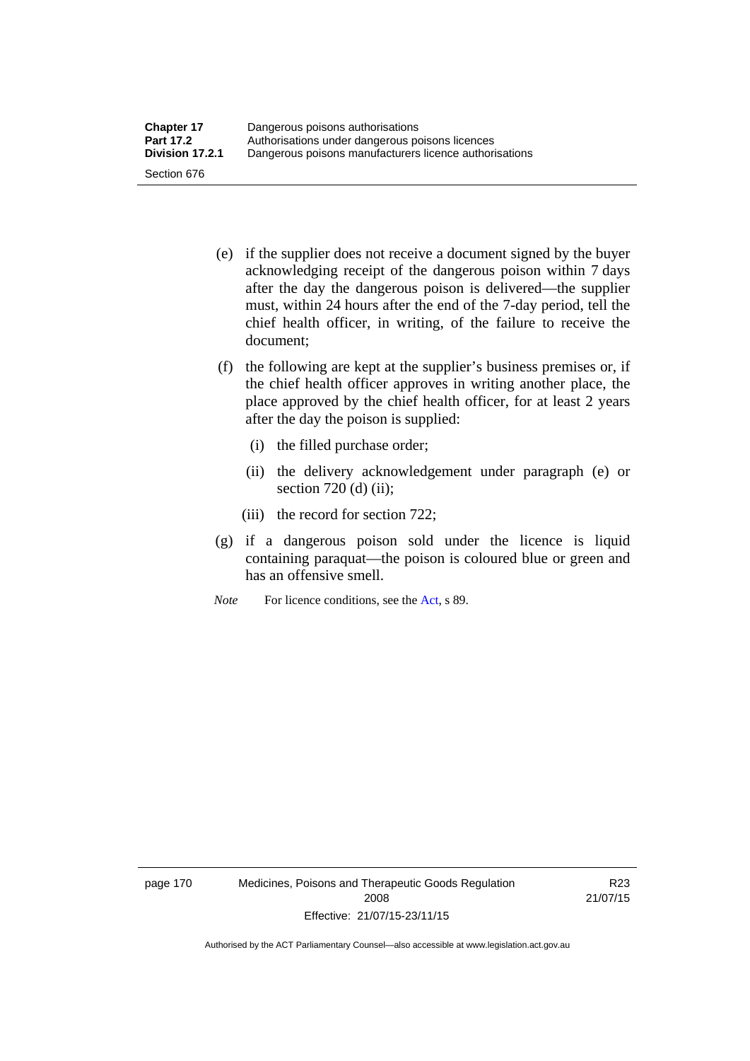(e) if the supplier does not receive a document signed by the buyer acknowledging receipt of the dangerous poison within 7 days after the day the dangerous poison is delivered—the supplier must, within 24 hours after the end of the 7-day period, tell the chief health officer, in writing, of the failure to receive the document;

(f) the following are kept at the supplier's business premises or, if the chief health officer approves in writing another place, the place approved by the chief health officer, for at least 2 years after the day the poison is supplied:

   (i) the filled purchase order;

   (ii) the delivery acknowledgement under paragraph (e) or section 720 (d) (ii);

   (iii) the record for section 722;

(g) if a dangerous poison sold under the licence is liquid containing paraquat—the poison is coloured blue or green and has an offensive smell.

*Note* For licence conditions, see the Act, s 89.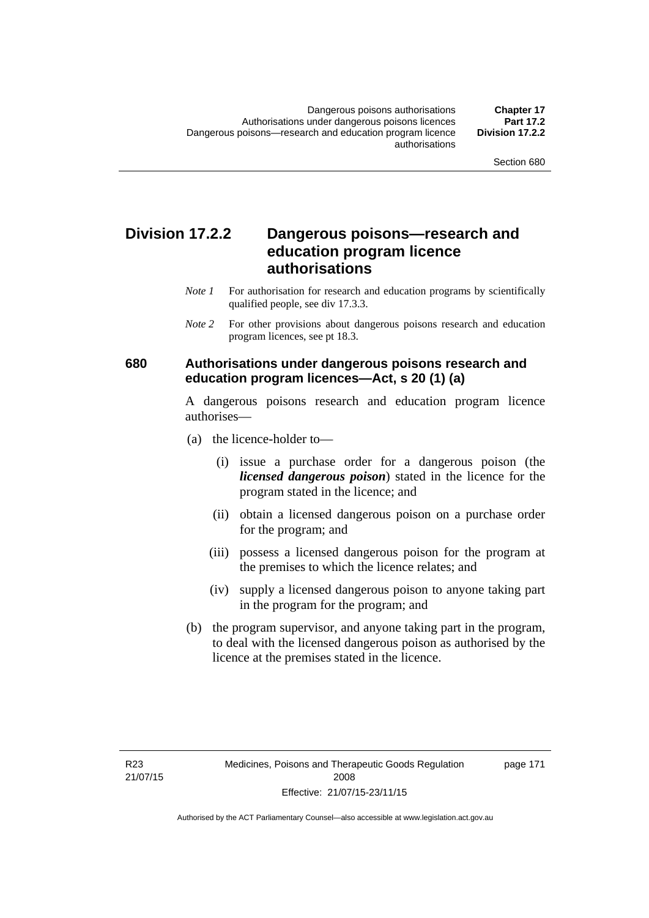## Division 17.2.2 Dangerous poisons—research and education program licence authorisations

*Note 1* For authorisation for research and education programs by scientifically qualified people, see div 17.3.3.

*Note 2* For other provisions about dangerous poisons research and education program licences, see pt 18.3.

### 680 Authorisations under dangerous poisons research and education program licences—Act, s 20 (1) (a)

A dangerous poisons research and education program licence authorises—

(a) the licence-holder to—

(i) issue a purchase order for a dangerous poison (the ***licensed dangerous poison***) stated in the licence for the program stated in the licence; and

(ii) obtain a licensed dangerous poison on a purchase order for the program; and

(iii) possess a licensed dangerous poison for the program at the premises to which the licence relates; and

(iv) supply a licensed dangerous poison to anyone taking part in the program for the program; and

(b) the program supervisor, and anyone taking part in the program, to deal with the licensed dangerous poison as authorised by the licence at the premises stated in the licence.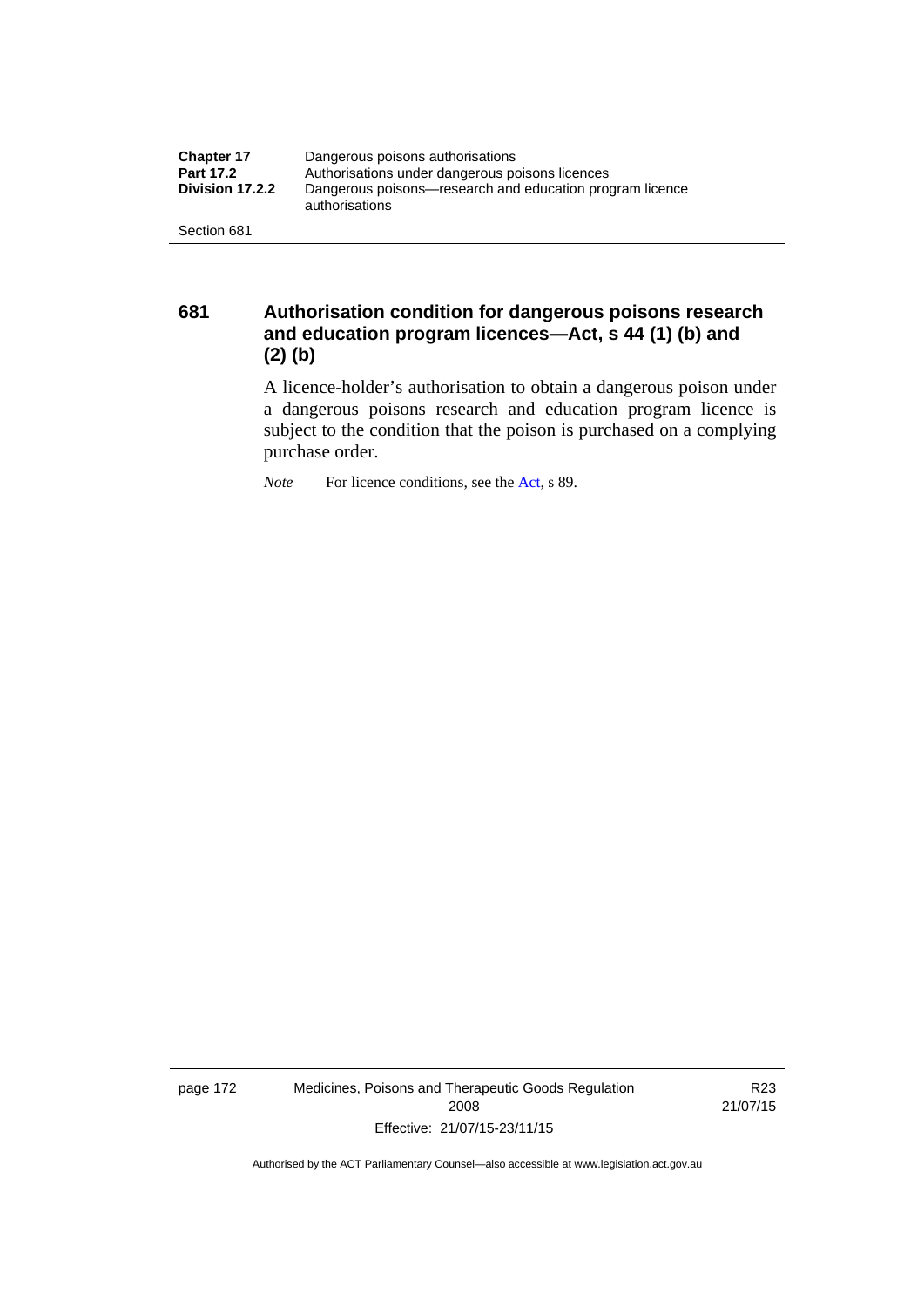## 681 Authorisation condition for dangerous poisons research and education program licences—Act, s 44 (1) (b) and (2) (b)

A licence-holder's authorisation to obtain a dangerous poison under a dangerous poisons research and education program licence is subject to the condition that the poison is purchased on a complying purchase order.

*Note* For licence conditions, see the Act, s 89.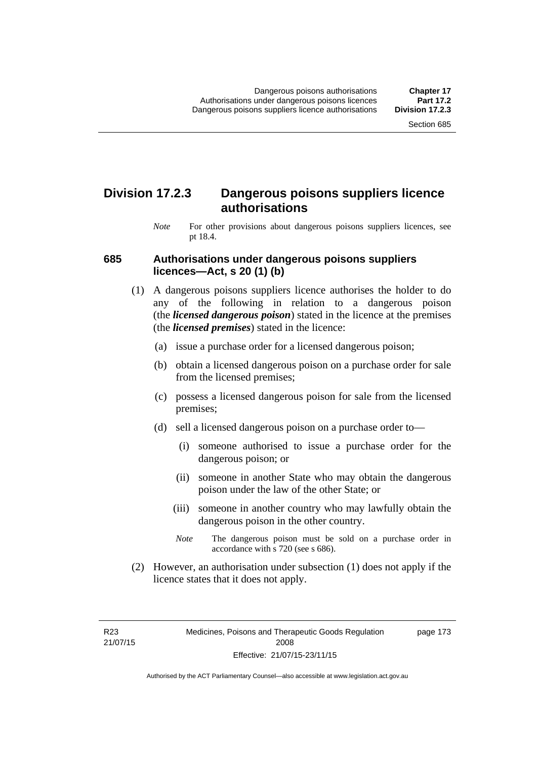## Division 17.2.3 Dangerous poisons suppliers licence authorisations

*Note* For other provisions about dangerous poisons suppliers licences, see pt 18.4.

### 685 Authorisations under dangerous poisons suppliers licences—Act, s 20 (1) (b)

(1) A dangerous poisons suppliers licence authorises the holder to do any of the following in relation to a dangerous poison (the ***licensed dangerous poison***) stated in the licence at the premises (the ***licensed premises***) stated in the licence:

(a) issue a purchase order for a licensed dangerous poison;

(b) obtain a licensed dangerous poison on a purchase order for sale from the licensed premises;

(c) possess a licensed dangerous poison for sale from the licensed premises;

(d) sell a licensed dangerous poison on a purchase order to—

(i) someone authorised to issue a purchase order for the dangerous poison; or

(ii) someone in another State who may obtain the dangerous poison under the law of the other State; or

(iii) someone in another country who may lawfully obtain the dangerous poison in the other country.

*Note* The dangerous poison must be sold on a purchase order in accordance with s 720 (see s 686).

(2) However, an authorisation under subsection (1) does not apply if the licence states that it does not apply.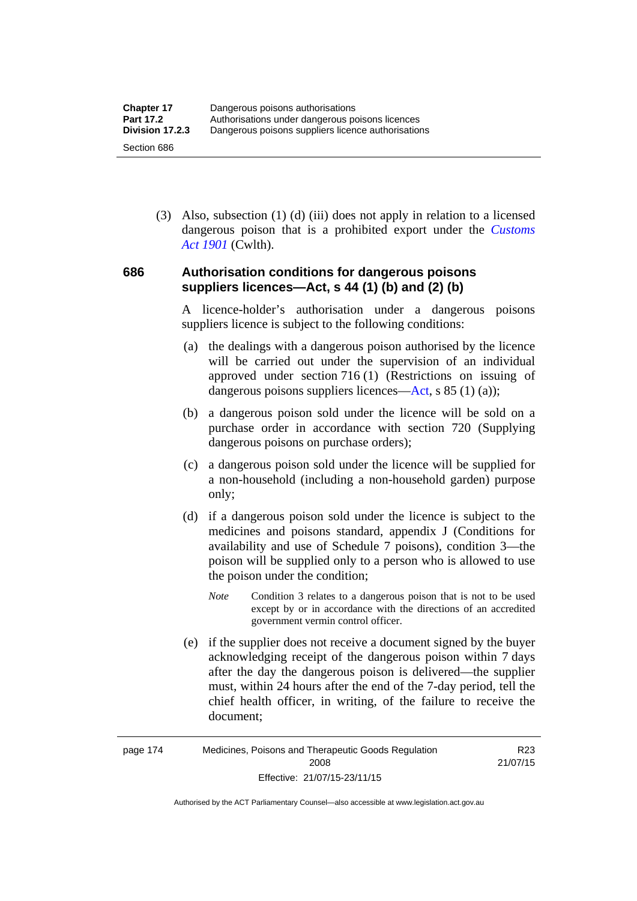(3) Also, subsection (1) (d) (iii) does not apply in relation to a licensed dangerous poison that is a prohibited export under the *Customs Act 1901* (Cwlth).

### 686 Authorisation conditions for dangerous poisons suppliers licences—Act, s 44 (1) (b) and (2) (b)

A licence-holder's authorisation under a dangerous poisons suppliers licence is subject to the following conditions:

(a) the dealings with a dangerous poison authorised by the licence will be carried out under the supervision of an individual approved under section 716 (1) (Restrictions on issuing of dangerous poisons suppliers licences—Act, s 85 (1) (a));

(b) a dangerous poison sold under the licence will be sold on a purchase order in accordance with section 720 (Supplying dangerous poisons on purchase orders);

(c) a dangerous poison sold under the licence will be supplied for a non-household (including a non-household garden) purpose only;

(d) if a dangerous poison sold under the licence is subject to the medicines and poisons standard, appendix J (Conditions for availability and use of Schedule 7 poisons), condition 3—the poison will be supplied only to a person who is allowed to use the poison under the condition;

*Note* Condition 3 relates to a dangerous poison that is not to be used except by or in accordance with the directions of an accredited government vermin control officer.

(e) if the supplier does not receive a document signed by the buyer acknowledging receipt of the dangerous poison within 7 days after the day the dangerous poison is delivered—the supplier must, within 24 hours after the end of the 7-day period, tell the chief health officer, in writing, of the failure to receive the document;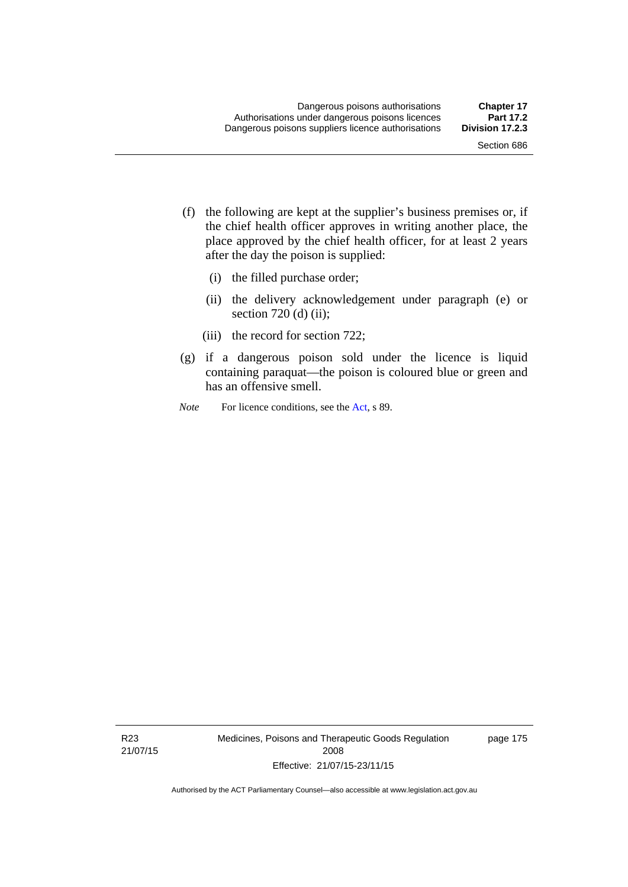(f) the following are kept at the supplier's business premises or, if the chief health officer approves in writing another place, the place approved by the chief health officer, for at least 2 years after the day the poison is supplied:

   (i) the filled purchase order;

   (ii) the delivery acknowledgement under paragraph (e) or section 720 (d) (ii);

   (iii) the record for section 722;

(g) if a dangerous poison sold under the licence is liquid containing paraquat—the poison is coloured blue or green and has an offensive smell.

*Note* For licence conditions, see the Act, s 89.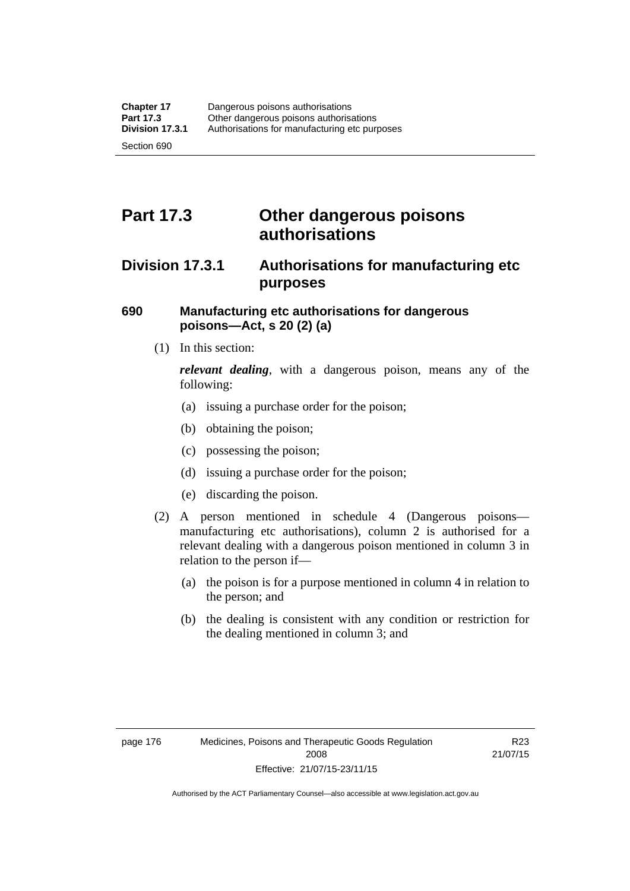# Part 17.3 Other dangerous poisons authorisations

## Division 17.3.1 Authorisations for manufacturing etc purposes

### 690 Manufacturing etc authorisations for dangerous poisons—Act, s 20 (2) (a)

(1) In this section:

***relevant dealing***, with a dangerous poison, means any of the following:

(a) issuing a purchase order for the poison;

(b) obtaining the poison;

(c) possessing the poison;

(d) issuing a purchase order for the poison;

(e) discarding the poison.

(2) A person mentioned in schedule 4 (Dangerous poisons—manufacturing etc authorisations), column 2 is authorised for a relevant dealing with a dangerous poison mentioned in column 3 in relation to the person if—

(a) the poison is for a purpose mentioned in column 4 in relation to the person; and

(b) the dealing is consistent with any condition or restriction for the dealing mentioned in column 3; and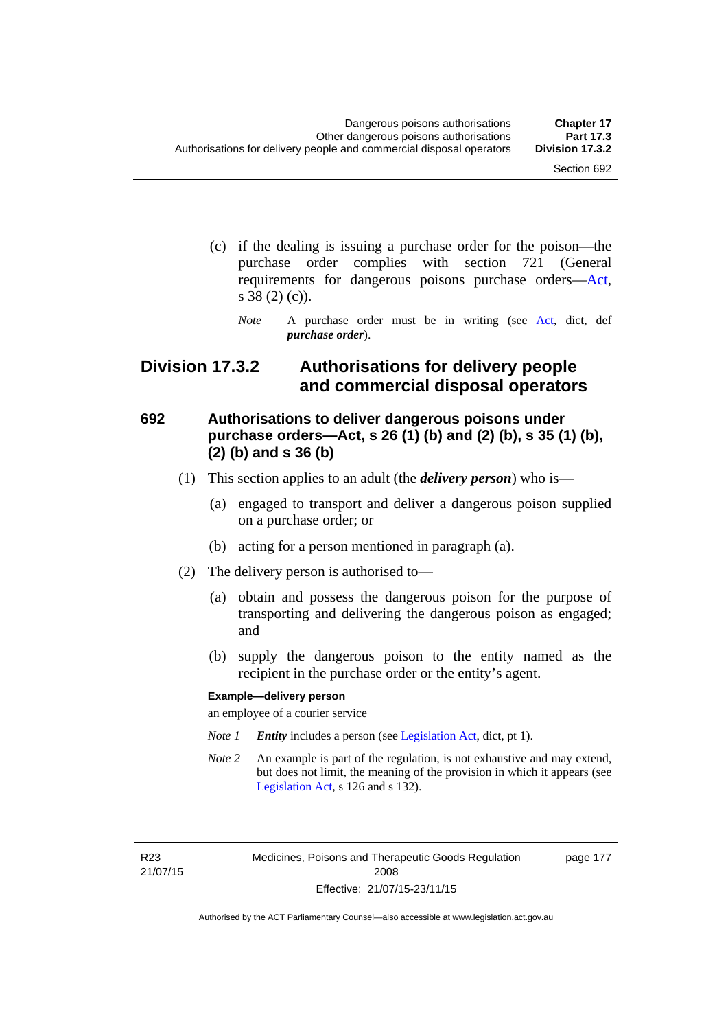(c) if the dealing is issuing a purchase order for the poison—the purchase order complies with section 721 (General requirements for dangerous poisons purchase orders—Act, s 38 (2) (c)).

*Note* A purchase order must be in writing (see Act, dict, def ***purchase order***).

## Division 17.3.2 Authorisations for delivery people and commercial disposal operators

### 692 Authorisations to deliver dangerous poisons under purchase orders—Act, s 26 (1) (b) and (2) (b), s 35 (1) (b), (2) (b) and s 36 (b)

(1) This section applies to an adult (the ***delivery person***) who is—

(a) engaged to transport and deliver a dangerous poison supplied on a purchase order; or

(b) acting for a person mentioned in paragraph (a).

(2) The delivery person is authorised to—

(a) obtain and possess the dangerous poison for the purpose of transporting and delivering the dangerous poison as engaged; and

(b) supply the dangerous poison to the entity named as the recipient in the purchase order or the entity's agent.

**Example—delivery person**

an employee of a courier service

*Note 1* ***Entity*** includes a person (see Legislation Act, dict, pt 1).

*Note 2* An example is part of the regulation, is not exhaustive and may extend, but does not limit, the meaning of the provision in which it appears (see Legislation Act, s 126 and s 132).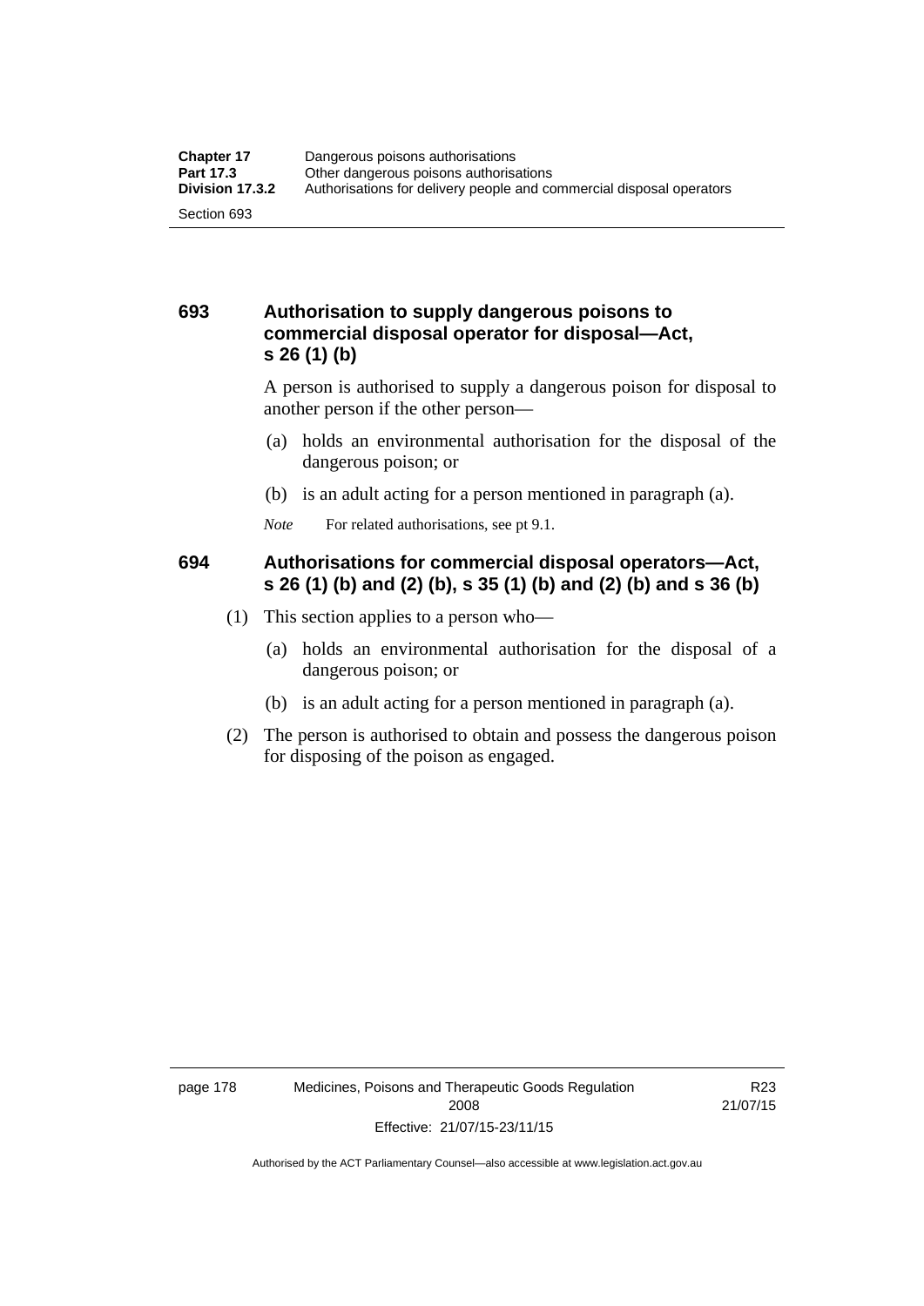### 693 Authorisation to supply dangerous poisons to commercial disposal operator for disposal—Act, s 26 (1) (b)

A person is authorised to supply a dangerous poison for disposal to another person if the other person—

(a) holds an environmental authorisation for the disposal of the dangerous poison; or

(b) is an adult acting for a person mentioned in paragraph (a).

*Note* For related authorisations, see pt 9.1.

### 694 Authorisations for commercial disposal operators—Act, s 26 (1) (b) and (2) (b), s 35 (1) (b) and (2) (b) and s 36 (b)

(1) This section applies to a person who—

(a) holds an environmental authorisation for the disposal of a dangerous poison; or

(b) is an adult acting for a person mentioned in paragraph (a).

(2) The person is authorised to obtain and possess the dangerous poison for disposing of the poison as engaged.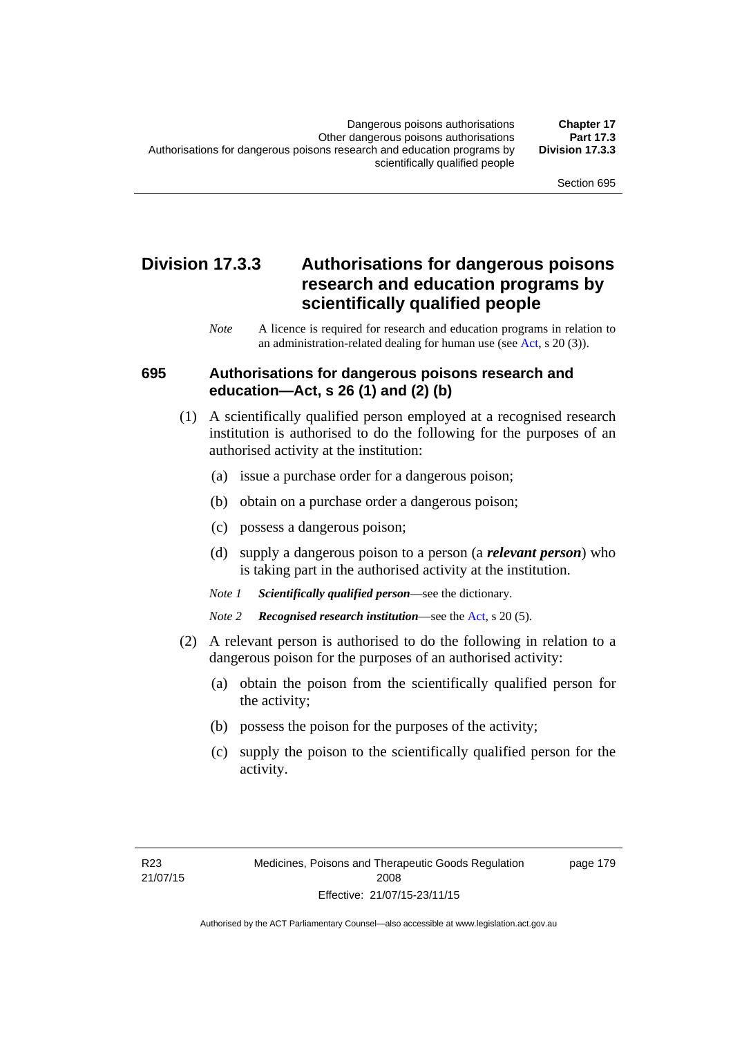## Division 17.3.3 Authorisations for dangerous poisons research and education programs by scientifically qualified people

*Note* A licence is required for research and education programs in relation to an administration-related dealing for human use (see Act, s 20 (3)).

### 695 Authorisations for dangerous poisons research and education—Act, s 26 (1) and (2) (b)

(1) A scientifically qualified person employed at a recognised research institution is authorised to do the following for the purposes of an authorised activity at the institution:

(a) issue a purchase order for a dangerous poison;

(b) obtain on a purchase order a dangerous poison;

(c) possess a dangerous poison;

(d) supply a dangerous poison to a person (a ***relevant person***) who is taking part in the authorised activity at the institution.

*Note 1* ***Scientifically qualified person***—see the dictionary.

*Note 2* ***Recognised research institution***—see the Act, s 20 (5).

(2) A relevant person is authorised to do the following in relation to a dangerous poison for the purposes of an authorised activity:

(a) obtain the poison from the scientifically qualified person for the activity;

(b) possess the poison for the purposes of the activity;

(c) supply the poison to the scientifically qualified person for the activity.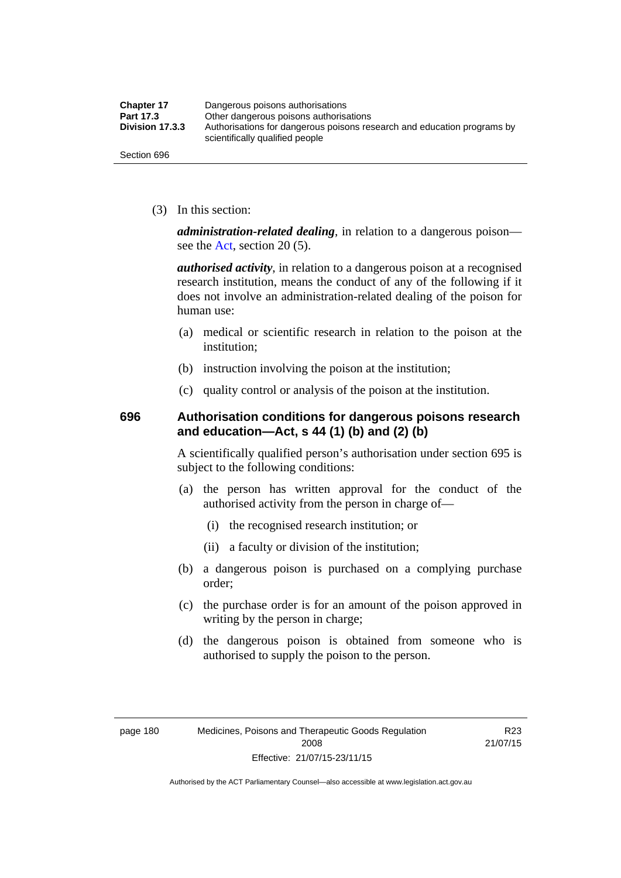(3) In this section:

***administration-related dealing***, in relation to a dangerous poison—see the Act, section 20 (5).

***authorised activity***, in relation to a dangerous poison at a recognised research institution, means the conduct of any of the following if it does not involve an administration-related dealing of the poison for human use:

(a) medical or scientific research in relation to the poison at the institution;

(b) instruction involving the poison at the institution;

(c) quality control or analysis of the poison at the institution.

### 696 Authorisation conditions for dangerous poisons research and education—Act, s 44 (1) (b) and (2) (b)

A scientifically qualified person's authorisation under section 695 is subject to the following conditions:

(a) the person has written approval for the conduct of the authorised activity from the person in charge of—

  (i) the recognised research institution; or

  (ii) a faculty or division of the institution;

(b) a dangerous poison is purchased on a complying purchase order;

(c) the purchase order is for an amount of the poison approved in writing by the person in charge;

(d) the dangerous poison is obtained from someone who is authorised to supply the poison to the person.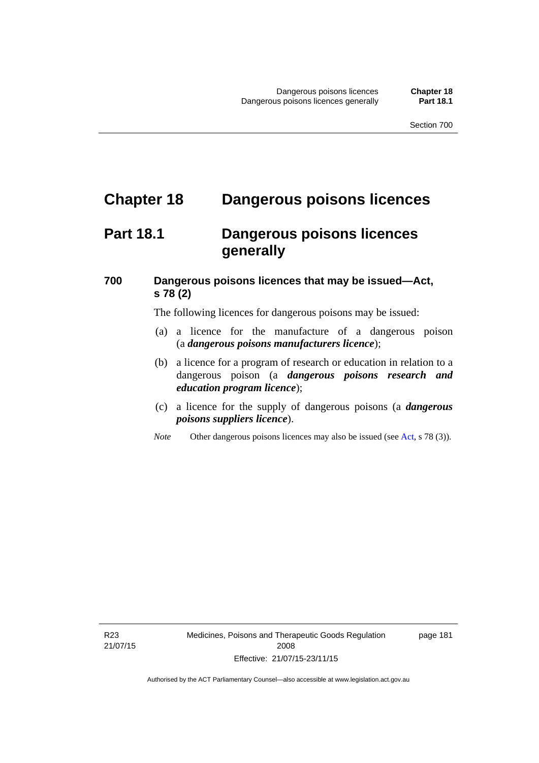# Chapter 18 Dangerous poisons licences

## Part 18.1 Dangerous poisons licences generally

### 700 Dangerous poisons licences that may be issued—Act, s 78 (2)

The following licences for dangerous poisons may be issued:

(a) a licence for the manufacture of a dangerous poison (a ***dangerous poisons manufacturers licence***);

(b) a licence for a program of research or education in relation to a dangerous poison (a ***dangerous poisons research and education program licence***);

(c) a licence for the supply of dangerous poisons (a ***dangerous poisons suppliers licence***).

*Note* Other dangerous poisons licences may also be issued (see Act, s 78 (3)).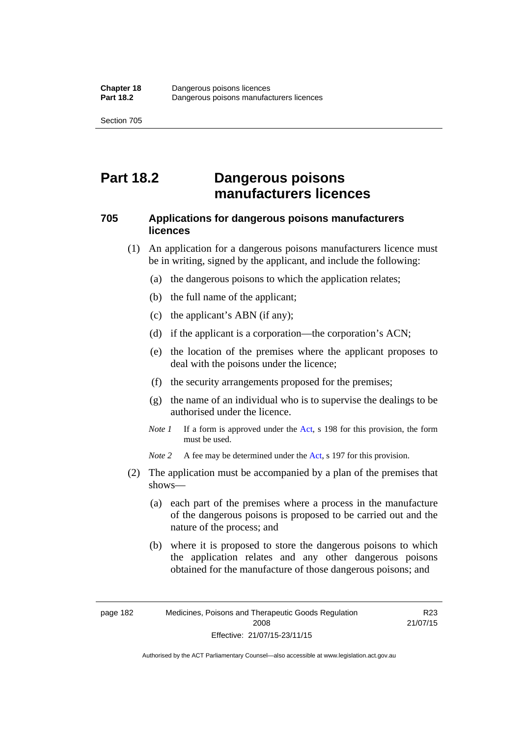# Part 18.2 Dangerous poisons manufacturers licences

## 705 Applications for dangerous poisons manufacturers licences

(1) An application for a dangerous poisons manufacturers licence must be in writing, signed by the applicant, and include the following:

(a) the dangerous poisons to which the application relates;

(b) the full name of the applicant;

(c) the applicant's ABN (if any);

(d) if the applicant is a corporation—the corporation's ACN;

(e) the location of the premises where the applicant proposes to deal with the poisons under the licence;

(f) the security arrangements proposed for the premises;

(g) the name of an individual who is to supervise the dealings to be authorised under the licence.

*Note 1* If a form is approved under the Act, s 198 for this provision, the form must be used.

*Note 2* A fee may be determined under the Act, s 197 for this provision.

(2) The application must be accompanied by a plan of the premises that shows—

(a) each part of the premises where a process in the manufacture of the dangerous poisons is proposed to be carried out and the nature of the process; and

(b) where it is proposed to store the dangerous poisons to which the application relates and any other dangerous poisons obtained for the manufacture of those dangerous poisons; and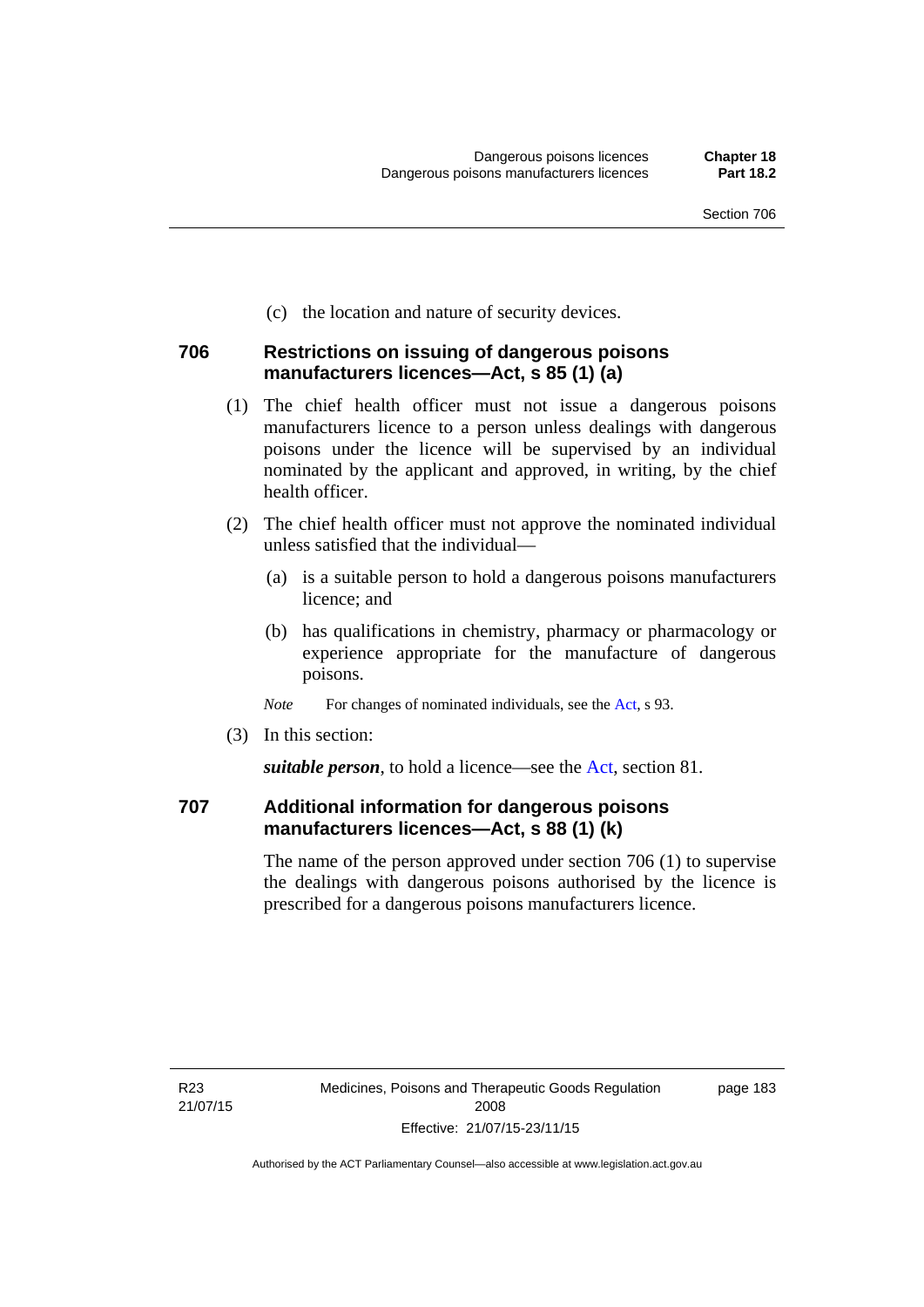(c) the location and nature of security devices.

### 706 Restrictions on issuing of dangerous poisons manufacturers licences—Act, s 85 (1) (a)

(1) The chief health officer must not issue a dangerous poisons manufacturers licence to a person unless dealings with dangerous poisons under the licence will be supervised by an individual nominated by the applicant and approved, in writing, by the chief health officer.

(2) The chief health officer must not approve the nominated individual unless satisfied that the individual—

(a) is a suitable person to hold a dangerous poisons manufacturers licence; and

(b) has qualifications in chemistry, pharmacy or pharmacology or experience appropriate for the manufacture of dangerous poisons.

*Note* For changes of nominated individuals, see the Act, s 93.

(3) In this section:

***suitable person***, to hold a licence—see the Act, section 81.

### 707 Additional information for dangerous poisons manufacturers licences—Act, s 88 (1) (k)

The name of the person approved under section 706 (1) to supervise the dealings with dangerous poisons authorised by the licence is prescribed for a dangerous poisons manufacturers licence.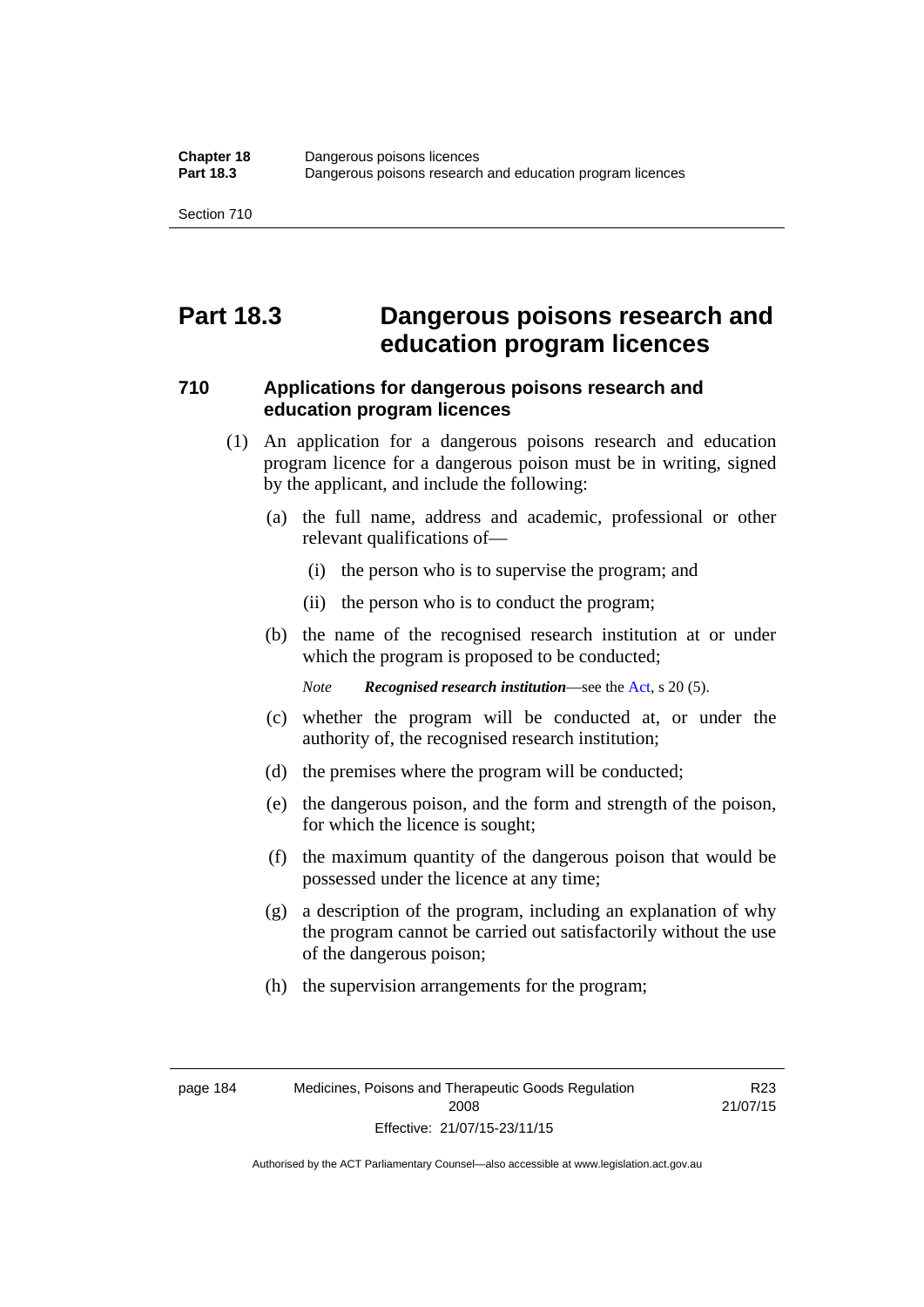# Part 18.3 Dangerous poisons research and education program licences

## 710 Applications for dangerous poisons research and education program licences

(1) An application for a dangerous poisons research and education program licence for a dangerous poison must be in writing, signed by the applicant, and include the following:

(a) the full name, address and academic, professional or other relevant qualifications of—

(i) the person who is to supervise the program; and

(ii) the person who is to conduct the program;

(b) the name of the recognised research institution at or under which the program is proposed to be conducted;

*Note* ***Recognised research institution***—see the Act, s 20 (5).

(c) whether the program will be conducted at, or under the authority of, the recognised research institution;

(d) the premises where the program will be conducted;

(e) the dangerous poison, and the form and strength of the poison, for which the licence is sought;

(f) the maximum quantity of the dangerous poison that would be possessed under the licence at any time;

(g) a description of the program, including an explanation of why the program cannot be carried out satisfactorily without the use of the dangerous poison;

(h) the supervision arrangements for the program;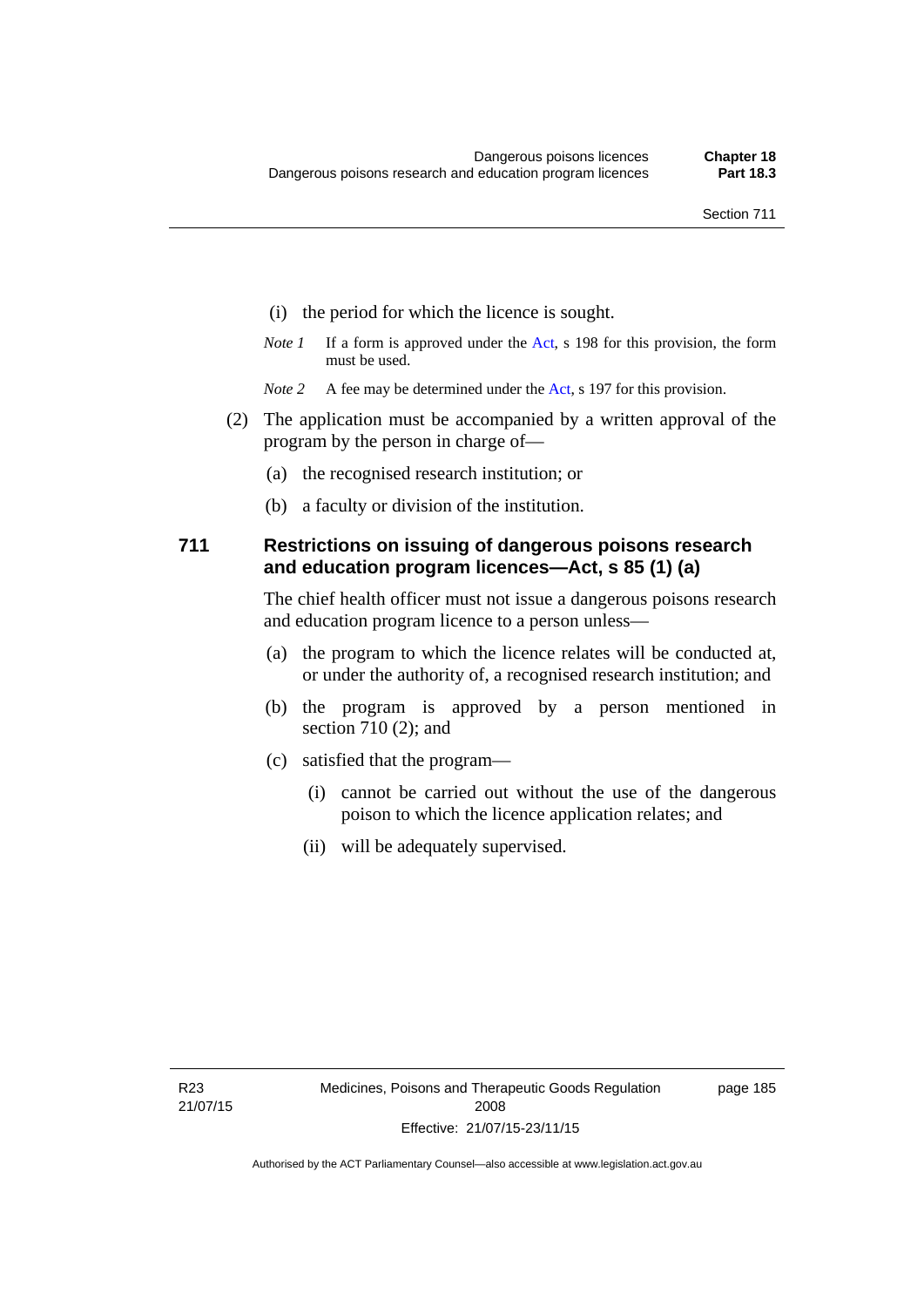(i) the period for which the licence is sought.

*Note 1* If a form is approved under the Act, s 198 for this provision, the form must be used.

*Note 2* A fee may be determined under the Act, s 197 for this provision.

(2) The application must be accompanied by a written approval of the program by the person in charge of—

(a) the recognised research institution; or

(b) a faculty or division of the institution.

### 711 Restrictions on issuing of dangerous poisons research and education program licences—Act, s 85 (1) (a)

The chief health officer must not issue a dangerous poisons research and education program licence to a person unless—

(a) the program to which the licence relates will be conducted at, or under the authority of, a recognised research institution; and

(b) the program is approved by a person mentioned in section 710 (2); and

(c) satisfied that the program—

(i) cannot be carried out without the use of the dangerous poison to which the licence application relates; and

(ii) will be adequately supervised.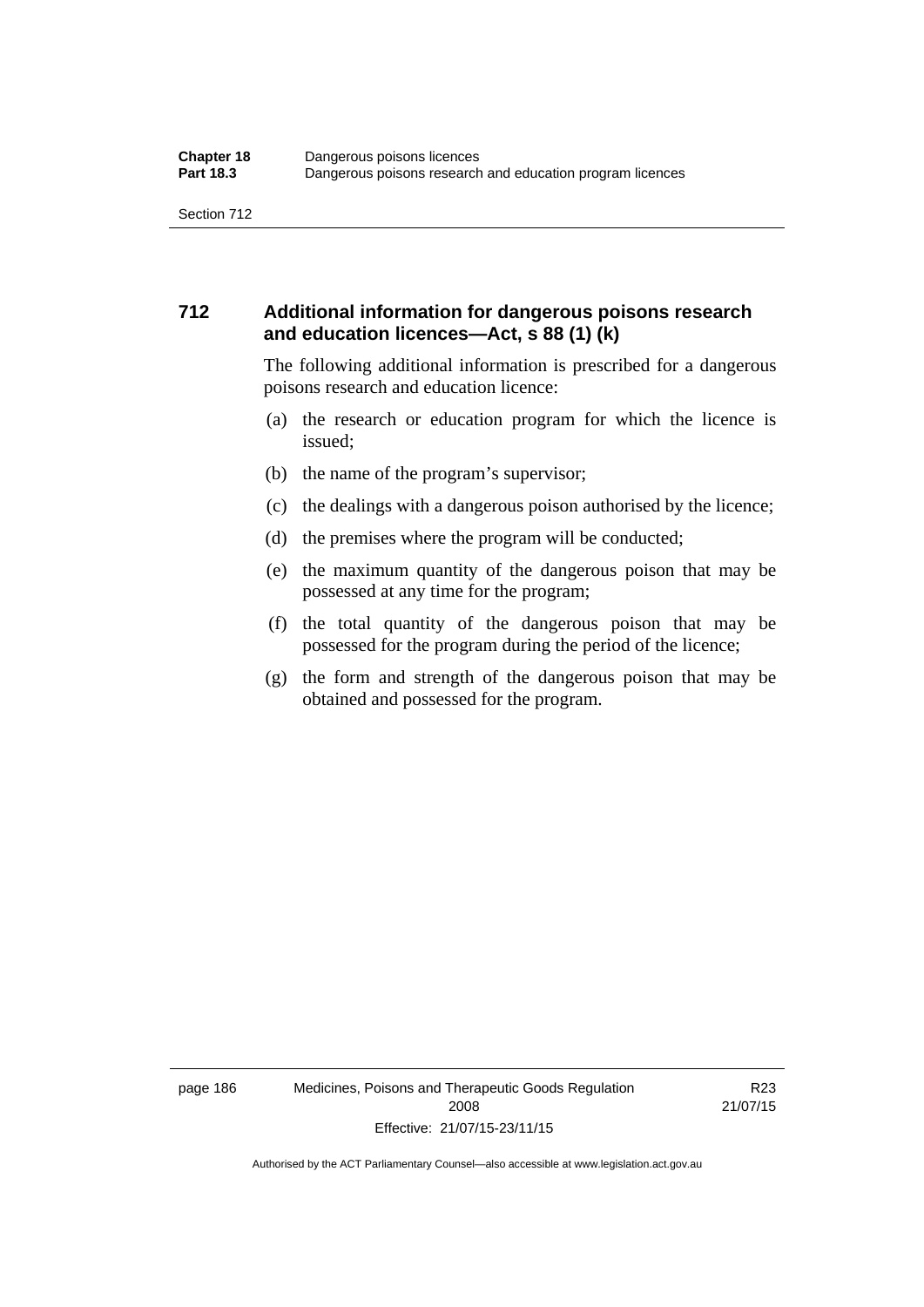### 712 Additional information for dangerous poisons research and education licences—Act, s 88 (1) (k)

The following additional information is prescribed for a dangerous poisons research and education licence:

(a) the research or education program for which the licence is issued;

(b) the name of the program's supervisor;

(c) the dealings with a dangerous poison authorised by the licence;

(d) the premises where the program will be conducted;

(e) the maximum quantity of the dangerous poison that may be possessed at any time for the program;

(f) the total quantity of the dangerous poison that may be possessed for the program during the period of the licence;

(g) the form and strength of the dangerous poison that may be obtained and possessed for the program.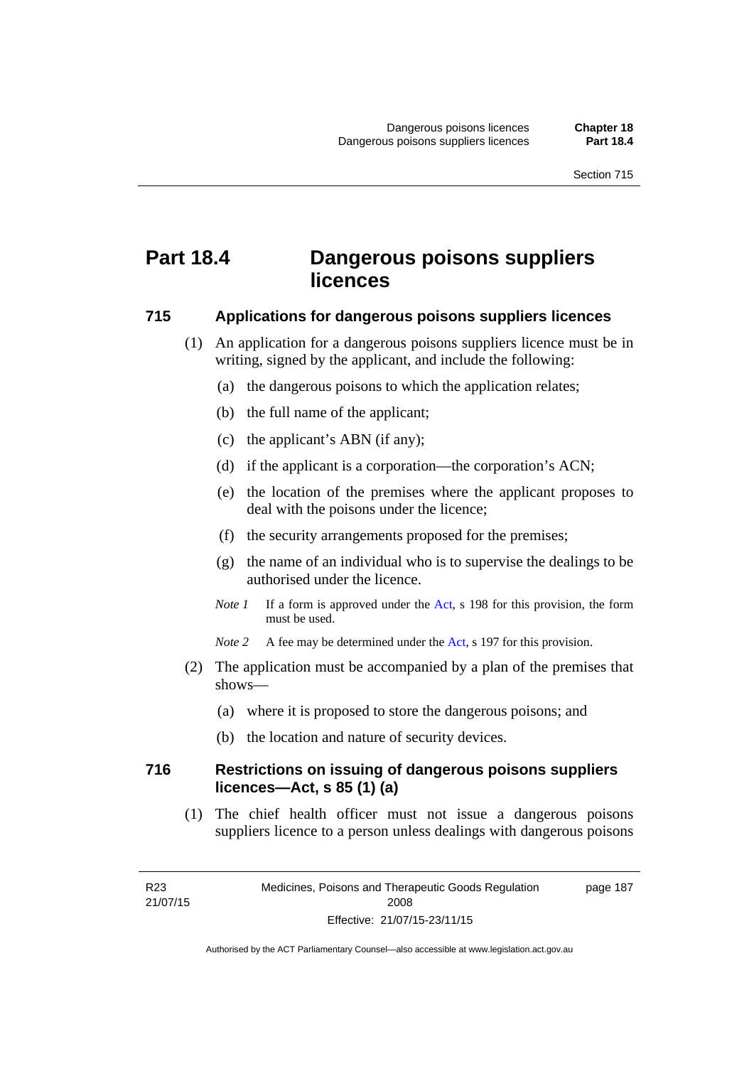# Part 18.4 Dangerous poisons suppliers licences

## 715 Applications for dangerous poisons suppliers licences

(1) An application for a dangerous poisons suppliers licence must be in writing, signed by the applicant, and include the following:

(a) the dangerous poisons to which the application relates;

(b) the full name of the applicant;

(c) the applicant's ABN (if any);

(d) if the applicant is a corporation—the corporation's ACN;

(e) the location of the premises where the applicant proposes to deal with the poisons under the licence;

(f) the security arrangements proposed for the premises;

(g) the name of an individual who is to supervise the dealings to be authorised under the licence.

*Note 1* If a form is approved under the Act, s 198 for this provision, the form must be used.

*Note 2* A fee may be determined under the Act, s 197 for this provision.

(2) The application must be accompanied by a plan of the premises that shows—

(a) where it is proposed to store the dangerous poisons; and

(b) the location and nature of security devices.

## 716 Restrictions on issuing of dangerous poisons suppliers licences—Act, s 85 (1) (a)

(1) The chief health officer must not issue a dangerous poisons suppliers licence to a person unless dealings with dangerous poisons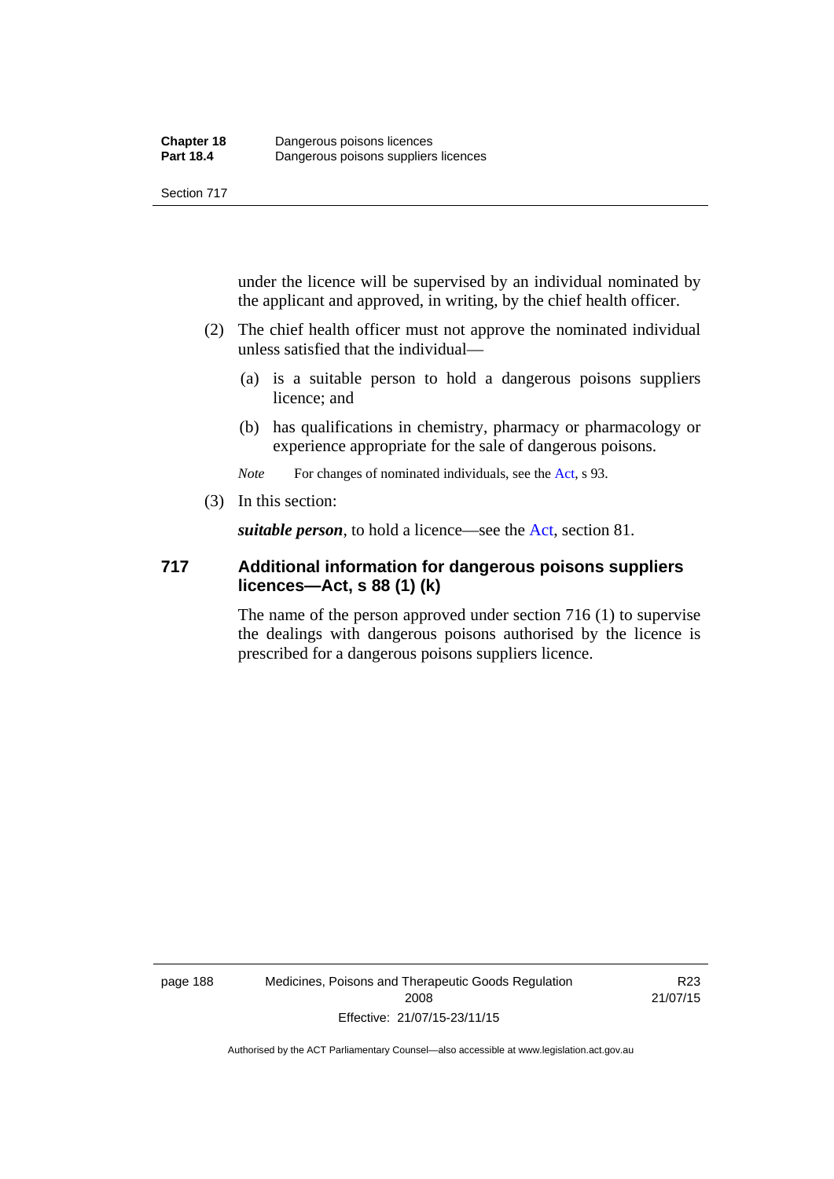under the licence will be supervised by an individual nominated by the applicant and approved, in writing, by the chief health officer.

(2) The chief health officer must not approve the nominated individual unless satisfied that the individual—

(a) is a suitable person to hold a dangerous poisons suppliers licence; and

(b) has qualifications in chemistry, pharmacy or pharmacology or experience appropriate for the sale of dangerous poisons.

*Note* For changes of nominated individuals, see the Act, s 93.

(3) In this section:

***suitable person***, to hold a licence—see the Act, section 81.

### 717 Additional information for dangerous poisons suppliers licences—Act, s 88 (1) (k)

The name of the person approved under section 716 (1) to supervise the dealings with dangerous poisons authorised by the licence is prescribed for a dangerous poisons suppliers licence.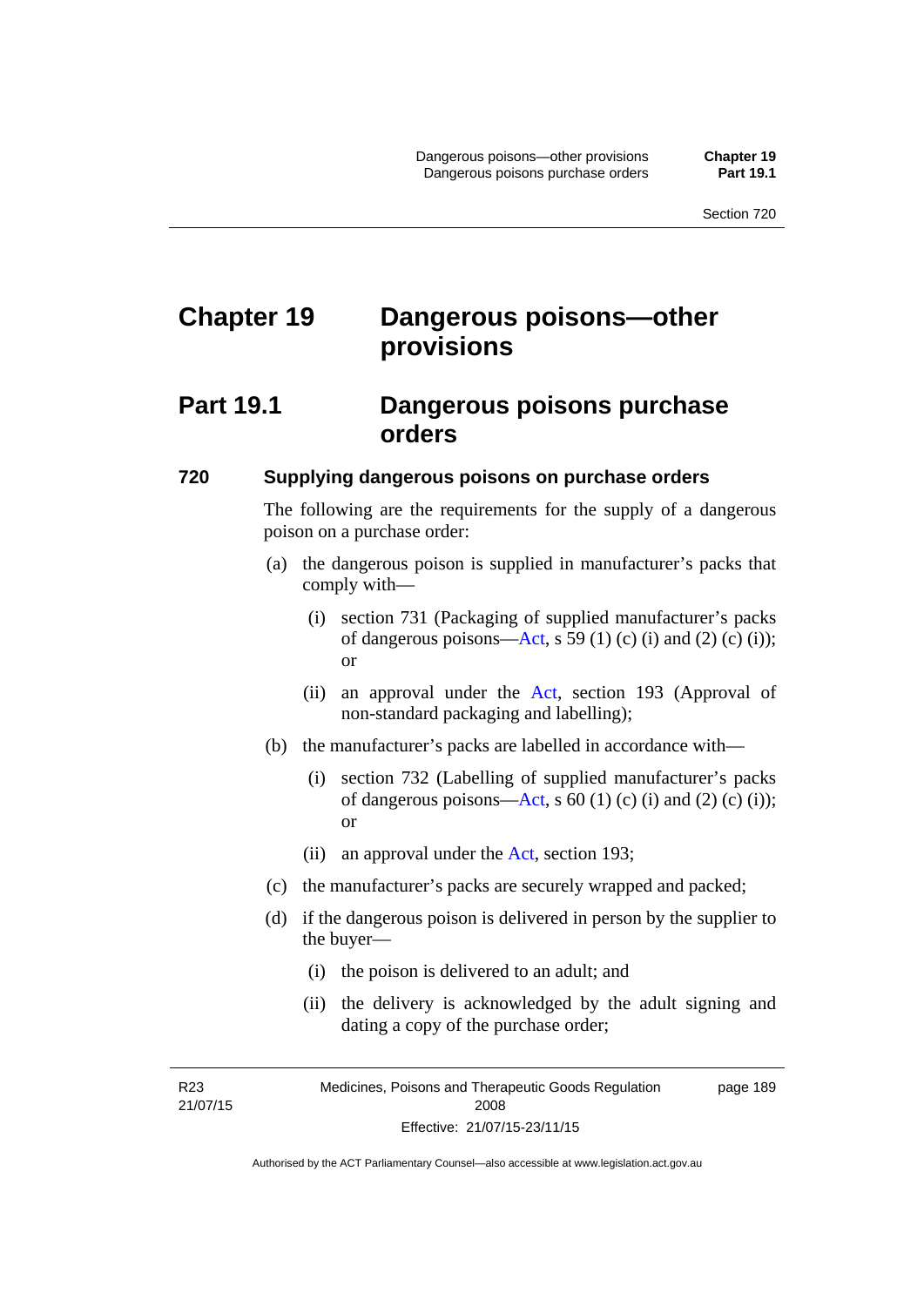# Chapter 19 Dangerous poisons—other provisions

## Part 19.1 Dangerous poisons purchase orders

### 720 Supplying dangerous poisons on purchase orders

The following are the requirements for the supply of a dangerous poison on a purchase order:

(a) the dangerous poison is supplied in manufacturer's packs that comply with—

(i) section 731 (Packaging of supplied manufacturer's packs of dangerous poisons—Act, s 59 (1) (c) (i) and (2) (c) (i)); or

(ii) an approval under the Act, section 193 (Approval of non-standard packaging and labelling);

(b) the manufacturer's packs are labelled in accordance with—

(i) section 732 (Labelling of supplied manufacturer's packs of dangerous poisons—Act, s 60 (1) (c) (i) and (2) (c) (i)); or

(ii) an approval under the Act, section 193;

(c) the manufacturer's packs are securely wrapped and packed;

(d) if the dangerous poison is delivered in person by the supplier to the buyer—

(i) the poison is delivered to an adult; and

(ii) the delivery is acknowledged by the adult signing and dating a copy of the purchase order;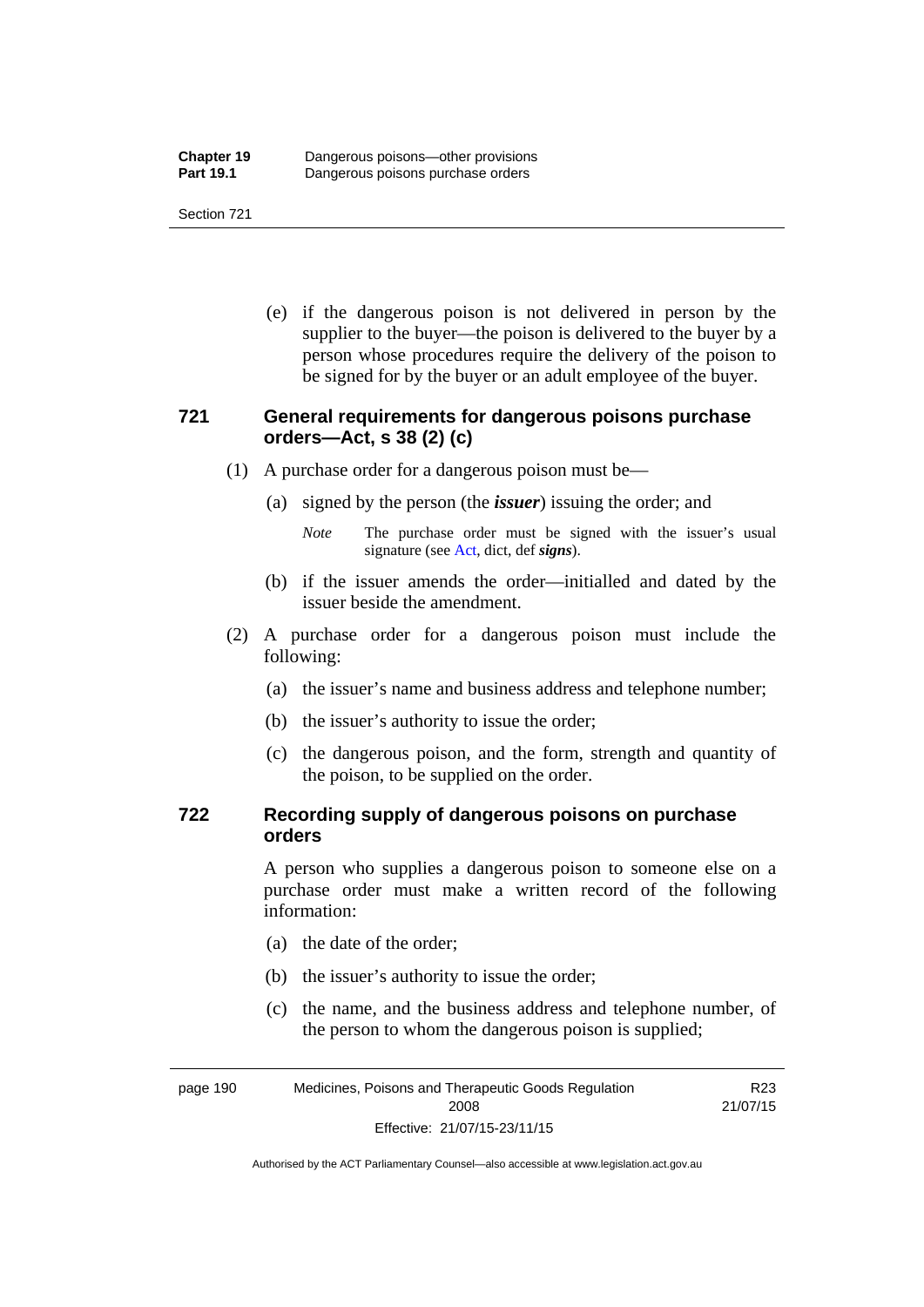(e) if the dangerous poison is not delivered in person by the supplier to the buyer—the poison is delivered to the buyer by a person whose procedures require the delivery of the poison to be signed for by the buyer or an adult employee of the buyer.

### 721 General requirements for dangerous poisons purchase orders—Act, s 38 (2) (c)

(1) A purchase order for a dangerous poison must be—

(a) signed by the person (the ***issuer***) issuing the order; and

*Note* The purchase order must be signed with the issuer's usual signature (see Act, dict, def ***signs***).

(b) if the issuer amends the order—initialled and dated by the issuer beside the amendment.

(2) A purchase order for a dangerous poison must include the following:

(a) the issuer's name and business address and telephone number;

(b) the issuer's authority to issue the order;

(c) the dangerous poison, and the form, strength and quantity of the poison, to be supplied on the order.

### 722 Recording supply of dangerous poisons on purchase orders

A person who supplies a dangerous poison to someone else on a purchase order must make a written record of the following information:

(a) the date of the order;

(b) the issuer's authority to issue the order;

(c) the name, and the business address and telephone number, of the person to whom the dangerous poison is supplied;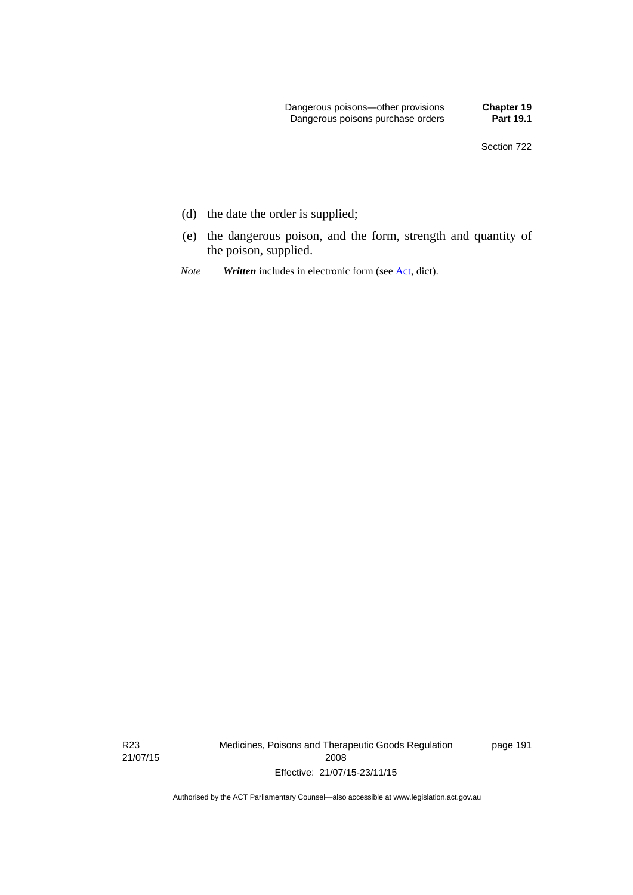(d) the date the order is supplied;

(e) the dangerous poison, and the form, strength and quantity of the poison, supplied.

*Note* ***Written*** includes in electronic form (see Act, dict).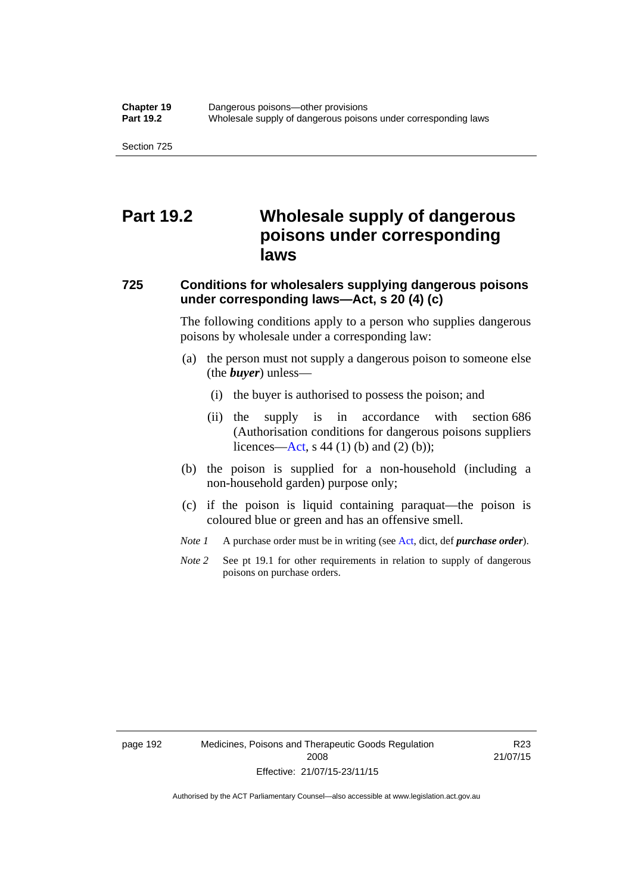# Part 19.2 Wholesale supply of dangerous poisons under corresponding laws

## 725 Conditions for wholesalers supplying dangerous poisons under corresponding laws—Act, s 20 (4) (c)

The following conditions apply to a person who supplies dangerous poisons by wholesale under a corresponding law:

(a) the person must not supply a dangerous poison to someone else (the ***buyer***) unless—

  (i) the buyer is authorised to possess the poison; and

  (ii) the supply is in accordance with section 686 (Authorisation conditions for dangerous poisons suppliers licences—Act, s 44 (1) (b) and (2) (b));

(b) the poison is supplied for a non-household (including a non-household garden) purpose only;

(c) if the poison is liquid containing paraquat—the poison is coloured blue or green and has an offensive smell.

*Note 1* A purchase order must be in writing (see Act, dict, def ***purchase order***).

*Note 2* See pt 19.1 for other requirements in relation to supply of dangerous poisons on purchase orders.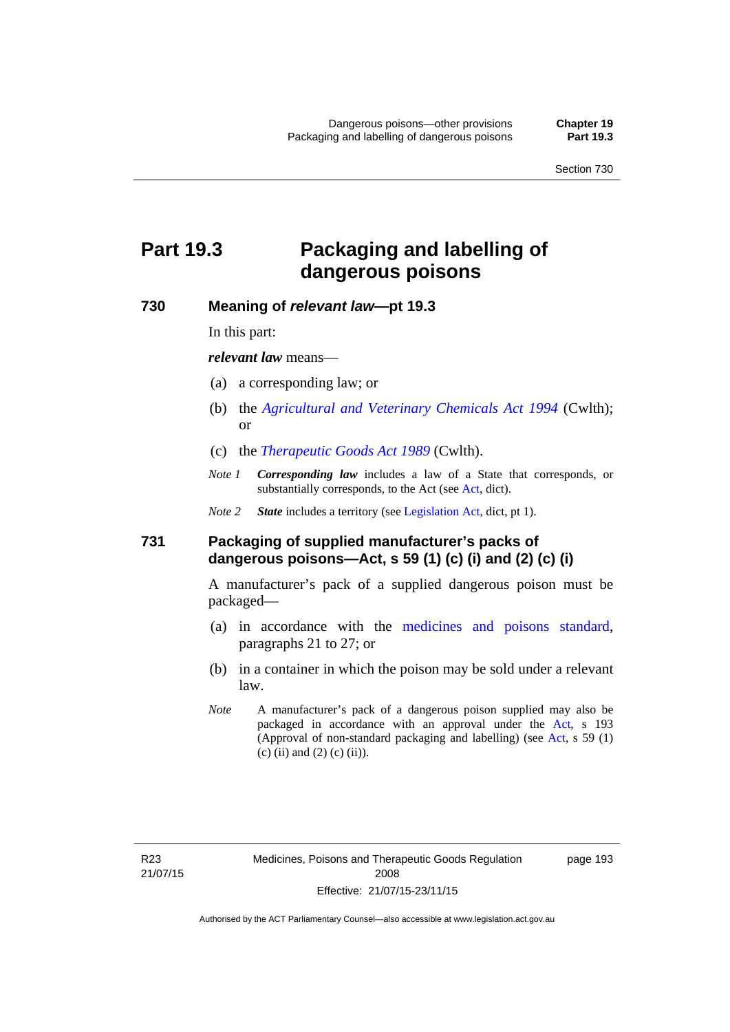# Part 19.3 Packaging and labelling of dangerous poisons

## 730 Meaning of *relevant law*—pt 19.3

In this part:

***relevant law*** means—

(a) a corresponding law; or

(b) the *Agricultural and Veterinary Chemicals Act 1994* (Cwlth); or

(c) the *Therapeutic Goods Act 1989* (Cwlth).

*Note 1* ***Corresponding law*** includes a law of a State that corresponds, or substantially corresponds, to the Act (see Act, dict).

*Note 2* ***State*** includes a territory (see Legislation Act, dict, pt 1).

## 731 Packaging of supplied manufacturer's packs of dangerous poisons—Act, s 59 (1) (c) (i) and (2) (c) (i)

A manufacturer's pack of a supplied dangerous poison must be packaged—

(a) in accordance with the medicines and poisons standard, paragraphs 21 to 27; or

(b) in a container in which the poison may be sold under a relevant law.

*Note* A manufacturer's pack of a dangerous poison supplied may also be packaged in accordance with an approval under the Act, s 193 (Approval of non-standard packaging and labelling) (see Act, s 59 (1) (c) (ii) and (2) (c) (ii)).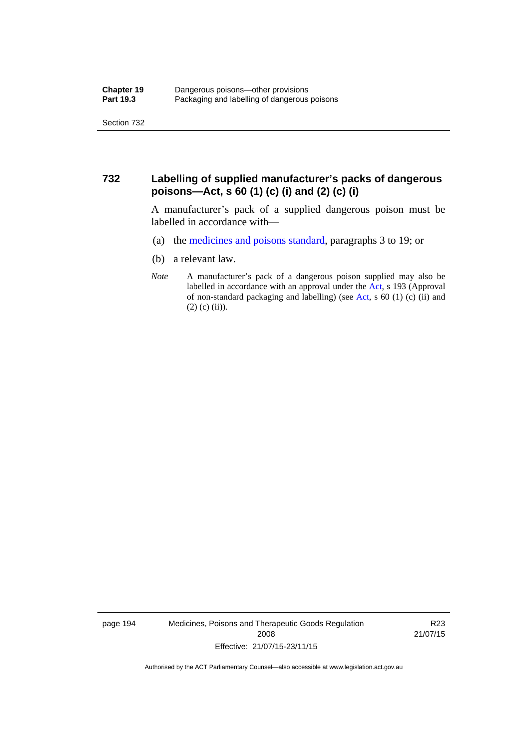## 732 Labelling of supplied manufacturer's packs of dangerous poisons—Act, s 60 (1) (c) (i) and (2) (c) (i)

A manufacturer's pack of a supplied dangerous poison must be labelled in accordance with—

(a) the medicines and poisons standard, paragraphs 3 to 19; or

(b) a relevant law.

*Note* A manufacturer's pack of a dangerous poison supplied may also be labelled in accordance with an approval under the Act, s 193 (Approval of non-standard packaging and labelling) (see Act, s 60 (1) (c) (ii) and (2) (c) (ii)).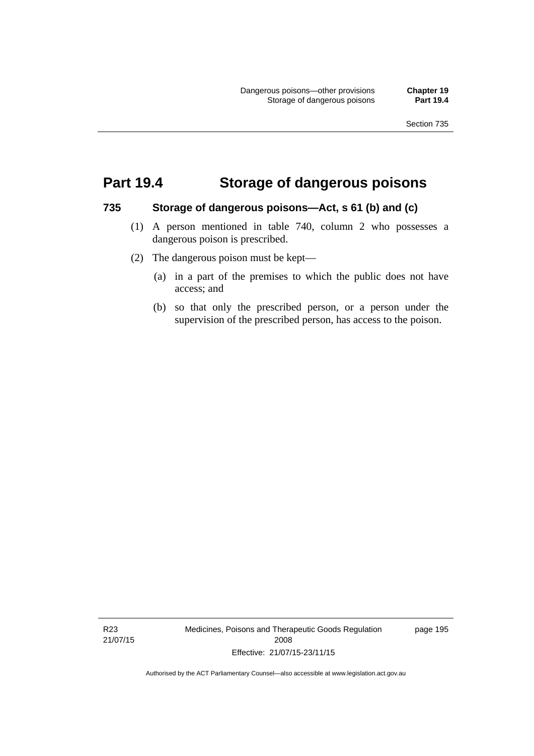# Part 19.4 Storage of dangerous poisons

## 735 Storage of dangerous poisons—Act, s 61 (b) and (c)

(1) A person mentioned in table 740, column 2 who possesses a dangerous poison is prescribed.

(2) The dangerous poison must be kept—

(a) in a part of the premises to which the public does not have access; and

(b) so that only the prescribed person, or a person under the supervision of the prescribed person, has access to the poison.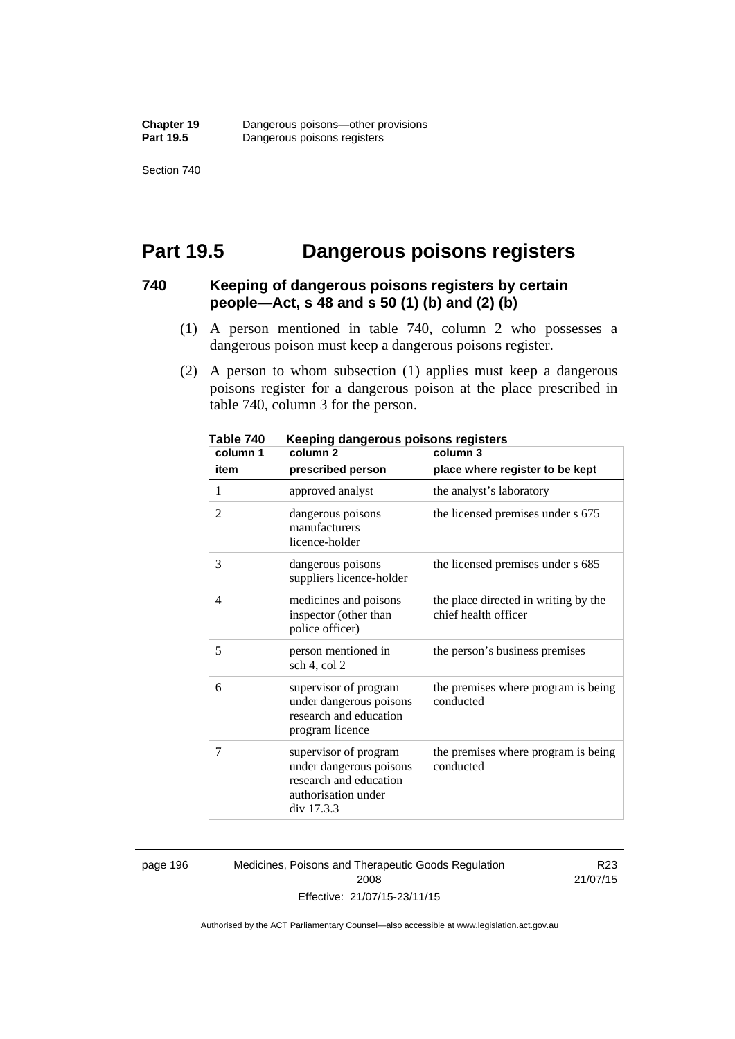## Part 19.5 Dangerous poisons registers

### 740 Keeping of dangerous poisons registers by certain people—Act, s 48 and s 50 (1) (b) and (2) (b)

(1) A person mentioned in table 740, column 2 who possesses a dangerous poison must keep a dangerous poisons register.

(2) A person to whom subsection (1) applies must keep a dangerous poisons register for a dangerous poison at the place prescribed in table 740, column 3 for the person.

**Table 740 Keeping dangerous poisons registers**

| column 1<br>item | column 2<br>prescribed person | column 3<br>place where register to be kept |
|---|---|---|
| 1 | approved analyst | the analyst's laboratory |
| 2 | dangerous poisons manufacturers licence-holder | the licensed premises under s 675 |
| 3 | dangerous poisons suppliers licence-holder | the licensed premises under s 685 |
| 4 | medicines and poisons inspector (other than police officer) | the place directed in writing by the chief health officer |
| 5 | person mentioned in sch 4, col 2 | the person's business premises |
| 6 | supervisor of program under dangerous poisons research and education program licence | the premises where program is being conducted |
| 7 | supervisor of program under dangerous poisons research and education authorisation under div 17.3.3 | the premises where program is being conducted |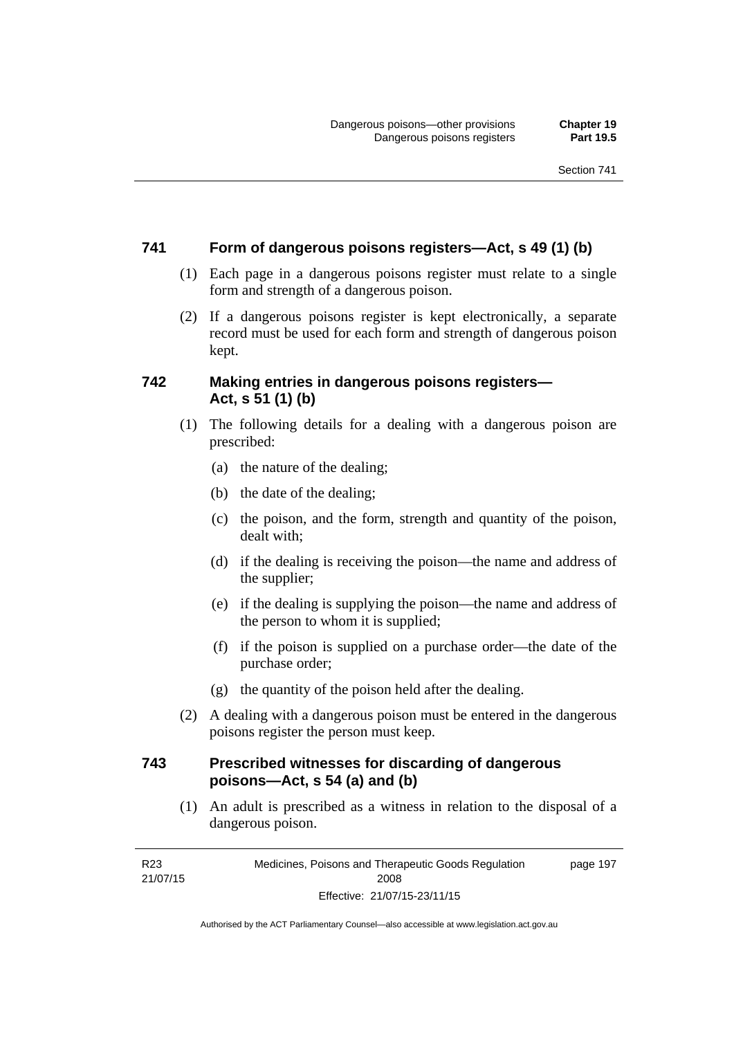### 741 Form of dangerous poisons registers—Act, s 49 (1) (b)

(1) Each page in a dangerous poisons register must relate to a single form and strength of a dangerous poison.

(2) If a dangerous poisons register is kept electronically, a separate record must be used for each form and strength of dangerous poison kept.

### 742 Making entries in dangerous poisons registers—Act, s 51 (1) (b)

(1) The following details for a dealing with a dangerous poison are prescribed:

(a) the nature of the dealing;

(b) the date of the dealing;

(c) the poison, and the form, strength and quantity of the poison, dealt with;

(d) if the dealing is receiving the poison—the name and address of the supplier;

(e) if the dealing is supplying the poison—the name and address of the person to whom it is supplied;

(f) if the poison is supplied on a purchase order—the date of the purchase order;

(g) the quantity of the poison held after the dealing.

(2) A dealing with a dangerous poison must be entered in the dangerous poisons register the person must keep.

### 743 Prescribed witnesses for discarding of dangerous poisons—Act, s 54 (a) and (b)

(1) An adult is prescribed as a witness in relation to the disposal of a dangerous poison.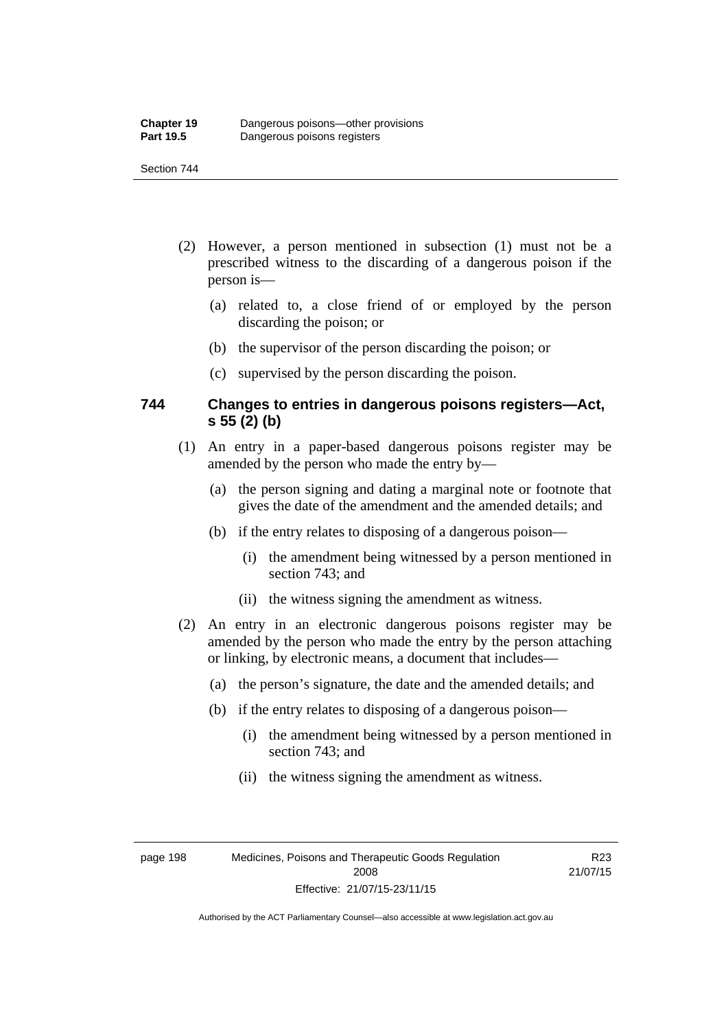(2) However, a person mentioned in subsection (1) must not be a prescribed witness to the discarding of a dangerous poison if the person is—

(a) related to, a close friend of or employed by the person discarding the poison; or

(b) the supervisor of the person discarding the poison; or

(c) supervised by the person discarding the poison.

### 744 Changes to entries in dangerous poisons registers—Act, s 55 (2) (b)

(1) An entry in a paper-based dangerous poisons register may be amended by the person who made the entry by—

(a) the person signing and dating a marginal note or footnote that gives the date of the amendment and the amended details; and

(b) if the entry relates to disposing of a dangerous poison—

(i) the amendment being witnessed by a person mentioned in section 743; and

(ii) the witness signing the amendment as witness.

(2) An entry in an electronic dangerous poisons register may be amended by the person who made the entry by the person attaching or linking, by electronic means, a document that includes—

(a) the person's signature, the date and the amended details; and

(b) if the entry relates to disposing of a dangerous poison—

(i) the amendment being witnessed by a person mentioned in section 743; and

(ii) the witness signing the amendment as witness.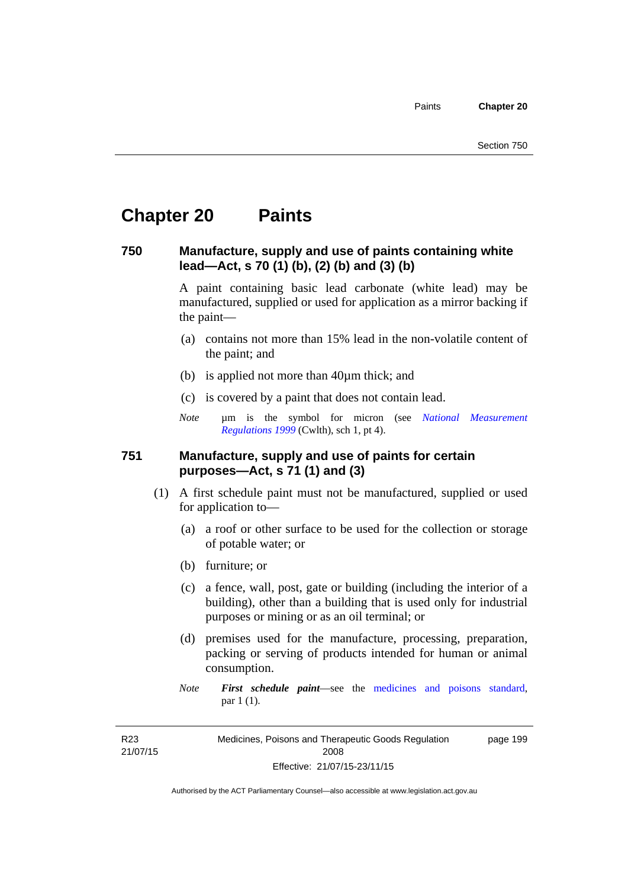# Chapter 20 Paints

## 750 Manufacture, supply and use of paints containing white lead—Act, s 70 (1) (b), (2) (b) and (3) (b)

A paint containing basic lead carbonate (white lead) may be manufactured, supplied or used for application as a mirror backing if the paint—

(a) contains not more than 15% lead in the non-volatile content of the paint; and

(b) is applied not more than 40µm thick; and

(c) is covered by a paint that does not contain lead.

*Note* µm is the symbol for micron (see *National Measurement Regulations 1999* (Cwlth), sch 1, pt 4).

## 751 Manufacture, supply and use of paints for certain purposes—Act, s 71 (1) and (3)

(1) A first schedule paint must not be manufactured, supplied or used for application to—

(a) a roof or other surface to be used for the collection or storage of potable water; or

(b) furniture; or

(c) a fence, wall, post, gate or building (including the interior of a building), other than a building that is used only for industrial purposes or mining or as an oil terminal; or

(d) premises used for the manufacture, processing, preparation, packing or serving of products intended for human or animal consumption.

*Note* ***First schedule paint***—see the medicines and poisons standard, par 1 (1).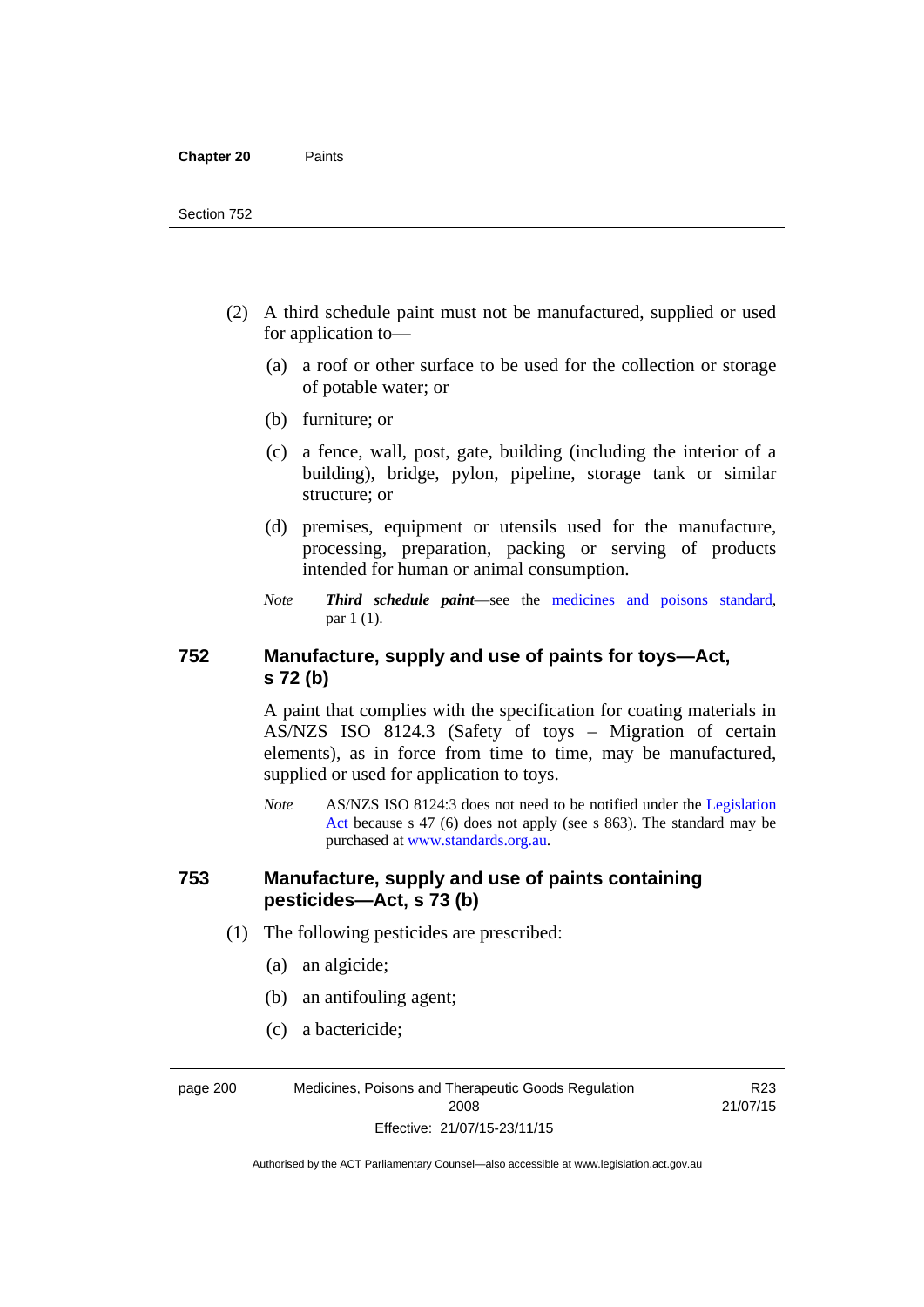(2) A third schedule paint must not be manufactured, supplied or used for application to—

(a) a roof or other surface to be used for the collection or storage of potable water; or

(b) furniture; or

(c) a fence, wall, post, gate, building (including the interior of a building), bridge, pylon, pipeline, storage tank or similar structure; or

(d) premises, equipment or utensils used for the manufacture, processing, preparation, packing or serving of products intended for human or animal consumption.

*Note* ***Third schedule paint***—see the medicines and poisons standard, par 1 (1).

## 752 Manufacture, supply and use of paints for toys—Act, s 72 (b)

A paint that complies with the specification for coating materials in AS/NZS ISO 8124.3 (Safety of toys – Migration of certain elements), as in force from time to time, may be manufactured, supplied or used for application to toys.

*Note* AS/NZS ISO 8124:3 does not need to be notified under the Legislation Act because s 47 (6) does not apply (see s 863). The standard may be purchased at www.standards.org.au.

## 753 Manufacture, supply and use of paints containing pesticides—Act, s 73 (b)

(1) The following pesticides are prescribed:

(a) an algicide;

(b) an antifouling agent;

(c) a bactericide;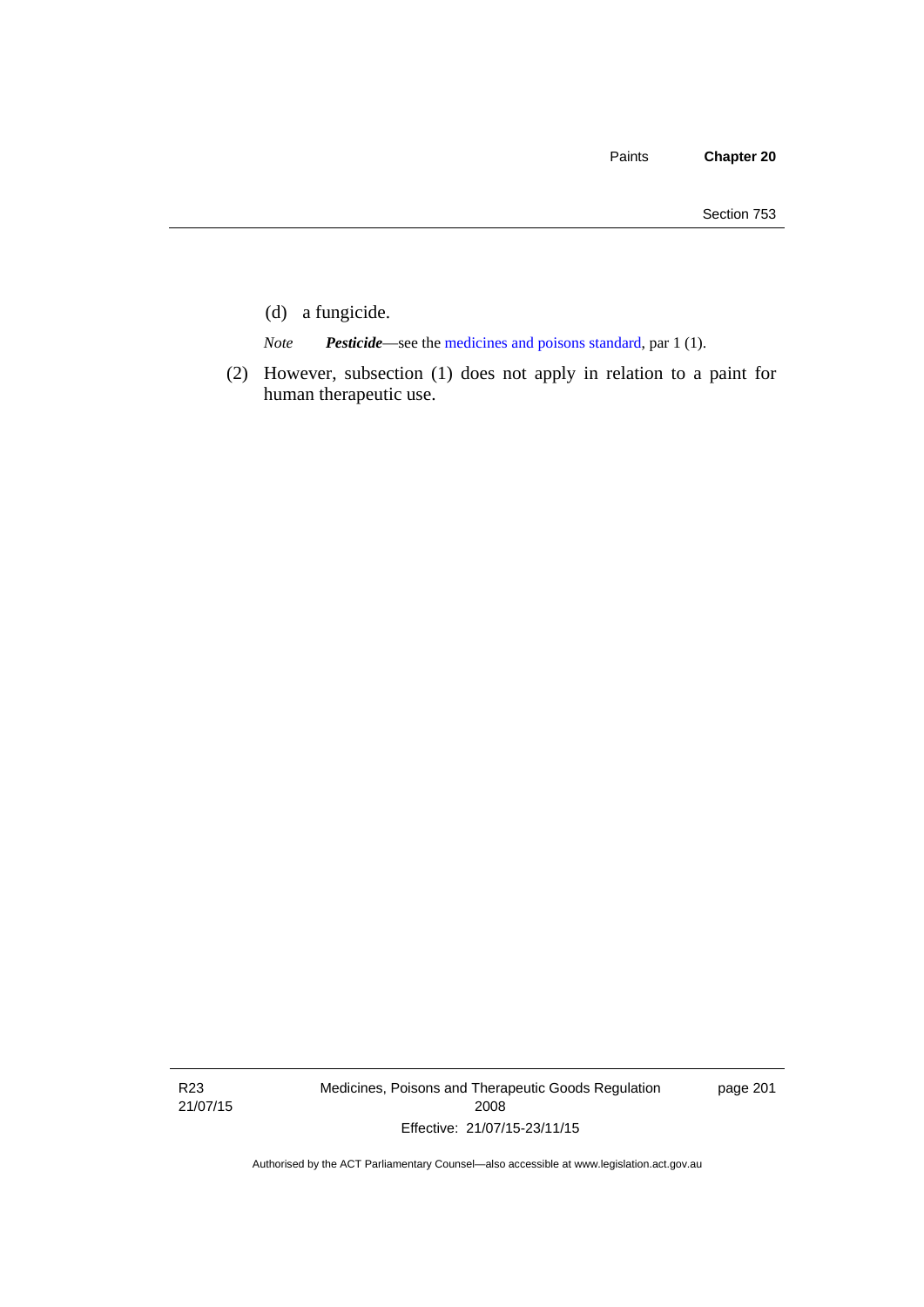(d) a fungicide.

*Note* ***Pesticide***—see the medicines and poisons standard, par 1 (1).

(2) However, subsection (1) does not apply in relation to a paint for human therapeutic use.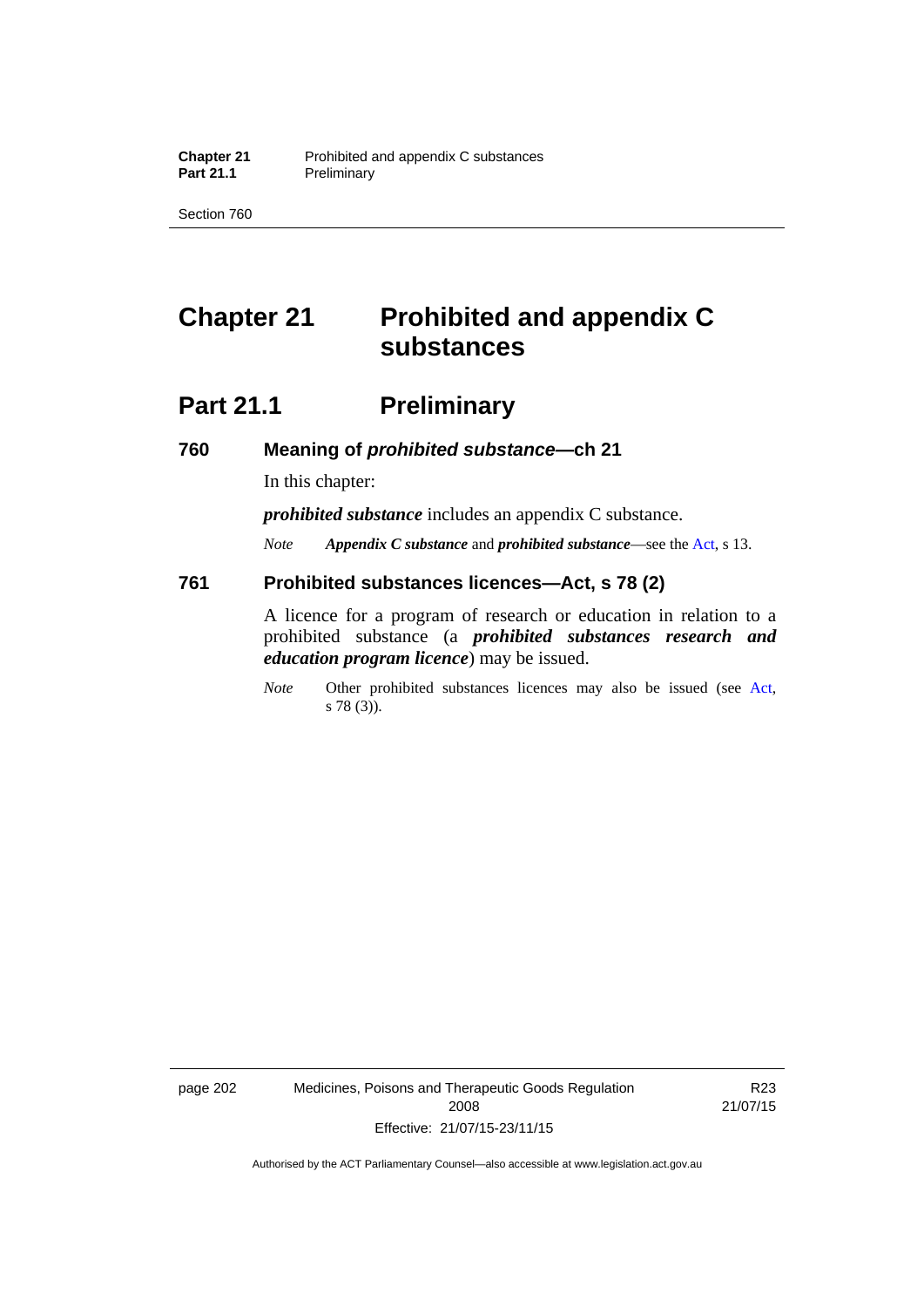# Chapter 21 Prohibited and appendix C substances

## Part 21.1 Preliminary

### 760 Meaning of *prohibited substance*—ch 21

In this chapter:

***prohibited substance*** includes an appendix C substance.

*Note* ***Appendix C substance*** and ***prohibited substance***—see the Act, s 13.

### 761 Prohibited substances licences—Act, s 78 (2)

A licence for a program of research or education in relation to a prohibited substance (a ***prohibited substances research and education program licence***) may be issued.

*Note* Other prohibited substances licences may also be issued (see Act, s 78 (3)).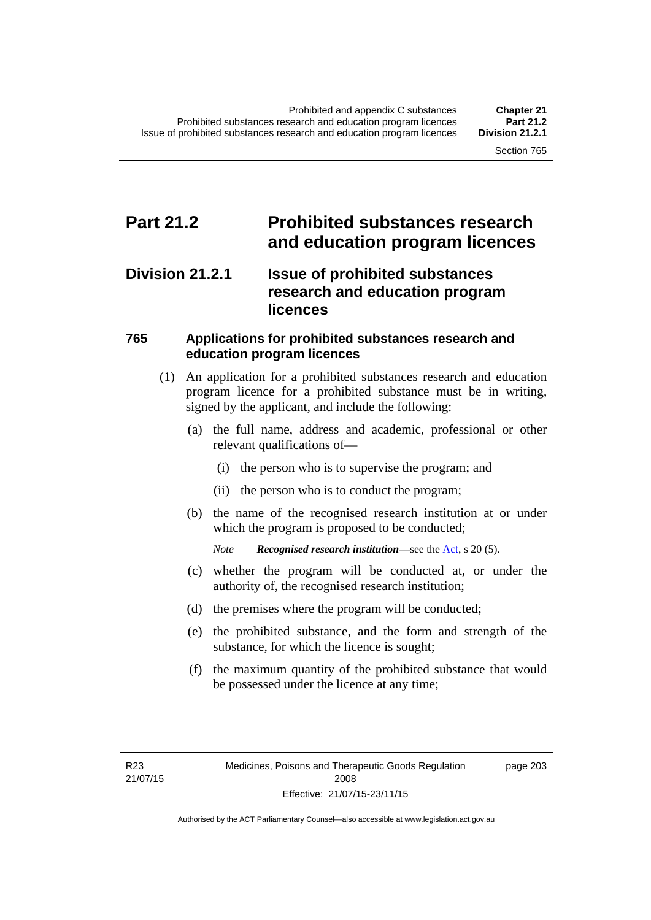# Part 21.2 Prohibited substances research and education program licences

## Division 21.2.1 Issue of prohibited substances research and education program licences

### 765 Applications for prohibited substances research and education program licences

(1) An application for a prohibited substances research and education program licence for a prohibited substance must be in writing, signed by the applicant, and include the following:

(a) the full name, address and academic, professional or other relevant qualifications of—

(i) the person who is to supervise the program; and

(ii) the person who is to conduct the program;

(b) the name of the recognised research institution at or under which the program is proposed to be conducted;

*Note* ***Recognised research institution***—see the Act, s 20 (5).

(c) whether the program will be conducted at, or under the authority of, the recognised research institution;

(d) the premises where the program will be conducted;

(e) the prohibited substance, and the form and strength of the substance, for which the licence is sought;

(f) the maximum quantity of the prohibited substance that would be possessed under the licence at any time;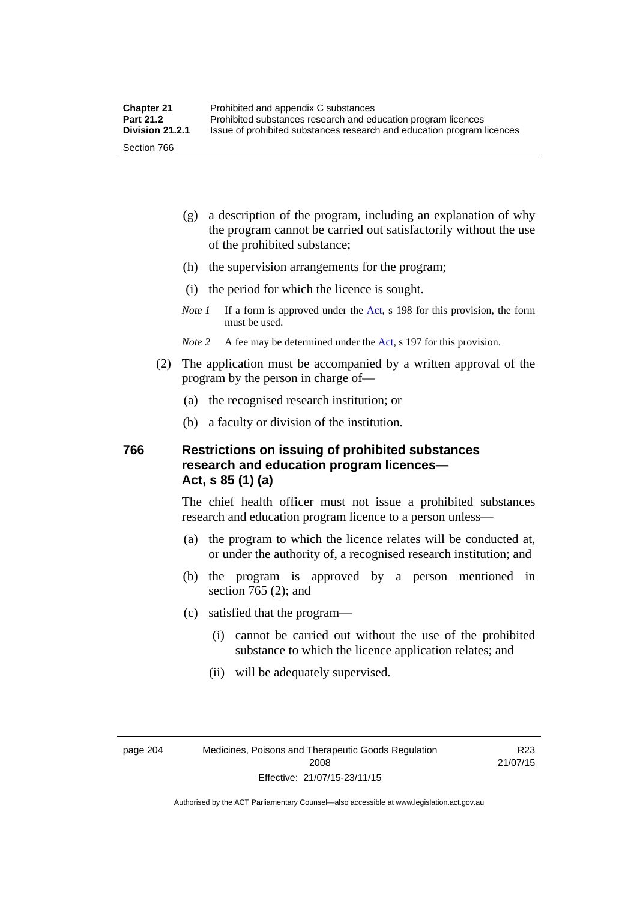(g) a description of the program, including an explanation of why the program cannot be carried out satisfactorily without the use of the prohibited substance;

(h) the supervision arrangements for the program;

(i) the period for which the licence is sought.

*Note 1* If a form is approved under the Act, s 198 for this provision, the form must be used.

*Note 2* A fee may be determined under the Act, s 197 for this provision.

(2) The application must be accompanied by a written approval of the program by the person in charge of—

(a) the recognised research institution; or

(b) a faculty or division of the institution.

### 766 Restrictions on issuing of prohibited substances research and education program licences—Act, s 85 (1) (a)

The chief health officer must not issue a prohibited substances research and education program licence to a person unless—

(a) the program to which the licence relates will be conducted at, or under the authority of, a recognised research institution; and

(b) the program is approved by a person mentioned in section 765 (2); and

(c) satisfied that the program—

(i) cannot be carried out without the use of the prohibited substance to which the licence application relates; and

(ii) will be adequately supervised.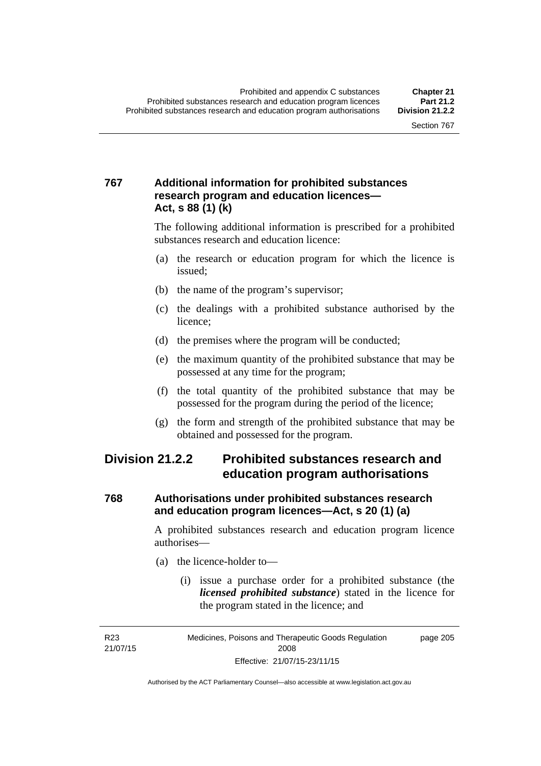### 767 Additional information for prohibited substances research program and education licences—Act, s 88 (1) (k)

The following additional information is prescribed for a prohibited substances research and education licence:

(a) the research or education program for which the licence is issued;

(b) the name of the program's supervisor;

(c) the dealings with a prohibited substance authorised by the licence;

(d) the premises where the program will be conducted;

(e) the maximum quantity of the prohibited substance that may be possessed at any time for the program;

(f) the total quantity of the prohibited substance that may be possessed for the program during the period of the licence;

(g) the form and strength of the prohibited substance that may be obtained and possessed for the program.

## Division 21.2.2 Prohibited substances research and education program authorisations

### 768 Authorisations under prohibited substances research and education program licences—Act, s 20 (1) (a)

A prohibited substances research and education program licence authorises—

(a) the licence-holder to—

(i) issue a purchase order for a prohibited substance (the ***licensed prohibited substance***) stated in the licence for the program stated in the licence; and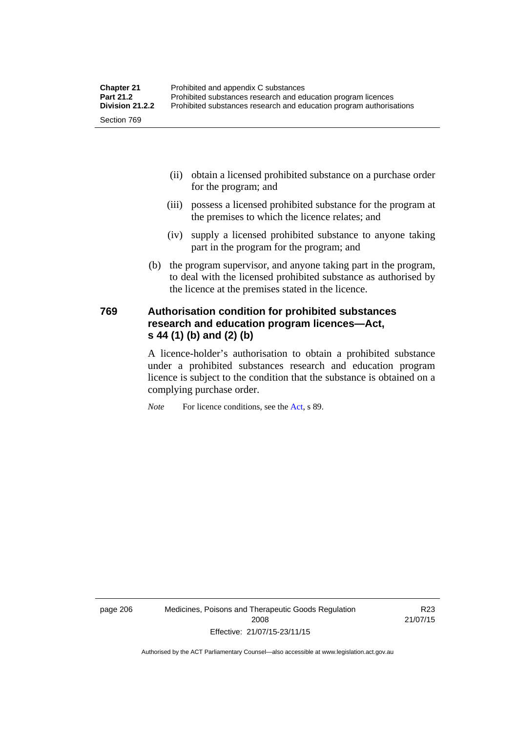(ii) obtain a licensed prohibited substance on a purchase order for the program; and

(iii) possess a licensed prohibited substance for the program at the premises to which the licence relates; and

(iv) supply a licensed prohibited substance to anyone taking part in the program for the program; and

(b) the program supervisor, and anyone taking part in the program, to deal with the licensed prohibited substance as authorised by the licence at the premises stated in the licence.

### 769 Authorisation condition for prohibited substances research and education program licences—Act, s 44 (1) (b) and (2) (b)

A licence-holder's authorisation to obtain a prohibited substance under a prohibited substances research and education program licence is subject to the condition that the substance is obtained on a complying purchase order.

*Note* For licence conditions, see the Act, s 89.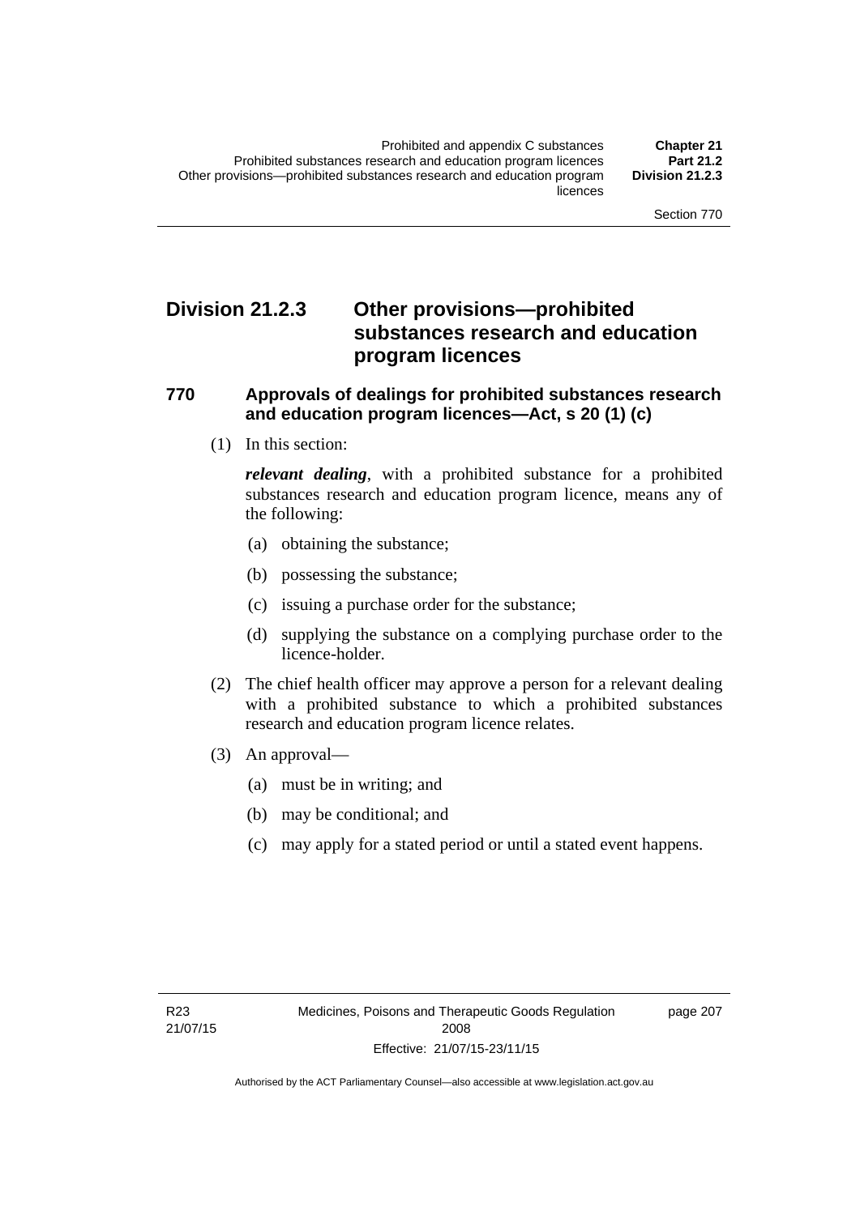## Division 21.2.3 Other provisions—prohibited substances research and education program licences

### 770 Approvals of dealings for prohibited substances research and education program licences—Act, s 20 (1) (c)

(1) In this section:

***relevant dealing***, with a prohibited substance for a prohibited substances research and education program licence, means any of the following:

(a) obtaining the substance;

(b) possessing the substance;

(c) issuing a purchase order for the substance;

(d) supplying the substance on a complying purchase order to the licence-holder.

(2) The chief health officer may approve a person for a relevant dealing with a prohibited substance to which a prohibited substances research and education program licence relates.

(3) An approval—

(a) must be in writing; and

(b) may be conditional; and

(c) may apply for a stated period or until a stated event happens.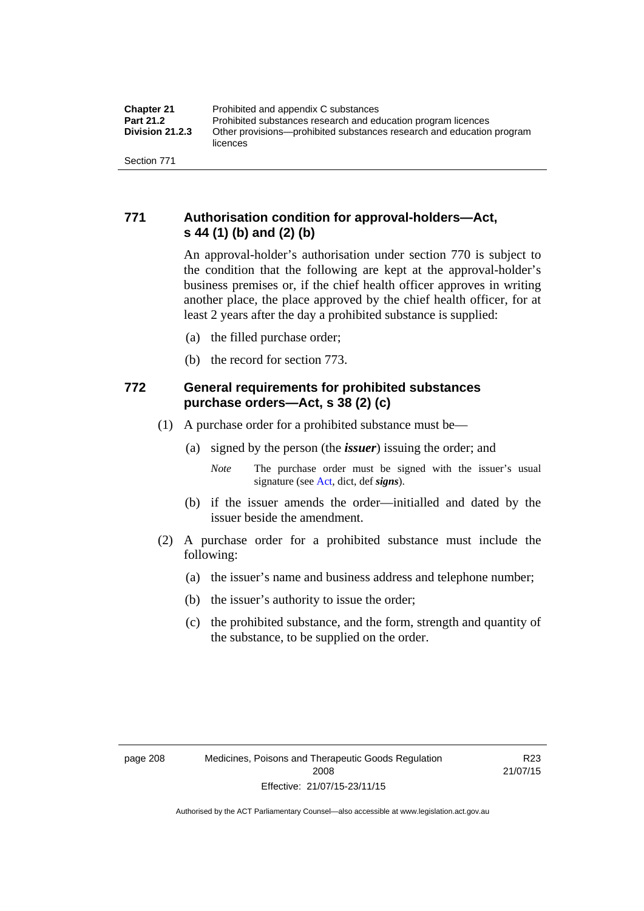## 771 Authorisation condition for approval-holders—Act, s 44 (1) (b) and (2) (b)

An approval-holder's authorisation under section 770 is subject to the condition that the following are kept at the approval-holder's business premises or, if the chief health officer approves in writing another place, the place approved by the chief health officer, for at least 2 years after the day a prohibited substance is supplied:

(a) the filled purchase order;

(b) the record for section 773.

## 772 General requirements for prohibited substances purchase orders—Act, s 38 (2) (c)

(1) A purchase order for a prohibited substance must be—

(a) signed by the person (the ***issuer***) issuing the order; and

*Note* The purchase order must be signed with the issuer's usual signature (see Act, dict, def ***signs***).

(b) if the issuer amends the order—initialled and dated by the issuer beside the amendment.

(2) A purchase order for a prohibited substance must include the following:

(a) the issuer's name and business address and telephone number;

(b) the issuer's authority to issue the order;

(c) the prohibited substance, and the form, strength and quantity of the substance, to be supplied on the order.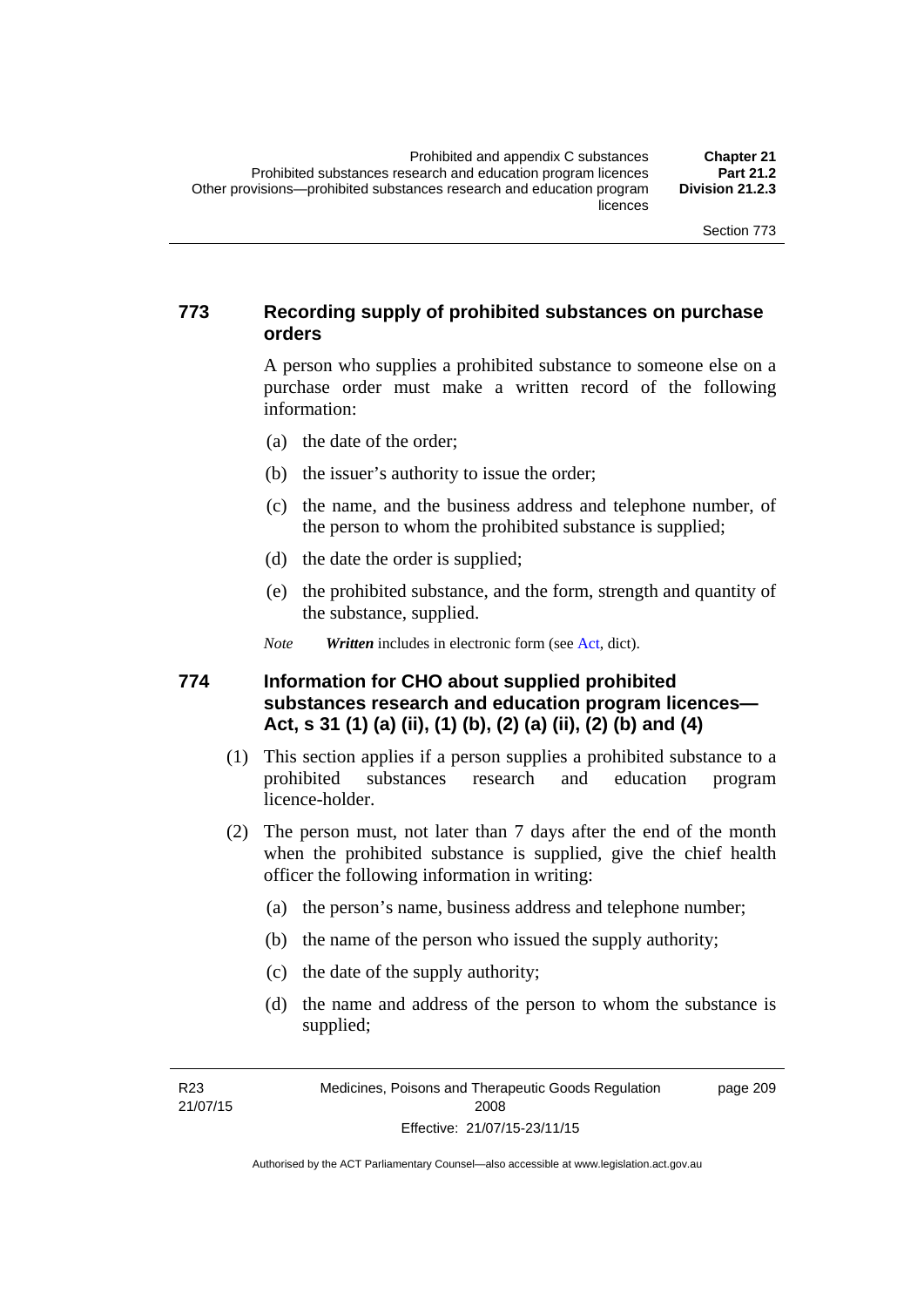## 773 Recording supply of prohibited substances on purchase orders

A person who supplies a prohibited substance to someone else on a purchase order must make a written record of the following information:

(a) the date of the order;

(b) the issuer's authority to issue the order;

(c) the name, and the business address and telephone number, of the person to whom the prohibited substance is supplied;

(d) the date the order is supplied;

(e) the prohibited substance, and the form, strength and quantity of the substance, supplied.

*Note* ***Written*** includes in electronic form (see Act, dict).

## 774 Information for CHO about supplied prohibited substances research and education program licences—Act, s 31 (1) (a) (ii), (1) (b), (2) (a) (ii), (2) (b) and (4)

(1) This section applies if a person supplies a prohibited substance to a prohibited substances research and education program licence-holder.

(2) The person must, not later than 7 days after the end of the month when the prohibited substance is supplied, give the chief health officer the following information in writing:

(a) the person's name, business address and telephone number;

(b) the name of the person who issued the supply authority;

(c) the date of the supply authority;

(d) the name and address of the person to whom the substance is supplied;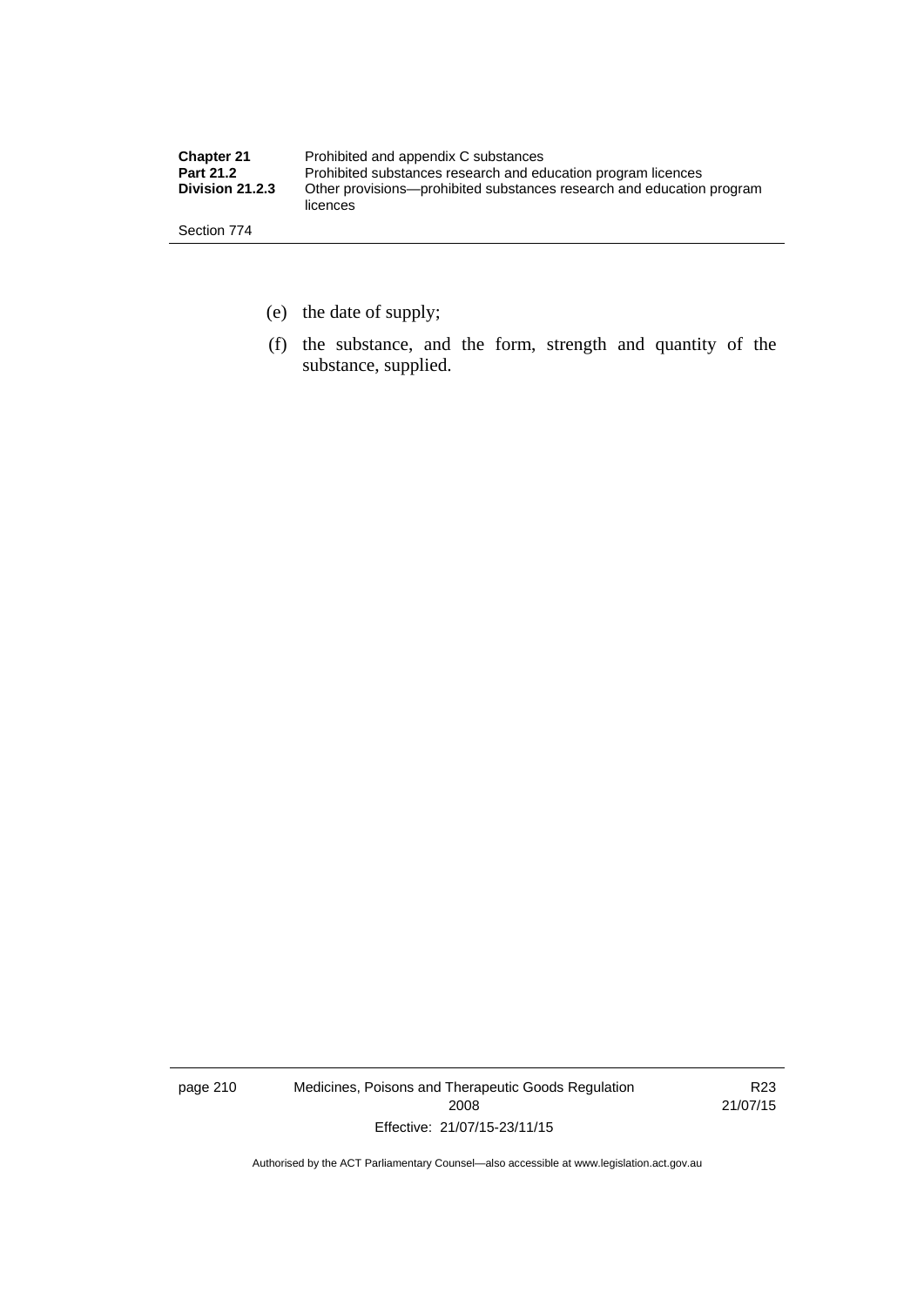(e) the date of supply;

(f) the substance, and the form, strength and quantity of the substance, supplied.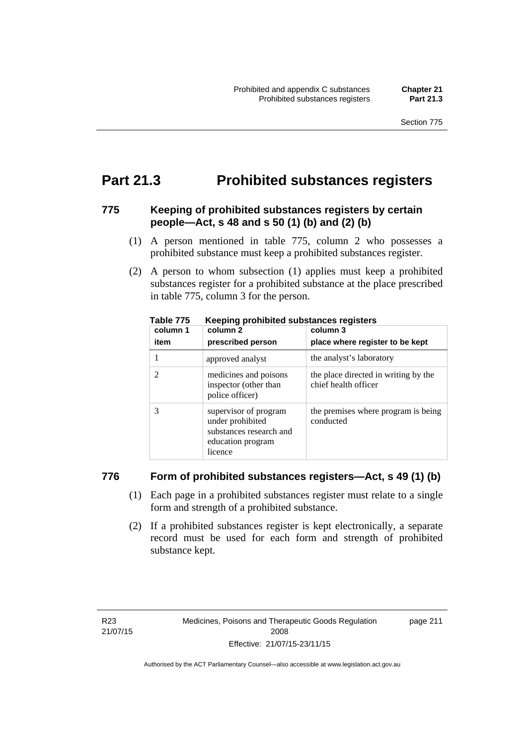# Part 21.3 Prohibited substances registers

## 775 Keeping of prohibited substances registers by certain people—Act, s 48 and s 50 (1) (b) and (2) (b)

(1) A person mentioned in table 775, column 2 who possesses a prohibited substance must keep a prohibited substances register.

(2) A person to whom subsection (1) applies must keep a prohibited substances register for a prohibited substance at the place prescribed in table 775, column 3 for the person.

**Table 775 Keeping prohibited substances registers**

| column 1<br>item | column 2<br>prescribed person | column 3<br>place where register to be kept |
|---|---|---|
| 1 | approved analyst | the analyst's laboratory |
| 2 | medicines and poisons inspector (other than police officer) | the place directed in writing by the chief health officer |
| 3 | supervisor of program under prohibited substances research and education program licence | the premises where program is being conducted |

## 776 Form of prohibited substances registers—Act, s 49 (1) (b)

(1) Each page in a prohibited substances register must relate to a single form and strength of a prohibited substance.

(2) If a prohibited substances register is kept electronically, a separate record must be used for each form and strength of prohibited substance kept.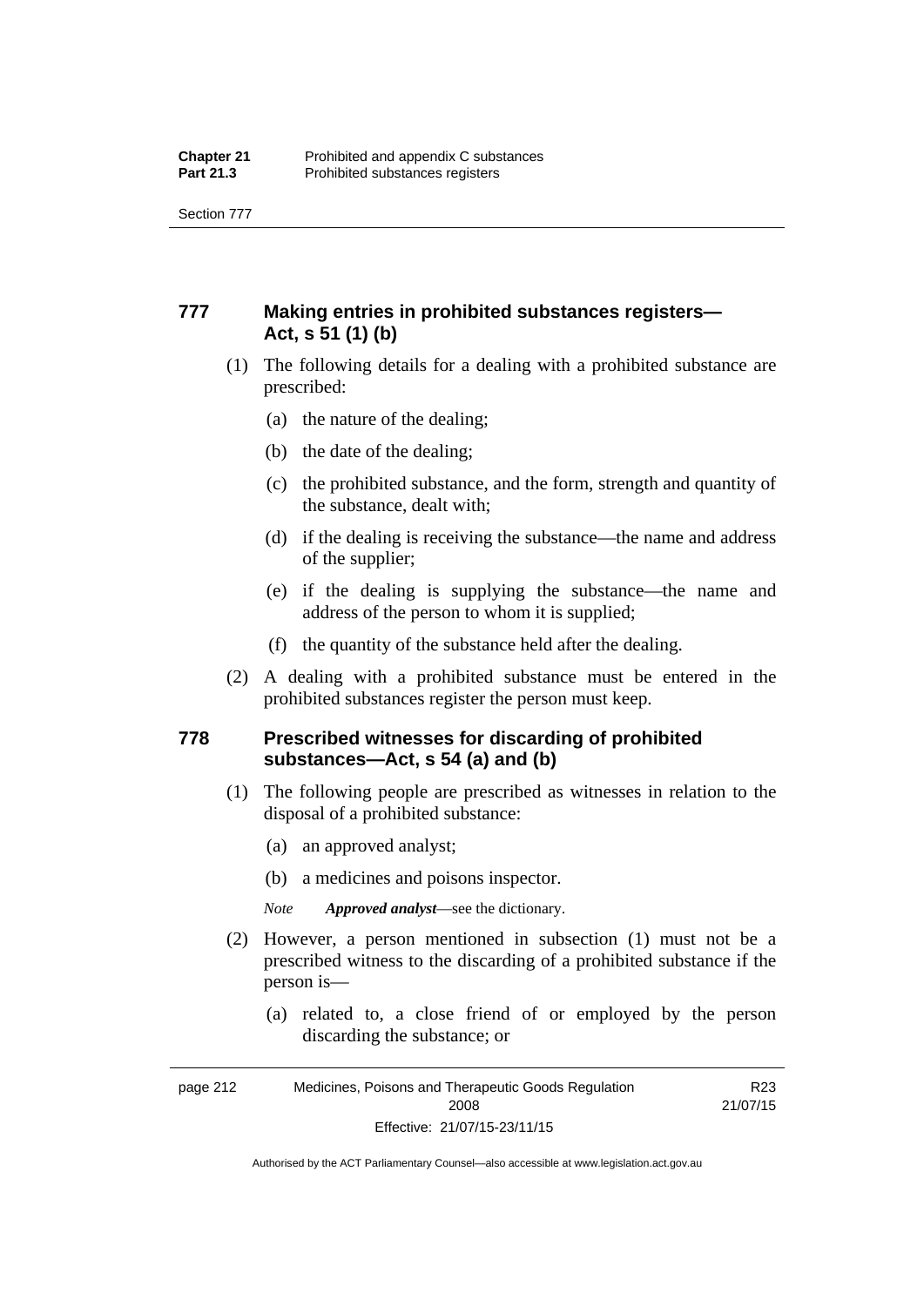## 777 Making entries in prohibited substances registers—Act, s 51 (1) (b)

(1) The following details for a dealing with a prohibited substance are prescribed:

(a) the nature of the dealing;

(b) the date of the dealing;

(c) the prohibited substance, and the form, strength and quantity of the substance, dealt with;

(d) if the dealing is receiving the substance—the name and address of the supplier;

(e) if the dealing is supplying the substance—the name and address of the person to whom it is supplied;

(f) the quantity of the substance held after the dealing.

(2) A dealing with a prohibited substance must be entered in the prohibited substances register the person must keep.

## 778 Prescribed witnesses for discarding of prohibited substances—Act, s 54 (a) and (b)

(1) The following people are prescribed as witnesses in relation to the disposal of a prohibited substance:

(a) an approved analyst;

(b) a medicines and poisons inspector.

*Note* ***Approved analyst***—see the dictionary.

(2) However, a person mentioned in subsection (1) must not be a prescribed witness to the discarding of a prohibited substance if the person is—

(a) related to, a close friend of or employed by the person discarding the substance; or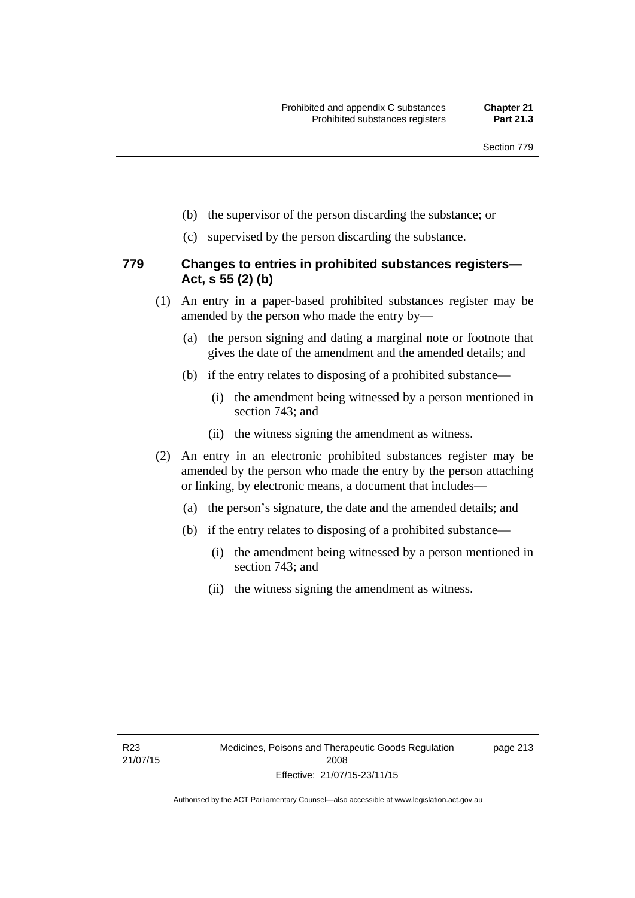(b) the supervisor of the person discarding the substance; or

(c) supervised by the person discarding the substance.

### 779 Changes to entries in prohibited substances registers—Act, s 55 (2) (b)

(1) An entry in a paper-based prohibited substances register may be amended by the person who made the entry by—

(a) the person signing and dating a marginal note or footnote that gives the date of the amendment and the amended details; and

(b) if the entry relates to disposing of a prohibited substance—

(i) the amendment being witnessed by a person mentioned in section 743; and

(ii) the witness signing the amendment as witness.

(2) An entry in an electronic prohibited substances register may be amended by the person who made the entry by the person attaching or linking, by electronic means, a document that includes—

(a) the person's signature, the date and the amended details; and

(b) if the entry relates to disposing of a prohibited substance—

(i) the amendment being witnessed by a person mentioned in section 743; and

(ii) the witness signing the amendment as witness.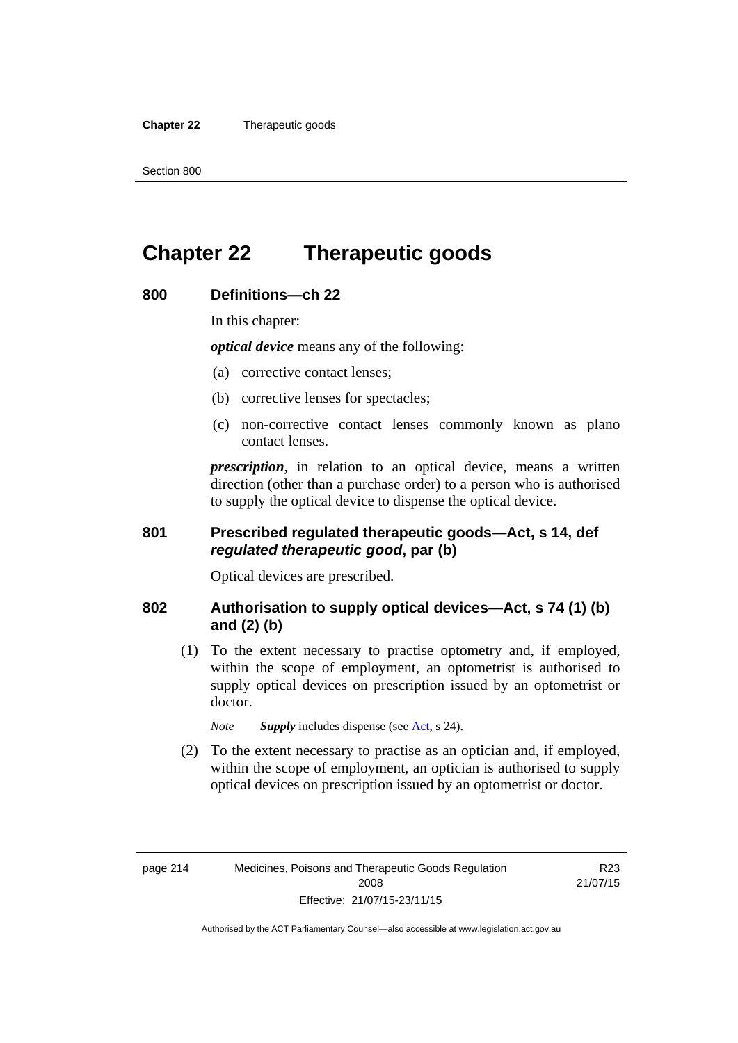# Chapter 22 Therapeutic goods

## 800 Definitions—ch 22

In this chapter:

***optical device*** means any of the following:

(a) corrective contact lenses;

(b) corrective lenses for spectacles;

(c) non-corrective contact lenses commonly known as plano contact lenses.

***prescription***, in relation to an optical device, means a written direction (other than a purchase order) to a person who is authorised to supply the optical device to dispense the optical device.

## 801 Prescribed regulated therapeutic goods—Act, s 14, def *regulated therapeutic good*, par (b)

Optical devices are prescribed.

## 802 Authorisation to supply optical devices—Act, s 74 (1) (b) and (2) (b)

(1) To the extent necessary to practise optometry and, if employed, within the scope of employment, an optometrist is authorised to supply optical devices on prescription issued by an optometrist or doctor.

*Note* ***Supply*** includes dispense (see Act, s 24).

(2) To the extent necessary to practise as an optician and, if employed, within the scope of employment, an optician is authorised to supply optical devices on prescription issued by an optometrist or doctor.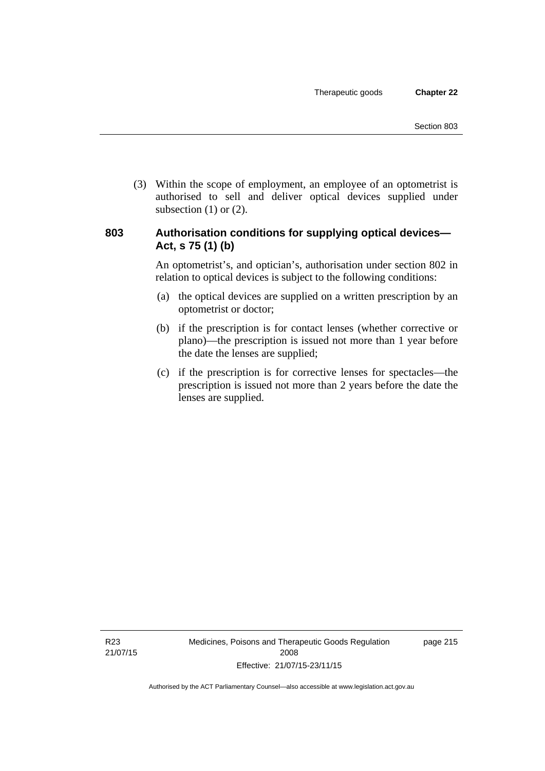(3) Within the scope of employment, an employee of an optometrist is authorised to sell and deliver optical devices supplied under subsection (1) or (2).

### 803 Authorisation conditions for supplying optical devices—Act, s 75 (1) (b)

An optometrist's, and optician's, authorisation under section 802 in relation to optical devices is subject to the following conditions:

(a) the optical devices are supplied on a written prescription by an optometrist or doctor;

(b) if the prescription is for contact lenses (whether corrective or plano)—the prescription is issued not more than 1 year before the date the lenses are supplied;

(c) if the prescription is for corrective lenses for spectacles—the prescription is issued not more than 2 years before the date the lenses are supplied.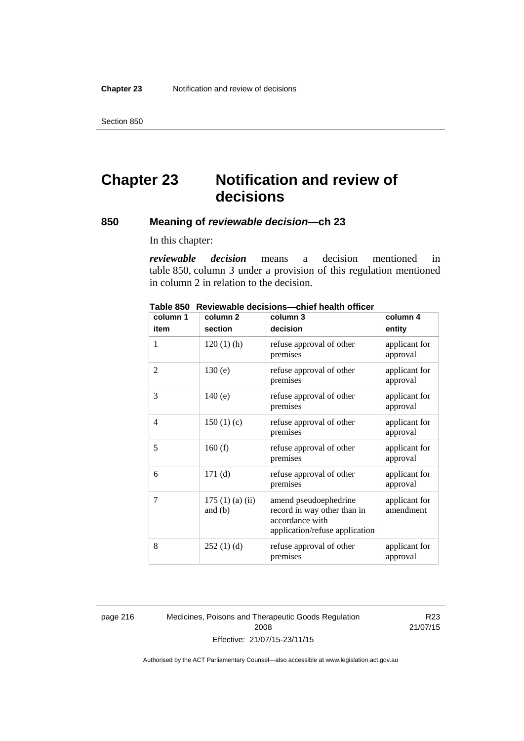# Chapter 23 Notification and review of decisions

## 850 Meaning of *reviewable decision*—ch 23

In this chapter:

***reviewable decision*** means a decision mentioned in table 850, column 3 under a provision of this regulation mentioned in column 2 in relation to the decision.

**Table 850 Reviewable decisions—chief health officer**

| column 1<br>item | column 2<br>section | column 3<br>decision | column 4<br>entity |
|---|---|---|---|
| 1 | 120 (1) (h) | refuse approval of other premises | applicant for approval |
| 2 | 130 (e) | refuse approval of other premises | applicant for approval |
| 3 | 140 (e) | refuse approval of other premises | applicant for approval |
| 4 | 150 (1) (c) | refuse approval of other premises | applicant for approval |
| 5 | 160 (f) | refuse approval of other premises | applicant for approval |
| 6 | 171 (d) | refuse approval of other premises | applicant for approval |
| 7 | 175 (1) (a) (ii) and (b) | amend pseudoephedrine record in way other than in accordance with application/refuse application | applicant for amendment |
| 8 | 252 (1) (d) | refuse approval of other premises | applicant for approval |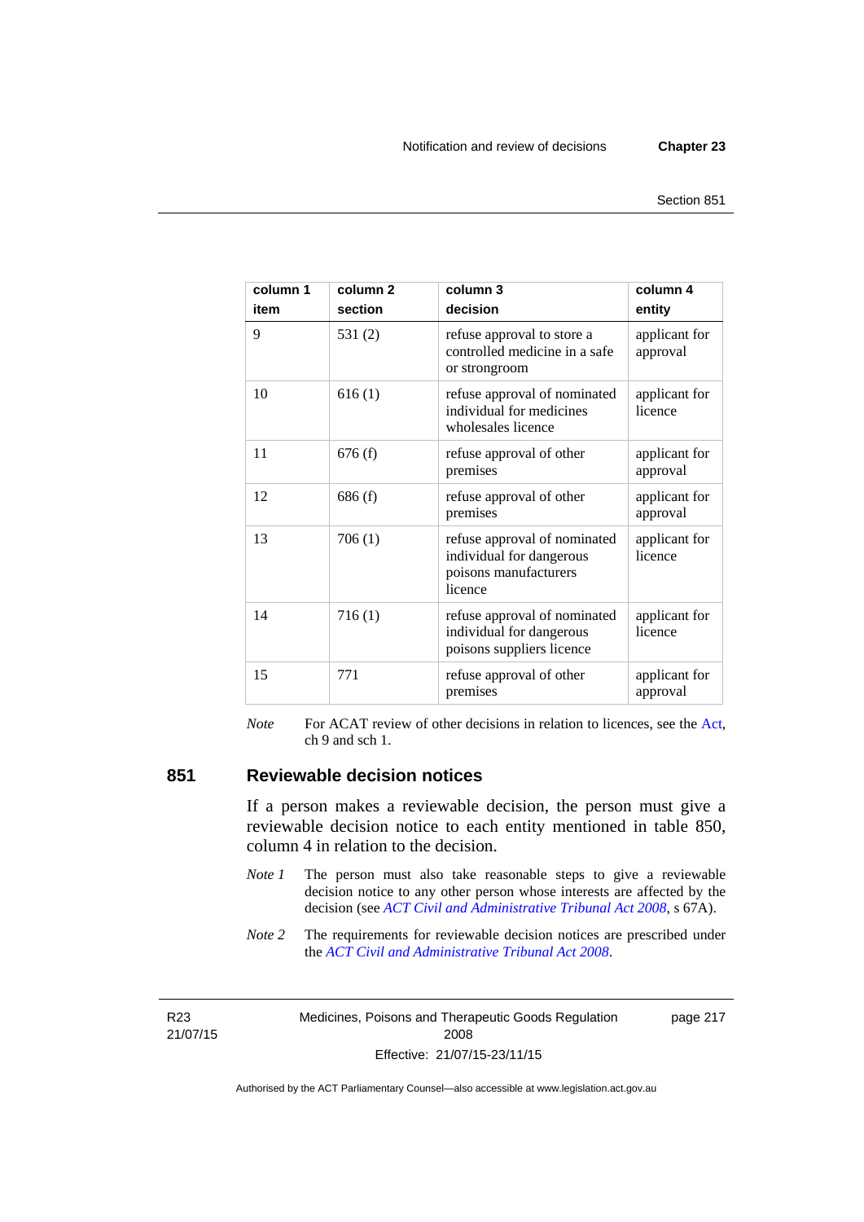| column 1<br>item | column 2<br>section | column 3<br>decision | column 4<br>entity |
|---|---|---|---|
| 9 | 531 (2) | refuse approval to store a controlled medicine in a safe or strongroom | applicant for approval |
| 10 | 616 (1) | refuse approval of nominated individual for medicines wholesales licence | applicant for licence |
| 11 | 676 (f) | refuse approval of other premises | applicant for approval |
| 12 | 686 (f) | refuse approval of other premises | applicant for approval |
| 13 | 706 (1) | refuse approval of nominated individual for dangerous poisons manufacturers licence | applicant for licence |
| 14 | 716 (1) | refuse approval of nominated individual for dangerous poisons suppliers licence | applicant for licence |
| 15 | 771 | refuse approval of other premises | applicant for approval |

*Note* For ACAT review of other decisions in relation to licences, see the Act, ch 9 and sch 1.

## 851 Reviewable decision notices

If a person makes a reviewable decision, the person must give a reviewable decision notice to each entity mentioned in table 850, column 4 in relation to the decision.

*Note 1* The person must also take reasonable steps to give a reviewable decision notice to any other person whose interests are affected by the decision (see *ACT Civil and Administrative Tribunal Act 2008*, s 67A).

*Note 2* The requirements for reviewable decision notices are prescribed under the *ACT Civil and Administrative Tribunal Act 2008*.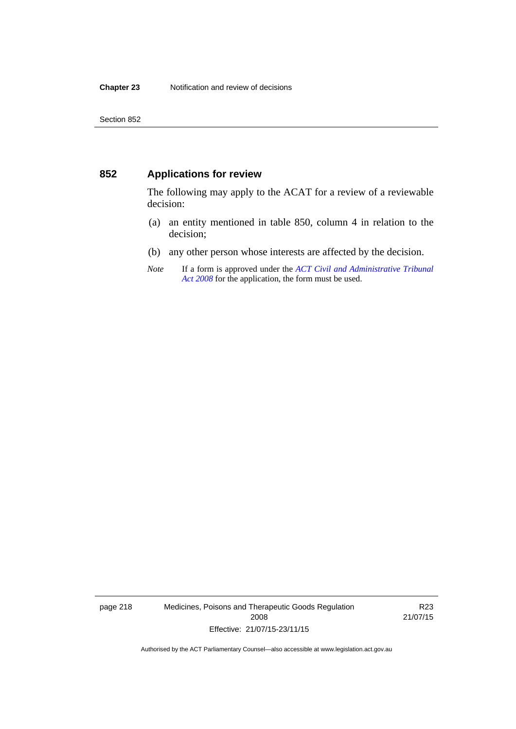## 852 Applications for review

The following may apply to the ACAT for a review of a reviewable decision:

(a) an entity mentioned in table 850, column 4 in relation to the decision;

(b) any other person whose interests are affected by the decision.

*Note* If a form is approved under the *ACT Civil and Administrative Tribunal Act 2008* for the application, the form must be used.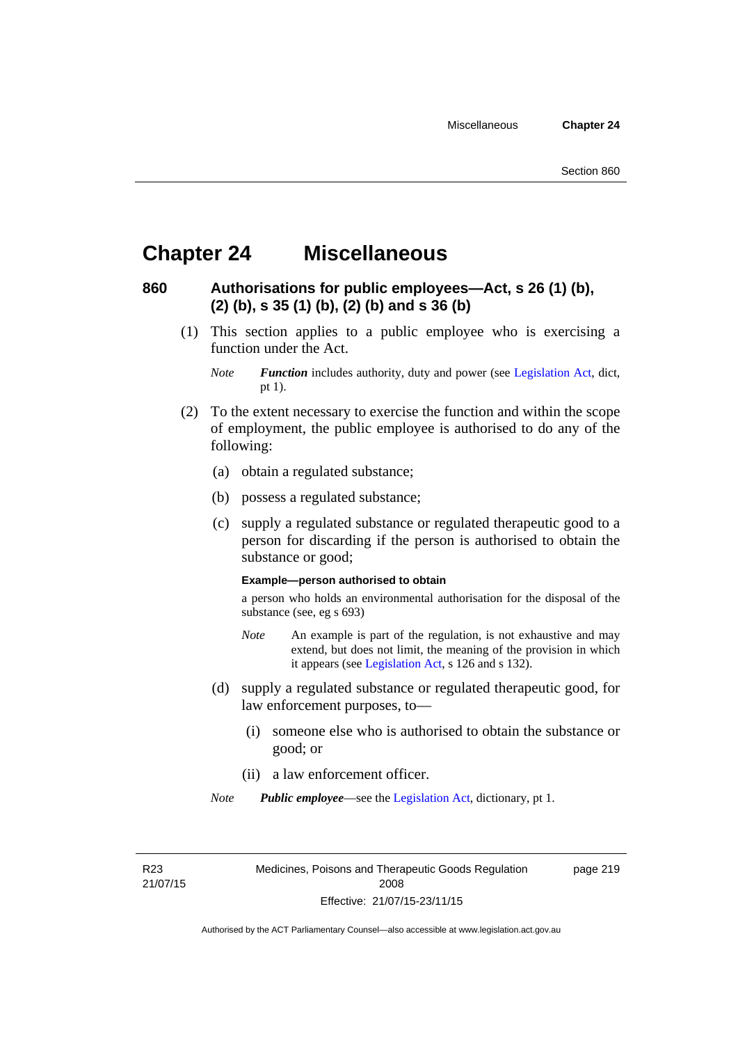# Chapter 24 Miscellaneous

## 860 Authorisations for public employees—Act, s 26 (1) (b), (2) (b), s 35 (1) (b), (2) (b) and s 36 (b)

(1) This section applies to a public employee who is exercising a function under the Act.

*Note* ***Function*** includes authority, duty and power (see Legislation Act, dict, pt 1).

(2) To the extent necessary to exercise the function and within the scope of employment, the public employee is authorised to do any of the following:

(a) obtain a regulated substance;

(b) possess a regulated substance;

(c) supply a regulated substance or regulated therapeutic good to a person for discarding if the person is authorised to obtain the substance or good;

**Example—person authorised to obtain**

a person who holds an environmental authorisation for the disposal of the substance (see, eg s 693)

*Note* An example is part of the regulation, is not exhaustive and may extend, but does not limit, the meaning of the provision in which it appears (see Legislation Act, s 126 and s 132).

(d) supply a regulated substance or regulated therapeutic good, for law enforcement purposes, to—

(i) someone else who is authorised to obtain the substance or good; or

(ii) a law enforcement officer.

*Note* ***Public employee***—see the Legislation Act, dictionary, pt 1.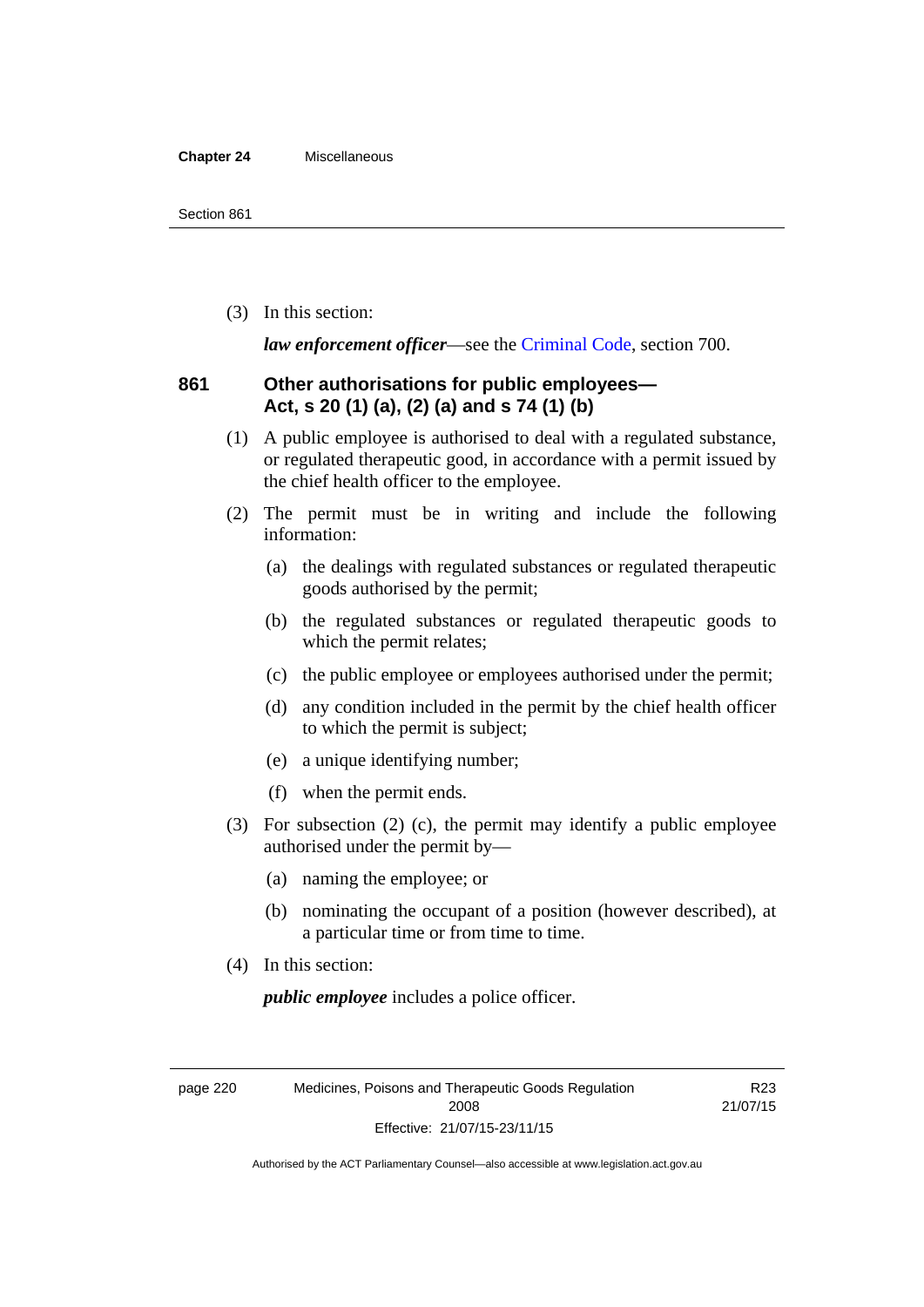(3) In this section:

***law enforcement officer***—see the Criminal Code, section 700.

## 861 Other authorisations for public employees—Act, s 20 (1) (a), (2) (a) and s 74 (1) (b)

(1) A public employee is authorised to deal with a regulated substance, or regulated therapeutic good, in accordance with a permit issued by the chief health officer to the employee.

(2) The permit must be in writing and include the following information:

(a) the dealings with regulated substances or regulated therapeutic goods authorised by the permit;

(b) the regulated substances or regulated therapeutic goods to which the permit relates;

(c) the public employee or employees authorised under the permit;

(d) any condition included in the permit by the chief health officer to which the permit is subject;

(e) a unique identifying number;

(f) when the permit ends.

(3) For subsection (2) (c), the permit may identify a public employee authorised under the permit by—

(a) naming the employee; or

(b) nominating the occupant of a position (however described), at a particular time or from time to time.

(4) In this section:

***public employee*** includes a police officer.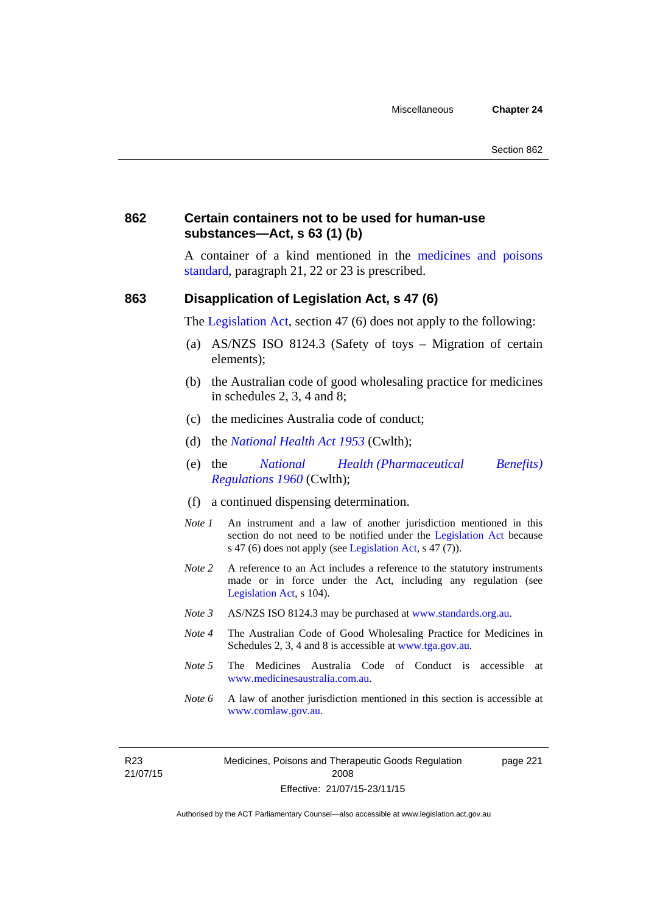### 862 Certain containers not to be used for human-use substances—Act, s 63 (1) (b)

A container of a kind mentioned in the medicines and poisons standard, paragraph 21, 22 or 23 is prescribed.

### 863 Disapplication of Legislation Act, s 47 (6)

The Legislation Act, section 47 (6) does not apply to the following:

(a) AS/NZS ISO 8124.3 (Safety of toys – Migration of certain elements);

(b) the Australian code of good wholesaling practice for medicines in schedules 2, 3, 4 and 8;

(c) the medicines Australia code of conduct;

(d) the *National Health Act 1953* (Cwlth);

(e) the *National Health (Pharmaceutical Benefits) Regulations 1960* (Cwlth);

(f) a continued dispensing determination.

*Note 1* An instrument and a law of another jurisdiction mentioned in this section do not need to be notified under the Legislation Act because s 47 (6) does not apply (see Legislation Act, s 47 (7)).

*Note 2* A reference to an Act includes a reference to the statutory instruments made or in force under the Act, including any regulation (see Legislation Act, s 104).

*Note 3* AS/NZS ISO 8124.3 may be purchased at www.standards.org.au.

*Note 4* The Australian Code of Good Wholesaling Practice for Medicines in Schedules 2, 3, 4 and 8 is accessible at www.tga.gov.au.

*Note 5* The Medicines Australia Code of Conduct is accessible at www.medicinesaustralia.com.au.

*Note 6* A law of another jurisdiction mentioned in this section is accessible at www.comlaw.gov.au.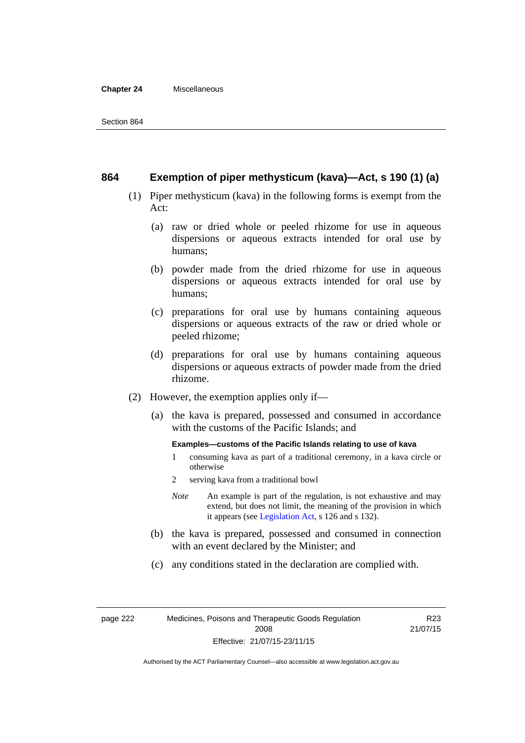## 864 Exemption of piper methysticum (kava)—Act, s 190 (1) (a)

(1) Piper methysticum (kava) in the following forms is exempt from the Act:

(a) raw or dried whole or peeled rhizome for use in aqueous dispersions or aqueous extracts intended for oral use by humans;

(b) powder made from the dried rhizome for use in aqueous dispersions or aqueous extracts intended for oral use by humans;

(c) preparations for oral use by humans containing aqueous dispersions or aqueous extracts of the raw or dried whole or peeled rhizome;

(d) preparations for oral use by humans containing aqueous dispersions or aqueous extracts of powder made from the dried rhizome.

(2) However, the exemption applies only if—

(a) the kava is prepared, possessed and consumed in accordance with the customs of the Pacific Islands; and

**Examples—customs of the Pacific Islands relating to use of kava**

1 consuming kava as part of a traditional ceremony, in a kava circle or otherwise

2 serving kava from a traditional bowl

*Note* An example is part of the regulation, is not exhaustive and may extend, but does not limit, the meaning of the provision in which it appears (see Legislation Act, s 126 and s 132).

(b) the kava is prepared, possessed and consumed in connection with an event declared by the Minister; and

(c) any conditions stated in the declaration are complied with.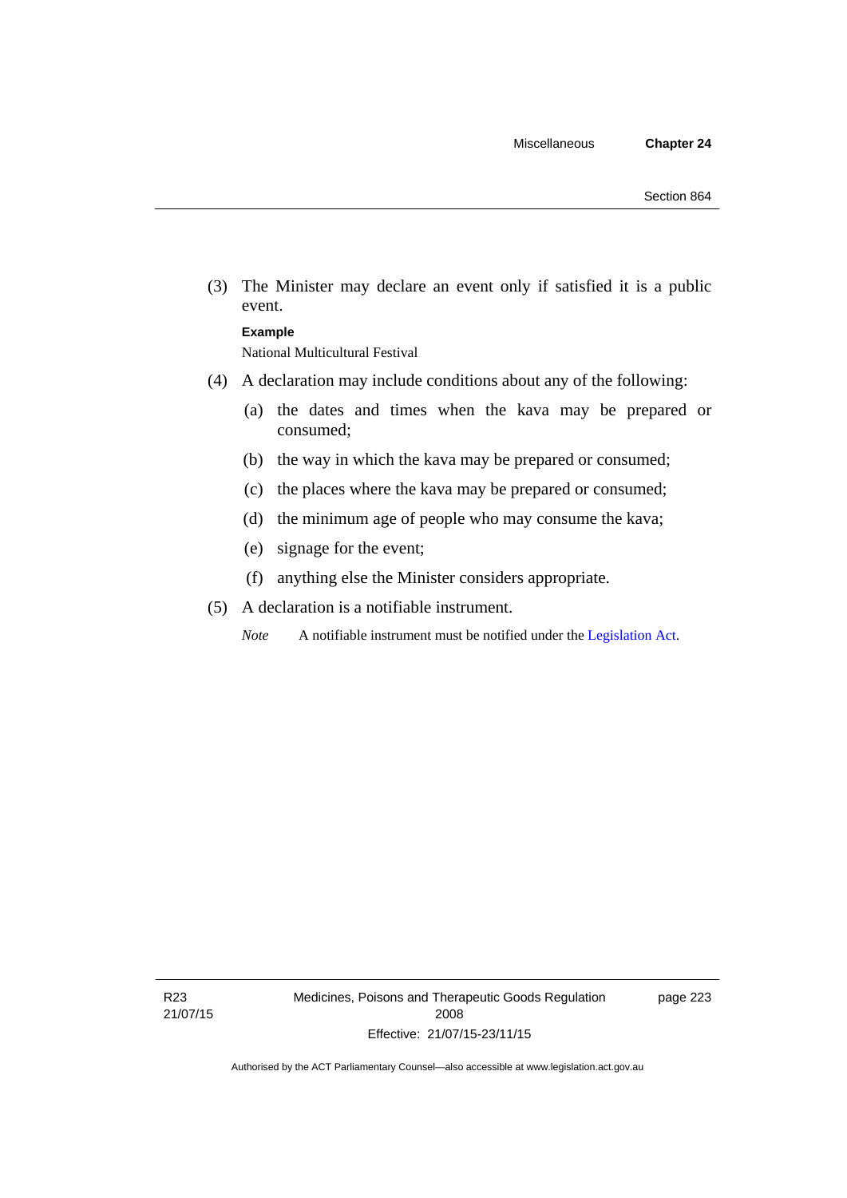(3) The Minister may declare an event only if satisfied it is a public event.

**Example**

National Multicultural Festival

(4) A declaration may include conditions about any of the following:

(a) the dates and times when the kava may be prepared or consumed;

(b) the way in which the kava may be prepared or consumed;

(c) the places where the kava may be prepared or consumed;

(d) the minimum age of people who may consume the kava;

(e) signage for the event;

(f) anything else the Minister considers appropriate.

(5) A declaration is a notifiable instrument.

*Note* A notifiable instrument must be notified under the Legislation Act.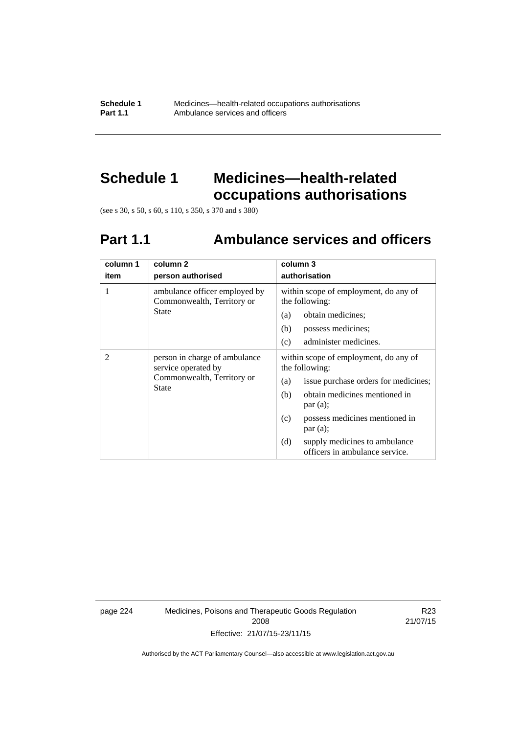# Schedule 1 Medicines—health-related occupations authorisations

(see s 30, s 50, s 60, s 110, s 350, s 370 and s 380)

## Part 1.1 Ambulance services and officers

| column 1<br>item | column 2<br>person authorised | column 3<br>authorisation |
|---|---|---|
| 1 | ambulance officer employed by Commonwealth, Territory or State | within scope of employment, do any of the following:<br>(a) obtain medicines;<br>(b) possess medicines;<br>(c) administer medicines. |
| 2 | person in charge of ambulance service operated by Commonwealth, Territory or State | within scope of employment, do any of the following:<br>(a) issue purchase orders for medicines;<br>(b) obtain medicines mentioned in par (a);<br>(c) possess medicines mentioned in par (a);<br>(d) supply medicines to ambulance officers in ambulance service. |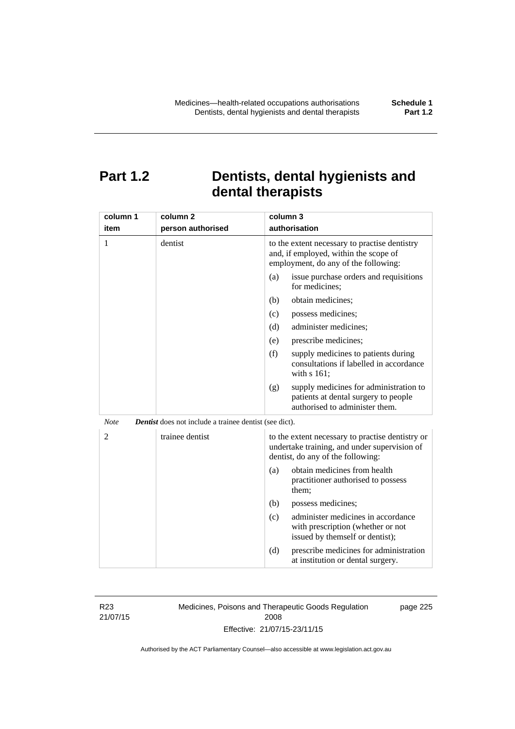# Part 1.2 Dentists, dental hygienists and dental therapists

| column 1<br>item | column 2<br>person authorised | column 3<br>authorisation |
|---|---|---|
| 1 | dentist | to the extent necessary to practise dentistry and, if employed, within the scope of employment, do any of the following:<br>(a) issue purchase orders and requisitions for medicines;<br>(b) obtain medicines;<br>(c) possess medicines;<br>(d) administer medicines;<br>(e) prescribe medicines;<br>(f) supply medicines to patients during consultations if labelled in accordance with s 161;<br>(g) supply medicines for administration to patients at dental surgery to people authorised to administer them. |

*Note* ***Dentist*** does not include a trainee dentist (see dict).

| column 1<br>item | column 2<br>person authorised | column 3<br>authorisation |
|---|---|---|
| 2 | trainee dentist | to the extent necessary to practise dentistry or undertake training, and under supervision of dentist, do any of the following:<br>(a) obtain medicines from health practitioner authorised to possess them;<br>(b) possess medicines;<br>(c) administer medicines in accordance with prescription (whether or not issued by themself or dentist);<br>(d) prescribe medicines for administration at institution or dental surgery. |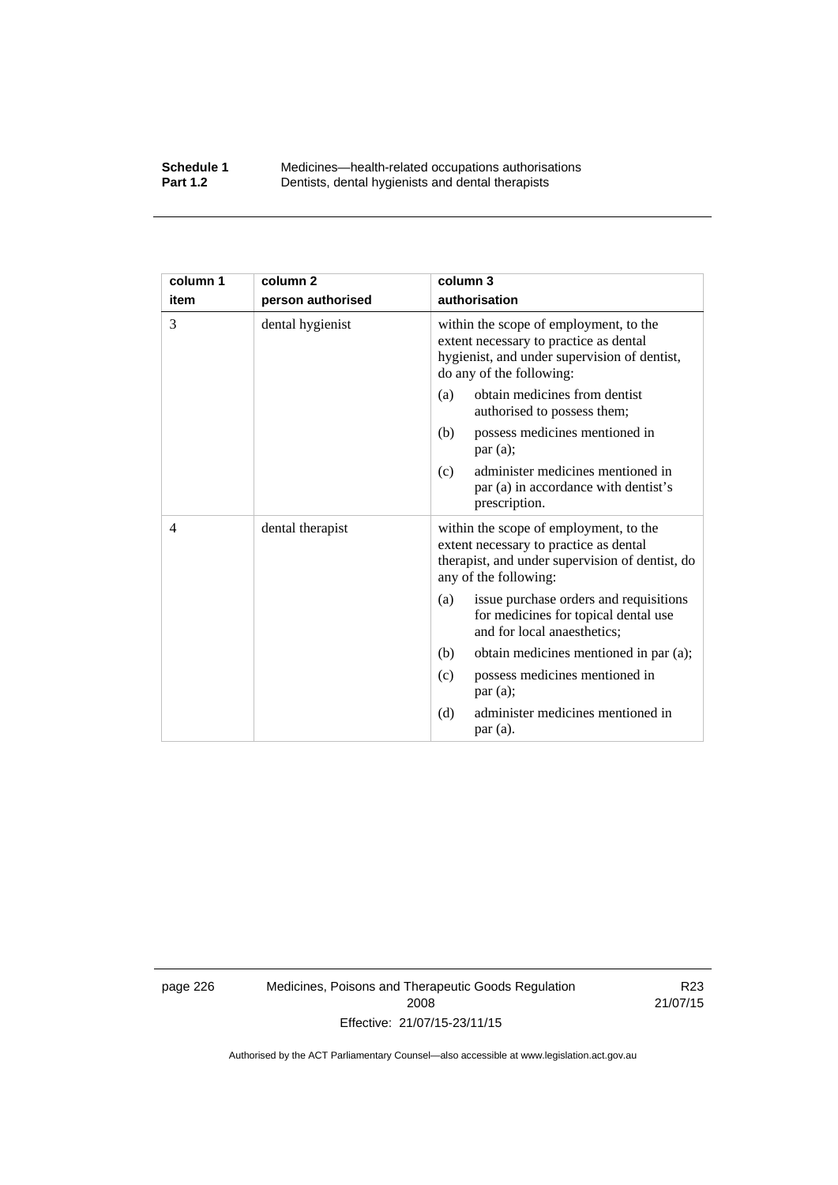| column 1<br>item | column 2<br>person authorised | column 3<br>authorisation |
|---|---|---|
| 3 | dental hygienist | within the scope of employment, to the extent necessary to practice as dental hygienist, and under supervision of dentist, do any of the following:<br>(a) obtain medicines from dentist authorised to possess them;<br>(b) possess medicines mentioned in par (a);<br>(c) administer medicines mentioned in par (a) in accordance with dentist's prescription. |
| 4 | dental therapist | within the scope of employment, to the extent necessary to practice as dental therapist, and under supervision of dentist, do any of the following:<br>(a) issue purchase orders and requisitions for medicines for topical dental use and for local anaesthetics;<br>(b) obtain medicines mentioned in par (a);<br>(c) possess medicines mentioned in par (a);<br>(d) administer medicines mentioned in par (a). |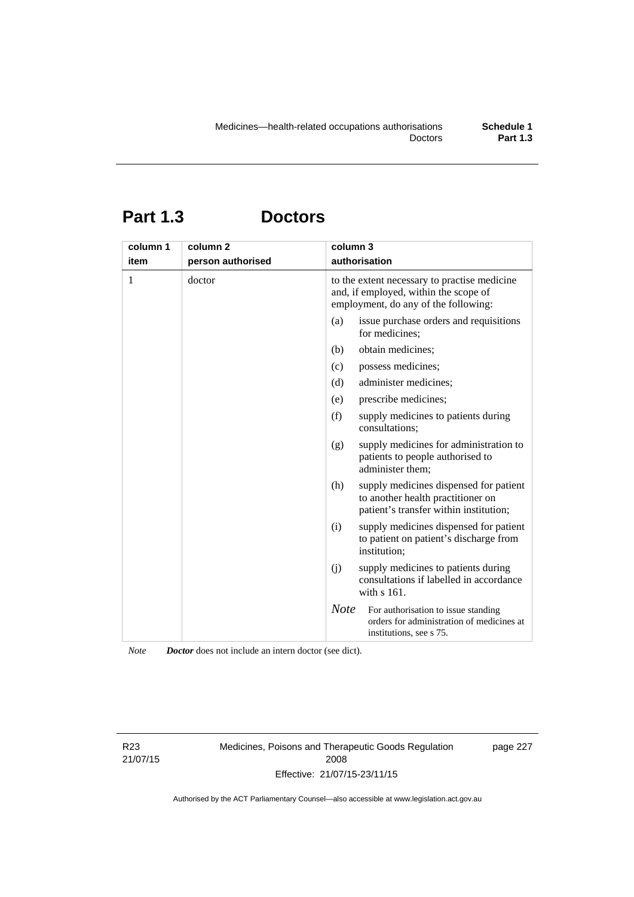# Part 1.3 Doctors

| column 1<br>item | column 2<br>person authorised | column 3<br>authorisation |
|---|---|---|
| 1 | doctor | to the extent necessary to practise medicine and, if employed, within the scope of employment, do any of the following:<br>(a) issue purchase orders and requisitions for medicines;<br>(b) obtain medicines;<br>(c) possess medicines;<br>(d) administer medicines;<br>(e) prescribe medicines;<br>(f) supply medicines to patients during consultations;<br>(g) supply medicines for administration to patients to people authorised to administer them;<br>(h) supply medicines dispensed for patient to another health practitioner on patient's transfer within institution;<br>(i) supply medicines dispensed for patient to patient on patient's discharge from institution;<br>(j) supply medicines to patients during consultations if labelled in accordance with s 161.<br>*Note* For authorisation to issue standing orders for administration of medicines at institutions, see s 75. |

*Note* ***Doctor*** does not include an intern doctor (see dict).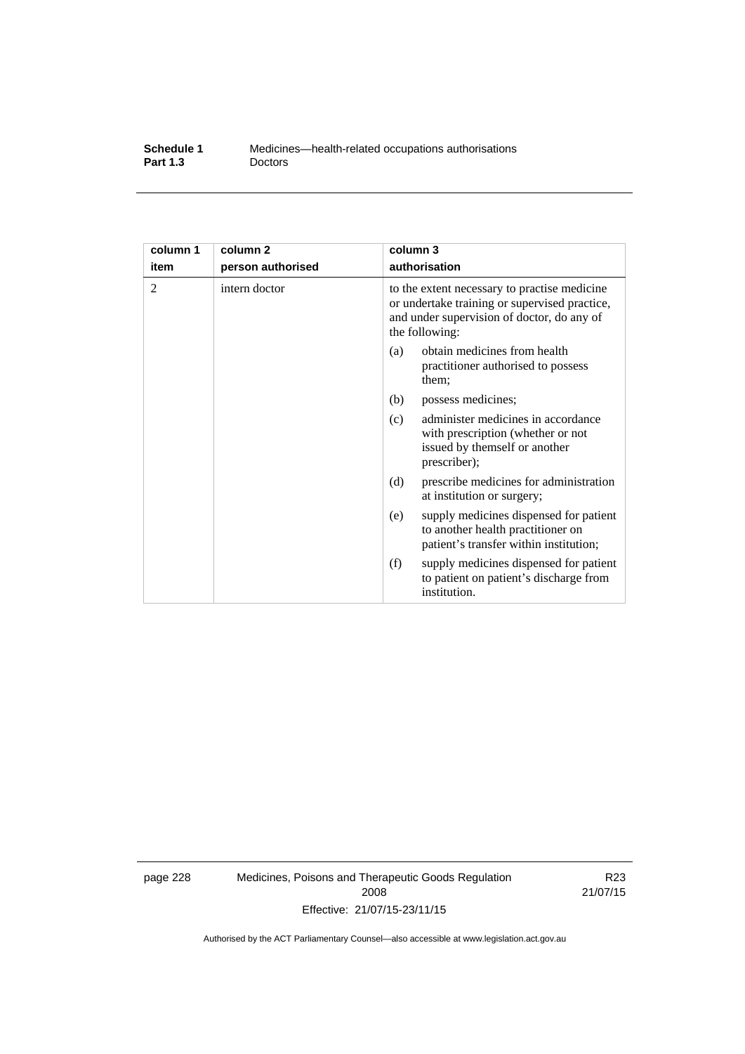| column 1 item | column 2 person authorised | column 3 authorisation |
|---|---|---|
| 2 | intern doctor | to the extent necessary to practise medicine or undertake training or supervised practice, and under supervision of doctor, do any of the following:<br>(a) obtain medicines from health practitioner authorised to possess them;<br>(b) possess medicines;<br>(c) administer medicines in accordance with prescription (whether or not issued by themself or another prescriber);<br>(d) prescribe medicines for administration at institution or surgery;<br>(e) supply medicines dispensed for patient to another health practitioner on patient's transfer within institution;<br>(f) supply medicines dispensed for patient to patient on patient's discharge from institution. |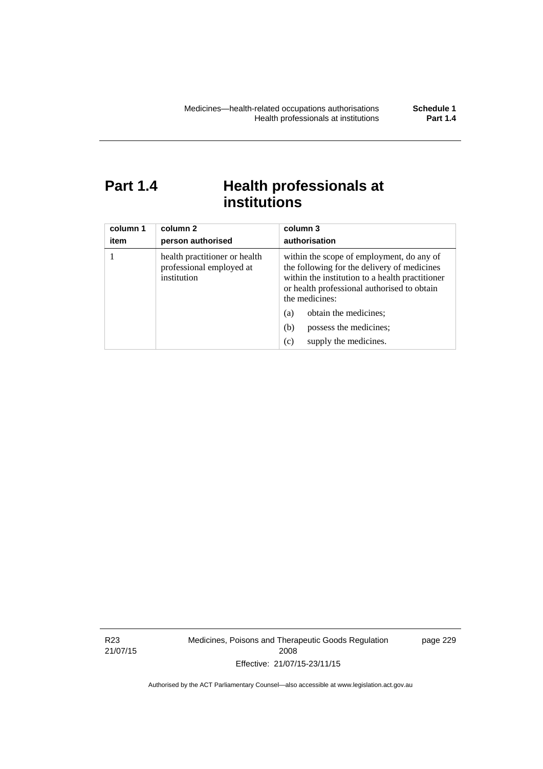# Part 1.4 Health professionals at institutions

| column 1<br>item | column 2<br>person authorised | column 3<br>authorisation |
|---|---|---|
| 1 | health practitioner or health professional employed at institution | within the scope of employment, do any of the following for the delivery of medicines within the institution to a health practitioner or health professional authorised to obtain the medicines:<br>(a) obtain the medicines;<br>(b) possess the medicines;<br>(c) supply the medicines. |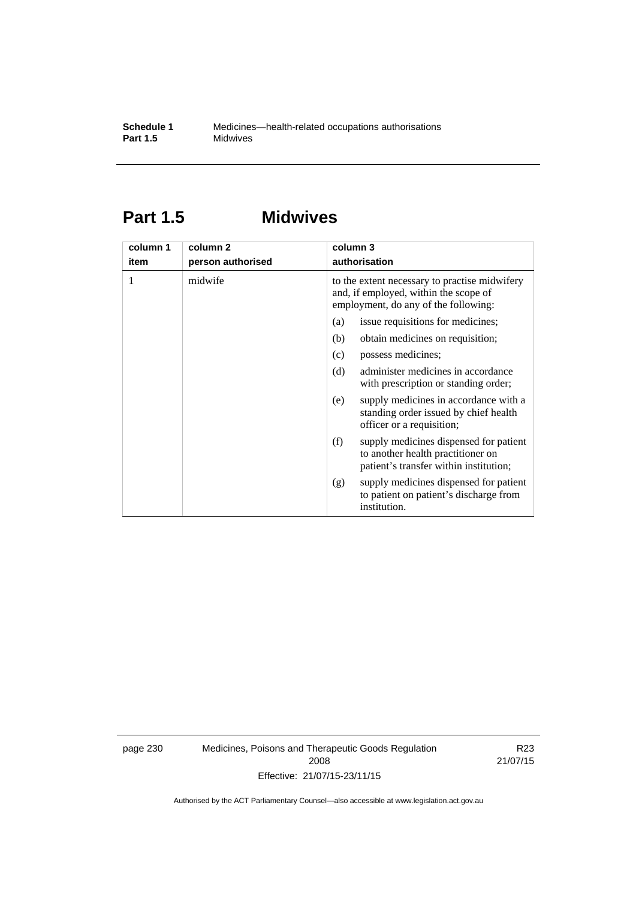# Part 1.5 Midwives

| column 1<br>item | column 2<br>person authorised | column 3<br>authorisation |
|---|---|---|
| 1 | midwife | to the extent necessary to practise midwifery and, if employed, within the scope of employment, do any of the following:<br>(a) issue requisitions for medicines;<br>(b) obtain medicines on requisition;<br>(c) possess medicines;<br>(d) administer medicines in accordance with prescription or standing order;<br>(e) supply medicines in accordance with a standing order issued by chief health officer or a requisition;<br>(f) supply medicines dispensed for patient to another health practitioner on patient's transfer within institution;<br>(g) supply medicines dispensed for patient to patient on patient's discharge from institution. |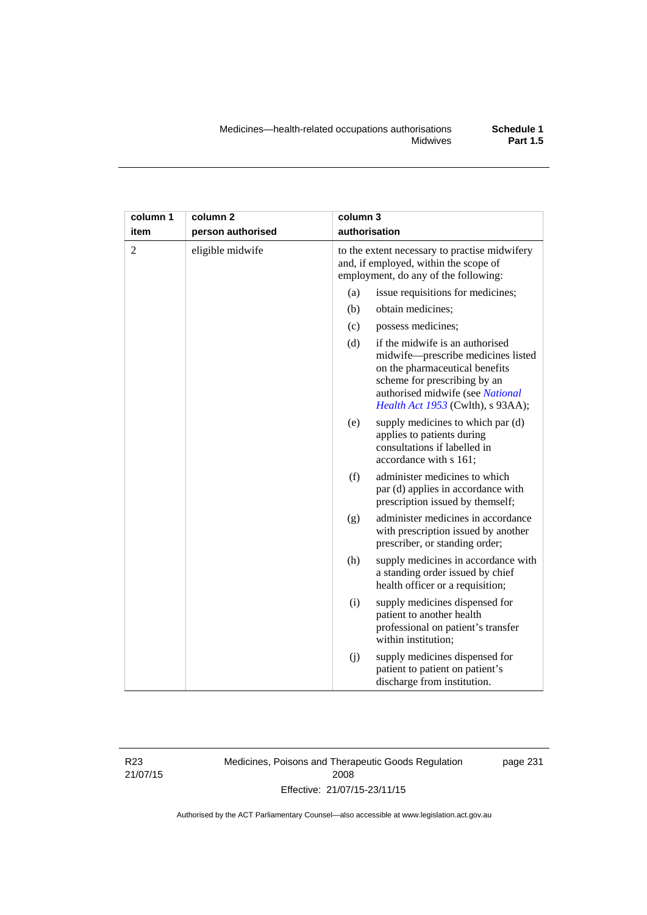| column 1<br>item | column 2<br>person authorised | column 3<br>authorisation |
|---|---|---|
| 2 | eligible midwife | to the extent necessary to practise midwifery and, if employed, within the scope of employment, do any of the following:<br>(a) issue requisitions for medicines;<br>(b) obtain medicines;<br>(c) possess medicines;<br>(d) if the midwife is an authorised midwife—prescribe medicines listed on the pharmaceutical benefits scheme for prescribing by an authorised midwife (see *National Health Act 1953* (Cwlth), s 93AA);<br>(e) supply medicines to which par (d) applies to patients during consultations if labelled in accordance with s 161;<br>(f) administer medicines to which par (d) applies in accordance with prescription issued by themself;<br>(g) administer medicines in accordance with prescription issued by another prescriber, or standing order;<br>(h) supply medicines in accordance with a standing order issued by chief health officer or a requisition;<br>(i) supply medicines dispensed for patient to another health professional on patient's transfer within institution;<br>(j) supply medicines dispensed for patient to patient on patient's discharge from institution. |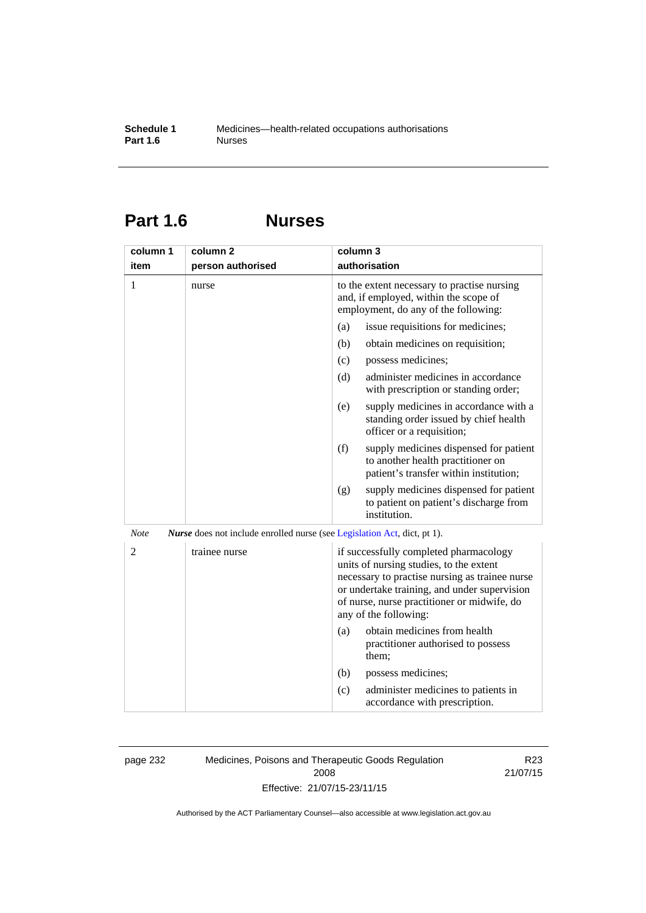# Part 1.6 Nurses

| column 1<br>item | column 2<br>person authorised | column 3<br>authorisation |
|---|---|---|
| 1 | nurse | to the extent necessary to practise nursing and, if employed, within the scope of employment, do any of the following:<br>(a) issue requisitions for medicines;<br>(b) obtain medicines on requisition;<br>(c) possess medicines;<br>(d) administer medicines in accordance with prescription or standing order;<br>(e) supply medicines in accordance with a standing order issued by chief health officer or a requisition;<br>(f) supply medicines dispensed for patient to another health practitioner on patient's transfer within institution;<br>(g) supply medicines dispensed for patient to patient on patient's discharge from institution. |

*Note* ***Nurse*** does not include enrolled nurse (see Legislation Act, dict, pt 1).

| column 1<br>item | column 2<br>person authorised | column 3<br>authorisation |
|---|---|---|
| 2 | trainee nurse | if successfully completed pharmacology units of nursing studies, to the extent necessary to practise nursing as trainee nurse or undertake training, and under supervision of nurse, nurse practitioner or midwife, do any of the following:<br>(a) obtain medicines from health practitioner authorised to possess them;<br>(b) possess medicines;<br>(c) administer medicines to patients in accordance with prescription. |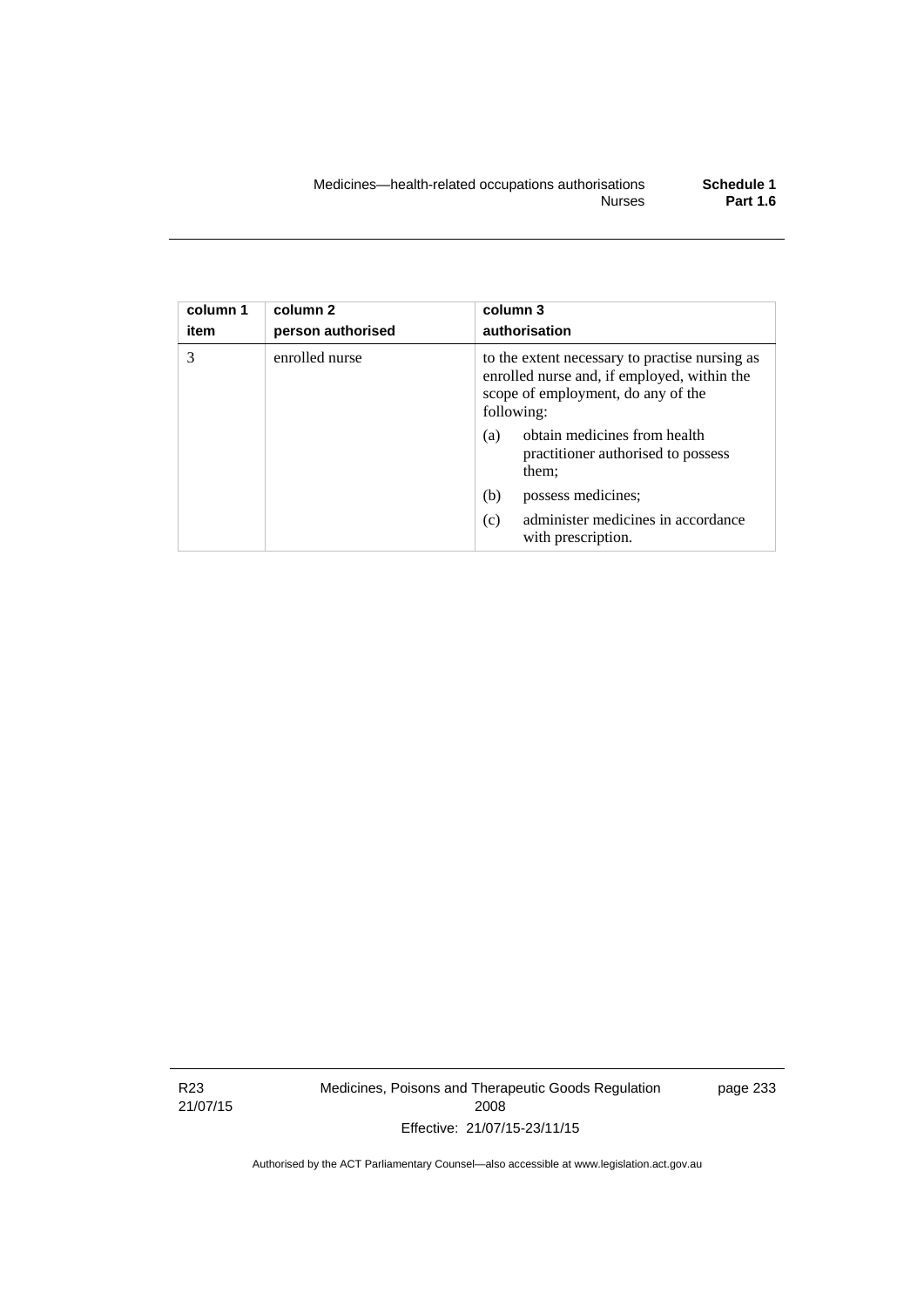| column 1 item | column 2 person authorised | column 3 authorisation |
| --- | --- | --- |
| 3 | enrolled nurse | to the extent necessary to practise nursing as enrolled nurse and, if employed, within the scope of employment, do any of the following:<br>(a) obtain medicines from health practitioner authorised to possess them;<br>(b) possess medicines;<br>(c) administer medicines in accordance with prescription. |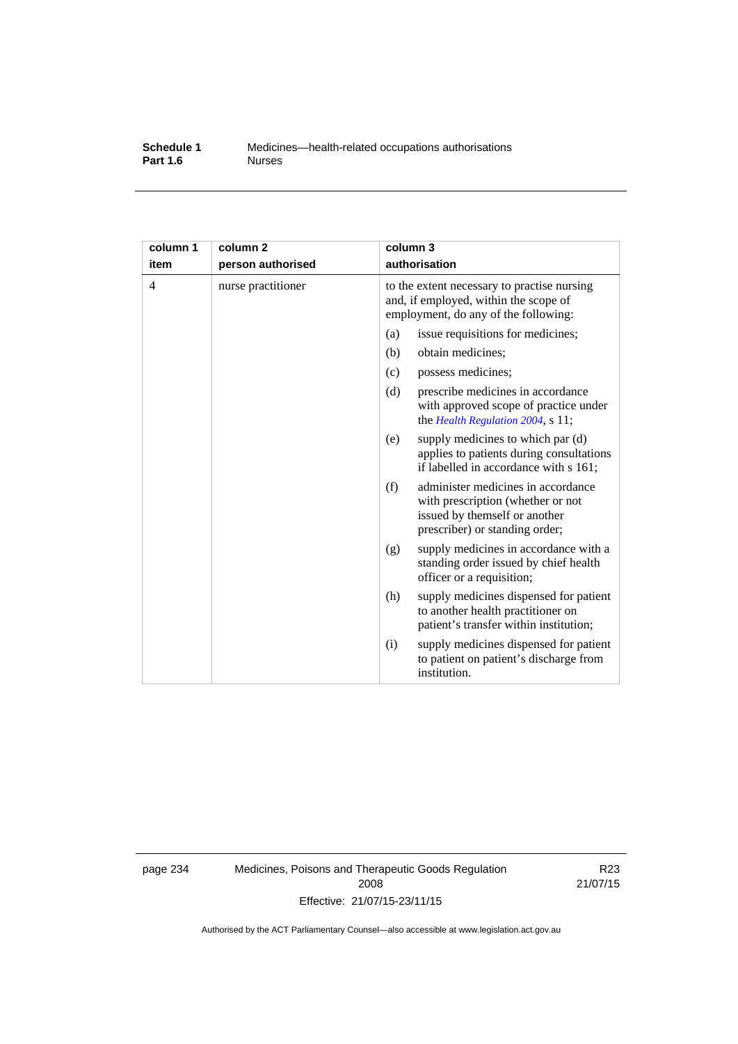| column 1 item | column 2 person authorised | column 3 authorisation |
|---|---|---|
| 4 | nurse practitioner | to the extent necessary to practise nursing and, if employed, within the scope of employment, do any of the following: |
| | | (a) issue requisitions for medicines; |
| | | (b) obtain medicines; |
| | | (c) possess medicines; |
| | | (d) prescribe medicines in accordance with approved scope of practice under the *Health Regulation 2004*, s 11; |
| | | (e) supply medicines to which par (d) applies to patients during consultations if labelled in accordance with s 161; |
| | | (f) administer medicines in accordance with prescription (whether or not issued by themself or another prescriber) or standing order; |
| | | (g) supply medicines in accordance with a standing order issued by chief health officer or a requisition; |
| | | (h) supply medicines dispensed for patient to another health practitioner on patient's transfer within institution; |
| | | (i) supply medicines dispensed for patient to patient on patient's discharge from institution. |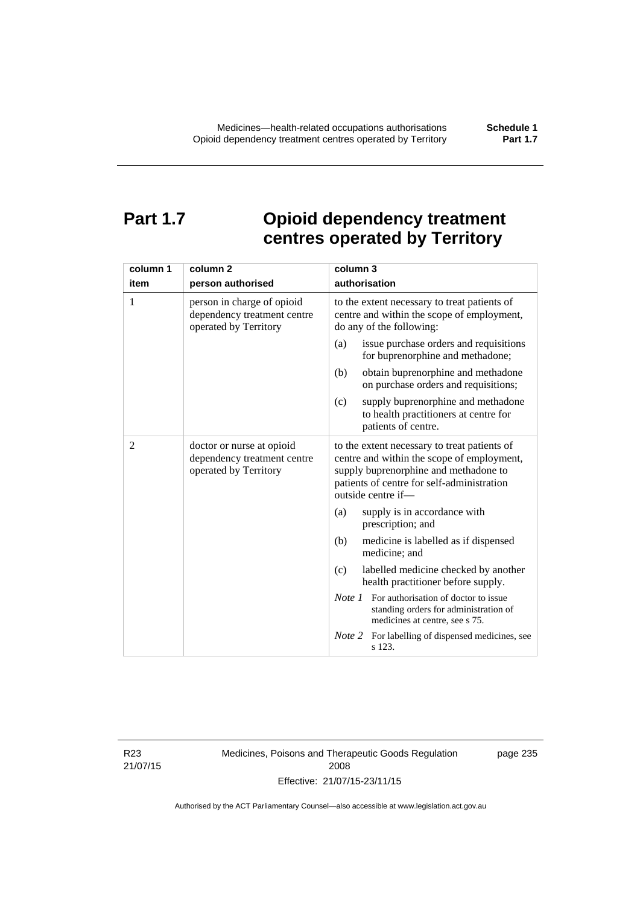# Part 1.7 Opioid dependency treatment centres operated by Territory

| column 1 item | column 2 person authorised | column 3 authorisation |
|---|---|---|
| 1 | person in charge of opioid dependency treatment centre operated by Territory | to the extent necessary to treat patients of centre and within the scope of employment, do any of the following:<br>(a) issue purchase orders and requisitions for buprenorphine and methadone;<br>(b) obtain buprenorphine and methadone on purchase orders and requisitions;<br>(c) supply buprenorphine and methadone to health practitioners at centre for patients of centre. |
| 2 | doctor or nurse at opioid dependency treatment centre operated by Territory | to the extent necessary to treat patients of centre and within the scope of employment, supply buprenorphine and methadone to patients of centre for self-administration outside centre if—<br>(a) supply is in accordance with prescription; and<br>(b) medicine is labelled as if dispensed medicine; and<br>(c) labelled medicine checked by another health practitioner before supply.<br>*Note 1* For authorisation of doctor to issue standing orders for administration of medicines at centre, see s 75.<br>*Note 2* For labelling of dispensed medicines, see s 123. |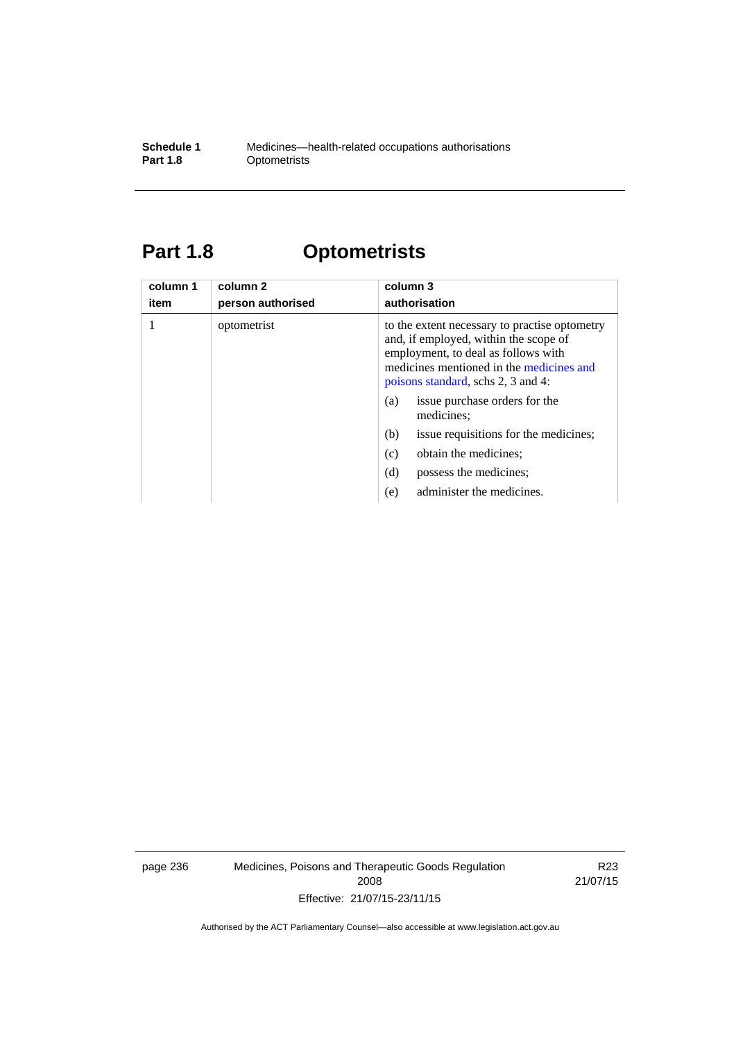# Part 1.8 Optometrists

| column 1<br>item | column 2<br>person authorised | column 3<br>authorisation |
|---|---|---|
| 1 | optometrist | to the extent necessary to practise optometry and, if employed, within the scope of employment, to deal as follows with medicines mentioned in the medicines and poisons standard, schs 2, 3 and 4:<br>(a) issue purchase orders for the medicines;<br>(b) issue requisitions for the medicines;<br>(c) obtain the medicines;<br>(d) possess the medicines;<br>(e) administer the medicines. |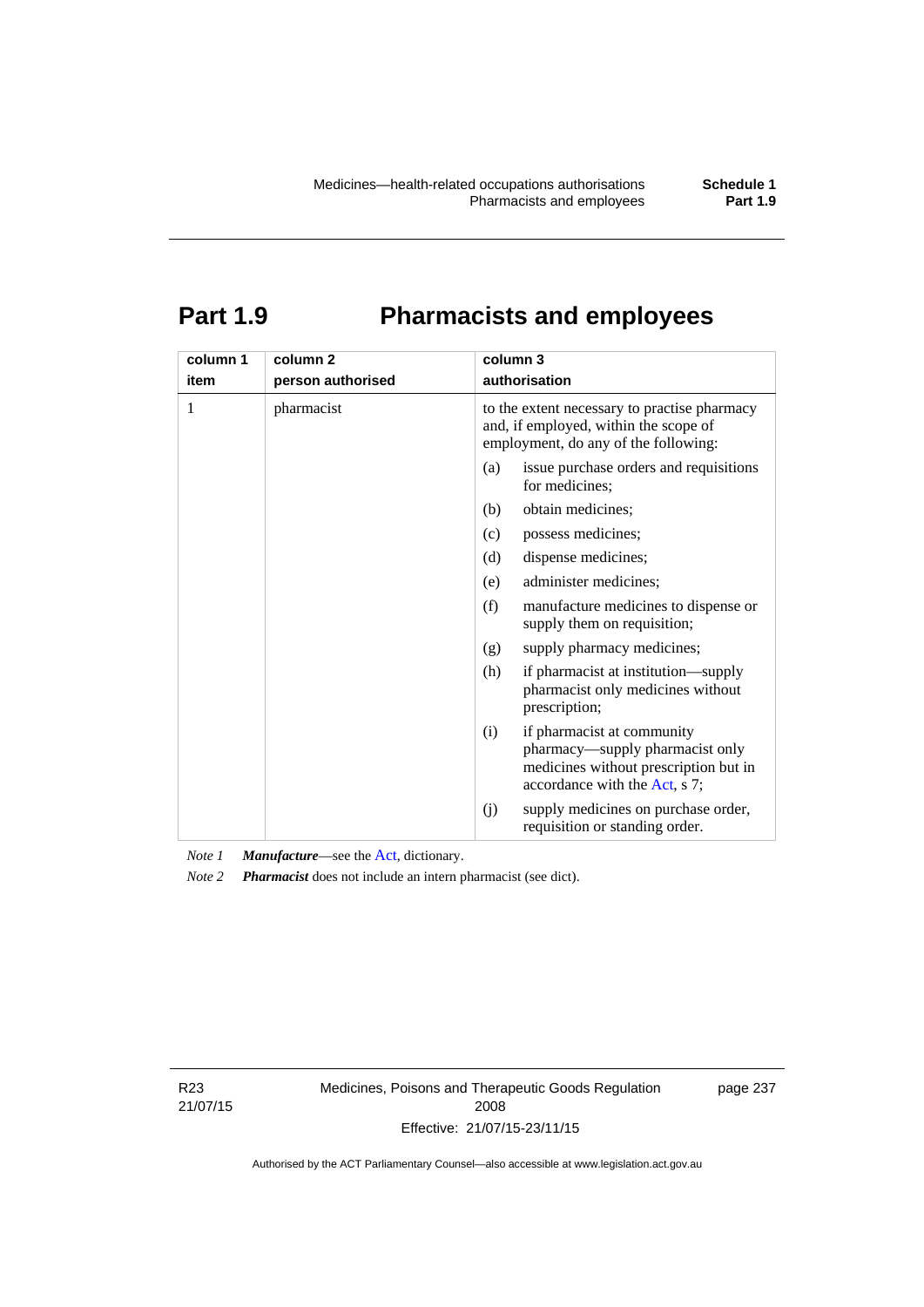# Part 1.9 Pharmacists and employees

| column 1<br>item | column 2<br>person authorised | column 3<br>authorisation |
|---|---|---|
| 1 | pharmacist | to the extent necessary to practise pharmacy and, if employed, within the scope of employment, do any of the following:<br>(a) issue purchase orders and requisitions for medicines;<br>(b) obtain medicines;<br>(c) possess medicines;<br>(d) dispense medicines;<br>(e) administer medicines;<br>(f) manufacture medicines to dispense or supply them on requisition;<br>(g) supply pharmacy medicines;<br>(h) if pharmacist at institution—supply pharmacist only medicines without prescription;<br>(i) if pharmacist at community pharmacy—supply pharmacist only medicines without prescription but in accordance with the Act, s 7;<br>(j) supply medicines on purchase order, requisition or standing order. |

*Note 1* ***Manufacture***—see the Act, dictionary.

*Note 2* ***Pharmacist*** does not include an intern pharmacist (see dict).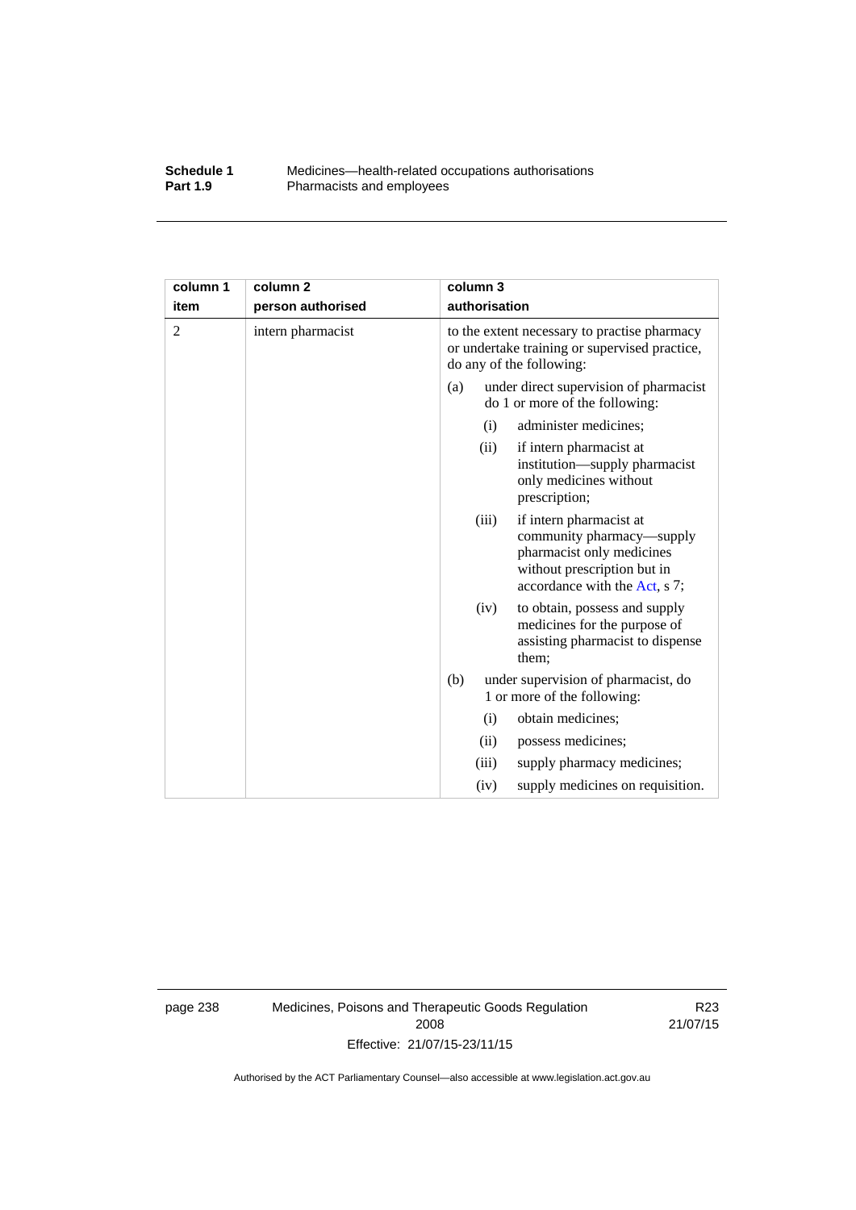| column 1 item | column 2 person authorised | column 3 authorisation |
|---|---|---|
| 2 | intern pharmacist | to the extent necessary to practise pharmacy or undertake training or supervised practice, do any of the following:<br>(a) under direct supervision of pharmacist do 1 or more of the following:<br>(i) administer medicines;<br>(ii) if intern pharmacist at institution—supply pharmacist only medicines without prescription;<br>(iii) if intern pharmacist at community pharmacy—supply pharmacist only medicines without prescription but in accordance with the Act, s 7;<br>(iv) to obtain, possess and supply medicines for the purpose of assisting pharmacist to dispense them;<br>(b) under supervision of pharmacist, do 1 or more of the following:<br>(i) obtain medicines;<br>(ii) possess medicines;<br>(iii) supply pharmacy medicines;<br>(iv) supply medicines on requisition. |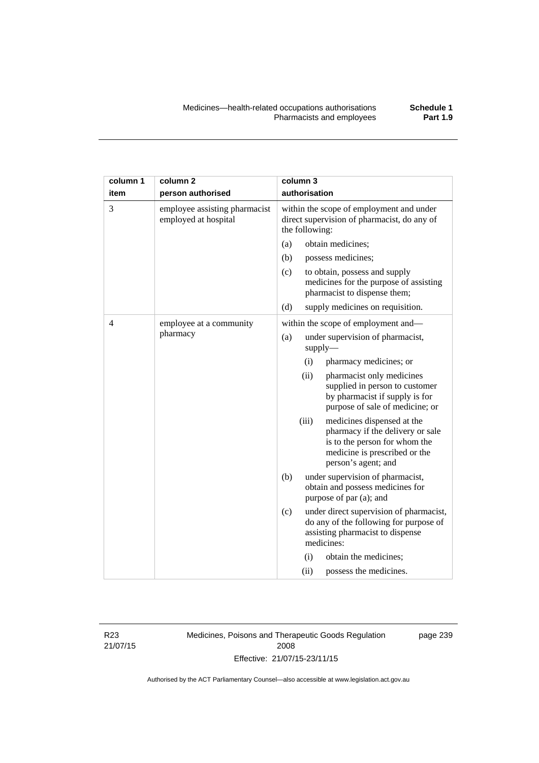| column 1<br>item | column 2<br>person authorised | column 3<br>authorisation |
|---|---|---|
| 3 | employee assisting pharmacist employed at hospital | within the scope of employment and under direct supervision of pharmacist, do any of the following:<br>(a) obtain medicines;<br>(b) possess medicines;<br>(c) to obtain, possess and supply medicines for the purpose of assisting pharmacist to dispense them;<br>(d) supply medicines on requisition. |
| 4 | employee at a community pharmacy | within the scope of employment and—<br>(a) under supervision of pharmacist, supply—<br>(i) pharmacy medicines; or<br>(ii) pharmacist only medicines supplied in person to customer by pharmacist if supply is for purpose of sale of medicine; or<br>(iii) medicines dispensed at the pharmacy if the delivery or sale is to the person for whom the medicine is prescribed or the person's agent; and<br>(b) under supervision of pharmacist, obtain and possess medicines for purpose of par (a); and<br>(c) under direct supervision of pharmacist, do any of the following for purpose of assisting pharmacist to dispense medicines:<br>(i) obtain the medicines;<br>(ii) possess the medicines. |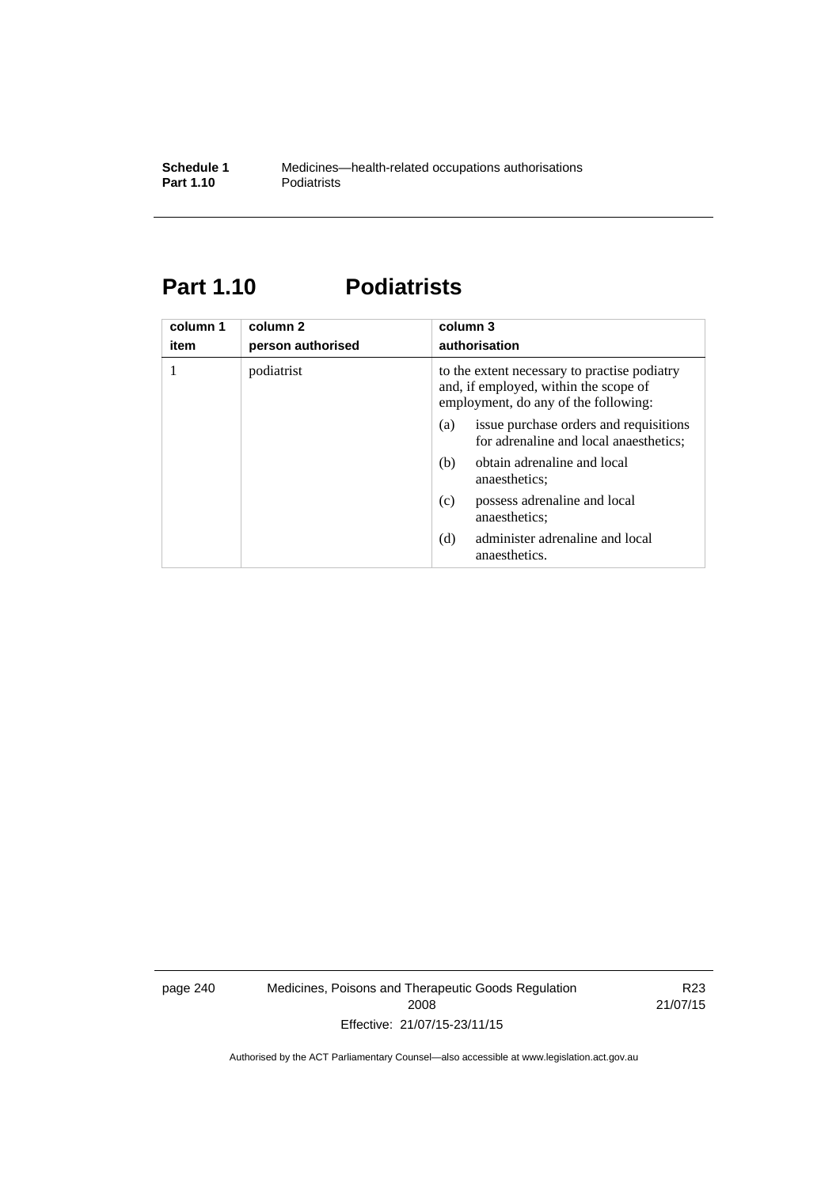# Part 1.10 Podiatrists

| column 1<br>item | column 2<br>person authorised | column 3<br>authorisation |
|---|---|---|
| 1 | podiatrist | to the extent necessary to practise podiatry and, if employed, within the scope of employment, do any of the following:<br>(a) issue purchase orders and requisitions for adrenaline and local anaesthetics;<br>(b) obtain adrenaline and local anaesthetics;<br>(c) possess adrenaline and local anaesthetics;<br>(d) administer adrenaline and local anaesthetics. |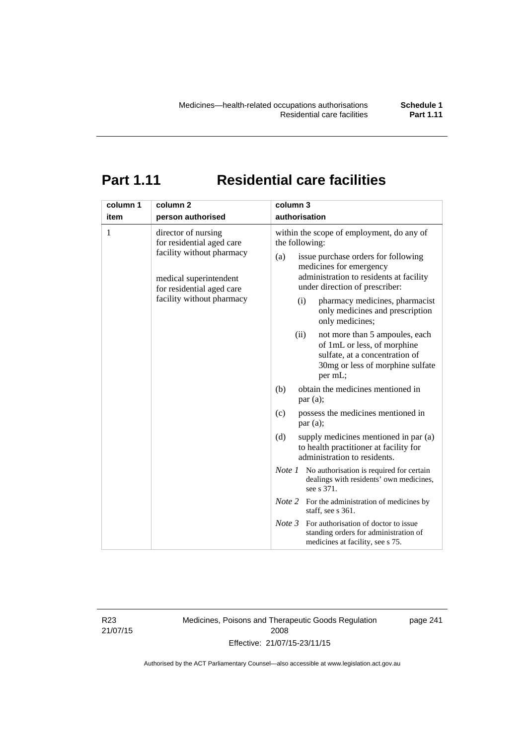# Part 1.11 Residential care facilities

| column 1<br>item | column 2<br>person authorised | column 3<br>authorisation |
|---|---|---|
| 1 | director of nursing for residential aged care facility without pharmacy<br><br>medical superintendent for residential aged care facility without pharmacy | within the scope of employment, do any of the following:<br>(a) issue purchase orders for following medicines for emergency administration to residents at facility under direction of prescriber:<br>(i) pharmacy medicines, pharmacist only medicines and prescription only medicines;<br>(ii) not more than 5 ampoules, each of 1mL or less, of morphine sulfate, at a concentration of 30mg or less of morphine sulfate per mL;<br>(b) obtain the medicines mentioned in par (a);<br>(c) possess the medicines mentioned in par (a);<br>(d) supply medicines mentioned in par (a) to health practitioner at facility for administration to residents.<br>*Note 1* No authorisation is required for certain dealings with residents' own medicines, see s 371.<br>*Note 2* For the administration of medicines by staff, see s 361.<br>*Note 3* For authorisation of doctor to issue standing orders for administration of medicines at facility, see s 75. |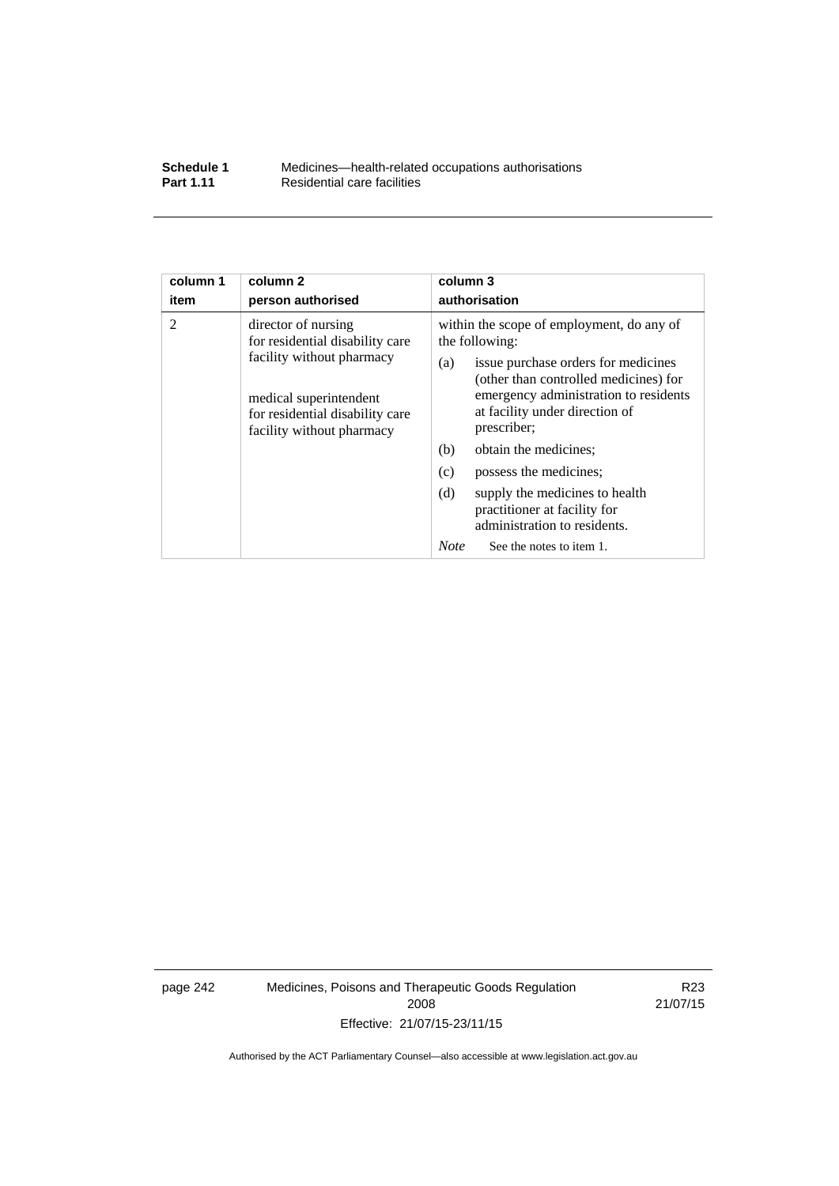| column 1<br>item | column 2<br>person authorised | column 3<br>authorisation |
|---|---|---|
| 2 | director of nursing for residential disability care facility without pharmacy<br><br>medical superintendent for residential disability care facility without pharmacy | within the scope of employment, do any of the following:<br>(a) issue purchase orders for medicines (other than controlled medicines) for emergency administration to residents at facility under direction of prescriber;<br>(b) obtain the medicines;<br>(c) possess the medicines;<br>(d) supply the medicines to health practitioner at facility for administration to residents.<br>*Note* See the notes to item 1. |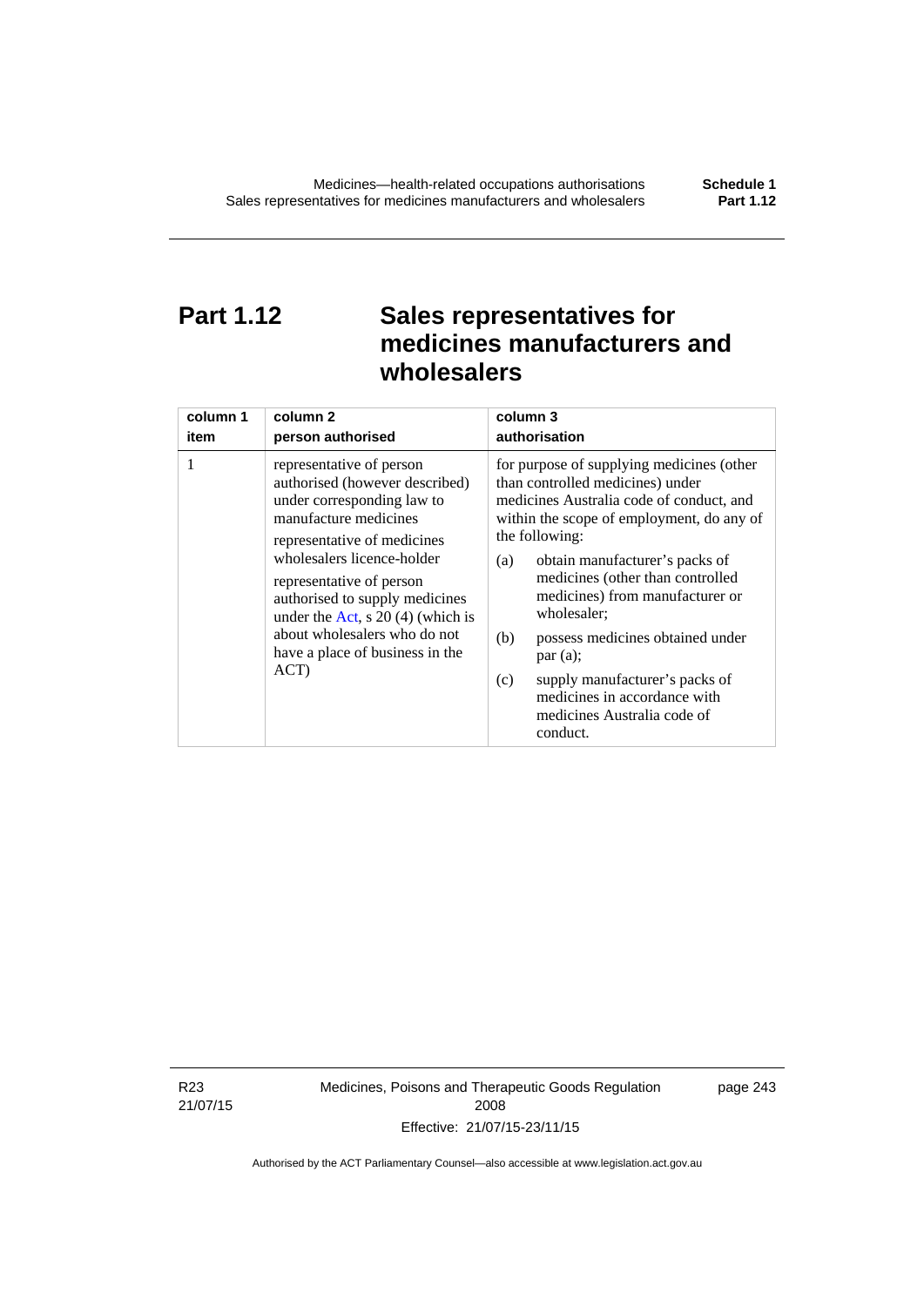# Part 1.12 Sales representatives for medicines manufacturers and wholesalers

| column 1<br>item | column 2<br>person authorised | column 3<br>authorisation |
|---|---|---|
| 1 | representative of person authorised (however described) under corresponding law to manufacture medicines<br>representative of medicines wholesalers licence-holder<br>representative of person authorised to supply medicines under the Act, s 20 (4) (which is about wholesalers who do not have a place of business in the ACT) | for purpose of supplying medicines (other than controlled medicines) under medicines Australia code of conduct, and within the scope of employment, do any of the following:<br>(a) obtain manufacturer's packs of medicines (other than controlled medicines) from manufacturer or wholesaler;<br>(b) possess medicines obtained under par (a);<br>(c) supply manufacturer's packs of medicines in accordance with medicines Australia code of conduct. |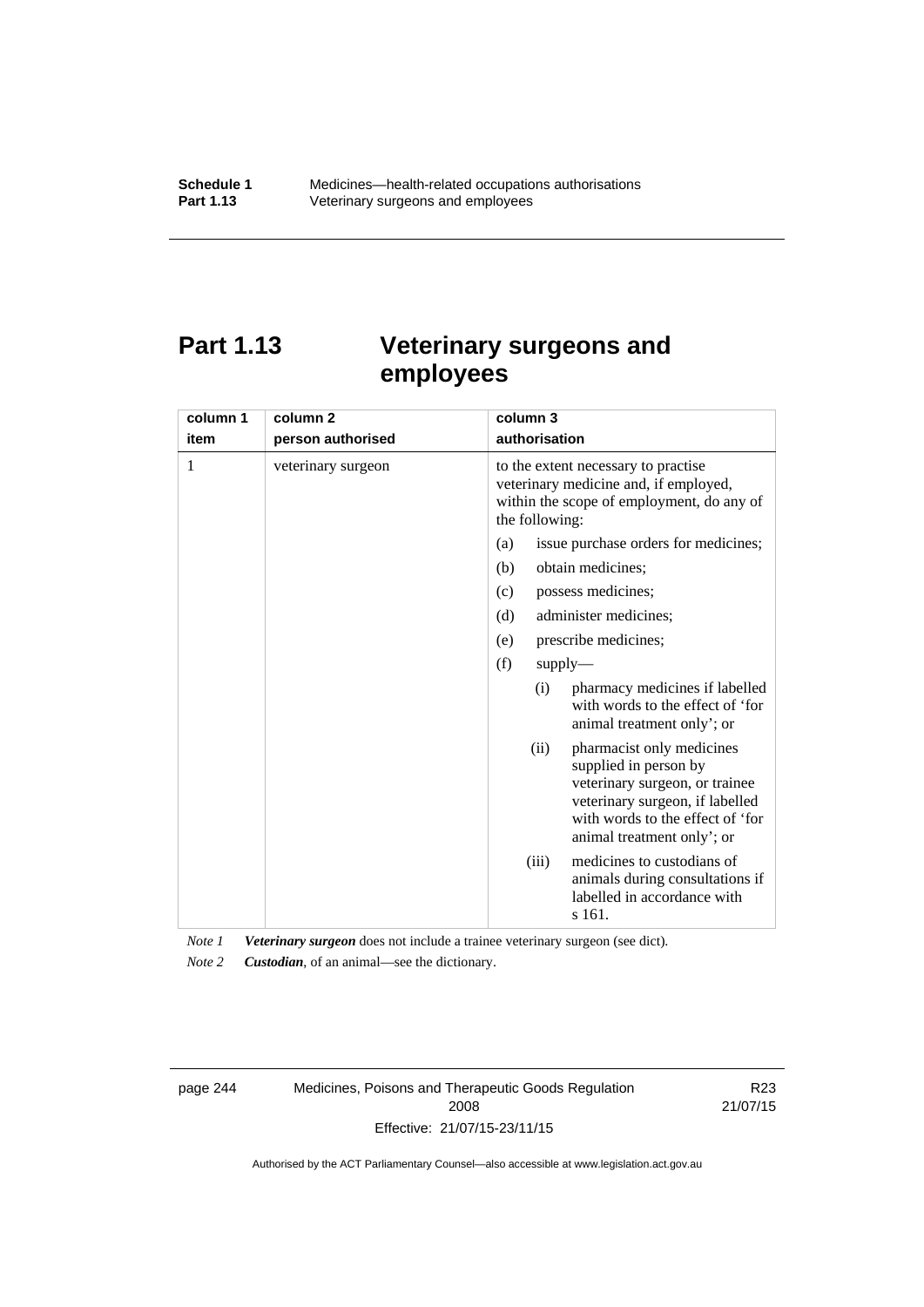# Part 1.13 Veterinary surgeons and employees

| column 1 item | column 2 person authorised | column 3 authorisation |
|---|---|---|
| 1 | veterinary surgeon | to the extent necessary to practise veterinary medicine and, if employed, within the scope of employment, do any of the following:<br>(a) issue purchase orders for medicines;<br>(b) obtain medicines;<br>(c) possess medicines;<br>(d) administer medicines;<br>(e) prescribe medicines;<br>(f) supply—<br>(i) pharmacy medicines if labelled with words to the effect of 'for animal treatment only'; or<br>(ii) pharmacist only medicines supplied in person by veterinary surgeon, or trainee veterinary surgeon, if labelled with words to the effect of 'for animal treatment only'; or<br>(iii) medicines to custodians of animals during consultations if labelled in accordance with s 161. |

*Note 1* ***Veterinary surgeon*** does not include a trainee veterinary surgeon (see dict).

*Note 2* ***Custodian***, of an animal—see the dictionary.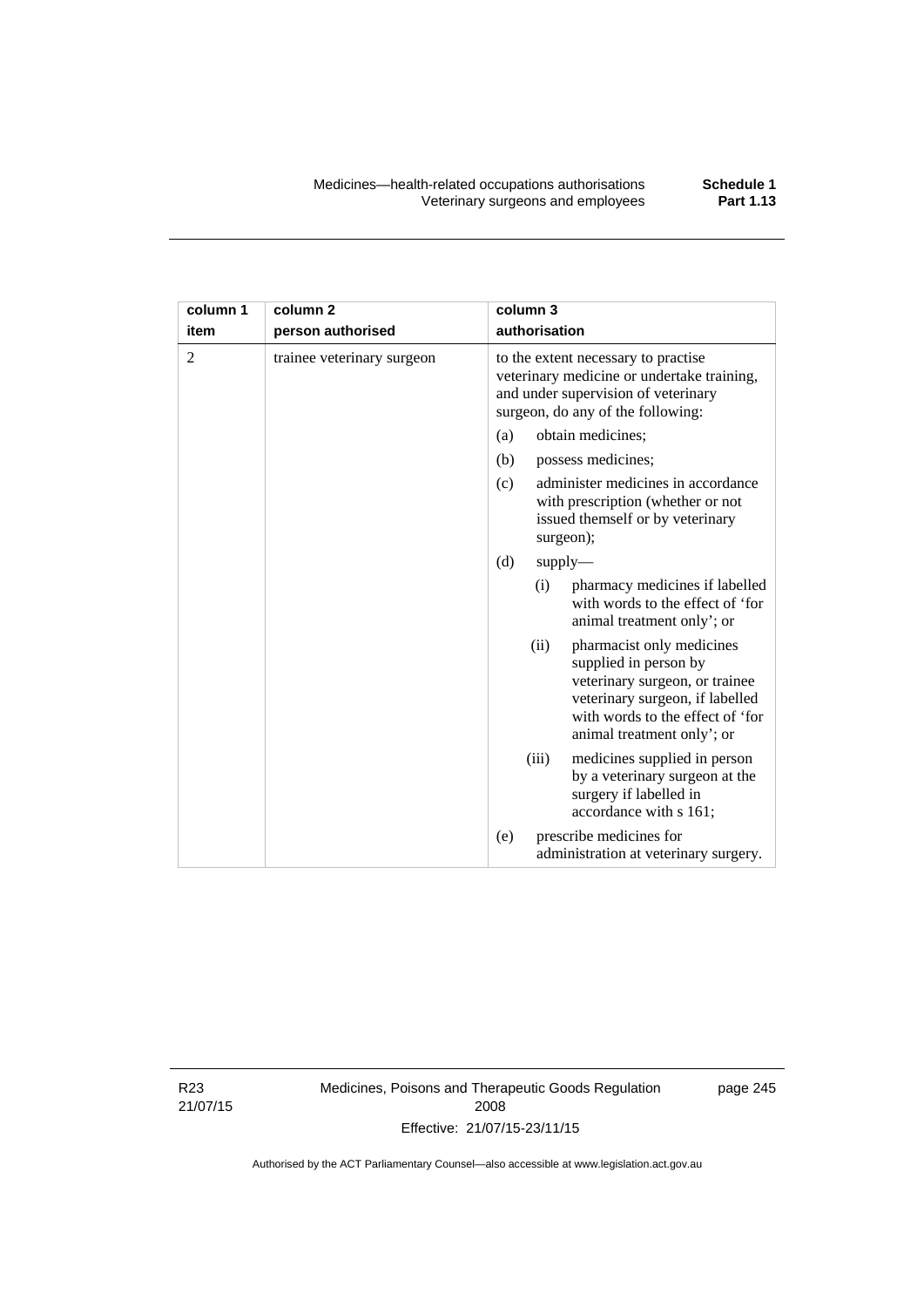| column 1 item | column 2 person authorised | column 3 authorisation |
|---|---|---|
| 2 | trainee veterinary surgeon | to the extent necessary to practise veterinary medicine or undertake training, and under supervision of veterinary surgeon, do any of the following:<br>(a) obtain medicines;<br>(b) possess medicines;<br>(c) administer medicines in accordance with prescription (whether or not issued themself or by veterinary surgeon);<br>(d) supply—<br>(i) pharmacy medicines if labelled with words to the effect of 'for animal treatment only'; or<br>(ii) pharmacist only medicines supplied in person by veterinary surgeon, or trainee veterinary surgeon, if labelled with words to the effect of 'for animal treatment only'; or<br>(iii) medicines supplied in person by a veterinary surgeon at the surgery if labelled in accordance with s 161;<br>(e) prescribe medicines for administration at veterinary surgery. |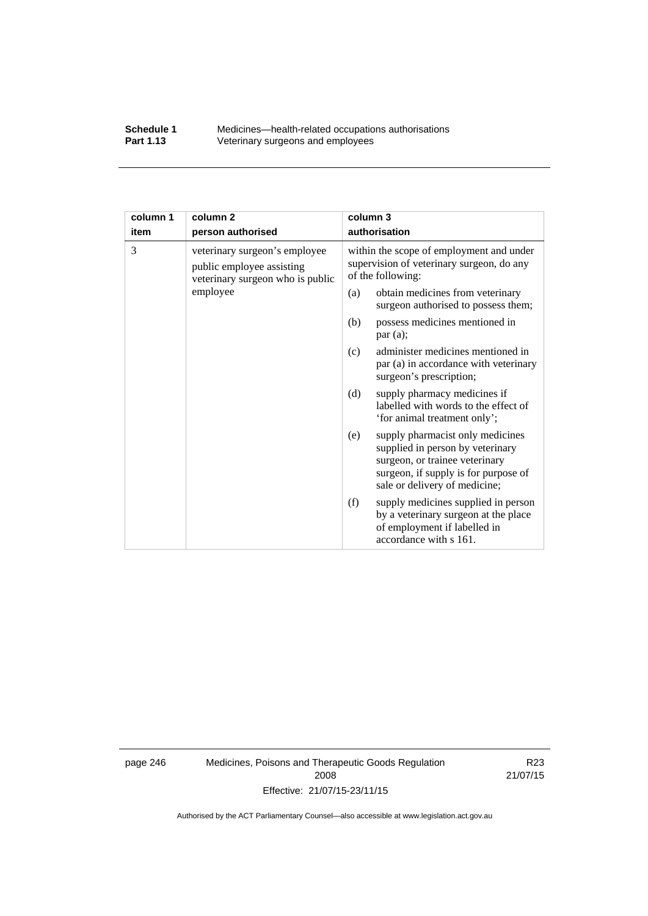| column 1<br>item | column 2<br>person authorised | column 3<br>authorisation |
|---|---|---|
| 3 | veterinary surgeon's employee<br>public employee assisting veterinary surgeon who is public employee | within the scope of employment and under supervision of veterinary surgeon, do any of the following:<br>(a) obtain medicines from veterinary surgeon authorised to possess them;<br>(b) possess medicines mentioned in par (a);<br>(c) administer medicines mentioned in par (a) in accordance with veterinary surgeon's prescription;<br>(d) supply pharmacy medicines if labelled with words to the effect of 'for animal treatment only';<br>(e) supply pharmacist only medicines supplied in person by veterinary surgeon, or trainee veterinary surgeon, if supply is for purpose of sale or delivery of medicine;<br>(f) supply medicines supplied in person by a veterinary surgeon at the place of employment if labelled in accordance with s 161. |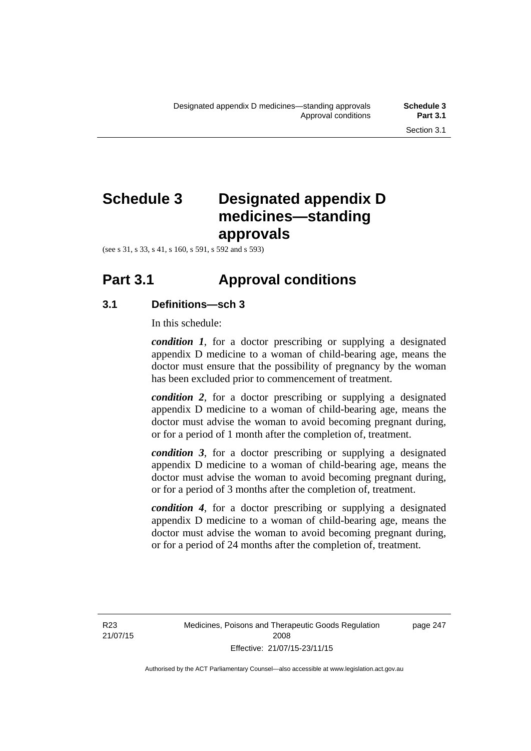# Schedule 3 Designated appendix D medicines—standing approvals

(see s 31, s 33, s 41, s 160, s 591, s 592 and s 593)

## Part 3.1 Approval conditions

### 3.1 Definitions—sch 3

In this schedule:

***condition 1***, for a doctor prescribing or supplying a designated appendix D medicine to a woman of child-bearing age, means the doctor must ensure that the possibility of pregnancy by the woman has been excluded prior to commencement of treatment.

***condition 2***, for a doctor prescribing or supplying a designated appendix D medicine to a woman of child-bearing age, means the doctor must advise the woman to avoid becoming pregnant during, or for a period of 1 month after the completion of, treatment.

***condition 3***, for a doctor prescribing or supplying a designated appendix D medicine to a woman of child-bearing age, means the doctor must advise the woman to avoid becoming pregnant during, or for a period of 3 months after the completion of, treatment.

***condition 4***, for a doctor prescribing or supplying a designated appendix D medicine to a woman of child-bearing age, means the doctor must advise the woman to avoid becoming pregnant during, or for a period of 24 months after the completion of, treatment.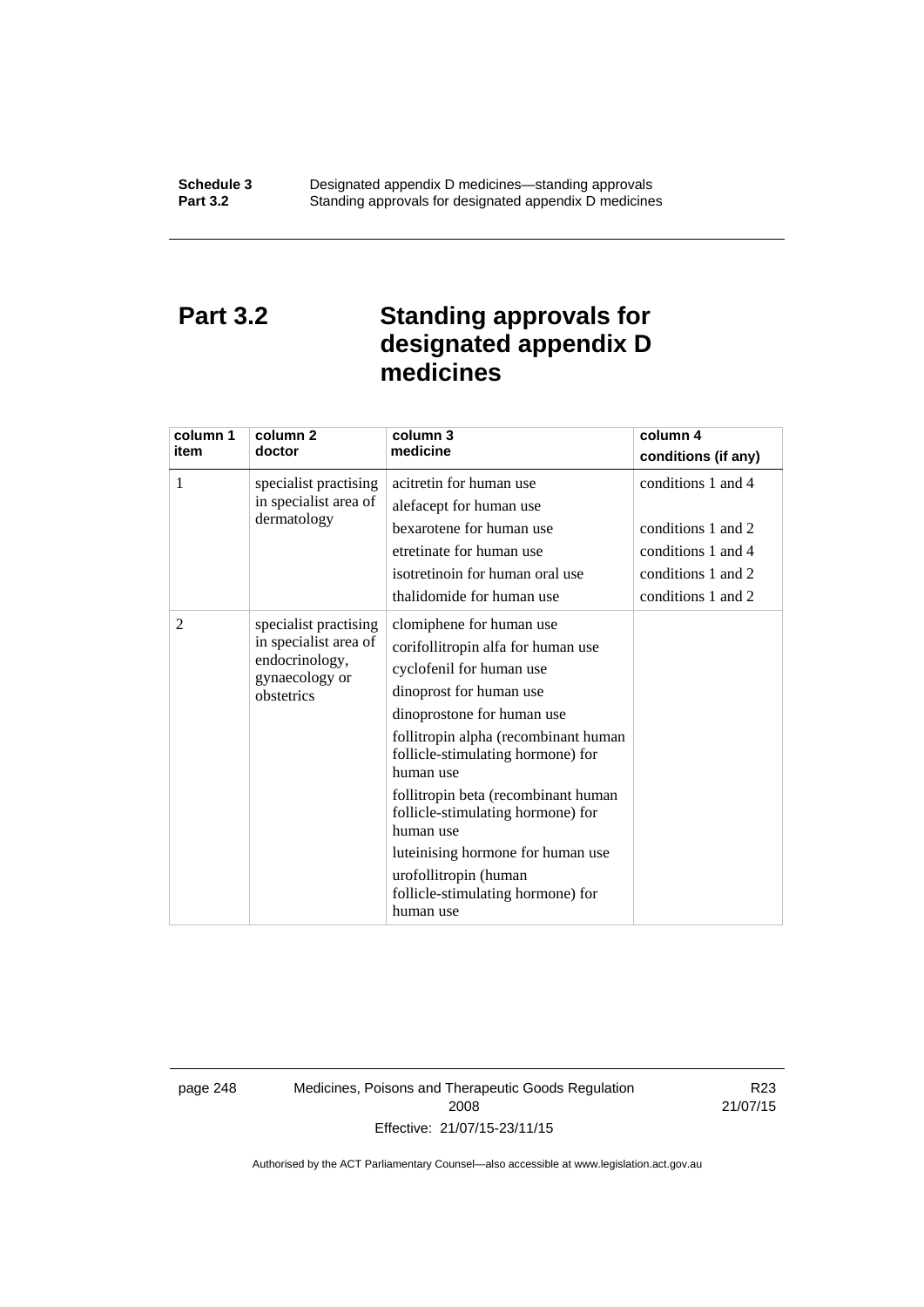# Part 3.2 Standing approvals for designated appendix D medicines

| column 1 item | column 2 doctor | column 3 medicine | column 4 conditions (if any) |
|---|---|---|---|
| 1 | specialist practising in specialist area of dermatology | acitretin for human use | conditions 1 and 4 |
| | | alefacept for human use | |
| | | bexarotene for human use | conditions 1 and 2 |
| | | etretinate for human use | conditions 1 and 4 |
| | | isotretinoin for human oral use | conditions 1 and 2 |
| | | thalidomide for human use | conditions 1 and 2 |
| 2 | specialist practising in specialist area of endocrinology, gynaecology or obstetrics | clomiphene for human use | |
| | | corifollitropin alfa for human use | |
| | | cyclofenil for human use | |
| | | dinoprost for human use | |
| | | dinoprostone for human use | |
| | | follitropin alpha (recombinant human follicle-stimulating hormone) for human use | |
| | | follitropin beta (recombinant human follicle-stimulating hormone) for human use | |
| | | luteinising hormone for human use | |
| | | urofollitropin (human follicle-stimulating hormone) for human use | |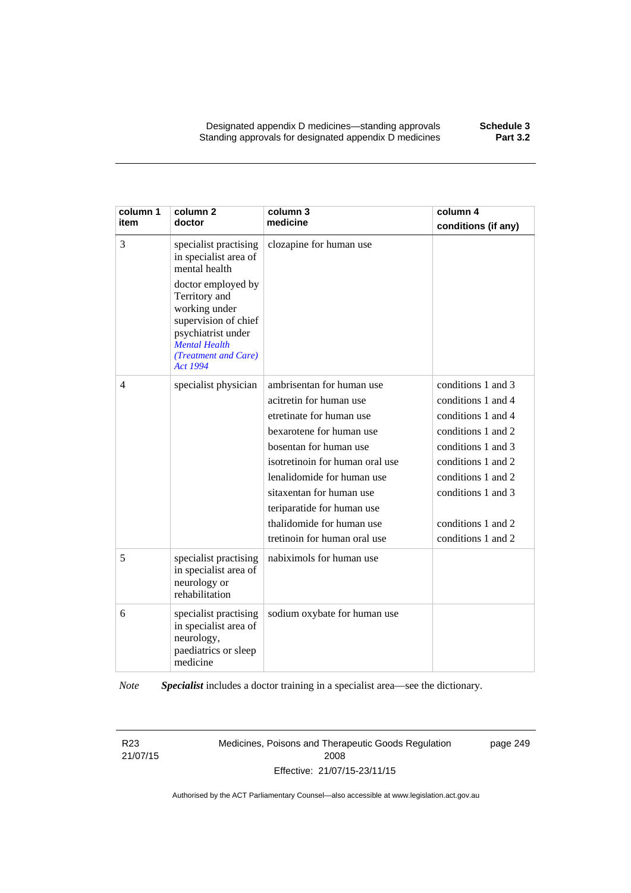| column 1 item | column 2 doctor | column 3 medicine | column 4 conditions (if any) |
|---|---|---|---|
| 3 | specialist practising in specialist area of mental health<br><br>doctor employed by Territory and working under supervision of chief psychiatrist under *Mental Health (Treatment and Care) Act 1994* | clozapine for human use | |
| 4 | specialist physician | ambrisentan for human use | conditions 1 and 3 |
| | | acitretin for human use | conditions 1 and 4 |
| | | etretinate for human use | conditions 1 and 4 |
| | | bexarotene for human use | conditions 1 and 2 |
| | | bosentan for human use | conditions 1 and 3 |
| | | isotretinoin for human oral use | conditions 1 and 2 |
| | | lenalidomide for human use | conditions 1 and 2 |
| | | sitaxentan for human use | conditions 1 and 3 |
| | | teriparatide for human use | |
| | | thalidomide for human use | conditions 1 and 2 |
| | | tretinoin for human oral use | conditions 1 and 2 |
| 5 | specialist practising in specialist area of neurology or rehabilitation | nabiximols for human use | |
| 6 | specialist practising in specialist area of neurology, paediatrics or sleep medicine | sodium oxybate for human use | |

*Note* ***Specialist*** includes a doctor training in a specialist area—see the dictionary.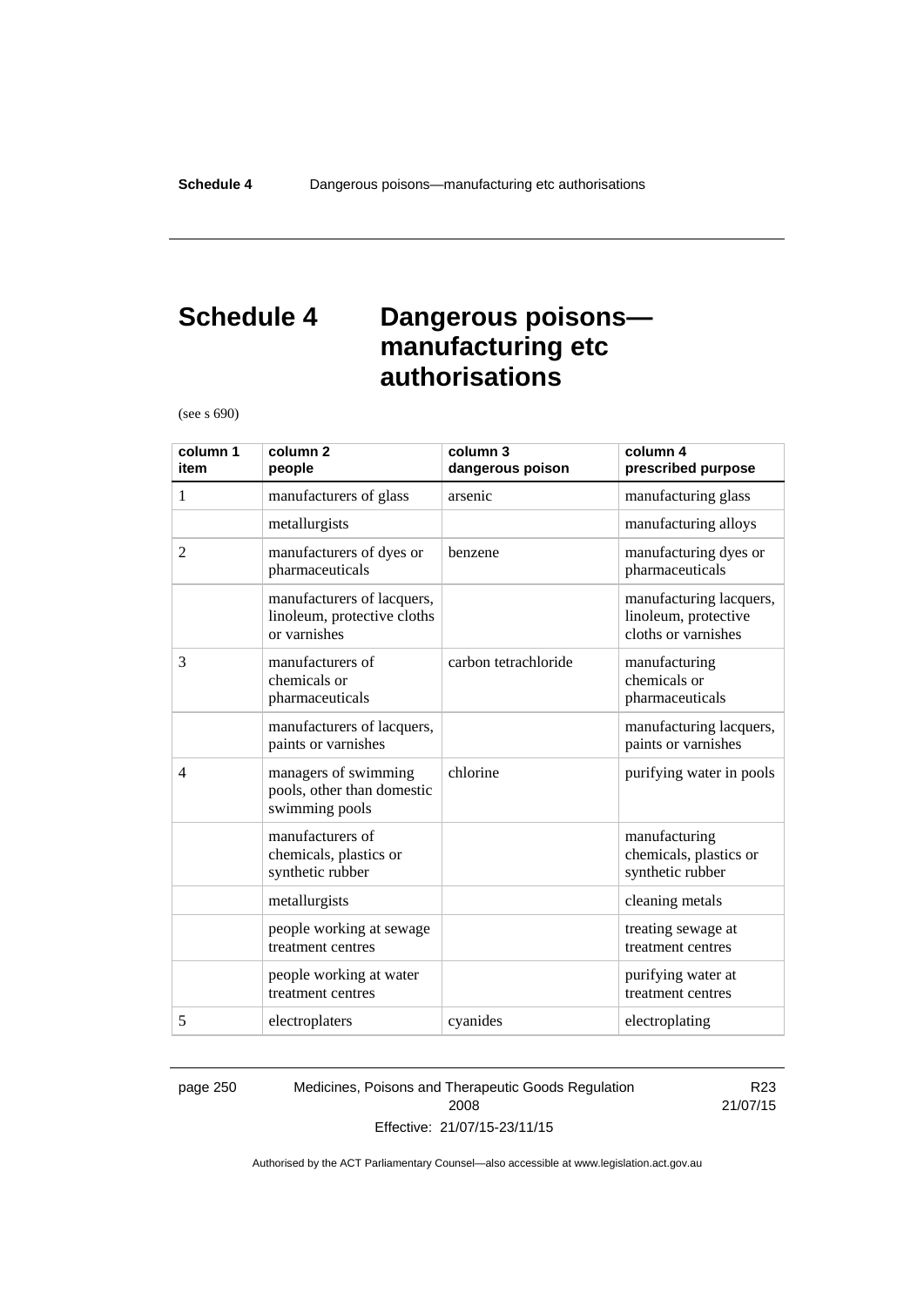# Schedule 4 Dangerous poisons—manufacturing etc authorisations

(see s 690)

| column 1 item | column 2 people | column 3 dangerous poison | column 4 prescribed purpose |
|---|---|---|---|
| 1 | manufacturers of glass | arsenic | manufacturing glass |
| | metallurgists | | manufacturing alloys |
| 2 | manufacturers of dyes or pharmaceuticals | benzene | manufacturing dyes or pharmaceuticals |
| | manufacturers of lacquers, linoleum, protective cloths or varnishes | | manufacturing lacquers, linoleum, protective cloths or varnishes |
| 3 | manufacturers of chemicals or pharmaceuticals | carbon tetrachloride | manufacturing chemicals or pharmaceuticals |
| | manufacturers of lacquers, paints or varnishes | | manufacturing lacquers, paints or varnishes |
| 4 | managers of swimming pools, other than domestic swimming pools | chlorine | purifying water in pools |
| | manufacturers of chemicals, plastics or synthetic rubber | | manufacturing chemicals, plastics or synthetic rubber |
| | metallurgists | | cleaning metals |
| | people working at sewage treatment centres | | treating sewage at treatment centres |
| | people working at water treatment centres | | purifying water at treatment centres |
| 5 | electroplaters | cyanides | electroplating |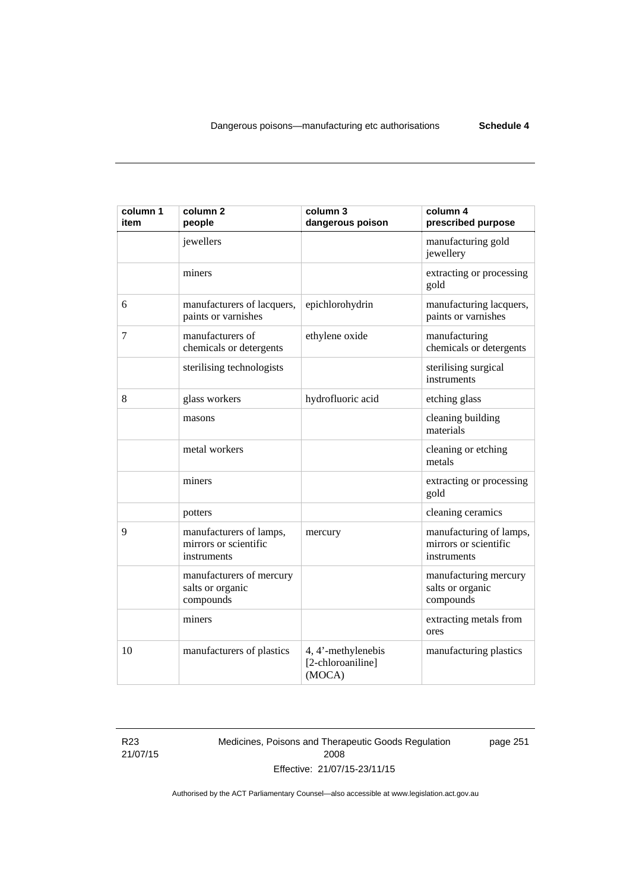| column 1 item | column 2 people | column 3 dangerous poison | column 4 prescribed purpose |
|---|---|---|---|
| | jewellers | | manufacturing gold jewellery |
| | miners | | extracting or processing gold |
| 6 | manufacturers of lacquers, paints or varnishes | epichlorohydrin | manufacturing lacquers, paints or varnishes |
| 7 | manufacturers of chemicals or detergents | ethylene oxide | manufacturing chemicals or detergents |
| | sterilising technologists | | sterilising surgical instruments |
| 8 | glass workers | hydrofluoric acid | etching glass |
| | masons | | cleaning building materials |
| | metal workers | | cleaning or etching metals |
| | miners | | extracting or processing gold |
| | potters | | cleaning ceramics |
| 9 | manufacturers of lamps, mirrors or scientific instruments | mercury | manufacturing of lamps, mirrors or scientific instruments |
| | manufacturers of mercury salts or organic compounds | | manufacturing mercury salts or organic compounds |
| | miners | | extracting metals from ores |
| 10 | manufacturers of plastics | 4, 4'-methylenebis [2-chloroaniline] (MOCA) | manufacturing plastics |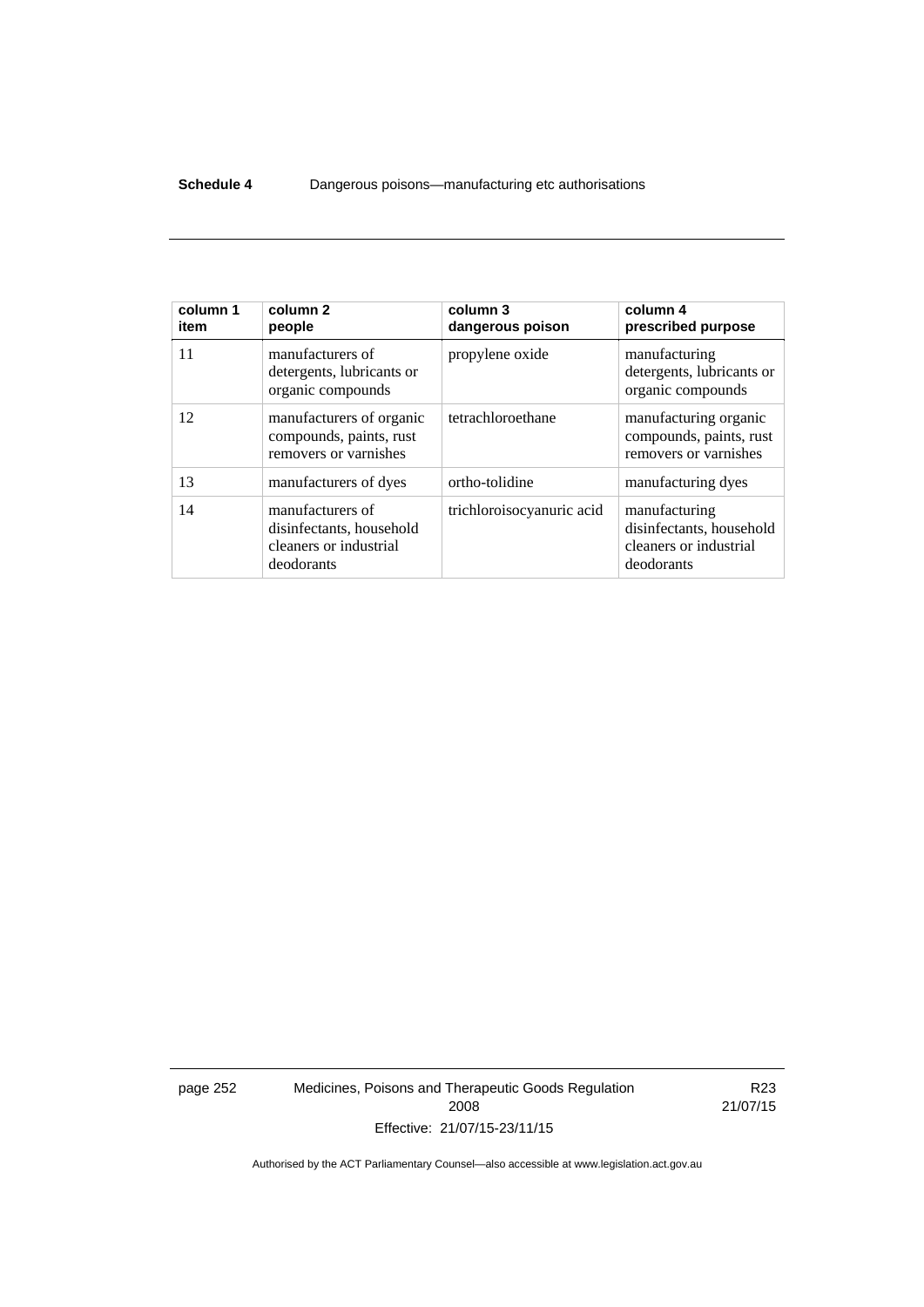| column 1 item | column 2 people | column 3 dangerous poison | column 4 prescribed purpose |
|---|---|---|---|
| 11 | manufacturers of detergents, lubricants or organic compounds | propylene oxide | manufacturing detergents, lubricants or organic compounds |
| 12 | manufacturers of organic compounds, paints, rust removers or varnishes | tetrachloroethane | manufacturing organic compounds, paints, rust removers or varnishes |
| 13 | manufacturers of dyes | ortho-tolidine | manufacturing dyes |
| 14 | manufacturers of disinfectants, household cleaners or industrial deodorants | trichloroisocyanuric acid | manufacturing disinfectants, household cleaners or industrial deodorants |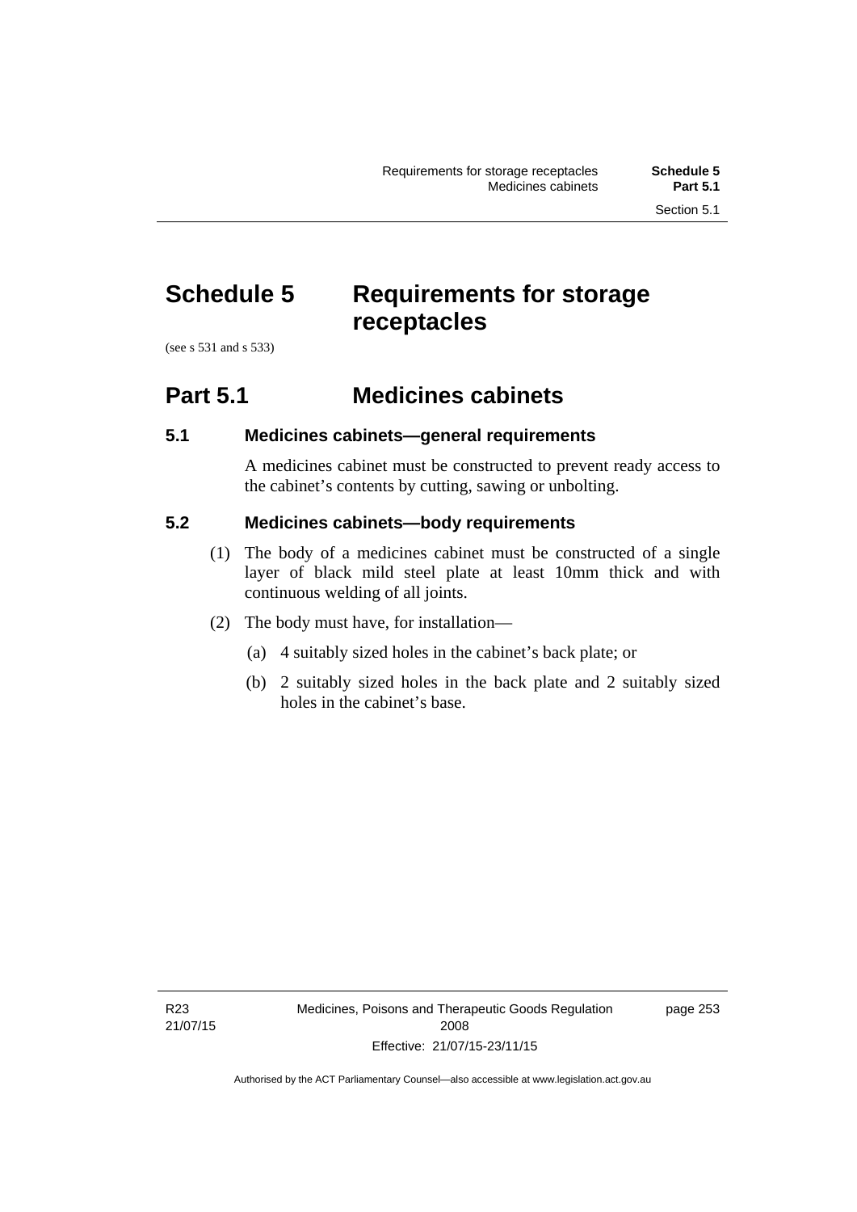# Schedule 5 Requirements for storage receptacles

(see s 531 and s 533)

## Part 5.1 Medicines cabinets

### 5.1 Medicines cabinets—general requirements

A medicines cabinet must be constructed to prevent ready access to the cabinet's contents by cutting, sawing or unbolting.

### 5.2 Medicines cabinets—body requirements

(1) The body of a medicines cabinet must be constructed of a single layer of black mild steel plate at least 10mm thick and with continuous welding of all joints.

(2) The body must have, for installation—

(a) 4 suitably sized holes in the cabinet's back plate; or

(b) 2 suitably sized holes in the back plate and 2 suitably sized holes in the cabinet's base.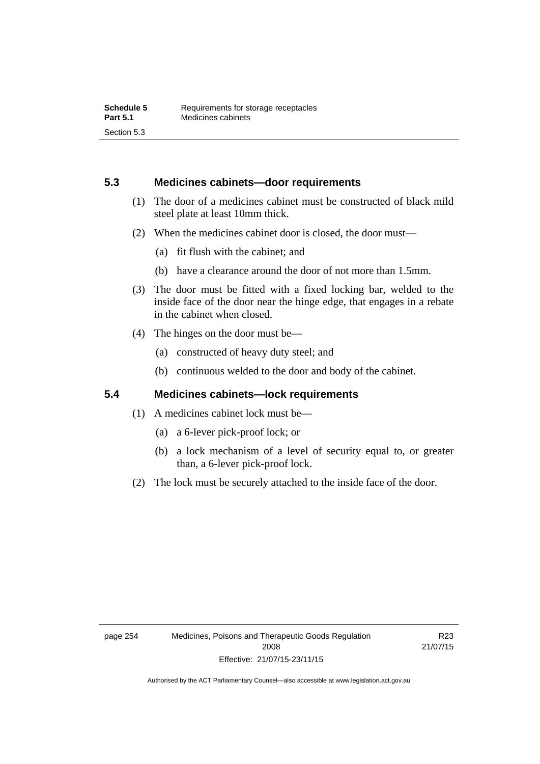### 5.3 Medicines cabinets—door requirements

(1) The door of a medicines cabinet must be constructed of black mild steel plate at least 10mm thick.

(2) When the medicines cabinet door is closed, the door must—

(a) fit flush with the cabinet; and

(b) have a clearance around the door of not more than 1.5mm.

(3) The door must be fitted with a fixed locking bar, welded to the inside face of the door near the hinge edge, that engages in a rebate in the cabinet when closed.

(4) The hinges on the door must be—

(a) constructed of heavy duty steel; and

(b) continuous welded to the door and body of the cabinet.

### 5.4 Medicines cabinets—lock requirements

(1) A medicines cabinet lock must be—

(a) a 6-lever pick-proof lock; or

(b) a lock mechanism of a level of security equal to, or greater than, a 6-lever pick-proof lock.

(2) The lock must be securely attached to the inside face of the door.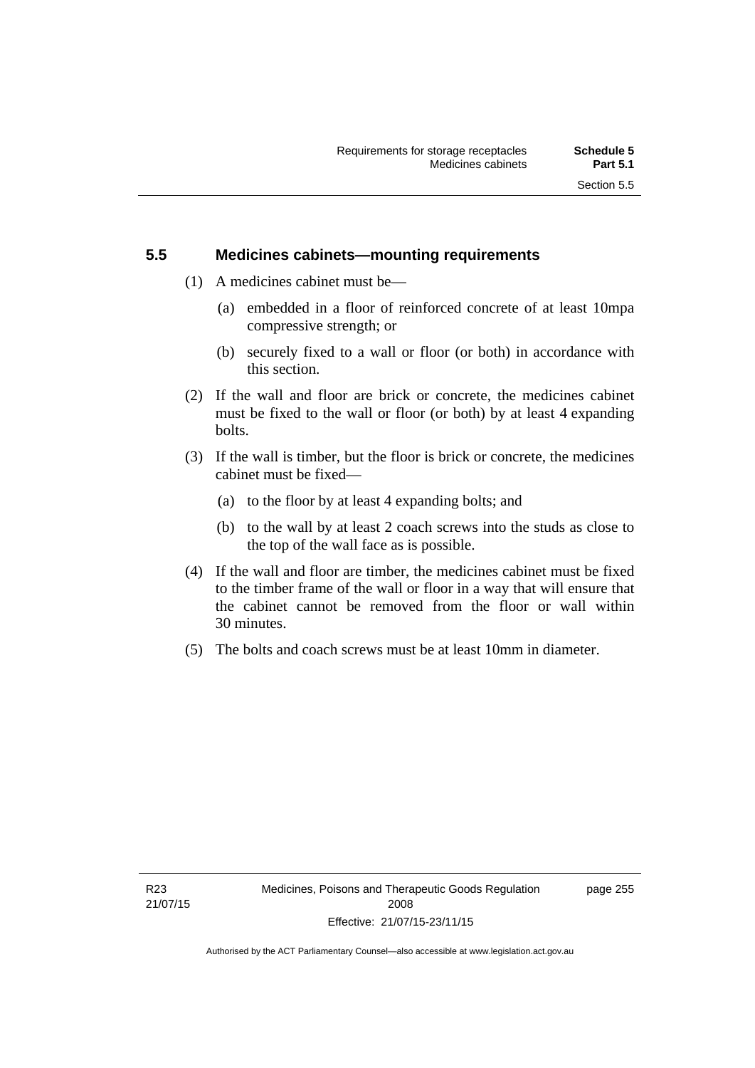## 5.5 Medicines cabinets—mounting requirements

(1) A medicines cabinet must be—

(a) embedded in a floor of reinforced concrete of at least 10mpa compressive strength; or

(b) securely fixed to a wall or floor (or both) in accordance with this section.

(2) If the wall and floor are brick or concrete, the medicines cabinet must be fixed to the wall or floor (or both) by at least 4 expanding bolts.

(3) If the wall is timber, but the floor is brick or concrete, the medicines cabinet must be fixed—

(a) to the floor by at least 4 expanding bolts; and

(b) to the wall by at least 2 coach screws into the studs as close to the top of the wall face as is possible.

(4) If the wall and floor are timber, the medicines cabinet must be fixed to the timber frame of the wall or floor in a way that will ensure that the cabinet cannot be removed from the floor or wall within 30 minutes.

(5) The bolts and coach screws must be at least 10mm in diameter.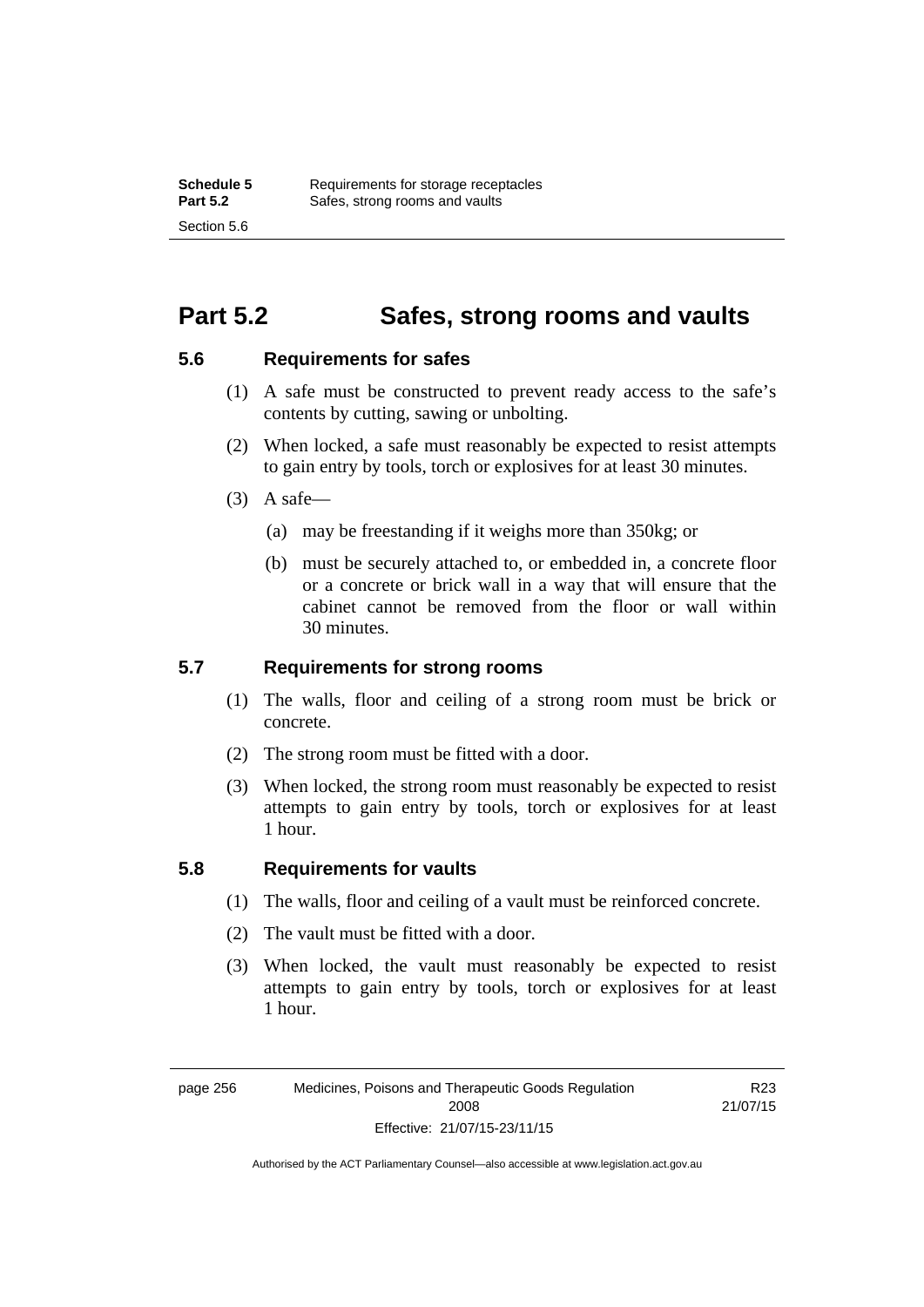# Part 5.2 Safes, strong rooms and vaults

## 5.6 Requirements for safes

(1) A safe must be constructed to prevent ready access to the safe's contents by cutting, sawing or unbolting.

(2) When locked, a safe must reasonably be expected to resist attempts to gain entry by tools, torch or explosives for at least 30 minutes.

(3) A safe—

(a) may be freestanding if it weighs more than 350kg; or

(b) must be securely attached to, or embedded in, a concrete floor or a concrete or brick wall in a way that will ensure that the cabinet cannot be removed from the floor or wall within 30 minutes.

## 5.7 Requirements for strong rooms

(1) The walls, floor and ceiling of a strong room must be brick or concrete.

(2) The strong room must be fitted with a door.

(3) When locked, the strong room must reasonably be expected to resist attempts to gain entry by tools, torch or explosives for at least 1 hour.

## 5.8 Requirements for vaults

(1) The walls, floor and ceiling of a vault must be reinforced concrete.

(2) The vault must be fitted with a door.

(3) When locked, the vault must reasonably be expected to resist attempts to gain entry by tools, torch or explosives for at least 1 hour.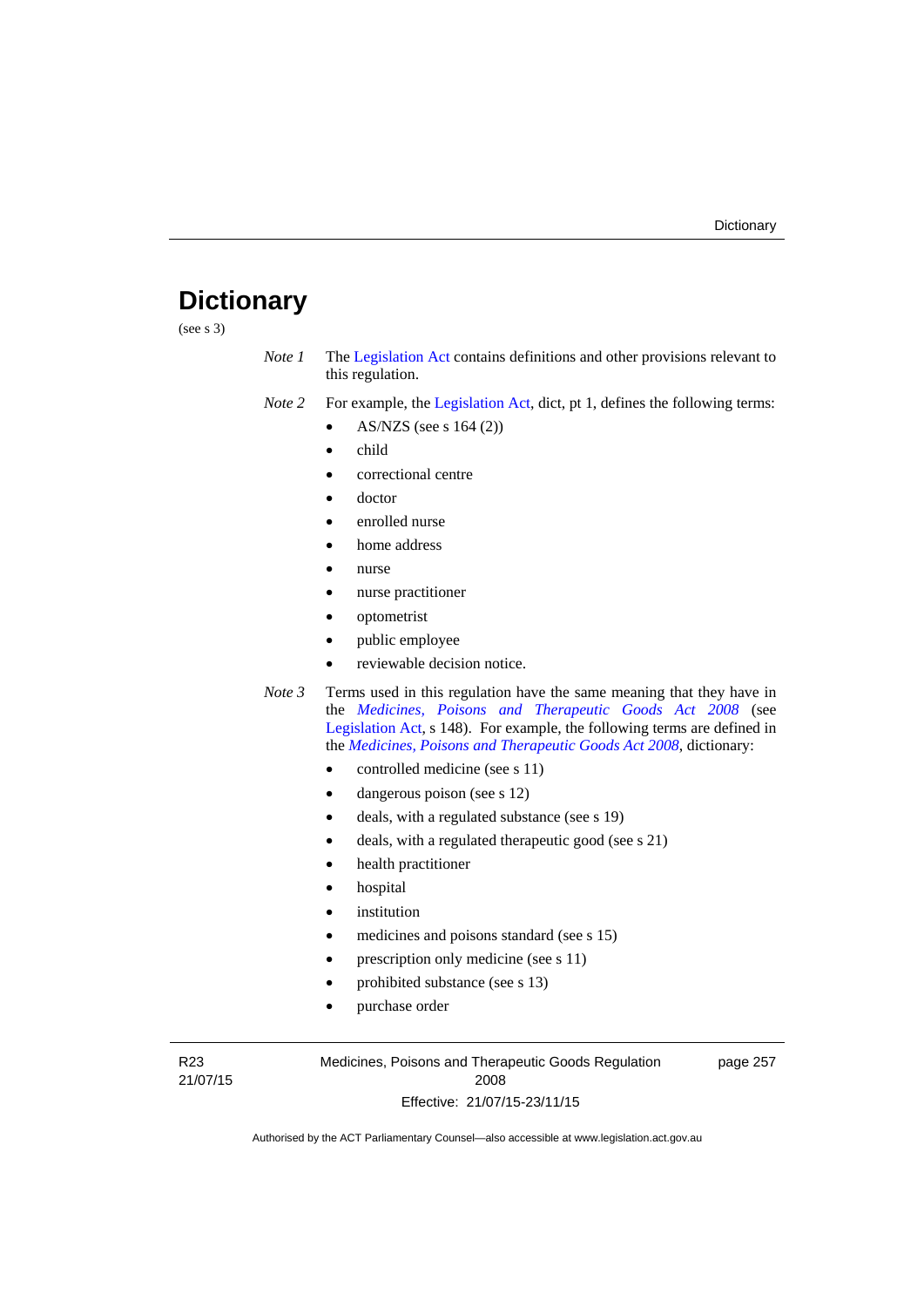# Dictionary

(see s 3)

*Note 1* The Legislation Act contains definitions and other provisions relevant to this regulation.

*Note 2* For example, the Legislation Act, dict, pt 1, defines the following terms:

- AS/NZS (see s 164 (2))
- child
- correctional centre
- doctor
- enrolled nurse
- home address
- nurse
- nurse practitioner
- optometrist
- public employee
- reviewable decision notice.

*Note 3* Terms used in this regulation have the same meaning that they have in the *Medicines, Poisons and Therapeutic Goods Act 2008* (see Legislation Act, s 148). For example, the following terms are defined in the *Medicines, Poisons and Therapeutic Goods Act 2008*, dictionary:

- controlled medicine (see s 11)
- dangerous poison (see s 12)
- deals, with a regulated substance (see s 19)
- deals, with a regulated therapeutic good (see s 21)
- health practitioner
- hospital
- institution
- medicines and poisons standard (see s 15)
- prescription only medicine (see s 11)
- prohibited substance (see s 13)
- purchase order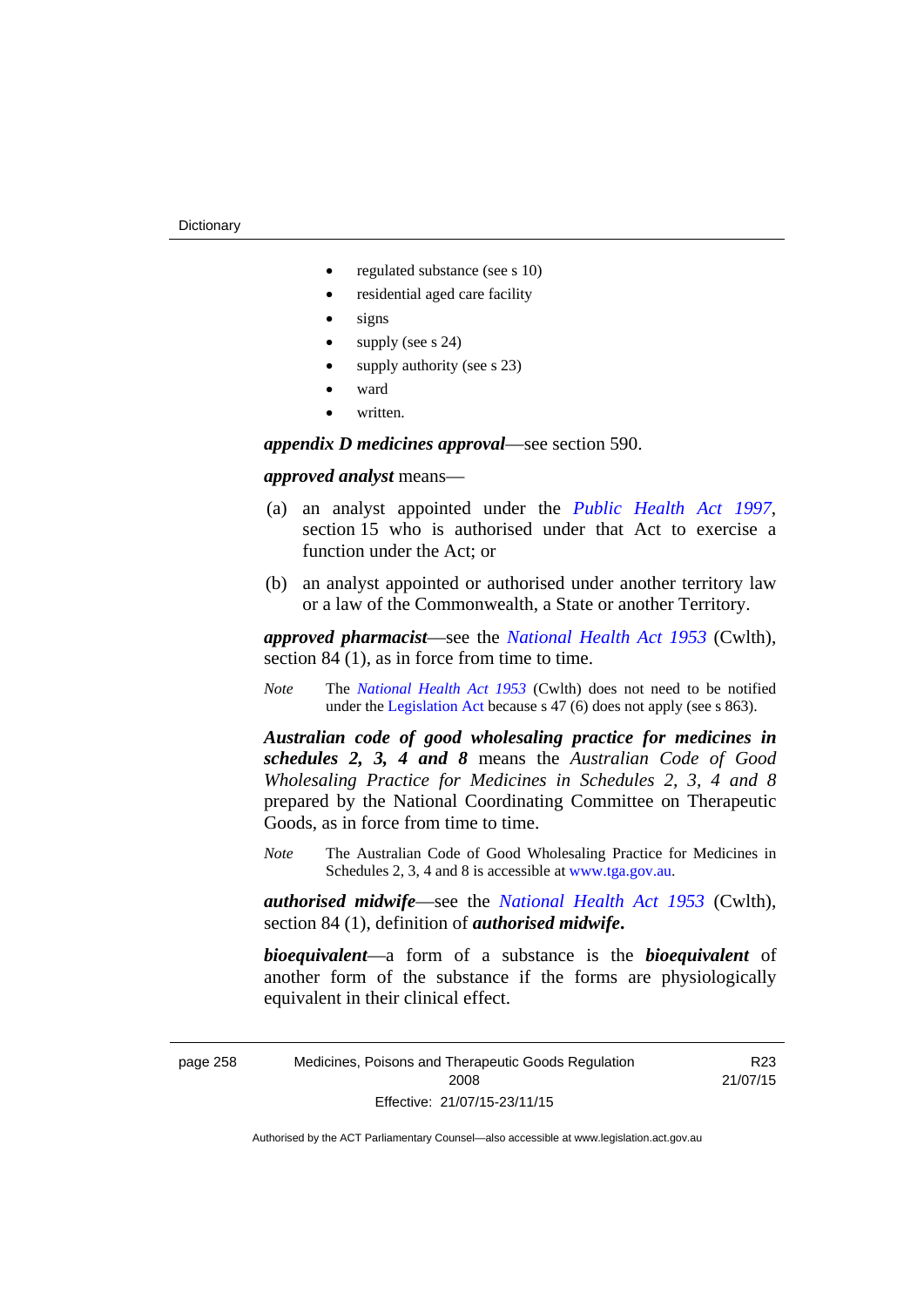- regulated substance (see s 10)
- residential aged care facility
- signs
- supply (see s 24)
- supply authority (see s 23)
- ward
- written.

***appendix D medicines approval***—see section 590.

***approved analyst*** means—

(a) an analyst appointed under the *Public Health Act 1997*, section 15 who is authorised under that Act to exercise a function under the Act; or

(b) an analyst appointed or authorised under another territory law or a law of the Commonwealth, a State or another Territory.

***approved pharmacist***—see the *National Health Act 1953* (Cwlth), section 84 (1), as in force from time to time.

*Note* The *National Health Act 1953* (Cwlth) does not need to be notified under the Legislation Act because s 47 (6) does not apply (see s 863).

***Australian code of good wholesaling practice for medicines in schedules 2, 3, 4 and 8*** means the *Australian Code of Good Wholesaling Practice for Medicines in Schedules 2, 3, 4 and 8* prepared by the National Coordinating Committee on Therapeutic Goods, as in force from time to time.

*Note* The Australian Code of Good Wholesaling Practice for Medicines in Schedules 2, 3, 4 and 8 is accessible at www.tga.gov.au.

***authorised midwife***—see the *National Health Act 1953* (Cwlth), section 84 (1), definition of ***authorised midwife*****.**

***bioequivalent***—a form of a substance is the ***bioequivalent*** of another form of the substance if the forms are physiologically equivalent in their clinical effect.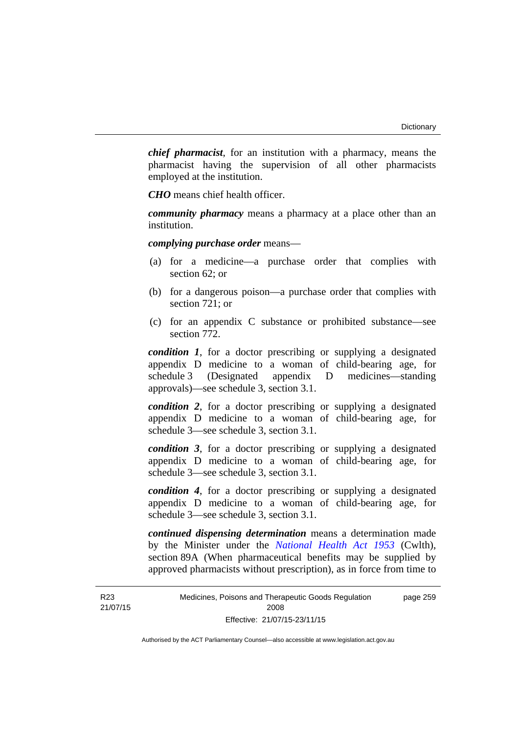***chief pharmacist***, for an institution with a pharmacy, means the pharmacist having the supervision of all other pharmacists employed at the institution.

***CHO*** means chief health officer.

***community pharmacy*** means a pharmacy at a place other than an institution.

***complying purchase order*** means—

(a) for a medicine—a purchase order that complies with section 62; or

(b) for a dangerous poison—a purchase order that complies with section 721; or

(c) for an appendix C substance or prohibited substance—see section 772.

***condition 1***, for a doctor prescribing or supplying a designated appendix D medicine to a woman of child-bearing age, for schedule 3 (Designated appendix D medicines—standing approvals)—see schedule 3, section 3.1.

***condition 2***, for a doctor prescribing or supplying a designated appendix D medicine to a woman of child-bearing age, for schedule 3—see schedule 3, section 3.1.

***condition 3***, for a doctor prescribing or supplying a designated appendix D medicine to a woman of child-bearing age, for schedule 3—see schedule 3, section 3.1.

***condition 4***, for a doctor prescribing or supplying a designated appendix D medicine to a woman of child-bearing age, for schedule 3—see schedule 3, section 3.1.

***continued dispensing determination*** means a determination made by the Minister under the *National Health Act 1953* (Cwlth), section 89A (When pharmaceutical benefits may be supplied by approved pharmacists without prescription), as in force from time to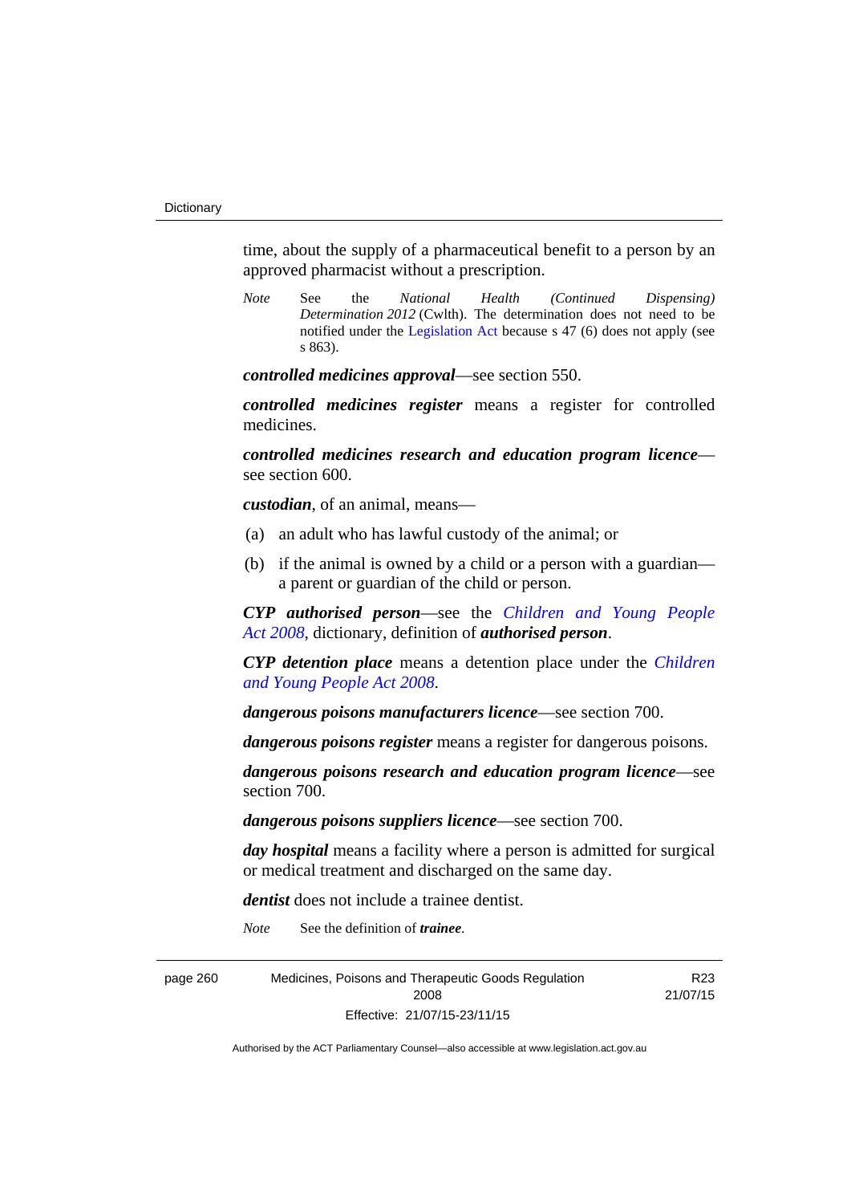time, about the supply of a pharmaceutical benefit to a person by an approved pharmacist without a prescription.

*Note* See the *National Health (Continued Dispensing) Determination 2012* (Cwlth). The determination does not need to be notified under the Legislation Act because s 47 (6) does not apply (see s 863).

***controlled medicines approval***—see section 550.

***controlled medicines register*** means a register for controlled medicines.

***controlled medicines research and education program licence***—see section 600.

***custodian***, of an animal, means—

(a) an adult who has lawful custody of the animal; or

(b) if the animal is owned by a child or a person with a guardian—a parent or guardian of the child or person.

***CYP authorised person***—see the *Children and Young People Act 2008*, dictionary, definition of ***authorised person***.

***CYP detention place*** means a detention place under the *Children and Young People Act 2008*.

***dangerous poisons manufacturers licence***—see section 700.

***dangerous poisons register*** means a register for dangerous poisons.

***dangerous poisons research and education program licence***—see section 700.

***dangerous poisons suppliers licence***—see section 700.

***day hospital*** means a facility where a person is admitted for surgical or medical treatment and discharged on the same day.

***dentist*** does not include a trainee dentist.

*Note* See the definition of ***trainee***.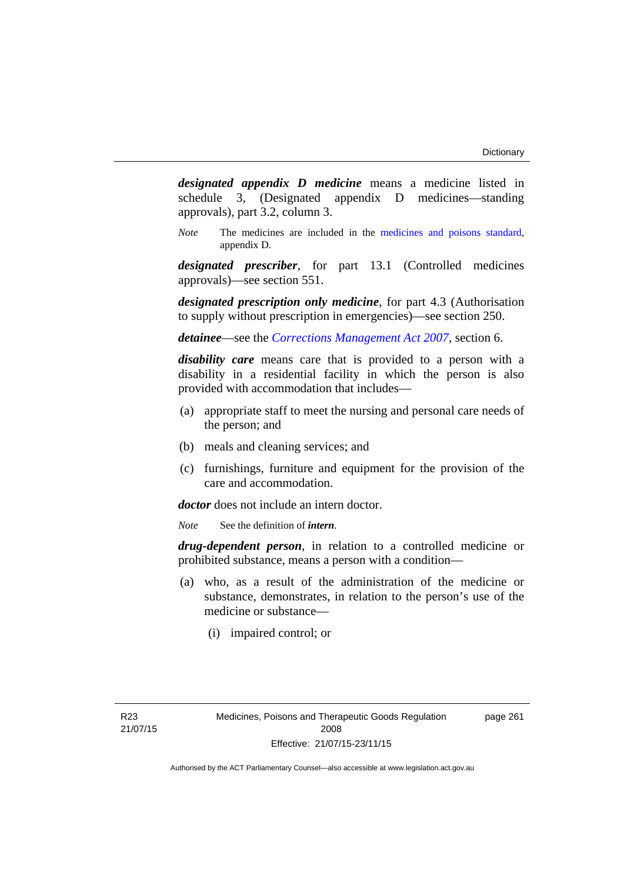***designated appendix D medicine*** means a medicine listed in schedule 3, (Designated appendix D medicines—standing approvals), part 3.2, column 3.

*Note* The medicines are included in the medicines and poisons standard, appendix D.

***designated prescriber***, for part 13.1 (Controlled medicines approvals)—see section 551.

***designated prescription only medicine***, for part 4.3 (Authorisation to supply without prescription in emergencies)—see section 250.

***detainee***—see the *Corrections Management Act 2007*, section 6.

***disability care*** means care that is provided to a person with a disability in a residential facility in which the person is also provided with accommodation that includes—

(a) appropriate staff to meet the nursing and personal care needs of the person; and

(b) meals and cleaning services; and

(c) furnishings, furniture and equipment for the provision of the care and accommodation.

***doctor*** does not include an intern doctor.

*Note* See the definition of ***intern***.

***drug-dependent person***, in relation to a controlled medicine or prohibited substance, means a person with a condition—

(a) who, as a result of the administration of the medicine or substance, demonstrates, in relation to the person's use of the medicine or substance—

(i) impaired control; or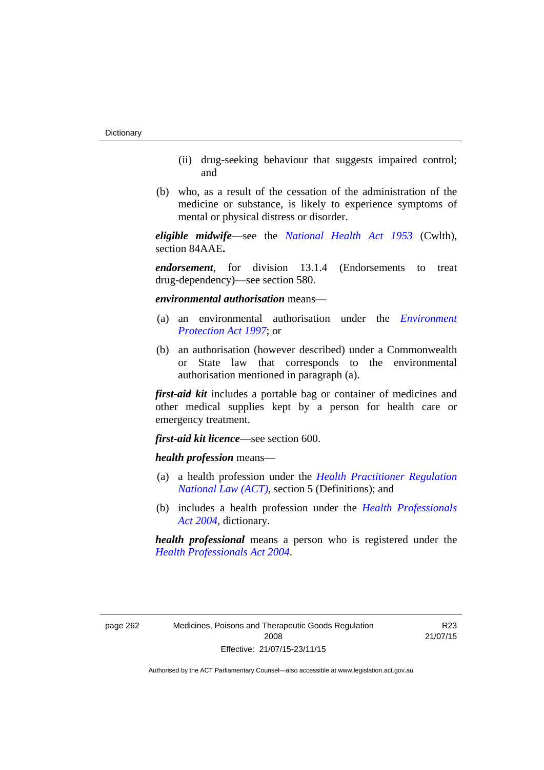(ii) drug-seeking behaviour that suggests impaired control; and

(b) who, as a result of the cessation of the administration of the medicine or substance, is likely to experience symptoms of mental or physical distress or disorder.

***eligible midwife***—see the *National Health Act 1953* (Cwlth), section 84AAE**.**

***endorsement***, for division 13.1.4 (Endorsements to treat drug-dependency)—see section 580.

***environmental authorisation*** means—

(a) an environmental authorisation under the *Environment Protection Act 1997*; or

(b) an authorisation (however described) under a Commonwealth or State law that corresponds to the environmental authorisation mentioned in paragraph (a).

***first-aid kit*** includes a portable bag or container of medicines and other medical supplies kept by a person for health care or emergency treatment.

***first-aid kit licence***—see section 600.

***health profession*** means—

(a) a health profession under the *Health Practitioner Regulation National Law (ACT)*, section 5 (Definitions); and

(b) includes a health profession under the *Health Professionals Act 2004*, dictionary.

***health professional*** means a person who is registered under the *Health Professionals Act 2004*.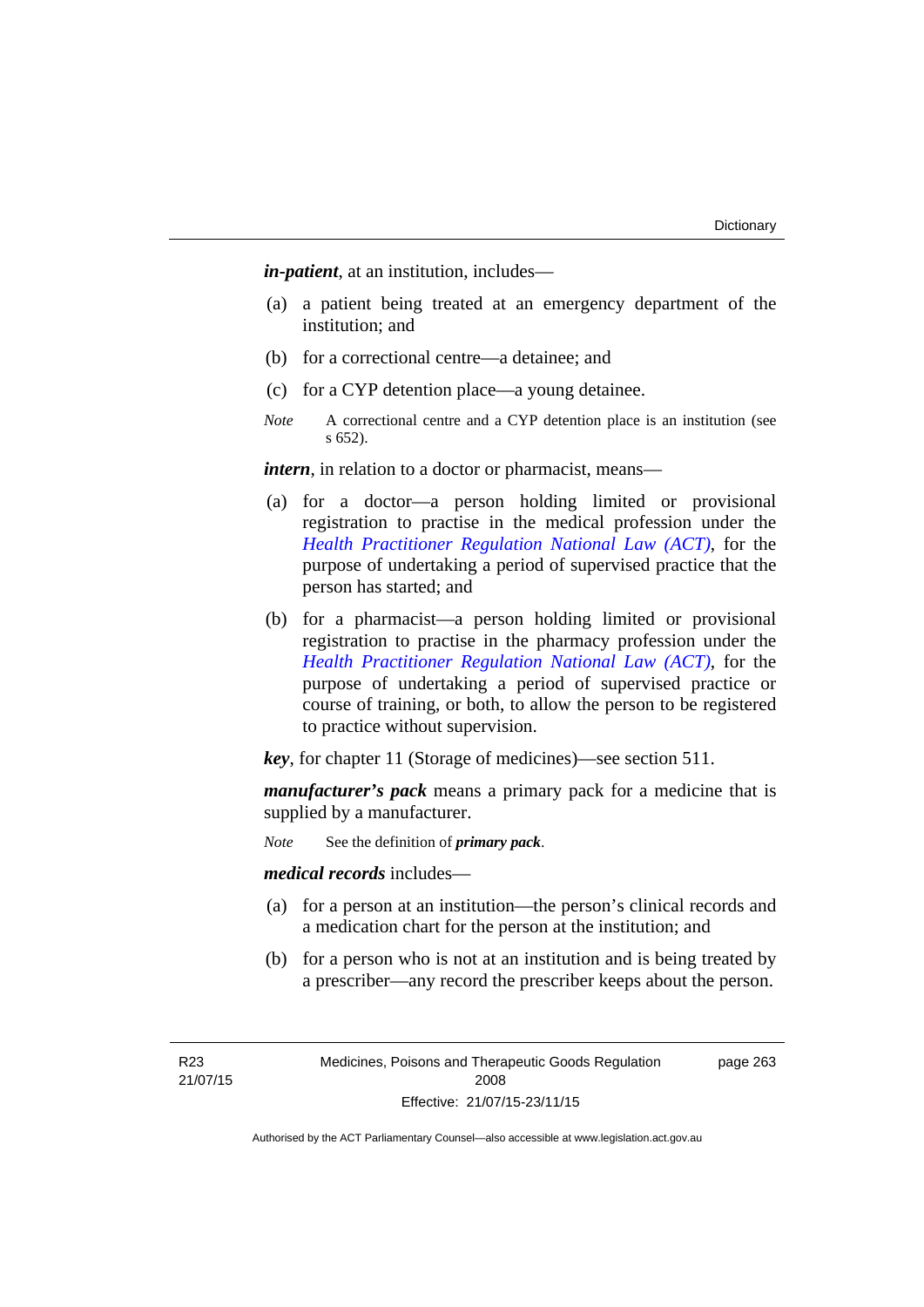***in-patient***, at an institution, includes—

(a) a patient being treated at an emergency department of the institution; and

(b) for a correctional centre—a detainee; and

(c) for a CYP detention place—a young detainee.

*Note* A correctional centre and a CYP detention place is an institution (see s 652).

***intern***, in relation to a doctor or pharmacist, means—

(a) for a doctor—a person holding limited or provisional registration to practise in the medical profession under the *Health Practitioner Regulation National Law (ACT)*, for the purpose of undertaking a period of supervised practice that the person has started; and

(b) for a pharmacist—a person holding limited or provisional registration to practise in the pharmacy profession under the *Health Practitioner Regulation National Law (ACT)*, for the purpose of undertaking a period of supervised practice or course of training, or both, to allow the person to be registered to practice without supervision.

***key***, for chapter 11 (Storage of medicines)—see section 511.

***manufacturer's pack*** means a primary pack for a medicine that is supplied by a manufacturer.

*Note* See the definition of ***primary pack***.

***medical records*** includes—

(a) for a person at an institution—the person's clinical records and a medication chart for the person at the institution; and

(b) for a person who is not at an institution and is being treated by a prescriber—any record the prescriber keeps about the person.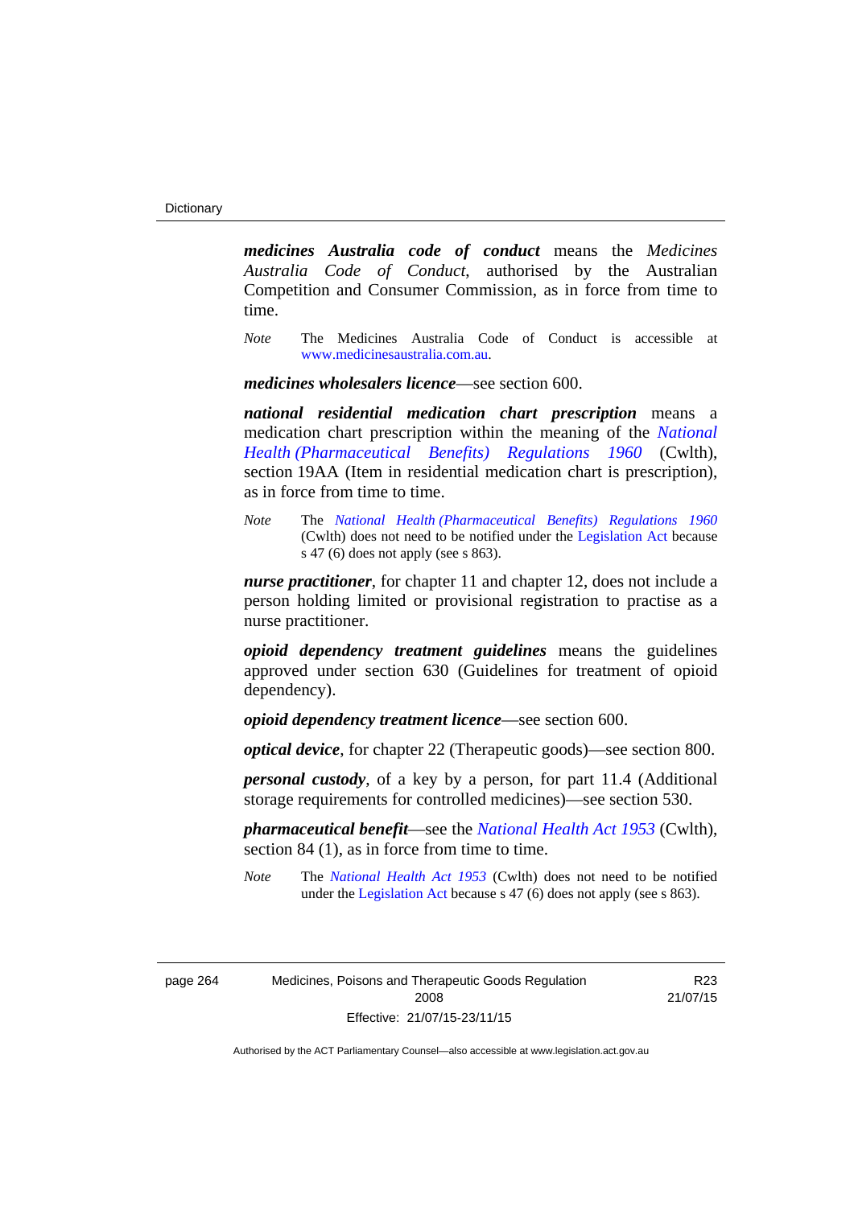***medicines Australia code of conduct*** means the *Medicines Australia Code of Conduct*, authorised by the Australian Competition and Consumer Commission, as in force from time to time.

*Note* The Medicines Australia Code of Conduct is accessible at www.medicinesaustralia.com.au.

***medicines wholesalers licence***—see section 600.

***national residential medication chart prescription*** means a medication chart prescription within the meaning of the *National Health (Pharmaceutical Benefits) Regulations 1960* (Cwlth), section 19AA (Item in residential medication chart is prescription), as in force from time to time.

*Note* The *National Health (Pharmaceutical Benefits) Regulations 1960* (Cwlth) does not need to be notified under the Legislation Act because s 47 (6) does not apply (see s 863).

***nurse practitioner***, for chapter 11 and chapter 12, does not include a person holding limited or provisional registration to practise as a nurse practitioner.

***opioid dependency treatment guidelines*** means the guidelines approved under section 630 (Guidelines for treatment of opioid dependency).

***opioid dependency treatment licence***—see section 600.

***optical device***, for chapter 22 (Therapeutic goods)—see section 800.

***personal custody***, of a key by a person, for part 11.4 (Additional storage requirements for controlled medicines)—see section 530.

***pharmaceutical benefit***—see the *National Health Act 1953* (Cwlth), section 84 (1), as in force from time to time.

*Note* The *National Health Act 1953* (Cwlth) does not need to be notified under the Legislation Act because s 47 (6) does not apply (see s 863).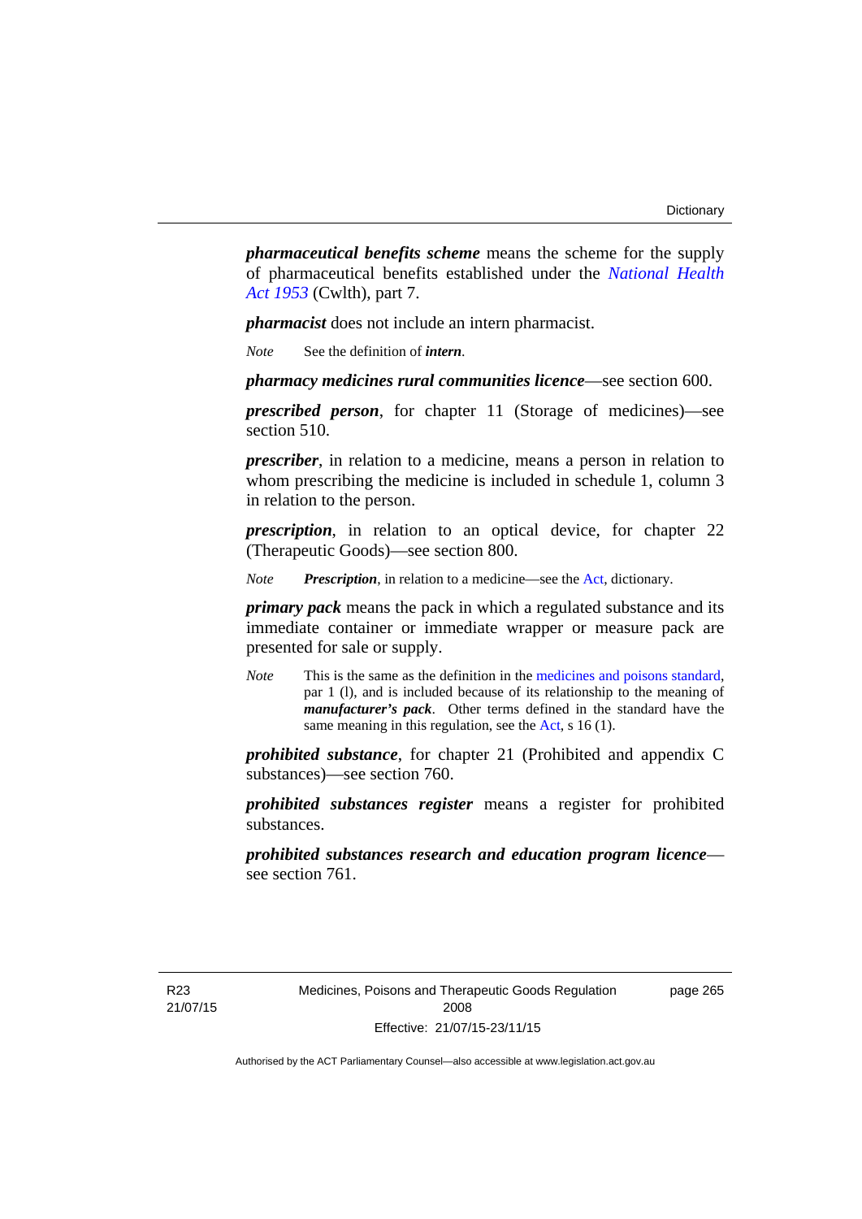***pharmaceutical benefits scheme*** means the scheme for the supply of pharmaceutical benefits established under the *National Health Act 1953* (Cwlth), part 7.

***pharmacist*** does not include an intern pharmacist.

*Note* See the definition of ***intern***.

***pharmacy medicines rural communities licence***—see section 600.

***prescribed person***, for chapter 11 (Storage of medicines)—see section 510.

***prescriber***, in relation to a medicine, means a person in relation to whom prescribing the medicine is included in schedule 1, column 3 in relation to the person.

***prescription***, in relation to an optical device, for chapter 22 (Therapeutic Goods)—see section 800.

*Note* ***Prescription***, in relation to a medicine—see the Act, dictionary.

***primary pack*** means the pack in which a regulated substance and its immediate container or immediate wrapper or measure pack are presented for sale or supply.

*Note* This is the same as the definition in the medicines and poisons standard, par 1 (l), and is included because of its relationship to the meaning of ***manufacturer's pack***. Other terms defined in the standard have the same meaning in this regulation, see the Act, s 16 (1).

***prohibited substance***, for chapter 21 (Prohibited and appendix C substances)—see section 760.

***prohibited substances register*** means a register for prohibited substances.

***prohibited substances research and education program licence***—see section 761.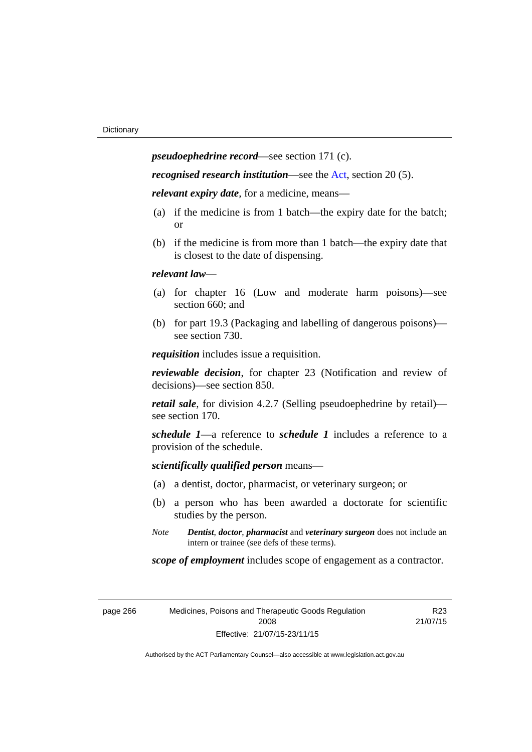***pseudoephedrine record***—see section 171 (c).

***recognised research institution***—see the Act, section 20 (5).

***relevant expiry date***, for a medicine, means—

(a) if the medicine is from 1 batch—the expiry date for the batch; or

(b) if the medicine is from more than 1 batch—the expiry date that is closest to the date of dispensing.

***relevant law***—

(a) for chapter 16 (Low and moderate harm poisons)—see section 660; and

(b) for part 19.3 (Packaging and labelling of dangerous poisons)—see section 730.

***requisition*** includes issue a requisition.

***reviewable decision***, for chapter 23 (Notification and review of decisions)—see section 850.

***retail sale***, for division 4.2.7 (Selling pseudoephedrine by retail)—see section 170.

***schedule 1***—a reference to ***schedule 1*** includes a reference to a provision of the schedule.

***scientifically qualified person*** means—

(a) a dentist, doctor, pharmacist, or veterinary surgeon; or

(b) a person who has been awarded a doctorate for scientific studies by the person.

*Note* ***Dentist***, ***doctor***, ***pharmacist*** and ***veterinary surgeon*** does not include an intern or trainee (see defs of these terms).

***scope of employment*** includes scope of engagement as a contractor.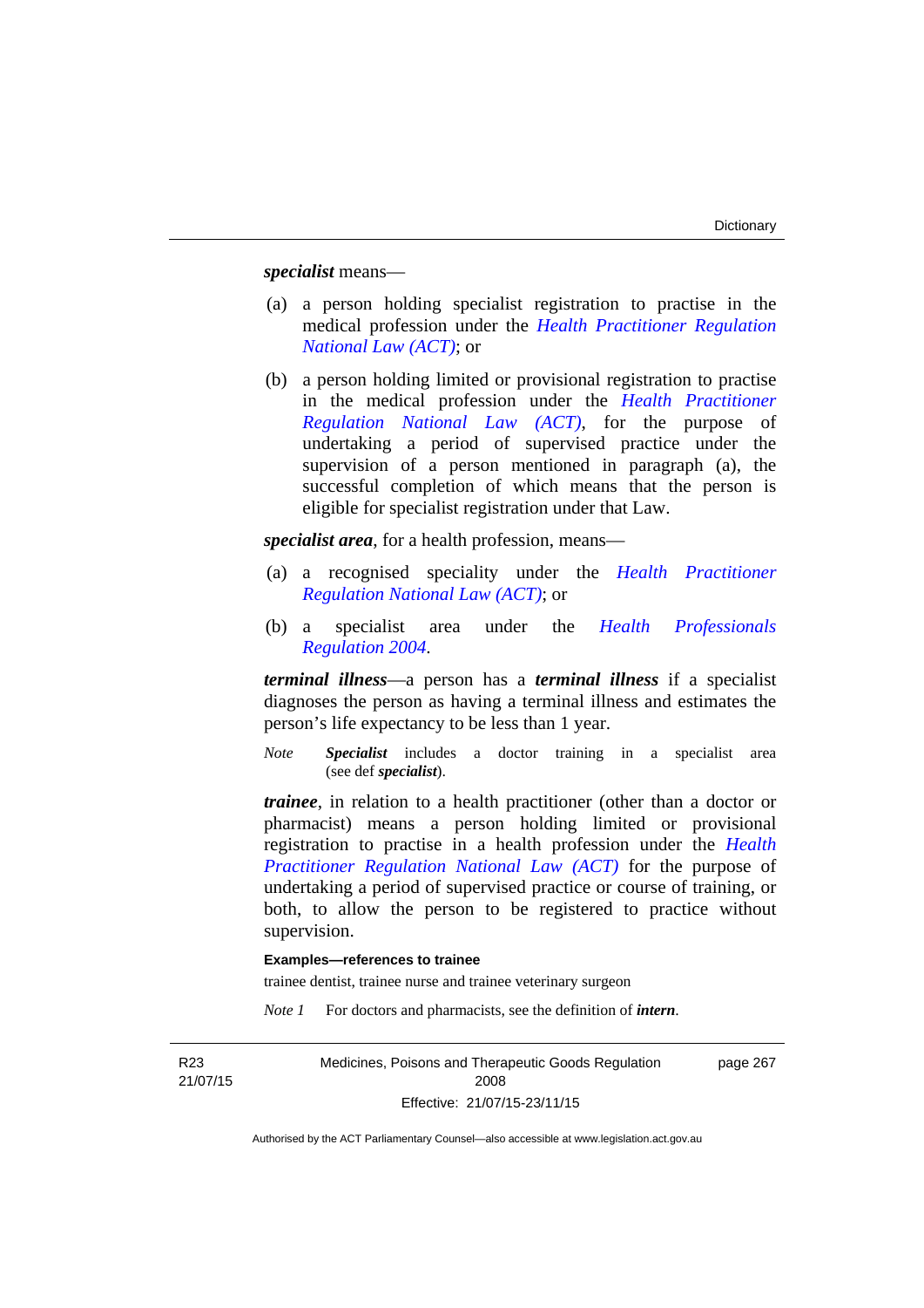***specialist*** means—

(a) a person holding specialist registration to practise in the medical profession under the *Health Practitioner Regulation National Law (ACT)*; or

(b) a person holding limited or provisional registration to practise in the medical profession under the *Health Practitioner Regulation National Law (ACT)*, for the purpose of undertaking a period of supervised practice under the supervision of a person mentioned in paragraph (a), the successful completion of which means that the person is eligible for specialist registration under that Law.

***specialist area***, for a health profession, means—

(a) a recognised speciality under the *Health Practitioner Regulation National Law (ACT)*; or

(b) a specialist area under the *Health Professionals Regulation 2004*.

***terminal illness***—a person has a ***terminal illness*** if a specialist diagnoses the person as having a terminal illness and estimates the person's life expectancy to be less than 1 year.

*Note* ***Specialist*** includes a doctor training in a specialist area (see def ***specialist***).

***trainee***, in relation to a health practitioner (other than a doctor or pharmacist) means a person holding limited or provisional registration to practise in a health profession under the *Health Practitioner Regulation National Law (ACT)* for the purpose of undertaking a period of supervised practice or course of training, or both, to allow the person to be registered to practice without supervision.

**Examples—references to trainee**

trainee dentist, trainee nurse and trainee veterinary surgeon

*Note 1* For doctors and pharmacists, see the definition of ***intern***.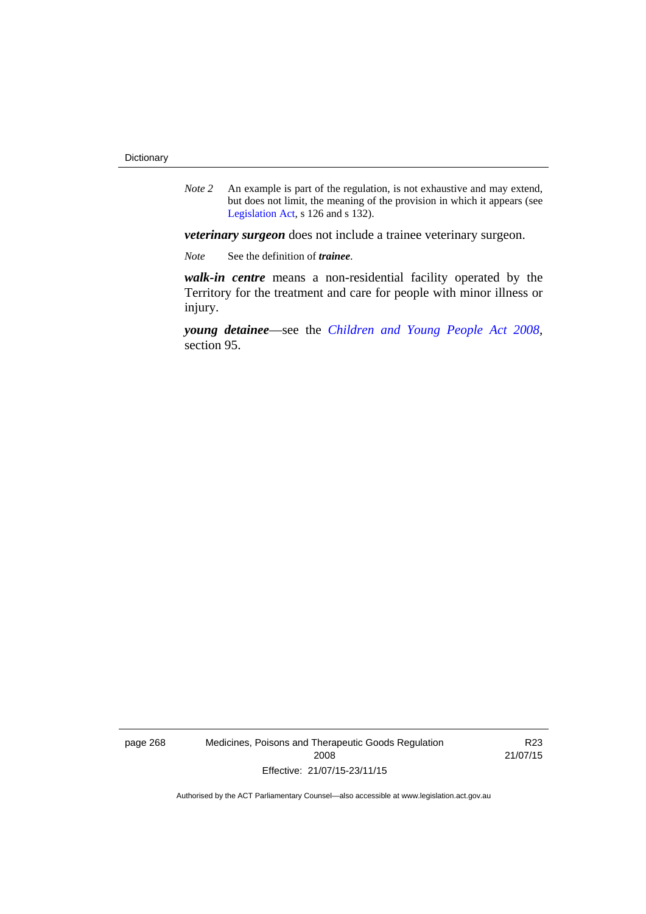*Note 2* An example is part of the regulation, is not exhaustive and may extend, but does not limit, the meaning of the provision in which it appears (see Legislation Act, s 126 and s 132).

***veterinary surgeon*** does not include a trainee veterinary surgeon.

*Note* See the definition of ***trainee***.

***walk-in centre*** means a non-residential facility operated by the Territory for the treatment and care for people with minor illness or injury.

***young detainee***—see the *Children and Young People Act 2008*, section 95.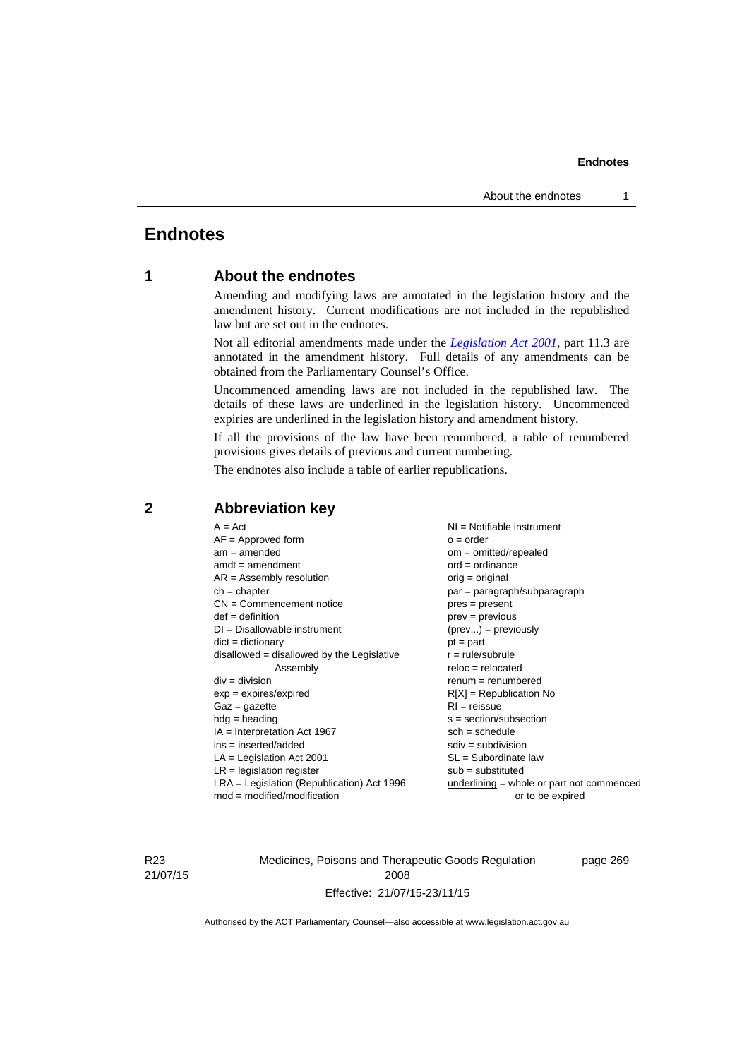# Endnotes

## 1 About the endnotes

Amending and modifying laws are annotated in the legislation history and the amendment history. Current modifications are not included in the republished law but are set out in the endnotes.

Not all editorial amendments made under the *Legislation Act 2001*, part 11.3 are annotated in the amendment history. Full details of any amendments can be obtained from the Parliamentary Counsel's Office.

Uncommenced amending laws are not included in the republished law. The details of these laws are underlined in the legislation history. Uncommenced expiries are underlined in the legislation history and amendment history.

If all the provisions of the law have been renumbered, a table of renumbered provisions gives details of previous and current numbering.

The endnotes also include a table of earlier republications.

## 2 Abbreviation key

A = Act
AF = Approved form
am = amended
amdt = amendment
AR = Assembly resolution
ch = chapter
CN = Commencement notice
def = definition
DI = Disallowable instrument
dict = dictionary
disallowed = disallowed by the Legislative Assembly
div = division
exp = expires/expired
Gaz = gazette
hdg = heading
IA = Interpretation Act 1967
ins = inserted/added
LA = Legislation Act 2001
LR = legislation register
LRA = Legislation (Republication) Act 1996
mod = modified/modification
NI = Notifiable instrument
o = order
om = omitted/repealed
ord = ordinance
orig = original
par = paragraph/subparagraph
pres = present
prev = previous
(prev...) = previously
pt = part
r = rule/subrule
reloc = relocated
renum = renumbered
R[X] = Republication No
RI = reissue
s = section/subsection
sch = schedule
sdiv = subdivision
SL = Subordinate law
sub = substituted
underlining = whole or part not commenced or to be expired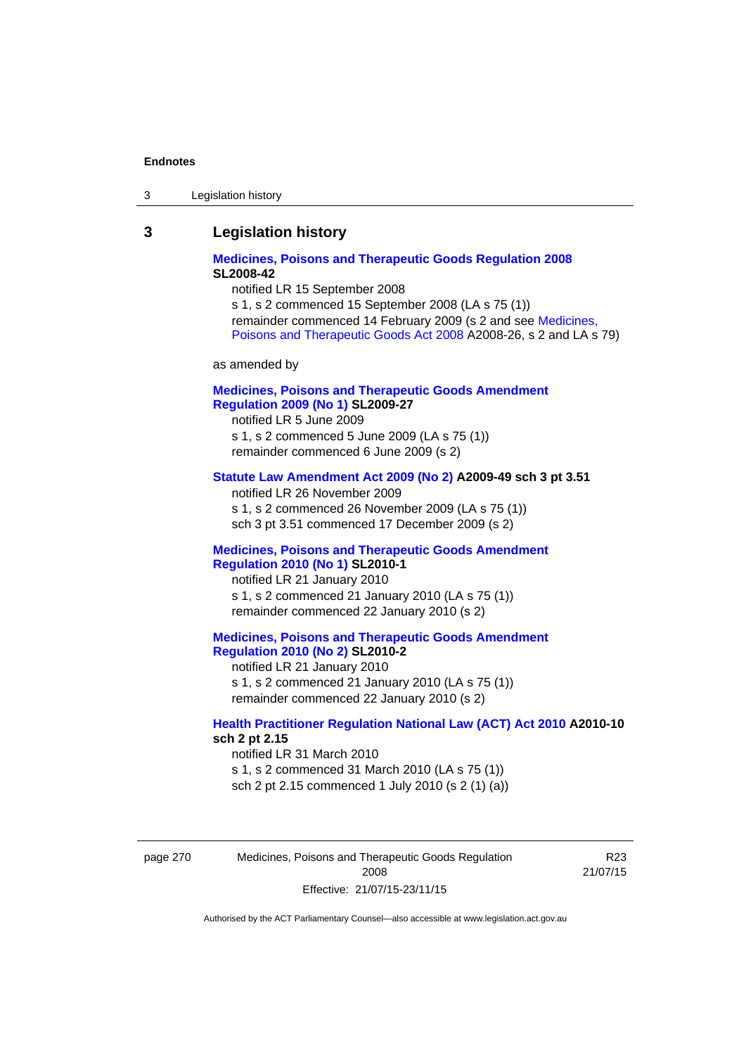## 3 Legislation history

**Medicines, Poisons and Therapeutic Goods Regulation 2008 SL2008-42**

notified LR 15 September 2008

s 1, s 2 commenced 15 September 2008 (LA s 75 (1))

remainder commenced 14 February 2009 (s 2 and see Medicines, Poisons and Therapeutic Goods Act 2008 A2008-26, s 2 and LA s 79)

as amended by

**Medicines, Poisons and Therapeutic Goods Amendment Regulation 2009 (No 1) SL2009-27**

notified LR 5 June 2009

s 1, s 2 commenced 5 June 2009 (LA s 75 (1))

remainder commenced 6 June 2009 (s 2)

**Statute Law Amendment Act 2009 (No 2) A2009-49 sch 3 pt 3.51**

notified LR 26 November 2009

s 1, s 2 commenced 26 November 2009 (LA s 75 (1))

sch 3 pt 3.51 commenced 17 December 2009 (s 2)

**Medicines, Poisons and Therapeutic Goods Amendment Regulation 2010 (No 1) SL2010-1**

notified LR 21 January 2010

s 1, s 2 commenced 21 January 2010 (LA s 75 (1))

remainder commenced 22 January 2010 (s 2)

**Medicines, Poisons and Therapeutic Goods Amendment Regulation 2010 (No 2) SL2010-2**

notified LR 21 January 2010

s 1, s 2 commenced 21 January 2010 (LA s 75 (1))

remainder commenced 22 January 2010 (s 2)

**Health Practitioner Regulation National Law (ACT) Act 2010 A2010-10 sch 2 pt 2.15**

notified LR 31 March 2010

s 1, s 2 commenced 31 March 2010 (LA s 75 (1))

sch 2 pt 2.15 commenced 1 July 2010 (s 2 (1) (a))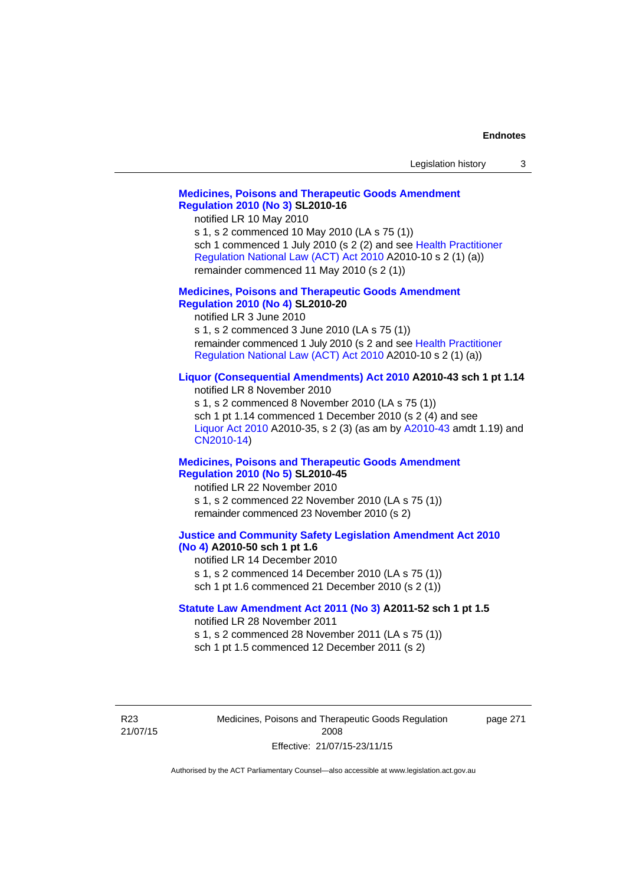**Medicines, Poisons and Therapeutic Goods Amendment Regulation 2010 (No 3) SL2010-16**

notified LR 10 May 2010
s 1, s 2 commenced 10 May 2010 (LA s 75 (1))
sch 1 commenced 1 July 2010 (s 2 (2) and see Health Practitioner Regulation National Law (ACT) Act 2010 A2010-10 s 2 (1) (a))
remainder commenced 11 May 2010 (s 2 (1))

**Medicines, Poisons and Therapeutic Goods Amendment Regulation 2010 (No 4) SL2010-20**

notified LR 3 June 2010
s 1, s 2 commenced 3 June 2010 (LA s 75 (1))
remainder commenced 1 July 2010 (s 2 and see Health Practitioner Regulation National Law (ACT) Act 2010 A2010-10 s 2 (1) (a))

**Liquor (Consequential Amendments) Act 2010 A2010-43 sch 1 pt 1.14**

notified LR 8 November 2010
s 1, s 2 commenced 8 November 2010 (LA s 75 (1))
sch 1 pt 1.14 commenced 1 December 2010 (s 2 (4) and see Liquor Act 2010 A2010-35, s 2 (3) (as am by A2010-43 amdt 1.19) and CN2010-14)

**Medicines, Poisons and Therapeutic Goods Amendment Regulation 2010 (No 5) SL2010-45**

notified LR 22 November 2010
s 1, s 2 commenced 22 November 2010 (LA s 75 (1))
remainder commenced 23 November 2010 (s 2)

**Justice and Community Safety Legislation Amendment Act 2010 (No 4) A2010-50 sch 1 pt 1.6**

notified LR 14 December 2010
s 1, s 2 commenced 14 December 2010 (LA s 75 (1))
sch 1 pt 1.6 commenced 21 December 2010 (s 2 (1))

**Statute Law Amendment Act 2011 (No 3) A2011-52 sch 1 pt 1.5**

notified LR 28 November 2011
s 1, s 2 commenced 28 November 2011 (LA s 75 (1))
sch 1 pt 1.5 commenced 12 December 2011 (s 2)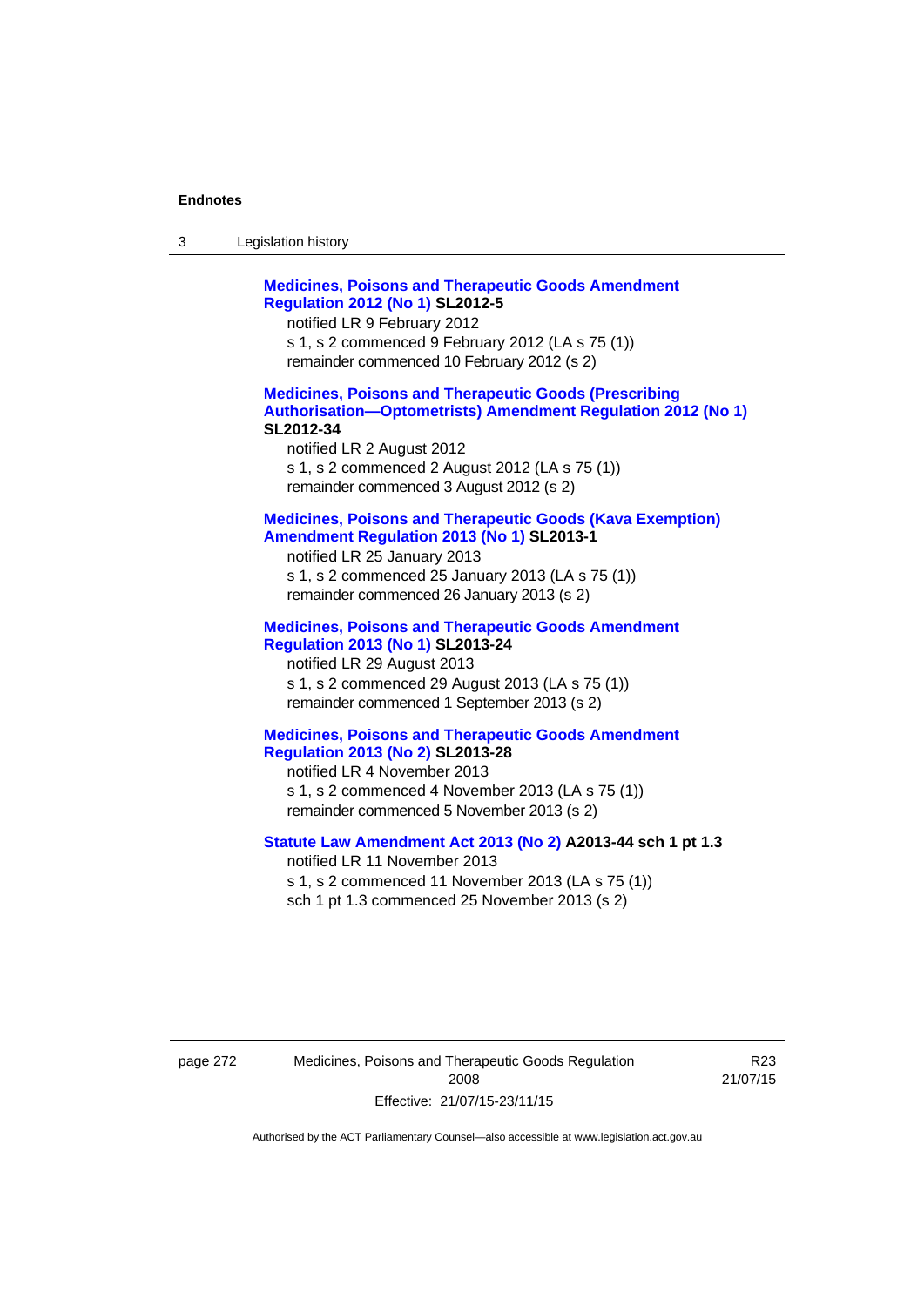**Medicines, Poisons and Therapeutic Goods Amendment Regulation 2012 (No 1) SL2012-5**

notified LR 9 February 2012

s 1, s 2 commenced 9 February 2012 (LA s 75 (1))

remainder commenced 10 February 2012 (s 2)

**Medicines, Poisons and Therapeutic Goods (Prescribing Authorisation—Optometrists) Amendment Regulation 2012 (No 1) SL2012-34**

notified LR 2 August 2012

s 1, s 2 commenced 2 August 2012 (LA s 75 (1))

remainder commenced 3 August 2012 (s 2)

**Medicines, Poisons and Therapeutic Goods (Kava Exemption) Amendment Regulation 2013 (No 1) SL2013-1**

notified LR 25 January 2013

s 1, s 2 commenced 25 January 2013 (LA s 75 (1))

remainder commenced 26 January 2013 (s 2)

**Medicines, Poisons and Therapeutic Goods Amendment Regulation 2013 (No 1) SL2013-24**

notified LR 29 August 2013

s 1, s 2 commenced 29 August 2013 (LA s 75 (1))

remainder commenced 1 September 2013 (s 2)

**Medicines, Poisons and Therapeutic Goods Amendment Regulation 2013 (No 2) SL2013-28**

notified LR 4 November 2013

s 1, s 2 commenced 4 November 2013 (LA s 75 (1))

remainder commenced 5 November 2013 (s 2)

**Statute Law Amendment Act 2013 (No 2) A2013-44 sch 1 pt 1.3**

notified LR 11 November 2013

s 1, s 2 commenced 11 November 2013 (LA s 75 (1))

sch 1 pt 1.3 commenced 25 November 2013 (s 2)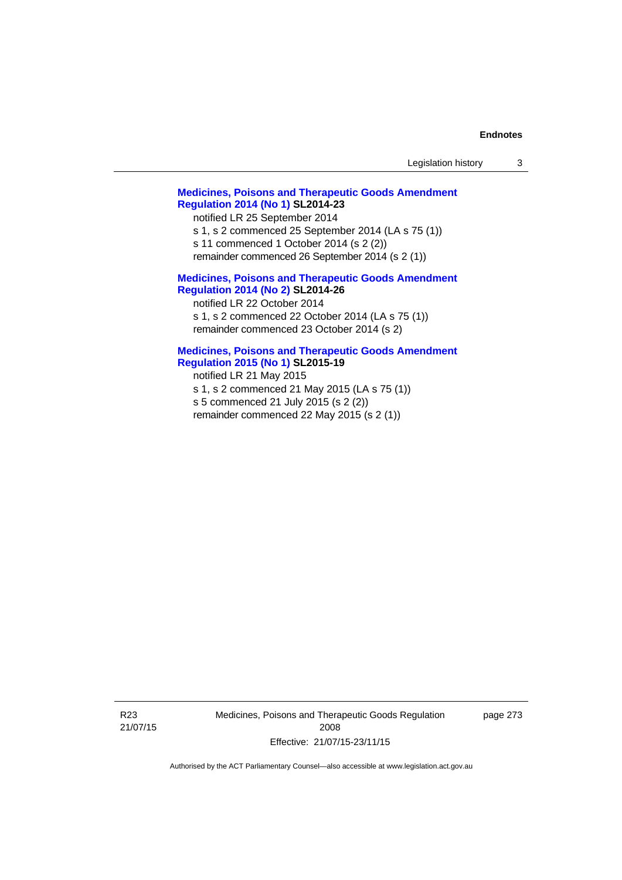**Medicines, Poisons and Therapeutic Goods Amendment Regulation 2014 (No 1) SL2014-23**

notified LR 25 September 2014

s 1, s 2 commenced 25 September 2014 (LA s 75 (1))

s 11 commenced 1 October 2014 (s 2 (2))

remainder commenced 26 September 2014 (s 2 (1))

**Medicines, Poisons and Therapeutic Goods Amendment Regulation 2014 (No 2) SL2014-26**

notified LR 22 October 2014

s 1, s 2 commenced 22 October 2014 (LA s 75 (1))

remainder commenced 23 October 2014 (s 2)

**Medicines, Poisons and Therapeutic Goods Amendment Regulation 2015 (No 1) SL2015-19**

notified LR 21 May 2015

s 1, s 2 commenced 21 May 2015 (LA s 75 (1))

s 5 commenced 21 July 2015 (s 2 (2))

remainder commenced 22 May 2015 (s 2 (1))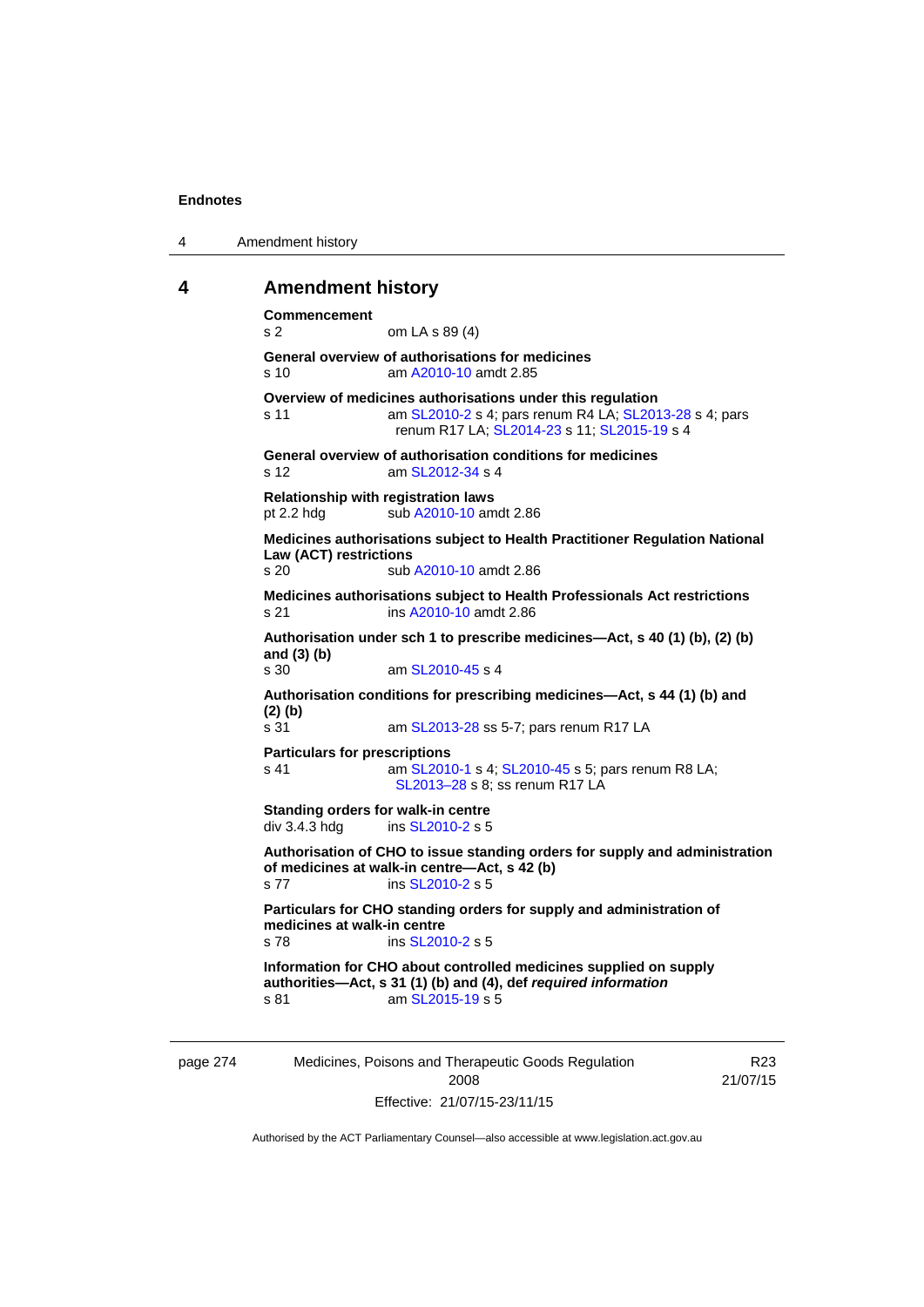## 4 Amendment history

**Commencement**
s 2 om LA s 89 (4)

**General overview of authorisations for medicines**
s 10 am A2010-10 amdt 2.85

**Overview of medicines authorisations under this regulation**
s 11 am SL2010-2 s 4; pars renum R4 LA; SL2013-28 s 4; pars renum R17 LA; SL2014-23 s 11; SL2015-19 s 4

**General overview of authorisation conditions for medicines**
s 12 am SL2012-34 s 4

**Relationship with registration laws**
pt 2.2 hdg sub A2010-10 amdt 2.86

**Medicines authorisations subject to Health Practitioner Regulation National Law (ACT) restrictions**
s 20 sub A2010-10 amdt 2.86

**Medicines authorisations subject to Health Professionals Act restrictions**
s 21 ins A2010-10 amdt 2.86

**Authorisation under sch 1 to prescribe medicines—Act, s 40 (1) (b), (2) (b) and (3) (b)**
s 30 am SL2010-45 s 4

**Authorisation conditions for prescribing medicines—Act, s 44 (1) (b) and (2) (b)**
s 31 am SL2013-28 ss 5-7; pars renum R17 LA

**Particulars for prescriptions**
s 41 am SL2010-1 s 4; SL2010-45 s 5; pars renum R8 LA; SL2013–28 s 8; ss renum R17 LA

**Standing orders for walk-in centre**
div 3.4.3 hdg ins SL2010-2 s 5

**Authorisation of CHO to issue standing orders for supply and administration of medicines at walk-in centre—Act, s 42 (b)**
s 77 ins SL2010-2 s 5

**Particulars for CHO standing orders for supply and administration of medicines at walk-in centre**
s 78 ins SL2010-2 s 5

**Information for CHO about controlled medicines supplied on supply authorities—Act, s 31 (1) (b) and (4), def *required information***
s 81 am SL2015-19 s 5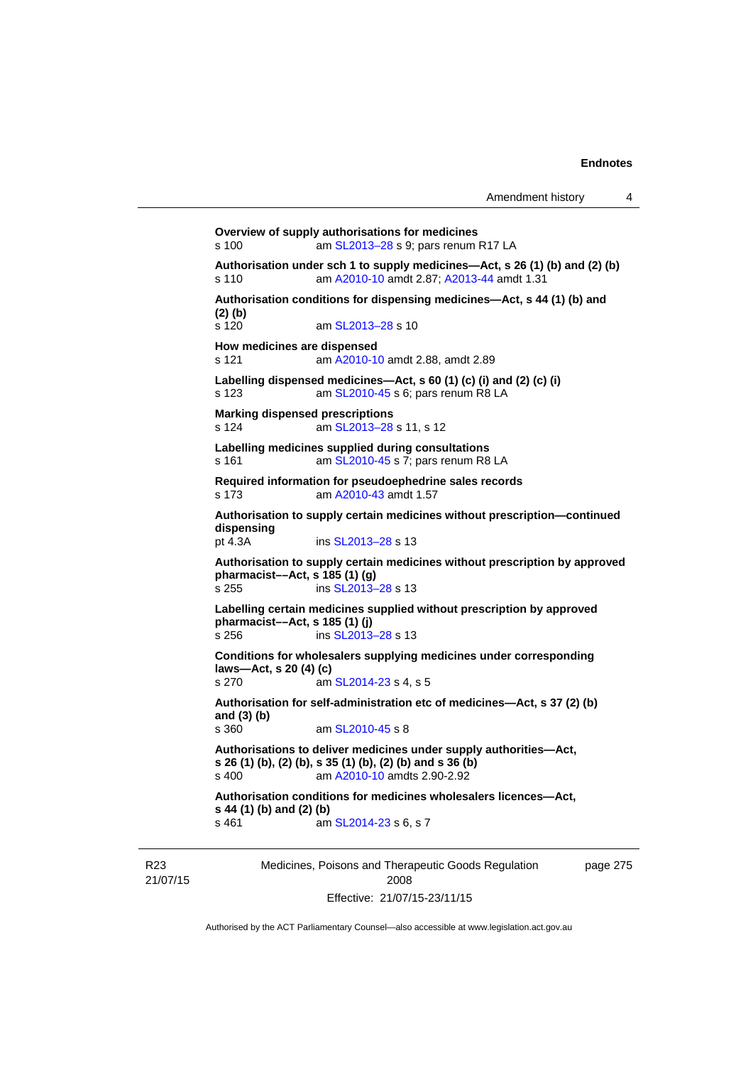**Overview of supply authorisations for medicines**
s 100 am SL2013–28 s 9; pars renum R17 LA

**Authorisation under sch 1 to supply medicines—Act, s 26 (1) (b) and (2) (b)**
s 110 am A2010-10 amdt 2.87; A2013-44 amdt 1.31

**Authorisation conditions for dispensing medicines—Act, s 44 (1) (b) and (2) (b)**
s 120 am SL2013–28 s 10

**How medicines are dispensed**
s 121 am A2010-10 amdt 2.88, amdt 2.89

**Labelling dispensed medicines—Act, s 60 (1) (c) (i) and (2) (c) (i)**
s 123 am SL2010-45 s 6; pars renum R8 LA

**Marking dispensed prescriptions**
s 124 am SL2013–28 s 11, s 12

**Labelling medicines supplied during consultations**
s 161 am SL2010-45 s 7; pars renum R8 LA

**Required information for pseudoephedrine sales records**
s 173 am A2010-43 amdt 1.57

**Authorisation to supply certain medicines without prescription—continued dispensing**
pt 4.3A ins SL2013–28 s 13

**Authorisation to supply certain medicines without prescription by approved pharmacist––Act, s 185 (1) (g)**
s 255 ins SL2013–28 s 13

**Labelling certain medicines supplied without prescription by approved pharmacist––Act, s 185 (1) (j)**
s 256 ins SL2013–28 s 13

**Conditions for wholesalers supplying medicines under corresponding laws—Act, s 20 (4) (c)**
s 270 am SL2014-23 s 4, s 5

**Authorisation for self-administration etc of medicines—Act, s 37 (2) (b) and (3) (b)**
s 360 am SL2010-45 s 8

**Authorisations to deliver medicines under supply authorities—Act, s 26 (1) (b), (2) (b), s 35 (1) (b), (2) (b) and s 36 (b)**
s 400 am A2010-10 amdts 2.90-2.92

**Authorisation conditions for medicines wholesalers licences—Act, s 44 (1) (b) and (2) (b)**
s 461 am SL2014-23 s 6, s 7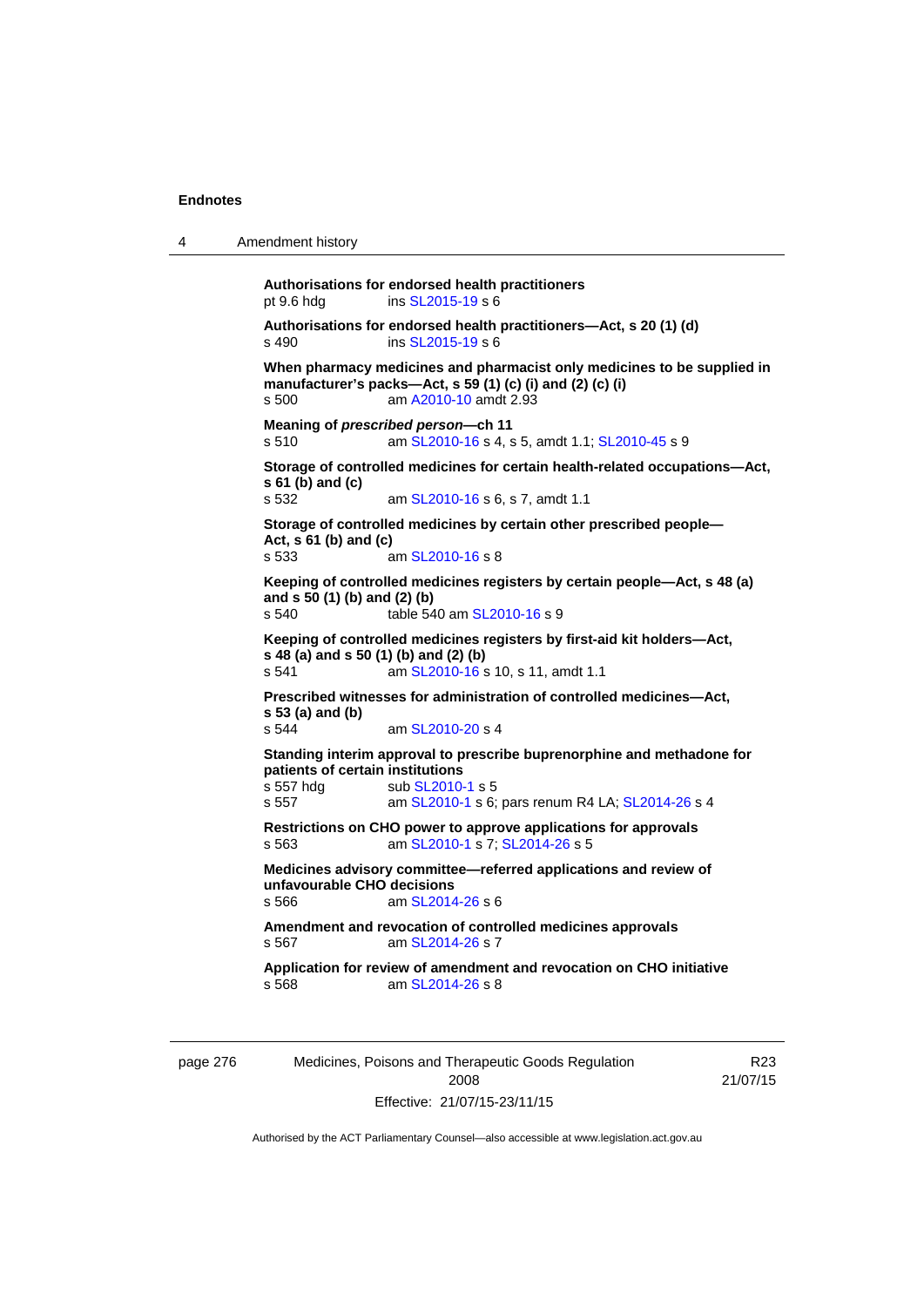**Authorisations for endorsed health practitioners**
pt 9.6 hdg ins SL2015-19 s 6

**Authorisations for endorsed health practitioners—Act, s 20 (1) (d)**
s 490 ins SL2015-19 s 6

**When pharmacy medicines and pharmacist only medicines to be supplied in manufacturer's packs—Act, s 59 (1) (c) (i) and (2) (c) (i)**
s 500 am A2010-10 amdt 2.93

**Meaning of *prescribed person*—ch 11**
s 510 am SL2010-16 s 4, s 5, amdt 1.1; SL2010-45 s 9

**Storage of controlled medicines for certain health-related occupations—Act, s 61 (b) and (c)**
s 532 am SL2010-16 s 6, s 7, amdt 1.1

**Storage of controlled medicines by certain other prescribed people—Act, s 61 (b) and (c)**
s 533 am SL2010-16 s 8

**Keeping of controlled medicines registers by certain people—Act, s 48 (a) and s 50 (1) (b) and (2) (b)**
s 540 table 540 am SL2010-16 s 9

**Keeping of controlled medicines registers by first-aid kit holders—Act, s 48 (a) and s 50 (1) (b) and (2) (b)**
s 541 am SL2010-16 s 10, s 11, amdt 1.1

**Prescribed witnesses for administration of controlled medicines—Act, s 53 (a) and (b)**
s 544 am SL2010-20 s 4

**Standing interim approval to prescribe buprenorphine and methadone for patients of certain institutions**
s 557 hdg sub SL2010-1 s 5
s 557 am SL2010-1 s 6; pars renum R4 LA; SL2014-26 s 4

**Restrictions on CHO power to approve applications for approvals**
s 563 am SL2010-1 s 7; SL2014-26 s 5

**Medicines advisory committee—referred applications and review of unfavourable CHO decisions**
s 566 am SL2014-26 s 6

**Amendment and revocation of controlled medicines approvals**
s 567 am SL2014-26 s 7

**Application for review of amendment and revocation on CHO initiative**
s 568 am SL2014-26 s 8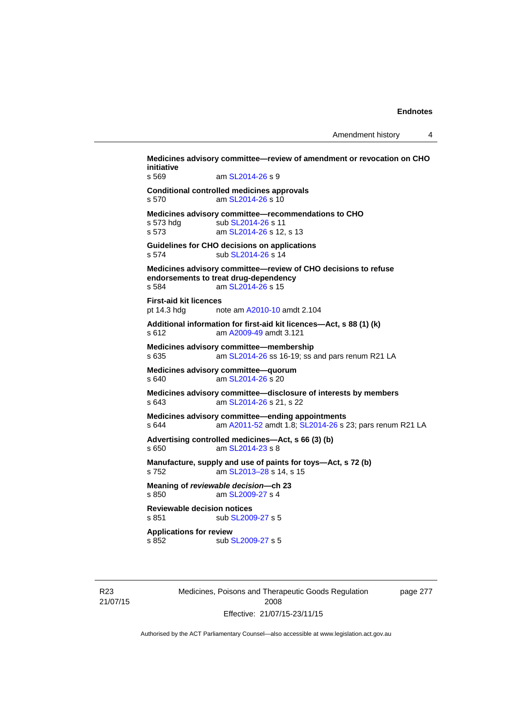**Medicines advisory committee—review of amendment or revocation on CHO initiative**
s 569 am SL2014-26 s 9

**Conditional controlled medicines approvals**
s 570 am SL2014-26 s 10

**Medicines advisory committee—recommendations to CHO**
s 573 hdg sub SL2014-26 s 11
s 573 am SL2014-26 s 12, s 13

**Guidelines for CHO decisions on applications**
s 574 sub SL2014-26 s 14

**Medicines advisory committee—review of CHO decisions to refuse endorsements to treat drug-dependency**
s 584 am SL2014-26 s 15

**First-aid kit licences**
pt 14.3 hdg note am A2010-10 amdt 2.104

**Additional information for first-aid kit licences—Act, s 88 (1) (k)**
s 612 am A2009-49 amdt 3.121

**Medicines advisory committee—membership**
s 635 am SL2014-26 ss 16-19; ss and pars renum R21 LA

**Medicines advisory committee—quorum**
s 640 am SL2014-26 s 20

**Medicines advisory committee—disclosure of interests by members**
s 643 am SL2014-26 s 21, s 22

**Medicines advisory committee—ending appointments**
s 644 am A2011-52 amdt 1.8; SL2014-26 s 23; pars renum R21 LA

**Advertising controlled medicines—Act, s 66 (3) (b)**
s 650 am SL2014-23 s 8

**Manufacture, supply and use of paints for toys—Act, s 72 (b)**
s 752 am SL2013–28 s 14, s 15

**Meaning of *reviewable decision*—ch 23**
s 850 am SL2009-27 s 4

**Reviewable decision notices**
s 851 sub SL2009-27 s 5

**Applications for review**
s 852 sub SL2009-27 s 5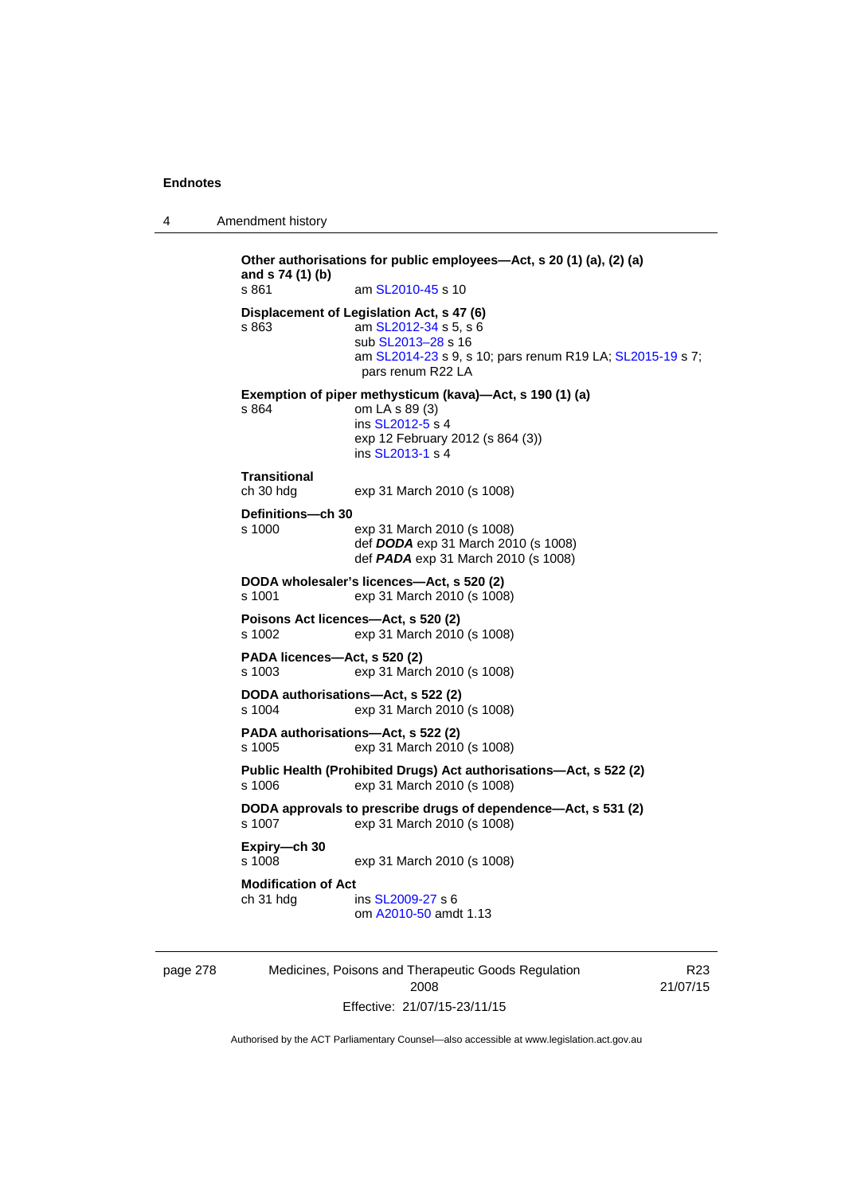**Other authorisations for public employees—Act, s 20 (1) (a), (2) (a) and s 74 (1) (b)**
s 861 am SL2010-45 s 10

**Displacement of Legislation Act, s 47 (6)**
s 863 am SL2012-34 s 5, s 6
sub SL2013–28 s 16
am SL2014-23 s 9, s 10; pars renum R19 LA; SL2015-19 s 7; pars renum R22 LA

**Exemption of piper methysticum (kava)—Act, s 190 (1) (a)**
s 864 om LA s 89 (3)
ins SL2012-5 s 4
exp 12 February 2012 (s 864 (3))
ins SL2013-1 s 4

**Transitional**
ch 30 hdg exp 31 March 2010 (s 1008)

**Definitions—ch 30**
s 1000 exp 31 March 2010 (s 1008)
def ***DODA*** exp 31 March 2010 (s 1008)
def ***PADA*** exp 31 March 2010 (s 1008)

**DODA wholesaler's licences—Act, s 520 (2)**
s 1001 exp 31 March 2010 (s 1008)

**Poisons Act licences—Act, s 520 (2)**
s 1002 exp 31 March 2010 (s 1008)

**PADA licences—Act, s 520 (2)**
s 1003 exp 31 March 2010 (s 1008)

**DODA authorisations—Act, s 522 (2)**
s 1004 exp 31 March 2010 (s 1008)

**PADA authorisations—Act, s 522 (2)**
s 1005 exp 31 March 2010 (s 1008)

**Public Health (Prohibited Drugs) Act authorisations—Act, s 522 (2)**
s 1006 exp 31 March 2010 (s 1008)

**DODA approvals to prescribe drugs of dependence—Act, s 531 (2)**
s 1007 exp 31 March 2010 (s 1008)

**Expiry—ch 30**
s 1008 exp 31 March 2010 (s 1008)

**Modification of Act**
ch 31 hdg ins SL2009-27 s 6
om A2010-50 amdt 1.13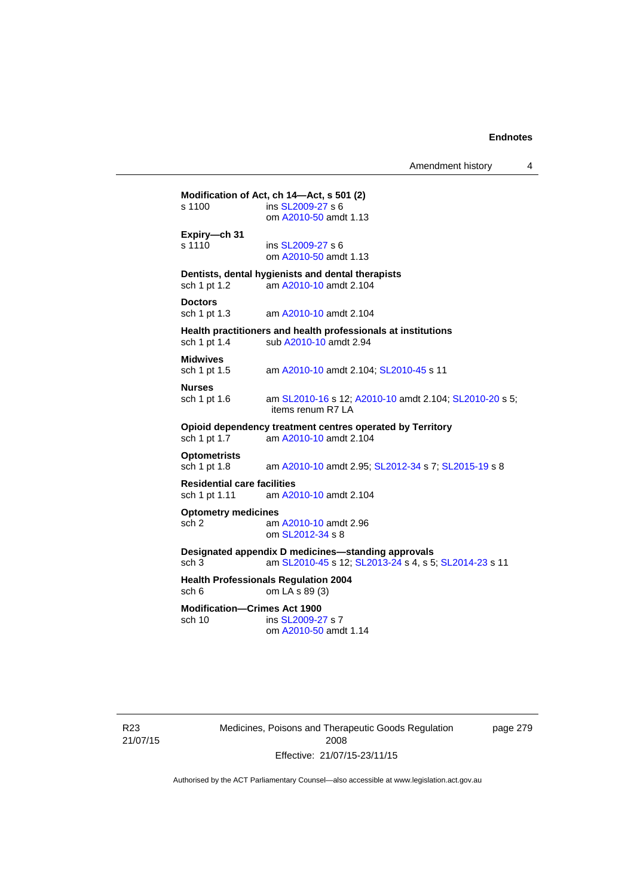**Modification of Act, ch 14—Act, s 501 (2)**
s 1100 ins SL2009-27 s 6
om A2010-50 amdt 1.13

**Expiry—ch 31**
s 1110 ins SL2009-27 s 6
om A2010-50 amdt 1.13

**Dentists, dental hygienists and dental therapists**
sch 1 pt 1.2 am A2010-10 amdt 2.104

**Doctors**
sch 1 pt 1.3 am A2010-10 amdt 2.104

**Health practitioners and health professionals at institutions**
sch 1 pt 1.4 sub A2010-10 amdt 2.94

**Midwives**
sch 1 pt 1.5 am A2010-10 amdt 2.104; SL2010-45 s 11

**Nurses**
sch 1 pt 1.6 am SL2010-16 s 12; A2010-10 amdt 2.104; SL2010-20 s 5; items renum R7 LA

**Opioid dependency treatment centres operated by Territory**
sch 1 pt 1.7 am A2010-10 amdt 2.104

**Optometrists**
sch 1 pt 1.8 am A2010-10 amdt 2.95; SL2012-34 s 7; SL2015-19 s 8

**Residential care facilities**
sch 1 pt 1.11 am A2010-10 amdt 2.104

**Optometry medicines**
sch 2 am A2010-10 amdt 2.96
om SL2012-34 s 8

**Designated appendix D medicines—standing approvals**
sch 3 am SL2010-45 s 12; SL2013-24 s 4, s 5; SL2014-23 s 11

**Health Professionals Regulation 2004**
sch 6 om LA s 89 (3)

**Modification—Crimes Act 1900**
sch 10 ins SL2009-27 s 7
om A2010-50 amdt 1.14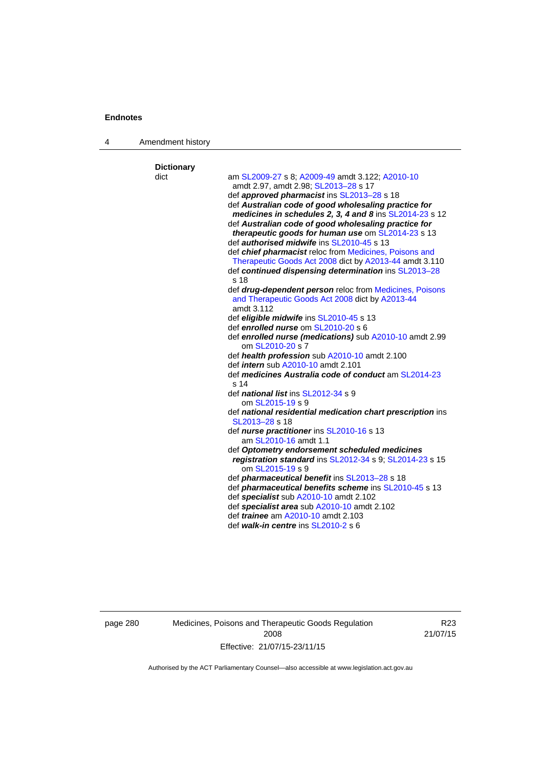**Dictionary**

dict — am SL2009-27 s 8; A2009-49 amdt 3.122; A2010-10 amdt 2.97, amdt 2.98; SL2013–28 s 17

def ***approved pharmacist*** ins SL2013–28 s 18

def ***Australian code of good wholesaling practice for medicines in schedules 2, 3, 4 and 8*** ins SL2014-23 s 12

def ***Australian code of good wholesaling practice for therapeutic goods for human use*** om SL2014-23 s 13

def ***authorised midwife*** ins SL2010-45 s 13

def ***chief pharmacist*** reloc from Medicines, Poisons and Therapeutic Goods Act 2008 dict by A2013-44 amdt 3.110

def ***continued dispensing determination*** ins SL2013–28 s 18

def ***drug-dependent person*** reloc from Medicines, Poisons and Therapeutic Goods Act 2008 dict by A2013-44 amdt 3.112

def ***eligible midwife*** ins SL2010-45 s 13

def ***enrolled nurse*** om SL2010-20 s 6

def ***enrolled nurse (medications)*** sub A2010-10 amdt 2.99
  om SL2010-20 s 7

def ***health profession*** sub A2010-10 amdt 2.100

def ***intern*** sub A2010-10 amdt 2.101

def ***medicines Australia code of conduct*** am SL2014-23 s 14

def ***national list*** ins SL2012-34 s 9
  om SL2015-19 s 9

def ***national residential medication chart prescription*** ins SL2013–28 s 18

def ***nurse practitioner*** ins SL2010-16 s 13
  am SL2010-16 amdt 1.1

def ***Optometry endorsement scheduled medicines registration standard*** ins SL2012-34 s 9; SL2014-23 s 15
  om SL2015-19 s 9

def ***pharmaceutical benefit*** ins SL2013–28 s 18

def ***pharmaceutical benefits scheme*** ins SL2010-45 s 13

def ***specialist*** sub A2010-10 amdt 2.102

def ***specialist area*** sub A2010-10 amdt 2.102

def ***trainee*** am A2010-10 amdt 2.103

def ***walk-in centre*** ins SL2010-2 s 6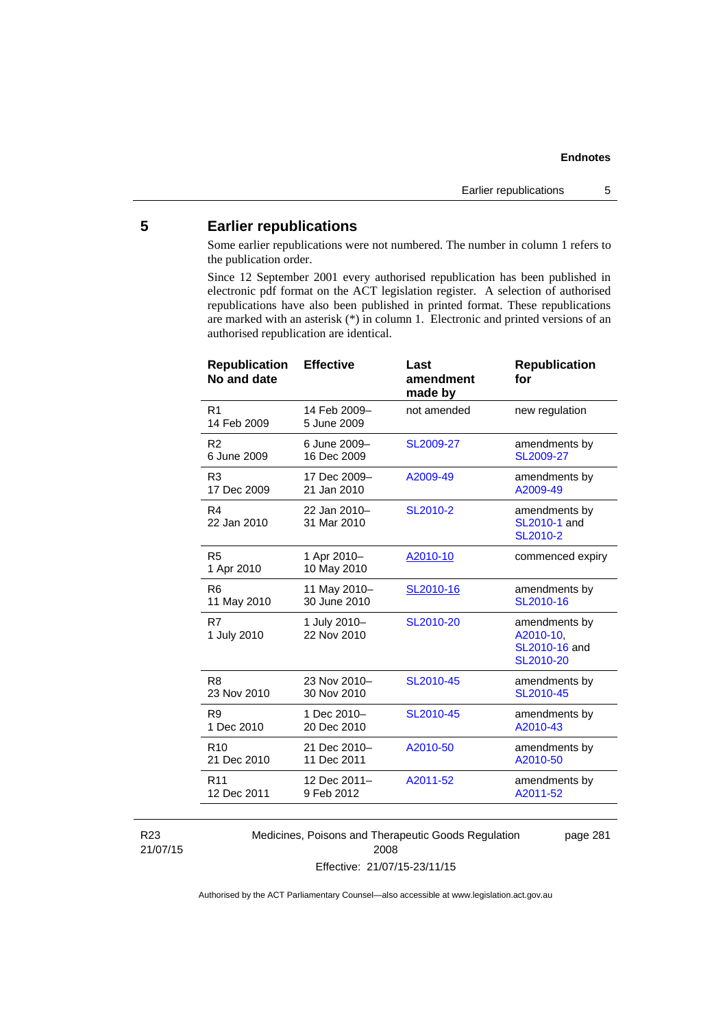## 5 Earlier republications

Some earlier republications were not numbered. The number in column 1 refers to the publication order.

Since 12 September 2001 every authorised republication has been published in electronic pdf format on the ACT legislation register. A selection of authorised republications have also been published in printed format. These republications are marked with an asterisk (*) in column 1. Electronic and printed versions of an authorised republication are identical.

| Republication No and date | Effective | Last amendment made by | Republication for |
|---|---|---|---|
| R1<br>14 Feb 2009 | 14 Feb 2009–<br>5 June 2009 | not amended | new regulation |
| R2<br>6 June 2009 | 6 June 2009–<br>16 Dec 2009 | SL2009-27 | amendments by SL2009-27 |
| R3<br>17 Dec 2009 | 17 Dec 2009–<br>21 Jan 2010 | A2009-49 | amendments by A2009-49 |
| R4<br>22 Jan 2010 | 22 Jan 2010–<br>31 Mar 2010 | SL2010-2 | amendments by SL2010-1 and SL2010-2 |
| R5<br>1 Apr 2010 | 1 Apr 2010–<br>10 May 2010 | A2010-10 | commenced expiry |
| R6<br>11 May 2010 | 11 May 2010–<br>30 June 2010 | SL2010-16 | amendments by SL2010-16 |
| R7<br>1 July 2010 | 1 July 2010–<br>22 Nov 2010 | SL2010-20 | amendments by A2010-10, SL2010-16 and SL2010-20 |
| R8<br>23 Nov 2010 | 23 Nov 2010–<br>30 Nov 2010 | SL2010-45 | amendments by SL2010-45 |
| R9<br>1 Dec 2010 | 1 Dec 2010–<br>20 Dec 2010 | SL2010-45 | amendments by A2010-43 |
| R10<br>21 Dec 2010 | 21 Dec 2010–<br>11 Dec 2011 | A2010-50 | amendments by A2010-50 |
| R11<br>12 Dec 2011 | 12 Dec 2011–<br>9 Feb 2012 | A2011-52 | amendments by A2011-52 |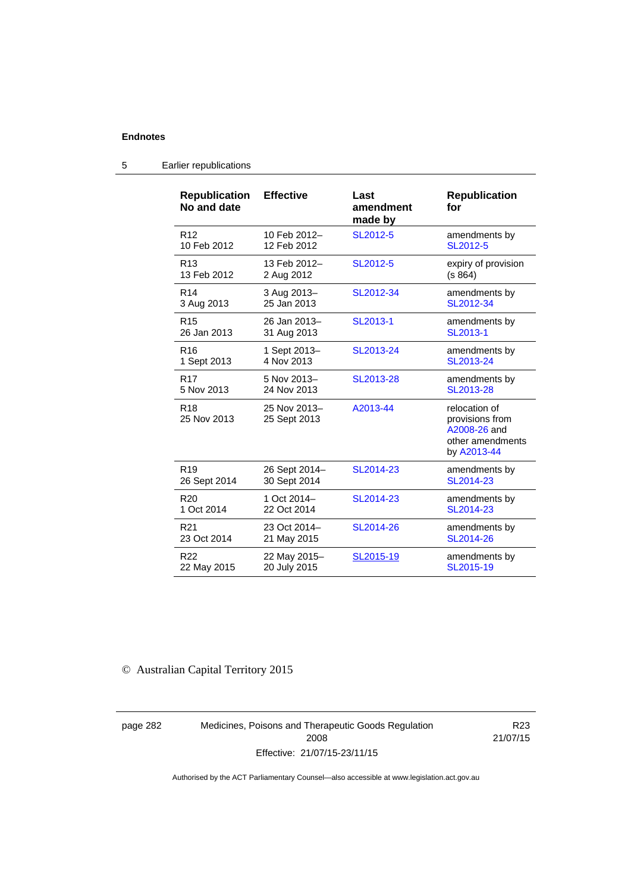## Endnotes

### 5 Earlier republications

| Republication No and date | Effective | Last amendment made by | Republication for |
|---|---|---|---|
| R12 10 Feb 2012 | 10 Feb 2012– 12 Feb 2012 | SL2012-5 | amendments by SL2012-5 |
| R13 13 Feb 2012 | 13 Feb 2012– 2 Aug 2012 | SL2012-5 | expiry of provision (s 864) |
| R14 3 Aug 2013 | 3 Aug 2013– 25 Jan 2013 | SL2012-34 | amendments by SL2012-34 |
| R15 26 Jan 2013 | 26 Jan 2013– 31 Aug 2013 | SL2013-1 | amendments by SL2013-1 |
| R16 1 Sept 2013 | 1 Sept 2013– 4 Nov 2013 | SL2013-24 | amendments by SL2013-24 |
| R17 5 Nov 2013 | 5 Nov 2013– 24 Nov 2013 | SL2013-28 | amendments by SL2013-28 |
| R18 25 Nov 2013 | 25 Nov 2013– 25 Sept 2013 | A2013-44 | relocation of provisions from A2008-26 and other amendments by A2013-44 |
| R19 26 Sept 2014 | 26 Sept 2014– 30 Sept 2014 | SL2014-23 | amendments by SL2014-23 |
| R20 1 Oct 2014 | 1 Oct 2014– 22 Oct 2014 | SL2014-23 | amendments by SL2014-23 |
| R21 23 Oct 2014 | 23 Oct 2014– 21 May 2015 | SL2014-26 | amendments by SL2014-26 |
| R22 22 May 2015 | 22 May 2015– 20 July 2015 | SL2015-19 | amendments by SL2015-19 |

© Australian Capital Territory 2015